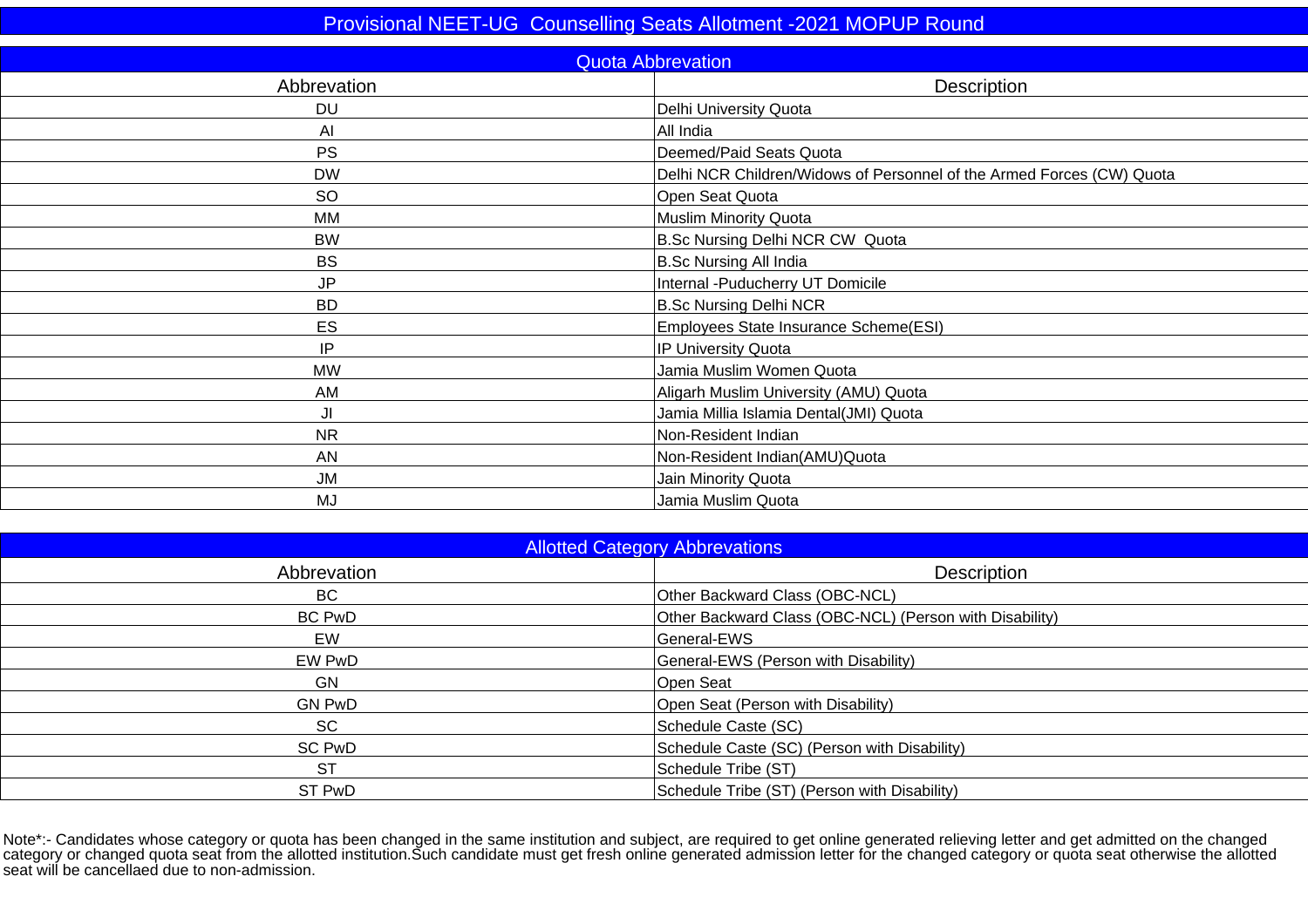# Provisional NEET-UG Counselling Seats Allotment -2021 MOPUP Round

## Quota Abbrevation

| Abbrevation | Description |
|---|---|
| DU | Delhi University Quota |
| AI | All India |
| PS | Deemed/Paid Seats Quota |
| DW | Delhi NCR Children/Widows of Personnel of the Armed Forces (CW) Quota |
| SO | Open Seat Quota |
| MM | Muslim Minority Quota |
| BW | B.Sc Nursing Delhi NCR CW Quota |
| BS | B.Sc Nursing All India |
| JP | Internal -Puducherry UT Domicile |
| BD | B.Sc Nursing Delhi NCR |
| ES | Employees State Insurance Scheme(ESI) |
| IP | IP University Quota |
| MW | Jamia Muslim Women Quota |
| AM | Aligarh Muslim University (AMU) Quota |
| JI | Jamia Millia Islamia Dental(JMI) Quota |
| NR | Non-Resident Indian |
| AN | Non-Resident Indian(AMU)Quota |
| JM | Jain Minority Quota |
| MJ | Jamia Muslim Quota |

## Allotted Category Abbrevations

| Abbrevation | Description |
|---|---|
| BC | Other Backward Class (OBC-NCL) |
| BC PwD | Other Backward Class (OBC-NCL) (Person with Disability) |
| EW | General-EWS |
| EW PwD | General-EWS (Person with Disability) |
| GN | Open Seat |
| GN PwD | Open Seat (Person with Disability) |
| SC | Schedule Caste (SC) |
| SC PwD | Schedule Caste (SC) (Person with Disability) |
| ST | Schedule Tribe (ST) |
| ST PwD | Schedule Tribe (ST) (Person with Disability) |

Note*:- Candidates whose category or quota has been changed in the same institution and subject, are required to get online generated relieving letter and get admitted on the changed category or changed quota seat from the allotted institution.Such candidate must get fresh online generated admission letter for the changed category or quota seat otherwise the allotted seat will be cancellaed due to non-admission.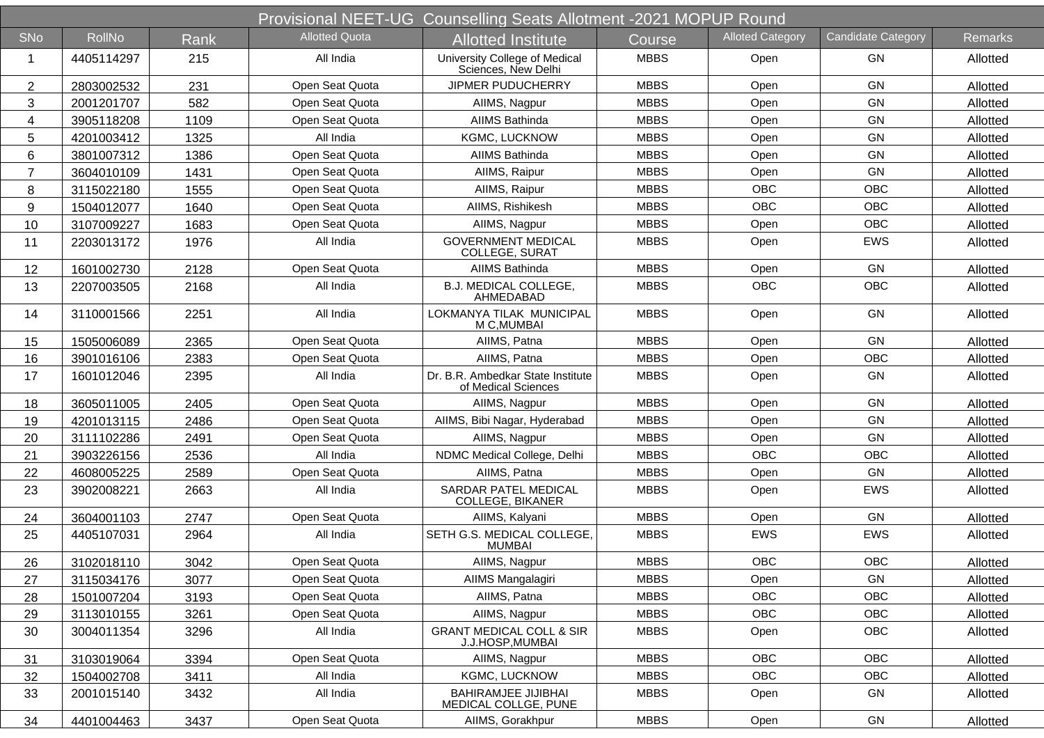# Provisional NEET-UG Counselling Seats Allotment -2021 MOPUP Round

| SNo | RollNo | Rank | Allotted Quota | Allotted Institute | Course | Alloted Category | Candidate Category | Remarks |
|---|---|---|---|---|---|---|---|---|
| 1 | 4405114297 | 215 | All India | University College of Medical Sciences, New Delhi | MBBS | Open | GN | Allotted |
| 2 | 2803002532 | 231 | Open Seat Quota | JIPMER PUDUCHERRY | MBBS | Open | GN | Allotted |
| 3 | 2001201707 | 582 | Open Seat Quota | AIIMS, Nagpur | MBBS | Open | GN | Allotted |
| 4 | 3905118208 | 1109 | Open Seat Quota | AIIMS Bathinda | MBBS | Open | GN | Allotted |
| 5 | 4201003412 | 1325 | All India | KGMC, LUCKNOW | MBBS | Open | GN | Allotted |
| 6 | 3801007312 | 1386 | Open Seat Quota | AIIMS Bathinda | MBBS | Open | GN | Allotted |
| 7 | 3604010109 | 1431 | Open Seat Quota | AIIMS, Raipur | MBBS | Open | GN | Allotted |
| 8 | 3115022180 | 1555 | Open Seat Quota | AIIMS, Raipur | MBBS | OBC | OBC | Allotted |
| 9 | 1504012077 | 1640 | Open Seat Quota | AIIMS, Rishikesh | MBBS | OBC | OBC | Allotted |
| 10 | 3107009227 | 1683 | Open Seat Quota | AIIMS, Nagpur | MBBS | Open | OBC | Allotted |
| 11 | 2203013172 | 1976 | All India | GOVERNMENT MEDICAL COLLEGE, SURAT | MBBS | Open | EWS | Allotted |
| 12 | 1601002730 | 2128 | Open Seat Quota | AIIMS Bathinda | MBBS | Open | GN | Allotted |
| 13 | 2207003505 | 2168 | All India | B.J. MEDICAL COLLEGE, AHMEDABAD | MBBS | OBC | OBC | Allotted |
| 14 | 3110001566 | 2251 | All India | LOKMANYA TILAK MUNICIPAL M C,MUMBAI | MBBS | Open | GN | Allotted |
| 15 | 1505006089 | 2365 | Open Seat Quota | AIIMS, Patna | MBBS | Open | GN | Allotted |
| 16 | 3901016106 | 2383 | Open Seat Quota | AIIMS, Patna | MBBS | Open | OBC | Allotted |
| 17 | 1601012046 | 2395 | All India | Dr. B.R. Ambedkar State Institute of Medical Sciences | MBBS | Open | GN | Allotted |
| 18 | 3605011005 | 2405 | Open Seat Quota | AIIMS, Nagpur | MBBS | Open | GN | Allotted |
| 19 | 4201013115 | 2486 | Open Seat Quota | AIIMS, Bibi Nagar, Hyderabad | MBBS | Open | GN | Allotted |
| 20 | 3111102286 | 2491 | Open Seat Quota | AIIMS, Nagpur | MBBS | Open | GN | Allotted |
| 21 | 3903226156 | 2536 | All India | NDMC Medical College, Delhi | MBBS | OBC | OBC | Allotted |
| 22 | 4608005225 | 2589 | Open Seat Quota | AIIMS, Patna | MBBS | Open | GN | Allotted |
| 23 | 3902008221 | 2663 | All India | SARDAR PATEL MEDICAL COLLEGE, BIKANER | MBBS | Open | EWS | Allotted |
| 24 | 3604001103 | 2747 | Open Seat Quota | AIIMS, Kalyani | MBBS | Open | GN | Allotted |
| 25 | 4405107031 | 2964 | All India | SETH G.S. MEDICAL COLLEGE, MUMBAI | MBBS | EWS | EWS | Allotted |
| 26 | 3102018110 | 3042 | Open Seat Quota | AIIMS, Nagpur | MBBS | OBC | OBC | Allotted |
| 27 | 3115034176 | 3077 | Open Seat Quota | AIIMS Mangalagiri | MBBS | Open | GN | Allotted |
| 28 | 1501007204 | 3193 | Open Seat Quota | AIIMS, Patna | MBBS | OBC | OBC | Allotted |
| 29 | 3113010155 | 3261 | Open Seat Quota | AIIMS, Nagpur | MBBS | OBC | OBC | Allotted |
| 30 | 3004011354 | 3296 | All India | GRANT MEDICAL COLL & SIR J.J.HOSP,MUMBAI | MBBS | Open | OBC | Allotted |
| 31 | 3103019064 | 3394 | Open Seat Quota | AIIMS, Nagpur | MBBS | OBC | OBC | Allotted |
| 32 | 1504002708 | 3411 | All India | KGMC, LUCKNOW | MBBS | OBC | OBC | Allotted |
| 33 | 2001015140 | 3432 | All India | BAHIRAMJEE JIJIBHAI MEDICAL COLLGE, PUNE | MBBS | Open | GN | Allotted |
| 34 | 4401004463 | 3437 | Open Seat Quota | AIIMS, Gorakhpur | MBBS | Open | GN | Allotted |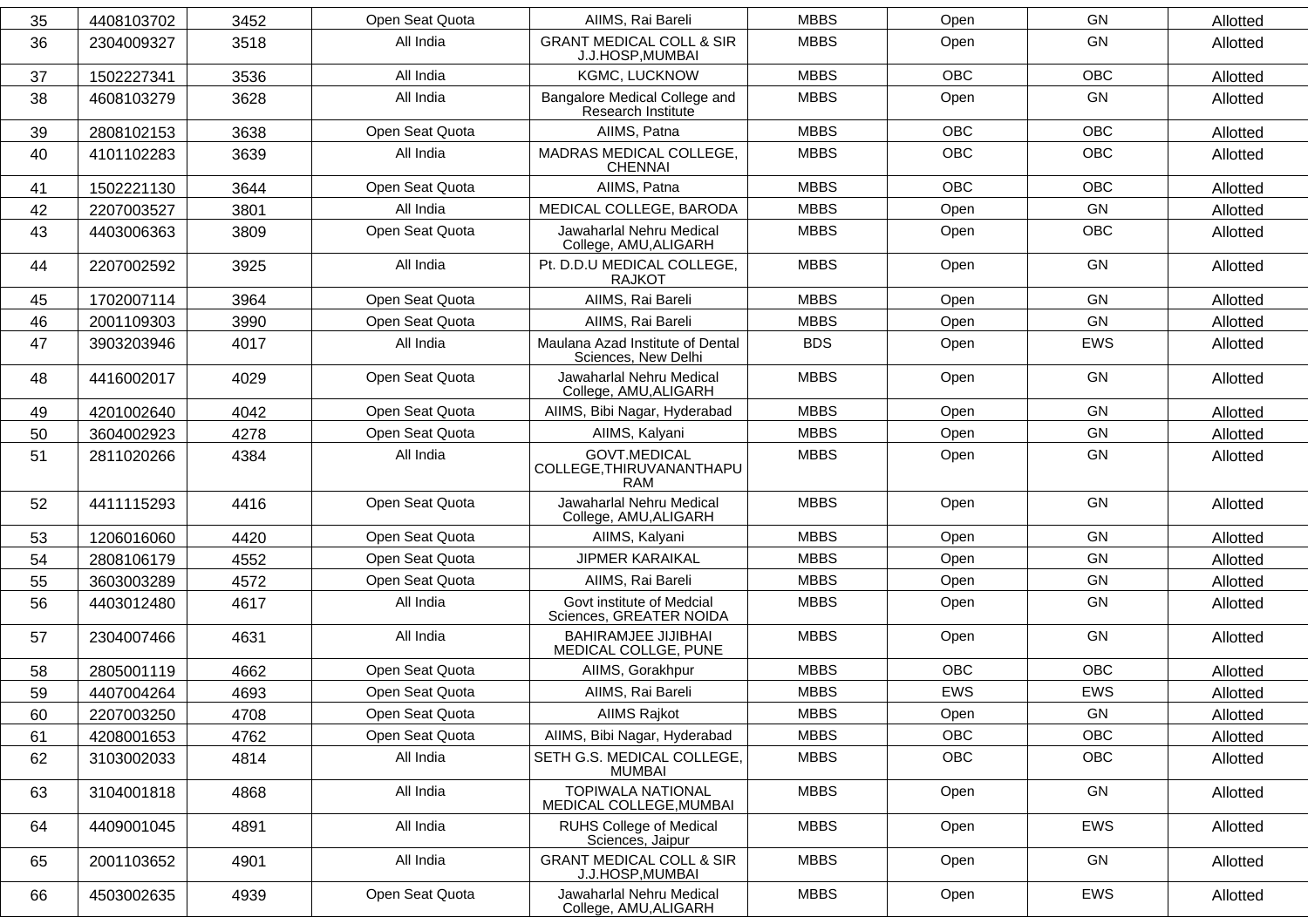| 35 | 4408103702 | 3452 | Open Seat Quota | AIIMS, Rai Bareli | MBBS | Open | GN | Allotted |
|---|---|---|---|---|---|---|---|---|
| 36 | 2304009327 | 3518 | All India | GRANT MEDICAL COLL & SIR J.J.HOSP,MUMBAI | MBBS | Open | GN | Allotted |
| 37 | 1502227341 | 3536 | All India | KGMC, LUCKNOW | MBBS | OBC | OBC | Allotted |
| 38 | 4608103279 | 3628 | All India | Bangalore Medical College and Research Institute | MBBS | Open | GN | Allotted |
| 39 | 2808102153 | 3638 | Open Seat Quota | AIIMS, Patna | MBBS | OBC | OBC | Allotted |
| 40 | 4101102283 | 3639 | All India | MADRAS MEDICAL COLLEGE, CHENNAI | MBBS | OBC | OBC | Allotted |
| 41 | 1502221130 | 3644 | Open Seat Quota | AIIMS, Patna | MBBS | OBC | OBC | Allotted |
| 42 | 2207003527 | 3801 | All India | MEDICAL COLLEGE, BARODA | MBBS | Open | GN | Allotted |
| 43 | 4403006363 | 3809 | Open Seat Quota | Jawaharlal Nehru Medical College, AMU,ALIGARH | MBBS | Open | OBC | Allotted |
| 44 | 2207002592 | 3925 | All India | Pt. D.D.U MEDICAL COLLEGE, RAJKOT | MBBS | Open | GN | Allotted |
| 45 | 1702007114 | 3964 | Open Seat Quota | AIIMS, Rai Bareli | MBBS | Open | GN | Allotted |
| 46 | 2001109303 | 3990 | Open Seat Quota | AIIMS, Rai Bareli | MBBS | Open | GN | Allotted |
| 47 | 3903203946 | 4017 | All India | Maulana Azad Institute of Dental Sciences, New Delhi | BDS | Open | EWS | Allotted |
| 48 | 4416002017 | 4029 | Open Seat Quota | Jawaharlal Nehru Medical College, AMU,ALIGARH | MBBS | Open | GN | Allotted |
| 49 | 4201002640 | 4042 | Open Seat Quota | AIIMS, Bibi Nagar, Hyderabad | MBBS | Open | GN | Allotted |
| 50 | 3604002923 | 4278 | Open Seat Quota | AIIMS, Kalyani | MBBS | Open | GN | Allotted |
| 51 | 2811020266 | 4384 | All India | GOVT.MEDICAL COLLEGE,THIRUVANANTHAPURAM | MBBS | Open | GN | Allotted |
| 52 | 4411115293 | 4416 | Open Seat Quota | Jawaharlal Nehru Medical College, AMU,ALIGARH | MBBS | Open | GN | Allotted |
| 53 | 1206016060 | 4420 | Open Seat Quota | AIIMS, Kalyani | MBBS | Open | GN | Allotted |
| 54 | 2808106179 | 4552 | Open Seat Quota | JIPMER KARAIKAL | MBBS | Open | GN | Allotted |
| 55 | 3603003289 | 4572 | Open Seat Quota | AIIMS, Rai Bareli | MBBS | Open | GN | Allotted |
| 56 | 4403012480 | 4617 | All India | Govt institute of Medcial Sciences, GREATER NOIDA | MBBS | Open | GN | Allotted |
| 57 | 2304007466 | 4631 | All India | BAHIRAMJEE JIJIBHAI MEDICAL COLLGE, PUNE | MBBS | Open | GN | Allotted |
| 58 | 2805001119 | 4662 | Open Seat Quota | AIIMS, Gorakhpur | MBBS | OBC | OBC | Allotted |
| 59 | 4407004264 | 4693 | Open Seat Quota | AIIMS, Rai Bareli | MBBS | EWS | EWS | Allotted |
| 60 | 2207003250 | 4708 | Open Seat Quota | AIIMS Rajkot | MBBS | Open | GN | Allotted |
| 61 | 4208001653 | 4762 | Open Seat Quota | AIIMS, Bibi Nagar, Hyderabad | MBBS | OBC | OBC | Allotted |
| 62 | 3103002033 | 4814 | All India | SETH G.S. MEDICAL COLLEGE, MUMBAI | MBBS | OBC | OBC | Allotted |
| 63 | 3104001818 | 4868 | All India | TOPIWALA NATIONAL MEDICAL COLLEGE,MUMBAI | MBBS | Open | GN | Allotted |
| 64 | 4409001045 | 4891 | All India | RUHS College of Medical Sciences, Jaipur | MBBS | Open | EWS | Allotted |
| 65 | 2001103652 | 4901 | All India | GRANT MEDICAL COLL & SIR J.J.HOSP,MUMBAI | MBBS | Open | GN | Allotted |
| 66 | 4503002635 | 4939 | Open Seat Quota | Jawaharlal Nehru Medical College, AMU,ALIGARH | MBBS | Open | EWS | Allotted |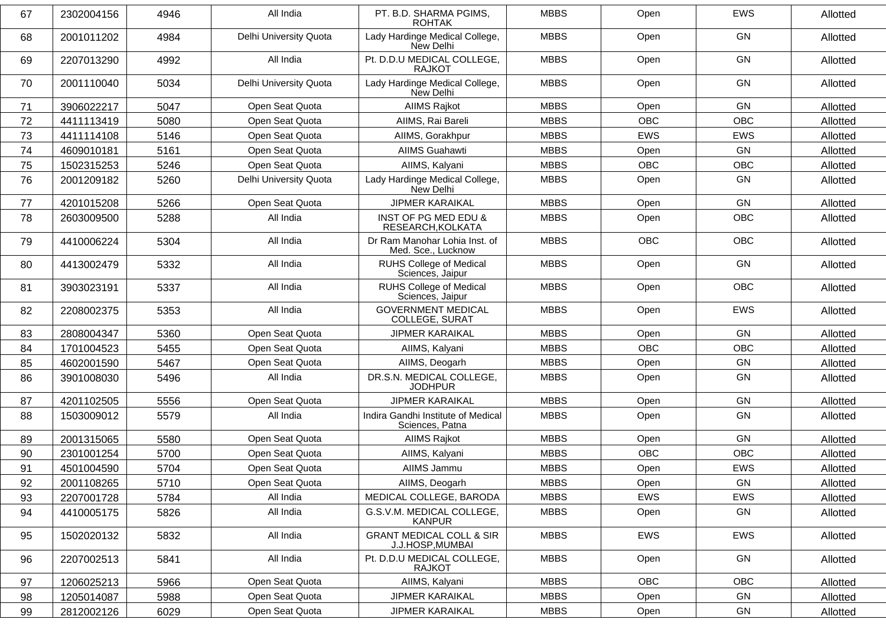| 67 | 2302004156 | 4946 | All India | PT. B.D. SHARMA PGIMS, ROHTAK | MBBS | Open | EWS | Allotted |
|---|---|---|---|---|---|---|---|---|
| 68 | 2001011202 | 4984 | Delhi University Quota | Lady Hardinge Medical College, New Delhi | MBBS | Open | GN | Allotted |
| 69 | 2207013290 | 4992 | All India | Pt. D.D.U MEDICAL COLLEGE, RAJKOT | MBBS | Open | GN | Allotted |
| 70 | 2001110040 | 5034 | Delhi University Quota | Lady Hardinge Medical College, New Delhi | MBBS | Open | GN | Allotted |
| 71 | 3906022217 | 5047 | Open Seat Quota | AIIMS Rajkot | MBBS | Open | GN | Allotted |
| 72 | 4411113419 | 5080 | Open Seat Quota | AIIMS, Rai Bareli | MBBS | OBC | OBC | Allotted |
| 73 | 4411114108 | 5146 | Open Seat Quota | AIIMS, Gorakhpur | MBBS | EWS | EWS | Allotted |
| 74 | 4609010181 | 5161 | Open Seat Quota | AIIMS Guahawti | MBBS | Open | GN | Allotted |
| 75 | 1502315253 | 5246 | Open Seat Quota | AIIMS, Kalyani | MBBS | OBC | OBC | Allotted |
| 76 | 2001209182 | 5260 | Delhi University Quota | Lady Hardinge Medical College, New Delhi | MBBS | Open | GN | Allotted |
| 77 | 4201015208 | 5266 | Open Seat Quota | JIPMER KARAIKAL | MBBS | Open | GN | Allotted |
| 78 | 2603009500 | 5288 | All India | INST OF PG MED EDU & RESEARCH,KOLKATA | MBBS | Open | OBC | Allotted |
| 79 | 4410006224 | 5304 | All India | Dr Ram Manohar Lohia Inst. of Med. Sce., Lucknow | MBBS | OBC | OBC | Allotted |
| 80 | 4413002479 | 5332 | All India | RUHS College of Medical Sciences, Jaipur | MBBS | Open | GN | Allotted |
| 81 | 3903023191 | 5337 | All India | RUHS College of Medical Sciences, Jaipur | MBBS | Open | OBC | Allotted |
| 82 | 2208002375 | 5353 | All India | GOVERNMENT MEDICAL COLLEGE, SURAT | MBBS | Open | EWS | Allotted |
| 83 | 2808004347 | 5360 | Open Seat Quota | JIPMER KARAIKAL | MBBS | Open | GN | Allotted |
| 84 | 1701004523 | 5455 | Open Seat Quota | AIIMS, Kalyani | MBBS | OBC | OBC | Allotted |
| 85 | 4602001590 | 5467 | Open Seat Quota | AIIMS, Deogarh | MBBS | Open | GN | Allotted |
| 86 | 3901008030 | 5496 | All India | DR.S.N. MEDICAL COLLEGE, JODHPUR | MBBS | Open | GN | Allotted |
| 87 | 4201102505 | 5556 | Open Seat Quota | JIPMER KARAIKAL | MBBS | Open | GN | Allotted |
| 88 | 1503009012 | 5579 | All India | Indira Gandhi Institute of Medical Sciences, Patna | MBBS | Open | GN | Allotted |
| 89 | 2001315065 | 5580 | Open Seat Quota | AIIMS Rajkot | MBBS | Open | GN | Allotted |
| 90 | 2301001254 | 5700 | Open Seat Quota | AIIMS, Kalyani | MBBS | OBC | OBC | Allotted |
| 91 | 4501004590 | 5704 | Open Seat Quota | AIIMS Jammu | MBBS | Open | EWS | Allotted |
| 92 | 2001108265 | 5710 | Open Seat Quota | AIIMS, Deogarh | MBBS | Open | GN | Allotted |
| 93 | 2207001728 | 5784 | All India | MEDICAL COLLEGE, BARODA | MBBS | EWS | EWS | Allotted |
| 94 | 4410005175 | 5826 | All India | G.S.V.M. MEDICAL COLLEGE, KANPUR | MBBS | Open | GN | Allotted |
| 95 | 1502020132 | 5832 | All India | GRANT MEDICAL COLL & SIR J.J.HOSP,MUMBAI | MBBS | EWS | EWS | Allotted |
| 96 | 2207002513 | 5841 | All India | Pt. D.D.U MEDICAL COLLEGE, RAJKOT | MBBS | Open | GN | Allotted |
| 97 | 1206025213 | 5966 | Open Seat Quota | AIIMS, Kalyani | MBBS | OBC | OBC | Allotted |
| 98 | 1205014087 | 5988 | Open Seat Quota | JIPMER KARAIKAL | MBBS | Open | GN | Allotted |
| 99 | 2812002126 | 6029 | Open Seat Quota | JIPMER KARAIKAL | MBBS | Open | GN | Allotted |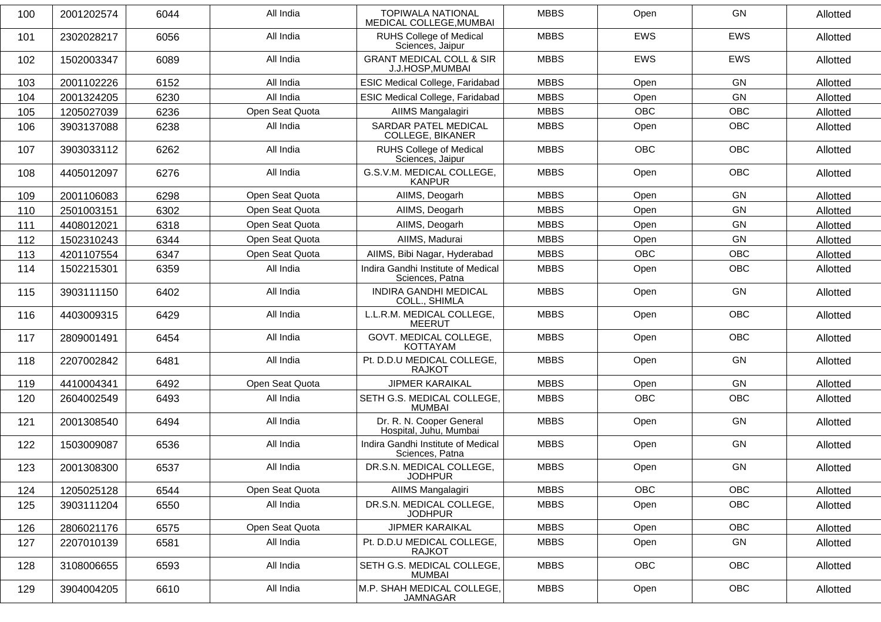| 100 | 2001202574 | 6044 | All India | TOPIWALA NATIONAL MEDICAL COLLEGE,MUMBAI | MBBS | Open | GN | Allotted |
|---|---|---|---|---|---|---|---|---|
| 101 | 2302028217 | 6056 | All India | RUHS College of Medical Sciences, Jaipur | MBBS | EWS | EWS | Allotted |
| 102 | 1502003347 | 6089 | All India | GRANT MEDICAL COLL & SIR J.J.HOSP,MUMBAI | MBBS | EWS | EWS | Allotted |
| 103 | 2001102226 | 6152 | All India | ESIC Medical College, Faridabad | MBBS | Open | GN | Allotted |
| 104 | 2001324205 | 6230 | All India | ESIC Medical College, Faridabad | MBBS | Open | GN | Allotted |
| 105 | 1205027039 | 6236 | Open Seat Quota | AIIMS Mangalagiri | MBBS | OBC | OBC | Allotted |
| 106 | 3903137088 | 6238 | All India | SARDAR PATEL MEDICAL COLLEGE, BIKANER | MBBS | Open | OBC | Allotted |
| 107 | 3903033112 | 6262 | All India | RUHS College of Medical Sciences, Jaipur | MBBS | OBC | OBC | Allotted |
| 108 | 4405012097 | 6276 | All India | G.S.V.M. MEDICAL COLLEGE, KANPUR | MBBS | Open | OBC | Allotted |
| 109 | 2001106083 | 6298 | Open Seat Quota | AIIMS, Deogarh | MBBS | Open | GN | Allotted |
| 110 | 2501003151 | 6302 | Open Seat Quota | AIIMS, Deogarh | MBBS | Open | GN | Allotted |
| 111 | 4408012021 | 6318 | Open Seat Quota | AIIMS, Deogarh | MBBS | Open | GN | Allotted |
| 112 | 1502310243 | 6344 | Open Seat Quota | AIIMS, Madurai | MBBS | Open | GN | Allotted |
| 113 | 4201107554 | 6347 | Open Seat Quota | AIIMS, Bibi Nagar, Hyderabad | MBBS | OBC | OBC | Allotted |
| 114 | 1502215301 | 6359 | All India | Indira Gandhi Institute of Medical Sciences, Patna | MBBS | Open | OBC | Allotted |
| 115 | 3903111150 | 6402 | All India | INDIRA GANDHI MEDICAL COLL., SHIMLA | MBBS | Open | GN | Allotted |
| 116 | 4403009315 | 6429 | All India | L.L.R.M. MEDICAL COLLEGE, MEERUT | MBBS | Open | OBC | Allotted |
| 117 | 2809001491 | 6454 | All India | GOVT. MEDICAL COLLEGE, KOTTAYAM | MBBS | Open | OBC | Allotted |
| 118 | 2207002842 | 6481 | All India | Pt. D.D.U MEDICAL COLLEGE, RAJKOT | MBBS | Open | GN | Allotted |
| 119 | 4410004341 | 6492 | Open Seat Quota | JIPMER KARAIKAL | MBBS | Open | GN | Allotted |
| 120 | 2604002549 | 6493 | All India | SETH G.S. MEDICAL COLLEGE, MUMBAI | MBBS | OBC | OBC | Allotted |
| 121 | 2001308540 | 6494 | All India | Dr. R. N. Cooper General Hospital, Juhu, Mumbai | MBBS | Open | GN | Allotted |
| 122 | 1503009087 | 6536 | All India | Indira Gandhi Institute of Medical Sciences, Patna | MBBS | Open | GN | Allotted |
| 123 | 2001308300 | 6537 | All India | DR.S.N. MEDICAL COLLEGE, JODHPUR | MBBS | Open | GN | Allotted |
| 124 | 1205025128 | 6544 | Open Seat Quota | AIIMS Mangalagiri | MBBS | OBC | OBC | Allotted |
| 125 | 3903111204 | 6550 | All India | DR.S.N. MEDICAL COLLEGE, JODHPUR | MBBS | Open | OBC | Allotted |
| 126 | 2806021176 | 6575 | Open Seat Quota | JIPMER KARAIKAL | MBBS | Open | OBC | Allotted |
| 127 | 2207010139 | 6581 | All India | Pt. D.D.U MEDICAL COLLEGE, RAJKOT | MBBS | Open | GN | Allotted |
| 128 | 3108006655 | 6593 | All India | SETH G.S. MEDICAL COLLEGE, MUMBAI | MBBS | OBC | OBC | Allotted |
| 129 | 3904004205 | 6610 | All India | M.P. SHAH MEDICAL COLLEGE, JAMNAGAR | MBBS | Open | OBC | Allotted |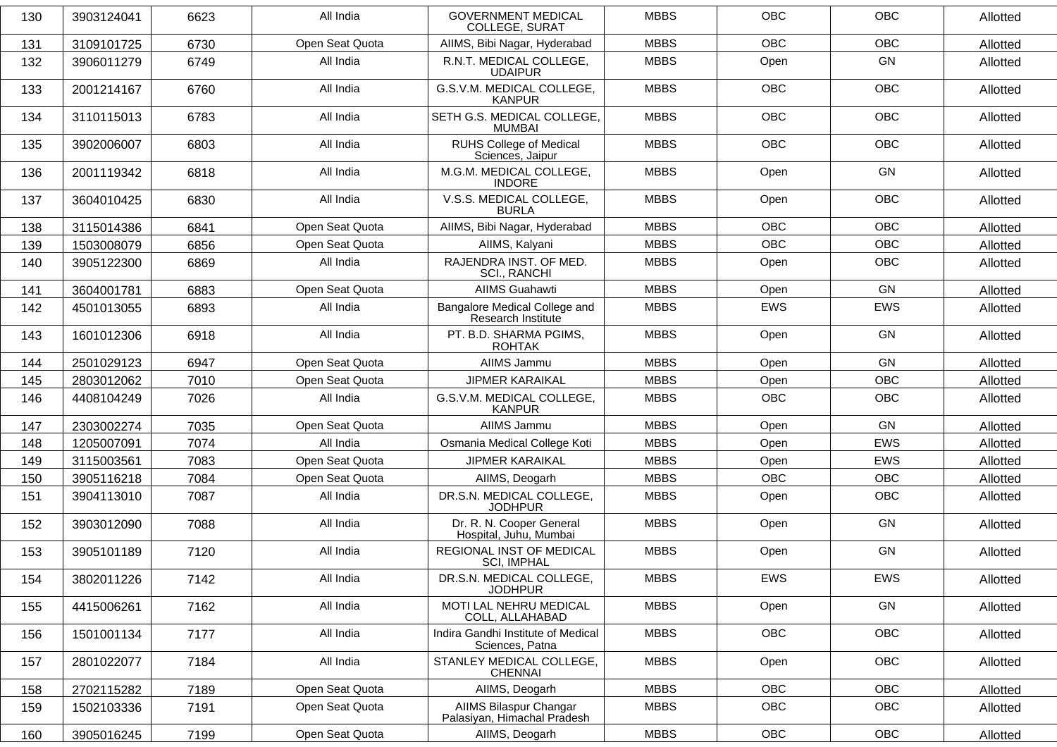| 130 | 3903124041 | 6623 | All India | GOVERNMENT MEDICAL COLLEGE, SURAT | MBBS | OBC | OBC | Allotted |
|---|---|---|---|---|---|---|---|---|
| 131 | 3109101725 | 6730 | Open Seat Quota | AIIMS, Bibi Nagar, Hyderabad | MBBS | OBC | OBC | Allotted |
| 132 | 3906011279 | 6749 | All India | R.N.T. MEDICAL COLLEGE, UDAIPUR | MBBS | Open | GN | Allotted |
| 133 | 2001214167 | 6760 | All India | G.S.V.M. MEDICAL COLLEGE, KANPUR | MBBS | OBC | OBC | Allotted |
| 134 | 3110115013 | 6783 | All India | SETH G.S. MEDICAL COLLEGE, MUMBAI | MBBS | OBC | OBC | Allotted |
| 135 | 3902006007 | 6803 | All India | RUHS College of Medical Sciences, Jaipur | MBBS | OBC | OBC | Allotted |
| 136 | 2001119342 | 6818 | All India | M.G.M. MEDICAL COLLEGE, INDORE | MBBS | Open | GN | Allotted |
| 137 | 3604010425 | 6830 | All India | V.S.S. MEDICAL COLLEGE, BURLA | MBBS | Open | OBC | Allotted |
| 138 | 3115014386 | 6841 | Open Seat Quota | AIIMS, Bibi Nagar, Hyderabad | MBBS | OBC | OBC | Allotted |
| 139 | 1503008079 | 6856 | Open Seat Quota | AIIMS, Kalyani | MBBS | OBC | OBC | Allotted |
| 140 | 3905122300 | 6869 | All India | RAJENDRA INST. OF MED. SCI., RANCHI | MBBS | Open | OBC | Allotted |
| 141 | 3604001781 | 6883 | Open Seat Quota | AIIMS Guahawti | MBBS | Open | GN | Allotted |
| 142 | 4501013055 | 6893 | All India | Bangalore Medical College and Research Institute | MBBS | EWS | EWS | Allotted |
| 143 | 1601012306 | 6918 | All India | PT. B.D. SHARMA PGIMS, ROHTAK | MBBS | Open | GN | Allotted |
| 144 | 2501029123 | 6947 | Open Seat Quota | AIIMS Jammu | MBBS | Open | GN | Allotted |
| 145 | 2803012062 | 7010 | Open Seat Quota | JIPMER KARAIKAL | MBBS | Open | OBC | Allotted |
| 146 | 4408104249 | 7026 | All India | G.S.V.M. MEDICAL COLLEGE, KANPUR | MBBS | OBC | OBC | Allotted |
| 147 | 2303002274 | 7035 | Open Seat Quota | AIIMS Jammu | MBBS | Open | GN | Allotted |
| 148 | 1205007091 | 7074 | All India | Osmania Medical College Koti | MBBS | Open | EWS | Allotted |
| 149 | 3115003561 | 7083 | Open Seat Quota | JIPMER KARAIKAL | MBBS | Open | EWS | Allotted |
| 150 | 3905116218 | 7084 | Open Seat Quota | AIIMS, Deogarh | MBBS | OBC | OBC | Allotted |
| 151 | 3904113010 | 7087 | All India | DR.S.N. MEDICAL COLLEGE, JODHPUR | MBBS | Open | OBC | Allotted |
| 152 | 3903012090 | 7088 | All India | Dr. R. N. Cooper General Hospital, Juhu, Mumbai | MBBS | Open | GN | Allotted |
| 153 | 3905101189 | 7120 | All India | REGIONAL INST OF MEDICAL SCI, IMPHAL | MBBS | Open | GN | Allotted |
| 154 | 3802011226 | 7142 | All India | DR.S.N. MEDICAL COLLEGE, JODHPUR | MBBS | EWS | EWS | Allotted |
| 155 | 4415006261 | 7162 | All India | MOTI LAL NEHRU MEDICAL COLL, ALLAHABAD | MBBS | Open | GN | Allotted |
| 156 | 1501001134 | 7177 | All India | Indira Gandhi Institute of Medical Sciences, Patna | MBBS | OBC | OBC | Allotted |
| 157 | 2801022077 | 7184 | All India | STANLEY MEDICAL COLLEGE, CHENNAI | MBBS | Open | OBC | Allotted |
| 158 | 2702115282 | 7189 | Open Seat Quota | AIIMS, Deogarh | MBBS | OBC | OBC | Allotted |
| 159 | 1502103336 | 7191 | Open Seat Quota | AIIMS Bilaspur Changar Palasiyan, Himachal Pradesh | MBBS | OBC | OBC | Allotted |
| 160 | 3905016245 | 7199 | Open Seat Quota | AIIMS, Deogarh | MBBS | OBC | OBC | Allotted |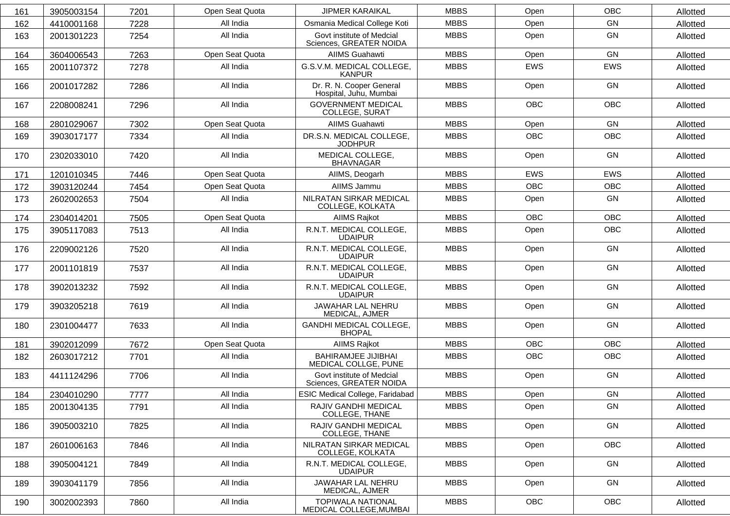| 161 | 3905003154 | 7201 | Open Seat Quota | JIPMER KARAIKAL | MBBS | Open | OBC | Allotted |
|---|---|---|---|---|---|---|---|---|
| 162 | 4410001168 | 7228 | All India | Osmania Medical College Koti | MBBS | Open | GN | Allotted |
| 163 | 2001301223 | 7254 | All India | Govt institute of Medcial Sciences, GREATER NOIDA | MBBS | Open | GN | Allotted |
| 164 | 3604006543 | 7263 | Open Seat Quota | AIIMS Guahawti | MBBS | Open | GN | Allotted |
| 165 | 2001107372 | 7278 | All India | G.S.V.M. MEDICAL COLLEGE, KANPUR | MBBS | EWS | EWS | Allotted |
| 166 | 2001017282 | 7286 | All India | Dr. R. N. Cooper General Hospital, Juhu, Mumbai | MBBS | Open | GN | Allotted |
| 167 | 2208008241 | 7296 | All India | GOVERNMENT MEDICAL COLLEGE, SURAT | MBBS | OBC | OBC | Allotted |
| 168 | 2801029067 | 7302 | Open Seat Quota | AIIMS Guahawti | MBBS | Open | GN | Allotted |
| 169 | 3903017177 | 7334 | All India | DR.S.N. MEDICAL COLLEGE, JODHPUR | MBBS | OBC | OBC | Allotted |
| 170 | 2302033010 | 7420 | All India | MEDICAL COLLEGE, BHAVNAGAR | MBBS | Open | GN | Allotted |
| 171 | 1201010345 | 7446 | Open Seat Quota | AIIMS, Deogarh | MBBS | EWS | EWS | Allotted |
| 172 | 3903120244 | 7454 | Open Seat Quota | AIIMS Jammu | MBBS | OBC | OBC | Allotted |
| 173 | 2602002653 | 7504 | All India | NILRATAN SIRKAR MEDICAL COLLEGE, KOLKATA | MBBS | Open | GN | Allotted |
| 174 | 2304014201 | 7505 | Open Seat Quota | AIIMS Rajkot | MBBS | OBC | OBC | Allotted |
| 175 | 3905117083 | 7513 | All India | R.N.T. MEDICAL COLLEGE, UDAIPUR | MBBS | Open | OBC | Allotted |
| 176 | 2209002126 | 7520 | All India | R.N.T. MEDICAL COLLEGE, UDAIPUR | MBBS | Open | GN | Allotted |
| 177 | 2001101819 | 7537 | All India | R.N.T. MEDICAL COLLEGE, UDAIPUR | MBBS | Open | GN | Allotted |
| 178 | 3902013232 | 7592 | All India | R.N.T. MEDICAL COLLEGE, UDAIPUR | MBBS | Open | GN | Allotted |
| 179 | 3903205218 | 7619 | All India | JAWAHAR LAL NEHRU MEDICAL, AJMER | MBBS | Open | GN | Allotted |
| 180 | 2301004477 | 7633 | All India | GANDHI MEDICAL COLLEGE, BHOPAL | MBBS | Open | GN | Allotted |
| 181 | 3902012099 | 7672 | Open Seat Quota | AIIMS Rajkot | MBBS | OBC | OBC | Allotted |
| 182 | 2603017212 | 7701 | All India | BAHIRAMJEE JIJIBHAI MEDICAL COLLGE, PUNE | MBBS | OBC | OBC | Allotted |
| 183 | 4411124296 | 7706 | All India | Govt institute of Medcial Sciences, GREATER NOIDA | MBBS | Open | GN | Allotted |
| 184 | 2304010290 | 7777 | All India | ESIC Medical College, Faridabad | MBBS | Open | GN | Allotted |
| 185 | 2001304135 | 7791 | All India | RAJIV GANDHI MEDICAL COLLEGE, THANE | MBBS | Open | GN | Allotted |
| 186 | 3905003210 | 7825 | All India | RAJIV GANDHI MEDICAL COLLEGE, THANE | MBBS | Open | GN | Allotted |
| 187 | 2601006163 | 7846 | All India | NILRATAN SIRKAR MEDICAL COLLEGE, KOLKATA | MBBS | Open | OBC | Allotted |
| 188 | 3905004121 | 7849 | All India | R.N.T. MEDICAL COLLEGE, UDAIPUR | MBBS | Open | GN | Allotted |
| 189 | 3903041179 | 7856 | All India | JAWAHAR LAL NEHRU MEDICAL, AJMER | MBBS | Open | GN | Allotted |
| 190 | 3002002393 | 7860 | All India | TOPIWALA NATIONAL MEDICAL COLLEGE,MUMBAI | MBBS | OBC | OBC | Allotted |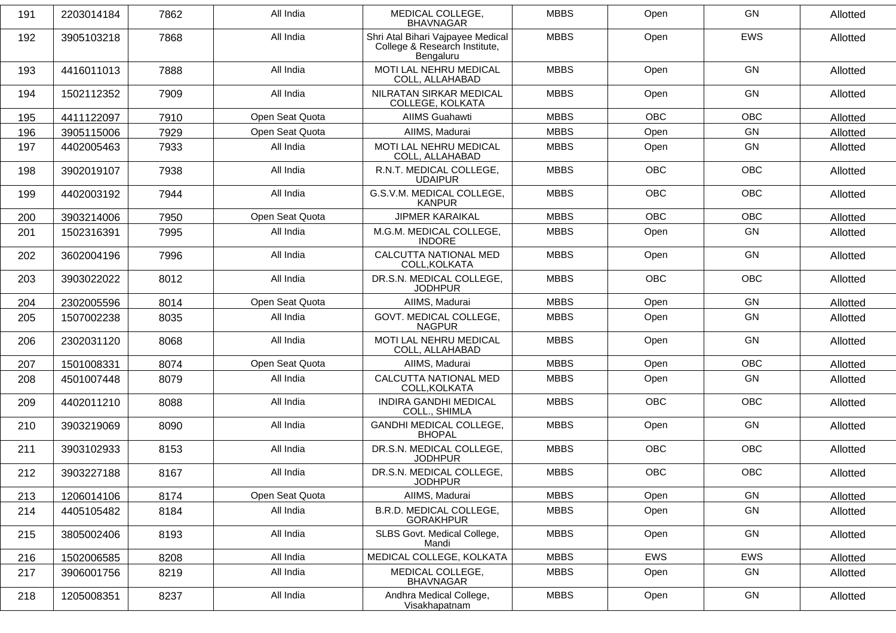| 191 | 2203014184 | 7862 | All India | MEDICAL COLLEGE, BHAVNAGAR | MBBS | Open | GN | Allotted |
|---|---|---|---|---|---|---|---|---|
| 192 | 3905103218 | 7868 | All India | Shri Atal Bihari Vajpayee Medical College & Research Institute, Bengaluru | MBBS | Open | EWS | Allotted |
| 193 | 4416011013 | 7888 | All India | MOTI LAL NEHRU MEDICAL COLL, ALLAHABAD | MBBS | Open | GN | Allotted |
| 194 | 1502112352 | 7909 | All India | NILRATAN SIRKAR MEDICAL COLLEGE, KOLKATA | MBBS | Open | GN | Allotted |
| 195 | 4411122097 | 7910 | Open Seat Quota | AIIMS Guahawti | MBBS | OBC | OBC | Allotted |
| 196 | 3905115006 | 7929 | Open Seat Quota | AIIMS, Madurai | MBBS | Open | GN | Allotted |
| 197 | 4402005463 | 7933 | All India | MOTI LAL NEHRU MEDICAL COLL, ALLAHABAD | MBBS | Open | GN | Allotted |
| 198 | 3902019107 | 7938 | All India | R.N.T. MEDICAL COLLEGE, UDAIPUR | MBBS | OBC | OBC | Allotted |
| 199 | 4402003192 | 7944 | All India | G.S.V.M. MEDICAL COLLEGE, KANPUR | MBBS | OBC | OBC | Allotted |
| 200 | 3903214006 | 7950 | Open Seat Quota | JIPMER KARAIKAL | MBBS | OBC | OBC | Allotted |
| 201 | 1502316391 | 7995 | All India | M.G.M. MEDICAL COLLEGE, INDORE | MBBS | Open | GN | Allotted |
| 202 | 3602004196 | 7996 | All India | CALCUTTA NATIONAL MED COLL,KOLKATA | MBBS | Open | GN | Allotted |
| 203 | 3903022022 | 8012 | All India | DR.S.N. MEDICAL COLLEGE, JODHPUR | MBBS | OBC | OBC | Allotted |
| 204 | 2302005596 | 8014 | Open Seat Quota | AIIMS, Madurai | MBBS | Open | GN | Allotted |
| 205 | 1507002238 | 8035 | All India | GOVT. MEDICAL COLLEGE, NAGPUR | MBBS | Open | GN | Allotted |
| 206 | 2302031120 | 8068 | All India | MOTI LAL NEHRU MEDICAL COLL, ALLAHABAD | MBBS | Open | GN | Allotted |
| 207 | 1501008331 | 8074 | Open Seat Quota | AIIMS, Madurai | MBBS | Open | OBC | Allotted |
| 208 | 4501007448 | 8079 | All India | CALCUTTA NATIONAL MED COLL,KOLKATA | MBBS | Open | GN | Allotted |
| 209 | 4402011210 | 8088 | All India | INDIRA GANDHI MEDICAL COLL., SHIMLA | MBBS | OBC | OBC | Allotted |
| 210 | 3903219069 | 8090 | All India | GANDHI MEDICAL COLLEGE, BHOPAL | MBBS | Open | GN | Allotted |
| 211 | 3903102933 | 8153 | All India | DR.S.N. MEDICAL COLLEGE, JODHPUR | MBBS | OBC | OBC | Allotted |
| 212 | 3903227188 | 8167 | All India | DR.S.N. MEDICAL COLLEGE, JODHPUR | MBBS | OBC | OBC | Allotted |
| 213 | 1206014106 | 8174 | Open Seat Quota | AIIMS, Madurai | MBBS | Open | GN | Allotted |
| 214 | 4405105482 | 8184 | All India | B.R.D. MEDICAL COLLEGE, GORAKHPUR | MBBS | Open | GN | Allotted |
| 215 | 3805002406 | 8193 | All India | SLBS Govt. Medical College, Mandi | MBBS | Open | GN | Allotted |
| 216 | 1502006585 | 8208 | All India | MEDICAL COLLEGE, KOLKATA | MBBS | EWS | EWS | Allotted |
| 217 | 3906001756 | 8219 | All India | MEDICAL COLLEGE, BHAVNAGAR | MBBS | Open | GN | Allotted |
| 218 | 1205008351 | 8237 | All India | Andhra Medical College, Visakhapatnam | MBBS | Open | GN | Allotted |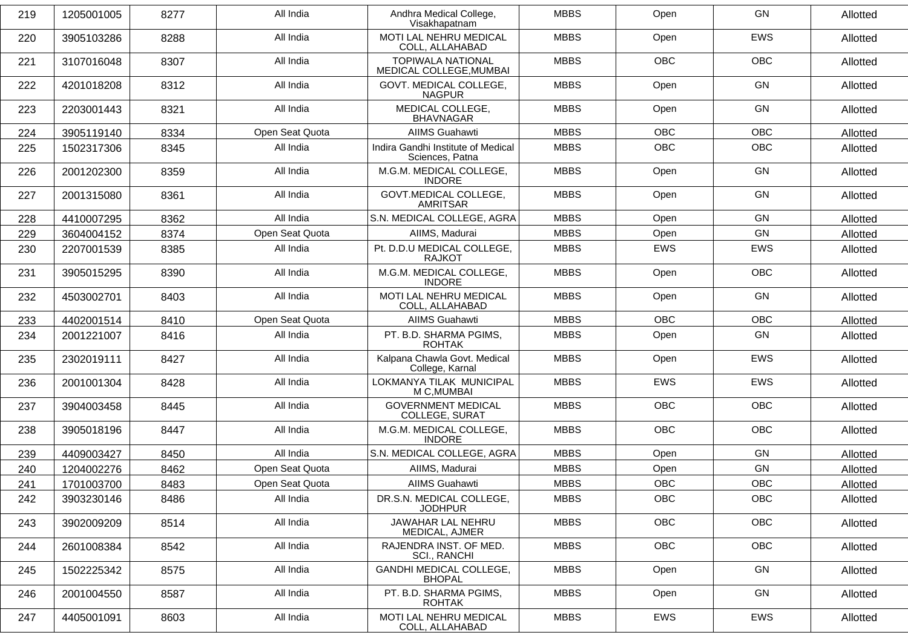| 219 | 1205001005 | 8277 | All India | Andhra Medical College, Visakhapatnam | MBBS | Open | GN | Allotted |
|---|---|---|---|---|---|---|---|---|
| 220 | 3905103286 | 8288 | All India | MOTI LAL NEHRU MEDICAL COLL, ALLAHABAD | MBBS | Open | EWS | Allotted |
| 221 | 3107016048 | 8307 | All India | TOPIWALA NATIONAL MEDICAL COLLEGE,MUMBAI | MBBS | OBC | OBC | Allotted |
| 222 | 4201018208 | 8312 | All India | GOVT. MEDICAL COLLEGE, NAGPUR | MBBS | Open | GN | Allotted |
| 223 | 2203001443 | 8321 | All India | MEDICAL COLLEGE, BHAVNAGAR | MBBS | Open | GN | Allotted |
| 224 | 3905119140 | 8334 | Open Seat Quota | AIIMS Guahawti | MBBS | OBC | OBC | Allotted |
| 225 | 1502317306 | 8345 | All India | Indira Gandhi Institute of Medical Sciences, Patna | MBBS | OBC | OBC | Allotted |
| 226 | 2001202300 | 8359 | All India | M.G.M. MEDICAL COLLEGE, INDORE | MBBS | Open | GN | Allotted |
| 227 | 2001315080 | 8361 | All India | GOVT.MEDICAL COLLEGE, AMRITSAR | MBBS | Open | GN | Allotted |
| 228 | 4410007295 | 8362 | All India | S.N. MEDICAL COLLEGE, AGRA | MBBS | Open | GN | Allotted |
| 229 | 3604004152 | 8374 | Open Seat Quota | AIIMS, Madurai | MBBS | Open | GN | Allotted |
| 230 | 2207001539 | 8385 | All India | Pt. D.D.U MEDICAL COLLEGE, RAJKOT | MBBS | EWS | EWS | Allotted |
| 231 | 3905015295 | 8390 | All India | M.G.M. MEDICAL COLLEGE, INDORE | MBBS | Open | OBC | Allotted |
| 232 | 4503002701 | 8403 | All India | MOTI LAL NEHRU MEDICAL COLL, ALLAHABAD | MBBS | Open | GN | Allotted |
| 233 | 4402001514 | 8410 | Open Seat Quota | AIIMS Guahawti | MBBS | OBC | OBC | Allotted |
| 234 | 2001221007 | 8416 | All India | PT. B.D. SHARMA PGIMS, ROHTAK | MBBS | Open | GN | Allotted |
| 235 | 2302019111 | 8427 | All India | Kalpana Chawla Govt. Medical College, Karnal | MBBS | Open | EWS | Allotted |
| 236 | 2001001304 | 8428 | All India | LOKMANYA TILAK MUNICIPAL M C,MUMBAI | MBBS | EWS | EWS | Allotted |
| 237 | 3904003458 | 8445 | All India | GOVERNMENT MEDICAL COLLEGE, SURAT | MBBS | OBC | OBC | Allotted |
| 238 | 3905018196 | 8447 | All India | M.G.M. MEDICAL COLLEGE, INDORE | MBBS | OBC | OBC | Allotted |
| 239 | 4409003427 | 8450 | All India | S.N. MEDICAL COLLEGE, AGRA | MBBS | Open | GN | Allotted |
| 240 | 1204002276 | 8462 | Open Seat Quota | AIIMS, Madurai | MBBS | Open | GN | Allotted |
| 241 | 1701003700 | 8483 | Open Seat Quota | AIIMS Guahawti | MBBS | OBC | OBC | Allotted |
| 242 | 3903230146 | 8486 | All India | DR.S.N. MEDICAL COLLEGE, JODHPUR | MBBS | OBC | OBC | Allotted |
| 243 | 3902009209 | 8514 | All India | JAWAHAR LAL NEHRU MEDICAL, AJMER | MBBS | OBC | OBC | Allotted |
| 244 | 2601008384 | 8542 | All India | RAJENDRA INST. OF MED. SCI., RANCHI | MBBS | OBC | OBC | Allotted |
| 245 | 1502225342 | 8575 | All India | GANDHI MEDICAL COLLEGE, BHOPAL | MBBS | Open | GN | Allotted |
| 246 | 2001004550 | 8587 | All India | PT. B.D. SHARMA PGIMS, ROHTAK | MBBS | Open | GN | Allotted |
| 247 | 4405001091 | 8603 | All India | MOTI LAL NEHRU MEDICAL COLL, ALLAHABAD | MBBS | EWS | EWS | Allotted |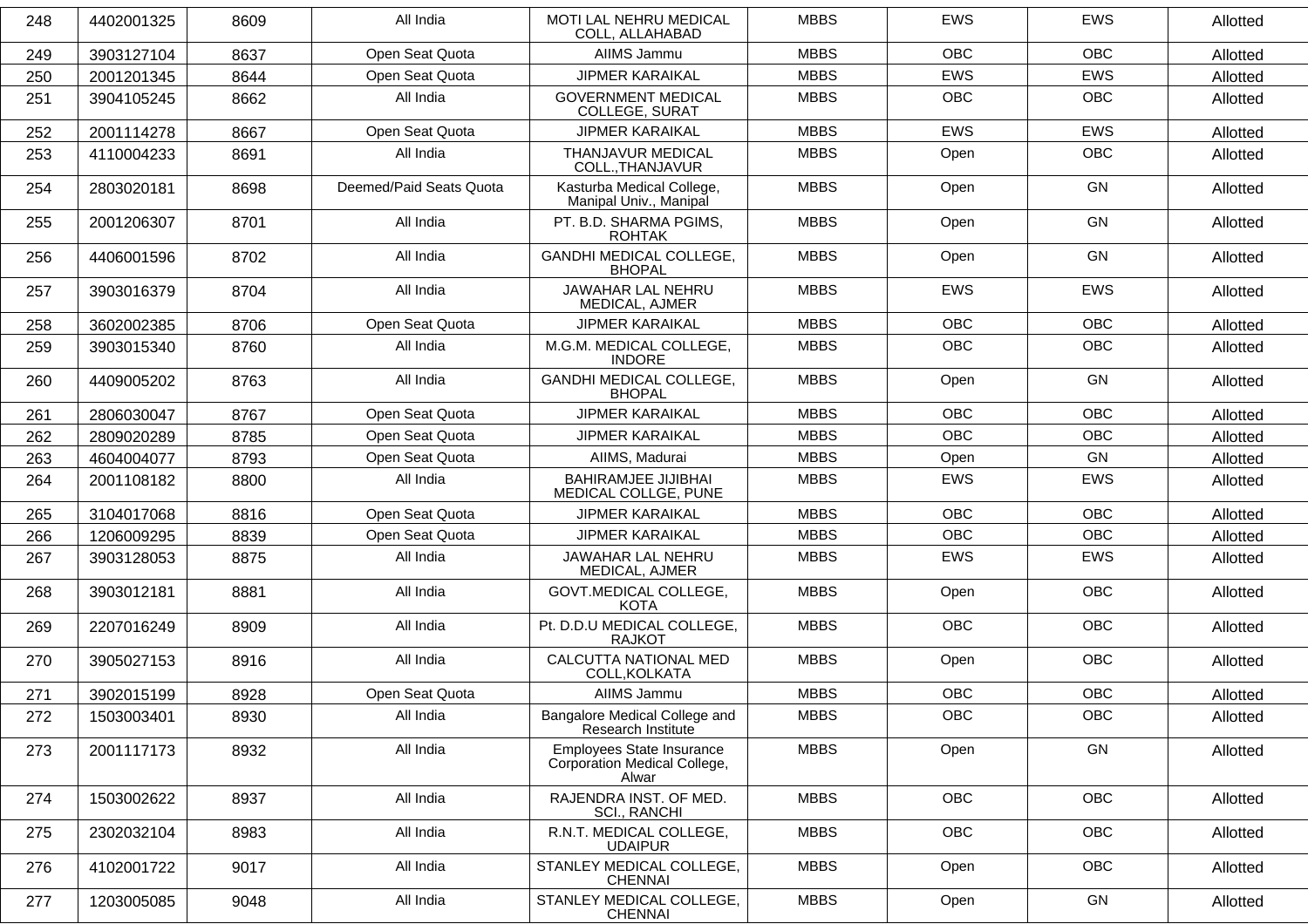| 248 | 4402001325 | 8609 | All India | MOTI LAL NEHRU MEDICAL COLL, ALLAHABAD | MBBS | EWS | EWS | Allotted |
|---|---|---|---|---|---|---|---|---|
| 249 | 3903127104 | 8637 | Open Seat Quota | AIIMS Jammu | MBBS | OBC | OBC | Allotted |
| 250 | 2001201345 | 8644 | Open Seat Quota | JIPMER KARAIKAL | MBBS | EWS | EWS | Allotted |
| 251 | 3904105245 | 8662 | All India | GOVERNMENT MEDICAL COLLEGE, SURAT | MBBS | OBC | OBC | Allotted |
| 252 | 2001114278 | 8667 | Open Seat Quota | JIPMER KARAIKAL | MBBS | EWS | EWS | Allotted |
| 253 | 4110004233 | 8691 | All India | THANJAVUR MEDICAL COLL.,THANJAVUR | MBBS | Open | OBC | Allotted |
| 254 | 2803020181 | 8698 | Deemed/Paid Seats Quota | Kasturba Medical College, Manipal Univ., Manipal | MBBS | Open | GN | Allotted |
| 255 | 2001206307 | 8701 | All India | PT. B.D. SHARMA PGIMS, ROHTAK | MBBS | Open | GN | Allotted |
| 256 | 4406001596 | 8702 | All India | GANDHI MEDICAL COLLEGE, BHOPAL | MBBS | Open | GN | Allotted |
| 257 | 3903016379 | 8704 | All India | JAWAHAR LAL NEHRU MEDICAL, AJMER | MBBS | EWS | EWS | Allotted |
| 258 | 3602002385 | 8706 | Open Seat Quota | JIPMER KARAIKAL | MBBS | OBC | OBC | Allotted |
| 259 | 3903015340 | 8760 | All India | M.G.M. MEDICAL COLLEGE, INDORE | MBBS | OBC | OBC | Allotted |
| 260 | 4409005202 | 8763 | All India | GANDHI MEDICAL COLLEGE, BHOPAL | MBBS | Open | GN | Allotted |
| 261 | 2806030047 | 8767 | Open Seat Quota | JIPMER KARAIKAL | MBBS | OBC | OBC | Allotted |
| 262 | 2809020289 | 8785 | Open Seat Quota | JIPMER KARAIKAL | MBBS | OBC | OBC | Allotted |
| 263 | 4604004077 | 8793 | Open Seat Quota | AIIMS, Madurai | MBBS | Open | GN | Allotted |
| 264 | 2001108182 | 8800 | All India | BAHIRAMJEE JIJIBHAI MEDICAL COLLGE, PUNE | MBBS | EWS | EWS | Allotted |
| 265 | 3104017068 | 8816 | Open Seat Quota | JIPMER KARAIKAL | MBBS | OBC | OBC | Allotted |
| 266 | 1206009295 | 8839 | Open Seat Quota | JIPMER KARAIKAL | MBBS | OBC | OBC | Allotted |
| 267 | 3903128053 | 8875 | All India | JAWAHAR LAL NEHRU MEDICAL, AJMER | MBBS | EWS | EWS | Allotted |
| 268 | 3903012181 | 8881 | All India | GOVT.MEDICAL COLLEGE, KOTA | MBBS | Open | OBC | Allotted |
| 269 | 2207016249 | 8909 | All India | Pt. D.D.U MEDICAL COLLEGE, RAJKOT | MBBS | OBC | OBC | Allotted |
| 270 | 3905027153 | 8916 | All India | CALCUTTA NATIONAL MED COLL,KOLKATA | MBBS | Open | OBC | Allotted |
| 271 | 3902015199 | 8928 | Open Seat Quota | AIIMS Jammu | MBBS | OBC | OBC | Allotted |
| 272 | 1503003401 | 8930 | All India | Bangalore Medical College and Research Institute | MBBS | OBC | OBC | Allotted |
| 273 | 2001117173 | 8932 | All India | Employees State Insurance Corporation Medical College, Alwar | MBBS | Open | GN | Allotted |
| 274 | 1503002622 | 8937 | All India | RAJENDRA INST. OF MED. SCI., RANCHI | MBBS | OBC | OBC | Allotted |
| 275 | 2302032104 | 8983 | All India | R.N.T. MEDICAL COLLEGE, UDAIPUR | MBBS | OBC | OBC | Allotted |
| 276 | 4102001722 | 9017 | All India | STANLEY MEDICAL COLLEGE, CHENNAI | MBBS | Open | OBC | Allotted |
| 277 | 1203005085 | 9048 | All India | STANLEY MEDICAL COLLEGE, CHENNAI | MBBS | Open | GN | Allotted |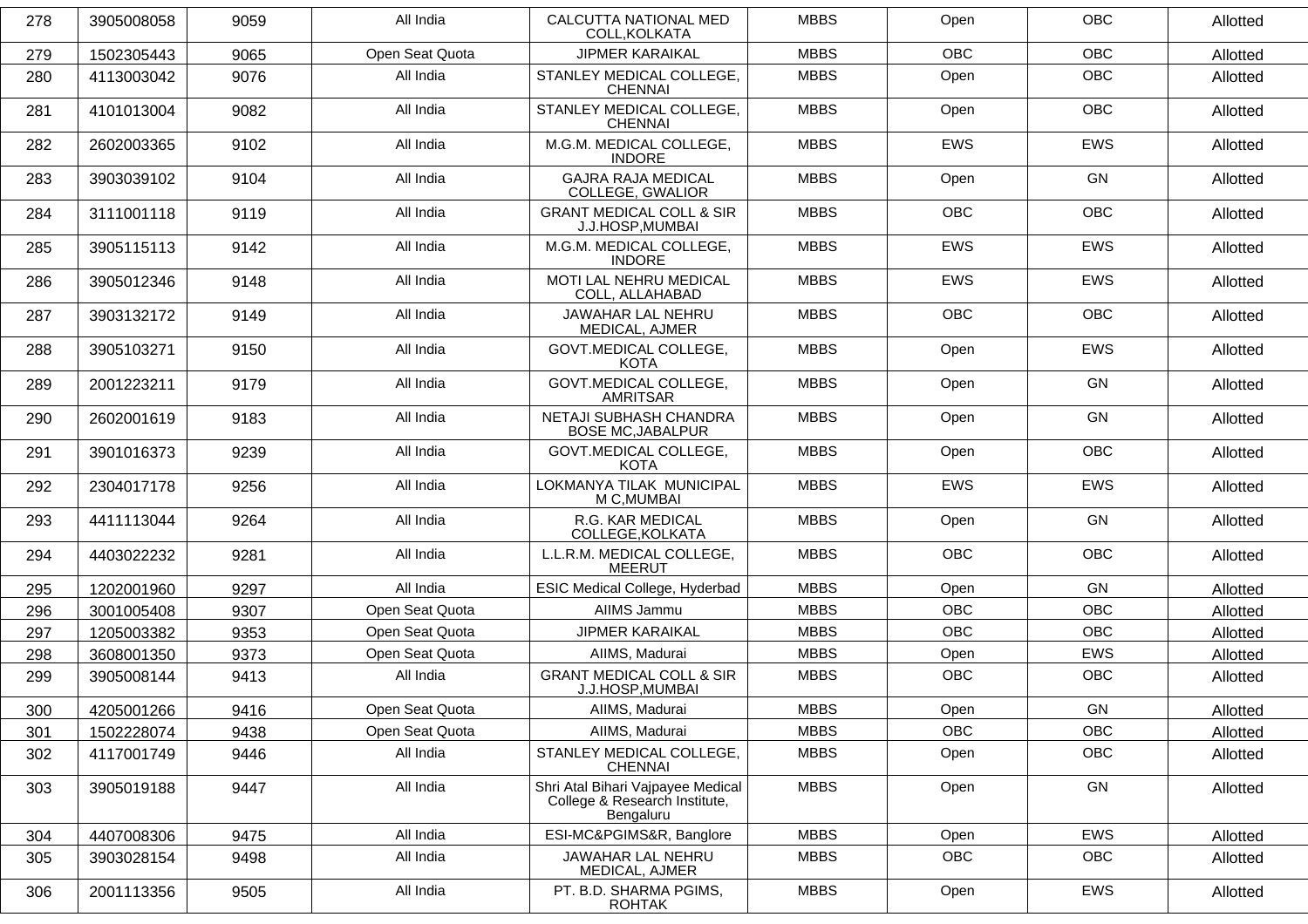| 278 | 3905008058 | 9059 | All India | CALCUTTA NATIONAL MED COLL,KOLKATA | MBBS | Open | OBC | Allotted |
|---|---|---|---|---|---|---|---|---|
| 279 | 1502305443 | 9065 | Open Seat Quota | JIPMER KARAIKAL | MBBS | OBC | OBC | Allotted |
| 280 | 4113003042 | 9076 | All India | STANLEY MEDICAL COLLEGE, CHENNAI | MBBS | Open | OBC | Allotted |
| 281 | 4101013004 | 9082 | All India | STANLEY MEDICAL COLLEGE, CHENNAI | MBBS | Open | OBC | Allotted |
| 282 | 2602003365 | 9102 | All India | M.G.M. MEDICAL COLLEGE, INDORE | MBBS | EWS | EWS | Allotted |
| 283 | 3903039102 | 9104 | All India | GAJRA RAJA MEDICAL COLLEGE, GWALIOR | MBBS | Open | GN | Allotted |
| 284 | 3111001118 | 9119 | All India | GRANT MEDICAL COLL & SIR J.J.HOSP,MUMBAI | MBBS | OBC | OBC | Allotted |
| 285 | 3905115113 | 9142 | All India | M.G.M. MEDICAL COLLEGE, INDORE | MBBS | EWS | EWS | Allotted |
| 286 | 3905012346 | 9148 | All India | MOTI LAL NEHRU MEDICAL COLL, ALLAHABAD | MBBS | EWS | EWS | Allotted |
| 287 | 3903132172 | 9149 | All India | JAWAHAR LAL NEHRU MEDICAL, AJMER | MBBS | OBC | OBC | Allotted |
| 288 | 3905103271 | 9150 | All India | GOVT.MEDICAL COLLEGE, KOTA | MBBS | Open | EWS | Allotted |
| 289 | 2001223211 | 9179 | All India | GOVT.MEDICAL COLLEGE, AMRITSAR | MBBS | Open | GN | Allotted |
| 290 | 2602001619 | 9183 | All India | NETAJI SUBHASH CHANDRA BOSE MC,JABALPUR | MBBS | Open | GN | Allotted |
| 291 | 3901016373 | 9239 | All India | GOVT.MEDICAL COLLEGE, KOTA | MBBS | Open | OBC | Allotted |
| 292 | 2304017178 | 9256 | All India | LOKMANYA TILAK MUNICIPAL M C,MUMBAI | MBBS | EWS | EWS | Allotted |
| 293 | 4411113044 | 9264 | All India | R.G. KAR MEDICAL COLLEGE,KOLKATA | MBBS | Open | GN | Allotted |
| 294 | 4403022232 | 9281 | All India | L.L.R.M. MEDICAL COLLEGE, MEERUT | MBBS | OBC | OBC | Allotted |
| 295 | 1202001960 | 9297 | All India | ESIC Medical College, Hyderbad | MBBS | Open | GN | Allotted |
| 296 | 3001005408 | 9307 | Open Seat Quota | AIIMS Jammu | MBBS | OBC | OBC | Allotted |
| 297 | 1205003382 | 9353 | Open Seat Quota | JIPMER KARAIKAL | MBBS | OBC | OBC | Allotted |
| 298 | 3608001350 | 9373 | Open Seat Quota | AIIMS, Madurai | MBBS | Open | EWS | Allotted |
| 299 | 3905008144 | 9413 | All India | GRANT MEDICAL COLL & SIR J.J.HOSP,MUMBAI | MBBS | OBC | OBC | Allotted |
| 300 | 4205001266 | 9416 | Open Seat Quota | AIIMS, Madurai | MBBS | Open | GN | Allotted |
| 301 | 1502228074 | 9438 | Open Seat Quota | AIIMS, Madurai | MBBS | OBC | OBC | Allotted |
| 302 | 4117001749 | 9446 | All India | STANLEY MEDICAL COLLEGE, CHENNAI | MBBS | Open | OBC | Allotted |
| 303 | 3905019188 | 9447 | All India | Shri Atal Bihari Vajpayee Medical College & Research Institute, Bengaluru | MBBS | Open | GN | Allotted |
| 304 | 4407008306 | 9475 | All India | ESI-MC&PGIMS&R, Banglore | MBBS | Open | EWS | Allotted |
| 305 | 3903028154 | 9498 | All India | JAWAHAR LAL NEHRU MEDICAL, AJMER | MBBS | OBC | OBC | Allotted |
| 306 | 2001113356 | 9505 | All India | PT. B.D. SHARMA PGIMS, ROHTAK | MBBS | Open | EWS | Allotted |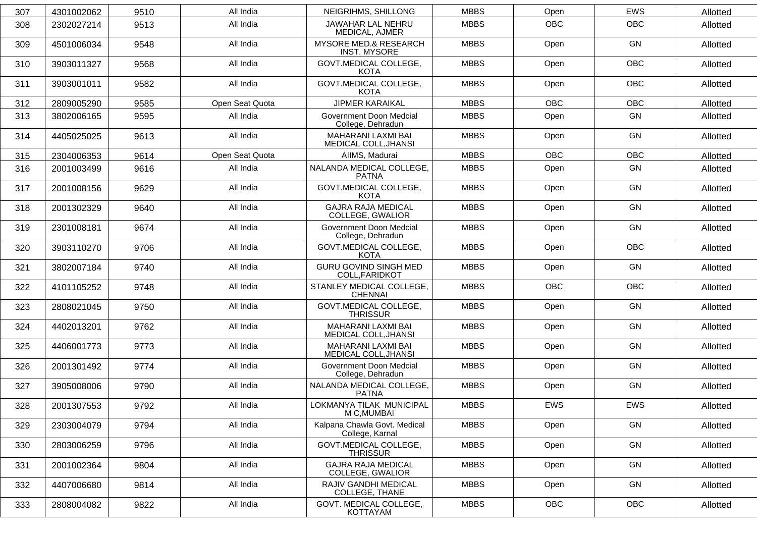| 307 | 4301002062 | 9510 | All India | NEIGRIHMS, SHILLONG | MBBS | Open | EWS | Allotted |
|---|---|---|---|---|---|---|---|---|
| 308 | 2302027214 | 9513 | All India | JAWAHAR LAL NEHRU MEDICAL, AJMER | MBBS | OBC | OBC | Allotted |
| 309 | 4501006034 | 9548 | All India | MYSORE MED.& RESEARCH INST. MYSORE | MBBS | Open | GN | Allotted |
| 310 | 3903011327 | 9568 | All India | GOVT.MEDICAL COLLEGE, KOTA | MBBS | Open | OBC | Allotted |
| 311 | 3903001011 | 9582 | All India | GOVT.MEDICAL COLLEGE, KOTA | MBBS | Open | OBC | Allotted |
| 312 | 2809005290 | 9585 | Open Seat Quota | JIPMER KARAIKAL | MBBS | OBC | OBC | Allotted |
| 313 | 3802006165 | 9595 | All India | Government Doon Medcial College, Dehradun | MBBS | Open | GN | Allotted |
| 314 | 4405025025 | 9613 | All India | MAHARANI LAXMI BAI MEDICAL COLL,JHANSI | MBBS | Open | GN | Allotted |
| 315 | 2304006353 | 9614 | Open Seat Quota | AIIMS, Madurai | MBBS | OBC | OBC | Allotted |
| 316 | 2001003499 | 9616 | All India | NALANDA MEDICAL COLLEGE, PATNA | MBBS | Open | GN | Allotted |
| 317 | 2001008156 | 9629 | All India | GOVT.MEDICAL COLLEGE, KOTA | MBBS | Open | GN | Allotted |
| 318 | 2001302329 | 9640 | All India | GAJRA RAJA MEDICAL COLLEGE, GWALIOR | MBBS | Open | GN | Allotted |
| 319 | 2301008181 | 9674 | All India | Government Doon Medcial College, Dehradun | MBBS | Open | GN | Allotted |
| 320 | 3903110270 | 9706 | All India | GOVT.MEDICAL COLLEGE, KOTA | MBBS | Open | OBC | Allotted |
| 321 | 3802007184 | 9740 | All India | GURU GOVIND SINGH MED COLL,FARIDKOT | MBBS | Open | GN | Allotted |
| 322 | 4101105252 | 9748 | All India | STANLEY MEDICAL COLLEGE, CHENNAI | MBBS | OBC | OBC | Allotted |
| 323 | 2808021045 | 9750 | All India | GOVT.MEDICAL COLLEGE, THRISSUR | MBBS | Open | GN | Allotted |
| 324 | 4402013201 | 9762 | All India | MAHARANI LAXMI BAI MEDICAL COLL,JHANSI | MBBS | Open | GN | Allotted |
| 325 | 4406001773 | 9773 | All India | MAHARANI LAXMI BAI MEDICAL COLL,JHANSI | MBBS | Open | GN | Allotted |
| 326 | 2001301492 | 9774 | All India | Government Doon Medcial College, Dehradun | MBBS | Open | GN | Allotted |
| 327 | 3905008006 | 9790 | All India | NALANDA MEDICAL COLLEGE, PATNA | MBBS | Open | GN | Allotted |
| 328 | 2001307553 | 9792 | All India | LOKMANYA TILAK MUNICIPAL M C,MUMBAI | MBBS | EWS | EWS | Allotted |
| 329 | 2303004079 | 9794 | All India | Kalpana Chawla Govt. Medical College, Karnal | MBBS | Open | GN | Allotted |
| 330 | 2803006259 | 9796 | All India | GOVT.MEDICAL COLLEGE, THRISSUR | MBBS | Open | GN | Allotted |
| 331 | 2001002364 | 9804 | All India | GAJRA RAJA MEDICAL COLLEGE, GWALIOR | MBBS | Open | GN | Allotted |
| 332 | 4407006680 | 9814 | All India | RAJIV GANDHI MEDICAL COLLEGE, THANE | MBBS | Open | GN | Allotted |
| 333 | 2808004082 | 9822 | All India | GOVT. MEDICAL COLLEGE, KOTTAYAM | MBBS | OBC | OBC | Allotted |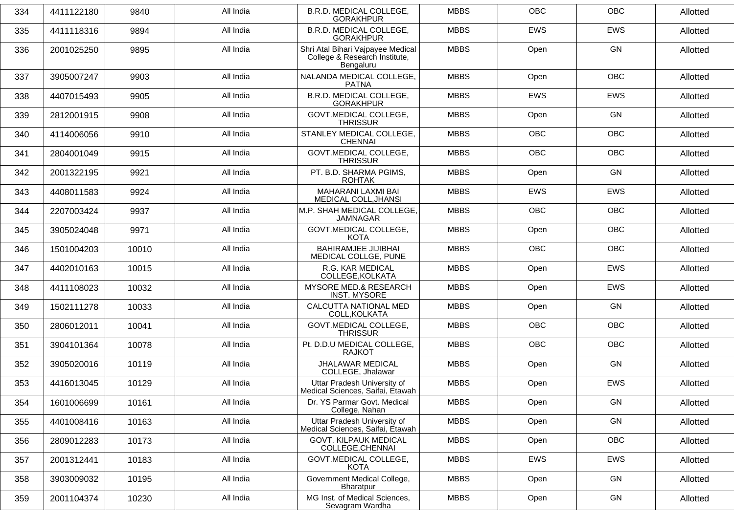| 334 | 4411122180 | 9840 | All India | B.R.D. MEDICAL COLLEGE, GORAKHPUR | MBBS | OBC | OBC | Allotted |
|---|---|---|---|---|---|---|---|---|
| 335 | 4411118316 | 9894 | All India | B.R.D. MEDICAL COLLEGE, GORAKHPUR | MBBS | EWS | EWS | Allotted |
| 336 | 2001025250 | 9895 | All India | Shri Atal Bihari Vajpayee Medical College & Research Institute, Bengaluru | MBBS | Open | GN | Allotted |
| 337 | 3905007247 | 9903 | All India | NALANDA MEDICAL COLLEGE, PATNA | MBBS | Open | OBC | Allotted |
| 338 | 4407015493 | 9905 | All India | B.R.D. MEDICAL COLLEGE, GORAKHPUR | MBBS | EWS | EWS | Allotted |
| 339 | 2812001915 | 9908 | All India | GOVT.MEDICAL COLLEGE, THRISSUR | MBBS | Open | GN | Allotted |
| 340 | 4114006056 | 9910 | All India | STANLEY MEDICAL COLLEGE, CHENNAI | MBBS | OBC | OBC | Allotted |
| 341 | 2804001049 | 9915 | All India | GOVT.MEDICAL COLLEGE, THRISSUR | MBBS | OBC | OBC | Allotted |
| 342 | 2001322195 | 9921 | All India | PT. B.D. SHARMA PGIMS, ROHTAK | MBBS | Open | GN | Allotted |
| 343 | 4408011583 | 9924 | All India | MAHARANI LAXMI BAI MEDICAL COLL,JHANSI | MBBS | EWS | EWS | Allotted |
| 344 | 2207003424 | 9937 | All India | M.P. SHAH MEDICAL COLLEGE, JAMNAGAR | MBBS | OBC | OBC | Allotted |
| 345 | 3905024048 | 9971 | All India | GOVT.MEDICAL COLLEGE, KOTA | MBBS | Open | OBC | Allotted |
| 346 | 1501004203 | 10010 | All India | BAHIRAMJEE JIJIBHAI MEDICAL COLLGE, PUNE | MBBS | OBC | OBC | Allotted |
| 347 | 4402010163 | 10015 | All India | R.G. KAR MEDICAL COLLEGE,KOLKATA | MBBS | Open | EWS | Allotted |
| 348 | 4411108023 | 10032 | All India | MYSORE MED.& RESEARCH INST. MYSORE | MBBS | Open | EWS | Allotted |
| 349 | 1502111278 | 10033 | All India | CALCUTTA NATIONAL MED COLL,KOLKATA | MBBS | Open | GN | Allotted |
| 350 | 2806012011 | 10041 | All India | GOVT.MEDICAL COLLEGE, THRISSUR | MBBS | OBC | OBC | Allotted |
| 351 | 3904101364 | 10078 | All India | Pt. D.D.U MEDICAL COLLEGE, RAJKOT | MBBS | OBC | OBC | Allotted |
| 352 | 3905020016 | 10119 | All India | JHALAWAR MEDICAL COLLEGE, Jhalawar | MBBS | Open | GN | Allotted |
| 353 | 4416013045 | 10129 | All India | Uttar Pradesh University of Medical Sciences, Saifai, Etawah | MBBS | Open | EWS | Allotted |
| 354 | 1601006699 | 10161 | All India | Dr. YS Parmar Govt. Medical College, Nahan | MBBS | Open | GN | Allotted |
| 355 | 4401008416 | 10163 | All India | Uttar Pradesh University of Medical Sciences, Saifai, Etawah | MBBS | Open | GN | Allotted |
| 356 | 2809012283 | 10173 | All India | GOVT. KILPAUK MEDICAL COLLEGE,CHENNAI | MBBS | Open | OBC | Allotted |
| 357 | 2001312441 | 10183 | All India | GOVT.MEDICAL COLLEGE, KOTA | MBBS | EWS | EWS | Allotted |
| 358 | 3903009032 | 10195 | All India | Government Medical College, Bharatpur | MBBS | Open | GN | Allotted |
| 359 | 2001104374 | 10230 | All India | MG Inst. of Medical Sciences, Sevagram Wardha | MBBS | Open | GN | Allotted |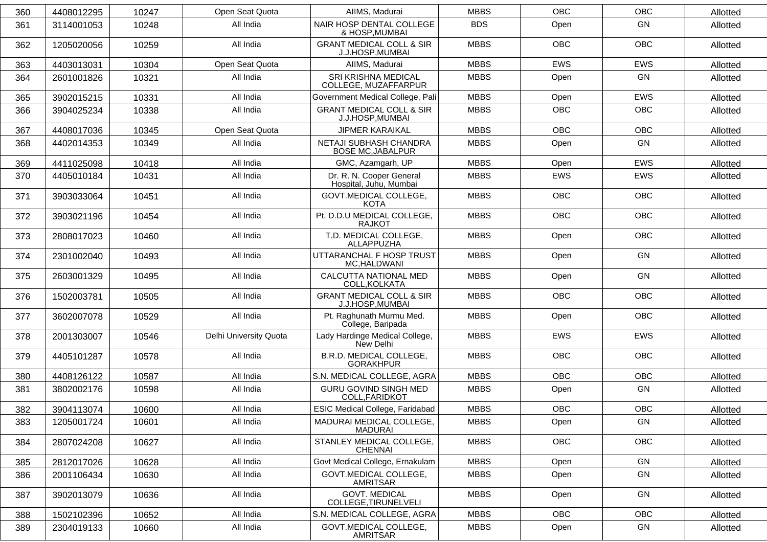| 360 | 4408012295 | 10247 | Open Seat Quota | AIIMS, Madurai | MBBS | OBC | OBC | Allotted |
|---|---|---|---|---|---|---|---|---|
| 361 | 3114001053 | 10248 | All India | NAIR HOSP DENTAL COLLEGE & HOSP,MUMBAI | BDS | Open | GN | Allotted |
| 362 | 1205020056 | 10259 | All India | GRANT MEDICAL COLL & SIR J.J.HOSP,MUMBAI | MBBS | OBC | OBC | Allotted |
| 363 | 4403013031 | 10304 | Open Seat Quota | AIIMS, Madurai | MBBS | EWS | EWS | Allotted |
| 364 | 2601001826 | 10321 | All India | SRI KRISHNA MEDICAL COLLEGE, MUZAFFARPUR | MBBS | Open | GN | Allotted |
| 365 | 3902015215 | 10331 | All India | Government Medical College, Pali | MBBS | Open | EWS | Allotted |
| 366 | 3904025234 | 10338 | All India | GRANT MEDICAL COLL & SIR J.J.HOSP,MUMBAI | MBBS | OBC | OBC | Allotted |
| 367 | 4408017036 | 10345 | Open Seat Quota | JIPMER KARAIKAL | MBBS | OBC | OBC | Allotted |
| 368 | 4402014353 | 10349 | All India | NETAJI SUBHASH CHANDRA BOSE MC,JABALPUR | MBBS | Open | GN | Allotted |
| 369 | 4411025098 | 10418 | All India | GMC, Azamgarh, UP | MBBS | Open | EWS | Allotted |
| 370 | 4405010184 | 10431 | All India | Dr. R. N. Cooper General Hospital, Juhu, Mumbai | MBBS | EWS | EWS | Allotted |
| 371 | 3903033064 | 10451 | All India | GOVT.MEDICAL COLLEGE, KOTA | MBBS | OBC | OBC | Allotted |
| 372 | 3903021196 | 10454 | All India | Pt. D.D.U MEDICAL COLLEGE, RAJKOT | MBBS | OBC | OBC | Allotted |
| 373 | 2808017023 | 10460 | All India | T.D. MEDICAL COLLEGE, ALLAPPUZHA | MBBS | Open | OBC | Allotted |
| 374 | 2301002040 | 10493 | All India | UTTARANCHAL F HOSP TRUST MC,HALDWANI | MBBS | Open | GN | Allotted |
| 375 | 2603001329 | 10495 | All India | CALCUTTA NATIONAL MED COLL,KOLKATA | MBBS | Open | GN | Allotted |
| 376 | 1502003781 | 10505 | All India | GRANT MEDICAL COLL & SIR J.J.HOSP,MUMBAI | MBBS | OBC | OBC | Allotted |
| 377 | 3602007078 | 10529 | All India | Pt. Raghunath Murmu Med. College, Baripada | MBBS | Open | OBC | Allotted |
| 378 | 2001303007 | 10546 | Delhi University Quota | Lady Hardinge Medical College, New Delhi | MBBS | EWS | EWS | Allotted |
| 379 | 4405101287 | 10578 | All India | B.R.D. MEDICAL COLLEGE, GORAKHPUR | MBBS | OBC | OBC | Allotted |
| 380 | 4408126122 | 10587 | All India | S.N. MEDICAL COLLEGE, AGRA | MBBS | OBC | OBC | Allotted |
| 381 | 3802002176 | 10598 | All India | GURU GOVIND SINGH MED COLL,FARIDKOT | MBBS | Open | GN | Allotted |
| 382 | 3904113074 | 10600 | All India | ESIC Medical College, Faridabad | MBBS | OBC | OBC | Allotted |
| 383 | 1205001724 | 10601 | All India | MADURAI MEDICAL COLLEGE, MADURAI | MBBS | Open | GN | Allotted |
| 384 | 2807024208 | 10627 | All India | STANLEY MEDICAL COLLEGE, CHENNAI | MBBS | OBC | OBC | Allotted |
| 385 | 2812017026 | 10628 | All India | Govt Medical College, Ernakulam | MBBS | Open | GN | Allotted |
| 386 | 2001106434 | 10630 | All India | GOVT.MEDICAL COLLEGE, AMRITSAR | MBBS | Open | GN | Allotted |
| 387 | 3902013079 | 10636 | All India | GOVT. MEDICAL COLLEGE,TIRUNELVELI | MBBS | Open | GN | Allotted |
| 388 | 1502102396 | 10652 | All India | S.N. MEDICAL COLLEGE, AGRA | MBBS | OBC | OBC | Allotted |
| 389 | 2304019133 | 10660 | All India | GOVT.MEDICAL COLLEGE, AMRITSAR | MBBS | Open | GN | Allotted |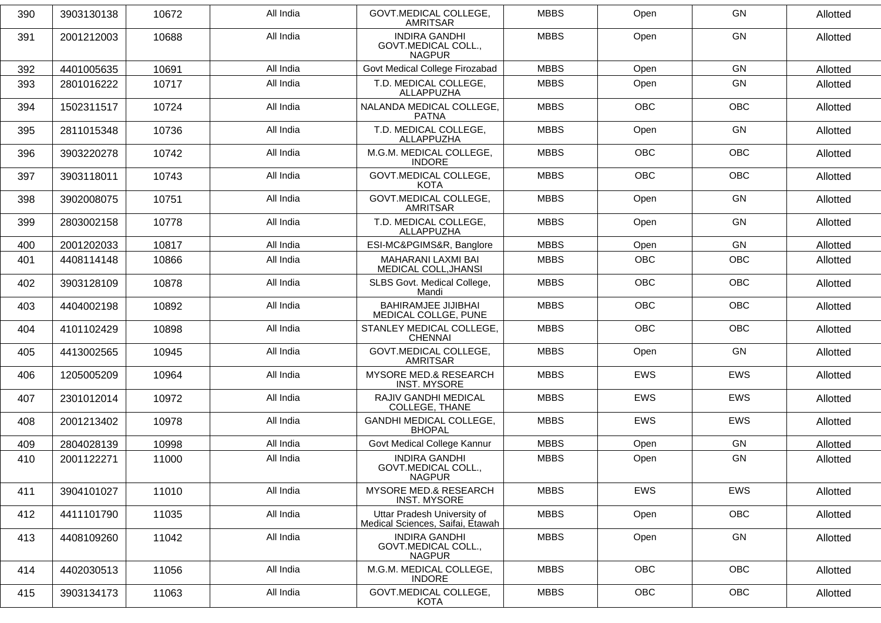| 390 | 3903130138 | 10672 | All India | GOVT.MEDICAL COLLEGE, AMRITSAR | MBBS | Open | GN | Allotted |
|---|---|---|---|---|---|---|---|---|
| 391 | 2001212003 | 10688 | All India | INDIRA GANDHI GOVT.MEDICAL COLL., NAGPUR | MBBS | Open | GN | Allotted |
| 392 | 4401005635 | 10691 | All India | Govt Medical College Firozabad | MBBS | Open | GN | Allotted |
| 393 | 2801016222 | 10717 | All India | T.D. MEDICAL COLLEGE, ALLAPPUZHA | MBBS | Open | GN | Allotted |
| 394 | 1502311517 | 10724 | All India | NALANDA MEDICAL COLLEGE, PATNA | MBBS | OBC | OBC | Allotted |
| 395 | 2811015348 | 10736 | All India | T.D. MEDICAL COLLEGE, ALLAPPUZHA | MBBS | Open | GN | Allotted |
| 396 | 3903220278 | 10742 | All India | M.G.M. MEDICAL COLLEGE, INDORE | MBBS | OBC | OBC | Allotted |
| 397 | 3903118011 | 10743 | All India | GOVT.MEDICAL COLLEGE, KOTA | MBBS | OBC | OBC | Allotted |
| 398 | 3902008075 | 10751 | All India | GOVT.MEDICAL COLLEGE, AMRITSAR | MBBS | Open | GN | Allotted |
| 399 | 2803002158 | 10778 | All India | T.D. MEDICAL COLLEGE, ALLAPPUZHA | MBBS | Open | GN | Allotted |
| 400 | 2001202033 | 10817 | All India | ESI-MC&PGIMS&R, Banglore | MBBS | Open | GN | Allotted |
| 401 | 4408114148 | 10866 | All India | MAHARANI LAXMI BAI MEDICAL COLL,JHANSI | MBBS | OBC | OBC | Allotted |
| 402 | 3903128109 | 10878 | All India | SLBS Govt. Medical College, Mandi | MBBS | OBC | OBC | Allotted |
| 403 | 4404002198 | 10892 | All India | BAHIRAMJEE JIJIBHAI MEDICAL COLLGE, PUNE | MBBS | OBC | OBC | Allotted |
| 404 | 4101102429 | 10898 | All India | STANLEY MEDICAL COLLEGE, CHENNAI | MBBS | OBC | OBC | Allotted |
| 405 | 4413002565 | 10945 | All India | GOVT.MEDICAL COLLEGE, AMRITSAR | MBBS | Open | GN | Allotted |
| 406 | 1205005209 | 10964 | All India | MYSORE MED.& RESEARCH INST. MYSORE | MBBS | EWS | EWS | Allotted |
| 407 | 2301012014 | 10972 | All India | RAJIV GANDHI MEDICAL COLLEGE, THANE | MBBS | EWS | EWS | Allotted |
| 408 | 2001213402 | 10978 | All India | GANDHI MEDICAL COLLEGE, BHOPAL | MBBS | EWS | EWS | Allotted |
| 409 | 2804028139 | 10998 | All India | Govt Medical College Kannur | MBBS | Open | GN | Allotted |
| 410 | 2001122271 | 11000 | All India | INDIRA GANDHI GOVT.MEDICAL COLL., NAGPUR | MBBS | Open | GN | Allotted |
| 411 | 3904101027 | 11010 | All India | MYSORE MED.& RESEARCH INST. MYSORE | MBBS | EWS | EWS | Allotted |
| 412 | 4411101790 | 11035 | All India | Uttar Pradesh University of Medical Sciences, Saifai, Etawah | MBBS | Open | OBC | Allotted |
| 413 | 4408109260 | 11042 | All India | INDIRA GANDHI GOVT.MEDICAL COLL., NAGPUR | MBBS | Open | GN | Allotted |
| 414 | 4402030513 | 11056 | All India | M.G.M. MEDICAL COLLEGE, INDORE | MBBS | OBC | OBC | Allotted |
| 415 | 3903134173 | 11063 | All India | GOVT.MEDICAL COLLEGE, KOTA | MBBS | OBC | OBC | Allotted |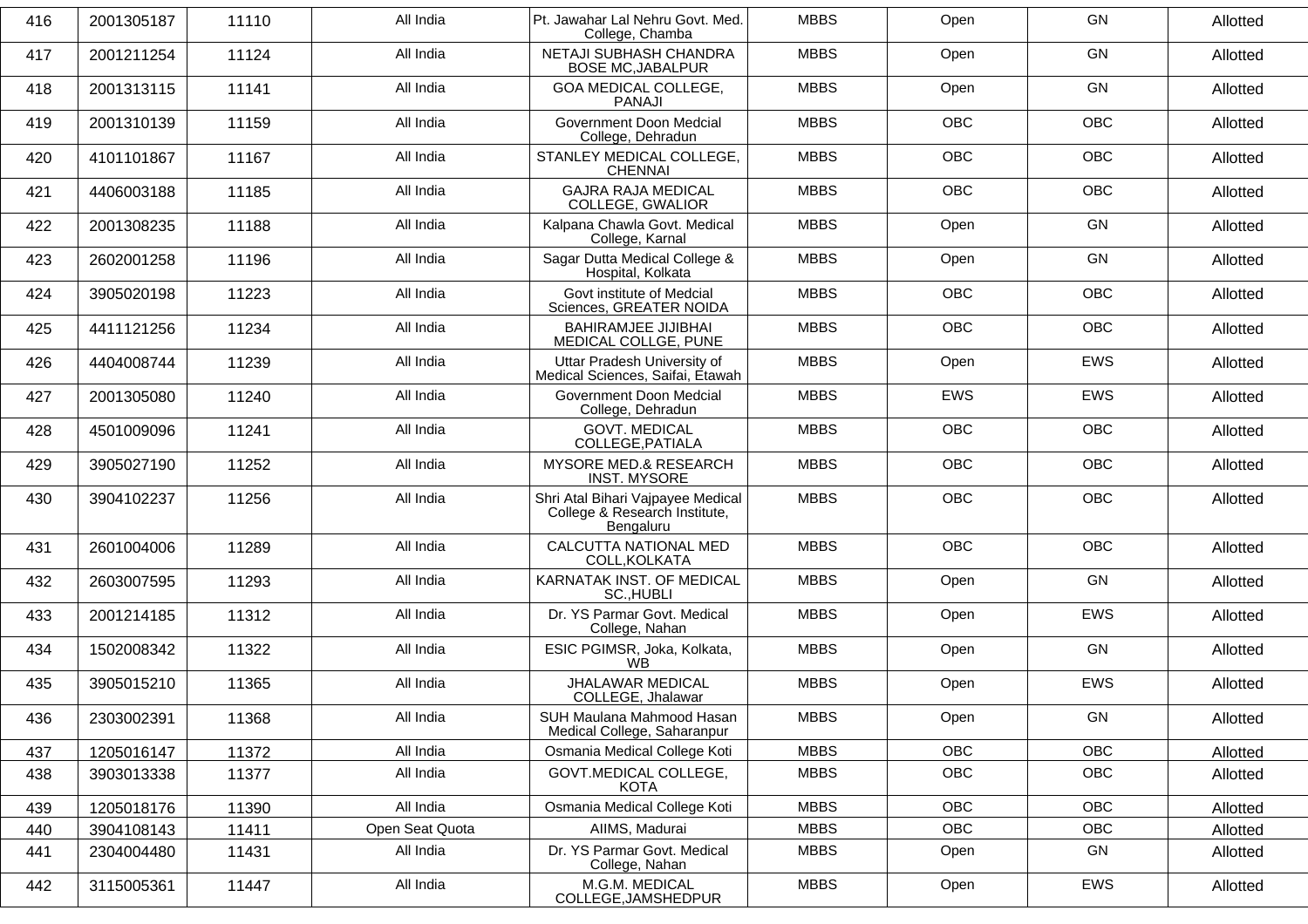| 416 | 2001305187 | 11110 | All India | Pt. Jawahar Lal Nehru Govt. Med. College, Chamba | MBBS | Open | GN | Allotted |
|---|---|---|---|---|---|---|---|---|
| 417 | 2001211254 | 11124 | All India | NETAJI SUBHASH CHANDRA BOSE MC,JABALPUR | MBBS | Open | GN | Allotted |
| 418 | 2001313115 | 11141 | All India | GOA MEDICAL COLLEGE, PANAJI | MBBS | Open | GN | Allotted |
| 419 | 2001310139 | 11159 | All India | Government Doon Medcial College, Dehradun | MBBS | OBC | OBC | Allotted |
| 420 | 4101101867 | 11167 | All India | STANLEY MEDICAL COLLEGE, CHENNAI | MBBS | OBC | OBC | Allotted |
| 421 | 4406003188 | 11185 | All India | GAJRA RAJA MEDICAL COLLEGE, GWALIOR | MBBS | OBC | OBC | Allotted |
| 422 | 2001308235 | 11188 | All India | Kalpana Chawla Govt. Medical College, Karnal | MBBS | Open | GN | Allotted |
| 423 | 2602001258 | 11196 | All India | Sagar Dutta Medical College & Hospital, Kolkata | MBBS | Open | GN | Allotted |
| 424 | 3905020198 | 11223 | All India | Govt institute of Medcial Sciences, GREATER NOIDA | MBBS | OBC | OBC | Allotted |
| 425 | 4411121256 | 11234 | All India | BAHIRAMJEE JIJIBHAI MEDICAL COLLGE, PUNE | MBBS | OBC | OBC | Allotted |
| 426 | 4404008744 | 11239 | All India | Uttar Pradesh University of Medical Sciences, Saifai, Etawah | MBBS | Open | EWS | Allotted |
| 427 | 2001305080 | 11240 | All India | Government Doon Medcial College, Dehradun | MBBS | EWS | EWS | Allotted |
| 428 | 4501009096 | 11241 | All India | GOVT. MEDICAL COLLEGE,PATIALA | MBBS | OBC | OBC | Allotted |
| 429 | 3905027190 | 11252 | All India | MYSORE MED.& RESEARCH INST. MYSORE | MBBS | OBC | OBC | Allotted |
| 430 | 3904102237 | 11256 | All India | Shri Atal Bihari Vajpayee Medical College & Research Institute, Bengaluru | MBBS | OBC | OBC | Allotted |
| 431 | 2601004006 | 11289 | All India | CALCUTTA NATIONAL MED COLL,KOLKATA | MBBS | OBC | OBC | Allotted |
| 432 | 2603007595 | 11293 | All India | KARNATAK INST. OF MEDICAL SC.,HUBLI | MBBS | Open | GN | Allotted |
| 433 | 2001214185 | 11312 | All India | Dr. YS Parmar Govt. Medical College, Nahan | MBBS | Open | EWS | Allotted |
| 434 | 1502008342 | 11322 | All India | ESIC PGIMSR, Joka, Kolkata, WB | MBBS | Open | GN | Allotted |
| 435 | 3905015210 | 11365 | All India | JHALAWAR MEDICAL COLLEGE, Jhalawar | MBBS | Open | EWS | Allotted |
| 436 | 2303002391 | 11368 | All India | SUH Maulana Mahmood Hasan Medical College, Saharanpur | MBBS | Open | GN | Allotted |
| 437 | 1205016147 | 11372 | All India | Osmania Medical College Koti | MBBS | OBC | OBC | Allotted |
| 438 | 3903013338 | 11377 | All India | GOVT.MEDICAL COLLEGE, KOTA | MBBS | OBC | OBC | Allotted |
| 439 | 1205018176 | 11390 | All India | Osmania Medical College Koti | MBBS | OBC | OBC | Allotted |
| 440 | 3904108143 | 11411 | Open Seat Quota | AIIMS, Madurai | MBBS | OBC | OBC | Allotted |
| 441 | 2304004480 | 11431 | All India | Dr. YS Parmar Govt. Medical College, Nahan | MBBS | Open | GN | Allotted |
| 442 | 3115005361 | 11447 | All India | M.G.M. MEDICAL COLLEGE,JAMSHEDPUR | MBBS | Open | EWS | Allotted |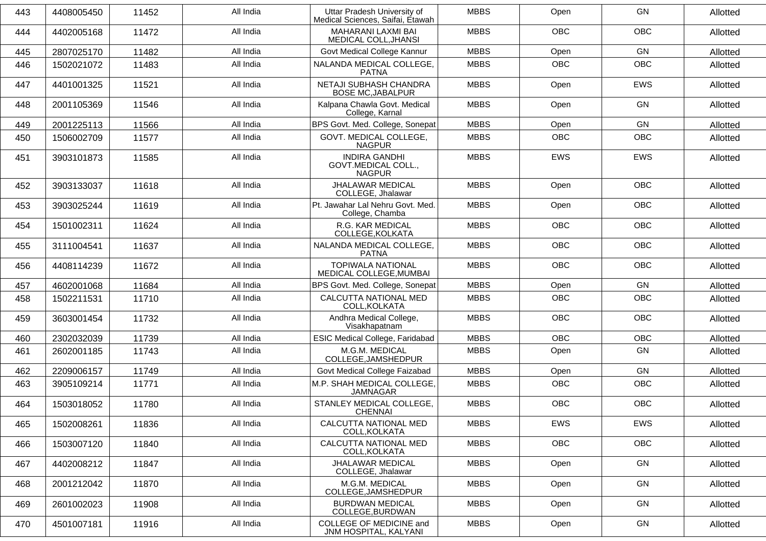| 443 | 4408005450 | 11452 | All India | Uttar Pradesh University of Medical Sciences, Saifai, Etawah | MBBS | Open | GN | Allotted |
|---|---|---|---|---|---|---|---|---|
| 444 | 4402005168 | 11472 | All India | MAHARANI LAXMI BAI MEDICAL COLL,JHANSI | MBBS | OBC | OBC | Allotted |
| 445 | 2807025170 | 11482 | All India | Govt Medical College Kannur | MBBS | Open | GN | Allotted |
| 446 | 1502021072 | 11483 | All India | NALANDA MEDICAL COLLEGE, PATNA | MBBS | OBC | OBC | Allotted |
| 447 | 4401001325 | 11521 | All India | NETAJI SUBHASH CHANDRA BOSE MC,JABALPUR | MBBS | Open | EWS | Allotted |
| 448 | 2001105369 | 11546 | All India | Kalpana Chawla Govt. Medical College, Karnal | MBBS | Open | GN | Allotted |
| 449 | 2001225113 | 11566 | All India | BPS Govt. Med. College, Sonepat | MBBS | Open | GN | Allotted |
| 450 | 1506002709 | 11577 | All India | GOVT. MEDICAL COLLEGE, NAGPUR | MBBS | OBC | OBC | Allotted |
| 451 | 3903101873 | 11585 | All India | INDIRA GANDHI GOVT.MEDICAL COLL., NAGPUR | MBBS | EWS | EWS | Allotted |
| 452 | 3903133037 | 11618 | All India | JHALAWAR MEDICAL COLLEGE, Jhalawar | MBBS | Open | OBC | Allotted |
| 453 | 3903025244 | 11619 | All India | Pt. Jawahar Lal Nehru Govt. Med. College, Chamba | MBBS | Open | OBC | Allotted |
| 454 | 1501002311 | 11624 | All India | R.G. KAR MEDICAL COLLEGE,KOLKATA | MBBS | OBC | OBC | Allotted |
| 455 | 3111004541 | 11637 | All India | NALANDA MEDICAL COLLEGE, PATNA | MBBS | OBC | OBC | Allotted |
| 456 | 4408114239 | 11672 | All India | TOPIWALA NATIONAL MEDICAL COLLEGE,MUMBAI | MBBS | OBC | OBC | Allotted |
| 457 | 4602001068 | 11684 | All India | BPS Govt. Med. College, Sonepat | MBBS | Open | GN | Allotted |
| 458 | 1502211531 | 11710 | All India | CALCUTTA NATIONAL MED COLL,KOLKATA | MBBS | OBC | OBC | Allotted |
| 459 | 3603001454 | 11732 | All India | Andhra Medical College, Visakhapatnam | MBBS | OBC | OBC | Allotted |
| 460 | 2302032039 | 11739 | All India | ESIC Medical College, Faridabad | MBBS | OBC | OBC | Allotted |
| 461 | 2602001185 | 11743 | All India | M.G.M. MEDICAL COLLEGE,JAMSHEDPUR | MBBS | Open | GN | Allotted |
| 462 | 2209006157 | 11749 | All India | Govt Medical College Faizabad | MBBS | Open | GN | Allotted |
| 463 | 3905109214 | 11771 | All India | M.P. SHAH MEDICAL COLLEGE, JAMNAGAR | MBBS | OBC | OBC | Allotted |
| 464 | 1503018052 | 11780 | All India | STANLEY MEDICAL COLLEGE, CHENNAI | MBBS | OBC | OBC | Allotted |
| 465 | 1502008261 | 11836 | All India | CALCUTTA NATIONAL MED COLL,KOLKATA | MBBS | EWS | EWS | Allotted |
| 466 | 1503007120 | 11840 | All India | CALCUTTA NATIONAL MED COLL,KOLKATA | MBBS | OBC | OBC | Allotted |
| 467 | 4402008212 | 11847 | All India | JHALAWAR MEDICAL COLLEGE, Jhalawar | MBBS | Open | GN | Allotted |
| 468 | 2001212042 | 11870 | All India | M.G.M. MEDICAL COLLEGE,JAMSHEDPUR | MBBS | Open | GN | Allotted |
| 469 | 2601002023 | 11908 | All India | BURDWAN MEDICAL COLLEGE,BURDWAN | MBBS | Open | GN | Allotted |
| 470 | 4501007181 | 11916 | All India | COLLEGE OF MEDICINE and JNM HOSPITAL, KALYANI | MBBS | Open | GN | Allotted |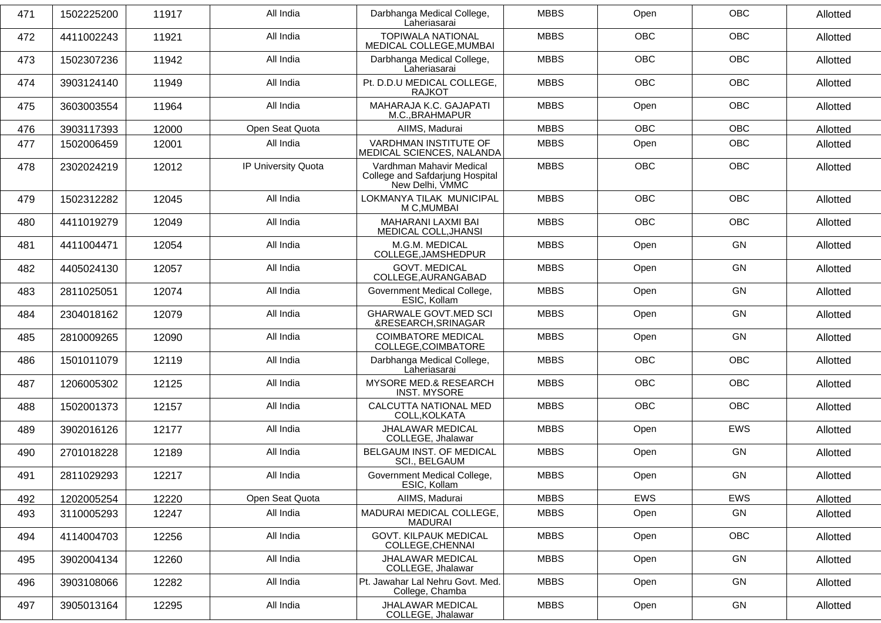| 471 | 1502225200 | 11917 | All India | Darbhanga Medical College, Laheriasarai | MBBS | Open | OBC | Allotted |
|---|---|---|---|---|---|---|---|---|
| 472 | 4411002243 | 11921 | All India | TOPIWALA NATIONAL MEDICAL COLLEGE,MUMBAI | MBBS | OBC | OBC | Allotted |
| 473 | 1502307236 | 11942 | All India | Darbhanga Medical College, Laheriasarai | MBBS | OBC | OBC | Allotted |
| 474 | 3903124140 | 11949 | All India | Pt. D.D.U MEDICAL COLLEGE, RAJKOT | MBBS | OBC | OBC | Allotted |
| 475 | 3603003554 | 11964 | All India | MAHARAJA K.C. GAJAPATI M.C.,BRAHMAPUR | MBBS | Open | OBC | Allotted |
| 476 | 3903117393 | 12000 | Open Seat Quota | AIIMS, Madurai | MBBS | OBC | OBC | Allotted |
| 477 | 1502006459 | 12001 | All India | VARDHMAN INSTITUTE OF MEDICAL SCIENCES, NALANDA | MBBS | Open | OBC | Allotted |
| 478 | 2302024219 | 12012 | IP University Quota | Vardhman Mahavir Medical College and Safdarjung Hospital New Delhi, VMMC | MBBS | OBC | OBC | Allotted |
| 479 | 1502312282 | 12045 | All India | LOKMANYA TILAK MUNICIPAL M C,MUMBAI | MBBS | OBC | OBC | Allotted |
| 480 | 4411019279 | 12049 | All India | MAHARANI LAXMI BAI MEDICAL COLL,JHANSI | MBBS | OBC | OBC | Allotted |
| 481 | 4411004471 | 12054 | All India | M.G.M. MEDICAL COLLEGE,JAMSHEDPUR | MBBS | Open | GN | Allotted |
| 482 | 4405024130 | 12057 | All India | GOVT. MEDICAL COLLEGE,AURANGABAD | MBBS | Open | GN | Allotted |
| 483 | 2811025051 | 12074 | All India | Government Medical College, ESIC, Kollam | MBBS | Open | GN | Allotted |
| 484 | 2304018162 | 12079 | All India | GHARWALE GOVT.MED SCI &RESEARCH,SRINAGAR | MBBS | Open | GN | Allotted |
| 485 | 2810009265 | 12090 | All India | COIMBATORE MEDICAL COLLEGE,COIMBATORE | MBBS | Open | GN | Allotted |
| 486 | 1501011079 | 12119 | All India | Darbhanga Medical College, Laheriasarai | MBBS | OBC | OBC | Allotted |
| 487 | 1206005302 | 12125 | All India | MYSORE MED.& RESEARCH INST. MYSORE | MBBS | OBC | OBC | Allotted |
| 488 | 1502001373 | 12157 | All India | CALCUTTA NATIONAL MED COLL,KOLKATA | MBBS | OBC | OBC | Allotted |
| 489 | 3902016126 | 12177 | All India | JHALAWAR MEDICAL COLLEGE, Jhalawar | MBBS | Open | EWS | Allotted |
| 490 | 2701018228 | 12189 | All India | BELGAUM INST. OF MEDICAL SCI., BELGAUM | MBBS | Open | GN | Allotted |
| 491 | 2811029293 | 12217 | All India | Government Medical College, ESIC, Kollam | MBBS | Open | GN | Allotted |
| 492 | 1202005254 | 12220 | Open Seat Quota | AIIMS, Madurai | MBBS | EWS | EWS | Allotted |
| 493 | 3110005293 | 12247 | All India | MADURAI MEDICAL COLLEGE, MADURAI | MBBS | Open | GN | Allotted |
| 494 | 4114004703 | 12256 | All India | GOVT. KILPAUK MEDICAL COLLEGE,CHENNAI | MBBS | Open | OBC | Allotted |
| 495 | 3902004134 | 12260 | All India | JHALAWAR MEDICAL COLLEGE, Jhalawar | MBBS | Open | GN | Allotted |
| 496 | 3903108066 | 12282 | All India | Pt. Jawahar Lal Nehru Govt. Med. College, Chamba | MBBS | Open | GN | Allotted |
| 497 | 3905013164 | 12295 | All India | JHALAWAR MEDICAL COLLEGE, Jhalawar | MBBS | Open | GN | Allotted |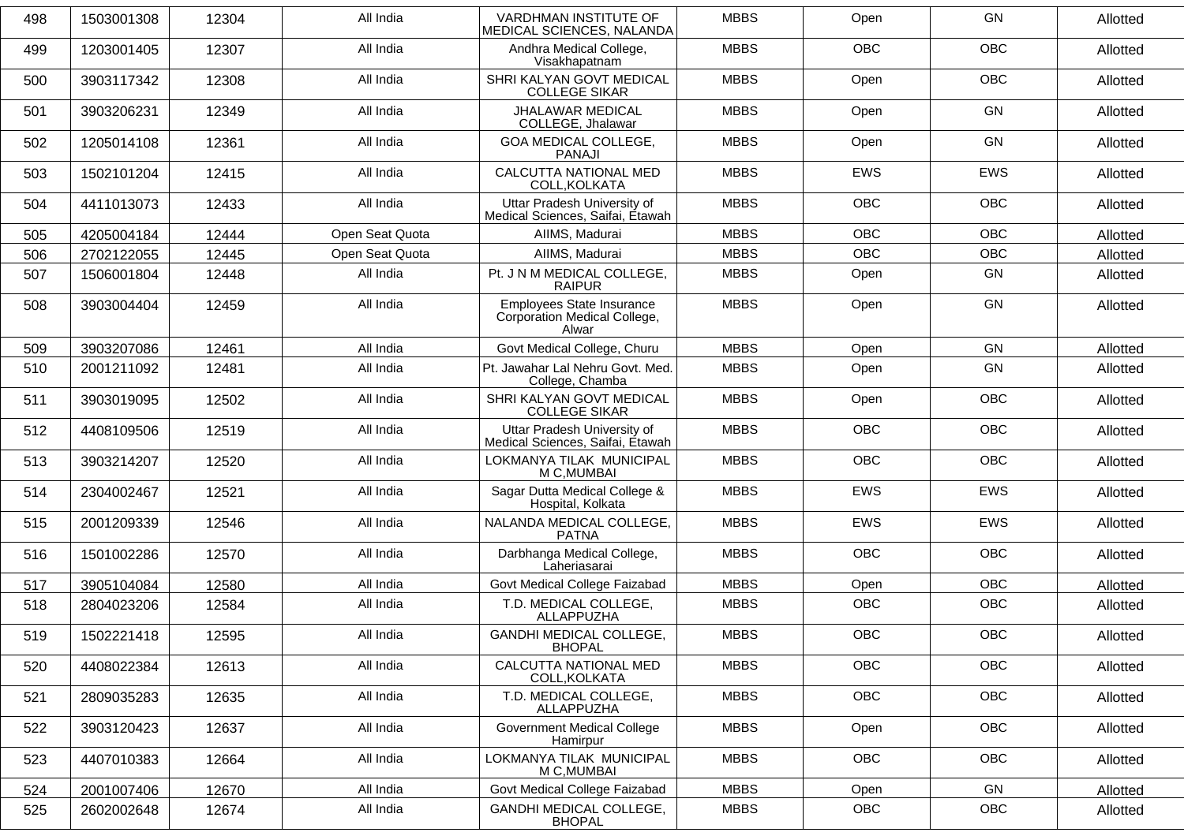| 498 | 1503001308 | 12304 | All India | VARDHMAN INSTITUTE OF MEDICAL SCIENCES, NALANDA | MBBS | Open | GN | Allotted |
|---|---|---|---|---|---|---|---|---|
| 499 | 1203001405 | 12307 | All India | Andhra Medical College, Visakhapatnam | MBBS | OBC | OBC | Allotted |
| 500 | 3903117342 | 12308 | All India | SHRI KALYAN GOVT MEDICAL COLLEGE SIKAR | MBBS | Open | OBC | Allotted |
| 501 | 3903206231 | 12349 | All India | JHALAWAR MEDICAL COLLEGE, Jhalawar | MBBS | Open | GN | Allotted |
| 502 | 1205014108 | 12361 | All India | GOA MEDICAL COLLEGE, PANAJI | MBBS | Open | GN | Allotted |
| 503 | 1502101204 | 12415 | All India | CALCUTTA NATIONAL MED COLL,KOLKATA | MBBS | EWS | EWS | Allotted |
| 504 | 4411013073 | 12433 | All India | Uttar Pradesh University of Medical Sciences, Saifai, Etawah | MBBS | OBC | OBC | Allotted |
| 505 | 4205004184 | 12444 | Open Seat Quota | AIIMS, Madurai | MBBS | OBC | OBC | Allotted |
| 506 | 2702122055 | 12445 | Open Seat Quota | AIIMS, Madurai | MBBS | OBC | OBC | Allotted |
| 507 | 1506001804 | 12448 | All India | Pt. J N M MEDICAL COLLEGE, RAIPUR | MBBS | Open | GN | Allotted |
| 508 | 3903004404 | 12459 | All India | Employees State Insurance Corporation Medical College, Alwar | MBBS | Open | GN | Allotted |
| 509 | 3903207086 | 12461 | All India | Govt Medical College, Churu | MBBS | Open | GN | Allotted |
| 510 | 2001211092 | 12481 | All India | Pt. Jawahar Lal Nehru Govt. Med. College, Chamba | MBBS | Open | GN | Allotted |
| 511 | 3903019095 | 12502 | All India | SHRI KALYAN GOVT MEDICAL COLLEGE SIKAR | MBBS | Open | OBC | Allotted |
| 512 | 4408109506 | 12519 | All India | Uttar Pradesh University of Medical Sciences, Saifai, Etawah | MBBS | OBC | OBC | Allotted |
| 513 | 3903214207 | 12520 | All India | LOKMANYA TILAK MUNICIPAL M C,MUMBAI | MBBS | OBC | OBC | Allotted |
| 514 | 2304002467 | 12521 | All India | Sagar Dutta Medical College & Hospital, Kolkata | MBBS | EWS | EWS | Allotted |
| 515 | 2001209339 | 12546 | All India | NALANDA MEDICAL COLLEGE, PATNA | MBBS | EWS | EWS | Allotted |
| 516 | 1501002286 | 12570 | All India | Darbhanga Medical College, Laheriasarai | MBBS | OBC | OBC | Allotted |
| 517 | 3905104084 | 12580 | All India | Govt Medical College Faizabad | MBBS | Open | OBC | Allotted |
| 518 | 2804023206 | 12584 | All India | T.D. MEDICAL COLLEGE, ALLAPPUZHA | MBBS | OBC | OBC | Allotted |
| 519 | 1502221418 | 12595 | All India | GANDHI MEDICAL COLLEGE, BHOPAL | MBBS | OBC | OBC | Allotted |
| 520 | 4408022384 | 12613 | All India | CALCUTTA NATIONAL MED COLL,KOLKATA | MBBS | OBC | OBC | Allotted |
| 521 | 2809035283 | 12635 | All India | T.D. MEDICAL COLLEGE, ALLAPPUZHA | MBBS | OBC | OBC | Allotted |
| 522 | 3903120423 | 12637 | All India | Government Medical College Hamirpur | MBBS | Open | OBC | Allotted |
| 523 | 4407010383 | 12664 | All India | LOKMANYA TILAK MUNICIPAL M C,MUMBAI | MBBS | OBC | OBC | Allotted |
| 524 | 2001007406 | 12670 | All India | Govt Medical College Faizabad | MBBS | Open | GN | Allotted |
| 525 | 2602002648 | 12674 | All India | GANDHI MEDICAL COLLEGE, BHOPAL | MBBS | OBC | OBC | Allotted |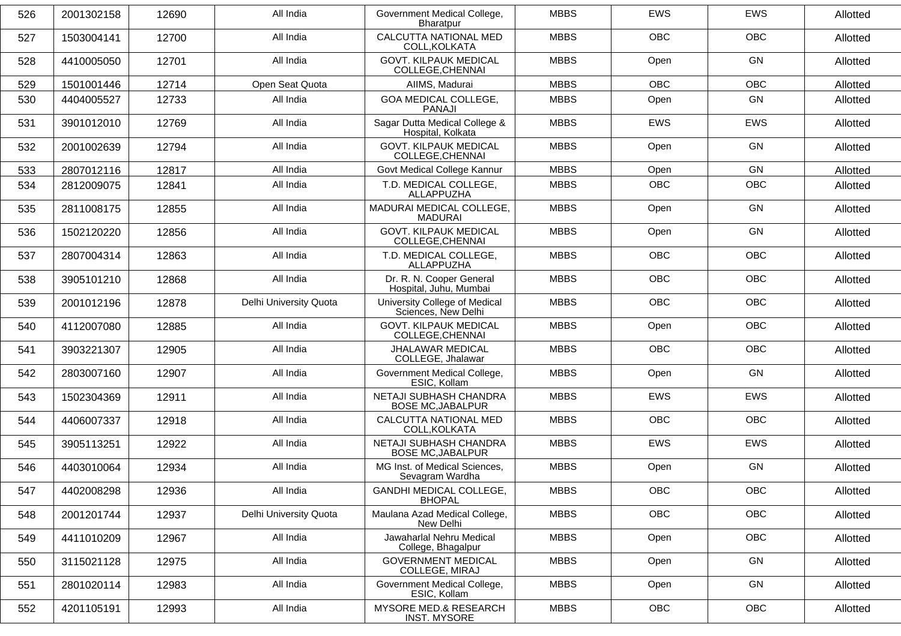| 526 | 2001302158 | 12690 | All India | Government Medical College, Bharatpur | MBBS | EWS | EWS | Allotted |
|---|---|---|---|---|---|---|---|---|
| 527 | 1503004141 | 12700 | All India | CALCUTTA NATIONAL MED COLL,KOLKATA | MBBS | OBC | OBC | Allotted |
| 528 | 4410005050 | 12701 | All India | GOVT. KILPAUK MEDICAL COLLEGE,CHENNAI | MBBS | Open | GN | Allotted |
| 529 | 1501001446 | 12714 | Open Seat Quota | AIIMS, Madurai | MBBS | OBC | OBC | Allotted |
| 530 | 4404005527 | 12733 | All India | GOA MEDICAL COLLEGE, PANAJI | MBBS | Open | GN | Allotted |
| 531 | 3901012010 | 12769 | All India | Sagar Dutta Medical College & Hospital, Kolkata | MBBS | EWS | EWS | Allotted |
| 532 | 2001002639 | 12794 | All India | GOVT. KILPAUK MEDICAL COLLEGE,CHENNAI | MBBS | Open | GN | Allotted |
| 533 | 2807012116 | 12817 | All India | Govt Medical College Kannur | MBBS | Open | GN | Allotted |
| 534 | 2812009075 | 12841 | All India | T.D. MEDICAL COLLEGE, ALLAPPUZHA | MBBS | OBC | OBC | Allotted |
| 535 | 2811008175 | 12855 | All India | MADURAI MEDICAL COLLEGE, MADURAI | MBBS | Open | GN | Allotted |
| 536 | 1502120220 | 12856 | All India | GOVT. KILPAUK MEDICAL COLLEGE,CHENNAI | MBBS | Open | GN | Allotted |
| 537 | 2807004314 | 12863 | All India | T.D. MEDICAL COLLEGE, ALLAPPUZHA | MBBS | OBC | OBC | Allotted |
| 538 | 3905101210 | 12868 | All India | Dr. R. N. Cooper General Hospital, Juhu, Mumbai | MBBS | OBC | OBC | Allotted |
| 539 | 2001012196 | 12878 | Delhi University Quota | University College of Medical Sciences, New Delhi | MBBS | OBC | OBC | Allotted |
| 540 | 4112007080 | 12885 | All India | GOVT. KILPAUK MEDICAL COLLEGE,CHENNAI | MBBS | Open | OBC | Allotted |
| 541 | 3903221307 | 12905 | All India | JHALAWAR MEDICAL COLLEGE, Jhalawar | MBBS | OBC | OBC | Allotted |
| 542 | 2803007160 | 12907 | All India | Government Medical College, ESIC, Kollam | MBBS | Open | GN | Allotted |
| 543 | 1502304369 | 12911 | All India | NETAJI SUBHASH CHANDRA BOSE MC,JABALPUR | MBBS | EWS | EWS | Allotted |
| 544 | 4406007337 | 12918 | All India | CALCUTTA NATIONAL MED COLL,KOLKATA | MBBS | OBC | OBC | Allotted |
| 545 | 3905113251 | 12922 | All India | NETAJI SUBHASH CHANDRA BOSE MC,JABALPUR | MBBS | EWS | EWS | Allotted |
| 546 | 4403010064 | 12934 | All India | MG Inst. of Medical Sciences, Sevagram Wardha | MBBS | Open | GN | Allotted |
| 547 | 4402008298 | 12936 | All India | GANDHI MEDICAL COLLEGE, BHOPAL | MBBS | OBC | OBC | Allotted |
| 548 | 2001201744 | 12937 | Delhi University Quota | Maulana Azad Medical College, New Delhi | MBBS | OBC | OBC | Allotted |
| 549 | 4411010209 | 12967 | All India | Jawaharlal Nehru Medical College, Bhagalpur | MBBS | Open | OBC | Allotted |
| 550 | 3115021128 | 12975 | All India | GOVERNMENT MEDICAL COLLEGE, MIRAJ | MBBS | Open | GN | Allotted |
| 551 | 2801020114 | 12983 | All India | Government Medical College, ESIC, Kollam | MBBS | Open | GN | Allotted |
| 552 | 4201105191 | 12993 | All India | MYSORE MED.& RESEARCH INST. MYSORE | MBBS | OBC | OBC | Allotted |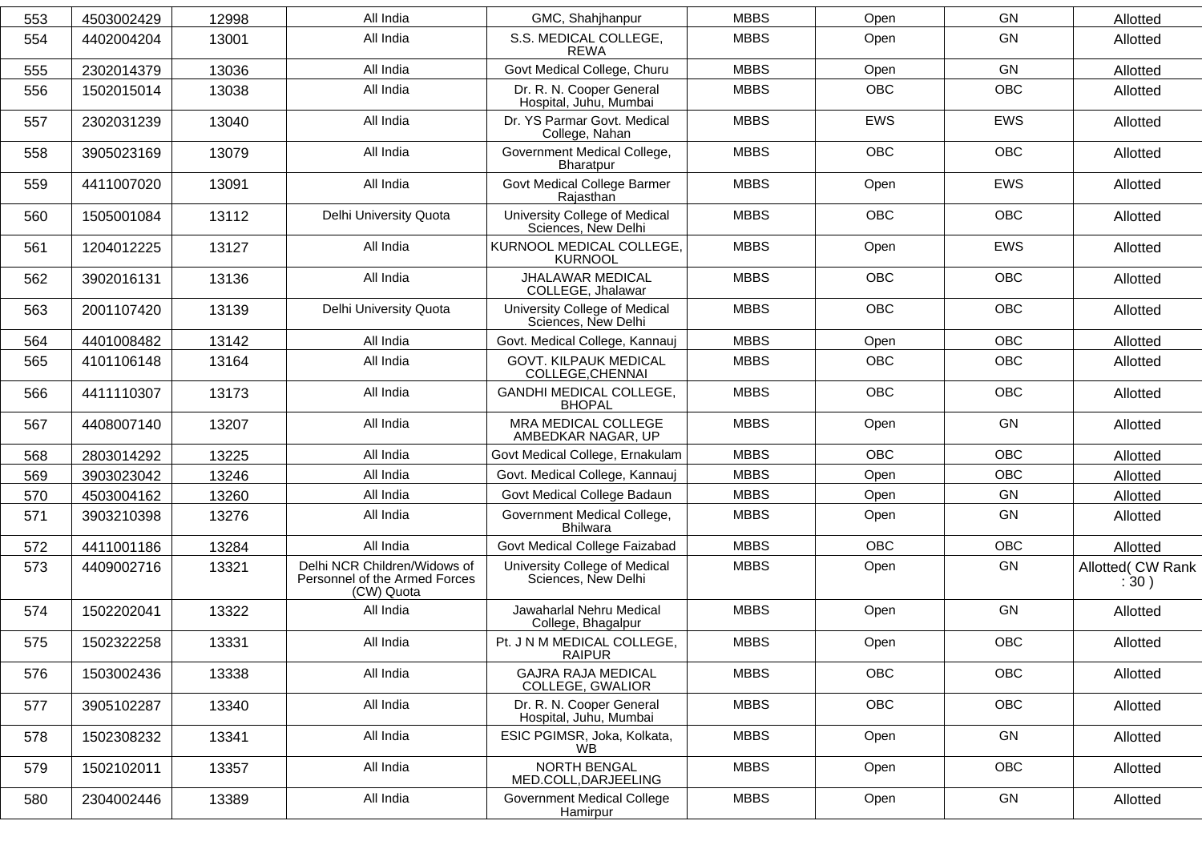| 553 | 4503002429 | 12998 | All India | GMC, Shahjhanpur | MBBS | Open | GN | Allotted |
|---|---|---|---|---|---|---|---|---|
| 554 | 4402004204 | 13001 | All India | S.S. MEDICAL COLLEGE, REWA | MBBS | Open | GN | Allotted |
| 555 | 2302014379 | 13036 | All India | Govt Medical College, Churu | MBBS | Open | GN | Allotted |
| 556 | 1502015014 | 13038 | All India | Dr. R. N. Cooper General Hospital, Juhu, Mumbai | MBBS | OBC | OBC | Allotted |
| 557 | 2302031239 | 13040 | All India | Dr. YS Parmar Govt. Medical College, Nahan | MBBS | EWS | EWS | Allotted |
| 558 | 3905023169 | 13079 | All India | Government Medical College, Bharatpur | MBBS | OBC | OBC | Allotted |
| 559 | 4411007020 | 13091 | All India | Govt Medical College Barmer Rajasthan | MBBS | Open | EWS | Allotted |
| 560 | 1505001084 | 13112 | Delhi University Quota | University College of Medical Sciences, New Delhi | MBBS | OBC | OBC | Allotted |
| 561 | 1204012225 | 13127 | All India | KURNOOL MEDICAL COLLEGE, KURNOOL | MBBS | Open | EWS | Allotted |
| 562 | 3902016131 | 13136 | All India | JHALAWAR MEDICAL COLLEGE, Jhalawar | MBBS | OBC | OBC | Allotted |
| 563 | 2001107420 | 13139 | Delhi University Quota | University College of Medical Sciences, New Delhi | MBBS | OBC | OBC | Allotted |
| 564 | 4401008482 | 13142 | All India | Govt. Medical College, Kannauj | MBBS | Open | OBC | Allotted |
| 565 | 4101106148 | 13164 | All India | GOVT. KILPAUK MEDICAL COLLEGE,CHENNAI | MBBS | OBC | OBC | Allotted |
| 566 | 4411110307 | 13173 | All India | GANDHI MEDICAL COLLEGE, BHOPAL | MBBS | OBC | OBC | Allotted |
| 567 | 4408007140 | 13207 | All India | MRA MEDICAL COLLEGE AMBEDKAR NAGAR, UP | MBBS | Open | GN | Allotted |
| 568 | 2803014292 | 13225 | All India | Govt Medical College, Ernakulam | MBBS | OBC | OBC | Allotted |
| 569 | 3903023042 | 13246 | All India | Govt. Medical College, Kannauj | MBBS | Open | OBC | Allotted |
| 570 | 4503004162 | 13260 | All India | Govt Medical College Badaun | MBBS | Open | GN | Allotted |
| 571 | 3903210398 | 13276 | All India | Government Medical College, Bhilwara | MBBS | Open | GN | Allotted |
| 572 | 4411001186 | 13284 | All India | Govt Medical College Faizabad | MBBS | OBC | OBC | Allotted |
| 573 | 4409002716 | 13321 | Delhi NCR Children/Widows of Personnel of the Armed Forces (CW) Quota | University College of Medical Sciences, New Delhi | MBBS | Open | GN | Allotted( CW Rank : 30 ) |
| 574 | 1502202041 | 13322 | All India | Jawaharlal Nehru Medical College, Bhagalpur | MBBS | Open | GN | Allotted |
| 575 | 1502322258 | 13331 | All India | Pt. J N M MEDICAL COLLEGE, RAIPUR | MBBS | Open | OBC | Allotted |
| 576 | 1503002436 | 13338 | All India | GAJRA RAJA MEDICAL COLLEGE, GWALIOR | MBBS | OBC | OBC | Allotted |
| 577 | 3905102287 | 13340 | All India | Dr. R. N. Cooper General Hospital, Juhu, Mumbai | MBBS | OBC | OBC | Allotted |
| 578 | 1502308232 | 13341 | All India | ESIC PGIMSR, Joka, Kolkata, WB | MBBS | Open | GN | Allotted |
| 579 | 1502102011 | 13357 | All India | NORTH BENGAL MED.COLL,DARJEELING | MBBS | Open | OBC | Allotted |
| 580 | 2304002446 | 13389 | All India | Government Medical College Hamirpur | MBBS | Open | GN | Allotted |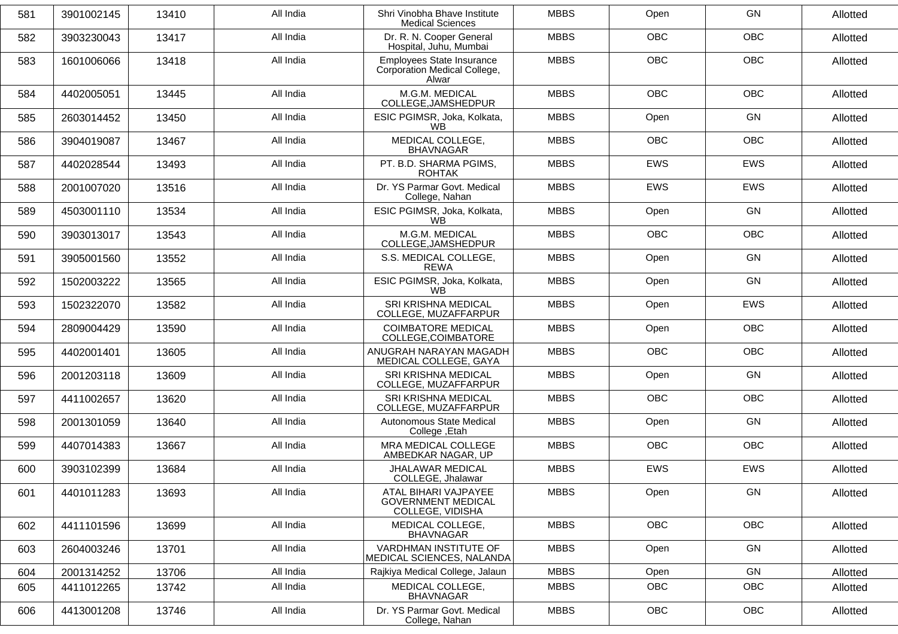| 581 | 3901002145 | 13410 | All India | Shri Vinobha Bhave Institute Medical Sciences | MBBS | Open | GN | Allotted |
|---|---|---|---|---|---|---|---|---|
| 582 | 3903230043 | 13417 | All India | Dr. R. N. Cooper General Hospital, Juhu, Mumbai | MBBS | OBC | OBC | Allotted |
| 583 | 1601006066 | 13418 | All India | Employees State Insurance Corporation Medical College, Alwar | MBBS | OBC | OBC | Allotted |
| 584 | 4402005051 | 13445 | All India | M.G.M. MEDICAL COLLEGE,JAMSHEDPUR | MBBS | OBC | OBC | Allotted |
| 585 | 2603014452 | 13450 | All India | ESIC PGIMSR, Joka, Kolkata, WB | MBBS | Open | GN | Allotted |
| 586 | 3904019087 | 13467 | All India | MEDICAL COLLEGE, BHAVNAGAR | MBBS | OBC | OBC | Allotted |
| 587 | 4402028544 | 13493 | All India | PT. B.D. SHARMA PGIMS, ROHTAK | MBBS | EWS | EWS | Allotted |
| 588 | 2001007020 | 13516 | All India | Dr. YS Parmar Govt. Medical College, Nahan | MBBS | EWS | EWS | Allotted |
| 589 | 4503001110 | 13534 | All India | ESIC PGIMSR, Joka, Kolkata, WB | MBBS | Open | GN | Allotted |
| 590 | 3903013017 | 13543 | All India | M.G.M. MEDICAL COLLEGE,JAMSHEDPUR | MBBS | OBC | OBC | Allotted |
| 591 | 3905001560 | 13552 | All India | S.S. MEDICAL COLLEGE, REWA | MBBS | Open | GN | Allotted |
| 592 | 1502003222 | 13565 | All India | ESIC PGIMSR, Joka, Kolkata, WB | MBBS | Open | GN | Allotted |
| 593 | 1502322070 | 13582 | All India | SRI KRISHNA MEDICAL COLLEGE, MUZAFFARPUR | MBBS | Open | EWS | Allotted |
| 594 | 2809004429 | 13590 | All India | COIMBATORE MEDICAL COLLEGE,COIMBATORE | MBBS | Open | OBC | Allotted |
| 595 | 4402001401 | 13605 | All India | ANUGRAH NARAYAN MAGADH MEDICAL COLLEGE, GAYA | MBBS | OBC | OBC | Allotted |
| 596 | 2001203118 | 13609 | All India | SRI KRISHNA MEDICAL COLLEGE, MUZAFFARPUR | MBBS | Open | GN | Allotted |
| 597 | 4411002657 | 13620 | All India | SRI KRISHNA MEDICAL COLLEGE, MUZAFFARPUR | MBBS | OBC | OBC | Allotted |
| 598 | 2001301059 | 13640 | All India | Autonomous State Medical College ,Etah | MBBS | Open | GN | Allotted |
| 599 | 4407014383 | 13667 | All India | MRA MEDICAL COLLEGE AMBEDKAR NAGAR, UP | MBBS | OBC | OBC | Allotted |
| 600 | 3903102399 | 13684 | All India | JHALAWAR MEDICAL COLLEGE, Jhalawar | MBBS | EWS | EWS | Allotted |
| 601 | 4401011283 | 13693 | All India | ATAL BIHARI VAJPAYEE GOVERNMENT MEDICAL COLLEGE, VIDISHA | MBBS | Open | GN | Allotted |
| 602 | 4411101596 | 13699 | All India | MEDICAL COLLEGE, BHAVNAGAR | MBBS | OBC | OBC | Allotted |
| 603 | 2604003246 | 13701 | All India | VARDHMAN INSTITUTE OF MEDICAL SCIENCES, NALANDA | MBBS | Open | GN | Allotted |
| 604 | 2001314252 | 13706 | All India | Rajkiya Medical College, Jalaun | MBBS | Open | GN | Allotted |
| 605 | 4411012265 | 13742 | All India | MEDICAL COLLEGE, BHAVNAGAR | MBBS | OBC | OBC | Allotted |
| 606 | 4413001208 | 13746 | All India | Dr. YS Parmar Govt. Medical College, Nahan | MBBS | OBC | OBC | Allotted |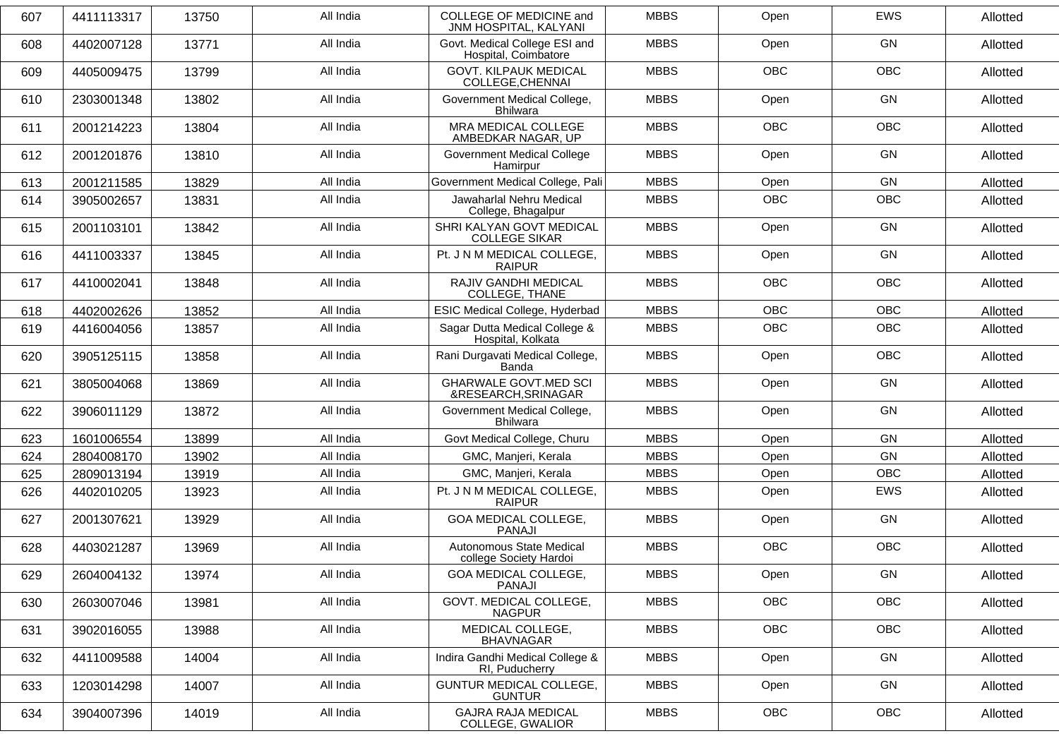| | | | | | | | | |
|---|---|---|---|---|---|---|---|---|
| 607 | 4411113317 | 13750 | All India | COLLEGE OF MEDICINE and JNM HOSPITAL, KALYANI | MBBS | Open | EWS | Allotted |
| 608 | 4402007128 | 13771 | All India | Govt. Medical College ESI and Hospital, Coimbatore | MBBS | Open | GN | Allotted |
| 609 | 4405009475 | 13799 | All India | GOVT. KILPAUK MEDICAL COLLEGE,CHENNAI | MBBS | OBC | OBC | Allotted |
| 610 | 2303001348 | 13802 | All India | Government Medical College, Bhilwara | MBBS | Open | GN | Allotted |
| 611 | 2001214223 | 13804 | All India | MRA MEDICAL COLLEGE AMBEDKAR NAGAR, UP | MBBS | OBC | OBC | Allotted |
| 612 | 2001201876 | 13810 | All India | Government Medical College Hamirpur | MBBS | Open | GN | Allotted |
| 613 | 2001211585 | 13829 | All India | Government Medical College, Pali | MBBS | Open | GN | Allotted |
| 614 | 3905002657 | 13831 | All India | Jawaharlal Nehru Medical College, Bhagalpur | MBBS | OBC | OBC | Allotted |
| 615 | 2001103101 | 13842 | All India | SHRI KALYAN GOVT MEDICAL COLLEGE SIKAR | MBBS | Open | GN | Allotted |
| 616 | 4411003337 | 13845 | All India | Pt. J N M MEDICAL COLLEGE, RAIPUR | MBBS | Open | GN | Allotted |
| 617 | 4410002041 | 13848 | All India | RAJIV GANDHI MEDICAL COLLEGE, THANE | MBBS | OBC | OBC | Allotted |
| 618 | 4402002626 | 13852 | All India | ESIC Medical College, Hyderbad | MBBS | OBC | OBC | Allotted |
| 619 | 4416004056 | 13857 | All India | Sagar Dutta Medical College & Hospital, Kolkata | MBBS | OBC | OBC | Allotted |
| 620 | 3905125115 | 13858 | All India | Rani Durgavati Medical College, Banda | MBBS | Open | OBC | Allotted |
| 621 | 3805004068 | 13869 | All India | GHARWALE GOVT.MED SCI &RESEARCH,SRINAGAR | MBBS | Open | GN | Allotted |
| 622 | 3906011129 | 13872 | All India | Government Medical College, Bhilwara | MBBS | Open | GN | Allotted |
| 623 | 1601006554 | 13899 | All India | Govt Medical College, Churu | MBBS | Open | GN | Allotted |
| 624 | 2804008170 | 13902 | All India | GMC, Manjeri, Kerala | MBBS | Open | GN | Allotted |
| 625 | 2809013194 | 13919 | All India | GMC, Manjeri, Kerala | MBBS | Open | OBC | Allotted |
| 626 | 4402010205 | 13923 | All India | Pt. J N M MEDICAL COLLEGE, RAIPUR | MBBS | Open | EWS | Allotted |
| 627 | 2001307621 | 13929 | All India | GOA MEDICAL COLLEGE, PANAJI | MBBS | Open | GN | Allotted |
| 628 | 4403021287 | 13969 | All India | Autonomous State Medical college Society Hardoi | MBBS | OBC | OBC | Allotted |
| 629 | 2604004132 | 13974 | All India | GOA MEDICAL COLLEGE, PANAJI | MBBS | Open | GN | Allotted |
| 630 | 2603007046 | 13981 | All India | GOVT. MEDICAL COLLEGE, NAGPUR | MBBS | OBC | OBC | Allotted |
| 631 | 3902016055 | 13988 | All India | MEDICAL COLLEGE, BHAVNAGAR | MBBS | OBC | OBC | Allotted |
| 632 | 4411009588 | 14004 | All India | Indira Gandhi Medical College & RI, Puducherry | MBBS | Open | GN | Allotted |
| 633 | 1203014298 | 14007 | All India | GUNTUR MEDICAL COLLEGE, GUNTUR | MBBS | Open | GN | Allotted |
| 634 | 3904007396 | 14019 | All India | GAJRA RAJA MEDICAL COLLEGE, GWALIOR | MBBS | OBC | OBC | Allotted |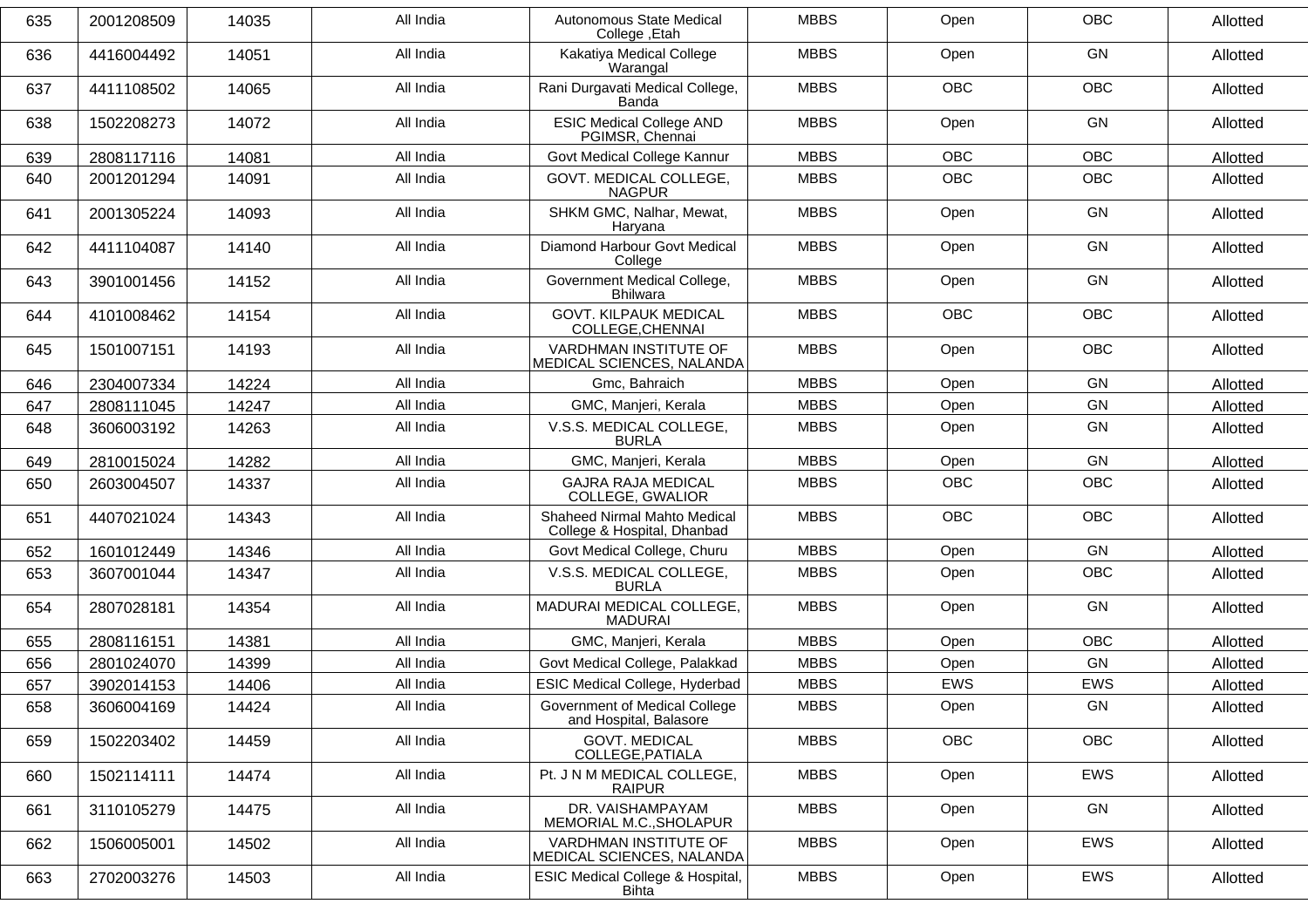| | | | | | | | | |
|---|---|---|---|---|---|---|---|---|
| 635 | 2001208509 | 14035 | All India | Autonomous State Medical College ,Etah | MBBS | Open | OBC | Allotted |
| 636 | 4416004492 | 14051 | All India | Kakatiya Medical College Warangal | MBBS | Open | GN | Allotted |
| 637 | 4411108502 | 14065 | All India | Rani Durgavati Medical College, Banda | MBBS | OBC | OBC | Allotted |
| 638 | 1502208273 | 14072 | All India | ESIC Medical College AND PGIMSR, Chennai | MBBS | Open | GN | Allotted |
| 639 | 2808117116 | 14081 | All India | Govt Medical College Kannur | MBBS | OBC | OBC | Allotted |
| 640 | 2001201294 | 14091 | All India | GOVT. MEDICAL COLLEGE, NAGPUR | MBBS | OBC | OBC | Allotted |
| 641 | 2001305224 | 14093 | All India | SHKM GMC, Nalhar, Mewat, Haryana | MBBS | Open | GN | Allotted |
| 642 | 4411104087 | 14140 | All India | Diamond Harbour Govt Medical College | MBBS | Open | GN | Allotted |
| 643 | 3901001456 | 14152 | All India | Government Medical College, Bhilwara | MBBS | Open | GN | Allotted |
| 644 | 4101008462 | 14154 | All India | GOVT. KILPAUK MEDICAL COLLEGE,CHENNAI | MBBS | OBC | OBC | Allotted |
| 645 | 1501007151 | 14193 | All India | VARDHMAN INSTITUTE OF MEDICAL SCIENCES, NALANDA | MBBS | Open | OBC | Allotted |
| 646 | 2304007334 | 14224 | All India | Gmc, Bahraich | MBBS | Open | GN | Allotted |
| 647 | 2808111045 | 14247 | All India | GMC, Manjeri, Kerala | MBBS | Open | GN | Allotted |
| 648 | 3606003192 | 14263 | All India | V.S.S. MEDICAL COLLEGE, BURLA | MBBS | Open | GN | Allotted |
| 649 | 2810015024 | 14282 | All India | GMC, Manjeri, Kerala | MBBS | Open | GN | Allotted |
| 650 | 2603004507 | 14337 | All India | GAJRA RAJA MEDICAL COLLEGE, GWALIOR | MBBS | OBC | OBC | Allotted |
| 651 | 4407021024 | 14343 | All India | Shaheed Nirmal Mahto Medical College & Hospital, Dhanbad | MBBS | OBC | OBC | Allotted |
| 652 | 1601012449 | 14346 | All India | Govt Medical College, Churu | MBBS | Open | GN | Allotted |
| 653 | 3607001044 | 14347 | All India | V.S.S. MEDICAL COLLEGE, BURLA | MBBS | Open | OBC | Allotted |
| 654 | 2807028181 | 14354 | All India | MADURAI MEDICAL COLLEGE, MADURAI | MBBS | Open | GN | Allotted |
| 655 | 2808116151 | 14381 | All India | GMC, Manjeri, Kerala | MBBS | Open | OBC | Allotted |
| 656 | 2801024070 | 14399 | All India | Govt Medical College, Palakkad | MBBS | Open | GN | Allotted |
| 657 | 3902014153 | 14406 | All India | ESIC Medical College, Hyderbad | MBBS | EWS | EWS | Allotted |
| 658 | 3606004169 | 14424 | All India | Government of Medical College and Hospital, Balasore | MBBS | Open | GN | Allotted |
| 659 | 1502203402 | 14459 | All India | GOVT. MEDICAL COLLEGE,PATIALA | MBBS | OBC | OBC | Allotted |
| 660 | 1502114111 | 14474 | All India | Pt. J N M MEDICAL COLLEGE, RAIPUR | MBBS | Open | EWS | Allotted |
| 661 | 3110105279 | 14475 | All India | DR. VAISHAMPAYAM MEMORIAL M.C.,SHOLAPUR | MBBS | Open | GN | Allotted |
| 662 | 1506005001 | 14502 | All India | VARDHMAN INSTITUTE OF MEDICAL SCIENCES, NALANDA | MBBS | Open | EWS | Allotted |
| 663 | 2702003276 | 14503 | All India | ESIC Medical College & Hospital, Bihta | MBBS | Open | EWS | Allotted |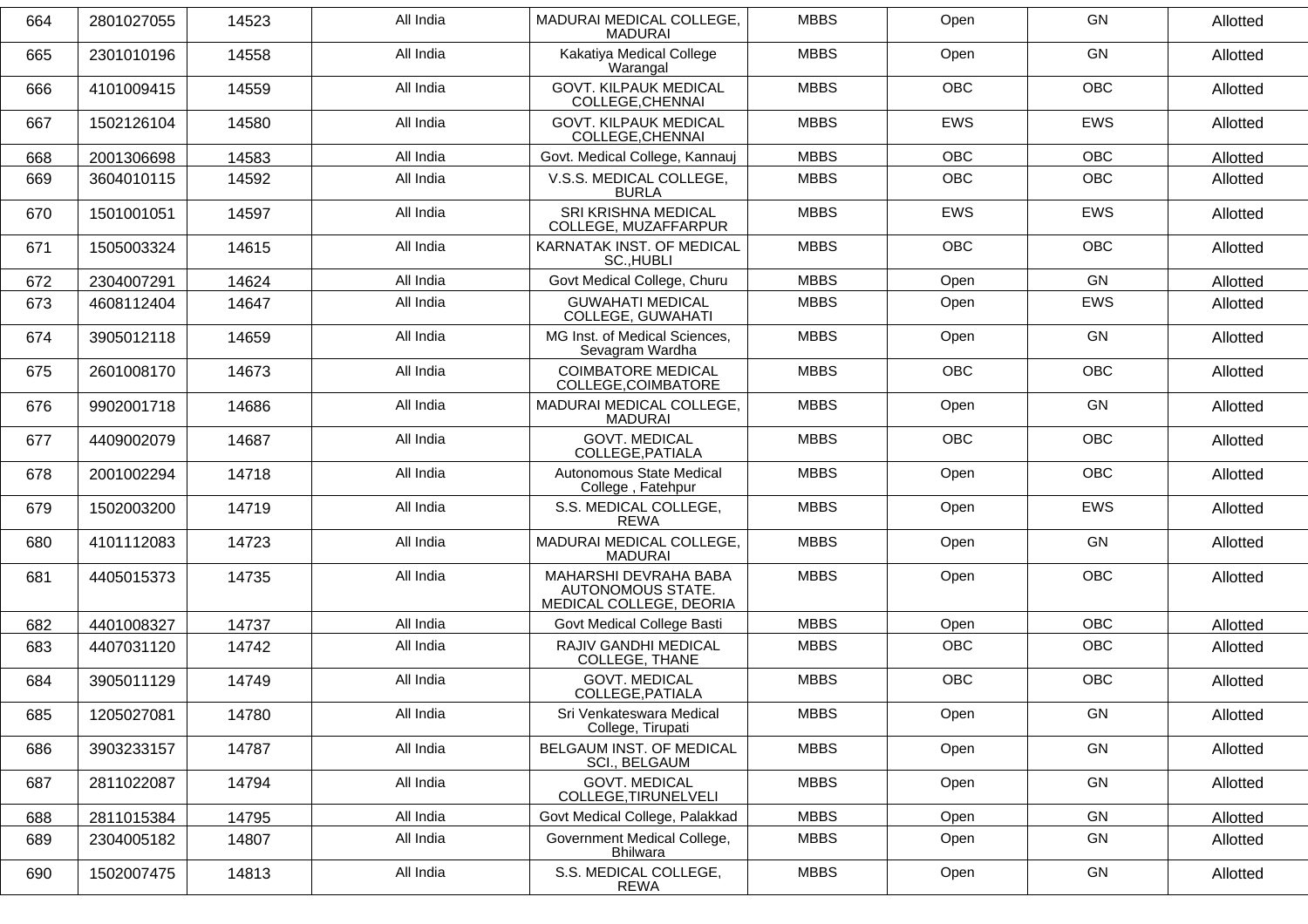| 664 | 2801027055 | 14523 | All India | MADURAI MEDICAL COLLEGE, MADURAI | MBBS | Open | GN | Allotted |
|---|---|---|---|---|---|---|---|---|
| 665 | 2301010196 | 14558 | All India | Kakatiya Medical College Warangal | MBBS | Open | GN | Allotted |
| 666 | 4101009415 | 14559 | All India | GOVT. KILPAUK MEDICAL COLLEGE,CHENNAI | MBBS | OBC | OBC | Allotted |
| 667 | 1502126104 | 14580 | All India | GOVT. KILPAUK MEDICAL COLLEGE,CHENNAI | MBBS | EWS | EWS | Allotted |
| 668 | 2001306698 | 14583 | All India | Govt. Medical College, Kannauj | MBBS | OBC | OBC | Allotted |
| 669 | 3604010115 | 14592 | All India | V.S.S. MEDICAL COLLEGE, BURLA | MBBS | OBC | OBC | Allotted |
| 670 | 1501001051 | 14597 | All India | SRI KRISHNA MEDICAL COLLEGE, MUZAFFARPUR | MBBS | EWS | EWS | Allotted |
| 671 | 1505003324 | 14615 | All India | KARNATAK INST. OF MEDICAL SC.,HUBLI | MBBS | OBC | OBC | Allotted |
| 672 | 2304007291 | 14624 | All India | Govt Medical College, Churu | MBBS | Open | GN | Allotted |
| 673 | 4608112404 | 14647 | All India | GUWAHATI MEDICAL COLLEGE, GUWAHATI | MBBS | Open | EWS | Allotted |
| 674 | 3905012118 | 14659 | All India | MG Inst. of Medical Sciences, Sevagram Wardha | MBBS | Open | GN | Allotted |
| 675 | 2601008170 | 14673 | All India | COIMBATORE MEDICAL COLLEGE,COIMBATORE | MBBS | OBC | OBC | Allotted |
| 676 | 9902001718 | 14686 | All India | MADURAI MEDICAL COLLEGE, MADURAI | MBBS | Open | GN | Allotted |
| 677 | 4409002079 | 14687 | All India | GOVT. MEDICAL COLLEGE,PATIALA | MBBS | OBC | OBC | Allotted |
| 678 | 2001002294 | 14718 | All India | Autonomous State Medical College , Fatehpur | MBBS | Open | OBC | Allotted |
| 679 | 1502003200 | 14719 | All India | S.S. MEDICAL COLLEGE, REWA | MBBS | Open | EWS | Allotted |
| 680 | 4101112083 | 14723 | All India | MADURAI MEDICAL COLLEGE, MADURAI | MBBS | Open | GN | Allotted |
| 681 | 4405015373 | 14735 | All India | MAHARSHI DEVRAHA BABA AUTONOMOUS STATE. MEDICAL COLLEGE, DEORIA | MBBS | Open | OBC | Allotted |
| 682 | 4401008327 | 14737 | All India | Govt Medical College Basti | MBBS | Open | OBC | Allotted |
| 683 | 4407031120 | 14742 | All India | RAJIV GANDHI MEDICAL COLLEGE, THANE | MBBS | OBC | OBC | Allotted |
| 684 | 3905011129 | 14749 | All India | GOVT. MEDICAL COLLEGE,PATIALA | MBBS | OBC | OBC | Allotted |
| 685 | 1205027081 | 14780 | All India | Sri Venkateswara Medical College, Tirupati | MBBS | Open | GN | Allotted |
| 686 | 3903233157 | 14787 | All India | BELGAUM INST. OF MEDICAL SCI., BELGAUM | MBBS | Open | GN | Allotted |
| 687 | 2811022087 | 14794 | All India | GOVT. MEDICAL COLLEGE,TIRUNELVELI | MBBS | Open | GN | Allotted |
| 688 | 2811015384 | 14795 | All India | Govt Medical College, Palakkad | MBBS | Open | GN | Allotted |
| 689 | 2304005182 | 14807 | All India | Government Medical College, Bhilwara | MBBS | Open | GN | Allotted |
| 690 | 1502007475 | 14813 | All India | S.S. MEDICAL COLLEGE, REWA | MBBS | Open | GN | Allotted |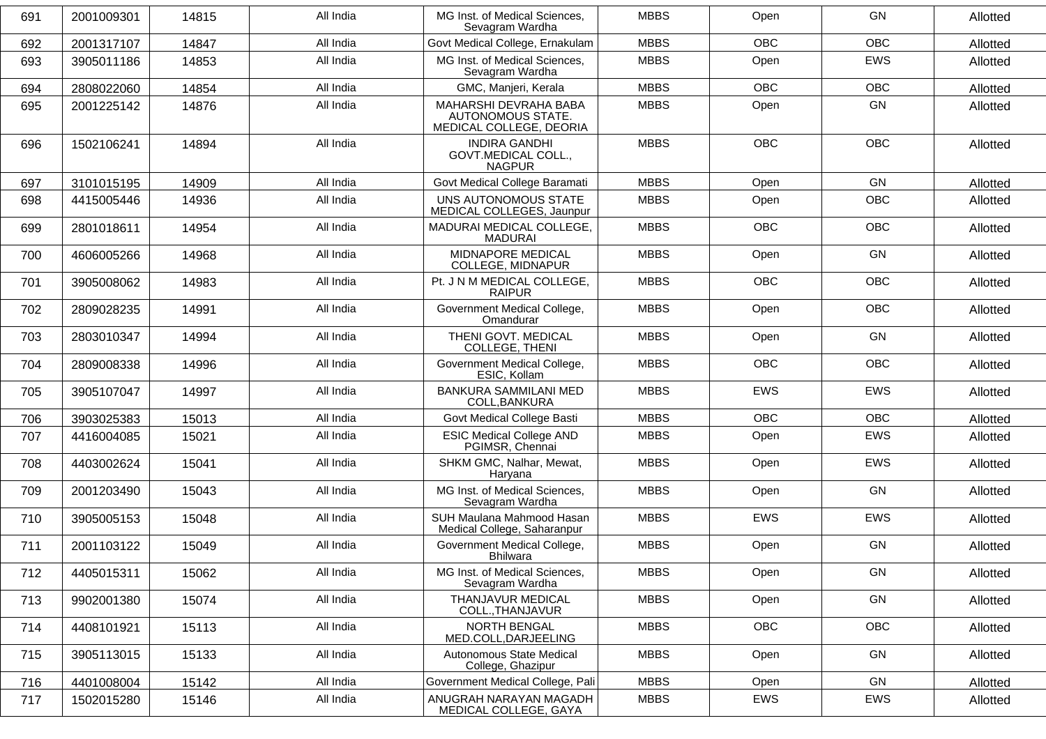| 691 | 2001009301 | 14815 | All India | MG Inst. of Medical Sciences, Sevagram Wardha | MBBS | Open | GN | Allotted |
|---|---|---|---|---|---|---|---|---|
| 692 | 2001317107 | 14847 | All India | Govt Medical College, Ernakulam | MBBS | OBC | OBC | Allotted |
| 693 | 3905011186 | 14853 | All India | MG Inst. of Medical Sciences, Sevagram Wardha | MBBS | Open | EWS | Allotted |
| 694 | 2808022060 | 14854 | All India | GMC, Manjeri, Kerala | MBBS | OBC | OBC | Allotted |
| 695 | 2001225142 | 14876 | All India | MAHARSHI DEVRAHA BABA AUTONOMOUS STATE. MEDICAL COLLEGE, DEORIA | MBBS | Open | GN | Allotted |
| 696 | 1502106241 | 14894 | All India | INDIRA GANDHI GOVT.MEDICAL COLL., NAGPUR | MBBS | OBC | OBC | Allotted |
| 697 | 3101015195 | 14909 | All India | Govt Medical College Baramati | MBBS | Open | GN | Allotted |
| 698 | 4415005446 | 14936 | All India | UNS AUTONOMOUS STATE MEDICAL COLLEGES, Jaunpur | MBBS | Open | OBC | Allotted |
| 699 | 2801018611 | 14954 | All India | MADURAI MEDICAL COLLEGE, MADURAI | MBBS | OBC | OBC | Allotted |
| 700 | 4606005266 | 14968 | All India | MIDNAPORE MEDICAL COLLEGE, MIDNAPUR | MBBS | Open | GN | Allotted |
| 701 | 3905008062 | 14983 | All India | Pt. J N M MEDICAL COLLEGE, RAIPUR | MBBS | OBC | OBC | Allotted |
| 702 | 2809028235 | 14991 | All India | Government Medical College, Omandurar | MBBS | Open | OBC | Allotted |
| 703 | 2803010347 | 14994 | All India | THENI GOVT. MEDICAL COLLEGE, THENI | MBBS | Open | GN | Allotted |
| 704 | 2809008338 | 14996 | All India | Government Medical College, ESIC, Kollam | MBBS | OBC | OBC | Allotted |
| 705 | 3905107047 | 14997 | All India | BANKURA SAMMILANI MED COLL,BANKURA | MBBS | EWS | EWS | Allotted |
| 706 | 3903025383 | 15013 | All India | Govt Medical College Basti | MBBS | OBC | OBC | Allotted |
| 707 | 4416004085 | 15021 | All India | ESIC Medical College AND PGIMSR, Chennai | MBBS | Open | EWS | Allotted |
| 708 | 4403002624 | 15041 | All India | SHKM GMC, Nalhar, Mewat, Haryana | MBBS | Open | EWS | Allotted |
| 709 | 2001203490 | 15043 | All India | MG Inst. of Medical Sciences, Sevagram Wardha | MBBS | Open | GN | Allotted |
| 710 | 3905005153 | 15048 | All India | SUH Maulana Mahmood Hasan Medical College, Saharanpur | MBBS | EWS | EWS | Allotted |
| 711 | 2001103122 | 15049 | All India | Government Medical College, Bhilwara | MBBS | Open | GN | Allotted |
| 712 | 4405015311 | 15062 | All India | MG Inst. of Medical Sciences, Sevagram Wardha | MBBS | Open | GN | Allotted |
| 713 | 9902001380 | 15074 | All India | THANJAVUR MEDICAL COLL.,THANJAVUR | MBBS | Open | GN | Allotted |
| 714 | 4408101921 | 15113 | All India | NORTH BENGAL MED.COLL,DARJEELING | MBBS | OBC | OBC | Allotted |
| 715 | 3905113015 | 15133 | All India | Autonomous State Medical College, Ghazipur | MBBS | Open | GN | Allotted |
| 716 | 4401008004 | 15142 | All India | Government Medical College, Pali | MBBS | Open | GN | Allotted |
| 717 | 1502015280 | 15146 | All India | ANUGRAH NARAYAN MAGADH MEDICAL COLLEGE, GAYA | MBBS | EWS | EWS | Allotted |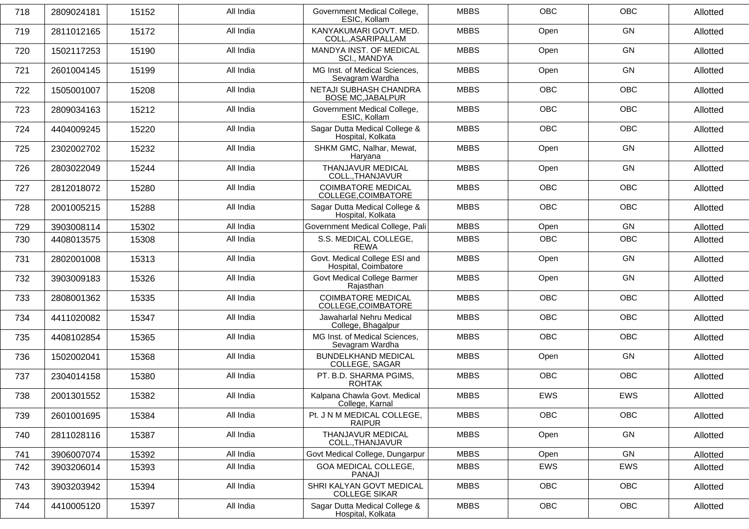| 718 | 2809024181 | 15152 | All India | Government Medical College, ESIC, Kollam | MBBS | OBC | OBC | Allotted |
|---|---|---|---|---|---|---|---|---|
| 719 | 2811012165 | 15172 | All India | KANYAKUMARI GOVT. MED. COLL.,ASARIPALLAM | MBBS | Open | GN | Allotted |
| 720 | 1502117253 | 15190 | All India | MANDYA INST. OF MEDICAL SCI., MANDYA | MBBS | Open | GN | Allotted |
| 721 | 2601004145 | 15199 | All India | MG Inst. of Medical Sciences, Sevagram Wardha | MBBS | Open | GN | Allotted |
| 722 | 1505001007 | 15208 | All India | NETAJI SUBHASH CHANDRA BOSE MC,JABALPUR | MBBS | OBC | OBC | Allotted |
| 723 | 2809034163 | 15212 | All India | Government Medical College, ESIC, Kollam | MBBS | OBC | OBC | Allotted |
| 724 | 4404009245 | 15220 | All India | Sagar Dutta Medical College & Hospital, Kolkata | MBBS | OBC | OBC | Allotted |
| 725 | 2302002702 | 15232 | All India | SHKM GMC, Nalhar, Mewat, Haryana | MBBS | Open | GN | Allotted |
| 726 | 2803022049 | 15244 | All India | THANJAVUR MEDICAL COLL.,THANJAVUR | MBBS | Open | GN | Allotted |
| 727 | 2812018072 | 15280 | All India | COIMBATORE MEDICAL COLLEGE,COIMBATORE | MBBS | OBC | OBC | Allotted |
| 728 | 2001005215 | 15288 | All India | Sagar Dutta Medical College & Hospital, Kolkata | MBBS | OBC | OBC | Allotted |
| 729 | 3903008114 | 15302 | All India | Government Medical College, Pali | MBBS | Open | GN | Allotted |
| 730 | 4408013575 | 15308 | All India | S.S. MEDICAL COLLEGE, REWA | MBBS | OBC | OBC | Allotted |
| 731 | 2802001008 | 15313 | All India | Govt. Medical College ESI and Hospital, Coimbatore | MBBS | Open | GN | Allotted |
| 732 | 3903009183 | 15326 | All India | Govt Medical College Barmer Rajasthan | MBBS | Open | GN | Allotted |
| 733 | 2808001362 | 15335 | All India | COIMBATORE MEDICAL COLLEGE,COIMBATORE | MBBS | OBC | OBC | Allotted |
| 734 | 4411020082 | 15347 | All India | Jawaharlal Nehru Medical College, Bhagalpur | MBBS | OBC | OBC | Allotted |
| 735 | 4408102854 | 15365 | All India | MG Inst. of Medical Sciences, Sevagram Wardha | MBBS | OBC | OBC | Allotted |
| 736 | 1502002041 | 15368 | All India | BUNDELKHAND MEDICAL COLLEGE, SAGAR | MBBS | Open | GN | Allotted |
| 737 | 2304014158 | 15380 | All India | PT. B.D. SHARMA PGIMS, ROHTAK | MBBS | OBC | OBC | Allotted |
| 738 | 2001301552 | 15382 | All India | Kalpana Chawla Govt. Medical College, Karnal | MBBS | EWS | EWS | Allotted |
| 739 | 2601001695 | 15384 | All India | Pt. J N M MEDICAL COLLEGE, RAIPUR | MBBS | OBC | OBC | Allotted |
| 740 | 2811028116 | 15387 | All India | THANJAVUR MEDICAL COLL.,THANJAVUR | MBBS | Open | GN | Allotted |
| 741 | 3906007074 | 15392 | All India | Govt Medical College, Dungarpur | MBBS | Open | GN | Allotted |
| 742 | 3903206014 | 15393 | All India | GOA MEDICAL COLLEGE, PANAJI | MBBS | EWS | EWS | Allotted |
| 743 | 3903203942 | 15394 | All India | SHRI KALYAN GOVT MEDICAL COLLEGE SIKAR | MBBS | OBC | OBC | Allotted |
| 744 | 4410005120 | 15397 | All India | Sagar Dutta Medical College & Hospital, Kolkata | MBBS | OBC | OBC | Allotted |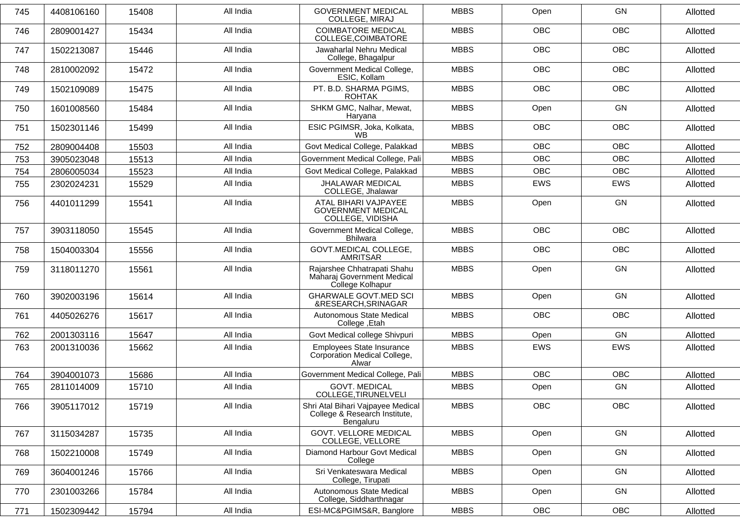| 745 | 4408106160 | 15408 | All India | GOVERNMENT MEDICAL COLLEGE, MIRAJ | MBBS | Open | GN | Allotted |
|---|---|---|---|---|---|---|---|---|
| 746 | 2809001427 | 15434 | All India | COIMBATORE MEDICAL COLLEGE,COIMBATORE | MBBS | OBC | OBC | Allotted |
| 747 | 1502213087 | 15446 | All India | Jawaharlal Nehru Medical College, Bhagalpur | MBBS | OBC | OBC | Allotted |
| 748 | 2810002092 | 15472 | All India | Government Medical College, ESIC, Kollam | MBBS | OBC | OBC | Allotted |
| 749 | 1502109089 | 15475 | All India | PT. B.D. SHARMA PGIMS, ROHTAK | MBBS | OBC | OBC | Allotted |
| 750 | 1601008560 | 15484 | All India | SHKM GMC, Nalhar, Mewat, Haryana | MBBS | Open | GN | Allotted |
| 751 | 1502301146 | 15499 | All India | ESIC PGIMSR, Joka, Kolkata, WB | MBBS | OBC | OBC | Allotted |
| 752 | 2809004408 | 15503 | All India | Govt Medical College, Palakkad | MBBS | OBC | OBC | Allotted |
| 753 | 3905023048 | 15513 | All India | Government Medical College, Pali | MBBS | OBC | OBC | Allotted |
| 754 | 2806005034 | 15523 | All India | Govt Medical College, Palakkad | MBBS | OBC | OBC | Allotted |
| 755 | 2302024231 | 15529 | All India | JHALAWAR MEDICAL COLLEGE, Jhalawar | MBBS | EWS | EWS | Allotted |
| 756 | 4401011299 | 15541 | All India | ATAL BIHARI VAJPAYEE GOVERNMENT MEDICAL COLLEGE, VIDISHA | MBBS | Open | GN | Allotted |
| 757 | 3903118050 | 15545 | All India | Government Medical College, Bhilwara | MBBS | OBC | OBC | Allotted |
| 758 | 1504003304 | 15556 | All India | GOVT.MEDICAL COLLEGE, AMRITSAR | MBBS | OBC | OBC | Allotted |
| 759 | 3118011270 | 15561 | All India | Rajarshee Chhatrapati Shahu Maharaj Government Medical College Kolhapur | MBBS | Open | GN | Allotted |
| 760 | 3902003196 | 15614 | All India | GHARWALE GOVT.MED SCI &RESEARCH,SRINAGAR | MBBS | Open | GN | Allotted |
| 761 | 4405026276 | 15617 | All India | Autonomous State Medical College ,Etah | MBBS | OBC | OBC | Allotted |
| 762 | 2001303116 | 15647 | All India | Govt Medical college Shivpuri | MBBS | Open | GN | Allotted |
| 763 | 2001310036 | 15662 | All India | Employees State Insurance Corporation Medical College, Alwar | MBBS | EWS | EWS | Allotted |
| 764 | 3904001073 | 15686 | All India | Government Medical College, Pali | MBBS | OBC | OBC | Allotted |
| 765 | 2811014009 | 15710 | All India | GOVT. MEDICAL COLLEGE,TIRUNELVELI | MBBS | Open | GN | Allotted |
| 766 | 3905117012 | 15719 | All India | Shri Atal Bihari Vajpayee Medical College & Research Institute, Bengaluru | MBBS | OBC | OBC | Allotted |
| 767 | 3115034287 | 15735 | All India | GOVT. VELLORE MEDICAL COLLEGE, VELLORE | MBBS | Open | GN | Allotted |
| 768 | 1502210008 | 15749 | All India | Diamond Harbour Govt Medical College | MBBS | Open | GN | Allotted |
| 769 | 3604001246 | 15766 | All India | Sri Venkateswara Medical College, Tirupati | MBBS | Open | GN | Allotted |
| 770 | 2301003266 | 15784 | All India | Autonomous State Medical College, Siddharthnagar | MBBS | Open | GN | Allotted |
| 771 | 1502309442 | 15794 | All India | ESI-MC&PGIMS&R, Banglore | MBBS | OBC | OBC | Allotted |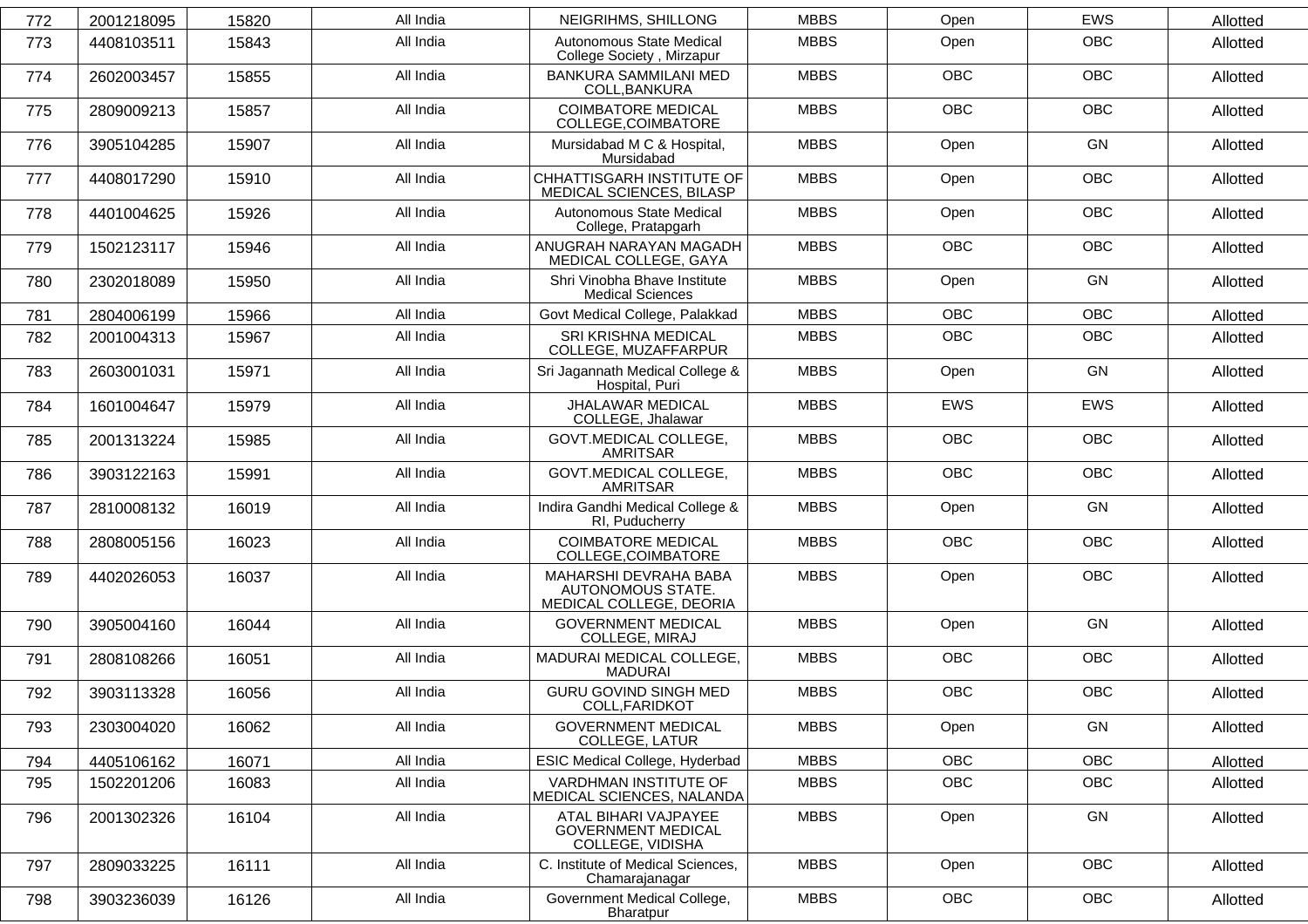| 772 | 2001218095 | 15820 | All India | NEIGRIHMS, SHILLONG | MBBS | Open | EWS | Allotted |
|---|---|---|---|---|---|---|---|---|
| 773 | 4408103511 | 15843 | All India | Autonomous State Medical College Society , Mirzapur | MBBS | Open | OBC | Allotted |
| 774 | 2602003457 | 15855 | All India | BANKURA SAMMILANI MED COLL,BANKURA | MBBS | OBC | OBC | Allotted |
| 775 | 2809009213 | 15857 | All India | COIMBATORE MEDICAL COLLEGE,COIMBATORE | MBBS | OBC | OBC | Allotted |
| 776 | 3905104285 | 15907 | All India | Mursidabad M C & Hospital, Mursidabad | MBBS | Open | GN | Allotted |
| 777 | 4408017290 | 15910 | All India | CHHATTISGARH INSTITUTE OF MEDICAL SCIENCES, BILASP | MBBS | Open | OBC | Allotted |
| 778 | 4401004625 | 15926 | All India | Autonomous State Medical College, Pratapgarh | MBBS | Open | OBC | Allotted |
| 779 | 1502123117 | 15946 | All India | ANUGRAH NARAYAN MAGADH MEDICAL COLLEGE, GAYA | MBBS | OBC | OBC | Allotted |
| 780 | 2302018089 | 15950 | All India | Shri Vinobha Bhave Institute Medical Sciences | MBBS | Open | GN | Allotted |
| 781 | 2804006199 | 15966 | All India | Govt Medical College, Palakkad | MBBS | OBC | OBC | Allotted |
| 782 | 2001004313 | 15967 | All India | SRI KRISHNA MEDICAL COLLEGE, MUZAFFARPUR | MBBS | OBC | OBC | Allotted |
| 783 | 2603001031 | 15971 | All India | Sri Jagannath Medical College & Hospital, Puri | MBBS | Open | GN | Allotted |
| 784 | 1601004647 | 15979 | All India | JHALAWAR MEDICAL COLLEGE, Jhalawar | MBBS | EWS | EWS | Allotted |
| 785 | 2001313224 | 15985 | All India | GOVT.MEDICAL COLLEGE, AMRITSAR | MBBS | OBC | OBC | Allotted |
| 786 | 3903122163 | 15991 | All India | GOVT.MEDICAL COLLEGE, AMRITSAR | MBBS | OBC | OBC | Allotted |
| 787 | 2810008132 | 16019 | All India | Indira Gandhi Medical College & RI, Puducherry | MBBS | Open | GN | Allotted |
| 788 | 2808005156 | 16023 | All India | COIMBATORE MEDICAL COLLEGE,COIMBATORE | MBBS | OBC | OBC | Allotted |
| 789 | 4402026053 | 16037 | All India | MAHARSHI DEVRAHA BABA AUTONOMOUS STATE. MEDICAL COLLEGE, DEORIA | MBBS | Open | OBC | Allotted |
| 790 | 3905004160 | 16044 | All India | GOVERNMENT MEDICAL COLLEGE, MIRAJ | MBBS | Open | GN | Allotted |
| 791 | 2808108266 | 16051 | All India | MADURAI MEDICAL COLLEGE, MADURAI | MBBS | OBC | OBC | Allotted |
| 792 | 3903113328 | 16056 | All India | GURU GOVIND SINGH MED COLL,FARIDKOT | MBBS | OBC | OBC | Allotted |
| 793 | 2303004020 | 16062 | All India | GOVERNMENT MEDICAL COLLEGE, LATUR | MBBS | Open | GN | Allotted |
| 794 | 4405106162 | 16071 | All India | ESIC Medical College, Hyderbad | MBBS | OBC | OBC | Allotted |
| 795 | 1502201206 | 16083 | All India | VARDHMAN INSTITUTE OF MEDICAL SCIENCES, NALANDA | MBBS | OBC | OBC | Allotted |
| 796 | 2001302326 | 16104 | All India | ATAL BIHARI VAJPAYEE GOVERNMENT MEDICAL COLLEGE, VIDISHA | MBBS | Open | GN | Allotted |
| 797 | 2809033225 | 16111 | All India | C. Institute of Medical Sciences, Chamarajanagar | MBBS | Open | OBC | Allotted |
| 798 | 3903236039 | 16126 | All India | Government Medical College, Bharatpur | MBBS | OBC | OBC | Allotted |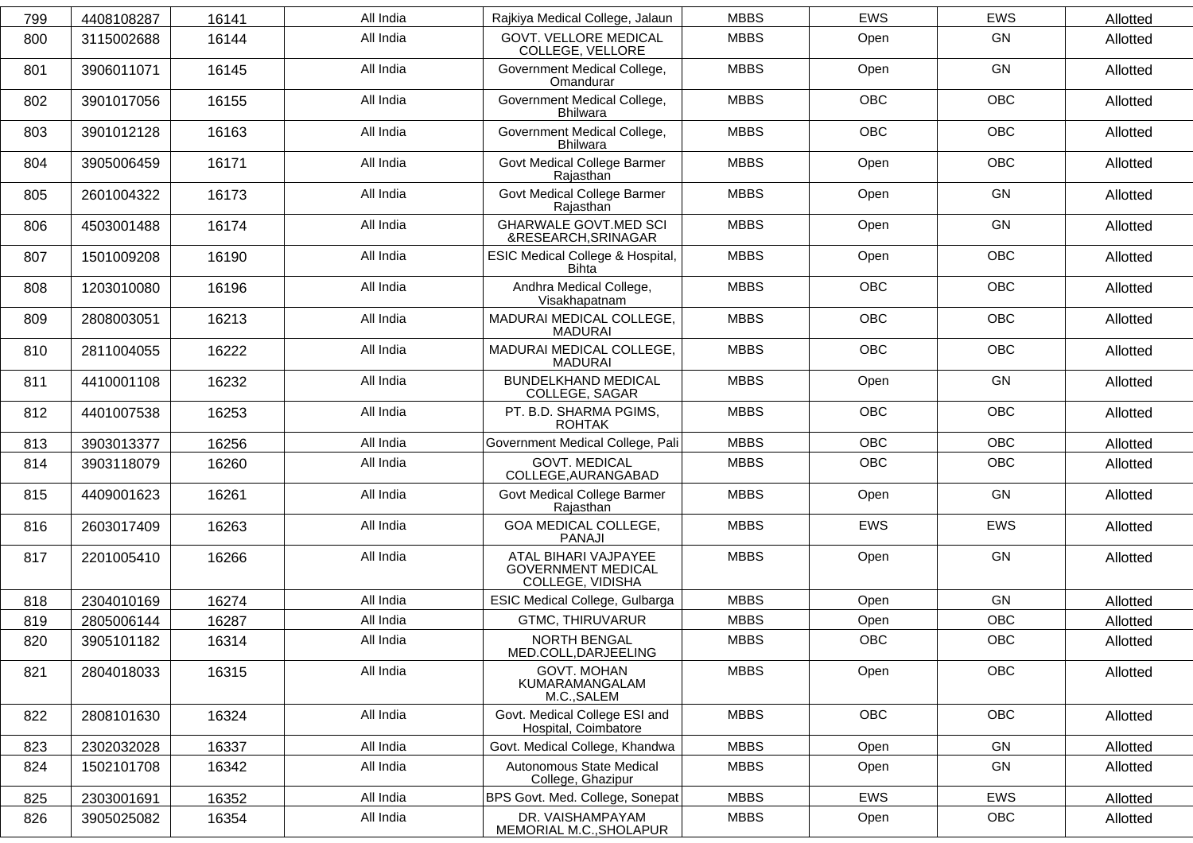| 799 | 4408108287 | 16141 | All India | Rajkiya Medical College, Jalaun | MBBS | EWS | EWS | Allotted |
|---|---|---|---|---|---|---|---|---|
| 800 | 3115002688 | 16144 | All India | GOVT. VELLORE MEDICAL COLLEGE, VELLORE | MBBS | Open | GN | Allotted |
| 801 | 3906011071 | 16145 | All India | Government Medical College, Omandurar | MBBS | Open | GN | Allotted |
| 802 | 3901017056 | 16155 | All India | Government Medical College, Bhilwara | MBBS | OBC | OBC | Allotted |
| 803 | 3901012128 | 16163 | All India | Government Medical College, Bhilwara | MBBS | OBC | OBC | Allotted |
| 804 | 3905006459 | 16171 | All India | Govt Medical College Barmer Rajasthan | MBBS | Open | OBC | Allotted |
| 805 | 2601004322 | 16173 | All India | Govt Medical College Barmer Rajasthan | MBBS | Open | GN | Allotted |
| 806 | 4503001488 | 16174 | All India | GHARWALE GOVT.MED SCI &RESEARCH,SRINAGAR | MBBS | Open | GN | Allotted |
| 807 | 1501009208 | 16190 | All India | ESIC Medical College & Hospital, Bihta | MBBS | Open | OBC | Allotted |
| 808 | 1203010080 | 16196 | All India | Andhra Medical College, Visakhapatnam | MBBS | OBC | OBC | Allotted |
| 809 | 2808003051 | 16213 | All India | MADURAI MEDICAL COLLEGE, MADURAI | MBBS | OBC | OBC | Allotted |
| 810 | 2811004055 | 16222 | All India | MADURAI MEDICAL COLLEGE, MADURAI | MBBS | OBC | OBC | Allotted |
| 811 | 4410001108 | 16232 | All India | BUNDELKHAND MEDICAL COLLEGE, SAGAR | MBBS | Open | GN | Allotted |
| 812 | 4401007538 | 16253 | All India | PT. B.D. SHARMA PGIMS, ROHTAK | MBBS | OBC | OBC | Allotted |
| 813 | 3903013377 | 16256 | All India | Government Medical College, Pali | MBBS | OBC | OBC | Allotted |
| 814 | 3903118079 | 16260 | All India | GOVT. MEDICAL COLLEGE,AURANGABAD | MBBS | OBC | OBC | Allotted |
| 815 | 4409001623 | 16261 | All India | Govt Medical College Barmer Rajasthan | MBBS | Open | GN | Allotted |
| 816 | 2603017409 | 16263 | All India | GOA MEDICAL COLLEGE, PANAJI | MBBS | EWS | EWS | Allotted |
| 817 | 2201005410 | 16266 | All India | ATAL BIHARI VAJPAYEE GOVERNMENT MEDICAL COLLEGE, VIDISHA | MBBS | Open | GN | Allotted |
| 818 | 2304010169 | 16274 | All India | ESIC Medical College, Gulbarga | MBBS | Open | GN | Allotted |
| 819 | 2805006144 | 16287 | All India | GTMC, THIRUVARUR | MBBS | Open | OBC | Allotted |
| 820 | 3905101182 | 16314 | All India | NORTH BENGAL MED.COLL,DARJEELING | MBBS | OBC | OBC | Allotted |
| 821 | 2804018033 | 16315 | All India | GOVT. MOHAN KUMARAMANGALAM M.C.,SALEM | MBBS | Open | OBC | Allotted |
| 822 | 2808101630 | 16324 | All India | Govt. Medical College ESI and Hospital, Coimbatore | MBBS | OBC | OBC | Allotted |
| 823 | 2302032028 | 16337 | All India | Govt. Medical College, Khandwa | MBBS | Open | GN | Allotted |
| 824 | 1502101708 | 16342 | All India | Autonomous State Medical College, Ghazipur | MBBS | Open | GN | Allotted |
| 825 | 2303001691 | 16352 | All India | BPS Govt. Med. College, Sonepat | MBBS | EWS | EWS | Allotted |
| 826 | 3905025082 | 16354 | All India | DR. VAISHAMPAYAM MEMORIAL M.C.,SHOLAPUR | MBBS | Open | OBC | Allotted |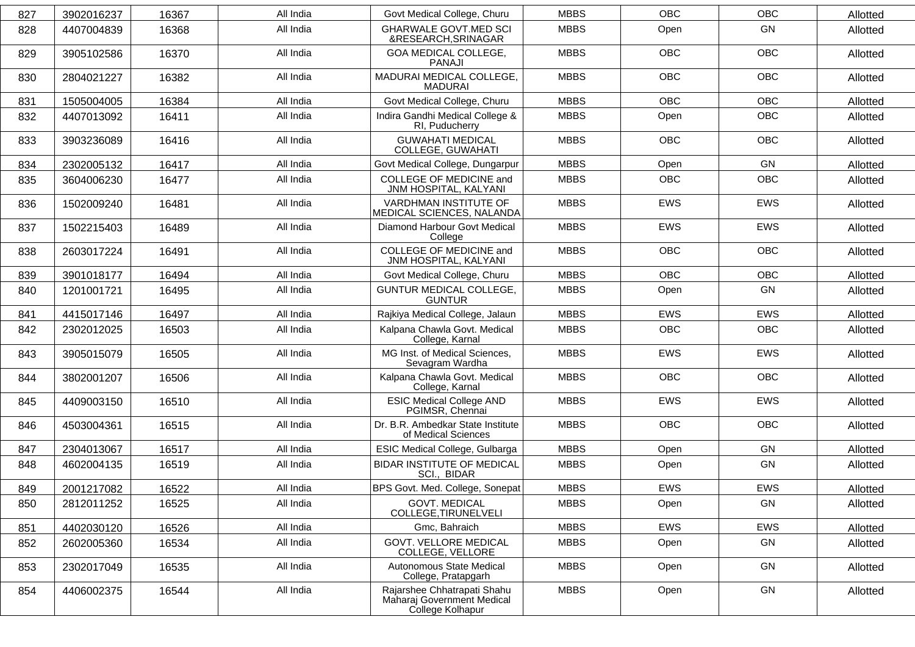| 827 | 3902016237 | 16367 | All India | Govt Medical College, Churu | MBBS | OBC | OBC | Allotted |
|---|---|---|---|---|---|---|---|---|
| 828 | 4407004839 | 16368 | All India | GHARWALE GOVT.MED SCI &RESEARCH,SRINAGAR | MBBS | Open | GN | Allotted |
| 829 | 3905102586 | 16370 | All India | GOA MEDICAL COLLEGE, PANAJI | MBBS | OBC | OBC | Allotted |
| 830 | 2804021227 | 16382 | All India | MADURAI MEDICAL COLLEGE, MADURAI | MBBS | OBC | OBC | Allotted |
| 831 | 1505004005 | 16384 | All India | Govt Medical College, Churu | MBBS | OBC | OBC | Allotted |
| 832 | 4407013092 | 16411 | All India | Indira Gandhi Medical College & RI, Puducherry | MBBS | Open | OBC | Allotted |
| 833 | 3903236089 | 16416 | All India | GUWAHATI MEDICAL COLLEGE, GUWAHATI | MBBS | OBC | OBC | Allotted |
| 834 | 2302005132 | 16417 | All India | Govt Medical College, Dungarpur | MBBS | Open | GN | Allotted |
| 835 | 3604006230 | 16477 | All India | COLLEGE OF MEDICINE and JNM HOSPITAL, KALYANI | MBBS | OBC | OBC | Allotted |
| 836 | 1502009240 | 16481 | All India | VARDHMAN INSTITUTE OF MEDICAL SCIENCES, NALANDA | MBBS | EWS | EWS | Allotted |
| 837 | 1502215403 | 16489 | All India | Diamond Harbour Govt Medical College | MBBS | EWS | EWS | Allotted |
| 838 | 2603017224 | 16491 | All India | COLLEGE OF MEDICINE and JNM HOSPITAL, KALYANI | MBBS | OBC | OBC | Allotted |
| 839 | 3901018177 | 16494 | All India | Govt Medical College, Churu | MBBS | OBC | OBC | Allotted |
| 840 | 1201001721 | 16495 | All India | GUNTUR MEDICAL COLLEGE, GUNTUR | MBBS | Open | GN | Allotted |
| 841 | 4415017146 | 16497 | All India | Rajkiya Medical College, Jalaun | MBBS | EWS | EWS | Allotted |
| 842 | 2302012025 | 16503 | All India | Kalpana Chawla Govt. Medical College, Karnal | MBBS | OBC | OBC | Allotted |
| 843 | 3905015079 | 16505 | All India | MG Inst. of Medical Sciences, Sevagram Wardha | MBBS | EWS | EWS | Allotted |
| 844 | 3802001207 | 16506 | All India | Kalpana Chawla Govt. Medical College, Karnal | MBBS | OBC | OBC | Allotted |
| 845 | 4409003150 | 16510 | All India | ESIC Medical College AND PGIMSR, Chennai | MBBS | EWS | EWS | Allotted |
| 846 | 4503004361 | 16515 | All India | Dr. B.R. Ambedkar State Institute of Medical Sciences | MBBS | OBC | OBC | Allotted |
| 847 | 2304013067 | 16517 | All India | ESIC Medical College, Gulbarga | MBBS | Open | GN | Allotted |
| 848 | 4602004135 | 16519 | All India | BIDAR INSTITUTE OF MEDICAL SCI., BIDAR | MBBS | Open | GN | Allotted |
| 849 | 2001217082 | 16522 | All India | BPS Govt. Med. College, Sonepat | MBBS | EWS | EWS | Allotted |
| 850 | 2812011252 | 16525 | All India | GOVT. MEDICAL COLLEGE,TIRUNELVELI | MBBS | Open | GN | Allotted |
| 851 | 4402030120 | 16526 | All India | Gmc, Bahraich | MBBS | EWS | EWS | Allotted |
| 852 | 2602005360 | 16534 | All India | GOVT. VELLORE MEDICAL COLLEGE, VELLORE | MBBS | Open | GN | Allotted |
| 853 | 2302017049 | 16535 | All India | Autonomous State Medical College, Pratapgarh | MBBS | Open | GN | Allotted |
| 854 | 4406002375 | 16544 | All India | Rajarshee Chhatrapati Shahu Maharaj Government Medical College Kolhapur | MBBS | Open | GN | Allotted |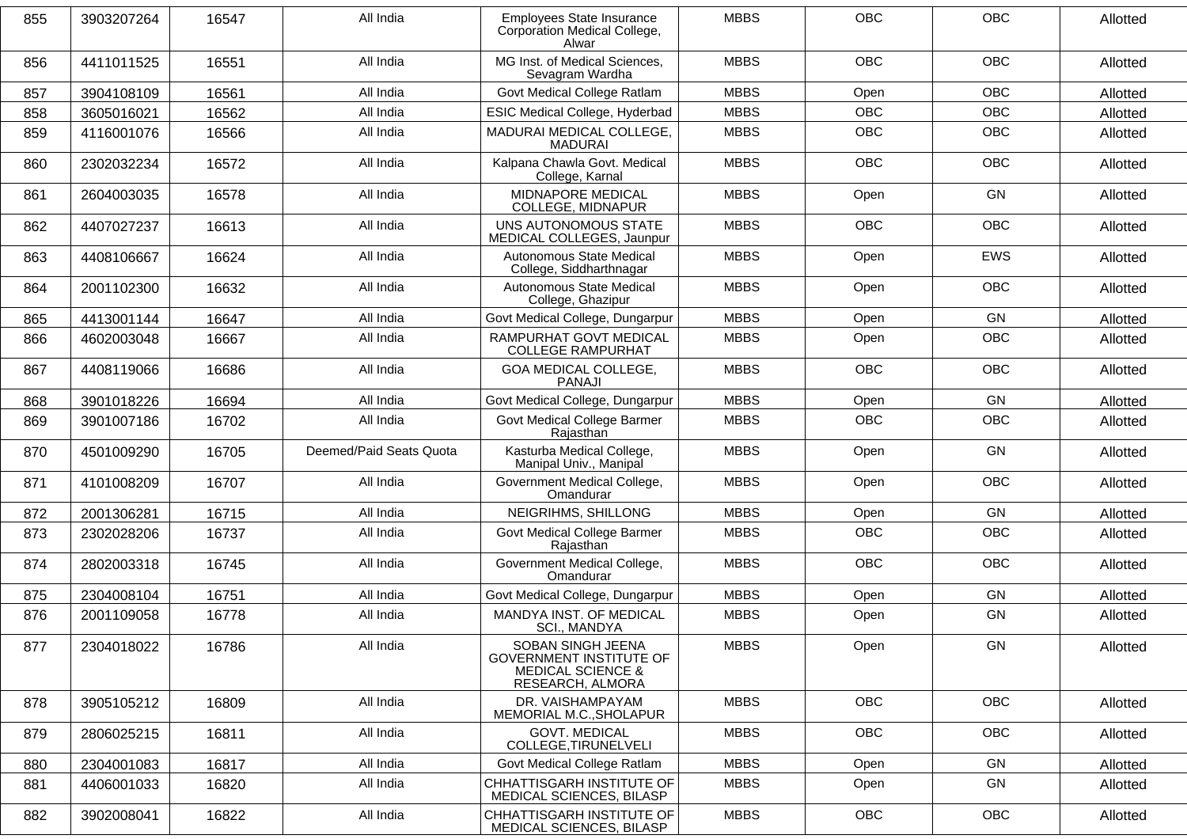| 855 | 3903207264 | 16547 | All India | Employees State Insurance Corporation Medical College, Alwar | MBBS | OBC | OBC | Allotted |
|---|---|---|---|---|---|---|---|---|
| 856 | 4411011525 | 16551 | All India | MG Inst. of Medical Sciences, Sevagram Wardha | MBBS | OBC | OBC | Allotted |
| 857 | 3904108109 | 16561 | All India | Govt Medical College Ratlam | MBBS | Open | OBC | Allotted |
| 858 | 3605016021 | 16562 | All India | ESIC Medical College, Hyderbad | MBBS | OBC | OBC | Allotted |
| 859 | 4116001076 | 16566 | All India | MADURAI MEDICAL COLLEGE, MADURAI | MBBS | OBC | OBC | Allotted |
| 860 | 2302032234 | 16572 | All India | Kalpana Chawla Govt. Medical College, Karnal | MBBS | OBC | OBC | Allotted |
| 861 | 2604003035 | 16578 | All India | MIDNAPORE MEDICAL COLLEGE, MIDNAPUR | MBBS | Open | GN | Allotted |
| 862 | 4407027237 | 16613 | All India | UNS AUTONOMOUS STATE MEDICAL COLLEGES, Jaunpur | MBBS | OBC | OBC | Allotted |
| 863 | 4408106667 | 16624 | All India | Autonomous State Medical College, Siddharthnagar | MBBS | Open | EWS | Allotted |
| 864 | 2001102300 | 16632 | All India | Autonomous State Medical College, Ghazipur | MBBS | Open | OBC | Allotted |
| 865 | 4413001144 | 16647 | All India | Govt Medical College, Dungarpur | MBBS | Open | GN | Allotted |
| 866 | 4602003048 | 16667 | All India | RAMPURHAT GOVT MEDICAL COLLEGE RAMPURHAT | MBBS | Open | OBC | Allotted |
| 867 | 4408119066 | 16686 | All India | GOA MEDICAL COLLEGE, PANAJI | MBBS | OBC | OBC | Allotted |
| 868 | 3901018226 | 16694 | All India | Govt Medical College, Dungarpur | MBBS | Open | GN | Allotted |
| 869 | 3901007186 | 16702 | All India | Govt Medical College Barmer Rajasthan | MBBS | OBC | OBC | Allotted |
| 870 | 4501009290 | 16705 | Deemed/Paid Seats Quota | Kasturba Medical College, Manipal Univ., Manipal | MBBS | Open | GN | Allotted |
| 871 | 4101008209 | 16707 | All India | Government Medical College, Omandurar | MBBS | Open | OBC | Allotted |
| 872 | 2001306281 | 16715 | All India | NEIGRIHMS, SHILLONG | MBBS | Open | GN | Allotted |
| 873 | 2302028206 | 16737 | All India | Govt Medical College Barmer Rajasthan | MBBS | OBC | OBC | Allotted |
| 874 | 2802003318 | 16745 | All India | Government Medical College, Omandurar | MBBS | OBC | OBC | Allotted |
| 875 | 2304008104 | 16751 | All India | Govt Medical College, Dungarpur | MBBS | Open | GN | Allotted |
| 876 | 2001109058 | 16778 | All India | MANDYA INST. OF MEDICAL SCI., MANDYA | MBBS | Open | GN | Allotted |
| 877 | 2304018022 | 16786 | All India | SOBAN SINGH JEENA GOVERNMENT INSTITUTE OF MEDICAL SCIENCE & RESEARCH, ALMORA | MBBS | Open | GN | Allotted |
| 878 | 3905105212 | 16809 | All India | DR. VAISHAMPAYAM MEMORIAL M.C.,SHOLAPUR | MBBS | OBC | OBC | Allotted |
| 879 | 2806025215 | 16811 | All India | GOVT. MEDICAL COLLEGE,TIRUNELVELI | MBBS | OBC | OBC | Allotted |
| 880 | 2304001083 | 16817 | All India | Govt Medical College Ratlam | MBBS | Open | GN | Allotted |
| 881 | 4406001033 | 16820 | All India | CHHATTISGARH INSTITUTE OF MEDICAL SCIENCES, BILASP | MBBS | Open | GN | Allotted |
| 882 | 3902008041 | 16822 | All India | CHHATTISGARH INSTITUTE OF MEDICAL SCIENCES, BILASP | MBBS | OBC | OBC | Allotted |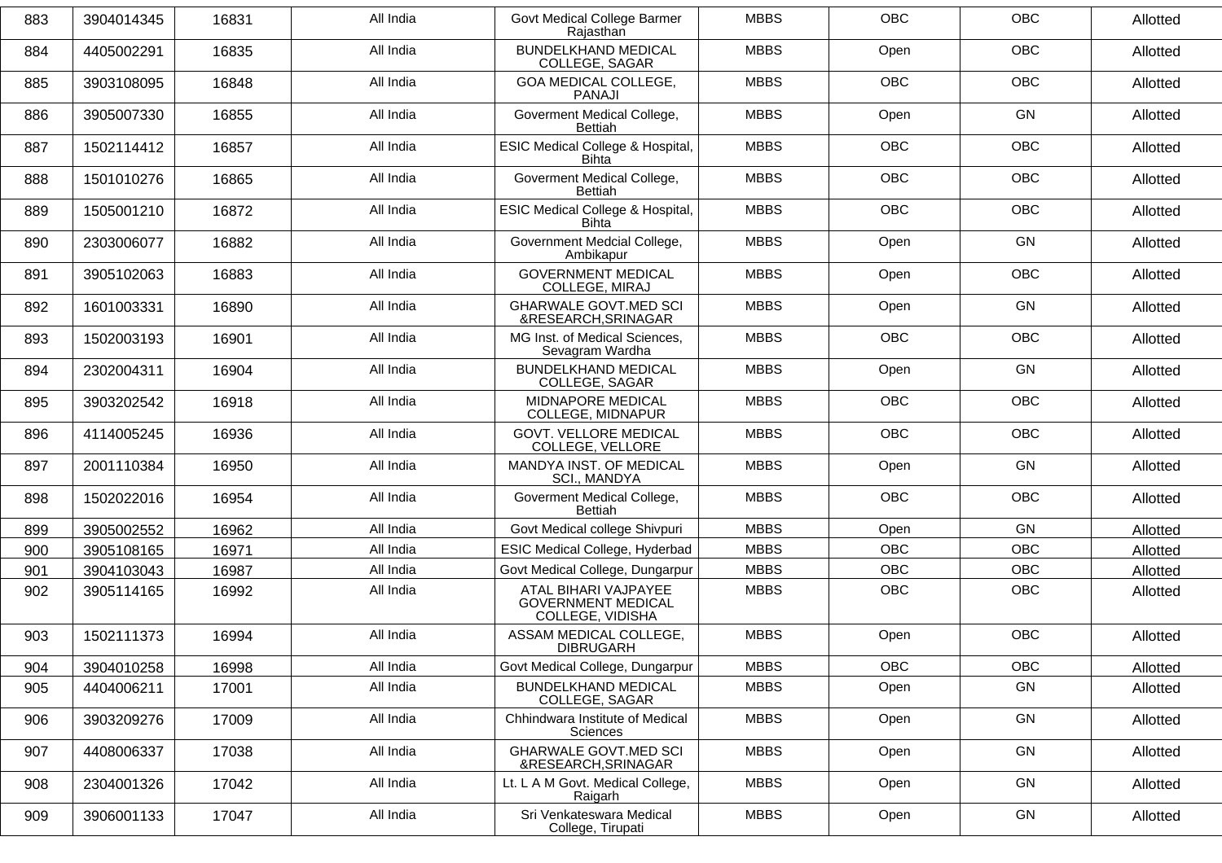| 883 | 3904014345 | 16831 | All India | Govt Medical College Barmer Rajasthan | MBBS | OBC | OBC | Allotted |
|---|---|---|---|---|---|---|---|---|
| 884 | 4405002291 | 16835 | All India | BUNDELKHAND MEDICAL COLLEGE, SAGAR | MBBS | Open | OBC | Allotted |
| 885 | 3903108095 | 16848 | All India | GOA MEDICAL COLLEGE, PANAJI | MBBS | OBC | OBC | Allotted |
| 886 | 3905007330 | 16855 | All India | Goverment Medical College, Bettiah | MBBS | Open | GN | Allotted |
| 887 | 1502114412 | 16857 | All India | ESIC Medical College & Hospital, Bihta | MBBS | OBC | OBC | Allotted |
| 888 | 1501010276 | 16865 | All India | Goverment Medical College, Bettiah | MBBS | OBC | OBC | Allotted |
| 889 | 1505001210 | 16872 | All India | ESIC Medical College & Hospital, Bihta | MBBS | OBC | OBC | Allotted |
| 890 | 2303006077 | 16882 | All India | Government Medcial College, Ambikapur | MBBS | Open | GN | Allotted |
| 891 | 3905102063 | 16883 | All India | GOVERNMENT MEDICAL COLLEGE, MIRAJ | MBBS | Open | OBC | Allotted |
| 892 | 1601003331 | 16890 | All India | GHARWALE GOVT.MED SCI &RESEARCH,SRINAGAR | MBBS | Open | GN | Allotted |
| 893 | 1502003193 | 16901 | All India | MG Inst. of Medical Sciences, Sevagram Wardha | MBBS | OBC | OBC | Allotted |
| 894 | 2302004311 | 16904 | All India | BUNDELKHAND MEDICAL COLLEGE, SAGAR | MBBS | Open | GN | Allotted |
| 895 | 3903202542 | 16918 | All India | MIDNAPORE MEDICAL COLLEGE, MIDNAPUR | MBBS | OBC | OBC | Allotted |
| 896 | 4114005245 | 16936 | All India | GOVT. VELLORE MEDICAL COLLEGE, VELLORE | MBBS | OBC | OBC | Allotted |
| 897 | 2001110384 | 16950 | All India | MANDYA INST. OF MEDICAL SCI., MANDYA | MBBS | Open | GN | Allotted |
| 898 | 1502022016 | 16954 | All India | Goverment Medical College, Bettiah | MBBS | OBC | OBC | Allotted |
| 899 | 3905002552 | 16962 | All India | Govt Medical college Shivpuri | MBBS | Open | GN | Allotted |
| 900 | 3905108165 | 16971 | All India | ESIC Medical College, Hyderbad | MBBS | OBC | OBC | Allotted |
| 901 | 3904103043 | 16987 | All India | Govt Medical College, Dungarpur | MBBS | OBC | OBC | Allotted |
| 902 | 3905114165 | 16992 | All India | ATAL BIHARI VAJPAYEE GOVERNMENT MEDICAL COLLEGE, VIDISHA | MBBS | OBC | OBC | Allotted |
| 903 | 1502111373 | 16994 | All India | ASSAM MEDICAL COLLEGE, DIBRUGARH | MBBS | Open | OBC | Allotted |
| 904 | 3904010258 | 16998 | All India | Govt Medical College, Dungarpur | MBBS | OBC | OBC | Allotted |
| 905 | 4404006211 | 17001 | All India | BUNDELKHAND MEDICAL COLLEGE, SAGAR | MBBS | Open | GN | Allotted |
| 906 | 3903209276 | 17009 | All India | Chhindwara Institute of Medical Sciences | MBBS | Open | GN | Allotted |
| 907 | 4408006337 | 17038 | All India | GHARWALE GOVT.MED SCI &RESEARCH,SRINAGAR | MBBS | Open | GN | Allotted |
| 908 | 2304001326 | 17042 | All India | Lt. L A M Govt. Medical College, Raigarh | MBBS | Open | GN | Allotted |
| 909 | 3906001133 | 17047 | All India | Sri Venkateswara Medical College, Tirupati | MBBS | Open | GN | Allotted |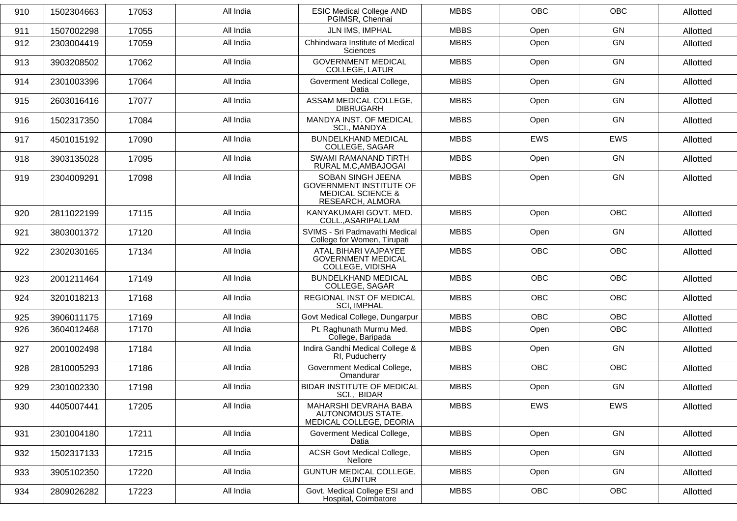| 910 | 1502304663 | 17053 | All India | ESIC Medical College AND PGIMSR, Chennai | MBBS | OBC | OBC | Allotted |
|---|---|---|---|---|---|---|---|---|
| 911 | 1507002298 | 17055 | All India | JLN IMS, IMPHAL | MBBS | Open | GN | Allotted |
| 912 | 2303004419 | 17059 | All India | Chhindwara Institute of Medical Sciences | MBBS | Open | GN | Allotted |
| 913 | 3903208502 | 17062 | All India | GOVERNMENT MEDICAL COLLEGE, LATUR | MBBS | Open | GN | Allotted |
| 914 | 2301003396 | 17064 | All India | Goverment Medical College, Datia | MBBS | Open | GN | Allotted |
| 915 | 2603016416 | 17077 | All India | ASSAM MEDICAL COLLEGE, DIBRUGARH | MBBS | Open | GN | Allotted |
| 916 | 1502317350 | 17084 | All India | MANDYA INST. OF MEDICAL SCI., MANDYA | MBBS | Open | GN | Allotted |
| 917 | 4501015192 | 17090 | All India | BUNDELKHAND MEDICAL COLLEGE, SAGAR | MBBS | EWS | EWS | Allotted |
| 918 | 3903135028 | 17095 | All India | SWAMI RAMANAND TiRTH RURAL M.C,AMBAJOGAI | MBBS | Open | GN | Allotted |
| 919 | 2304009291 | 17098 | All India | SOBAN SINGH JEENA GOVERNMENT INSTITUTE OF MEDICAL SCIENCE & RESEARCH, ALMORA | MBBS | Open | GN | Allotted |
| 920 | 2811022199 | 17115 | All India | KANYAKUMARI GOVT. MED. COLL.,ASARIPALLAM | MBBS | Open | OBC | Allotted |
| 921 | 3803001372 | 17120 | All India | SVIMS - Sri Padmavathi Medical College for Women, Tirupati | MBBS | Open | GN | Allotted |
| 922 | 2302030165 | 17134 | All India | ATAL BIHARI VAJPAYEE GOVERNMENT MEDICAL COLLEGE, VIDISHA | MBBS | OBC | OBC | Allotted |
| 923 | 2001211464 | 17149 | All India | BUNDELKHAND MEDICAL COLLEGE, SAGAR | MBBS | OBC | OBC | Allotted |
| 924 | 3201018213 | 17168 | All India | REGIONAL INST OF MEDICAL SCI, IMPHAL | MBBS | OBC | OBC | Allotted |
| 925 | 3906011175 | 17169 | All India | Govt Medical College, Dungarpur | MBBS | OBC | OBC | Allotted |
| 926 | 3604012468 | 17170 | All India | Pt. Raghunath Murmu Med. College, Baripada | MBBS | Open | OBC | Allotted |
| 927 | 2001002498 | 17184 | All India | Indira Gandhi Medical College & RI, Puducherry | MBBS | Open | GN | Allotted |
| 928 | 2810005293 | 17186 | All India | Government Medical College, Omandurar | MBBS | OBC | OBC | Allotted |
| 929 | 2301002330 | 17198 | All India | BIDAR INSTITUTE OF MEDICAL SCI., BIDAR | MBBS | Open | GN | Allotted |
| 930 | 4405007441 | 17205 | All India | MAHARSHI DEVRAHA BABA AUTONOMOUS STATE. MEDICAL COLLEGE, DEORIA | MBBS | EWS | EWS | Allotted |
| 931 | 2301004180 | 17211 | All India | Goverment Medical College, Datia | MBBS | Open | GN | Allotted |
| 932 | 1502317133 | 17215 | All India | ACSR Govt Medical College, Nellore | MBBS | Open | GN | Allotted |
| 933 | 3905102350 | 17220 | All India | GUNTUR MEDICAL COLLEGE, GUNTUR | MBBS | Open | GN | Allotted |
| 934 | 2809026282 | 17223 | All India | Govt. Medical College ESI and Hospital, Coimbatore | MBBS | OBC | OBC | Allotted |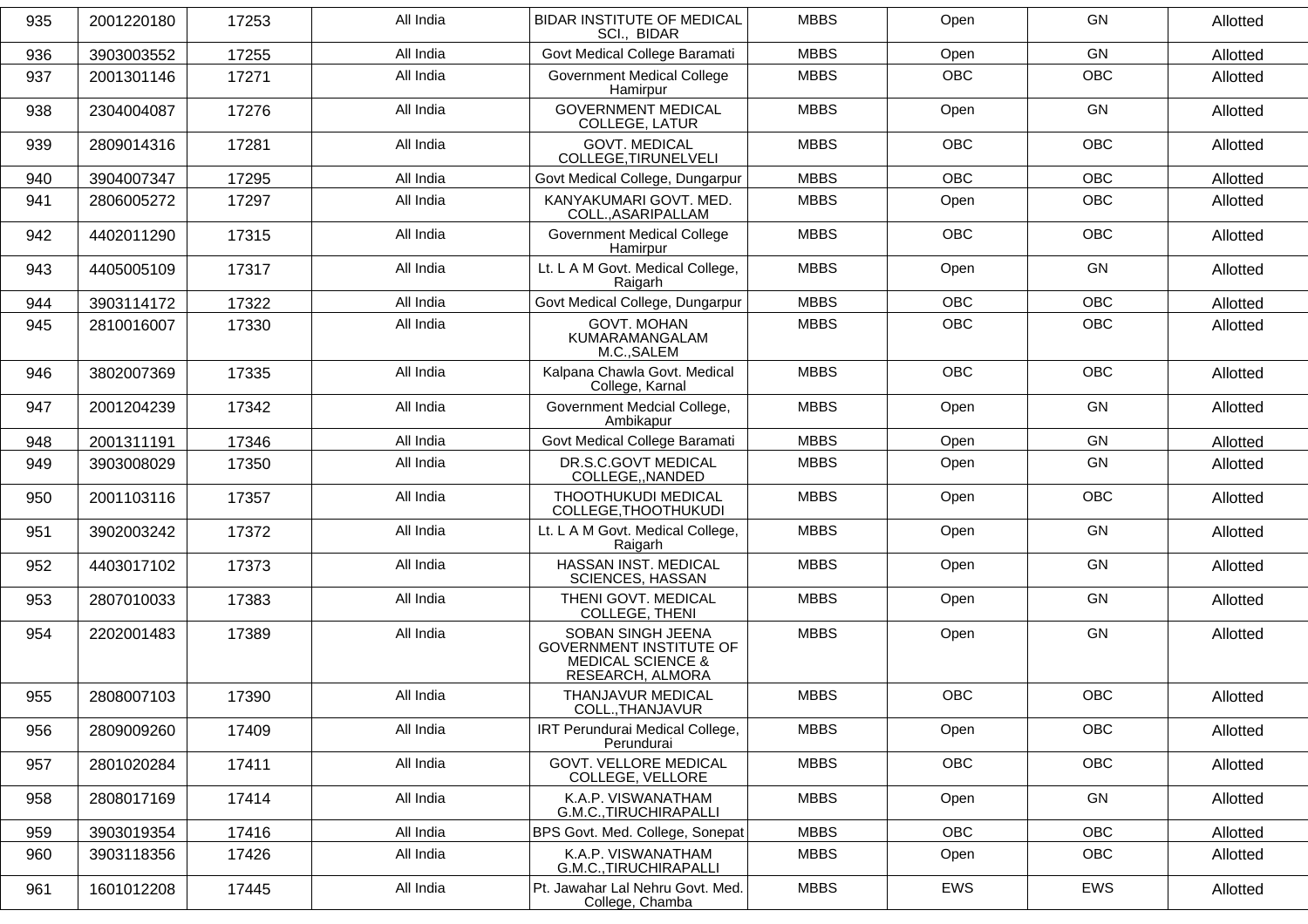| 935 | 2001220180 | 17253 | All India | BIDAR INSTITUTE OF MEDICAL SCI., BIDAR | MBBS | Open | GN | Allotted |
|---|---|---|---|---|---|---|---|---|
| 936 | 3903003552 | 17255 | All India | Govt Medical College Baramati | MBBS | Open | GN | Allotted |
| 937 | 2001301146 | 17271 | All India | Government Medical College Hamirpur | MBBS | OBC | OBC | Allotted |
| 938 | 2304004087 | 17276 | All India | GOVERNMENT MEDICAL COLLEGE, LATUR | MBBS | Open | GN | Allotted |
| 939 | 2809014316 | 17281 | All India | GOVT. MEDICAL COLLEGE,TIRUNELVELI | MBBS | OBC | OBC | Allotted |
| 940 | 3904007347 | 17295 | All India | Govt Medical College, Dungarpur | MBBS | OBC | OBC | Allotted |
| 941 | 2806005272 | 17297 | All India | KANYAKUMARI GOVT. MED. COLL.,ASARIPALLAM | MBBS | Open | OBC | Allotted |
| 942 | 4402011290 | 17315 | All India | Government Medical College Hamirpur | MBBS | OBC | OBC | Allotted |
| 943 | 4405005109 | 17317 | All India | Lt. L A M Govt. Medical College, Raigarh | MBBS | Open | GN | Allotted |
| 944 | 3903114172 | 17322 | All India | Govt Medical College, Dungarpur | MBBS | OBC | OBC | Allotted |
| 945 | 2810016007 | 17330 | All India | GOVT. MOHAN KUMARAMANGALAM M.C.,SALEM | MBBS | OBC | OBC | Allotted |
| 946 | 3802007369 | 17335 | All India | Kalpana Chawla Govt. Medical College, Karnal | MBBS | OBC | OBC | Allotted |
| 947 | 2001204239 | 17342 | All India | Government Medcial College, Ambikapur | MBBS | Open | GN | Allotted |
| 948 | 2001311191 | 17346 | All India | Govt Medical College Baramati | MBBS | Open | GN | Allotted |
| 949 | 3903008029 | 17350 | All India | DR.S.C.GOVT MEDICAL COLLEGE,,NANDED | MBBS | Open | GN | Allotted |
| 950 | 2001103116 | 17357 | All India | THOOTHUKUDI MEDICAL COLLEGE,THOOTHUKUDI | MBBS | Open | OBC | Allotted |
| 951 | 3902003242 | 17372 | All India | Lt. L A M Govt. Medical College, Raigarh | MBBS | Open | GN | Allotted |
| 952 | 4403017102 | 17373 | All India | HASSAN INST. MEDICAL SCIENCES, HASSAN | MBBS | Open | GN | Allotted |
| 953 | 2807010033 | 17383 | All India | THENI GOVT. MEDICAL COLLEGE, THENI | MBBS | Open | GN | Allotted |
| 954 | 2202001483 | 17389 | All India | SOBAN SINGH JEENA GOVERNMENT INSTITUTE OF MEDICAL SCIENCE & RESEARCH, ALMORA | MBBS | Open | GN | Allotted |
| 955 | 2808007103 | 17390 | All India | THANJAVUR MEDICAL COLL.,THANJAVUR | MBBS | OBC | OBC | Allotted |
| 956 | 2809009260 | 17409 | All India | IRT Perundurai Medical College, Perundurai | MBBS | Open | OBC | Allotted |
| 957 | 2801020284 | 17411 | All India | GOVT. VELLORE MEDICAL COLLEGE, VELLORE | MBBS | OBC | OBC | Allotted |
| 958 | 2808017169 | 17414 | All India | K.A.P. VISWANATHAM G.M.C.,TIRUCHIRAPALLI | MBBS | Open | GN | Allotted |
| 959 | 3903019354 | 17416 | All India | BPS Govt. Med. College, Sonepat | MBBS | OBC | OBC | Allotted |
| 960 | 3903118356 | 17426 | All India | K.A.P. VISWANATHAM G.M.C.,TIRUCHIRAPALLI | MBBS | Open | OBC | Allotted |
| 961 | 1601012208 | 17445 | All India | Pt. Jawahar Lal Nehru Govt. Med. College, Chamba | MBBS | EWS | EWS | Allotted |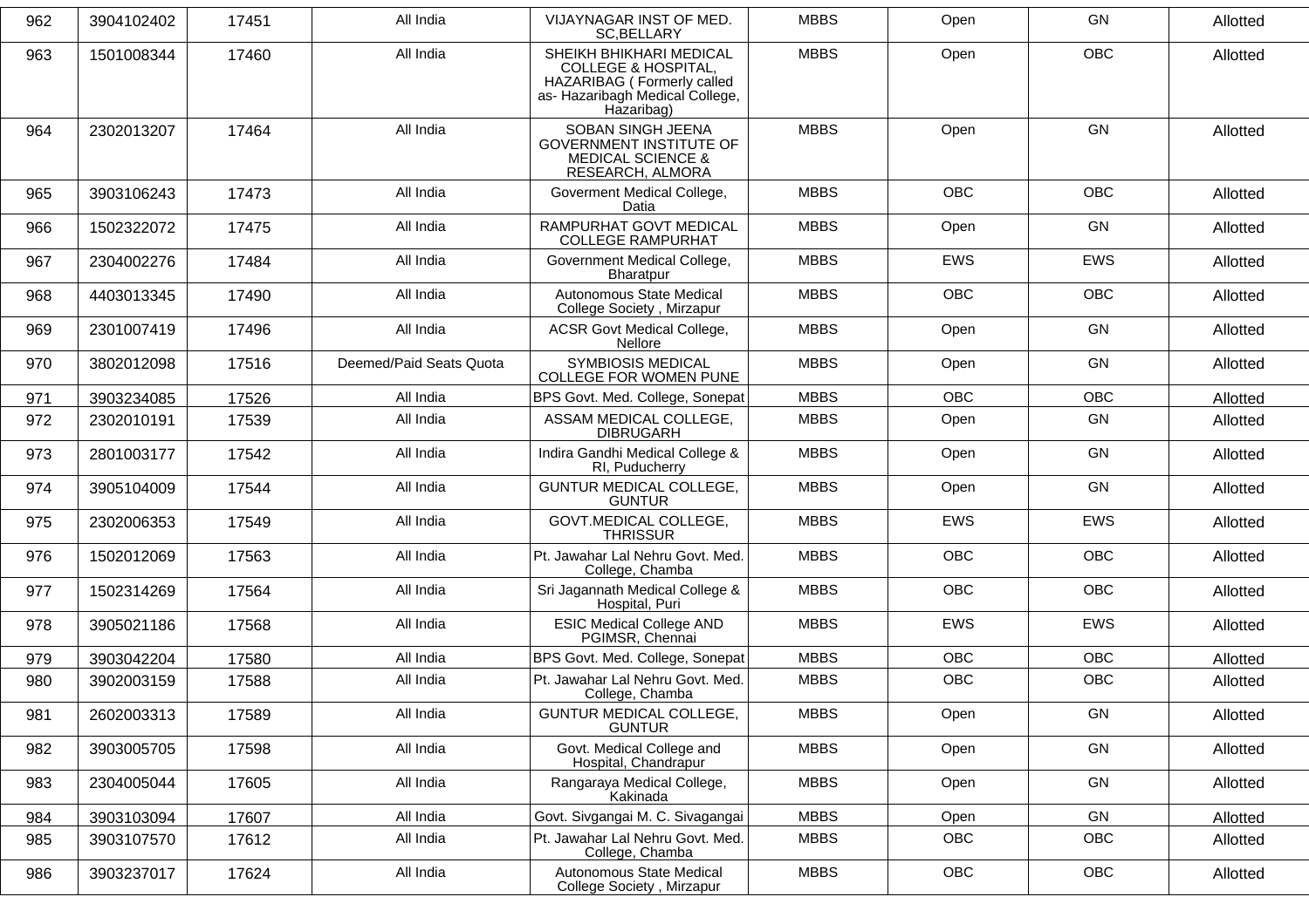| 962 | 3904102402 | 17451 | All India | VIJAYNAGAR INST OF MED. SC,BELLARY | MBBS | Open | GN | Allotted |
|---|---|---|---|---|---|---|---|---|
| 963 | 1501008344 | 17460 | All India | SHEIKH BHIKHARI MEDICAL COLLEGE & HOSPITAL, HAZARIBAG ( Formerly called as- Hazaribagh Medical College, Hazaribag) | MBBS | Open | OBC | Allotted |
| 964 | 2302013207 | 17464 | All India | SOBAN SINGH JEENA GOVERNMENT INSTITUTE OF MEDICAL SCIENCE & RESEARCH, ALMORA | MBBS | Open | GN | Allotted |
| 965 | 3903106243 | 17473 | All India | Goverment Medical College, Datia | MBBS | OBC | OBC | Allotted |
| 966 | 1502322072 | 17475 | All India | RAMPURHAT GOVT MEDICAL COLLEGE RAMPURHAT | MBBS | Open | GN | Allotted |
| 967 | 2304002276 | 17484 | All India | Government Medical College, Bharatpur | MBBS | EWS | EWS | Allotted |
| 968 | 4403013345 | 17490 | All India | Autonomous State Medical College Society , Mirzapur | MBBS | OBC | OBC | Allotted |
| 969 | 2301007419 | 17496 | All India | ACSR Govt Medical College, Nellore | MBBS | Open | GN | Allotted |
| 970 | 3802012098 | 17516 | Deemed/Paid Seats Quota | SYMBIOSIS MEDICAL COLLEGE FOR WOMEN PUNE | MBBS | Open | GN | Allotted |
| 971 | 3903234085 | 17526 | All India | BPS Govt. Med. College, Sonepat | MBBS | OBC | OBC | Allotted |
| 972 | 2302010191 | 17539 | All India | ASSAM MEDICAL COLLEGE, DIBRUGARH | MBBS | Open | GN | Allotted |
| 973 | 2801003177 | 17542 | All India | Indira Gandhi Medical College & RI, Puducherry | MBBS | Open | GN | Allotted |
| 974 | 3905104009 | 17544 | All India | GUNTUR MEDICAL COLLEGE, GUNTUR | MBBS | Open | GN | Allotted |
| 975 | 2302006353 | 17549 | All India | GOVT.MEDICAL COLLEGE, THRISSUR | MBBS | EWS | EWS | Allotted |
| 976 | 1502012069 | 17563 | All India | Pt. Jawahar Lal Nehru Govt. Med. College, Chamba | MBBS | OBC | OBC | Allotted |
| 977 | 1502314269 | 17564 | All India | Sri Jagannath Medical College & Hospital, Puri | MBBS | OBC | OBC | Allotted |
| 978 | 3905021186 | 17568 | All India | ESIC Medical College AND PGIMSR, Chennai | MBBS | EWS | EWS | Allotted |
| 979 | 3903042204 | 17580 | All India | BPS Govt. Med. College, Sonepat | MBBS | OBC | OBC | Allotted |
| 980 | 3902003159 | 17588 | All India | Pt. Jawahar Lal Nehru Govt. Med. College, Chamba | MBBS | OBC | OBC | Allotted |
| 981 | 2602003313 | 17589 | All India | GUNTUR MEDICAL COLLEGE, GUNTUR | MBBS | Open | GN | Allotted |
| 982 | 3903005705 | 17598 | All India | Govt. Medical College and Hospital, Chandrapur | MBBS | Open | GN | Allotted |
| 983 | 2304005044 | 17605 | All India | Rangaraya Medical College, Kakinada | MBBS | Open | GN | Allotted |
| 984 | 3903103094 | 17607 | All India | Govt. Sivgangai M. C. Sivagangai | MBBS | Open | GN | Allotted |
| 985 | 3903107570 | 17612 | All India | Pt. Jawahar Lal Nehru Govt. Med. College, Chamba | MBBS | OBC | OBC | Allotted |
| 986 | 3903237017 | 17624 | All India | Autonomous State Medical College Society , Mirzapur | MBBS | OBC | OBC | Allotted |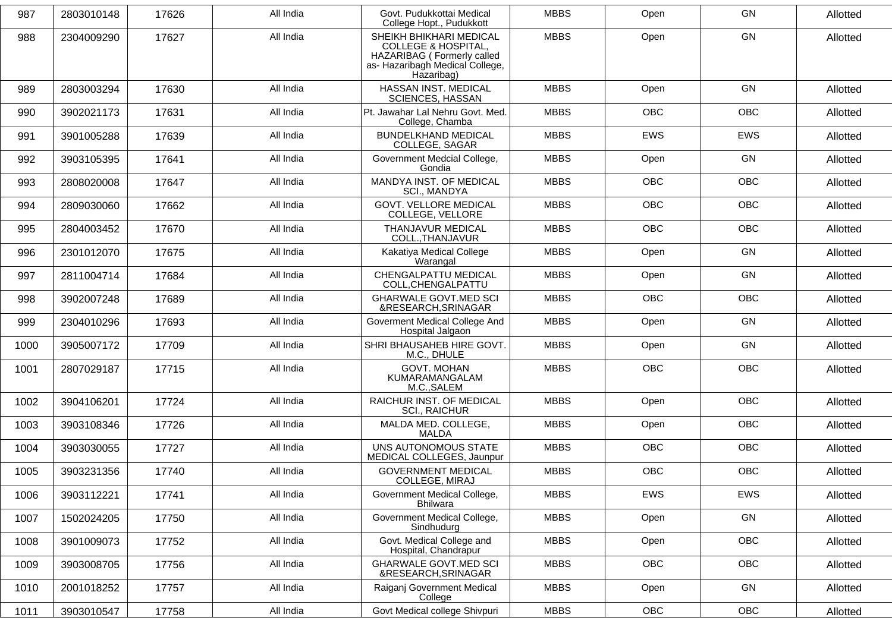| 987 | 2803010148 | 17626 | All India | Govt. Pudukkottai Medical College Hopt., Pudukkott | MBBS | Open | GN | Allotted |
|---|---|---|---|---|---|---|---|---|
| 988 | 2304009290 | 17627 | All India | SHEIKH BHIKHARI MEDICAL COLLEGE & HOSPITAL, HAZARIBAG ( Formerly called as- Hazaribagh Medical College, Hazaribag) | MBBS | Open | GN | Allotted |
| 989 | 2803003294 | 17630 | All India | HASSAN INST. MEDICAL SCIENCES, HASSAN | MBBS | Open | GN | Allotted |
| 990 | 3902021173 | 17631 | All India | Pt. Jawahar Lal Nehru Govt. Med. College, Chamba | MBBS | OBC | OBC | Allotted |
| 991 | 3901005288 | 17639 | All India | BUNDELKHAND MEDICAL COLLEGE, SAGAR | MBBS | EWS | EWS | Allotted |
| 992 | 3903105395 | 17641 | All India | Government Medcial College, Gondia | MBBS | Open | GN | Allotted |
| 993 | 2808020008 | 17647 | All India | MANDYA INST. OF MEDICAL SCI., MANDYA | MBBS | OBC | OBC | Allotted |
| 994 | 2809030060 | 17662 | All India | GOVT. VELLORE MEDICAL COLLEGE, VELLORE | MBBS | OBC | OBC | Allotted |
| 995 | 2804003452 | 17670 | All India | THANJAVUR MEDICAL COLL.,THANJAVUR | MBBS | OBC | OBC | Allotted |
| 996 | 2301012070 | 17675 | All India | Kakatiya Medical College Warangal | MBBS | Open | GN | Allotted |
| 997 | 2811004714 | 17684 | All India | CHENGALPATTU MEDICAL COLL,CHENGALPATTU | MBBS | Open | GN | Allotted |
| 998 | 3902007248 | 17689 | All India | GHARWALE GOVT.MED SCI &RESEARCH,SRINAGAR | MBBS | OBC | OBC | Allotted |
| 999 | 2304010296 | 17693 | All India | Goverment Medical College And Hospital Jalgaon | MBBS | Open | GN | Allotted |
| 1000 | 3905007172 | 17709 | All India | SHRI BHAUSAHEB HIRE GOVT. M.C., DHULE | MBBS | Open | GN | Allotted |
| 1001 | 2807029187 | 17715 | All India | GOVT. MOHAN KUMARAMANGALAM M.C.,SALEM | MBBS | OBC | OBC | Allotted |
| 1002 | 3904106201 | 17724 | All India | RAICHUR INST. OF MEDICAL SCI., RAICHUR | MBBS | Open | OBC | Allotted |
| 1003 | 3903108346 | 17726 | All India | MALDA MED. COLLEGE, MALDA | MBBS | Open | OBC | Allotted |
| 1004 | 3903030055 | 17727 | All India | UNS AUTONOMOUS STATE MEDICAL COLLEGES, Jaunpur | MBBS | OBC | OBC | Allotted |
| 1005 | 3903231356 | 17740 | All India | GOVERNMENT MEDICAL COLLEGE, MIRAJ | MBBS | OBC | OBC | Allotted |
| 1006 | 3903112221 | 17741 | All India | Government Medical College, Bhilwara | MBBS | EWS | EWS | Allotted |
| 1007 | 1502024205 | 17750 | All India | Government Medical College, Sindhudurg | MBBS | Open | GN | Allotted |
| 1008 | 3901009073 | 17752 | All India | Govt. Medical College and Hospital, Chandrapur | MBBS | Open | OBC | Allotted |
| 1009 | 3903008705 | 17756 | All India | GHARWALE GOVT.MED SCI &RESEARCH,SRINAGAR | MBBS | OBC | OBC | Allotted |
| 1010 | 2001018252 | 17757 | All India | Raiganj Government Medical College | MBBS | Open | GN | Allotted |
| 1011 | 3903010547 | 17758 | All India | Govt Medical college Shivpuri | MBBS | OBC | OBC | Allotted |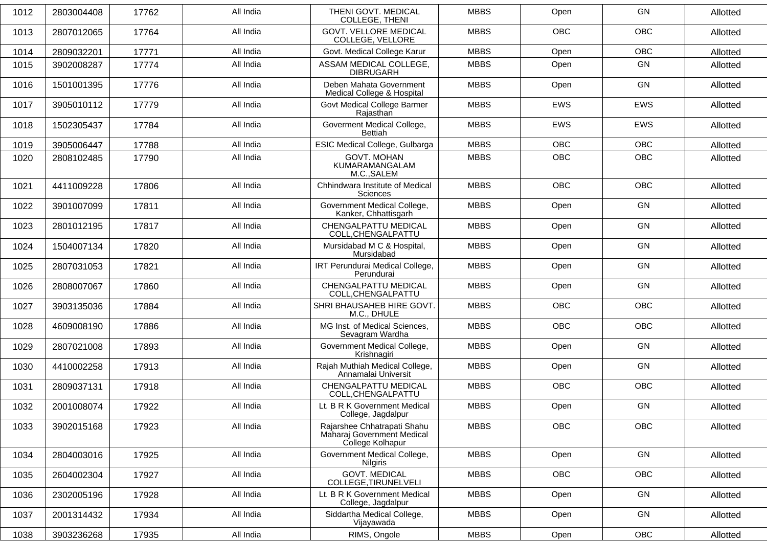| 1012 | 2803004408 | 17762 | All India | THENI GOVT. MEDICAL COLLEGE, THENI | MBBS | Open | GN | Allotted |
|---|---|---|---|---|---|---|---|---|
| 1013 | 2807012065 | 17764 | All India | GOVT. VELLORE MEDICAL COLLEGE, VELLORE | MBBS | OBC | OBC | Allotted |
| 1014 | 2809032201 | 17771 | All India | Govt. Medical College Karur | MBBS | Open | OBC | Allotted |
| 1015 | 3902008287 | 17774 | All India | ASSAM MEDICAL COLLEGE, DIBRUGARH | MBBS | Open | GN | Allotted |
| 1016 | 1501001395 | 17776 | All India | Deben Mahata Government Medical College & Hospital | MBBS | Open | GN | Allotted |
| 1017 | 3905010112 | 17779 | All India | Govt Medical College Barmer Rajasthan | MBBS | EWS | EWS | Allotted |
| 1018 | 1502305437 | 17784 | All India | Goverment Medical College, Bettiah | MBBS | EWS | EWS | Allotted |
| 1019 | 3905006447 | 17788 | All India | ESIC Medical College, Gulbarga | MBBS | OBC | OBC | Allotted |
| 1020 | 2808102485 | 17790 | All India | GOVT. MOHAN KUMARAMANGALAM M.C.,SALEM | MBBS | OBC | OBC | Allotted |
| 1021 | 4411009228 | 17806 | All India | Chhindwara Institute of Medical Sciences | MBBS | OBC | OBC | Allotted |
| 1022 | 3901007099 | 17811 | All India | Government Medical College, Kanker, Chhattisgarh | MBBS | Open | GN | Allotted |
| 1023 | 2801012195 | 17817 | All India | CHENGALPATTU MEDICAL COLL,CHENGALPATTU | MBBS | Open | GN | Allotted |
| 1024 | 1504007134 | 17820 | All India | Mursidabad M C & Hospital, Mursidabad | MBBS | Open | GN | Allotted |
| 1025 | 2807031053 | 17821 | All India | IRT Perundurai Medical College, Perundurai | MBBS | Open | GN | Allotted |
| 1026 | 2808007067 | 17860 | All India | CHENGALPATTU MEDICAL COLL,CHENGALPATTU | MBBS | Open | GN | Allotted |
| 1027 | 3903135036 | 17884 | All India | SHRI BHAUSAHEB HIRE GOVT. M.C., DHULE | MBBS | OBC | OBC | Allotted |
| 1028 | 4609008190 | 17886 | All India | MG Inst. of Medical Sciences, Sevagram Wardha | MBBS | OBC | OBC | Allotted |
| 1029 | 2807021008 | 17893 | All India | Government Medical College, Krishnagiri | MBBS | Open | GN | Allotted |
| 1030 | 4410002258 | 17913 | All India | Rajah Muthiah Medical College, Annamalai Universit | MBBS | Open | GN | Allotted |
| 1031 | 2809037131 | 17918 | All India | CHENGALPATTU MEDICAL COLL,CHENGALPATTU | MBBS | OBC | OBC | Allotted |
| 1032 | 2001008074 | 17922 | All India | Lt. B R K Government Medical College, Jagdalpur | MBBS | Open | GN | Allotted |
| 1033 | 3902015168 | 17923 | All India | Rajarshee Chhatrapati Shahu Maharaj Government Medical College Kolhapur | MBBS | OBC | OBC | Allotted |
| 1034 | 2804003016 | 17925 | All India | Government Medical College, Nilgiris | MBBS | Open | GN | Allotted |
| 1035 | 2604002304 | 17927 | All India | GOVT. MEDICAL COLLEGE,TIRUNELVELI | MBBS | OBC | OBC | Allotted |
| 1036 | 2302005196 | 17928 | All India | Lt. B R K Government Medical College, Jagdalpur | MBBS | Open | GN | Allotted |
| 1037 | 2001314432 | 17934 | All India | Siddartha Medical College, Vijayawada | MBBS | Open | GN | Allotted |
| 1038 | 3903236268 | 17935 | All India | RIMS, Ongole | MBBS | Open | OBC | Allotted |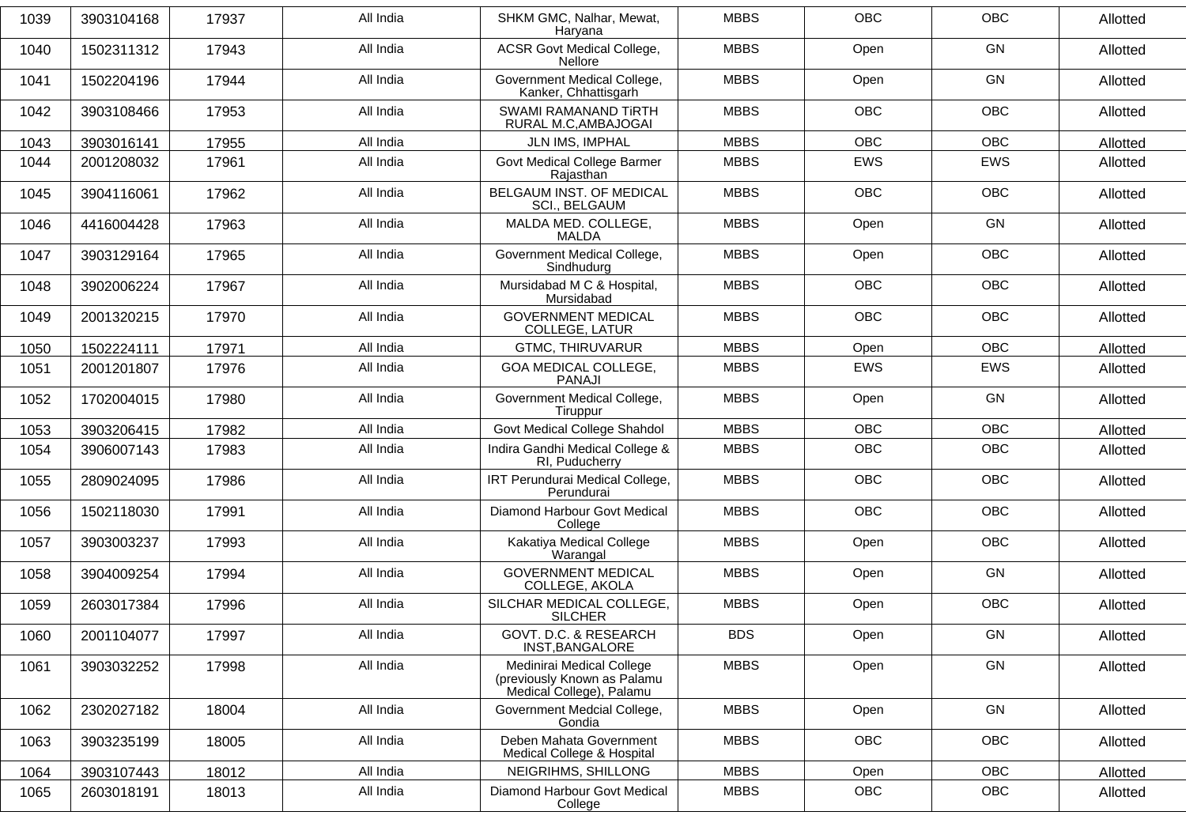| 1039 | 3903104168 | 17937 | All India | SHKM GMC, Nalhar, Mewat, Haryana | MBBS | OBC | OBC | Allotted |
|---|---|---|---|---|---|---|---|---|
| 1040 | 1502311312 | 17943 | All India | ACSR Govt Medical College, Nellore | MBBS | Open | GN | Allotted |
| 1041 | 1502204196 | 17944 | All India | Government Medical College, Kanker, Chhattisgarh | MBBS | Open | GN | Allotted |
| 1042 | 3903108466 | 17953 | All India | SWAMI RAMANAND TiRTH RURAL M.C,AMBAJOGAI | MBBS | OBC | OBC | Allotted |
| 1043 | 3903016141 | 17955 | All India | JLN IMS, IMPHAL | MBBS | OBC | OBC | Allotted |
| 1044 | 2001208032 | 17961 | All India | Govt Medical College Barmer Rajasthan | MBBS | EWS | EWS | Allotted |
| 1045 | 3904116061 | 17962 | All India | BELGAUM INST. OF MEDICAL SCI., BELGAUM | MBBS | OBC | OBC | Allotted |
| 1046 | 4416004428 | 17963 | All India | MALDA MED. COLLEGE, MALDA | MBBS | Open | GN | Allotted |
| 1047 | 3903129164 | 17965 | All India | Government Medical College, Sindhudurg | MBBS | Open | OBC | Allotted |
| 1048 | 3902006224 | 17967 | All India | Mursidabad M C & Hospital, Mursidabad | MBBS | OBC | OBC | Allotted |
| 1049 | 2001320215 | 17970 | All India | GOVERNMENT MEDICAL COLLEGE, LATUR | MBBS | OBC | OBC | Allotted |
| 1050 | 1502224111 | 17971 | All India | GTMC, THIRUVARUR | MBBS | Open | OBC | Allotted |
| 1051 | 2001201807 | 17976 | All India | GOA MEDICAL COLLEGE, PANAJI | MBBS | EWS | EWS | Allotted |
| 1052 | 1702004015 | 17980 | All India | Government Medical College, Tiruppur | MBBS | Open | GN | Allotted |
| 1053 | 3903206415 | 17982 | All India | Govt Medical College Shahdol | MBBS | OBC | OBC | Allotted |
| 1054 | 3906007143 | 17983 | All India | Indira Gandhi Medical College & RI, Puducherry | MBBS | OBC | OBC | Allotted |
| 1055 | 2809024095 | 17986 | All India | IRT Perundurai Medical College, Perundurai | MBBS | OBC | OBC | Allotted |
| 1056 | 1502118030 | 17991 | All India | Diamond Harbour Govt Medical College | MBBS | OBC | OBC | Allotted |
| 1057 | 3903003237 | 17993 | All India | Kakatiya Medical College Warangal | MBBS | Open | OBC | Allotted |
| 1058 | 3904009254 | 17994 | All India | GOVERNMENT MEDICAL COLLEGE, AKOLA | MBBS | Open | GN | Allotted |
| 1059 | 2603017384 | 17996 | All India | SILCHAR MEDICAL COLLEGE, SILCHER | MBBS | Open | OBC | Allotted |
| 1060 | 2001104077 | 17997 | All India | GOVT. D.C. & RESEARCH INST,BANGALORE | BDS | Open | GN | Allotted |
| 1061 | 3903032252 | 17998 | All India | Medinirai Medical College (previously Known as Palamu Medical College), Palamu | MBBS | Open | GN | Allotted |
| 1062 | 2302027182 | 18004 | All India | Government Medcial College, Gondia | MBBS | Open | GN | Allotted |
| 1063 | 3903235199 | 18005 | All India | Deben Mahata Government Medical College & Hospital | MBBS | OBC | OBC | Allotted |
| 1064 | 3903107443 | 18012 | All India | NEIGRIHMS, SHILLONG | MBBS | Open | OBC | Allotted |
| 1065 | 2603018191 | 18013 | All India | Diamond Harbour Govt Medical College | MBBS | OBC | OBC | Allotted |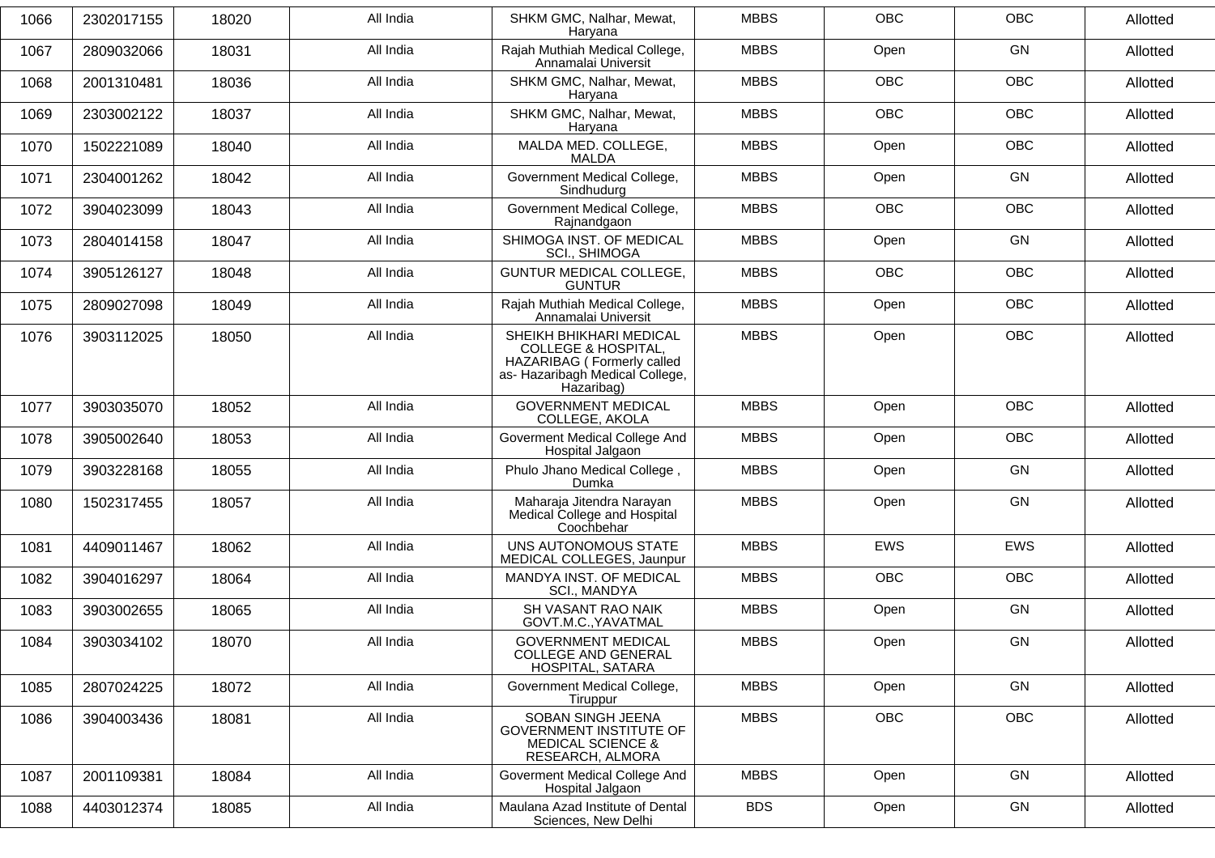| 1066 | 2302017155 | 18020 | All India | SHKM GMC, Nalhar, Mewat, Haryana | MBBS | OBC | OBC | Allotted |
|---|---|---|---|---|---|---|---|---|
| 1067 | 2809032066 | 18031 | All India | Rajah Muthiah Medical College, Annamalai Universit | MBBS | Open | GN | Allotted |
| 1068 | 2001310481 | 18036 | All India | SHKM GMC, Nalhar, Mewat, Haryana | MBBS | OBC | OBC | Allotted |
| 1069 | 2303002122 | 18037 | All India | SHKM GMC, Nalhar, Mewat, Haryana | MBBS | OBC | OBC | Allotted |
| 1070 | 1502221089 | 18040 | All India | MALDA MED. COLLEGE, MALDA | MBBS | Open | OBC | Allotted |
| 1071 | 2304001262 | 18042 | All India | Government Medical College, Sindhudurg | MBBS | Open | GN | Allotted |
| 1072 | 3904023099 | 18043 | All India | Government Medical College, Rajnandgaon | MBBS | OBC | OBC | Allotted |
| 1073 | 2804014158 | 18047 | All India | SHIMOGA INST. OF MEDICAL SCI., SHIMOGA | MBBS | Open | GN | Allotted |
| 1074 | 3905126127 | 18048 | All India | GUNTUR MEDICAL COLLEGE, GUNTUR | MBBS | OBC | OBC | Allotted |
| 1075 | 2809027098 | 18049 | All India | Rajah Muthiah Medical College, Annamalai Universit | MBBS | Open | OBC | Allotted |
| 1076 | 3903112025 | 18050 | All India | SHEIKH BHIKHARI MEDICAL COLLEGE & HOSPITAL, HAZARIBAG ( Formerly called as- Hazaribagh Medical College, Hazaribag) | MBBS | Open | OBC | Allotted |
| 1077 | 3903035070 | 18052 | All India | GOVERNMENT MEDICAL COLLEGE, AKOLA | MBBS | Open | OBC | Allotted |
| 1078 | 3905002640 | 18053 | All India | Goverment Medical College And Hospital Jalgaon | MBBS | Open | OBC | Allotted |
| 1079 | 3903228168 | 18055 | All India | Phulo Jhano Medical College , Dumka | MBBS | Open | GN | Allotted |
| 1080 | 1502317455 | 18057 | All India | Maharaja Jitendra Narayan Medical College and Hospital Coochbehar | MBBS | Open | GN | Allotted |
| 1081 | 4409011467 | 18062 | All India | UNS AUTONOMOUS STATE MEDICAL COLLEGES, Jaunpur | MBBS | EWS | EWS | Allotted |
| 1082 | 3904016297 | 18064 | All India | MANDYA INST. OF MEDICAL SCI., MANDYA | MBBS | OBC | OBC | Allotted |
| 1083 | 3903002655 | 18065 | All India | SH VASANT RAO NAIK GOVT.M.C.,YAVATMAL | MBBS | Open | GN | Allotted |
| 1084 | 3903034102 | 18070 | All India | GOVERNMENT MEDICAL COLLEGE AND GENERAL HOSPITAL, SATARA | MBBS | Open | GN | Allotted |
| 1085 | 2807024225 | 18072 | All India | Government Medical College, Tiruppur | MBBS | Open | GN | Allotted |
| 1086 | 3904003436 | 18081 | All India | SOBAN SINGH JEENA GOVERNMENT INSTITUTE OF MEDICAL SCIENCE & RESEARCH, ALMORA | MBBS | OBC | OBC | Allotted |
| 1087 | 2001109381 | 18084 | All India | Goverment Medical College And Hospital Jalgaon | MBBS | Open | GN | Allotted |
| 1088 | 4403012374 | 18085 | All India | Maulana Azad Institute of Dental Sciences, New Delhi | BDS | Open | GN | Allotted |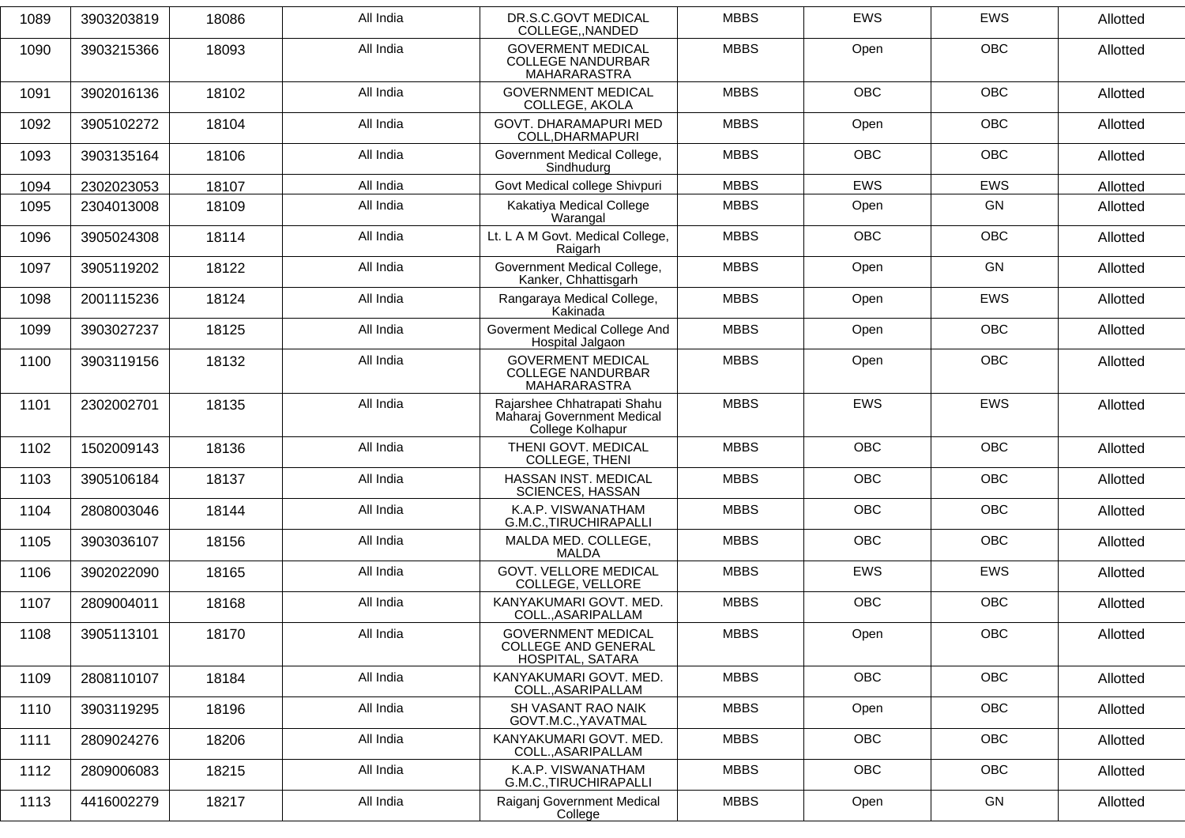| 1089 | 3903203819 | 18086 | All India | DR.S.C.GOVT MEDICAL COLLEGE,,NANDED | MBBS | EWS | EWS | Allotted |
|---|---|---|---|---|---|---|---|---|
| 1090 | 3903215366 | 18093 | All India | GOVERMENT MEDICAL COLLEGE NANDURBAR MAHARARASTRA | MBBS | Open | OBC | Allotted |
| 1091 | 3902016136 | 18102 | All India | GOVERNMENT MEDICAL COLLEGE, AKOLA | MBBS | OBC | OBC | Allotted |
| 1092 | 3905102272 | 18104 | All India | GOVT. DHARAMAPURI MED COLL,DHARMAPURI | MBBS | Open | OBC | Allotted |
| 1093 | 3903135164 | 18106 | All India | Government Medical College, Sindhudurg | MBBS | OBC | OBC | Allotted |
| 1094 | 2302023053 | 18107 | All India | Govt Medical college Shivpuri | MBBS | EWS | EWS | Allotted |
| 1095 | 2304013008 | 18109 | All India | Kakatiya Medical College Warangal | MBBS | Open | GN | Allotted |
| 1096 | 3905024308 | 18114 | All India | Lt. L A M Govt. Medical College, Raigarh | MBBS | OBC | OBC | Allotted |
| 1097 | 3905119202 | 18122 | All India | Government Medical College, Kanker, Chhattisgarh | MBBS | Open | GN | Allotted |
| 1098 | 2001115236 | 18124 | All India | Rangaraya Medical College, Kakinada | MBBS | Open | EWS | Allotted |
| 1099 | 3903027237 | 18125 | All India | Goverment Medical College And Hospital Jalgaon | MBBS | Open | OBC | Allotted |
| 1100 | 3903119156 | 18132 | All India | GOVERMENT MEDICAL COLLEGE NANDURBAR MAHARARASTRA | MBBS | Open | OBC | Allotted |
| 1101 | 2302002701 | 18135 | All India | Rajarshee Chhatrapati Shahu Maharaj Government Medical College Kolhapur | MBBS | EWS | EWS | Allotted |
| 1102 | 1502009143 | 18136 | All India | THENI GOVT. MEDICAL COLLEGE, THENI | MBBS | OBC | OBC | Allotted |
| 1103 | 3905106184 | 18137 | All India | HASSAN INST. MEDICAL SCIENCES, HASSAN | MBBS | OBC | OBC | Allotted |
| 1104 | 2808003046 | 18144 | All India | K.A.P. VISWANATHAM G.M.C.,TIRUCHIRAPALLI | MBBS | OBC | OBC | Allotted |
| 1105 | 3903036107 | 18156 | All India | MALDA MED. COLLEGE, MALDA | MBBS | OBC | OBC | Allotted |
| 1106 | 3902022090 | 18165 | All India | GOVT. VELLORE MEDICAL COLLEGE, VELLORE | MBBS | EWS | EWS | Allotted |
| 1107 | 2809004011 | 18168 | All India | KANYAKUMARI GOVT. MED. COLL.,ASARIPALLAM | MBBS | OBC | OBC | Allotted |
| 1108 | 3905113101 | 18170 | All India | GOVERNMENT MEDICAL COLLEGE AND GENERAL HOSPITAL, SATARA | MBBS | Open | OBC | Allotted |
| 1109 | 2808110107 | 18184 | All India | KANYAKUMARI GOVT. MED. COLL.,ASARIPALLAM | MBBS | OBC | OBC | Allotted |
| 1110 | 3903119295 | 18196 | All India | SH VASANT RAO NAIK GOVT.M.C.,YAVATMAL | MBBS | Open | OBC | Allotted |
| 1111 | 2809024276 | 18206 | All India | KANYAKUMARI GOVT. MED. COLL.,ASARIPALLAM | MBBS | OBC | OBC | Allotted |
| 1112 | 2809006083 | 18215 | All India | K.A.P. VISWANATHAM G.M.C.,TIRUCHIRAPALLI | MBBS | OBC | OBC | Allotted |
| 1113 | 4416002279 | 18217 | All India | Raiganj Government Medical College | MBBS | Open | GN | Allotted |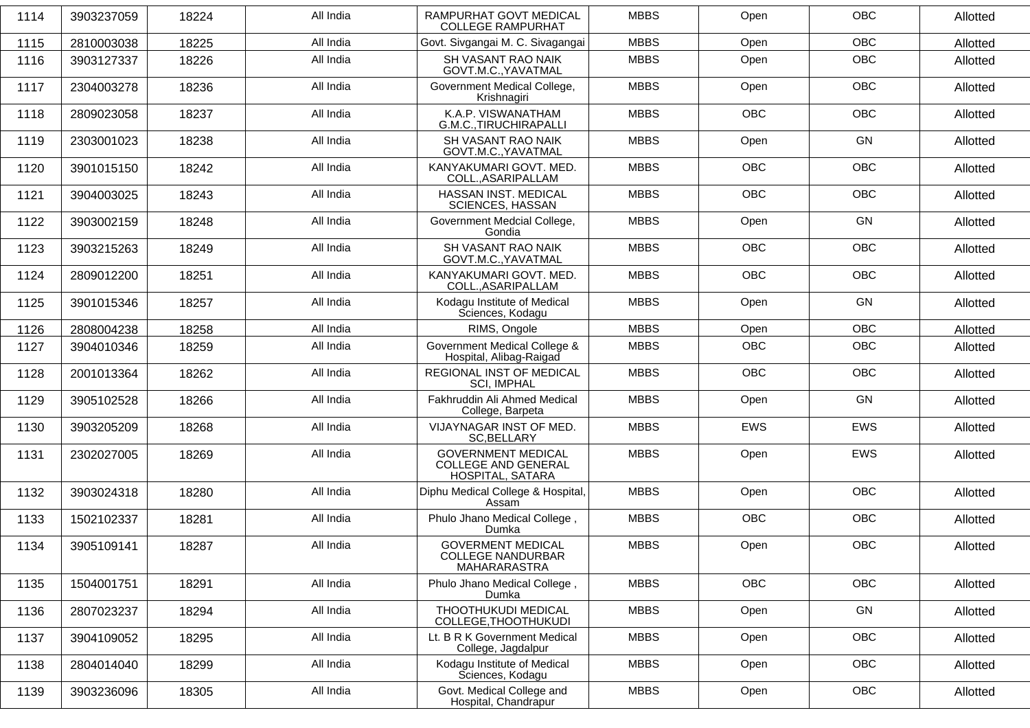| 1114 | 3903237059 | 18224 | All India | RAMPURHAT GOVT MEDICAL COLLEGE RAMPURHAT | MBBS | Open | OBC | Allotted |
|---|---|---|---|---|---|---|---|---|
| 1115 | 2810003038 | 18225 | All India | Govt. Sivgangai M. C. Sivagangai | MBBS | Open | OBC | Allotted |
| 1116 | 3903127337 | 18226 | All India | SH VASANT RAO NAIK GOVT.M.C.,YAVATMAL | MBBS | Open | OBC | Allotted |
| 1117 | 2304003278 | 18236 | All India | Government Medical College, Krishnagiri | MBBS | Open | OBC | Allotted |
| 1118 | 2809023058 | 18237 | All India | K.A.P. VISWANATHAM G.M.C.,TIRUCHIRAPALLI | MBBS | OBC | OBC | Allotted |
| 1119 | 2303001023 | 18238 | All India | SH VASANT RAO NAIK GOVT.M.C.,YAVATMAL | MBBS | Open | GN | Allotted |
| 1120 | 3901015150 | 18242 | All India | KANYAKUMARI GOVT. MED. COLL.,ASARIPALLAM | MBBS | OBC | OBC | Allotted |
| 1121 | 3904003025 | 18243 | All India | HASSAN INST. MEDICAL SCIENCES, HASSAN | MBBS | OBC | OBC | Allotted |
| 1122 | 3903002159 | 18248 | All India | Government Medcial College, Gondia | MBBS | Open | GN | Allotted |
| 1123 | 3903215263 | 18249 | All India | SH VASANT RAO NAIK GOVT.M.C.,YAVATMAL | MBBS | OBC | OBC | Allotted |
| 1124 | 2809012200 | 18251 | All India | KANYAKUMARI GOVT. MED. COLL.,ASARIPALLAM | MBBS | OBC | OBC | Allotted |
| 1125 | 3901015346 | 18257 | All India | Kodagu Institute of Medical Sciences, Kodagu | MBBS | Open | GN | Allotted |
| 1126 | 2808004238 | 18258 | All India | RIMS, Ongole | MBBS | Open | OBC | Allotted |
| 1127 | 3904010346 | 18259 | All India | Government Medical College & Hospital, Alibag-Raigad | MBBS | OBC | OBC | Allotted |
| 1128 | 2001013364 | 18262 | All India | REGIONAL INST OF MEDICAL SCI, IMPHAL | MBBS | OBC | OBC | Allotted |
| 1129 | 3905102528 | 18266 | All India | Fakhruddin Ali Ahmed Medical College, Barpeta | MBBS | Open | GN | Allotted |
| 1130 | 3903205209 | 18268 | All India | VIJAYNAGAR INST OF MED. SC,BELLARY | MBBS | EWS | EWS | Allotted |
| 1131 | 2302027005 | 18269 | All India | GOVERNMENT MEDICAL COLLEGE AND GENERAL HOSPITAL, SATARA | MBBS | Open | EWS | Allotted |
| 1132 | 3903024318 | 18280 | All India | Diphu Medical College & Hospital, Assam | MBBS | Open | OBC | Allotted |
| 1133 | 1502102337 | 18281 | All India | Phulo Jhano Medical College , Dumka | MBBS | OBC | OBC | Allotted |
| 1134 | 3905109141 | 18287 | All India | GOVERMENT MEDICAL COLLEGE NANDURBAR MAHARARASTRA | MBBS | Open | OBC | Allotted |
| 1135 | 1504001751 | 18291 | All India | Phulo Jhano Medical College , Dumka | MBBS | OBC | OBC | Allotted |
| 1136 | 2807023237 | 18294 | All India | THOOTHUKUDI MEDICAL COLLEGE,THOOTHUKUDI | MBBS | Open | GN | Allotted |
| 1137 | 3904109052 | 18295 | All India | Lt. B R K Government Medical College, Jagdalpur | MBBS | Open | OBC | Allotted |
| 1138 | 2804014040 | 18299 | All India | Kodagu Institute of Medical Sciences, Kodagu | MBBS | Open | OBC | Allotted |
| 1139 | 3903236096 | 18305 | All India | Govt. Medical College and Hospital, Chandrapur | MBBS | Open | OBC | Allotted |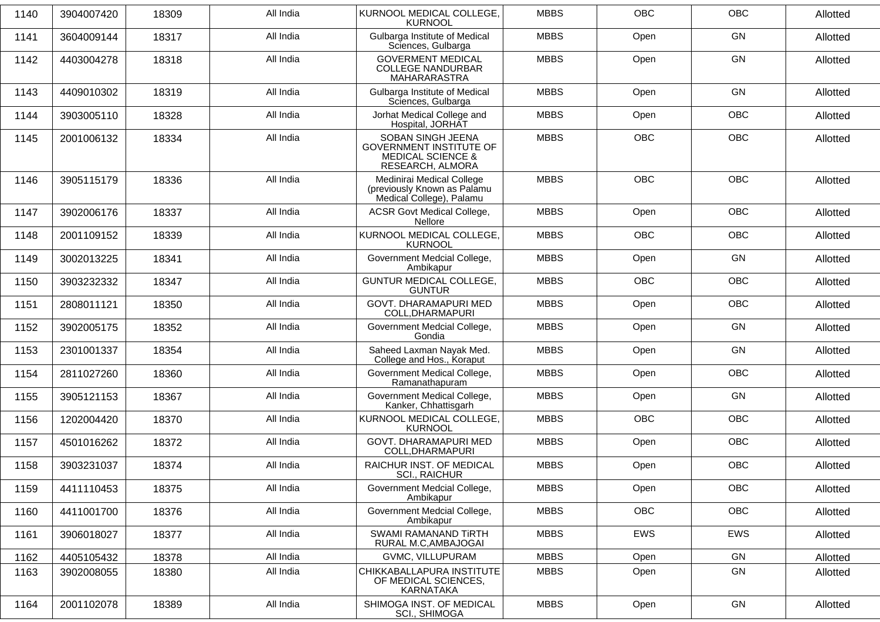| 1140 | 3904007420 | 18309 | All India | KURNOOL MEDICAL COLLEGE, KURNOOL | MBBS | OBC | OBC | Allotted |
|---|---|---|---|---|---|---|---|---|
| 1141 | 3604009144 | 18317 | All India | Gulbarga Institute of Medical Sciences, Gulbarga | MBBS | Open | GN | Allotted |
| 1142 | 4403004278 | 18318 | All India | GOVERMENT MEDICAL COLLEGE NANDURBAR MAHARARASTRA | MBBS | Open | GN | Allotted |
| 1143 | 4409010302 | 18319 | All India | Gulbarga Institute of Medical Sciences, Gulbarga | MBBS | Open | GN | Allotted |
| 1144 | 3903005110 | 18328 | All India | Jorhat Medical College and Hospital, JORHAT | MBBS | Open | OBC | Allotted |
| 1145 | 2001006132 | 18334 | All India | SOBAN SINGH JEENA GOVERNMENT INSTITUTE OF MEDICAL SCIENCE & RESEARCH, ALMORA | MBBS | OBC | OBC | Allotted |
| 1146 | 3905115179 | 18336 | All India | Medinirai Medical College (previously Known as Palamu Medical College), Palamu | MBBS | OBC | OBC | Allotted |
| 1147 | 3902006176 | 18337 | All India | ACSR Govt Medical College, Nellore | MBBS | Open | OBC | Allotted |
| 1148 | 2001109152 | 18339 | All India | KURNOOL MEDICAL COLLEGE, KURNOOL | MBBS | OBC | OBC | Allotted |
| 1149 | 3002013225 | 18341 | All India | Government Medcial College, Ambikapur | MBBS | Open | GN | Allotted |
| 1150 | 3903232332 | 18347 | All India | GUNTUR MEDICAL COLLEGE, GUNTUR | MBBS | OBC | OBC | Allotted |
| 1151 | 2808011121 | 18350 | All India | GOVT. DHARAMAPURI MED COLL,DHARMAPURI | MBBS | Open | OBC | Allotted |
| 1152 | 3902005175 | 18352 | All India | Government Medcial College, Gondia | MBBS | Open | GN | Allotted |
| 1153 | 2301001337 | 18354 | All India | Saheed Laxman Nayak Med. College and Hos., Koraput | MBBS | Open | GN | Allotted |
| 1154 | 2811027260 | 18360 | All India | Government Medical College, Ramanathapuram | MBBS | Open | OBC | Allotted |
| 1155 | 3905121153 | 18367 | All India | Government Medical College, Kanker, Chhattisgarh | MBBS | Open | GN | Allotted |
| 1156 | 1202004420 | 18370 | All India | KURNOOL MEDICAL COLLEGE, KURNOOL | MBBS | OBC | OBC | Allotted |
| 1157 | 4501016262 | 18372 | All India | GOVT. DHARAMAPURI MED COLL,DHARMAPURI | MBBS | Open | OBC | Allotted |
| 1158 | 3903231037 | 18374 | All India | RAICHUR INST. OF MEDICAL SCI., RAICHUR | MBBS | Open | OBC | Allotted |
| 1159 | 4411110453 | 18375 | All India | Government Medcial College, Ambikapur | MBBS | Open | OBC | Allotted |
| 1160 | 4411001700 | 18376 | All India | Government Medcial College, Ambikapur | MBBS | OBC | OBC | Allotted |
| 1161 | 3906018027 | 18377 | All India | SWAMI RAMANAND TiRTH RURAL M.C,AMBAJOGAI | MBBS | EWS | EWS | Allotted |
| 1162 | 4405105432 | 18378 | All India | GVMC, VILLUPURAM | MBBS | Open | GN | Allotted |
| 1163 | 3902008055 | 18380 | All India | CHIKKABALLAPURA INSTITUTE OF MEDICAL SCIENCES, KARNATAKA | MBBS | Open | GN | Allotted |
| 1164 | 2001102078 | 18389 | All India | SHIMOGA INST. OF MEDICAL SCI., SHIMOGA | MBBS | Open | GN | Allotted |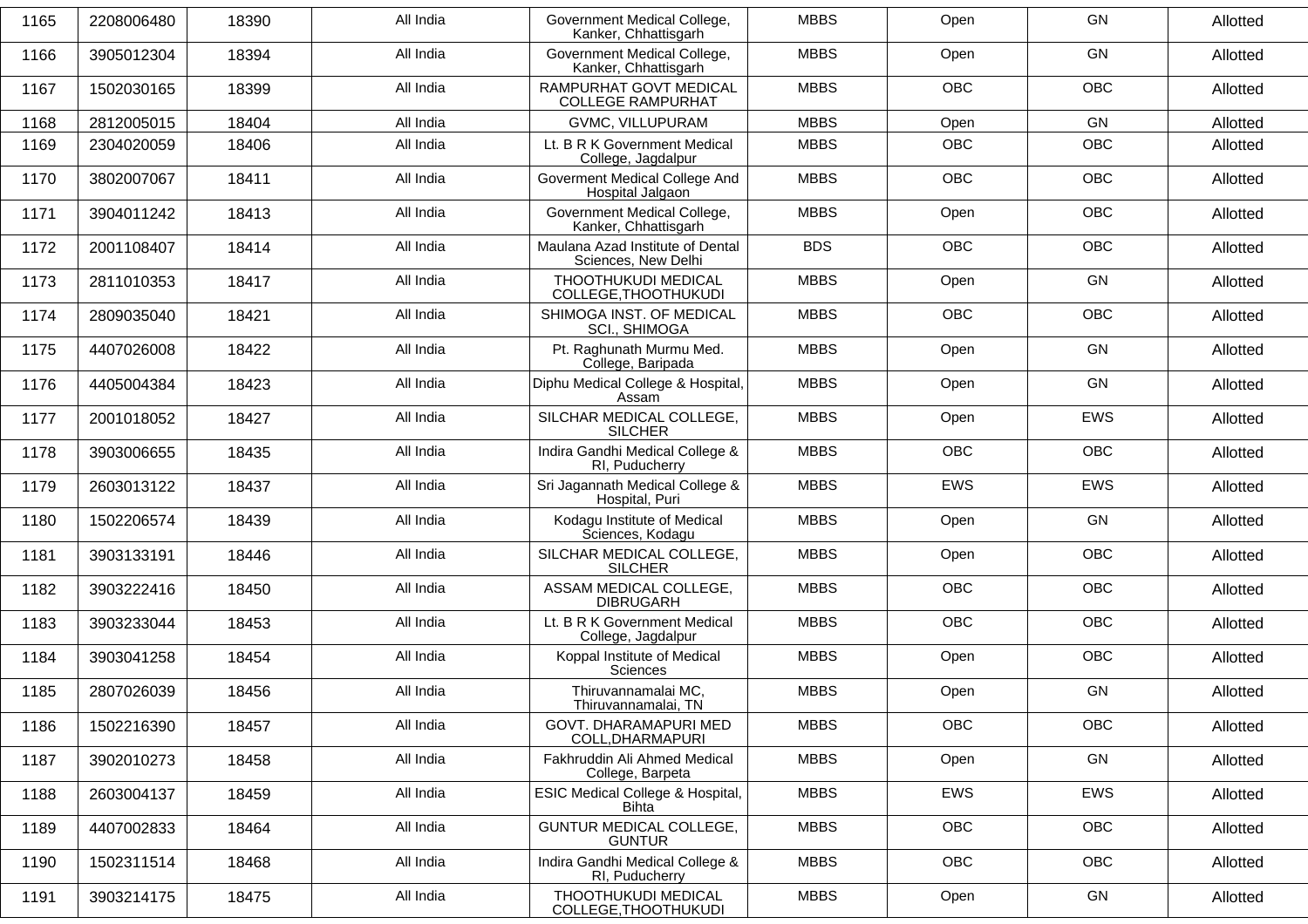| 1165 | 2208006480 | 18390 | All India | Government Medical College, Kanker, Chhattisgarh | MBBS | Open | GN | Allotted |
|---|---|---|---|---|---|---|---|---|
| 1166 | 3905012304 | 18394 | All India | Government Medical College, Kanker, Chhattisgarh | MBBS | Open | GN | Allotted |
| 1167 | 1502030165 | 18399 | All India | RAMPURHAT GOVT MEDICAL COLLEGE RAMPURHAT | MBBS | OBC | OBC | Allotted |
| 1168 | 2812005015 | 18404 | All India | GVMC, VILLUPURAM | MBBS | Open | GN | Allotted |
| 1169 | 2304020059 | 18406 | All India | Lt. B R K Government Medical College, Jagdalpur | MBBS | OBC | OBC | Allotted |
| 1170 | 3802007067 | 18411 | All India | Goverment Medical College And Hospital Jalgaon | MBBS | OBC | OBC | Allotted |
| 1171 | 3904011242 | 18413 | All India | Government Medical College, Kanker, Chhattisgarh | MBBS | Open | OBC | Allotted |
| 1172 | 2001108407 | 18414 | All India | Maulana Azad Institute of Dental Sciences, New Delhi | BDS | OBC | OBC | Allotted |
| 1173 | 2811010353 | 18417 | All India | THOOTHUKUDI MEDICAL COLLEGE,THOOTHUKUDI | MBBS | Open | GN | Allotted |
| 1174 | 2809035040 | 18421 | All India | SHIMOGA INST. OF MEDICAL SCI., SHIMOGA | MBBS | OBC | OBC | Allotted |
| 1175 | 4407026008 | 18422 | All India | Pt. Raghunath Murmu Med. College, Baripada | MBBS | Open | GN | Allotted |
| 1176 | 4405004384 | 18423 | All India | Diphu Medical College & Hospital, Assam | MBBS | Open | GN | Allotted |
| 1177 | 2001018052 | 18427 | All India | SILCHAR MEDICAL COLLEGE, SILCHER | MBBS | Open | EWS | Allotted |
| 1178 | 3903006655 | 18435 | All India | Indira Gandhi Medical College & RI, Puducherry | MBBS | OBC | OBC | Allotted |
| 1179 | 2603013122 | 18437 | All India | Sri Jagannath Medical College & Hospital, Puri | MBBS | EWS | EWS | Allotted |
| 1180 | 1502206574 | 18439 | All India | Kodagu Institute of Medical Sciences, Kodagu | MBBS | Open | GN | Allotted |
| 1181 | 3903133191 | 18446 | All India | SILCHAR MEDICAL COLLEGE, SILCHER | MBBS | Open | OBC | Allotted |
| 1182 | 3903222416 | 18450 | All India | ASSAM MEDICAL COLLEGE, DIBRUGARH | MBBS | OBC | OBC | Allotted |
| 1183 | 3903233044 | 18453 | All India | Lt. B R K Government Medical College, Jagdalpur | MBBS | OBC | OBC | Allotted |
| 1184 | 3903041258 | 18454 | All India | Koppal Institute of Medical Sciences | MBBS | Open | OBC | Allotted |
| 1185 | 2807026039 | 18456 | All India | Thiruvannamalai MC, Thiruvannamalai, TN | MBBS | Open | GN | Allotted |
| 1186 | 1502216390 | 18457 | All India | GOVT. DHARAMAPURI MED COLL,DHARMAPURI | MBBS | OBC | OBC | Allotted |
| 1187 | 3902010273 | 18458 | All India | Fakhruddin Ali Ahmed Medical College, Barpeta | MBBS | Open | GN | Allotted |
| 1188 | 2603004137 | 18459 | All India | ESIC Medical College & Hospital, Bihta | MBBS | EWS | EWS | Allotted |
| 1189 | 4407002833 | 18464 | All India | GUNTUR MEDICAL COLLEGE, GUNTUR | MBBS | OBC | OBC | Allotted |
| 1190 | 1502311514 | 18468 | All India | Indira Gandhi Medical College & RI, Puducherry | MBBS | OBC | OBC | Allotted |
| 1191 | 3903214175 | 18475 | All India | THOOTHUKUDI MEDICAL COLLEGE,THOOTHUKUDI | MBBS | Open | GN | Allotted |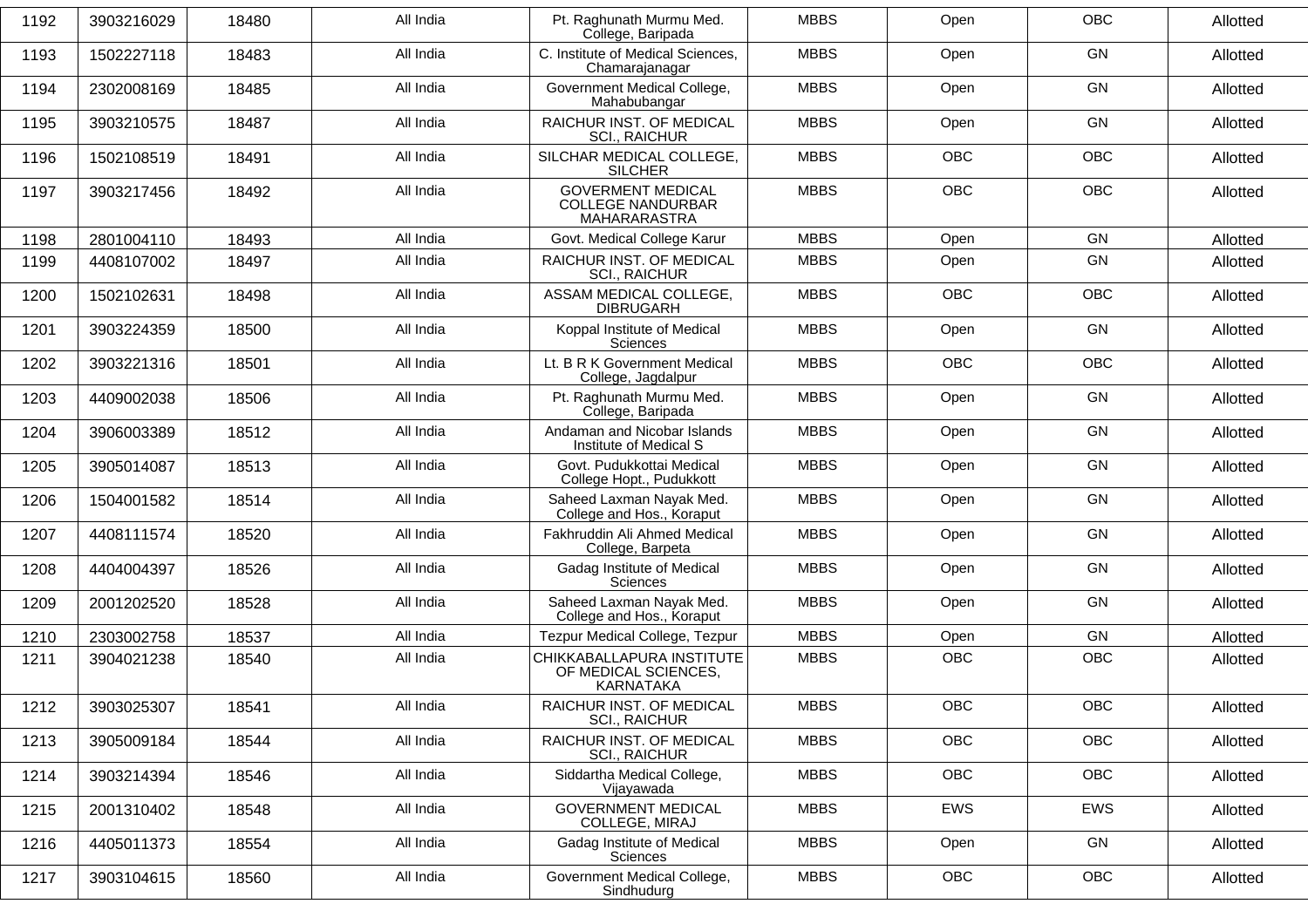| 1192 | 3903216029 | 18480 | All India | Pt. Raghunath Murmu Med. College, Baripada | MBBS | Open | OBC | Allotted |
|---|---|---|---|---|---|---|---|---|
| 1193 | 1502227118 | 18483 | All India | C. Institute of Medical Sciences, Chamarajanagar | MBBS | Open | GN | Allotted |
| 1194 | 2302008169 | 18485 | All India | Government Medical College, Mahabubangar | MBBS | Open | GN | Allotted |
| 1195 | 3903210575 | 18487 | All India | RAICHUR INST. OF MEDICAL SCI., RAICHUR | MBBS | Open | GN | Allotted |
| 1196 | 1502108519 | 18491 | All India | SILCHAR MEDICAL COLLEGE, SILCHER | MBBS | OBC | OBC | Allotted |
| 1197 | 3903217456 | 18492 | All India | GOVERMENT MEDICAL COLLEGE NANDURBAR MAHARARASTRA | MBBS | OBC | OBC | Allotted |
| 1198 | 2801004110 | 18493 | All India | Govt. Medical College Karur | MBBS | Open | GN | Allotted |
| 1199 | 4408107002 | 18497 | All India | RAICHUR INST. OF MEDICAL SCI., RAICHUR | MBBS | Open | GN | Allotted |
| 1200 | 1502102631 | 18498 | All India | ASSAM MEDICAL COLLEGE, DIBRUGARH | MBBS | OBC | OBC | Allotted |
| 1201 | 3903224359 | 18500 | All India | Koppal Institute of Medical Sciences | MBBS | Open | GN | Allotted |
| 1202 | 3903221316 | 18501 | All India | Lt. B R K Government Medical College, Jagdalpur | MBBS | OBC | OBC | Allotted |
| 1203 | 4409002038 | 18506 | All India | Pt. Raghunath Murmu Med. College, Baripada | MBBS | Open | GN | Allotted |
| 1204 | 3906003389 | 18512 | All India | Andaman and Nicobar Islands Institute of Medical S | MBBS | Open | GN | Allotted |
| 1205 | 3905014087 | 18513 | All India | Govt. Pudukkottai Medical College Hopt., Pudukkott | MBBS | Open | GN | Allotted |
| 1206 | 1504001582 | 18514 | All India | Saheed Laxman Nayak Med. College and Hos., Koraput | MBBS | Open | GN | Allotted |
| 1207 | 4408111574 | 18520 | All India | Fakhruddin Ali Ahmed Medical College, Barpeta | MBBS | Open | GN | Allotted |
| 1208 | 4404004397 | 18526 | All India | Gadag Institute of Medical Sciences | MBBS | Open | GN | Allotted |
| 1209 | 2001202520 | 18528 | All India | Saheed Laxman Nayak Med. College and Hos., Koraput | MBBS | Open | GN | Allotted |
| 1210 | 2303002758 | 18537 | All India | Tezpur Medical College, Tezpur | MBBS | Open | GN | Allotted |
| 1211 | 3904021238 | 18540 | All India | CHIKKABALLAPURA INSTITUTE OF MEDICAL SCIENCES, KARNATAKA | MBBS | OBC | OBC | Allotted |
| 1212 | 3903025307 | 18541 | All India | RAICHUR INST. OF MEDICAL SCI., RAICHUR | MBBS | OBC | OBC | Allotted |
| 1213 | 3905009184 | 18544 | All India | RAICHUR INST. OF MEDICAL SCI., RAICHUR | MBBS | OBC | OBC | Allotted |
| 1214 | 3903214394 | 18546 | All India | Siddartha Medical College, Vijayawada | MBBS | OBC | OBC | Allotted |
| 1215 | 2001310402 | 18548 | All India | GOVERNMENT MEDICAL COLLEGE, MIRAJ | MBBS | EWS | EWS | Allotted |
| 1216 | 4405011373 | 18554 | All India | Gadag Institute of Medical Sciences | MBBS | Open | GN | Allotted |
| 1217 | 3903104615 | 18560 | All India | Government Medical College, Sindhudurg | MBBS | OBC | OBC | Allotted |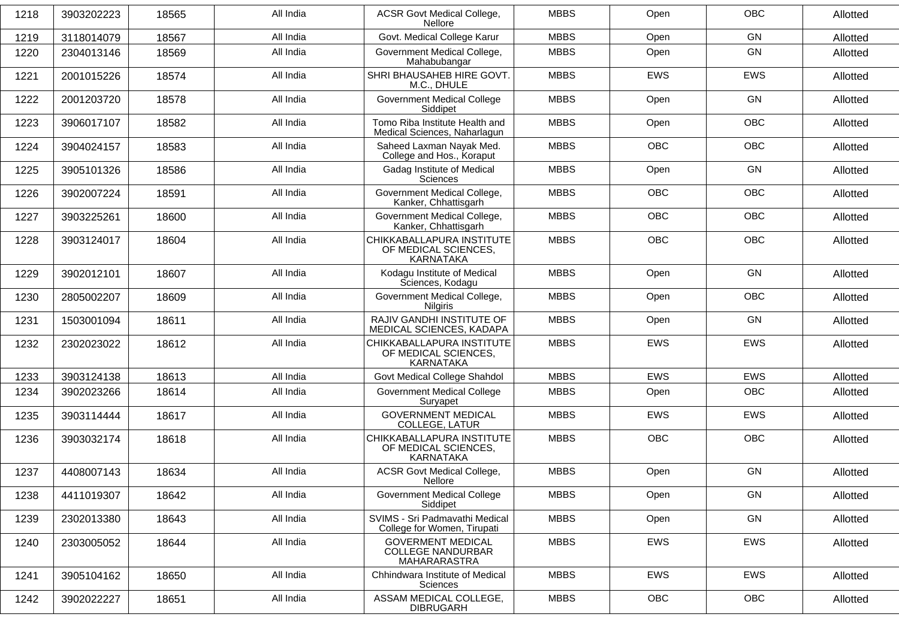| 1218 | 3903202223 | 18565 | All India | ACSR Govt Medical College, Nellore | MBBS | Open | OBC | Allotted |
|---|---|---|---|---|---|---|---|---|
| 1219 | 3118014079 | 18567 | All India | Govt. Medical College Karur | MBBS | Open | GN | Allotted |
| 1220 | 2304013146 | 18569 | All India | Government Medical College, Mahabubangar | MBBS | Open | GN | Allotted |
| 1221 | 2001015226 | 18574 | All India | SHRI BHAUSAHEB HIRE GOVT. M.C., DHULE | MBBS | EWS | EWS | Allotted |
| 1222 | 2001203720 | 18578 | All India | Government Medical College Siddipet | MBBS | Open | GN | Allotted |
| 1223 | 3906017107 | 18582 | All India | Tomo Riba Institute Health and Medical Sciences, Naharlagun | MBBS | Open | OBC | Allotted |
| 1224 | 3904024157 | 18583 | All India | Saheed Laxman Nayak Med. College and Hos., Koraput | MBBS | OBC | OBC | Allotted |
| 1225 | 3905101326 | 18586 | All India | Gadag Institute of Medical Sciences | MBBS | Open | GN | Allotted |
| 1226 | 3902007224 | 18591 | All India | Government Medical College, Kanker, Chhattisgarh | MBBS | OBC | OBC | Allotted |
| 1227 | 3903225261 | 18600 | All India | Government Medical College, Kanker, Chhattisgarh | MBBS | OBC | OBC | Allotted |
| 1228 | 3903124017 | 18604 | All India | CHIKKABALLAPURA INSTITUTE OF MEDICAL SCIENCES, KARNATAKA | MBBS | OBC | OBC | Allotted |
| 1229 | 3902012101 | 18607 | All India | Kodagu Institute of Medical Sciences, Kodagu | MBBS | Open | GN | Allotted |
| 1230 | 2805002207 | 18609 | All India | Government Medical College, Nilgiris | MBBS | Open | OBC | Allotted |
| 1231 | 1503001094 | 18611 | All India | RAJIV GANDHI INSTITUTE OF MEDICAL SCIENCES, KADAPA | MBBS | Open | GN | Allotted |
| 1232 | 2302023022 | 18612 | All India | CHIKKABALLAPURA INSTITUTE OF MEDICAL SCIENCES, KARNATAKA | MBBS | EWS | EWS | Allotted |
| 1233 | 3903124138 | 18613 | All India | Govt Medical College Shahdol | MBBS | EWS | EWS | Allotted |
| 1234 | 3902023266 | 18614 | All India | Government Medical College Suryapet | MBBS | Open | OBC | Allotted |
| 1235 | 3903114444 | 18617 | All India | GOVERNMENT MEDICAL COLLEGE, LATUR | MBBS | EWS | EWS | Allotted |
| 1236 | 3903032174 | 18618 | All India | CHIKKABALLAPURA INSTITUTE OF MEDICAL SCIENCES, KARNATAKA | MBBS | OBC | OBC | Allotted |
| 1237 | 4408007143 | 18634 | All India | ACSR Govt Medical College, Nellore | MBBS | Open | GN | Allotted |
| 1238 | 4411019307 | 18642 | All India | Government Medical College Siddipet | MBBS | Open | GN | Allotted |
| 1239 | 2302013380 | 18643 | All India | SVIMS - Sri Padmavathi Medical College for Women, Tirupati | MBBS | Open | GN | Allotted |
| 1240 | 2303005052 | 18644 | All India | GOVERMENT MEDICAL COLLEGE NANDURBAR MAHARARASTRA | MBBS | EWS | EWS | Allotted |
| 1241 | 3905104162 | 18650 | All India | Chhindwara Institute of Medical Sciences | MBBS | EWS | EWS | Allotted |
| 1242 | 3902022227 | 18651 | All India | ASSAM MEDICAL COLLEGE, DIBRUGARH | MBBS | OBC | OBC | Allotted |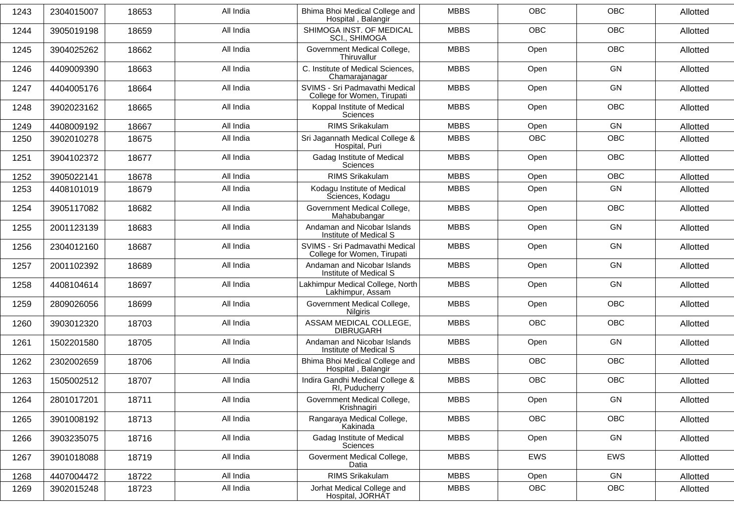| 1243 | 2304015007 | 18653 | All India | Bhima Bhoi Medical College and Hospital , Balangir | MBBS | OBC | OBC | Allotted |
|---|---|---|---|---|---|---|---|---|
| 1244 | 3905019198 | 18659 | All India | SHIMOGA INST. OF MEDICAL SCI., SHIMOGA | MBBS | OBC | OBC | Allotted |
| 1245 | 3904025262 | 18662 | All India | Government Medical College, Thiruvallur | MBBS | Open | OBC | Allotted |
| 1246 | 4409009390 | 18663 | All India | C. Institute of Medical Sciences, Chamarajanagar | MBBS | Open | GN | Allotted |
| 1247 | 4404005176 | 18664 | All India | SVIMS - Sri Padmavathi Medical College for Women, Tirupati | MBBS | Open | GN | Allotted |
| 1248 | 3902023162 | 18665 | All India | Koppal Institute of Medical Sciences | MBBS | Open | OBC | Allotted |
| 1249 | 4408009192 | 18667 | All India | RIMS Srikakulam | MBBS | Open | GN | Allotted |
| 1250 | 3902010278 | 18675 | All India | Sri Jagannath Medical College & Hospital, Puri | MBBS | OBC | OBC | Allotted |
| 1251 | 3904102372 | 18677 | All India | Gadag Institute of Medical Sciences | MBBS | Open | OBC | Allotted |
| 1252 | 3905022141 | 18678 | All India | RIMS Srikakulam | MBBS | Open | OBC | Allotted |
| 1253 | 4408101019 | 18679 | All India | Kodagu Institute of Medical Sciences, Kodagu | MBBS | Open | GN | Allotted |
| 1254 | 3905117082 | 18682 | All India | Government Medical College, Mahabubangar | MBBS | Open | OBC | Allotted |
| 1255 | 2001123139 | 18683 | All India | Andaman and Nicobar Islands Institute of Medical S | MBBS | Open | GN | Allotted |
| 1256 | 2304012160 | 18687 | All India | SVIMS - Sri Padmavathi Medical College for Women, Tirupati | MBBS | Open | GN | Allotted |
| 1257 | 2001102392 | 18689 | All India | Andaman and Nicobar Islands Institute of Medical S | MBBS | Open | GN | Allotted |
| 1258 | 4408104614 | 18697 | All India | Lakhimpur Medical College, North Lakhimpur, Assam | MBBS | Open | GN | Allotted |
| 1259 | 2809026056 | 18699 | All India | Government Medical College, Nilgiris | MBBS | Open | OBC | Allotted |
| 1260 | 3903012320 | 18703 | All India | ASSAM MEDICAL COLLEGE, DIBRUGARH | MBBS | OBC | OBC | Allotted |
| 1261 | 1502201580 | 18705 | All India | Andaman and Nicobar Islands Institute of Medical S | MBBS | Open | GN | Allotted |
| 1262 | 2302002659 | 18706 | All India | Bhima Bhoi Medical College and Hospital , Balangir | MBBS | OBC | OBC | Allotted |
| 1263 | 1505002512 | 18707 | All India | Indira Gandhi Medical College & RI, Puducherry | MBBS | OBC | OBC | Allotted |
| 1264 | 2801017201 | 18711 | All India | Government Medical College, Krishnagiri | MBBS | Open | GN | Allotted |
| 1265 | 3901008192 | 18713 | All India | Rangaraya Medical College, Kakinada | MBBS | OBC | OBC | Allotted |
| 1266 | 3903235075 | 18716 | All India | Gadag Institute of Medical Sciences | MBBS | Open | GN | Allotted |
| 1267 | 3901018088 | 18719 | All India | Goverment Medical College, Datia | MBBS | EWS | EWS | Allotted |
| 1268 | 4407004472 | 18722 | All India | RIMS Srikakulam | MBBS | Open | GN | Allotted |
| 1269 | 3902015248 | 18723 | All India | Jorhat Medical College and Hospital, JORHAT | MBBS | OBC | OBC | Allotted |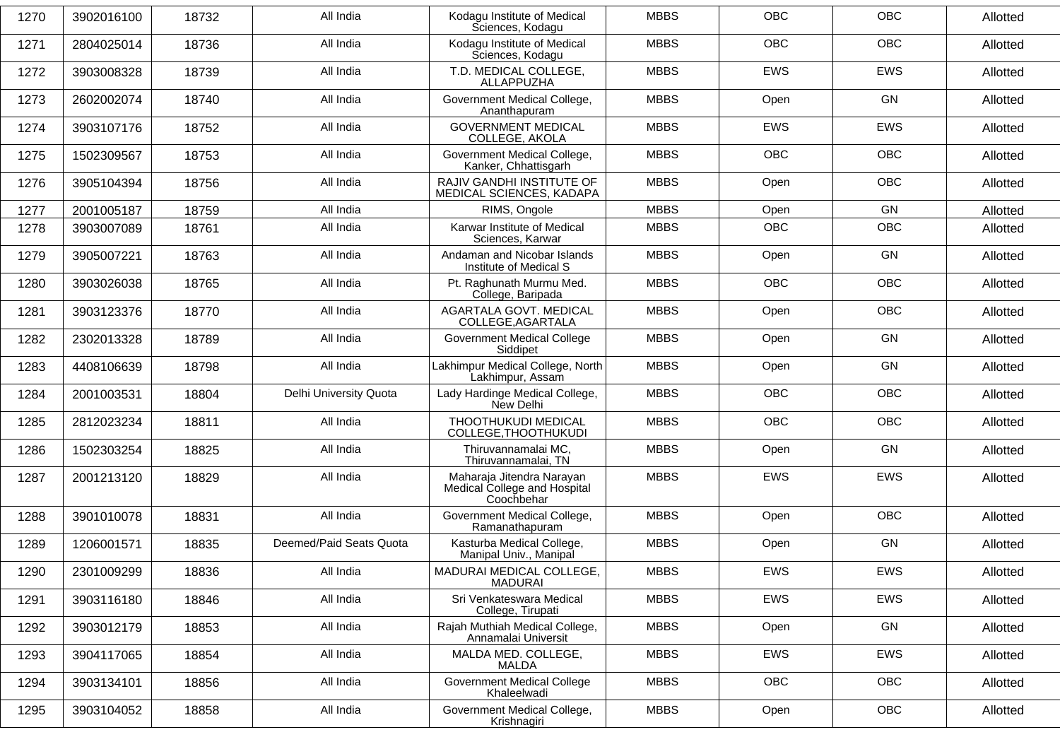| 1270 | 3902016100 | 18732 | All India | Kodagu Institute of Medical Sciences, Kodagu | MBBS | OBC | OBC | Allotted |
|---|---|---|---|---|---|---|---|---|
| 1271 | 2804025014 | 18736 | All India | Kodagu Institute of Medical Sciences, Kodagu | MBBS | OBC | OBC | Allotted |
| 1272 | 3903008328 | 18739 | All India | T.D. MEDICAL COLLEGE, ALLAPPUZHA | MBBS | EWS | EWS | Allotted |
| 1273 | 2602002074 | 18740 | All India | Government Medical College, Ananthapuram | MBBS | Open | GN | Allotted |
| 1274 | 3903107176 | 18752 | All India | GOVERNMENT MEDICAL COLLEGE, AKOLA | MBBS | EWS | EWS | Allotted |
| 1275 | 1502309567 | 18753 | All India | Government Medical College, Kanker, Chhattisgarh | MBBS | OBC | OBC | Allotted |
| 1276 | 3905104394 | 18756 | All India | RAJIV GANDHI INSTITUTE OF MEDICAL SCIENCES, KADAPA | MBBS | Open | OBC | Allotted |
| 1277 | 2001005187 | 18759 | All India | RIMS, Ongole | MBBS | Open | GN | Allotted |
| 1278 | 3903007089 | 18761 | All India | Karwar Institute of Medical Sciences, Karwar | MBBS | OBC | OBC | Allotted |
| 1279 | 3905007221 | 18763 | All India | Andaman and Nicobar Islands Institute of Medical S | MBBS | Open | GN | Allotted |
| 1280 | 3903026038 | 18765 | All India | Pt. Raghunath Murmu Med. College, Baripada | MBBS | OBC | OBC | Allotted |
| 1281 | 3903123376 | 18770 | All India | AGARTALA GOVT. MEDICAL COLLEGE,AGARTALA | MBBS | Open | OBC | Allotted |
| 1282 | 2302013328 | 18789 | All India | Government Medical College Siddipet | MBBS | Open | GN | Allotted |
| 1283 | 4408106639 | 18798 | All India | Lakhimpur Medical College, North Lakhimpur, Assam | MBBS | Open | GN | Allotted |
| 1284 | 2001003531 | 18804 | Delhi University Quota | Lady Hardinge Medical College, New Delhi | MBBS | OBC | OBC | Allotted |
| 1285 | 2812023234 | 18811 | All India | THOOTHUKUDI MEDICAL COLLEGE,THOOTHUKUDI | MBBS | OBC | OBC | Allotted |
| 1286 | 1502303254 | 18825 | All India | Thiruvannamalai MC, Thiruvannamalai, TN | MBBS | Open | GN | Allotted |
| 1287 | 2001213120 | 18829 | All India | Maharaja Jitendra Narayan Medical College and Hospital Coochbehar | MBBS | EWS | EWS | Allotted |
| 1288 | 3901010078 | 18831 | All India | Government Medical College, Ramanathapuram | MBBS | Open | OBC | Allotted |
| 1289 | 1206001571 | 18835 | Deemed/Paid Seats Quota | Kasturba Medical College, Manipal Univ., Manipal | MBBS | Open | GN | Allotted |
| 1290 | 2301009299 | 18836 | All India | MADURAI MEDICAL COLLEGE, MADURAI | MBBS | EWS | EWS | Allotted |
| 1291 | 3903116180 | 18846 | All India | Sri Venkateswara Medical College, Tirupati | MBBS | EWS | EWS | Allotted |
| 1292 | 3903012179 | 18853 | All India | Rajah Muthiah Medical College, Annamalai Universit | MBBS | Open | GN | Allotted |
| 1293 | 3904117065 | 18854 | All India | MALDA MED. COLLEGE, MALDA | MBBS | EWS | EWS | Allotted |
| 1294 | 3903134101 | 18856 | All India | Government Medical College Khaleelwadi | MBBS | OBC | OBC | Allotted |
| 1295 | 3903104052 | 18858 | All India | Government Medical College, Krishnagiri | MBBS | Open | OBC | Allotted |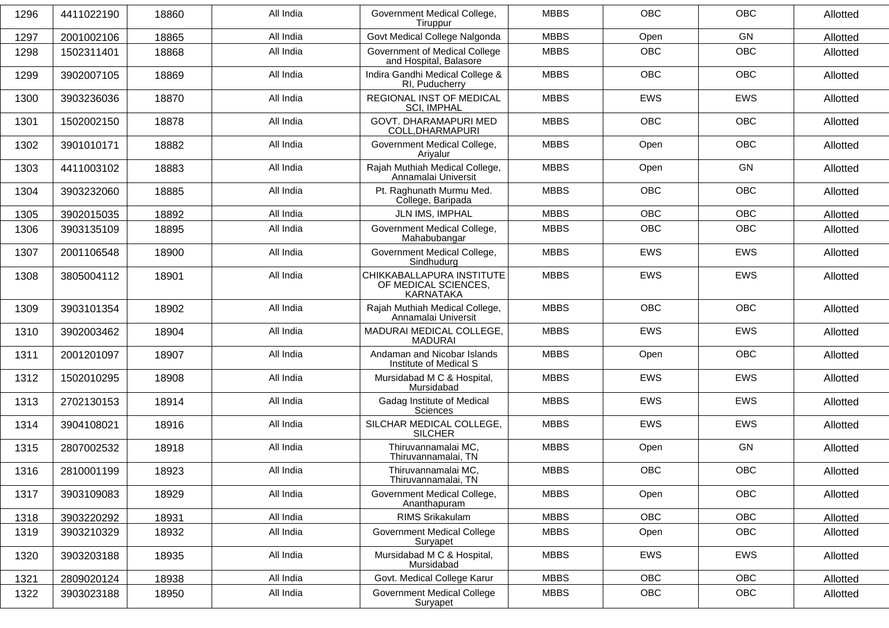| 1296 | 4411022190 | 18860 | All India | Government Medical College, Tiruppur | MBBS | OBC | OBC | Allotted |
|---|---|---|---|---|---|---|---|---|
| 1297 | 2001002106 | 18865 | All India | Govt Medical College Nalgonda | MBBS | Open | GN | Allotted |
| 1298 | 1502311401 | 18868 | All India | Government of Medical College and Hospital, Balasore | MBBS | OBC | OBC | Allotted |
| 1299 | 3902007105 | 18869 | All India | Indira Gandhi Medical College & RI, Puducherry | MBBS | OBC | OBC | Allotted |
| 1300 | 3903236036 | 18870 | All India | REGIONAL INST OF MEDICAL SCI, IMPHAL | MBBS | EWS | EWS | Allotted |
| 1301 | 1502002150 | 18878 | All India | GOVT. DHARAMAPURI MED COLL,DHARMAPURI | MBBS | OBC | OBC | Allotted |
| 1302 | 3901010171 | 18882 | All India | Government Medical College, Ariyalur | MBBS | Open | OBC | Allotted |
| 1303 | 4411003102 | 18883 | All India | Rajah Muthiah Medical College, Annamalai Universit | MBBS | Open | GN | Allotted |
| 1304 | 3903232060 | 18885 | All India | Pt. Raghunath Murmu Med. College, Baripada | MBBS | OBC | OBC | Allotted |
| 1305 | 3902015035 | 18892 | All India | JLN IMS, IMPHAL | MBBS | OBC | OBC | Allotted |
| 1306 | 3903135109 | 18895 | All India | Government Medical College, Mahabubangar | MBBS | OBC | OBC | Allotted |
| 1307 | 2001106548 | 18900 | All India | Government Medical College, Sindhudurg | MBBS | EWS | EWS | Allotted |
| 1308 | 3805004112 | 18901 | All India | CHIKKABALLAPURA INSTITUTE OF MEDICAL SCIENCES, KARNATAKA | MBBS | EWS | EWS | Allotted |
| 1309 | 3903101354 | 18902 | All India | Rajah Muthiah Medical College, Annamalai Universit | MBBS | OBC | OBC | Allotted |
| 1310 | 3902003462 | 18904 | All India | MADURAI MEDICAL COLLEGE, MADURAI | MBBS | EWS | EWS | Allotted |
| 1311 | 2001201097 | 18907 | All India | Andaman and Nicobar Islands Institute of Medical S | MBBS | Open | OBC | Allotted |
| 1312 | 1502010295 | 18908 | All India | Mursidabad M C & Hospital, Mursidabad | MBBS | EWS | EWS | Allotted |
| 1313 | 2702130153 | 18914 | All India | Gadag Institute of Medical Sciences | MBBS | EWS | EWS | Allotted |
| 1314 | 3904108021 | 18916 | All India | SILCHAR MEDICAL COLLEGE, SILCHER | MBBS | EWS | EWS | Allotted |
| 1315 | 2807002532 | 18918 | All India | Thiruvannamalai MC, Thiruvannamalai, TN | MBBS | Open | GN | Allotted |
| 1316 | 2810001199 | 18923 | All India | Thiruvannamalai MC, Thiruvannamalai, TN | MBBS | OBC | OBC | Allotted |
| 1317 | 3903109083 | 18929 | All India | Government Medical College, Ananthapuram | MBBS | Open | OBC | Allotted |
| 1318 | 3903220292 | 18931 | All India | RIMS Srikakulam | MBBS | OBC | OBC | Allotted |
| 1319 | 3903210329 | 18932 | All India | Government Medical College Suryapet | MBBS | Open | OBC | Allotted |
| 1320 | 3903203188 | 18935 | All India | Mursidabad M C & Hospital, Mursidabad | MBBS | EWS | EWS | Allotted |
| 1321 | 2809020124 | 18938 | All India | Govt. Medical College Karur | MBBS | OBC | OBC | Allotted |
| 1322 | 3903023188 | 18950 | All India | Government Medical College Suryapet | MBBS | OBC | OBC | Allotted |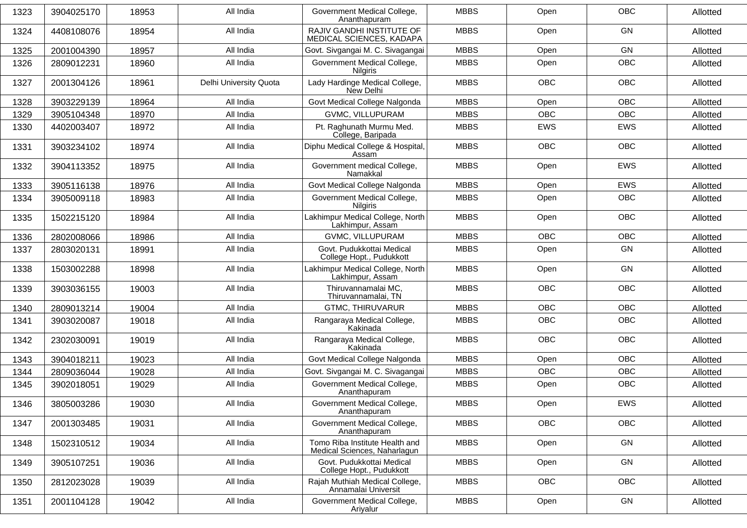| 1323 | 3904025170 | 18953 | All India | Government Medical College, Ananthapuram | MBBS | Open | OBC | Allotted |
|---|---|---|---|---|---|---|---|---|
| 1324 | 4408108076 | 18954 | All India | RAJIV GANDHI INSTITUTE OF MEDICAL SCIENCES, KADAPA | MBBS | Open | GN | Allotted |
| 1325 | 2001004390 | 18957 | All India | Govt. Sivgangai M. C. Sivagangai | MBBS | Open | GN | Allotted |
| 1326 | 2809012231 | 18960 | All India | Government Medical College, Nilgiris | MBBS | Open | OBC | Allotted |
| 1327 | 2001304126 | 18961 | Delhi University Quota | Lady Hardinge Medical College, New Delhi | MBBS | OBC | OBC | Allotted |
| 1328 | 3903229139 | 18964 | All India | Govt Medical College Nalgonda | MBBS | Open | OBC | Allotted |
| 1329 | 3905104348 | 18970 | All India | GVMC, VILLUPURAM | MBBS | OBC | OBC | Allotted |
| 1330 | 4402003407 | 18972 | All India | Pt. Raghunath Murmu Med. College, Baripada | MBBS | EWS | EWS | Allotted |
| 1331 | 3903234102 | 18974 | All India | Diphu Medical College & Hospital, Assam | MBBS | OBC | OBC | Allotted |
| 1332 | 3904113352 | 18975 | All India | Government medical College, Namakkal | MBBS | Open | EWS | Allotted |
| 1333 | 3905116138 | 18976 | All India | Govt Medical College Nalgonda | MBBS | Open | EWS | Allotted |
| 1334 | 3905009118 | 18983 | All India | Government Medical College, Nilgiris | MBBS | Open | OBC | Allotted |
| 1335 | 1502215120 | 18984 | All India | Lakhimpur Medical College, North Lakhimpur, Assam | MBBS | Open | OBC | Allotted |
| 1336 | 2802008066 | 18986 | All India | GVMC, VILLUPURAM | MBBS | OBC | OBC | Allotted |
| 1337 | 2803020131 | 18991 | All India | Govt. Pudukkottai Medical College Hopt., Pudukkott | MBBS | Open | GN | Allotted |
| 1338 | 1503002288 | 18998 | All India | Lakhimpur Medical College, North Lakhimpur, Assam | MBBS | Open | GN | Allotted |
| 1339 | 3903036155 | 19003 | All India | Thiruvannamalai MC, Thiruvannamalai, TN | MBBS | OBC | OBC | Allotted |
| 1340 | 2809013214 | 19004 | All India | GTMC, THIRUVARUR | MBBS | OBC | OBC | Allotted |
| 1341 | 3903020087 | 19018 | All India | Rangaraya Medical College, Kakinada | MBBS | OBC | OBC | Allotted |
| 1342 | 2302030091 | 19019 | All India | Rangaraya Medical College, Kakinada | MBBS | OBC | OBC | Allotted |
| 1343 | 3904018211 | 19023 | All India | Govt Medical College Nalgonda | MBBS | Open | OBC | Allotted |
| 1344 | 2809036044 | 19028 | All India | Govt. Sivgangai M. C. Sivagangai | MBBS | OBC | OBC | Allotted |
| 1345 | 3902018051 | 19029 | All India | Government Medical College, Ananthapuram | MBBS | Open | OBC | Allotted |
| 1346 | 3805003286 | 19030 | All India | Government Medical College, Ananthapuram | MBBS | Open | EWS | Allotted |
| 1347 | 2001303485 | 19031 | All India | Government Medical College, Ananthapuram | MBBS | OBC | OBC | Allotted |
| 1348 | 1502310512 | 19034 | All India | Tomo Riba Institute Health and Medical Sciences, Naharlagun | MBBS | Open | GN | Allotted |
| 1349 | 3905107251 | 19036 | All India | Govt. Pudukkottai Medical College Hopt., Pudukkott | MBBS | Open | GN | Allotted |
| 1350 | 2812023028 | 19039 | All India | Rajah Muthiah Medical College, Annamalai Universit | MBBS | OBC | OBC | Allotted |
| 1351 | 2001104128 | 19042 | All India | Government Medical College, Ariyalur | MBBS | Open | GN | Allotted |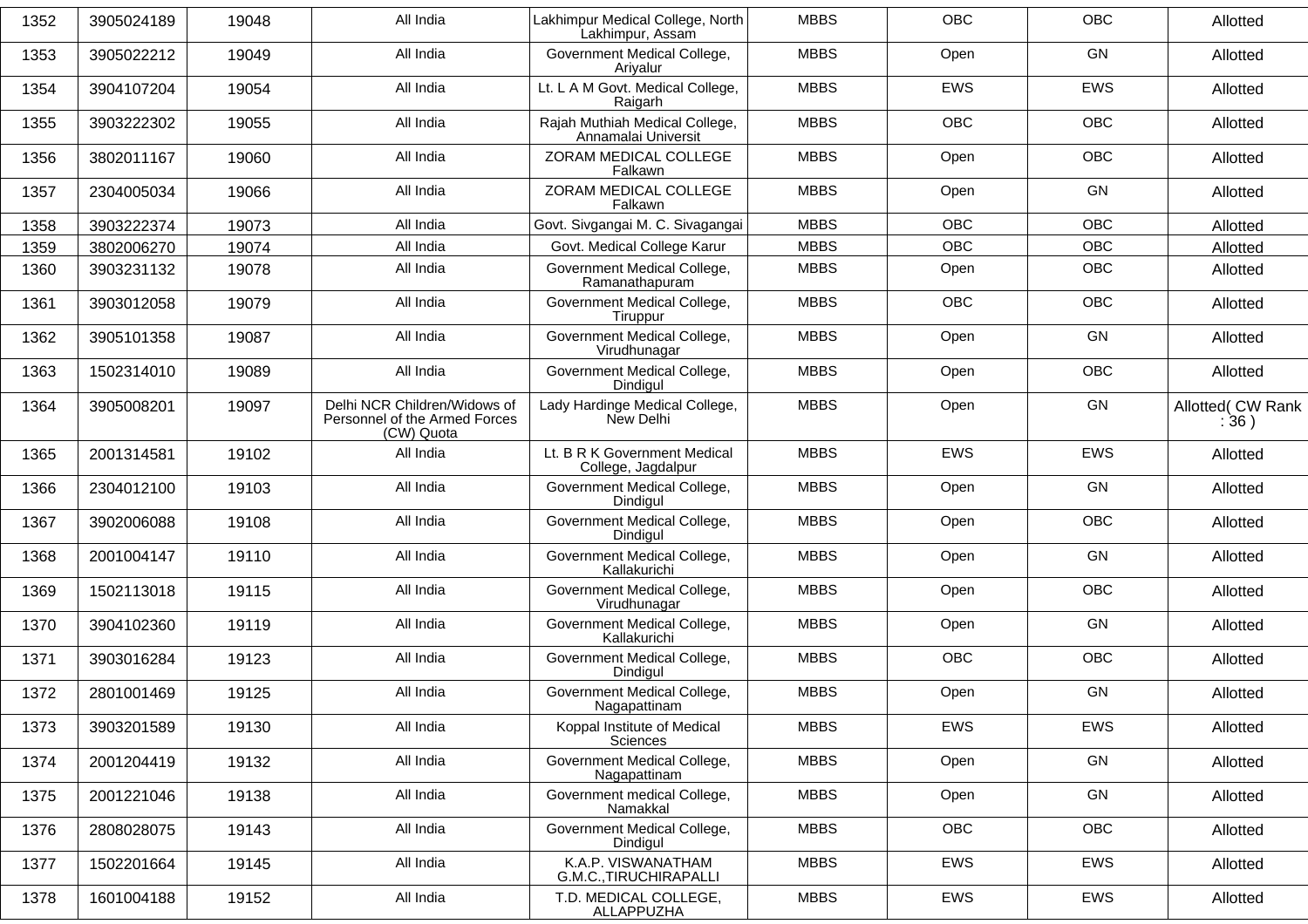| 1352 | 3905024189 | 19048 | All India | Lakhimpur Medical College, North Lakhimpur, Assam | MBBS | OBC | OBC | Allotted |
|---|---|---|---|---|---|---|---|---|
| 1353 | 3905022212 | 19049 | All India | Government Medical College, Ariyalur | MBBS | Open | GN | Allotted |
| 1354 | 3904107204 | 19054 | All India | Lt. L A M Govt. Medical College, Raigarh | MBBS | EWS | EWS | Allotted |
| 1355 | 3903222302 | 19055 | All India | Rajah Muthiah Medical College, Annamalai Universit | MBBS | OBC | OBC | Allotted |
| 1356 | 3802011167 | 19060 | All India | ZORAM MEDICAL COLLEGE Falkawn | MBBS | Open | OBC | Allotted |
| 1357 | 2304005034 | 19066 | All India | ZORAM MEDICAL COLLEGE Falkawn | MBBS | Open | GN | Allotted |
| 1358 | 3903222374 | 19073 | All India | Govt. Sivgangai M. C. Sivagangai | MBBS | OBC | OBC | Allotted |
| 1359 | 3802006270 | 19074 | All India | Govt. Medical College Karur | MBBS | OBC | OBC | Allotted |
| 1360 | 3903231132 | 19078 | All India | Government Medical College, Ramanathapuram | MBBS | Open | OBC | Allotted |
| 1361 | 3903012058 | 19079 | All India | Government Medical College, Tiruppur | MBBS | OBC | OBC | Allotted |
| 1362 | 3905101358 | 19087 | All India | Government Medical College, Virudhunagar | MBBS | Open | GN | Allotted |
| 1363 | 1502314010 | 19089 | All India | Government Medical College, Dindigul | MBBS | Open | OBC | Allotted |
| 1364 | 3905008201 | 19097 | Delhi NCR Children/Widows of Personnel of the Armed Forces (CW) Quota | Lady Hardinge Medical College, New Delhi | MBBS | Open | GN | Allotted( CW Rank : 36 ) |
| 1365 | 2001314581 | 19102 | All India | Lt. B R K Government Medical College, Jagdalpur | MBBS | EWS | EWS | Allotted |
| 1366 | 2304012100 | 19103 | All India | Government Medical College, Dindigul | MBBS | Open | GN | Allotted |
| 1367 | 3902006088 | 19108 | All India | Government Medical College, Dindigul | MBBS | Open | OBC | Allotted |
| 1368 | 2001004147 | 19110 | All India | Government Medical College, Kallakurichi | MBBS | Open | GN | Allotted |
| 1369 | 1502113018 | 19115 | All India | Government Medical College, Virudhunagar | MBBS | Open | OBC | Allotted |
| 1370 | 3904102360 | 19119 | All India | Government Medical College, Kallakurichi | MBBS | Open | GN | Allotted |
| 1371 | 3903016284 | 19123 | All India | Government Medical College, Dindigul | MBBS | OBC | OBC | Allotted |
| 1372 | 2801001469 | 19125 | All India | Government Medical College, Nagapattinam | MBBS | Open | GN | Allotted |
| 1373 | 3903201589 | 19130 | All India | Koppal Institute of Medical Sciences | MBBS | EWS | EWS | Allotted |
| 1374 | 2001204419 | 19132 | All India | Government Medical College, Nagapattinam | MBBS | Open | GN | Allotted |
| 1375 | 2001221046 | 19138 | All India | Government medical College, Namakkal | MBBS | Open | GN | Allotted |
| 1376 | 2808028075 | 19143 | All India | Government Medical College, Dindigul | MBBS | OBC | OBC | Allotted |
| 1377 | 1502201664 | 19145 | All India | K.A.P. VISWANATHAM G.M.C.,TIRUCHIRAPALLI | MBBS | EWS | EWS | Allotted |
| 1378 | 1601004188 | 19152 | All India | T.D. MEDICAL COLLEGE, ALLAPPUZHA | MBBS | EWS | EWS | Allotted |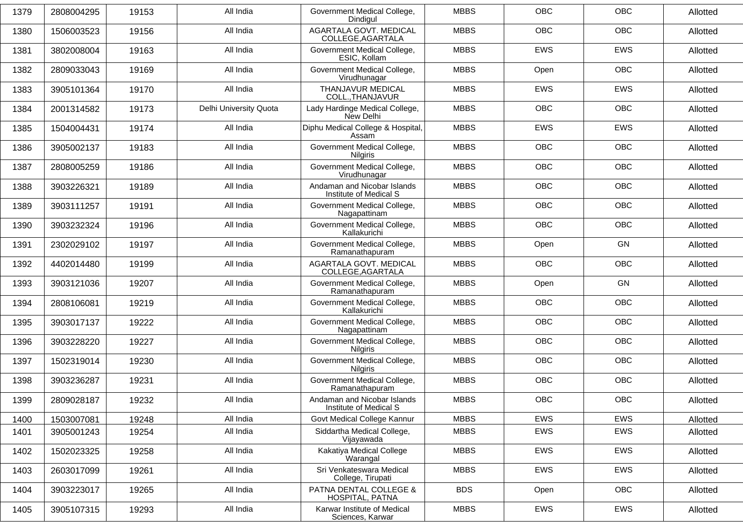| 1379 | 2808004295 | 19153 | All India | Government Medical College, Dindigul | MBBS | OBC | OBC | Allotted |
|---|---|---|---|---|---|---|---|---|
| 1380 | 1506003523 | 19156 | All India | AGARTALA GOVT. MEDICAL COLLEGE,AGARTALA | MBBS | OBC | OBC | Allotted |
| 1381 | 3802008004 | 19163 | All India | Government Medical College, ESIC, Kollam | MBBS | EWS | EWS | Allotted |
| 1382 | 2809033043 | 19169 | All India | Government Medical College, Virudhunagar | MBBS | Open | OBC | Allotted |
| 1383 | 3905101364 | 19170 | All India | THANJAVUR MEDICAL COLL.,THANJAVUR | MBBS | EWS | EWS | Allotted |
| 1384 | 2001314582 | 19173 | Delhi University Quota | Lady Hardinge Medical College, New Delhi | MBBS | OBC | OBC | Allotted |
| 1385 | 1504004431 | 19174 | All India | Diphu Medical College & Hospital, Assam | MBBS | EWS | EWS | Allotted |
| 1386 | 3905002137 | 19183 | All India | Government Medical College, Nilgiris | MBBS | OBC | OBC | Allotted |
| 1387 | 2808005259 | 19186 | All India | Government Medical College, Virudhunagar | MBBS | OBC | OBC | Allotted |
| 1388 | 3903226321 | 19189 | All India | Andaman and Nicobar Islands Institute of Medical S | MBBS | OBC | OBC | Allotted |
| 1389 | 3903111257 | 19191 | All India | Government Medical College, Nagapattinam | MBBS | OBC | OBC | Allotted |
| 1390 | 3903232324 | 19196 | All India | Government Medical College, Kallakurichi | MBBS | OBC | OBC | Allotted |
| 1391 | 2302029102 | 19197 | All India | Government Medical College, Ramanathapuram | MBBS | Open | GN | Allotted |
| 1392 | 4402014480 | 19199 | All India | AGARTALA GOVT. MEDICAL COLLEGE,AGARTALA | MBBS | OBC | OBC | Allotted |
| 1393 | 3903121036 | 19207 | All India | Government Medical College, Ramanathapuram | MBBS | Open | GN | Allotted |
| 1394 | 2808106081 | 19219 | All India | Government Medical College, Kallakurichi | MBBS | OBC | OBC | Allotted |
| 1395 | 3903017137 | 19222 | All India | Government Medical College, Nagapattinam | MBBS | OBC | OBC | Allotted |
| 1396 | 3903228220 | 19227 | All India | Government Medical College, Nilgiris | MBBS | OBC | OBC | Allotted |
| 1397 | 1502319014 | 19230 | All India | Government Medical College, Nilgiris | MBBS | OBC | OBC | Allotted |
| 1398 | 3903236287 | 19231 | All India | Government Medical College, Ramanathapuram | MBBS | OBC | OBC | Allotted |
| 1399 | 2809028187 | 19232 | All India | Andaman and Nicobar Islands Institute of Medical S | MBBS | OBC | OBC | Allotted |
| 1400 | 1503007081 | 19248 | All India | Govt Medical College Kannur | MBBS | EWS | EWS | Allotted |
| 1401 | 3905001243 | 19254 | All India | Siddartha Medical College, Vijayawada | MBBS | EWS | EWS | Allotted |
| 1402 | 1502023325 | 19258 | All India | Kakatiya Medical College Warangal | MBBS | EWS | EWS | Allotted |
| 1403 | 2603017099 | 19261 | All India | Sri Venkateswara Medical College, Tirupati | MBBS | EWS | EWS | Allotted |
| 1404 | 3903223017 | 19265 | All India | PATNA DENTAL COLLEGE & HOSPITAL, PATNA | BDS | Open | OBC | Allotted |
| 1405 | 3905107315 | 19293 | All India | Karwar Institute of Medical Sciences, Karwar | MBBS | EWS | EWS | Allotted |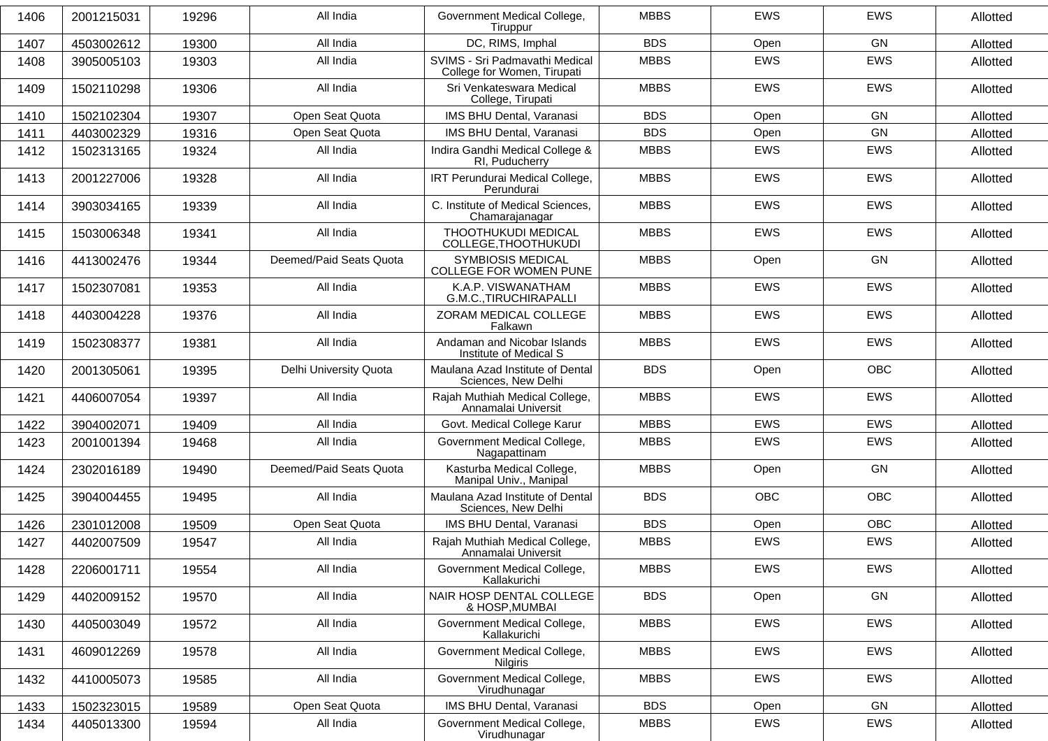| 1406 | 2001215031 | 19296 | All India | Government Medical College, Tiruppur | MBBS | EWS | EWS | Allotted |
|---|---|---|---|---|---|---|---|---|
| 1407 | 4503002612 | 19300 | All India | DC, RIMS, Imphal | BDS | Open | GN | Allotted |
| 1408 | 3905005103 | 19303 | All India | SVIMS - Sri Padmavathi Medical College for Women, Tirupati | MBBS | EWS | EWS | Allotted |
| 1409 | 1502110298 | 19306 | All India | Sri Venkateswara Medical College, Tirupati | MBBS | EWS | EWS | Allotted |
| 1410 | 1502102304 | 19307 | Open Seat Quota | IMS BHU Dental, Varanasi | BDS | Open | GN | Allotted |
| 1411 | 4403002329 | 19316 | Open Seat Quota | IMS BHU Dental, Varanasi | BDS | Open | GN | Allotted |
| 1412 | 1502313165 | 19324 | All India | Indira Gandhi Medical College & RI, Puducherry | MBBS | EWS | EWS | Allotted |
| 1413 | 2001227006 | 19328 | All India | IRT Perundurai Medical College, Perundurai | MBBS | EWS | EWS | Allotted |
| 1414 | 3903034165 | 19339 | All India | C. Institute of Medical Sciences, Chamarajanagar | MBBS | EWS | EWS | Allotted |
| 1415 | 1503006348 | 19341 | All India | THOOTHUKUDI MEDICAL COLLEGE,THOOTHUKUDI | MBBS | EWS | EWS | Allotted |
| 1416 | 4413002476 | 19344 | Deemed/Paid Seats Quota | SYMBIOSIS MEDICAL COLLEGE FOR WOMEN PUNE | MBBS | Open | GN | Allotted |
| 1417 | 1502307081 | 19353 | All India | K.A.P. VISWANATHAM G.M.C.,TIRUCHIRAPALLI | MBBS | EWS | EWS | Allotted |
| 1418 | 4403004228 | 19376 | All India | ZORAM MEDICAL COLLEGE Falkawn | MBBS | EWS | EWS | Allotted |
| 1419 | 1502308377 | 19381 | All India | Andaman and Nicobar Islands Institute of Medical S | MBBS | EWS | EWS | Allotted |
| 1420 | 2001305061 | 19395 | Delhi University Quota | Maulana Azad Institute of Dental Sciences, New Delhi | BDS | Open | OBC | Allotted |
| 1421 | 4406007054 | 19397 | All India | Rajah Muthiah Medical College, Annamalai Universit | MBBS | EWS | EWS | Allotted |
| 1422 | 3904002071 | 19409 | All India | Govt. Medical College Karur | MBBS | EWS | EWS | Allotted |
| 1423 | 2001001394 | 19468 | All India | Government Medical College, Nagapattinam | MBBS | EWS | EWS | Allotted |
| 1424 | 2302016189 | 19490 | Deemed/Paid Seats Quota | Kasturba Medical College, Manipal Univ., Manipal | MBBS | Open | GN | Allotted |
| 1425 | 3904004455 | 19495 | All India | Maulana Azad Institute of Dental Sciences, New Delhi | BDS | OBC | OBC | Allotted |
| 1426 | 2301012008 | 19509 | Open Seat Quota | IMS BHU Dental, Varanasi | BDS | Open | OBC | Allotted |
| 1427 | 4402007509 | 19547 | All India | Rajah Muthiah Medical College, Annamalai Universit | MBBS | EWS | EWS | Allotted |
| 1428 | 2206001711 | 19554 | All India | Government Medical College, Kallakurichi | MBBS | EWS | EWS | Allotted |
| 1429 | 4402009152 | 19570 | All India | NAIR HOSP DENTAL COLLEGE & HOSP,MUMBAI | BDS | Open | GN | Allotted |
| 1430 | 4405003049 | 19572 | All India | Government Medical College, Kallakurichi | MBBS | EWS | EWS | Allotted |
| 1431 | 4609012269 | 19578 | All India | Government Medical College, Nilgiris | MBBS | EWS | EWS | Allotted |
| 1432 | 4410005073 | 19585 | All India | Government Medical College, Virudhunagar | MBBS | EWS | EWS | Allotted |
| 1433 | 1502323015 | 19589 | Open Seat Quota | IMS BHU Dental, Varanasi | BDS | Open | GN | Allotted |
| 1434 | 4405013300 | 19594 | All India | Government Medical College, Virudhunagar | MBBS | EWS | EWS | Allotted |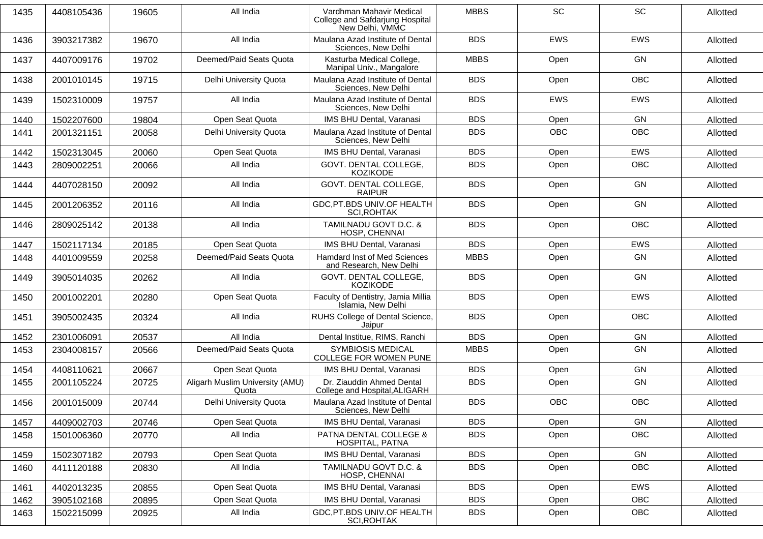| 1435 | 4408105436 | 19605 | All India | Vardhman Mahavir Medical College and Safdarjung Hospital New Delhi, VMMC | MBBS | SC | SC | Allotted |
|---|---|---|---|---|---|---|---|---|
| 1436 | 3903217382 | 19670 | All India | Maulana Azad Institute of Dental Sciences, New Delhi | BDS | EWS | EWS | Allotted |
| 1437 | 4407009176 | 19702 | Deemed/Paid Seats Quota | Kasturba Medical College, Manipal Univ., Mangalore | MBBS | Open | GN | Allotted |
| 1438 | 2001010145 | 19715 | Delhi University Quota | Maulana Azad Institute of Dental Sciences, New Delhi | BDS | Open | OBC | Allotted |
| 1439 | 1502310009 | 19757 | All India | Maulana Azad Institute of Dental Sciences, New Delhi | BDS | EWS | EWS | Allotted |
| 1440 | 1502207600 | 19804 | Open Seat Quota | IMS BHU Dental, Varanasi | BDS | Open | GN | Allotted |
| 1441 | 2001321151 | 20058 | Delhi University Quota | Maulana Azad Institute of Dental Sciences, New Delhi | BDS | OBC | OBC | Allotted |
| 1442 | 1502313045 | 20060 | Open Seat Quota | IMS BHU Dental, Varanasi | BDS | Open | EWS | Allotted |
| 1443 | 2809002251 | 20066 | All India | GOVT. DENTAL COLLEGE, KOZIKODE | BDS | Open | OBC | Allotted |
| 1444 | 4407028150 | 20092 | All India | GOVT. DENTAL COLLEGE, RAIPUR | BDS | Open | GN | Allotted |
| 1445 | 2001206352 | 20116 | All India | GDC,PT.BDS UNIV.OF HEALTH SCI,ROHTAK | BDS | Open | GN | Allotted |
| 1446 | 2809025142 | 20138 | All India | TAMILNADU GOVT D.C. & HOSP, CHENNAI | BDS | Open | OBC | Allotted |
| 1447 | 1502117134 | 20185 | Open Seat Quota | IMS BHU Dental, Varanasi | BDS | Open | EWS | Allotted |
| 1448 | 4401009559 | 20258 | Deemed/Paid Seats Quota | Hamdard Inst of Med Sciences and Research, New Delhi | MBBS | Open | GN | Allotted |
| 1449 | 3905014035 | 20262 | All India | GOVT. DENTAL COLLEGE, KOZIKODE | BDS | Open | GN | Allotted |
| 1450 | 2001002201 | 20280 | Open Seat Quota | Faculty of Dentistry, Jamia Millia Islamia, New Delhi | BDS | Open | EWS | Allotted |
| 1451 | 3905002435 | 20324 | All India | RUHS College of Dental Science, Jaipur | BDS | Open | OBC | Allotted |
| 1452 | 2301006091 | 20537 | All India | Dental Institue, RIMS, Ranchi | BDS | Open | GN | Allotted |
| 1453 | 2304008157 | 20566 | Deemed/Paid Seats Quota | SYMBIOSIS MEDICAL COLLEGE FOR WOMEN PUNE | MBBS | Open | GN | Allotted |
| 1454 | 4408110621 | 20667 | Open Seat Quota | IMS BHU Dental, Varanasi | BDS | Open | GN | Allotted |
| 1455 | 2001105224 | 20725 | Aligarh Muslim University (AMU) Quota | Dr. Ziauddin Ahmed Dental College and Hospital,ALIGARH | BDS | Open | GN | Allotted |
| 1456 | 2001015009 | 20744 | Delhi University Quota | Maulana Azad Institute of Dental Sciences, New Delhi | BDS | OBC | OBC | Allotted |
| 1457 | 4409002703 | 20746 | Open Seat Quota | IMS BHU Dental, Varanasi | BDS | Open | GN | Allotted |
| 1458 | 1501006360 | 20770 | All India | PATNA DENTAL COLLEGE & HOSPITAL, PATNA | BDS | Open | OBC | Allotted |
| 1459 | 1502307182 | 20793 | Open Seat Quota | IMS BHU Dental, Varanasi | BDS | Open | GN | Allotted |
| 1460 | 4411120188 | 20830 | All India | TAMILNADU GOVT D.C. & HOSP, CHENNAI | BDS | Open | OBC | Allotted |
| 1461 | 4402013235 | 20855 | Open Seat Quota | IMS BHU Dental, Varanasi | BDS | Open | EWS | Allotted |
| 1462 | 3905102168 | 20895 | Open Seat Quota | IMS BHU Dental, Varanasi | BDS | Open | OBC | Allotted |
| 1463 | 1502215099 | 20925 | All India | GDC,PT.BDS UNIV.OF HEALTH SCI,ROHTAK | BDS | Open | OBC | Allotted |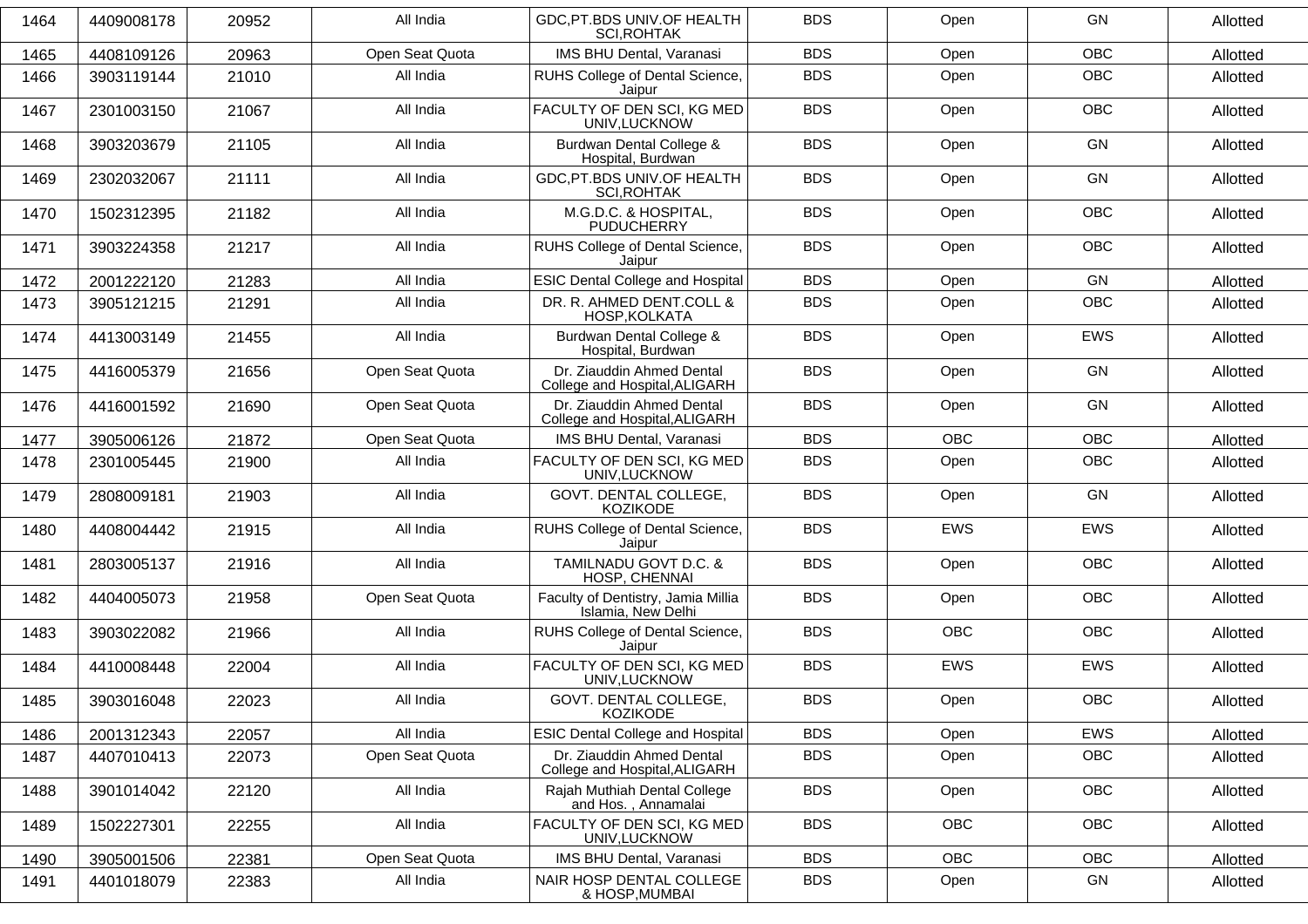| 1464 | 4409008178 | 20952 | All India | GDC,PT.BDS UNIV.OF HEALTH SCI,ROHTAK | BDS | Open | GN | Allotted |
|---|---|---|---|---|---|---|---|---|
| 1465 | 4408109126 | 20963 | Open Seat Quota | IMS BHU Dental, Varanasi | BDS | Open | OBC | Allotted |
| 1466 | 3903119144 | 21010 | All India | RUHS College of Dental Science, Jaipur | BDS | Open | OBC | Allotted |
| 1467 | 2301003150 | 21067 | All India | FACULTY OF DEN SCI, KG MED UNIV,LUCKNOW | BDS | Open | OBC | Allotted |
| 1468 | 3903203679 | 21105 | All India | Burdwan Dental College & Hospital, Burdwan | BDS | Open | GN | Allotted |
| 1469 | 2302032067 | 21111 | All India | GDC,PT.BDS UNIV.OF HEALTH SCI,ROHTAK | BDS | Open | GN | Allotted |
| 1470 | 1502312395 | 21182 | All India | M.G.D.C. & HOSPITAL, PUDUCHERRY | BDS | Open | OBC | Allotted |
| 1471 | 3903224358 | 21217 | All India | RUHS College of Dental Science, Jaipur | BDS | Open | OBC | Allotted |
| 1472 | 2001222120 | 21283 | All India | ESIC Dental College and Hospital | BDS | Open | GN | Allotted |
| 1473 | 3905121215 | 21291 | All India | DR. R. AHMED DENT.COLL & HOSP,KOLKATA | BDS | Open | OBC | Allotted |
| 1474 | 4413003149 | 21455 | All India | Burdwan Dental College & Hospital, Burdwan | BDS | Open | EWS | Allotted |
| 1475 | 4416005379 | 21656 | Open Seat Quota | Dr. Ziauddin Ahmed Dental College and Hospital,ALIGARH | BDS | Open | GN | Allotted |
| 1476 | 4416001592 | 21690 | Open Seat Quota | Dr. Ziauddin Ahmed Dental College and Hospital,ALIGARH | BDS | Open | GN | Allotted |
| 1477 | 3905006126 | 21872 | Open Seat Quota | IMS BHU Dental, Varanasi | BDS | OBC | OBC | Allotted |
| 1478 | 2301005445 | 21900 | All India | FACULTY OF DEN SCI, KG MED UNIV,LUCKNOW | BDS | Open | OBC | Allotted |
| 1479 | 2808009181 | 21903 | All India | GOVT. DENTAL COLLEGE, KOZIKODE | BDS | Open | GN | Allotted |
| 1480 | 4408004442 | 21915 | All India | RUHS College of Dental Science, Jaipur | BDS | EWS | EWS | Allotted |
| 1481 | 2803005137 | 21916 | All India | TAMILNADU GOVT D.C. & HOSP, CHENNAI | BDS | Open | OBC | Allotted |
| 1482 | 4404005073 | 21958 | Open Seat Quota | Faculty of Dentistry, Jamia Millia Islamia, New Delhi | BDS | Open | OBC | Allotted |
| 1483 | 3903022082 | 21966 | All India | RUHS College of Dental Science, Jaipur | BDS | OBC | OBC | Allotted |
| 1484 | 4410008448 | 22004 | All India | FACULTY OF DEN SCI, KG MED UNIV,LUCKNOW | BDS | EWS | EWS | Allotted |
| 1485 | 3903016048 | 22023 | All India | GOVT. DENTAL COLLEGE, KOZIKODE | BDS | Open | OBC | Allotted |
| 1486 | 2001312343 | 22057 | All India | ESIC Dental College and Hospital | BDS | Open | EWS | Allotted |
| 1487 | 4407010413 | 22073 | Open Seat Quota | Dr. Ziauddin Ahmed Dental College and Hospital,ALIGARH | BDS | Open | OBC | Allotted |
| 1488 | 3901014042 | 22120 | All India | Rajah Muthiah Dental College and Hos. , Annamalai | BDS | Open | OBC | Allotted |
| 1489 | 1502227301 | 22255 | All India | FACULTY OF DEN SCI, KG MED UNIV,LUCKNOW | BDS | OBC | OBC | Allotted |
| 1490 | 3905001506 | 22381 | Open Seat Quota | IMS BHU Dental, Varanasi | BDS | OBC | OBC | Allotted |
| 1491 | 4401018079 | 22383 | All India | NAIR HOSP DENTAL COLLEGE & HOSP,MUMBAI | BDS | Open | GN | Allotted |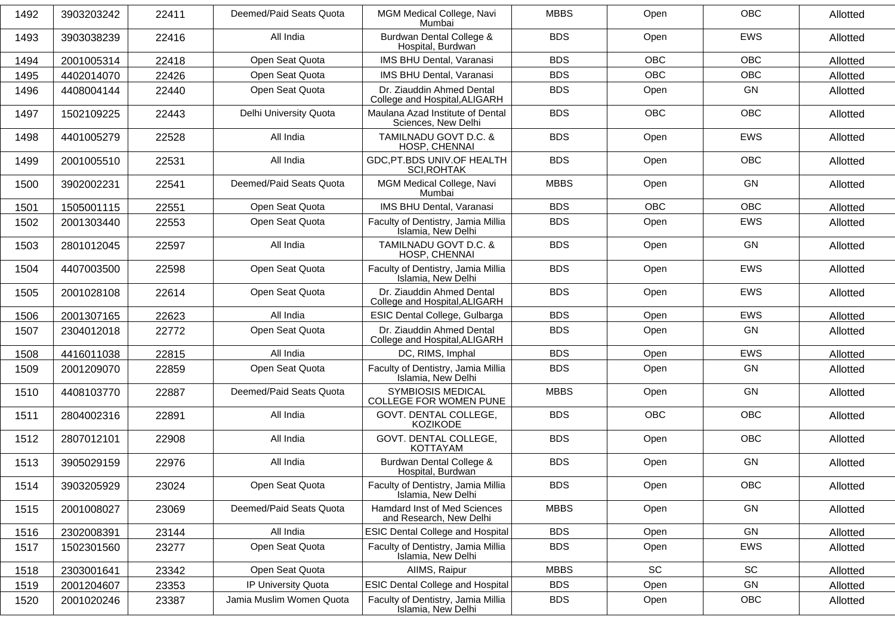| 1492 | 3903203242 | 22411 | Deemed/Paid Seats Quota | MGM Medical College, Navi Mumbai | MBBS | Open | OBC | Allotted |
|---|---|---|---|---|---|---|---|---|
| 1493 | 3903038239 | 22416 | All India | Burdwan Dental College & Hospital, Burdwan | BDS | Open | EWS | Allotted |
| 1494 | 2001005314 | 22418 | Open Seat Quota | IMS BHU Dental, Varanasi | BDS | OBC | OBC | Allotted |
| 1495 | 4402014070 | 22426 | Open Seat Quota | IMS BHU Dental, Varanasi | BDS | OBC | OBC | Allotted |
| 1496 | 4408004144 | 22440 | Open Seat Quota | Dr. Ziauddin Ahmed Dental College and Hospital,ALIGARH | BDS | Open | GN | Allotted |
| 1497 | 1502109225 | 22443 | Delhi University Quota | Maulana Azad Institute of Dental Sciences, New Delhi | BDS | OBC | OBC | Allotted |
| 1498 | 4401005279 | 22528 | All India | TAMILNADU GOVT D.C. & HOSP, CHENNAI | BDS | Open | EWS | Allotted |
| 1499 | 2001005510 | 22531 | All India | GDC,PT.BDS UNIV.OF HEALTH SCI,ROHTAK | BDS | Open | OBC | Allotted |
| 1500 | 3902002231 | 22541 | Deemed/Paid Seats Quota | MGM Medical College, Navi Mumbai | MBBS | Open | GN | Allotted |
| 1501 | 1505001115 | 22551 | Open Seat Quota | IMS BHU Dental, Varanasi | BDS | OBC | OBC | Allotted |
| 1502 | 2001303440 | 22553 | Open Seat Quota | Faculty of Dentistry, Jamia Millia Islamia, New Delhi | BDS | Open | EWS | Allotted |
| 1503 | 2801012045 | 22597 | All India | TAMILNADU GOVT D.C. & HOSP, CHENNAI | BDS | Open | GN | Allotted |
| 1504 | 4407003500 | 22598 | Open Seat Quota | Faculty of Dentistry, Jamia Millia Islamia, New Delhi | BDS | Open | EWS | Allotted |
| 1505 | 2001028108 | 22614 | Open Seat Quota | Dr. Ziauddin Ahmed Dental College and Hospital,ALIGARH | BDS | Open | EWS | Allotted |
| 1506 | 2001307165 | 22623 | All India | ESIC Dental College, Gulbarga | BDS | Open | EWS | Allotted |
| 1507 | 2304012018 | 22772 | Open Seat Quota | Dr. Ziauddin Ahmed Dental College and Hospital,ALIGARH | BDS | Open | GN | Allotted |
| 1508 | 4416011038 | 22815 | All India | DC, RIMS, Imphal | BDS | Open | EWS | Allotted |
| 1509 | 2001209070 | 22859 | Open Seat Quota | Faculty of Dentistry, Jamia Millia Islamia, New Delhi | BDS | Open | GN | Allotted |
| 1510 | 4408103770 | 22887 | Deemed/Paid Seats Quota | SYMBIOSIS MEDICAL COLLEGE FOR WOMEN PUNE | MBBS | Open | GN | Allotted |
| 1511 | 2804002316 | 22891 | All India | GOVT. DENTAL COLLEGE, KOZIKODE | BDS | OBC | OBC | Allotted |
| 1512 | 2807012101 | 22908 | All India | GOVT. DENTAL COLLEGE, KOTTAYAM | BDS | Open | OBC | Allotted |
| 1513 | 3905029159 | 22976 | All India | Burdwan Dental College & Hospital, Burdwan | BDS | Open | GN | Allotted |
| 1514 | 3903205929 | 23024 | Open Seat Quota | Faculty of Dentistry, Jamia Millia Islamia, New Delhi | BDS | Open | OBC | Allotted |
| 1515 | 2001008027 | 23069 | Deemed/Paid Seats Quota | Hamdard Inst of Med Sciences and Research, New Delhi | MBBS | Open | GN | Allotted |
| 1516 | 2302008391 | 23144 | All India | ESIC Dental College and Hospital | BDS | Open | GN | Allotted |
| 1517 | 1502301560 | 23277 | Open Seat Quota | Faculty of Dentistry, Jamia Millia Islamia, New Delhi | BDS | Open | EWS | Allotted |
| 1518 | 2303001641 | 23342 | Open Seat Quota | AIIMS, Raipur | MBBS | SC | SC | Allotted |
| 1519 | 2001204607 | 23353 | IP University Quota | ESIC Dental College and Hospital | BDS | Open | GN | Allotted |
| 1520 | 2001020246 | 23387 | Jamia Muslim Women Quota | Faculty of Dentistry, Jamia Millia Islamia, New Delhi | BDS | Open | OBC | Allotted |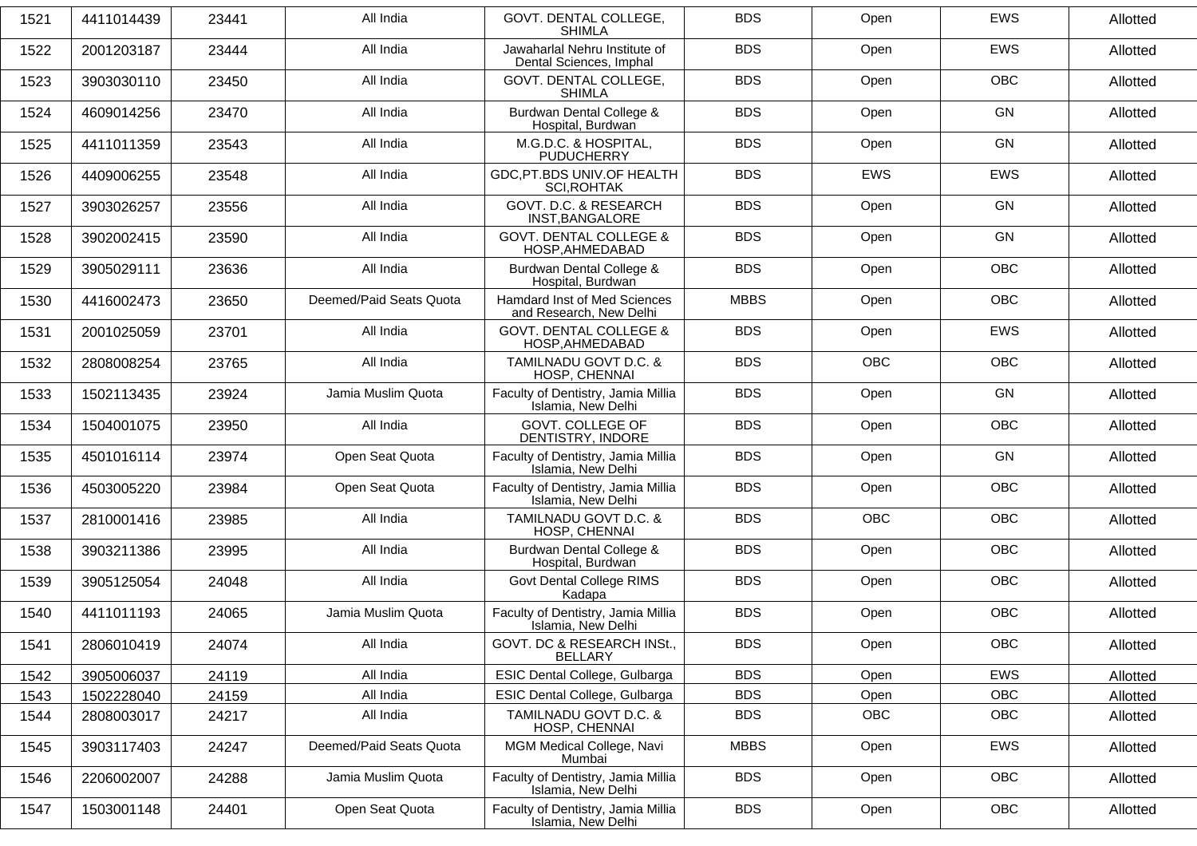| 1521 | 4411014439 | 23441 | All India | GOVT. DENTAL COLLEGE, SHIMLA | BDS | Open | EWS | Allotted |
|---|---|---|---|---|---|---|---|---|
| 1522 | 2001203187 | 23444 | All India | Jawaharlal Nehru Institute of Dental Sciences, Imphal | BDS | Open | EWS | Allotted |
| 1523 | 3903030110 | 23450 | All India | GOVT. DENTAL COLLEGE, SHIMLA | BDS | Open | OBC | Allotted |
| 1524 | 4609014256 | 23470 | All India | Burdwan Dental College & Hospital, Burdwan | BDS | Open | GN | Allotted |
| 1525 | 4411011359 | 23543 | All India | M.G.D.C. & HOSPITAL, PUDUCHERRY | BDS | Open | GN | Allotted |
| 1526 | 4409006255 | 23548 | All India | GDC,PT.BDS UNIV.OF HEALTH SCI,ROHTAK | BDS | EWS | EWS | Allotted |
| 1527 | 3903026257 | 23556 | All India | GOVT. D.C. & RESEARCH INST,BANGALORE | BDS | Open | GN | Allotted |
| 1528 | 3902002415 | 23590 | All India | GOVT. DENTAL COLLEGE & HOSP,AHMEDABAD | BDS | Open | GN | Allotted |
| 1529 | 3905029111 | 23636 | All India | Burdwan Dental College & Hospital, Burdwan | BDS | Open | OBC | Allotted |
| 1530 | 4416002473 | 23650 | Deemed/Paid Seats Quota | Hamdard Inst of Med Sciences and Research, New Delhi | MBBS | Open | OBC | Allotted |
| 1531 | 2001025059 | 23701 | All India | GOVT. DENTAL COLLEGE & HOSP,AHMEDABAD | BDS | Open | EWS | Allotted |
| 1532 | 2808008254 | 23765 | All India | TAMILNADU GOVT D.C. & HOSP, CHENNAI | BDS | OBC | OBC | Allotted |
| 1533 | 1502113435 | 23924 | Jamia Muslim Quota | Faculty of Dentistry, Jamia Millia Islamia, New Delhi | BDS | Open | GN | Allotted |
| 1534 | 1504001075 | 23950 | All India | GOVT. COLLEGE OF DENTISTRY, INDORE | BDS | Open | OBC | Allotted |
| 1535 | 4501016114 | 23974 | Open Seat Quota | Faculty of Dentistry, Jamia Millia Islamia, New Delhi | BDS | Open | GN | Allotted |
| 1536 | 4503005220 | 23984 | Open Seat Quota | Faculty of Dentistry, Jamia Millia Islamia, New Delhi | BDS | Open | OBC | Allotted |
| 1537 | 2810001416 | 23985 | All India | TAMILNADU GOVT D.C. & HOSP, CHENNAI | BDS | OBC | OBC | Allotted |
| 1538 | 3903211386 | 23995 | All India | Burdwan Dental College & Hospital, Burdwan | BDS | Open | OBC | Allotted |
| 1539 | 3905125054 | 24048 | All India | Govt Dental College RIMS Kadapa | BDS | Open | OBC | Allotted |
| 1540 | 4411011193 | 24065 | Jamia Muslim Quota | Faculty of Dentistry, Jamia Millia Islamia, New Delhi | BDS | Open | OBC | Allotted |
| 1541 | 2806010419 | 24074 | All India | GOVT. DC & RESEARCH INSt., BELLARY | BDS | Open | OBC | Allotted |
| 1542 | 3905006037 | 24119 | All India | ESIC Dental College, Gulbarga | BDS | Open | EWS | Allotted |
| 1543 | 1502228040 | 24159 | All India | ESIC Dental College, Gulbarga | BDS | Open | OBC | Allotted |
| 1544 | 2808003017 | 24217 | All India | TAMILNADU GOVT D.C. & HOSP, CHENNAI | BDS | OBC | OBC | Allotted |
| 1545 | 3903117403 | 24247 | Deemed/Paid Seats Quota | MGM Medical College, Navi Mumbai | MBBS | Open | EWS | Allotted |
| 1546 | 2206002007 | 24288 | Jamia Muslim Quota | Faculty of Dentistry, Jamia Millia Islamia, New Delhi | BDS | Open | OBC | Allotted |
| 1547 | 1503001148 | 24401 | Open Seat Quota | Faculty of Dentistry, Jamia Millia Islamia, New Delhi | BDS | Open | OBC | Allotted |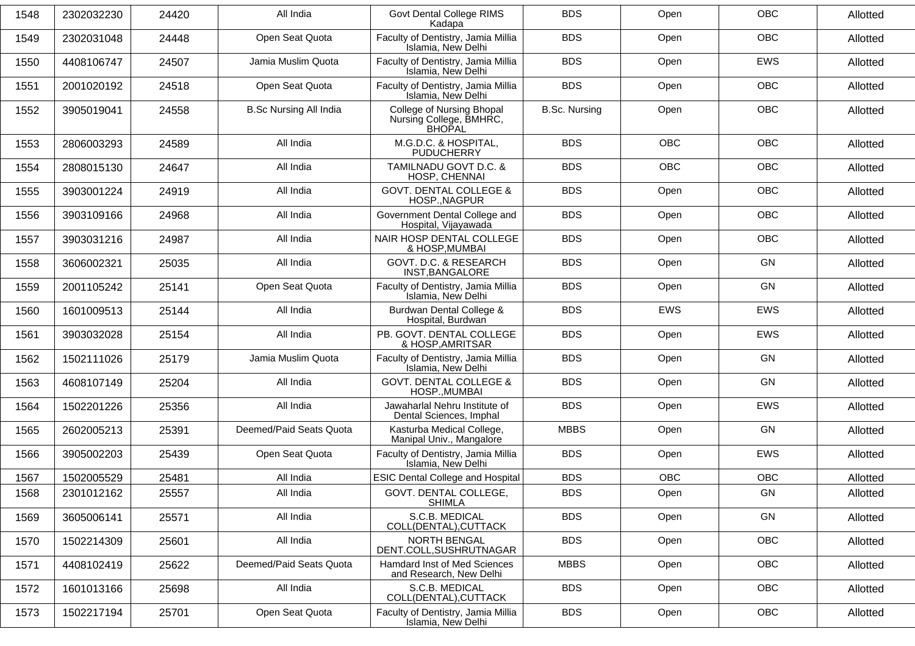| 1548 | 2302032230 | 24420 | All India | Govt Dental College RIMS Kadapa | BDS | Open | OBC | Allotted |
|---|---|---|---|---|---|---|---|---|
| 1549 | 2302031048 | 24448 | Open Seat Quota | Faculty of Dentistry, Jamia Millia Islamia, New Delhi | BDS | Open | OBC | Allotted |
| 1550 | 4408106747 | 24507 | Jamia Muslim Quota | Faculty of Dentistry, Jamia Millia Islamia, New Delhi | BDS | Open | EWS | Allotted |
| 1551 | 2001020192 | 24518 | Open Seat Quota | Faculty of Dentistry, Jamia Millia Islamia, New Delhi | BDS | Open | OBC | Allotted |
| 1552 | 3905019041 | 24558 | B.Sc Nursing All India | College of Nursing Bhopal Nursing College, BMHRC, BHOPAL | B.Sc. Nursing | Open | OBC | Allotted |
| 1553 | 2806003293 | 24589 | All India | M.G.D.C. & HOSPITAL, PUDUCHERRY | BDS | OBC | OBC | Allotted |
| 1554 | 2808015130 | 24647 | All India | TAMILNADU GOVT D.C. & HOSP, CHENNAI | BDS | OBC | OBC | Allotted |
| 1555 | 3903001224 | 24919 | All India | GOVT. DENTAL COLLEGE & HOSP.,NAGPUR | BDS | Open | OBC | Allotted |
| 1556 | 3903109166 | 24968 | All India | Government Dental College and Hospital, Vijayawada | BDS | Open | OBC | Allotted |
| 1557 | 3903031216 | 24987 | All India | NAIR HOSP DENTAL COLLEGE & HOSP,MUMBAI | BDS | Open | OBC | Allotted |
| 1558 | 3606002321 | 25035 | All India | GOVT. D.C. & RESEARCH INST,BANGALORE | BDS | Open | GN | Allotted |
| 1559 | 2001105242 | 25141 | Open Seat Quota | Faculty of Dentistry, Jamia Millia Islamia, New Delhi | BDS | Open | GN | Allotted |
| 1560 | 1601009513 | 25144 | All India | Burdwan Dental College & Hospital, Burdwan | BDS | EWS | EWS | Allotted |
| 1561 | 3903032028 | 25154 | All India | PB. GOVT. DENTAL COLLEGE & HOSP,AMRITSAR | BDS | Open | EWS | Allotted |
| 1562 | 1502111026 | 25179 | Jamia Muslim Quota | Faculty of Dentistry, Jamia Millia Islamia, New Delhi | BDS | Open | GN | Allotted |
| 1563 | 4608107149 | 25204 | All India | GOVT. DENTAL COLLEGE & HOSP.,MUMBAI | BDS | Open | GN | Allotted |
| 1564 | 1502201226 | 25356 | All India | Jawaharlal Nehru Institute of Dental Sciences, Imphal | BDS | Open | EWS | Allotted |
| 1565 | 2602005213 | 25391 | Deemed/Paid Seats Quota | Kasturba Medical College, Manipal Univ., Mangalore | MBBS | Open | GN | Allotted |
| 1566 | 3905002203 | 25439 | Open Seat Quota | Faculty of Dentistry, Jamia Millia Islamia, New Delhi | BDS | Open | EWS | Allotted |
| 1567 | 1502005529 | 25481 | All India | ESIC Dental College and Hospital | BDS | OBC | OBC | Allotted |
| 1568 | 2301012162 | 25557 | All India | GOVT. DENTAL COLLEGE, SHIMLA | BDS | Open | GN | Allotted |
| 1569 | 3605006141 | 25571 | All India | S.C.B. MEDICAL COLL(DENTAL),CUTTACK | BDS | Open | GN | Allotted |
| 1570 | 1502214309 | 25601 | All India | NORTH BENGAL DENT.COLL,SUSHRUTNAGAR | BDS | Open | OBC | Allotted |
| 1571 | 4408102419 | 25622 | Deemed/Paid Seats Quota | Hamdard Inst of Med Sciences and Research, New Delhi | MBBS | Open | OBC | Allotted |
| 1572 | 1601013166 | 25698 | All India | S.C.B. MEDICAL COLL(DENTAL),CUTTACK | BDS | Open | OBC | Allotted |
| 1573 | 1502217194 | 25701 | Open Seat Quota | Faculty of Dentistry, Jamia Millia Islamia, New Delhi | BDS | Open | OBC | Allotted |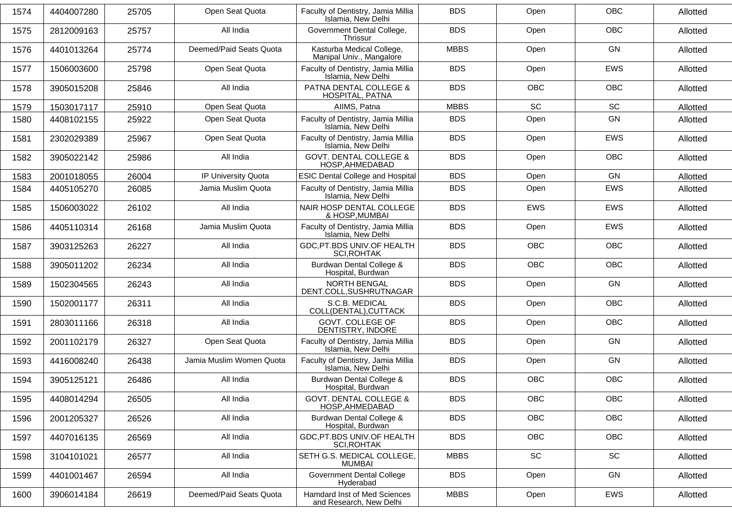| 1574 | 4404007280 | 25705 | Open Seat Quota | Faculty of Dentistry, Jamia Millia Islamia, New Delhi | BDS | Open | OBC | Allotted |
|---|---|---|---|---|---|---|---|---|
| 1575 | 2812009163 | 25757 | All India | Government Dental College, Thrissur | BDS | Open | OBC | Allotted |
| 1576 | 4401013264 | 25774 | Deemed/Paid Seats Quota | Kasturba Medical College, Manipal Univ., Mangalore | MBBS | Open | GN | Allotted |
| 1577 | 1506003600 | 25798 | Open Seat Quota | Faculty of Dentistry, Jamia Millia Islamia, New Delhi | BDS | Open | EWS | Allotted |
| 1578 | 3905015208 | 25846 | All India | PATNA DENTAL COLLEGE & HOSPITAL, PATNA | BDS | OBC | OBC | Allotted |
| 1579 | 1503017117 | 25910 | Open Seat Quota | AIIMS, Patna | MBBS | SC | SC | Allotted |
| 1580 | 4408102155 | 25922 | Open Seat Quota | Faculty of Dentistry, Jamia Millia Islamia, New Delhi | BDS | Open | GN | Allotted |
| 1581 | 2302029389 | 25967 | Open Seat Quota | Faculty of Dentistry, Jamia Millia Islamia, New Delhi | BDS | Open | EWS | Allotted |
| 1582 | 3905022142 | 25986 | All India | GOVT. DENTAL COLLEGE & HOSP,AHMEDABAD | BDS | Open | OBC | Allotted |
| 1583 | 2001018055 | 26004 | IP University Quota | ESIC Dental College and Hospital | BDS | Open | GN | Allotted |
| 1584 | 4405105270 | 26085 | Jamia Muslim Quota | Faculty of Dentistry, Jamia Millia Islamia, New Delhi | BDS | Open | EWS | Allotted |
| 1585 | 1506003022 | 26102 | All India | NAIR HOSP DENTAL COLLEGE & HOSP,MUMBAI | BDS | EWS | EWS | Allotted |
| 1586 | 4405110314 | 26168 | Jamia Muslim Quota | Faculty of Dentistry, Jamia Millia Islamia, New Delhi | BDS | Open | EWS | Allotted |
| 1587 | 3903125263 | 26227 | All India | GDC,PT.BDS UNIV.OF HEALTH SCI,ROHTAK | BDS | OBC | OBC | Allotted |
| 1588 | 3905011202 | 26234 | All India | Burdwan Dental College & Hospital, Burdwan | BDS | OBC | OBC | Allotted |
| 1589 | 1502304565 | 26243 | All India | NORTH BENGAL DENT.COLL,SUSHRUTNAGAR | BDS | Open | GN | Allotted |
| 1590 | 1502001177 | 26311 | All India | S.C.B. MEDICAL COLL(DENTAL),CUTTACK | BDS | Open | OBC | Allotted |
| 1591 | 2803011166 | 26318 | All India | GOVT. COLLEGE OF DENTISTRY, INDORE | BDS | Open | OBC | Allotted |
| 1592 | 2001102179 | 26327 | Open Seat Quota | Faculty of Dentistry, Jamia Millia Islamia, New Delhi | BDS | Open | GN | Allotted |
| 1593 | 4416008240 | 26438 | Jamia Muslim Women Quota | Faculty of Dentistry, Jamia Millia Islamia, New Delhi | BDS | Open | GN | Allotted |
| 1594 | 3905125121 | 26486 | All India | Burdwan Dental College & Hospital, Burdwan | BDS | OBC | OBC | Allotted |
| 1595 | 4408014294 | 26505 | All India | GOVT. DENTAL COLLEGE & HOSP,AHMEDABAD | BDS | OBC | OBC | Allotted |
| 1596 | 2001205327 | 26526 | All India | Burdwan Dental College & Hospital, Burdwan | BDS | OBC | OBC | Allotted |
| 1597 | 4407016135 | 26569 | All India | GDC,PT.BDS UNIV.OF HEALTH SCI,ROHTAK | BDS | OBC | OBC | Allotted |
| 1598 | 3104101021 | 26577 | All India | SETH G.S. MEDICAL COLLEGE, MUMBAI | MBBS | SC | SC | Allotted |
| 1599 | 4401001467 | 26594 | All India | Government Dental College Hyderabad | BDS | Open | GN | Allotted |
| 1600 | 3906014184 | 26619 | Deemed/Paid Seats Quota | Hamdard Inst of Med Sciences and Research, New Delhi | MBBS | Open | EWS | Allotted |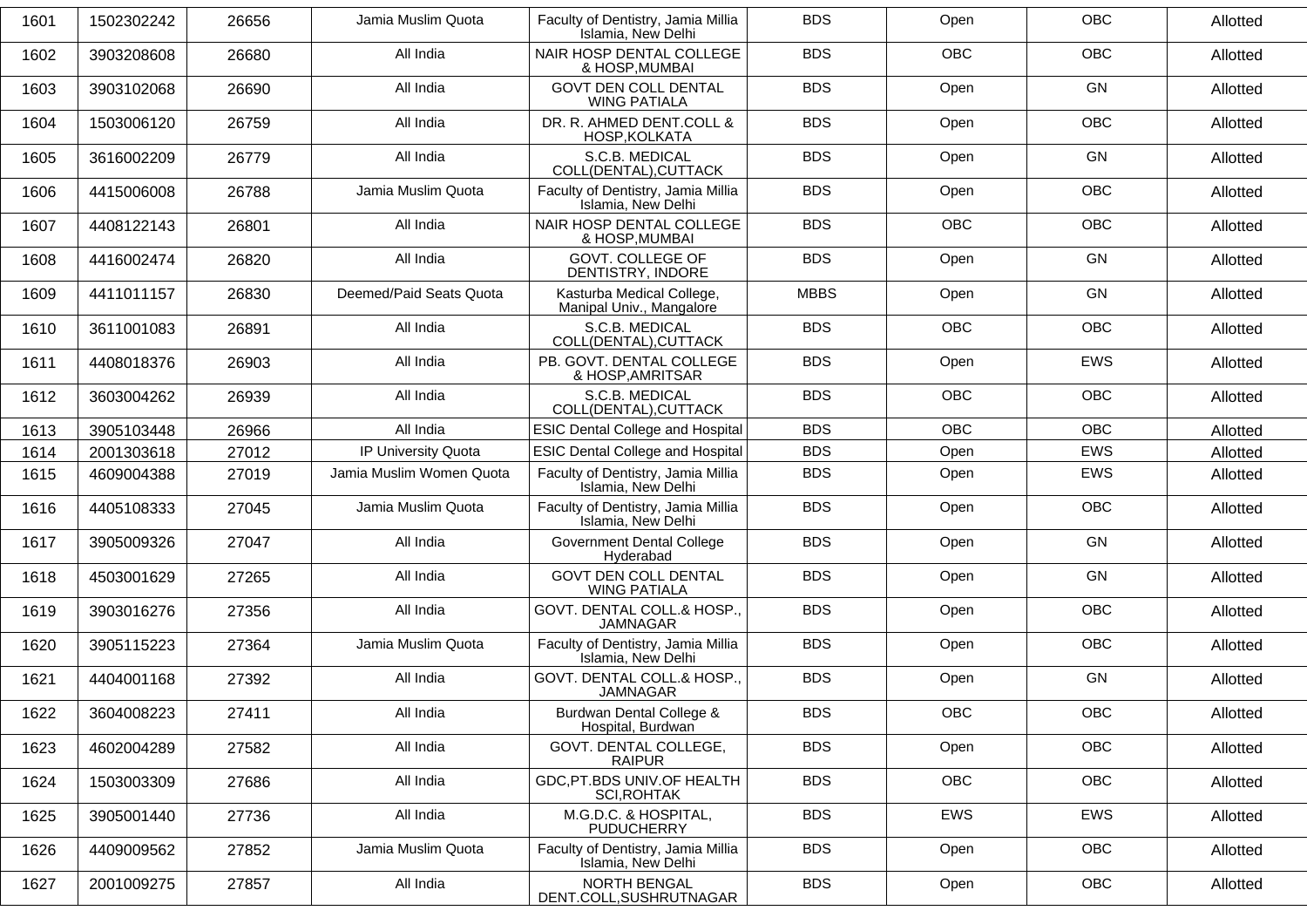| 1601 | 1502302242 | 26656 | Jamia Muslim Quota | Faculty of Dentistry, Jamia Millia Islamia, New Delhi | BDS | Open | OBC | Allotted |
|---|---|---|---|---|---|---|---|---|
| 1602 | 3903208608 | 26680 | All India | NAIR HOSP DENTAL COLLEGE & HOSP,MUMBAI | BDS | OBC | OBC | Allotted |
| 1603 | 3903102068 | 26690 | All India | GOVT DEN COLL DENTAL WING PATIALA | BDS | Open | GN | Allotted |
| 1604 | 1503006120 | 26759 | All India | DR. R. AHMED DENT.COLL & HOSP,KOLKATA | BDS | Open | OBC | Allotted |
| 1605 | 3616002209 | 26779 | All India | S.C.B. MEDICAL COLL(DENTAL),CUTTACK | BDS | Open | GN | Allotted |
| 1606 | 4415006008 | 26788 | Jamia Muslim Quota | Faculty of Dentistry, Jamia Millia Islamia, New Delhi | BDS | Open | OBC | Allotted |
| 1607 | 4408122143 | 26801 | All India | NAIR HOSP DENTAL COLLEGE & HOSP,MUMBAI | BDS | OBC | OBC | Allotted |
| 1608 | 4416002474 | 26820 | All India | GOVT. COLLEGE OF DENTISTRY, INDORE | BDS | Open | GN | Allotted |
| 1609 | 4411011157 | 26830 | Deemed/Paid Seats Quota | Kasturba Medical College, Manipal Univ., Mangalore | MBBS | Open | GN | Allotted |
| 1610 | 3611001083 | 26891 | All India | S.C.B. MEDICAL COLL(DENTAL),CUTTACK | BDS | OBC | OBC | Allotted |
| 1611 | 4408018376 | 26903 | All India | PB. GOVT. DENTAL COLLEGE & HOSP,AMRITSAR | BDS | Open | EWS | Allotted |
| 1612 | 3603004262 | 26939 | All India | S.C.B. MEDICAL COLL(DENTAL),CUTTACK | BDS | OBC | OBC | Allotted |
| 1613 | 3905103448 | 26966 | All India | ESIC Dental College and Hospital | BDS | OBC | OBC | Allotted |
| 1614 | 2001303618 | 27012 | IP University Quota | ESIC Dental College and Hospital | BDS | Open | EWS | Allotted |
| 1615 | 4609004388 | 27019 | Jamia Muslim Women Quota | Faculty of Dentistry, Jamia Millia Islamia, New Delhi | BDS | Open | EWS | Allotted |
| 1616 | 4405108333 | 27045 | Jamia Muslim Quota | Faculty of Dentistry, Jamia Millia Islamia, New Delhi | BDS | Open | OBC | Allotted |
| 1617 | 3905009326 | 27047 | All India | Government Dental College Hyderabad | BDS | Open | GN | Allotted |
| 1618 | 4503001629 | 27265 | All India | GOVT DEN COLL DENTAL WING PATIALA | BDS | Open | GN | Allotted |
| 1619 | 3903016276 | 27356 | All India | GOVT. DENTAL COLL.& HOSP., JAMNAGAR | BDS | Open | OBC | Allotted |
| 1620 | 3905115223 | 27364 | Jamia Muslim Quota | Faculty of Dentistry, Jamia Millia Islamia, New Delhi | BDS | Open | OBC | Allotted |
| 1621 | 4404001168 | 27392 | All India | GOVT. DENTAL COLL.& HOSP., JAMNAGAR | BDS | Open | GN | Allotted |
| 1622 | 3604008223 | 27411 | All India | Burdwan Dental College & Hospital, Burdwan | BDS | OBC | OBC | Allotted |
| 1623 | 4602004289 | 27582 | All India | GOVT. DENTAL COLLEGE, RAIPUR | BDS | Open | OBC | Allotted |
| 1624 | 1503003309 | 27686 | All India | GDC,PT.BDS UNIV.OF HEALTH SCI,ROHTAK | BDS | OBC | OBC | Allotted |
| 1625 | 3905001440 | 27736 | All India | M.G.D.C. & HOSPITAL, PUDUCHERRY | BDS | EWS | EWS | Allotted |
| 1626 | 4409009562 | 27852 | Jamia Muslim Quota | Faculty of Dentistry, Jamia Millia Islamia, New Delhi | BDS | Open | OBC | Allotted |
| 1627 | 2001009275 | 27857 | All India | NORTH BENGAL DENT.COLL,SUSHRUTNAGAR | BDS | Open | OBC | Allotted |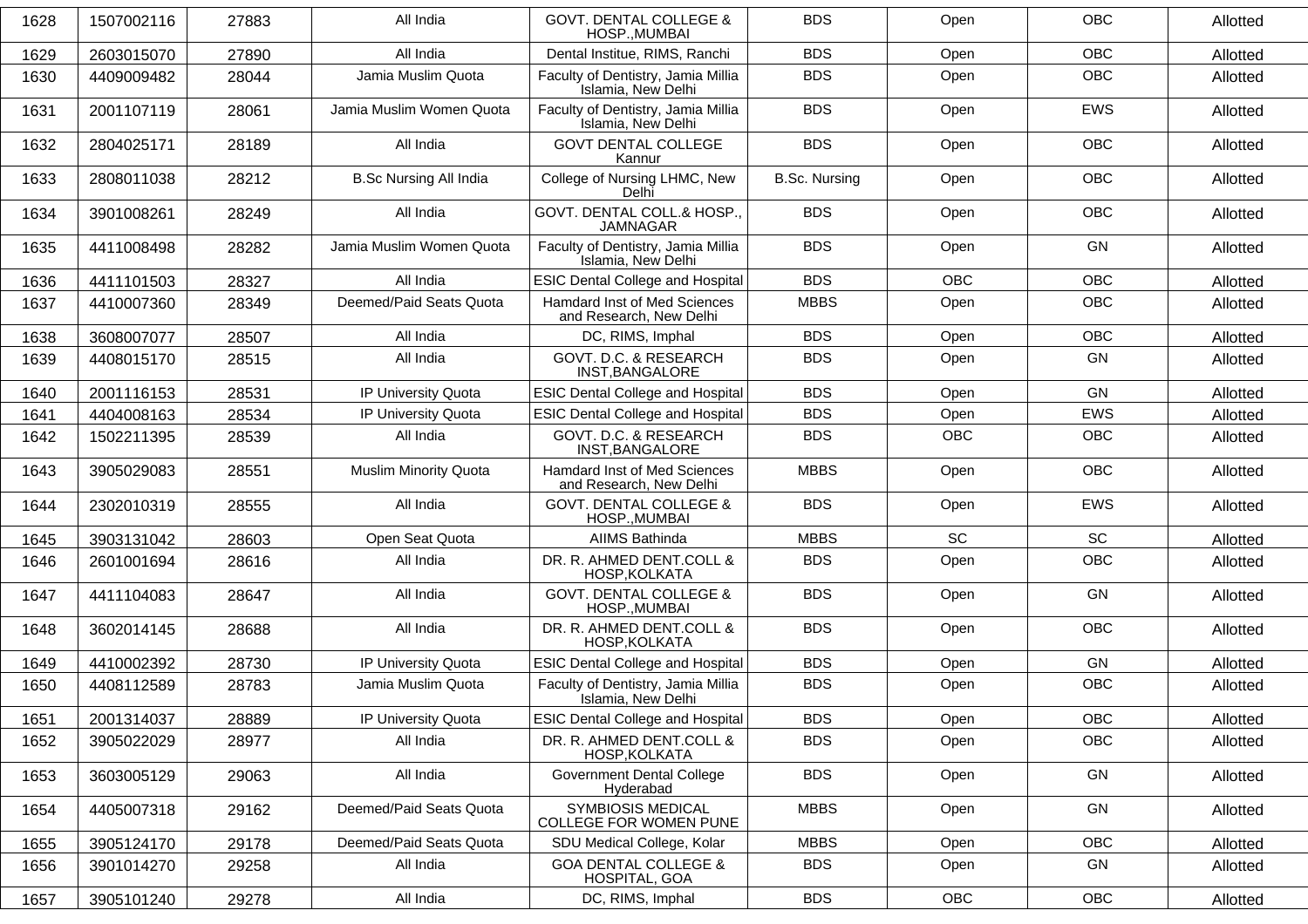| 1628 | 1507002116 | 27883 | All India | GOVT. DENTAL COLLEGE & HOSP.,MUMBAI | BDS | Open | OBC | Allotted |
|---|---|---|---|---|---|---|---|---|
| 1629 | 2603015070 | 27890 | All India | Dental Institue, RIMS, Ranchi | BDS | Open | OBC | Allotted |
| 1630 | 4409009482 | 28044 | Jamia Muslim Quota | Faculty of Dentistry, Jamia Millia Islamia, New Delhi | BDS | Open | OBC | Allotted |
| 1631 | 2001107119 | 28061 | Jamia Muslim Women Quota | Faculty of Dentistry, Jamia Millia Islamia, New Delhi | BDS | Open | EWS | Allotted |
| 1632 | 2804025171 | 28189 | All India | GOVT DENTAL COLLEGE Kannur | BDS | Open | OBC | Allotted |
| 1633 | 2808011038 | 28212 | B.Sc Nursing All India | College of Nursing LHMC, New Delhi | B.Sc. Nursing | Open | OBC | Allotted |
| 1634 | 3901008261 | 28249 | All India | GOVT. DENTAL COLL.& HOSP., JAMNAGAR | BDS | Open | OBC | Allotted |
| 1635 | 4411008498 | 28282 | Jamia Muslim Women Quota | Faculty of Dentistry, Jamia Millia Islamia, New Delhi | BDS | Open | GN | Allotted |
| 1636 | 4411101503 | 28327 | All India | ESIC Dental College and Hospital | BDS | OBC | OBC | Allotted |
| 1637 | 4410007360 | 28349 | Deemed/Paid Seats Quota | Hamdard Inst of Med Sciences and Research, New Delhi | MBBS | Open | OBC | Allotted |
| 1638 | 3608007077 | 28507 | All India | DC, RIMS, Imphal | BDS | Open | OBC | Allotted |
| 1639 | 4408015170 | 28515 | All India | GOVT. D.C. & RESEARCH INST,BANGALORE | BDS | Open | GN | Allotted |
| 1640 | 2001116153 | 28531 | IP University Quota | ESIC Dental College and Hospital | BDS | Open | GN | Allotted |
| 1641 | 4404008163 | 28534 | IP University Quota | ESIC Dental College and Hospital | BDS | Open | EWS | Allotted |
| 1642 | 1502211395 | 28539 | All India | GOVT. D.C. & RESEARCH INST,BANGALORE | BDS | OBC | OBC | Allotted |
| 1643 | 3905029083 | 28551 | Muslim Minority Quota | Hamdard Inst of Med Sciences and Research, New Delhi | MBBS | Open | OBC | Allotted |
| 1644 | 2302010319 | 28555 | All India | GOVT. DENTAL COLLEGE & HOSP.,MUMBAI | BDS | Open | EWS | Allotted |
| 1645 | 3903131042 | 28603 | Open Seat Quota | AIIMS Bathinda | MBBS | SC | SC | Allotted |
| 1646 | 2601001694 | 28616 | All India | DR. R. AHMED DENT.COLL & HOSP,KOLKATA | BDS | Open | OBC | Allotted |
| 1647 | 4411104083 | 28647 | All India | GOVT. DENTAL COLLEGE & HOSP.,MUMBAI | BDS | Open | GN | Allotted |
| 1648 | 3602014145 | 28688 | All India | DR. R. AHMED DENT.COLL & HOSP,KOLKATA | BDS | Open | OBC | Allotted |
| 1649 | 4410002392 | 28730 | IP University Quota | ESIC Dental College and Hospital | BDS | Open | GN | Allotted |
| 1650 | 4408112589 | 28783 | Jamia Muslim Quota | Faculty of Dentistry, Jamia Millia Islamia, New Delhi | BDS | Open | OBC | Allotted |
| 1651 | 2001314037 | 28889 | IP University Quota | ESIC Dental College and Hospital | BDS | Open | OBC | Allotted |
| 1652 | 3905022029 | 28977 | All India | DR. R. AHMED DENT.COLL & HOSP,KOLKATA | BDS | Open | OBC | Allotted |
| 1653 | 3603005129 | 29063 | All India | Government Dental College Hyderabad | BDS | Open | GN | Allotted |
| 1654 | 4405007318 | 29162 | Deemed/Paid Seats Quota | SYMBIOSIS MEDICAL COLLEGE FOR WOMEN PUNE | MBBS | Open | GN | Allotted |
| 1655 | 3905124170 | 29178 | Deemed/Paid Seats Quota | SDU Medical College, Kolar | MBBS | Open | OBC | Allotted |
| 1656 | 3901014270 | 29258 | All India | GOA DENTAL COLLEGE & HOSPITAL, GOA | BDS | Open | GN | Allotted |
| 1657 | 3905101240 | 29278 | All India | DC, RIMS, Imphal | BDS | OBC | OBC | Allotted |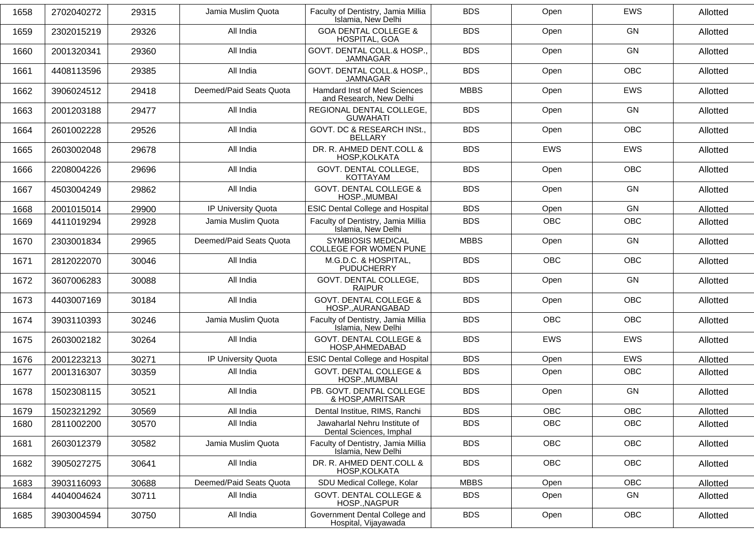| 1658 | 2702040272 | 29315 | Jamia Muslim Quota | Faculty of Dentistry, Jamia Millia Islamia, New Delhi | BDS | Open | EWS | Allotted |
|---|---|---|---|---|---|---|---|---|
| 1659 | 2302015219 | 29326 | All India | GOA DENTAL COLLEGE & HOSPITAL, GOA | BDS | Open | GN | Allotted |
| 1660 | 2001320341 | 29360 | All India | GOVT. DENTAL COLL.& HOSP., JAMNAGAR | BDS | Open | GN | Allotted |
| 1661 | 4408113596 | 29385 | All India | GOVT. DENTAL COLL.& HOSP., JAMNAGAR | BDS | Open | OBC | Allotted |
| 1662 | 3906024512 | 29418 | Deemed/Paid Seats Quota | Hamdard Inst of Med Sciences and Research, New Delhi | MBBS | Open | EWS | Allotted |
| 1663 | 2001203188 | 29477 | All India | REGIONAL DENTAL COLLEGE, GUWAHATI | BDS | Open | GN | Allotted |
| 1664 | 2601002228 | 29526 | All India | GOVT. DC & RESEARCH INSt., BELLARY | BDS | Open | OBC | Allotted |
| 1665 | 2603002048 | 29678 | All India | DR. R. AHMED DENT.COLL & HOSP,KOLKATA | BDS | EWS | EWS | Allotted |
| 1666 | 2208004226 | 29696 | All India | GOVT. DENTAL COLLEGE, KOTTAYAM | BDS | Open | OBC | Allotted |
| 1667 | 4503004249 | 29862 | All India | GOVT. DENTAL COLLEGE & HOSP.,MUMBAI | BDS | Open | GN | Allotted |
| 1668 | 2001015014 | 29900 | IP University Quota | ESIC Dental College and Hospital | BDS | Open | GN | Allotted |
| 1669 | 4411019294 | 29928 | Jamia Muslim Quota | Faculty of Dentistry, Jamia Millia Islamia, New Delhi | BDS | OBC | OBC | Allotted |
| 1670 | 2303001834 | 29965 | Deemed/Paid Seats Quota | SYMBIOSIS MEDICAL COLLEGE FOR WOMEN PUNE | MBBS | Open | GN | Allotted |
| 1671 | 2812022070 | 30046 | All India | M.G.D.C. & HOSPITAL, PUDUCHERRY | BDS | OBC | OBC | Allotted |
| 1672 | 3607006283 | 30088 | All India | GOVT. DENTAL COLLEGE, RAIPUR | BDS | Open | GN | Allotted |
| 1673 | 4403007169 | 30184 | All India | GOVT. DENTAL COLLEGE & HOSP.,AURANGABAD | BDS | Open | OBC | Allotted |
| 1674 | 3903110393 | 30246 | Jamia Muslim Quota | Faculty of Dentistry, Jamia Millia Islamia, New Delhi | BDS | OBC | OBC | Allotted |
| 1675 | 2603002182 | 30264 | All India | GOVT. DENTAL COLLEGE & HOSP,AHMEDABAD | BDS | EWS | EWS | Allotted |
| 1676 | 2001223213 | 30271 | IP University Quota | ESIC Dental College and Hospital | BDS | Open | EWS | Allotted |
| 1677 | 2001316307 | 30359 | All India | GOVT. DENTAL COLLEGE & HOSP.,MUMBAI | BDS | Open | OBC | Allotted |
| 1678 | 1502308115 | 30521 | All India | PB. GOVT. DENTAL COLLEGE & HOSP,AMRITSAR | BDS | Open | GN | Allotted |
| 1679 | 1502321292 | 30569 | All India | Dental Institue, RIMS, Ranchi | BDS | OBC | OBC | Allotted |
| 1680 | 2811002200 | 30570 | All India | Jawaharlal Nehru Institute of Dental Sciences, Imphal | BDS | OBC | OBC | Allotted |
| 1681 | 2603012379 | 30582 | Jamia Muslim Quota | Faculty of Dentistry, Jamia Millia Islamia, New Delhi | BDS | OBC | OBC | Allotted |
| 1682 | 3905027275 | 30641 | All India | DR. R. AHMED DENT.COLL & HOSP,KOLKATA | BDS | OBC | OBC | Allotted |
| 1683 | 3903116093 | 30688 | Deemed/Paid Seats Quota | SDU Medical College, Kolar | MBBS | Open | OBC | Allotted |
| 1684 | 4404004624 | 30711 | All India | GOVT. DENTAL COLLEGE & HOSP.,NAGPUR | BDS | Open | GN | Allotted |
| 1685 | 3903004594 | 30750 | All India | Government Dental College and Hospital, Vijayawada | BDS | Open | OBC | Allotted |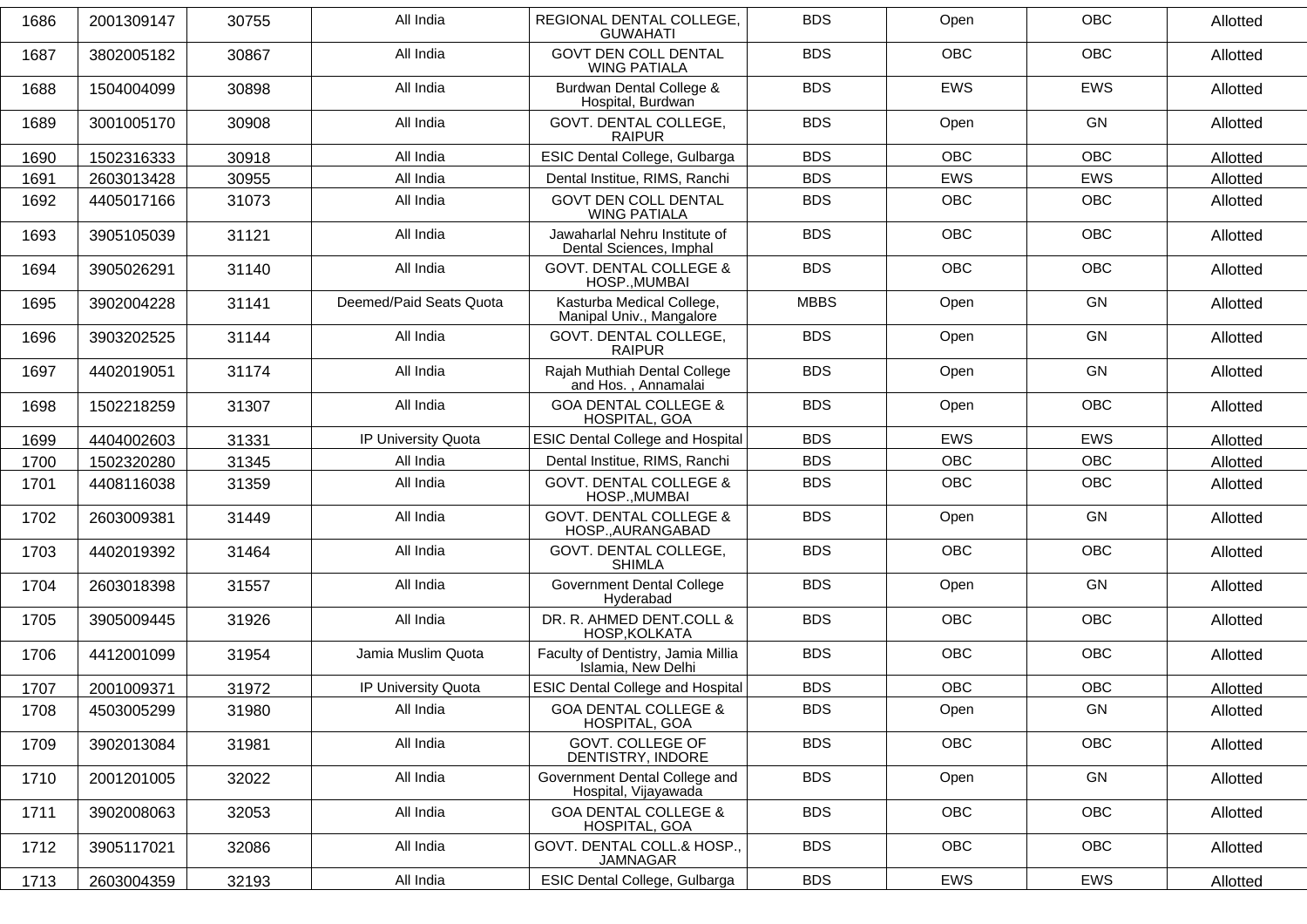| 1686 | 2001309147 | 30755 | All India | REGIONAL DENTAL COLLEGE, GUWAHATI | BDS | Open | OBC | Allotted |
|---|---|---|---|---|---|---|---|---|
| 1687 | 3802005182 | 30867 | All India | GOVT DEN COLL DENTAL WING PATIALA | BDS | OBC | OBC | Allotted |
| 1688 | 1504004099 | 30898 | All India | Burdwan Dental College & Hospital, Burdwan | BDS | EWS | EWS | Allotted |
| 1689 | 3001005170 | 30908 | All India | GOVT. DENTAL COLLEGE, RAIPUR | BDS | Open | GN | Allotted |
| 1690 | 1502316333 | 30918 | All India | ESIC Dental College, Gulbarga | BDS | OBC | OBC | Allotted |
| 1691 | 2603013428 | 30955 | All India | Dental Institue, RIMS, Ranchi | BDS | EWS | EWS | Allotted |
| 1692 | 4405017166 | 31073 | All India | GOVT DEN COLL DENTAL WING PATIALA | BDS | OBC | OBC | Allotted |
| 1693 | 3905105039 | 31121 | All India | Jawaharlal Nehru Institute of Dental Sciences, Imphal | BDS | OBC | OBC | Allotted |
| 1694 | 3905026291 | 31140 | All India | GOVT. DENTAL COLLEGE & HOSP.,MUMBAI | BDS | OBC | OBC | Allotted |
| 1695 | 3902004228 | 31141 | Deemed/Paid Seats Quota | Kasturba Medical College, Manipal Univ., Mangalore | MBBS | Open | GN | Allotted |
| 1696 | 3903202525 | 31144 | All India | GOVT. DENTAL COLLEGE, RAIPUR | BDS | Open | GN | Allotted |
| 1697 | 4402019051 | 31174 | All India | Rajah Muthiah Dental College and Hos. , Annamalai | BDS | Open | GN | Allotted |
| 1698 | 1502218259 | 31307 | All India | GOA DENTAL COLLEGE & HOSPITAL, GOA | BDS | Open | OBC | Allotted |
| 1699 | 4404002603 | 31331 | IP University Quota | ESIC Dental College and Hospital | BDS | EWS | EWS | Allotted |
| 1700 | 1502320280 | 31345 | All India | Dental Institue, RIMS, Ranchi | BDS | OBC | OBC | Allotted |
| 1701 | 4408116038 | 31359 | All India | GOVT. DENTAL COLLEGE & HOSP.,MUMBAI | BDS | OBC | OBC | Allotted |
| 1702 | 2603009381 | 31449 | All India | GOVT. DENTAL COLLEGE & HOSP.,AURANGABAD | BDS | Open | GN | Allotted |
| 1703 | 4402019392 | 31464 | All India | GOVT. DENTAL COLLEGE, SHIMLA | BDS | OBC | OBC | Allotted |
| 1704 | 2603018398 | 31557 | All India | Government Dental College Hyderabad | BDS | Open | GN | Allotted |
| 1705 | 3905009445 | 31926 | All India | DR. R. AHMED DENT.COLL & HOSP,KOLKATA | BDS | OBC | OBC | Allotted |
| 1706 | 4412001099 | 31954 | Jamia Muslim Quota | Faculty of Dentistry, Jamia Millia Islamia, New Delhi | BDS | OBC | OBC | Allotted |
| 1707 | 2001009371 | 31972 | IP University Quota | ESIC Dental College and Hospital | BDS | OBC | OBC | Allotted |
| 1708 | 4503005299 | 31980 | All India | GOA DENTAL COLLEGE & HOSPITAL, GOA | BDS | Open | GN | Allotted |
| 1709 | 3902013084 | 31981 | All India | GOVT. COLLEGE OF DENTISTRY, INDORE | BDS | OBC | OBC | Allotted |
| 1710 | 2001201005 | 32022 | All India | Government Dental College and Hospital, Vijayawada | BDS | Open | GN | Allotted |
| 1711 | 3902008063 | 32053 | All India | GOA DENTAL COLLEGE & HOSPITAL, GOA | BDS | OBC | OBC | Allotted |
| 1712 | 3905117021 | 32086 | All India | GOVT. DENTAL COLL.& HOSP., JAMNAGAR | BDS | OBC | OBC | Allotted |
| 1713 | 2603004359 | 32193 | All India | ESIC Dental College, Gulbarga | BDS | EWS | EWS | Allotted |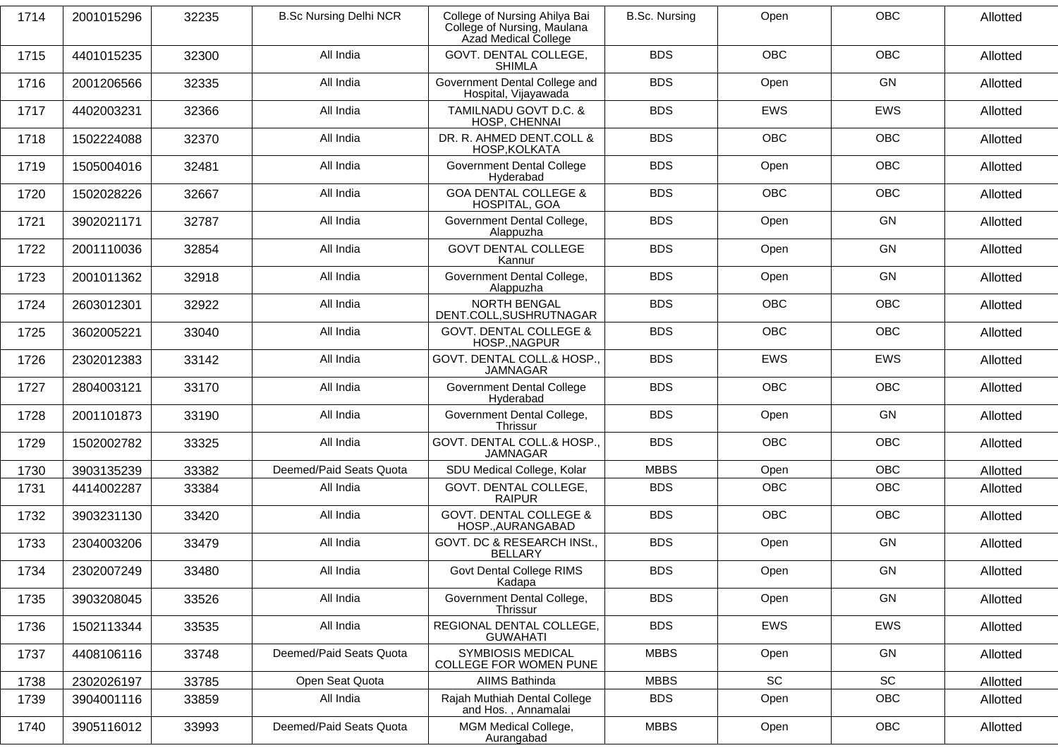| 1714 | 2001015296 | 32235 | B.Sc Nursing Delhi NCR | College of Nursing Ahilya Bai College of Nursing, Maulana Azad Medical College | B.Sc. Nursing | Open | OBC | Allotted |
|---|---|---|---|---|---|---|---|---|
| 1715 | 4401015235 | 32300 | All India | GOVT. DENTAL COLLEGE, SHIMLA | BDS | OBC | OBC | Allotted |
| 1716 | 2001206566 | 32335 | All India | Government Dental College and Hospital, Vijayawada | BDS | Open | GN | Allotted |
| 1717 | 4402003231 | 32366 | All India | TAMILNADU GOVT D.C. & HOSP, CHENNAI | BDS | EWS | EWS | Allotted |
| 1718 | 1502224088 | 32370 | All India | DR. R. AHMED DENT.COLL & HOSP,KOLKATA | BDS | OBC | OBC | Allotted |
| 1719 | 1505004016 | 32481 | All India | Government Dental College Hyderabad | BDS | Open | OBC | Allotted |
| 1720 | 1502028226 | 32667 | All India | GOA DENTAL COLLEGE & HOSPITAL, GOA | BDS | OBC | OBC | Allotted |
| 1721 | 3902021171 | 32787 | All India | Government Dental College, Alappuzha | BDS | Open | GN | Allotted |
| 1722 | 2001110036 | 32854 | All India | GOVT DENTAL COLLEGE Kannur | BDS | Open | GN | Allotted |
| 1723 | 2001011362 | 32918 | All India | Government Dental College, Alappuzha | BDS | Open | GN | Allotted |
| 1724 | 2603012301 | 32922 | All India | NORTH BENGAL DENT.COLL,SUSHRUTNAGAR | BDS | OBC | OBC | Allotted |
| 1725 | 3602005221 | 33040 | All India | GOVT. DENTAL COLLEGE & HOSP.,NAGPUR | BDS | OBC | OBC | Allotted |
| 1726 | 2302012383 | 33142 | All India | GOVT. DENTAL COLL.& HOSP., JAMNAGAR | BDS | EWS | EWS | Allotted |
| 1727 | 2804003121 | 33170 | All India | Government Dental College Hyderabad | BDS | OBC | OBC | Allotted |
| 1728 | 2001101873 | 33190 | All India | Government Dental College, Thrissur | BDS | Open | GN | Allotted |
| 1729 | 1502002782 | 33325 | All India | GOVT. DENTAL COLL.& HOSP., JAMNAGAR | BDS | OBC | OBC | Allotted |
| 1730 | 3903135239 | 33382 | Deemed/Paid Seats Quota | SDU Medical College, Kolar | MBBS | Open | OBC | Allotted |
| 1731 | 4414002287 | 33384 | All India | GOVT. DENTAL COLLEGE, RAIPUR | BDS | OBC | OBC | Allotted |
| 1732 | 3903231130 | 33420 | All India | GOVT. DENTAL COLLEGE & HOSP.,AURANGABAD | BDS | OBC | OBC | Allotted |
| 1733 | 2304003206 | 33479 | All India | GOVT. DC & RESEARCH INSt., BELLARY | BDS | Open | GN | Allotted |
| 1734 | 2302007249 | 33480 | All India | Govt Dental College RIMS Kadapa | BDS | Open | GN | Allotted |
| 1735 | 3903208045 | 33526 | All India | Government Dental College, Thrissur | BDS | Open | GN | Allotted |
| 1736 | 1502113344 | 33535 | All India | REGIONAL DENTAL COLLEGE, GUWAHATI | BDS | EWS | EWS | Allotted |
| 1737 | 4408106116 | 33748 | Deemed/Paid Seats Quota | SYMBIOSIS MEDICAL COLLEGE FOR WOMEN PUNE | MBBS | Open | GN | Allotted |
| 1738 | 2302026197 | 33785 | Open Seat Quota | AIIMS Bathinda | MBBS | SC | SC | Allotted |
| 1739 | 3904001116 | 33859 | All India | Rajah Muthiah Dental College and Hos. , Annamalai | BDS | Open | OBC | Allotted |
| 1740 | 3905116012 | 33993 | Deemed/Paid Seats Quota | MGM Medical College, Aurangabad | MBBS | Open | OBC | Allotted |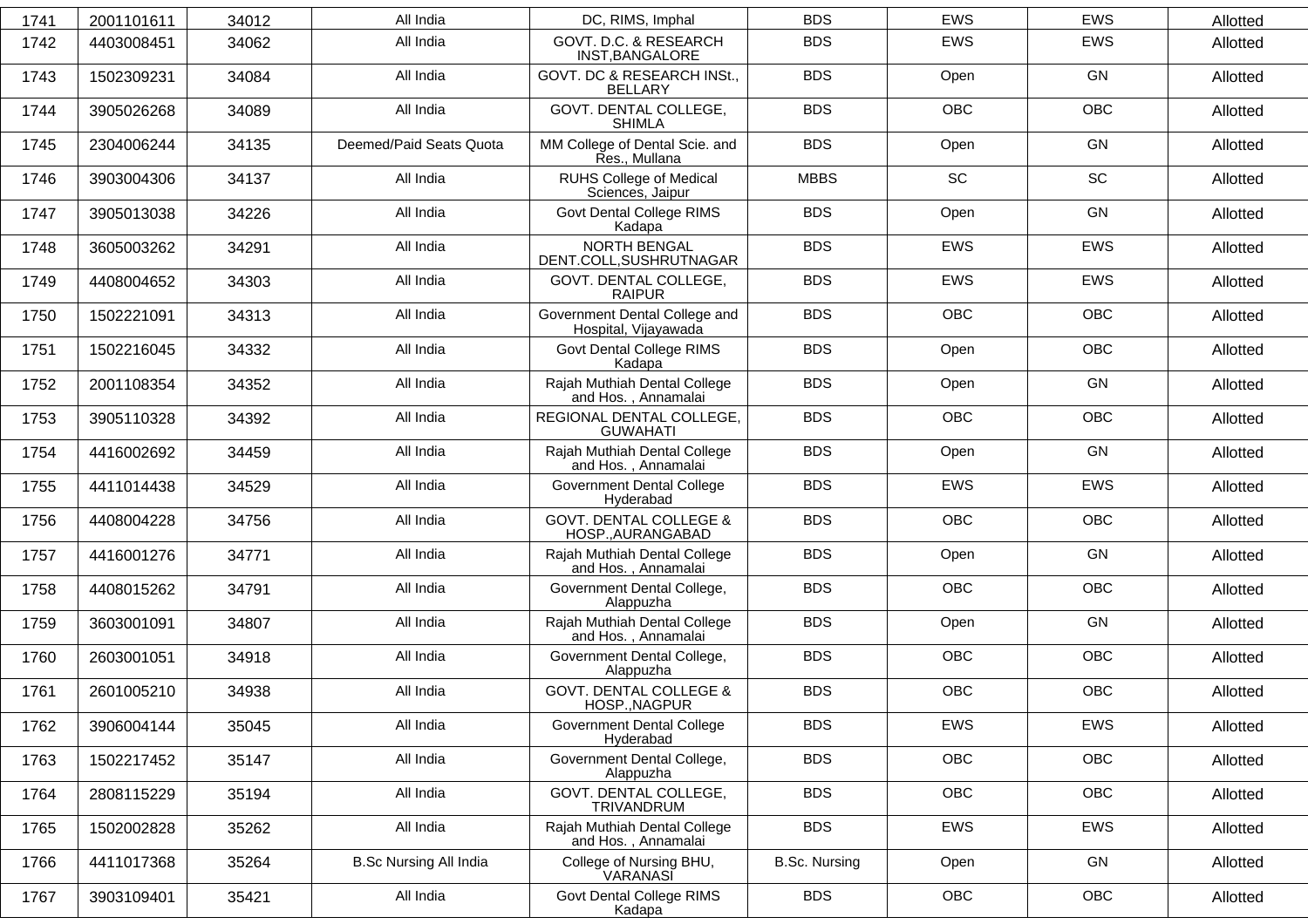| 1741 | 2001101611 | 34012 | All India | DC, RIMS, Imphal | BDS | EWS | EWS | Allotted |
|---|---|---|---|---|---|---|---|---|
| 1742 | 4403008451 | 34062 | All India | GOVT. D.C. & RESEARCH INST,BANGALORE | BDS | EWS | EWS | Allotted |
| 1743 | 1502309231 | 34084 | All India | GOVT. DC & RESEARCH INSt., BELLARY | BDS | Open | GN | Allotted |
| 1744 | 3905026268 | 34089 | All India | GOVT. DENTAL COLLEGE, SHIMLA | BDS | OBC | OBC | Allotted |
| 1745 | 2304006244 | 34135 | Deemed/Paid Seats Quota | MM College of Dental Scie. and Res., Mullana | BDS | Open | GN | Allotted |
| 1746 | 3903004306 | 34137 | All India | RUHS College of Medical Sciences, Jaipur | MBBS | SC | SC | Allotted |
| 1747 | 3905013038 | 34226 | All India | Govt Dental College RIMS Kadapa | BDS | Open | GN | Allotted |
| 1748 | 3605003262 | 34291 | All India | NORTH BENGAL DENT.COLL,SUSHRUTNAGAR | BDS | EWS | EWS | Allotted |
| 1749 | 4408004652 | 34303 | All India | GOVT. DENTAL COLLEGE, RAIPUR | BDS | EWS | EWS | Allotted |
| 1750 | 1502221091 | 34313 | All India | Government Dental College and Hospital, Vijayawada | BDS | OBC | OBC | Allotted |
| 1751 | 1502216045 | 34332 | All India | Govt Dental College RIMS Kadapa | BDS | Open | OBC | Allotted |
| 1752 | 2001108354 | 34352 | All India | Rajah Muthiah Dental College and Hos. , Annamalai | BDS | Open | GN | Allotted |
| 1753 | 3905110328 | 34392 | All India | REGIONAL DENTAL COLLEGE, GUWAHATI | BDS | OBC | OBC | Allotted |
| 1754 | 4416002692 | 34459 | All India | Rajah Muthiah Dental College and Hos. , Annamalai | BDS | Open | GN | Allotted |
| 1755 | 4411014438 | 34529 | All India | Government Dental College Hyderabad | BDS | EWS | EWS | Allotted |
| 1756 | 4408004228 | 34756 | All India | GOVT. DENTAL COLLEGE & HOSP.,AURANGABAD | BDS | OBC | OBC | Allotted |
| 1757 | 4416001276 | 34771 | All India | Rajah Muthiah Dental College and Hos. , Annamalai | BDS | Open | GN | Allotted |
| 1758 | 4408015262 | 34791 | All India | Government Dental College, Alappuzha | BDS | OBC | OBC | Allotted |
| 1759 | 3603001091 | 34807 | All India | Rajah Muthiah Dental College and Hos. , Annamalai | BDS | Open | GN | Allotted |
| 1760 | 2603001051 | 34918 | All India | Government Dental College, Alappuzha | BDS | OBC | OBC | Allotted |
| 1761 | 2601005210 | 34938 | All India | GOVT. DENTAL COLLEGE & HOSP.,NAGPUR | BDS | OBC | OBC | Allotted |
| 1762 | 3906004144 | 35045 | All India | Government Dental College Hyderabad | BDS | EWS | EWS | Allotted |
| 1763 | 1502217452 | 35147 | All India | Government Dental College, Alappuzha | BDS | OBC | OBC | Allotted |
| 1764 | 2808115229 | 35194 | All India | GOVT. DENTAL COLLEGE, TRIVANDRUM | BDS | OBC | OBC | Allotted |
| 1765 | 1502002828 | 35262 | All India | Rajah Muthiah Dental College and Hos. , Annamalai | BDS | EWS | EWS | Allotted |
| 1766 | 4411017368 | 35264 | B.Sc Nursing All India | College of Nursing BHU, VARANASI | B.Sc. Nursing | Open | GN | Allotted |
| 1767 | 3903109401 | 35421 | All India | Govt Dental College RIMS Kadapa | BDS | OBC | OBC | Allotted |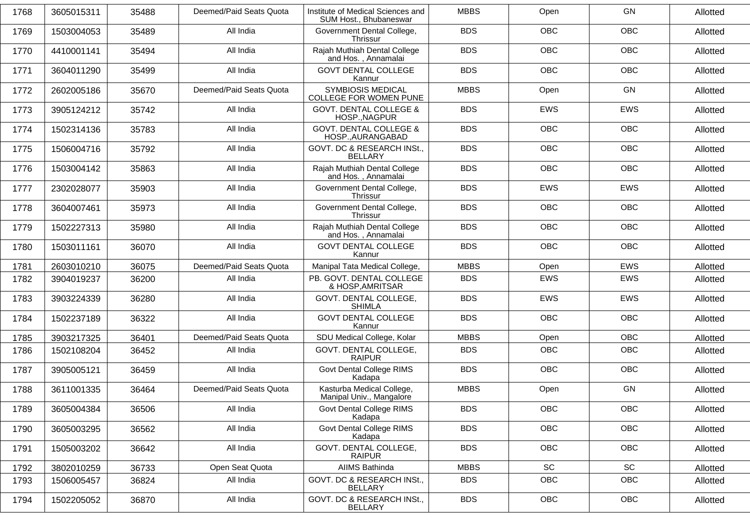| 1768 | 3605015311 | 35488 | Deemed/Paid Seats Quota | Institute of Medical Sciences and SUM Host., Bhubaneswar | MBBS | Open | GN | Allotted |
|---|---|---|---|---|---|---|---|---|
| 1769 | 1503004053 | 35489 | All India | Government Dental College, Thrissur | BDS | OBC | OBC | Allotted |
| 1770 | 4410001141 | 35494 | All India | Rajah Muthiah Dental College and Hos. , Annamalai | BDS | OBC | OBC | Allotted |
| 1771 | 3604011290 | 35499 | All India | GOVT DENTAL COLLEGE Kannur | BDS | OBC | OBC | Allotted |
| 1772 | 2602005186 | 35670 | Deemed/Paid Seats Quota | SYMBIOSIS MEDICAL COLLEGE FOR WOMEN PUNE | MBBS | Open | GN | Allotted |
| 1773 | 3905124212 | 35742 | All India | GOVT. DENTAL COLLEGE & HOSP.,NAGPUR | BDS | EWS | EWS | Allotted |
| 1774 | 1502314136 | 35783 | All India | GOVT. DENTAL COLLEGE & HOSP.,AURANGABAD | BDS | OBC | OBC | Allotted |
| 1775 | 1506004716 | 35792 | All India | GOVT. DC & RESEARCH INSt., BELLARY | BDS | OBC | OBC | Allotted |
| 1776 | 1503004142 | 35863 | All India | Rajah Muthiah Dental College and Hos. , Annamalai | BDS | OBC | OBC | Allotted |
| 1777 | 2302028077 | 35903 | All India | Government Dental College, Thrissur | BDS | EWS | EWS | Allotted |
| 1778 | 3604007461 | 35973 | All India | Government Dental College, Thrissur | BDS | OBC | OBC | Allotted |
| 1779 | 1502227313 | 35980 | All India | Rajah Muthiah Dental College and Hos. , Annamalai | BDS | OBC | OBC | Allotted |
| 1780 | 1503011161 | 36070 | All India | GOVT DENTAL COLLEGE Kannur | BDS | OBC | OBC | Allotted |
| 1781 | 2603010210 | 36075 | Deemed/Paid Seats Quota | Manipal Tata Medical College, | MBBS | Open | EWS | Allotted |
| 1782 | 3904019237 | 36200 | All India | PB. GOVT. DENTAL COLLEGE & HOSP,AMRITSAR | BDS | EWS | EWS | Allotted |
| 1783 | 3903224339 | 36280 | All India | GOVT. DENTAL COLLEGE, SHIMLA | BDS | EWS | EWS | Allotted |
| 1784 | 1502237189 | 36322 | All India | GOVT DENTAL COLLEGE Kannur | BDS | OBC | OBC | Allotted |
| 1785 | 3903217325 | 36401 | Deemed/Paid Seats Quota | SDU Medical College, Kolar | MBBS | Open | OBC | Allotted |
| 1786 | 1502108204 | 36452 | All India | GOVT. DENTAL COLLEGE, RAIPUR | BDS | OBC | OBC | Allotted |
| 1787 | 3905005121 | 36459 | All India | Govt Dental College RIMS Kadapa | BDS | OBC | OBC | Allotted |
| 1788 | 3611001335 | 36464 | Deemed/Paid Seats Quota | Kasturba Medical College, Manipal Univ., Mangalore | MBBS | Open | GN | Allotted |
| 1789 | 3605004384 | 36506 | All India | Govt Dental College RIMS Kadapa | BDS | OBC | OBC | Allotted |
| 1790 | 3605003295 | 36562 | All India | Govt Dental College RIMS Kadapa | BDS | OBC | OBC | Allotted |
| 1791 | 1505003202 | 36642 | All India | GOVT. DENTAL COLLEGE, RAIPUR | BDS | OBC | OBC | Allotted |
| 1792 | 3802010259 | 36733 | Open Seat Quota | AIIMS Bathinda | MBBS | SC | SC | Allotted |
| 1793 | 1506005457 | 36824 | All India | GOVT. DC & RESEARCH INSt., BELLARY | BDS | OBC | OBC | Allotted |
| 1794 | 1502205052 | 36870 | All India | GOVT. DC & RESEARCH INSt., BELLARY | BDS | OBC | OBC | Allotted |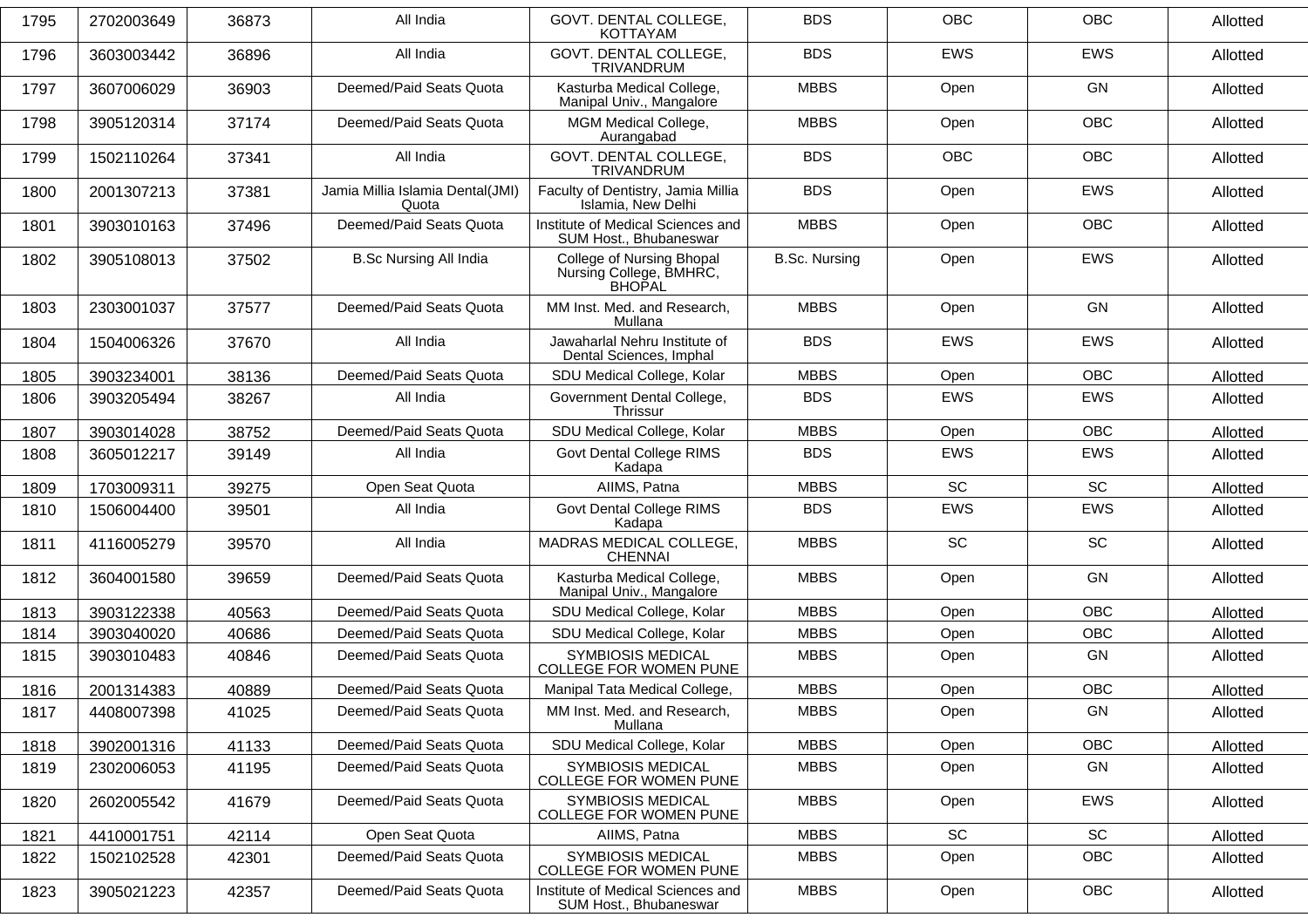| 1795 | 2702003649 | 36873 | All India | GOVT. DENTAL COLLEGE, KOTTAYAM | BDS | OBC | OBC | Allotted |
|---|---|---|---|---|---|---|---|---|
| 1796 | 3603003442 | 36896 | All India | GOVT. DENTAL COLLEGE, TRIVANDRUM | BDS | EWS | EWS | Allotted |
| 1797 | 3607006029 | 36903 | Deemed/Paid Seats Quota | Kasturba Medical College, Manipal Univ., Mangalore | MBBS | Open | GN | Allotted |
| 1798 | 3905120314 | 37174 | Deemed/Paid Seats Quota | MGM Medical College, Aurangabad | MBBS | Open | OBC | Allotted |
| 1799 | 1502110264 | 37341 | All India | GOVT. DENTAL COLLEGE, TRIVANDRUM | BDS | OBC | OBC | Allotted |
| 1800 | 2001307213 | 37381 | Jamia Millia Islamia Dental(JMI) Quota | Faculty of Dentistry, Jamia Millia Islamia, New Delhi | BDS | Open | EWS | Allotted |
| 1801 | 3903010163 | 37496 | Deemed/Paid Seats Quota | Institute of Medical Sciences and SUM Host., Bhubaneswar | MBBS | Open | OBC | Allotted |
| 1802 | 3905108013 | 37502 | B.Sc Nursing All India | College of Nursing Bhopal Nursing College, BMHRC, BHOPAL | B.Sc. Nursing | Open | EWS | Allotted |
| 1803 | 2303001037 | 37577 | Deemed/Paid Seats Quota | MM Inst. Med. and Research, Mullana | MBBS | Open | GN | Allotted |
| 1804 | 1504006326 | 37670 | All India | Jawaharlal Nehru Institute of Dental Sciences, Imphal | BDS | EWS | EWS | Allotted |
| 1805 | 3903234001 | 38136 | Deemed/Paid Seats Quota | SDU Medical College, Kolar | MBBS | Open | OBC | Allotted |
| 1806 | 3903205494 | 38267 | All India | Government Dental College, Thrissur | BDS | EWS | EWS | Allotted |
| 1807 | 3903014028 | 38752 | Deemed/Paid Seats Quota | SDU Medical College, Kolar | MBBS | Open | OBC | Allotted |
| 1808 | 3605012217 | 39149 | All India | Govt Dental College RIMS Kadapa | BDS | EWS | EWS | Allotted |
| 1809 | 1703009311 | 39275 | Open Seat Quota | AIIMS, Patna | MBBS | SC | SC | Allotted |
| 1810 | 1506004400 | 39501 | All India | Govt Dental College RIMS Kadapa | BDS | EWS | EWS | Allotted |
| 1811 | 4116005279 | 39570 | All India | MADRAS MEDICAL COLLEGE, CHENNAI | MBBS | SC | SC | Allotted |
| 1812 | 3604001580 | 39659 | Deemed/Paid Seats Quota | Kasturba Medical College, Manipal Univ., Mangalore | MBBS | Open | GN | Allotted |
| 1813 | 3903122338 | 40563 | Deemed/Paid Seats Quota | SDU Medical College, Kolar | MBBS | Open | OBC | Allotted |
| 1814 | 3903040020 | 40686 | Deemed/Paid Seats Quota | SDU Medical College, Kolar | MBBS | Open | OBC | Allotted |
| 1815 | 3903010483 | 40846 | Deemed/Paid Seats Quota | SYMBIOSIS MEDICAL COLLEGE FOR WOMEN PUNE | MBBS | Open | GN | Allotted |
| 1816 | 2001314383 | 40889 | Deemed/Paid Seats Quota | Manipal Tata Medical College, | MBBS | Open | OBC | Allotted |
| 1817 | 4408007398 | 41025 | Deemed/Paid Seats Quota | MM Inst. Med. and Research, Mullana | MBBS | Open | GN | Allotted |
| 1818 | 3902001316 | 41133 | Deemed/Paid Seats Quota | SDU Medical College, Kolar | MBBS | Open | OBC | Allotted |
| 1819 | 2302006053 | 41195 | Deemed/Paid Seats Quota | SYMBIOSIS MEDICAL COLLEGE FOR WOMEN PUNE | MBBS | Open | GN | Allotted |
| 1820 | 2602005542 | 41679 | Deemed/Paid Seats Quota | SYMBIOSIS MEDICAL COLLEGE FOR WOMEN PUNE | MBBS | Open | EWS | Allotted |
| 1821 | 4410001751 | 42114 | Open Seat Quota | AIIMS, Patna | MBBS | SC | SC | Allotted |
| 1822 | 1502102528 | 42301 | Deemed/Paid Seats Quota | SYMBIOSIS MEDICAL COLLEGE FOR WOMEN PUNE | MBBS | Open | OBC | Allotted |
| 1823 | 3905021223 | 42357 | Deemed/Paid Seats Quota | Institute of Medical Sciences and SUM Host., Bhubaneswar | MBBS | Open | OBC | Allotted |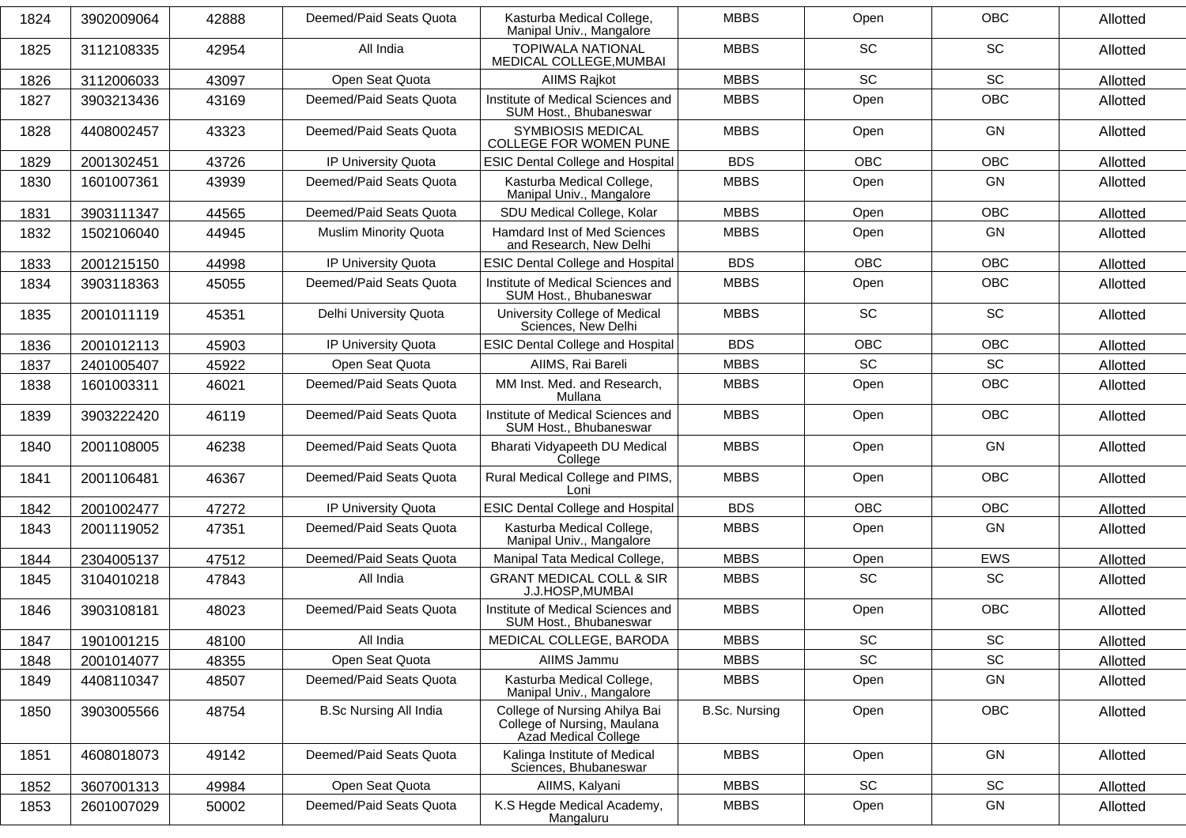| 1824 | 3902009064 | 42888 | Deemed/Paid Seats Quota | Kasturba Medical College, Manipal Univ., Mangalore | MBBS | Open | OBC | Allotted |
|---|---|---|---|---|---|---|---|---|
| 1825 | 3112108335 | 42954 | All India | TOPIWALA NATIONAL MEDICAL COLLEGE,MUMBAI | MBBS | SC | SC | Allotted |
| 1826 | 3112006033 | 43097 | Open Seat Quota | AIIMS Rajkot | MBBS | SC | SC | Allotted |
| 1827 | 3903213436 | 43169 | Deemed/Paid Seats Quota | Institute of Medical Sciences and SUM Host., Bhubaneswar | MBBS | Open | OBC | Allotted |
| 1828 | 4408002457 | 43323 | Deemed/Paid Seats Quota | SYMBIOSIS MEDICAL COLLEGE FOR WOMEN PUNE | MBBS | Open | GN | Allotted |
| 1829 | 2001302451 | 43726 | IP University Quota | ESIC Dental College and Hospital | BDS | OBC | OBC | Allotted |
| 1830 | 1601007361 | 43939 | Deemed/Paid Seats Quota | Kasturba Medical College, Manipal Univ., Mangalore | MBBS | Open | GN | Allotted |
| 1831 | 3903111347 | 44565 | Deemed/Paid Seats Quota | SDU Medical College, Kolar | MBBS | Open | OBC | Allotted |
| 1832 | 1502106040 | 44945 | Muslim Minority Quota | Hamdard Inst of Med Sciences and Research, New Delhi | MBBS | Open | GN | Allotted |
| 1833 | 2001215150 | 44998 | IP University Quota | ESIC Dental College and Hospital | BDS | OBC | OBC | Allotted |
| 1834 | 3903118363 | 45055 | Deemed/Paid Seats Quota | Institute of Medical Sciences and SUM Host., Bhubaneswar | MBBS | Open | OBC | Allotted |
| 1835 | 2001011119 | 45351 | Delhi University Quota | University College of Medical Sciences, New Delhi | MBBS | SC | SC | Allotted |
| 1836 | 2001012113 | 45903 | IP University Quota | ESIC Dental College and Hospital | BDS | OBC | OBC | Allotted |
| 1837 | 2401005407 | 45922 | Open Seat Quota | AIIMS, Rai Bareli | MBBS | SC | SC | Allotted |
| 1838 | 1601003311 | 46021 | Deemed/Paid Seats Quota | MM Inst. Med. and Research, Mullana | MBBS | Open | OBC | Allotted |
| 1839 | 3903222420 | 46119 | Deemed/Paid Seats Quota | Institute of Medical Sciences and SUM Host., Bhubaneswar | MBBS | Open | OBC | Allotted |
| 1840 | 2001108005 | 46238 | Deemed/Paid Seats Quota | Bharati Vidyapeeth DU Medical College | MBBS | Open | GN | Allotted |
| 1841 | 2001106481 | 46367 | Deemed/Paid Seats Quota | Rural Medical College and PIMS, Loni | MBBS | Open | OBC | Allotted |
| 1842 | 2001002477 | 47272 | IP University Quota | ESIC Dental College and Hospital | BDS | OBC | OBC | Allotted |
| 1843 | 2001119052 | 47351 | Deemed/Paid Seats Quota | Kasturba Medical College, Manipal Univ., Mangalore | MBBS | Open | GN | Allotted |
| 1844 | 2304005137 | 47512 | Deemed/Paid Seats Quota | Manipal Tata Medical College, | MBBS | Open | EWS | Allotted |
| 1845 | 3104010218 | 47843 | All India | GRANT MEDICAL COLL & SIR J.J.HOSP,MUMBAI | MBBS | SC | SC | Allotted |
| 1846 | 3903108181 | 48023 | Deemed/Paid Seats Quota | Institute of Medical Sciences and SUM Host., Bhubaneswar | MBBS | Open | OBC | Allotted |
| 1847 | 1901001215 | 48100 | All India | MEDICAL COLLEGE, BARODA | MBBS | SC | SC | Allotted |
| 1848 | 2001014077 | 48355 | Open Seat Quota | AIIMS Jammu | MBBS | SC | SC | Allotted |
| 1849 | 4408110347 | 48507 | Deemed/Paid Seats Quota | Kasturba Medical College, Manipal Univ., Mangalore | MBBS | Open | GN | Allotted |
| 1850 | 3903005566 | 48754 | B.Sc Nursing All India | College of Nursing Ahilya Bai College of Nursing, Maulana Azad Medical College | B.Sc. Nursing | Open | OBC | Allotted |
| 1851 | 4608018073 | 49142 | Deemed/Paid Seats Quota | Kalinga Institute of Medical Sciences, Bhubaneswar | MBBS | Open | GN | Allotted |
| 1852 | 3607001313 | 49984 | Open Seat Quota | AIIMS, Kalyani | MBBS | SC | SC | Allotted |
| 1853 | 2601007029 | 50002 | Deemed/Paid Seats Quota | K.S Hegde Medical Academy, Mangaluru | MBBS | Open | GN | Allotted |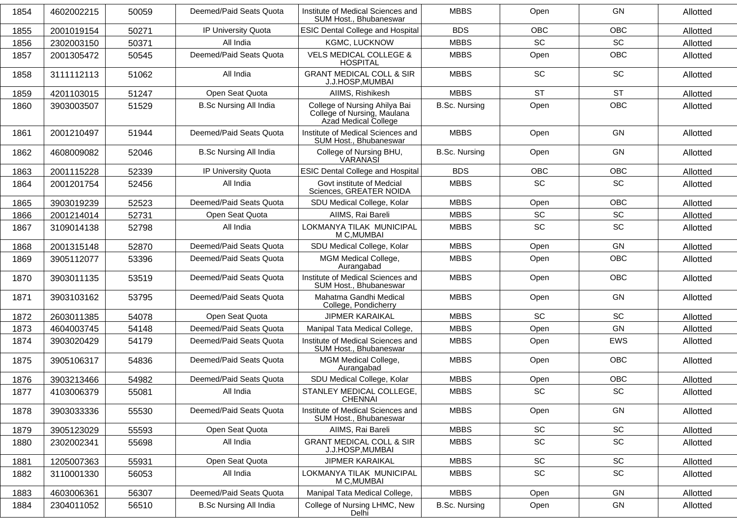| 1854 | 4602002215 | 50059 | Deemed/Paid Seats Quota | Institute of Medical Sciences and SUM Host., Bhubaneswar | MBBS | Open | GN | Allotted |
|---|---|---|---|---|---|---|---|---|
| 1855 | 2001019154 | 50271 | IP University Quota | ESIC Dental College and Hospital | BDS | OBC | OBC | Allotted |
| 1856 | 2302003150 | 50371 | All India | KGMC, LUCKNOW | MBBS | SC | SC | Allotted |
| 1857 | 2001305472 | 50545 | Deemed/Paid Seats Quota | VELS MEDICAL COLLEGE & HOSPITAL | MBBS | Open | OBC | Allotted |
| 1858 | 3111112113 | 51062 | All India | GRANT MEDICAL COLL & SIR J.J.HOSP,MUMBAI | MBBS | SC | SC | Allotted |
| 1859 | 4201103015 | 51247 | Open Seat Quota | AIIMS, Rishikesh | MBBS | ST | ST | Allotted |
| 1860 | 3903003507 | 51529 | B.Sc Nursing All India | College of Nursing Ahilya Bai College of Nursing, Maulana Azad Medical College | B.Sc. Nursing | Open | OBC | Allotted |
| 1861 | 2001210497 | 51944 | Deemed/Paid Seats Quota | Institute of Medical Sciences and SUM Host., Bhubaneswar | MBBS | Open | GN | Allotted |
| 1862 | 4608009082 | 52046 | B.Sc Nursing All India | College of Nursing BHU, VARANASI | B.Sc. Nursing | Open | GN | Allotted |
| 1863 | 2001115228 | 52339 | IP University Quota | ESIC Dental College and Hospital | BDS | OBC | OBC | Allotted |
| 1864 | 2001201754 | 52456 | All India | Govt institute of Medcial Sciences, GREATER NOIDA | MBBS | SC | SC | Allotted |
| 1865 | 3903019239 | 52523 | Deemed/Paid Seats Quota | SDU Medical College, Kolar | MBBS | Open | OBC | Allotted |
| 1866 | 2001214014 | 52731 | Open Seat Quota | AIIMS, Rai Bareli | MBBS | SC | SC | Allotted |
| 1867 | 3109014138 | 52798 | All India | LOKMANYA TILAK MUNICIPAL M C,MUMBAI | MBBS | SC | SC | Allotted |
| 1868 | 2001315148 | 52870 | Deemed/Paid Seats Quota | SDU Medical College, Kolar | MBBS | Open | GN | Allotted |
| 1869 | 3905112077 | 53396 | Deemed/Paid Seats Quota | MGM Medical College, Aurangabad | MBBS | Open | OBC | Allotted |
| 1870 | 3903011135 | 53519 | Deemed/Paid Seats Quota | Institute of Medical Sciences and SUM Host., Bhubaneswar | MBBS | Open | OBC | Allotted |
| 1871 | 3903103162 | 53795 | Deemed/Paid Seats Quota | Mahatma Gandhi Medical College, Pondicherry | MBBS | Open | GN | Allotted |
| 1872 | 2603011385 | 54078 | Open Seat Quota | JIPMER KARAIKAL | MBBS | SC | SC | Allotted |
| 1873 | 4604003745 | 54148 | Deemed/Paid Seats Quota | Manipal Tata Medical College, | MBBS | Open | GN | Allotted |
| 1874 | 3903020429 | 54179 | Deemed/Paid Seats Quota | Institute of Medical Sciences and SUM Host., Bhubaneswar | MBBS | Open | EWS | Allotted |
| 1875 | 3905106317 | 54836 | Deemed/Paid Seats Quota | MGM Medical College, Aurangabad | MBBS | Open | OBC | Allotted |
| 1876 | 3903213466 | 54982 | Deemed/Paid Seats Quota | SDU Medical College, Kolar | MBBS | Open | OBC | Allotted |
| 1877 | 4103006379 | 55081 | All India | STANLEY MEDICAL COLLEGE, CHENNAI | MBBS | SC | SC | Allotted |
| 1878 | 3903033336 | 55530 | Deemed/Paid Seats Quota | Institute of Medical Sciences and SUM Host., Bhubaneswar | MBBS | Open | GN | Allotted |
| 1879 | 3905123029 | 55593 | Open Seat Quota | AIIMS, Rai Bareli | MBBS | SC | SC | Allotted |
| 1880 | 2302002341 | 55698 | All India | GRANT MEDICAL COLL & SIR J.J.HOSP,MUMBAI | MBBS | SC | SC | Allotted |
| 1881 | 1205007363 | 55931 | Open Seat Quota | JIPMER KARAIKAL | MBBS | SC | SC | Allotted |
| 1882 | 3110001330 | 56053 | All India | LOKMANYA TILAK MUNICIPAL M C,MUMBAI | MBBS | SC | SC | Allotted |
| 1883 | 4603006361 | 56307 | Deemed/Paid Seats Quota | Manipal Tata Medical College, | MBBS | Open | GN | Allotted |
| 1884 | 2304011052 | 56510 | B.Sc Nursing All India | College of Nursing LHMC, New Delhi | B.Sc. Nursing | Open | GN | Allotted |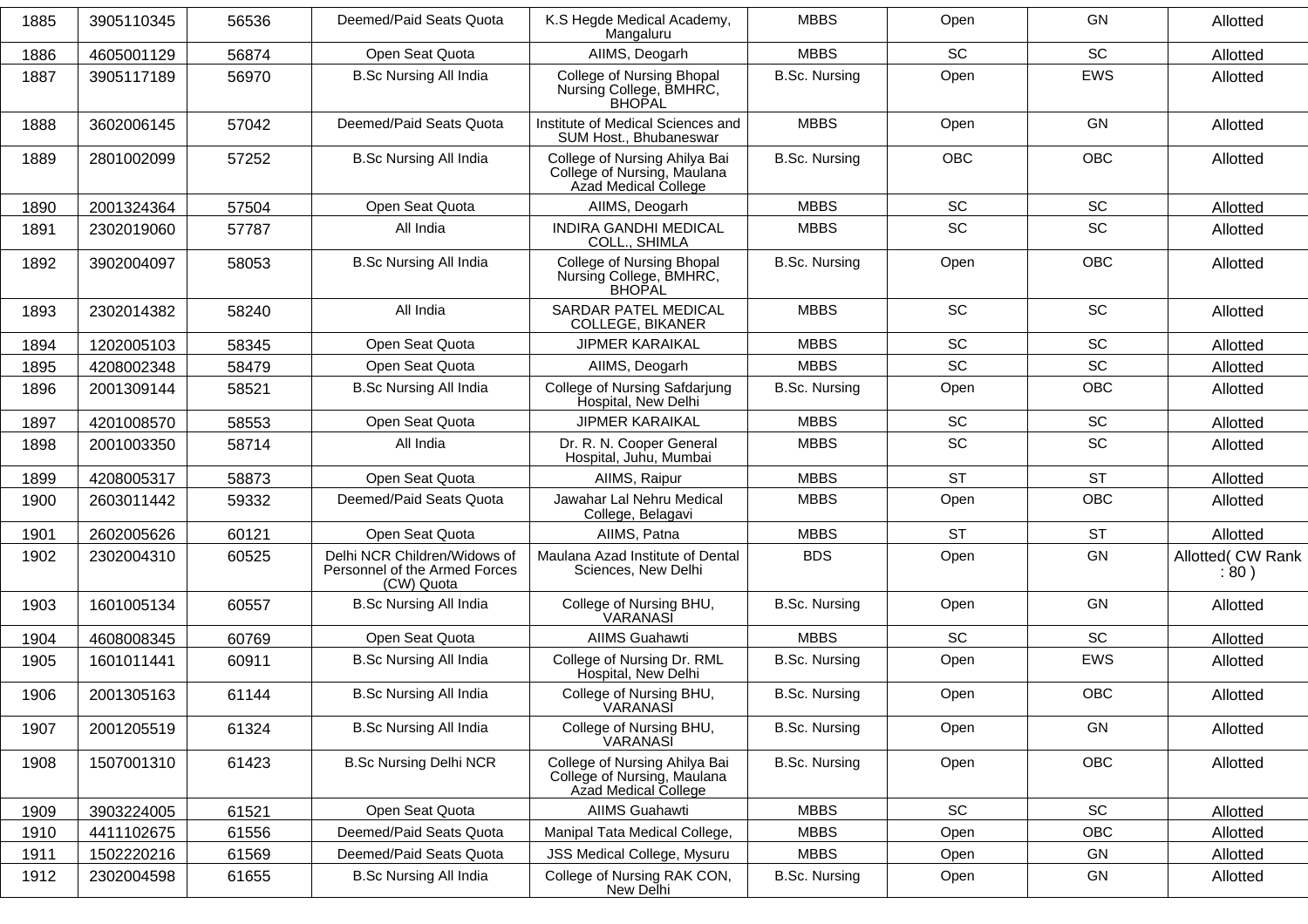| 1885 | 3905110345 | 56536 | Deemed/Paid Seats Quota | K.S Hegde Medical Academy, Mangaluru | MBBS | Open | GN | Allotted |
|---|---|---|---|---|---|---|---|---|
| 1886 | 4605001129 | 56874 | Open Seat Quota | AIIMS, Deogarh | MBBS | SC | SC | Allotted |
| 1887 | 3905117189 | 56970 | B.Sc Nursing All India | College of Nursing Bhopal Nursing College, BMHRC, BHOPAL | B.Sc. Nursing | Open | EWS | Allotted |
| 1888 | 3602006145 | 57042 | Deemed/Paid Seats Quota | Institute of Medical Sciences and SUM Host., Bhubaneswar | MBBS | Open | GN | Allotted |
| 1889 | 2801002099 | 57252 | B.Sc Nursing All India | College of Nursing Ahilya Bai College of Nursing, Maulana Azad Medical College | B.Sc. Nursing | OBC | OBC | Allotted |
| 1890 | 2001324364 | 57504 | Open Seat Quota | AIIMS, Deogarh | MBBS | SC | SC | Allotted |
| 1891 | 2302019060 | 57787 | All India | INDIRA GANDHI MEDICAL COLL., SHIMLA | MBBS | SC | SC | Allotted |
| 1892 | 3902004097 | 58053 | B.Sc Nursing All India | College of Nursing Bhopal Nursing College, BMHRC, BHOPAL | B.Sc. Nursing | Open | OBC | Allotted |
| 1893 | 2302014382 | 58240 | All India | SARDAR PATEL MEDICAL COLLEGE, BIKANER | MBBS | SC | SC | Allotted |
| 1894 | 1202005103 | 58345 | Open Seat Quota | JIPMER KARAIKAL | MBBS | SC | SC | Allotted |
| 1895 | 4208002348 | 58479 | Open Seat Quota | AIIMS, Deogarh | MBBS | SC | SC | Allotted |
| 1896 | 2001309144 | 58521 | B.Sc Nursing All India | College of Nursing Safdarjung Hospital, New Delhi | B.Sc. Nursing | Open | OBC | Allotted |
| 1897 | 4201008570 | 58553 | Open Seat Quota | JIPMER KARAIKAL | MBBS | SC | SC | Allotted |
| 1898 | 2001003350 | 58714 | All India | Dr. R. N. Cooper General Hospital, Juhu, Mumbai | MBBS | SC | SC | Allotted |
| 1899 | 4208005317 | 58873 | Open Seat Quota | AIIMS, Raipur | MBBS | ST | ST | Allotted |
| 1900 | 2603011442 | 59332 | Deemed/Paid Seats Quota | Jawahar Lal Nehru Medical College, Belagavi | MBBS | Open | OBC | Allotted |
| 1901 | 2602005626 | 60121 | Open Seat Quota | AIIMS, Patna | MBBS | ST | ST | Allotted |
| 1902 | 2302004310 | 60525 | Delhi NCR Children/Widows of Personnel of the Armed Forces (CW) Quota | Maulana Azad Institute of Dental Sciences, New Delhi | BDS | Open | GN | Allotted( CW Rank : 80 ) |
| 1903 | 1601005134 | 60557 | B.Sc Nursing All India | College of Nursing BHU, VARANASI | B.Sc. Nursing | Open | GN | Allotted |
| 1904 | 4608008345 | 60769 | Open Seat Quota | AIIMS Guahawti | MBBS | SC | SC | Allotted |
| 1905 | 1601011441 | 60911 | B.Sc Nursing All India | College of Nursing Dr. RML Hospital, New Delhi | B.Sc. Nursing | Open | EWS | Allotted |
| 1906 | 2001305163 | 61144 | B.Sc Nursing All India | College of Nursing BHU, VARANASI | B.Sc. Nursing | Open | OBC | Allotted |
| 1907 | 2001205519 | 61324 | B.Sc Nursing All India | College of Nursing BHU, VARANASI | B.Sc. Nursing | Open | GN | Allotted |
| 1908 | 1507001310 | 61423 | B.Sc Nursing Delhi NCR | College of Nursing Ahilya Bai College of Nursing, Maulana Azad Medical College | B.Sc. Nursing | Open | OBC | Allotted |
| 1909 | 3903224005 | 61521 | Open Seat Quota | AIIMS Guahawti | MBBS | SC | SC | Allotted |
| 1910 | 4411102675 | 61556 | Deemed/Paid Seats Quota | Manipal Tata Medical College, | MBBS | Open | OBC | Allotted |
| 1911 | 1502220216 | 61569 | Deemed/Paid Seats Quota | JSS Medical College, Mysuru | MBBS | Open | GN | Allotted |
| 1912 | 2302004598 | 61655 | B.Sc Nursing All India | College of Nursing RAK CON, New Delhi | B.Sc. Nursing | Open | GN | Allotted |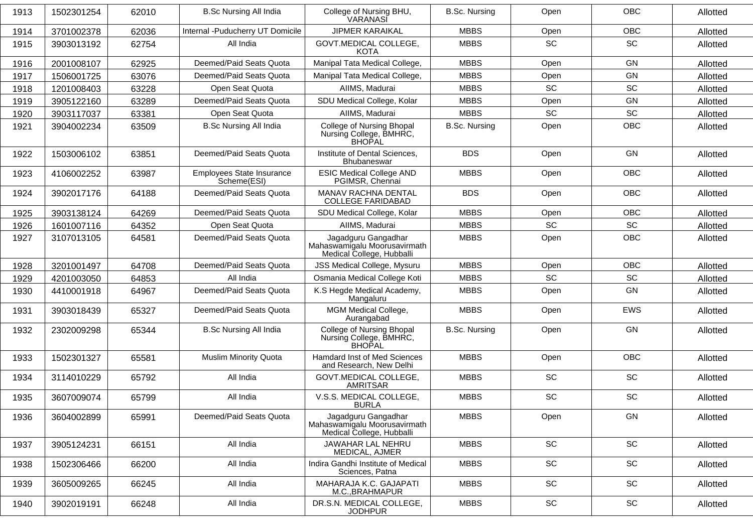| 1913 | 1502301254 | 62010 | B.Sc Nursing All India | College of Nursing BHU, VARANASI | B.Sc. Nursing | Open | OBC | Allotted |
|---|---|---|---|---|---|---|---|---|
| 1914 | 3701002378 | 62036 | Internal -Puducherry UT Domicile | JIPMER KARAIKAL | MBBS | Open | OBC | Allotted |
| 1915 | 3903013192 | 62754 | All India | GOVT.MEDICAL COLLEGE, KOTA | MBBS | SC | SC | Allotted |
| 1916 | 2001008107 | 62925 | Deemed/Paid Seats Quota | Manipal Tata Medical College, | MBBS | Open | GN | Allotted |
| 1917 | 1506001725 | 63076 | Deemed/Paid Seats Quota | Manipal Tata Medical College, | MBBS | Open | GN | Allotted |
| 1918 | 1201008403 | 63228 | Open Seat Quota | AIIMS, Madurai | MBBS | SC | SC | Allotted |
| 1919 | 3905122160 | 63289 | Deemed/Paid Seats Quota | SDU Medical College, Kolar | MBBS | Open | GN | Allotted |
| 1920 | 3903117037 | 63381 | Open Seat Quota | AIIMS, Madurai | MBBS | SC | SC | Allotted |
| 1921 | 3904002234 | 63509 | B.Sc Nursing All India | College of Nursing Bhopal Nursing College, BMHRC, BHOPAL | B.Sc. Nursing | Open | OBC | Allotted |
| 1922 | 1503006102 | 63851 | Deemed/Paid Seats Quota | Institute of Dental Sciences, Bhubaneswar | BDS | Open | GN | Allotted |
| 1923 | 4106002252 | 63987 | Employees State Insurance Scheme(ESI) | ESIC Medical College AND PGIMSR, Chennai | MBBS | Open | OBC | Allotted |
| 1924 | 3902017176 | 64188 | Deemed/Paid Seats Quota | MANAV RACHNA DENTAL COLLEGE FARIDABAD | BDS | Open | OBC | Allotted |
| 1925 | 3903138124 | 64269 | Deemed/Paid Seats Quota | SDU Medical College, Kolar | MBBS | Open | OBC | Allotted |
| 1926 | 1601007116 | 64352 | Open Seat Quota | AIIMS, Madurai | MBBS | SC | SC | Allotted |
| 1927 | 3107013105 | 64581 | Deemed/Paid Seats Quota | Jagadguru Gangadhar Mahaswamigalu Moorusavirmath Medical College, Hubballi | MBBS | Open | OBC | Allotted |
| 1928 | 3201001497 | 64708 | Deemed/Paid Seats Quota | JSS Medical College, Mysuru | MBBS | Open | OBC | Allotted |
| 1929 | 4201003050 | 64853 | All India | Osmania Medical College Koti | MBBS | SC | SC | Allotted |
| 1930 | 4410001918 | 64967 | Deemed/Paid Seats Quota | K.S Hegde Medical Academy, Mangaluru | MBBS | Open | GN | Allotted |
| 1931 | 3903018439 | 65327 | Deemed/Paid Seats Quota | MGM Medical College, Aurangabad | MBBS | Open | EWS | Allotted |
| 1932 | 2302009298 | 65344 | B.Sc Nursing All India | College of Nursing Bhopal Nursing College, BMHRC, BHOPAL | B.Sc. Nursing | Open | GN | Allotted |
| 1933 | 1502301327 | 65581 | Muslim Minority Quota | Hamdard Inst of Med Sciences and Research, New Delhi | MBBS | Open | OBC | Allotted |
| 1934 | 3114010229 | 65792 | All India | GOVT.MEDICAL COLLEGE, AMRITSAR | MBBS | SC | SC | Allotted |
| 1935 | 3607009074 | 65799 | All India | V.S.S. MEDICAL COLLEGE, BURLA | MBBS | SC | SC | Allotted |
| 1936 | 3604002899 | 65991 | Deemed/Paid Seats Quota | Jagadguru Gangadhar Mahaswamigalu Moorusavirmath Medical College, Hubballi | MBBS | Open | GN | Allotted |
| 1937 | 3905124231 | 66151 | All India | JAWAHAR LAL NEHRU MEDICAL, AJMER | MBBS | SC | SC | Allotted |
| 1938 | 1502306466 | 66200 | All India | Indira Gandhi Institute of Medical Sciences, Patna | MBBS | SC | SC | Allotted |
| 1939 | 3605009265 | 66245 | All India | MAHARAJA K.C. GAJAPATI M.C.,BRAHMAPUR | MBBS | SC | SC | Allotted |
| 1940 | 3902019191 | 66248 | All India | DR.S.N. MEDICAL COLLEGE, JODHPUR | MBBS | SC | SC | Allotted |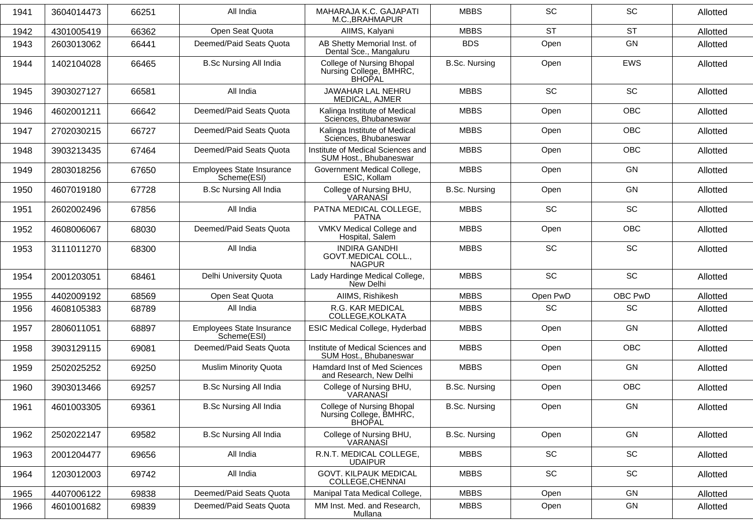| 1941 | 3604014473 | 66251 | All India | MAHARAJA K.C. GAJAPATI M.C.,BRAHMAPUR | MBBS | SC | SC | Allotted |
|---|---|---|---|---|---|---|---|---|
| 1942 | 4301005419 | 66362 | Open Seat Quota | AIIMS, Kalyani | MBBS | ST | ST | Allotted |
| 1943 | 2603013062 | 66441 | Deemed/Paid Seats Quota | AB Shetty Memorial Inst. of Dental Sce., Mangaluru | BDS | Open | GN | Allotted |
| 1944 | 1402104028 | 66465 | B.Sc Nursing All India | College of Nursing Bhopal Nursing College, BMHRC, BHOPAL | B.Sc. Nursing | Open | EWS | Allotted |
| 1945 | 3903027127 | 66581 | All India | JAWAHAR LAL NEHRU MEDICAL, AJMER | MBBS | SC | SC | Allotted |
| 1946 | 4602001211 | 66642 | Deemed/Paid Seats Quota | Kalinga Institute of Medical Sciences, Bhubaneswar | MBBS | Open | OBC | Allotted |
| 1947 | 2702030215 | 66727 | Deemed/Paid Seats Quota | Kalinga Institute of Medical Sciences, Bhubaneswar | MBBS | Open | OBC | Allotted |
| 1948 | 3903213435 | 67464 | Deemed/Paid Seats Quota | Institute of Medical Sciences and SUM Host., Bhubaneswar | MBBS | Open | OBC | Allotted |
| 1949 | 2803018256 | 67650 | Employees State Insurance Scheme(ESI) | Government Medical College, ESIC, Kollam | MBBS | Open | GN | Allotted |
| 1950 | 4607019180 | 67728 | B.Sc Nursing All India | College of Nursing BHU, VARANASI | B.Sc. Nursing | Open | GN | Allotted |
| 1951 | 2602002496 | 67856 | All India | PATNA MEDICAL COLLEGE, PATNA | MBBS | SC | SC | Allotted |
| 1952 | 4608006067 | 68030 | Deemed/Paid Seats Quota | VMKV Medical College and Hospital, Salem | MBBS | Open | OBC | Allotted |
| 1953 | 3111011270 | 68300 | All India | INDIRA GANDHI GOVT.MEDICAL COLL., NAGPUR | MBBS | SC | SC | Allotted |
| 1954 | 2001203051 | 68461 | Delhi University Quota | Lady Hardinge Medical College, New Delhi | MBBS | SC | SC | Allotted |
| 1955 | 4402009192 | 68569 | Open Seat Quota | AIIMS, Rishikesh | MBBS | Open PwD | OBC PwD | Allotted |
| 1956 | 4608105383 | 68789 | All India | R.G. KAR MEDICAL COLLEGE,KOLKATA | MBBS | SC | SC | Allotted |
| 1957 | 2806011051 | 68897 | Employees State Insurance Scheme(ESI) | ESIC Medical College, Hyderbad | MBBS | Open | GN | Allotted |
| 1958 | 3903129115 | 69081 | Deemed/Paid Seats Quota | Institute of Medical Sciences and SUM Host., Bhubaneswar | MBBS | Open | OBC | Allotted |
| 1959 | 2502025252 | 69250 | Muslim Minority Quota | Hamdard Inst of Med Sciences and Research, New Delhi | MBBS | Open | GN | Allotted |
| 1960 | 3903013466 | 69257 | B.Sc Nursing All India | College of Nursing BHU, VARANASI | B.Sc. Nursing | Open | OBC | Allotted |
| 1961 | 4601003305 | 69361 | B.Sc Nursing All India | College of Nursing Bhopal Nursing College, BMHRC, BHOPAL | B.Sc. Nursing | Open | GN | Allotted |
| 1962 | 2502022147 | 69582 | B.Sc Nursing All India | College of Nursing BHU, VARANASI | B.Sc. Nursing | Open | GN | Allotted |
| 1963 | 2001204477 | 69656 | All India | R.N.T. MEDICAL COLLEGE, UDAIPUR | MBBS | SC | SC | Allotted |
| 1964 | 1203012003 | 69742 | All India | GOVT. KILPAUK MEDICAL COLLEGE,CHENNAI | MBBS | SC | SC | Allotted |
| 1965 | 4407006122 | 69838 | Deemed/Paid Seats Quota | Manipal Tata Medical College, | MBBS | Open | GN | Allotted |
| 1966 | 4601001682 | 69839 | Deemed/Paid Seats Quota | MM Inst. Med. and Research, Mullana | MBBS | Open | GN | Allotted |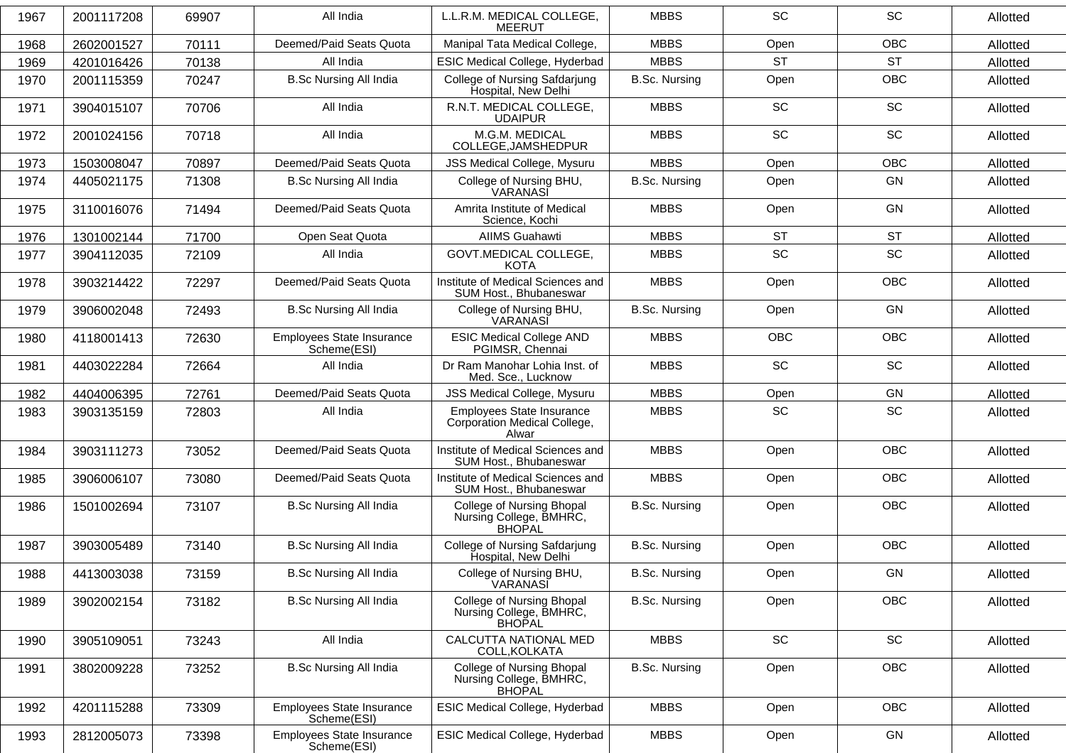| 1967 | 2001117208 | 69907 | All India | L.L.R.M. MEDICAL COLLEGE, MEERUT | MBBS | SC | SC | Allotted |
|---|---|---|---|---|---|---|---|---|
| 1968 | 2602001527 | 70111 | Deemed/Paid Seats Quota | Manipal Tata Medical College, | MBBS | Open | OBC | Allotted |
| 1969 | 4201016426 | 70138 | All India | ESIC Medical College, Hyderbad | MBBS | ST | ST | Allotted |
| 1970 | 2001115359 | 70247 | B.Sc Nursing All India | College of Nursing Safdarjung Hospital, New Delhi | B.Sc. Nursing | Open | OBC | Allotted |
| 1971 | 3904015107 | 70706 | All India | R.N.T. MEDICAL COLLEGE, UDAIPUR | MBBS | SC | SC | Allotted |
| 1972 | 2001024156 | 70718 | All India | M.G.M. MEDICAL COLLEGE,JAMSHEDPUR | MBBS | SC | SC | Allotted |
| 1973 | 1503008047 | 70897 | Deemed/Paid Seats Quota | JSS Medical College, Mysuru | MBBS | Open | OBC | Allotted |
| 1974 | 4405021175 | 71308 | B.Sc Nursing All India | College of Nursing BHU, VARANASI | B.Sc. Nursing | Open | GN | Allotted |
| 1975 | 3110016076 | 71494 | Deemed/Paid Seats Quota | Amrita Institute of Medical Science, Kochi | MBBS | Open | GN | Allotted |
| 1976 | 1301002144 | 71700 | Open Seat Quota | AIIMS Guahawti | MBBS | ST | ST | Allotted |
| 1977 | 3904112035 | 72109 | All India | GOVT.MEDICAL COLLEGE, KOTA | MBBS | SC | SC | Allotted |
| 1978 | 3903214422 | 72297 | Deemed/Paid Seats Quota | Institute of Medical Sciences and SUM Host., Bhubaneswar | MBBS | Open | OBC | Allotted |
| 1979 | 3906002048 | 72493 | B.Sc Nursing All India | College of Nursing BHU, VARANASI | B.Sc. Nursing | Open | GN | Allotted |
| 1980 | 4118001413 | 72630 | Employees State Insurance Scheme(ESI) | ESIC Medical College AND PGIMSR, Chennai | MBBS | OBC | OBC | Allotted |
| 1981 | 4403022284 | 72664 | All India | Dr Ram Manohar Lohia Inst. of Med. Sce., Lucknow | MBBS | SC | SC | Allotted |
| 1982 | 4404006395 | 72761 | Deemed/Paid Seats Quota | JSS Medical College, Mysuru | MBBS | Open | GN | Allotted |
| 1983 | 3903135159 | 72803 | All India | Employees State Insurance Corporation Medical College, Alwar | MBBS | SC | SC | Allotted |
| 1984 | 3903111273 | 73052 | Deemed/Paid Seats Quota | Institute of Medical Sciences and SUM Host., Bhubaneswar | MBBS | Open | OBC | Allotted |
| 1985 | 3906006107 | 73080 | Deemed/Paid Seats Quota | Institute of Medical Sciences and SUM Host., Bhubaneswar | MBBS | Open | OBC | Allotted |
| 1986 | 1501002694 | 73107 | B.Sc Nursing All India | College of Nursing Bhopal Nursing College, BMHRC, BHOPAL | B.Sc. Nursing | Open | OBC | Allotted |
| 1987 | 3903005489 | 73140 | B.Sc Nursing All India | College of Nursing Safdarjung Hospital, New Delhi | B.Sc. Nursing | Open | OBC | Allotted |
| 1988 | 4413003038 | 73159 | B.Sc Nursing All India | College of Nursing BHU, VARANASI | B.Sc. Nursing | Open | GN | Allotted |
| 1989 | 3902002154 | 73182 | B.Sc Nursing All India | College of Nursing Bhopal Nursing College, BMHRC, BHOPAL | B.Sc. Nursing | Open | OBC | Allotted |
| 1990 | 3905109051 | 73243 | All India | CALCUTTA NATIONAL MED COLL,KOLKATA | MBBS | SC | SC | Allotted |
| 1991 | 3802009228 | 73252 | B.Sc Nursing All India | College of Nursing Bhopal Nursing College, BMHRC, BHOPAL | B.Sc. Nursing | Open | OBC | Allotted |
| 1992 | 4201115288 | 73309 | Employees State Insurance Scheme(ESI) | ESIC Medical College, Hyderbad | MBBS | Open | OBC | Allotted |
| 1993 | 2812005073 | 73398 | Employees State Insurance Scheme(ESI) | ESIC Medical College, Hyderbad | MBBS | Open | GN | Allotted |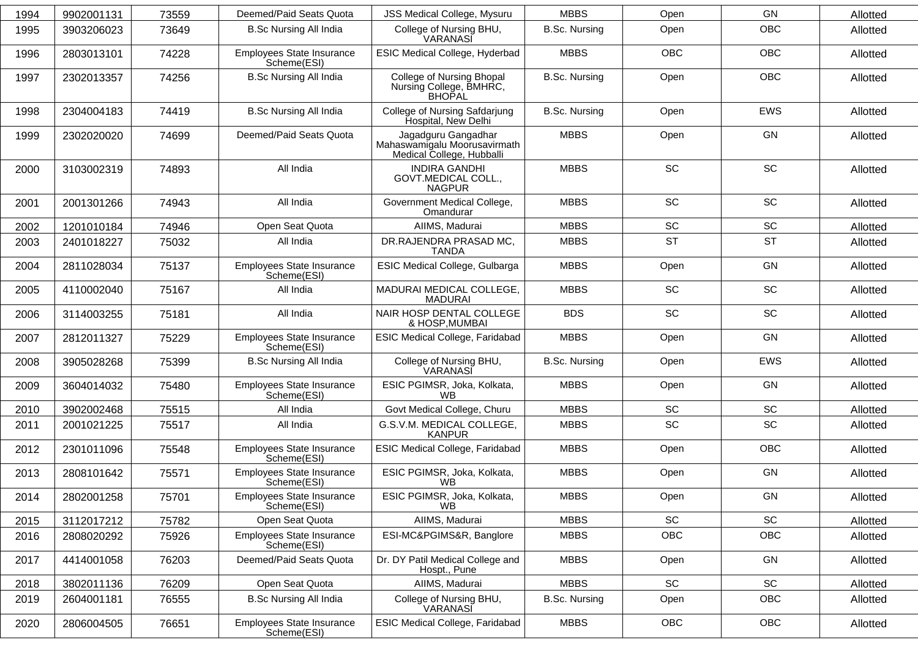| 1994 | 9902001131 | 73559 | Deemed/Paid Seats Quota | JSS Medical College, Mysuru | MBBS | Open | GN | Allotted |
|---|---|---|---|---|---|---|---|---|
| 1995 | 3903206023 | 73649 | B.Sc Nursing All India | College of Nursing BHU, VARANASI | B.Sc. Nursing | Open | OBC | Allotted |
| 1996 | 2803013101 | 74228 | Employees State Insurance Scheme(ESI) | ESIC Medical College, Hyderbad | MBBS | OBC | OBC | Allotted |
| 1997 | 2302013357 | 74256 | B.Sc Nursing All India | College of Nursing Bhopal Nursing College, BMHRC, BHOPAL | B.Sc. Nursing | Open | OBC | Allotted |
| 1998 | 2304004183 | 74419 | B.Sc Nursing All India | College of Nursing Safdarjung Hospital, New Delhi | B.Sc. Nursing | Open | EWS | Allotted |
| 1999 | 2302020020 | 74699 | Deemed/Paid Seats Quota | Jagadguru Gangadhar Mahaswamigalu Moorusavirmath Medical College, Hubballi | MBBS | Open | GN | Allotted |
| 2000 | 3103002319 | 74893 | All India | INDIRA GANDHI GOVT.MEDICAL COLL., NAGPUR | MBBS | SC | SC | Allotted |
| 2001 | 2001301266 | 74943 | All India | Government Medical College, Omandurar | MBBS | SC | SC | Allotted |
| 2002 | 1201010184 | 74946 | Open Seat Quota | AIIMS, Madurai | MBBS | SC | SC | Allotted |
| 2003 | 2401018227 | 75032 | All India | DR.RAJENDRA PRASAD MC, TANDA | MBBS | ST | ST | Allotted |
| 2004 | 2811028034 | 75137 | Employees State Insurance Scheme(ESI) | ESIC Medical College, Gulbarga | MBBS | Open | GN | Allotted |
| 2005 | 4110002040 | 75167 | All India | MADURAI MEDICAL COLLEGE, MADURAI | MBBS | SC | SC | Allotted |
| 2006 | 3114003255 | 75181 | All India | NAIR HOSP DENTAL COLLEGE & HOSP,MUMBAI | BDS | SC | SC | Allotted |
| 2007 | 2812011327 | 75229 | Employees State Insurance Scheme(ESI) | ESIC Medical College, Faridabad | MBBS | Open | GN | Allotted |
| 2008 | 3905028268 | 75399 | B.Sc Nursing All India | College of Nursing BHU, VARANASI | B.Sc. Nursing | Open | EWS | Allotted |
| 2009 | 3604014032 | 75480 | Employees State Insurance Scheme(ESI) | ESIC PGIMSR, Joka, Kolkata, WB | MBBS | Open | GN | Allotted |
| 2010 | 3902002468 | 75515 | All India | Govt Medical College, Churu | MBBS | SC | SC | Allotted |
| 2011 | 2001021225 | 75517 | All India | G.S.V.M. MEDICAL COLLEGE, KANPUR | MBBS | SC | SC | Allotted |
| 2012 | 2301011096 | 75548 | Employees State Insurance Scheme(ESI) | ESIC Medical College, Faridabad | MBBS | Open | OBC | Allotted |
| 2013 | 2808101642 | 75571 | Employees State Insurance Scheme(ESI) | ESIC PGIMSR, Joka, Kolkata, WB | MBBS | Open | GN | Allotted |
| 2014 | 2802001258 | 75701 | Employees State Insurance Scheme(ESI) | ESIC PGIMSR, Joka, Kolkata, WB | MBBS | Open | GN | Allotted |
| 2015 | 3112017212 | 75782 | Open Seat Quota | AIIMS, Madurai | MBBS | SC | SC | Allotted |
| 2016 | 2808020292 | 75926 | Employees State Insurance Scheme(ESI) | ESI-MC&PGIMS&R, Banglore | MBBS | OBC | OBC | Allotted |
| 2017 | 4414001058 | 76203 | Deemed/Paid Seats Quota | Dr. DY Patil Medical College and Hospt., Pune | MBBS | Open | GN | Allotted |
| 2018 | 3802011136 | 76209 | Open Seat Quota | AIIMS, Madurai | MBBS | SC | SC | Allotted |
| 2019 | 2604001181 | 76555 | B.Sc Nursing All India | College of Nursing BHU, VARANASI | B.Sc. Nursing | Open | OBC | Allotted |
| 2020 | 2806004505 | 76651 | Employees State Insurance Scheme(ESI) | ESIC Medical College, Faridabad | MBBS | OBC | OBC | Allotted |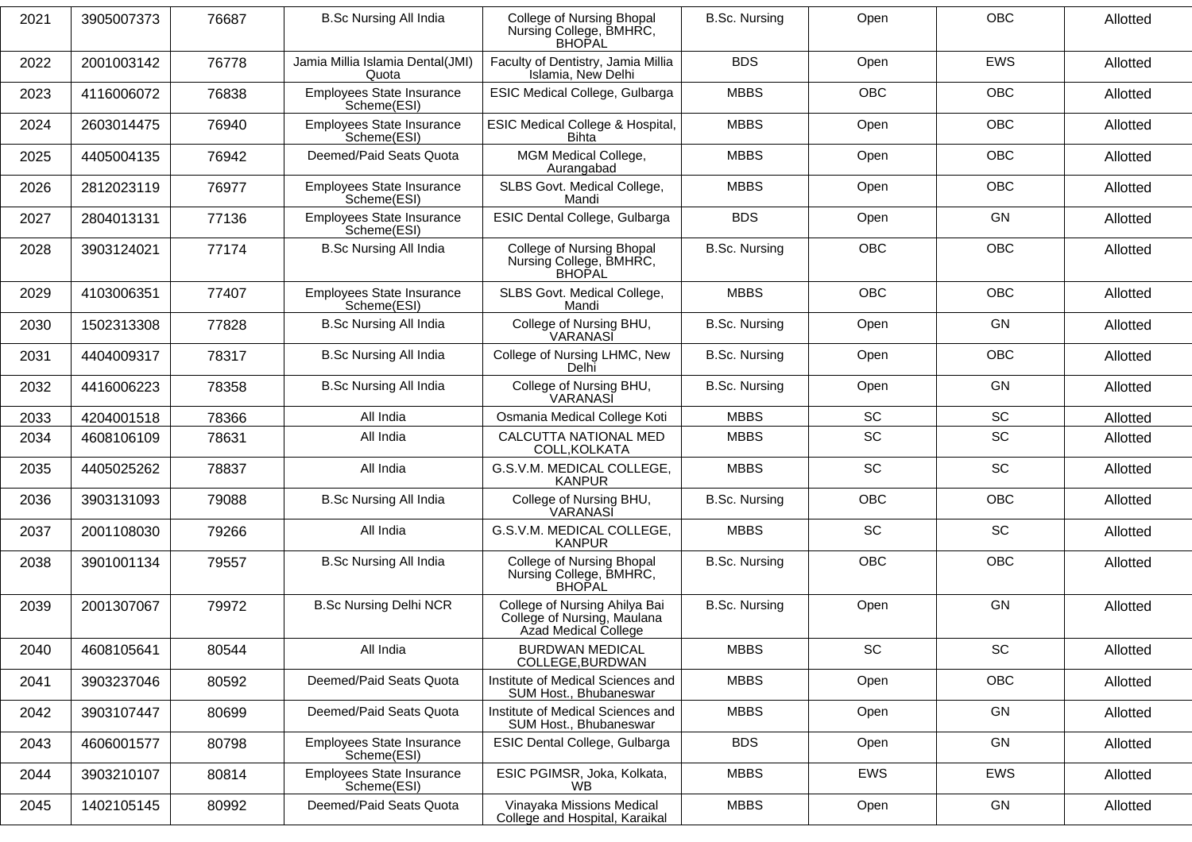| 2021 | 3905007373 | 76687 | B.Sc Nursing All India | College of Nursing Bhopal Nursing College, BMHRC, BHOPAL | B.Sc. Nursing | Open | OBC | Allotted |
|---|---|---|---|---|---|---|---|---|
| 2022 | 2001003142 | 76778 | Jamia Millia Islamia Dental(JMI) Quota | Faculty of Dentistry, Jamia Millia Islamia, New Delhi | BDS | Open | EWS | Allotted |
| 2023 | 4116006072 | 76838 | Employees State Insurance Scheme(ESI) | ESIC Medical College, Gulbarga | MBBS | OBC | OBC | Allotted |
| 2024 | 2603014475 | 76940 | Employees State Insurance Scheme(ESI) | ESIC Medical College & Hospital, Bihta | MBBS | Open | OBC | Allotted |
| 2025 | 4405004135 | 76942 | Deemed/Paid Seats Quota | MGM Medical College, Aurangabad | MBBS | Open | OBC | Allotted |
| 2026 | 2812023119 | 76977 | Employees State Insurance Scheme(ESI) | SLBS Govt. Medical College, Mandi | MBBS | Open | OBC | Allotted |
| 2027 | 2804013131 | 77136 | Employees State Insurance Scheme(ESI) | ESIC Dental College, Gulbarga | BDS | Open | GN | Allotted |
| 2028 | 3903124021 | 77174 | B.Sc Nursing All India | College of Nursing Bhopal Nursing College, BMHRC, BHOPAL | B.Sc. Nursing | OBC | OBC | Allotted |
| 2029 | 4103006351 | 77407 | Employees State Insurance Scheme(ESI) | SLBS Govt. Medical College, Mandi | MBBS | OBC | OBC | Allotted |
| 2030 | 1502313308 | 77828 | B.Sc Nursing All India | College of Nursing BHU, VARANASI | B.Sc. Nursing | Open | GN | Allotted |
| 2031 | 4404009317 | 78317 | B.Sc Nursing All India | College of Nursing LHMC, New Delhi | B.Sc. Nursing | Open | OBC | Allotted |
| 2032 | 4416006223 | 78358 | B.Sc Nursing All India | College of Nursing BHU, VARANASI | B.Sc. Nursing | Open | GN | Allotted |
| 2033 | 4204001518 | 78366 | All India | Osmania Medical College Koti | MBBS | SC | SC | Allotted |
| 2034 | 4608106109 | 78631 | All India | CALCUTTA NATIONAL MED COLL,KOLKATA | MBBS | SC | SC | Allotted |
| 2035 | 4405025262 | 78837 | All India | G.S.V.M. MEDICAL COLLEGE, KANPUR | MBBS | SC | SC | Allotted |
| 2036 | 3903131093 | 79088 | B.Sc Nursing All India | College of Nursing BHU, VARANASI | B.Sc. Nursing | OBC | OBC | Allotted |
| 2037 | 2001108030 | 79266 | All India | G.S.V.M. MEDICAL COLLEGE, KANPUR | MBBS | SC | SC | Allotted |
| 2038 | 3901001134 | 79557 | B.Sc Nursing All India | College of Nursing Bhopal Nursing College, BMHRC, BHOPAL | B.Sc. Nursing | OBC | OBC | Allotted |
| 2039 | 2001307067 | 79972 | B.Sc Nursing Delhi NCR | College of Nursing Ahilya Bai College of Nursing, Maulana Azad Medical College | B.Sc. Nursing | Open | GN | Allotted |
| 2040 | 4608105641 | 80544 | All India | BURDWAN MEDICAL COLLEGE,BURDWAN | MBBS | SC | SC | Allotted |
| 2041 | 3903237046 | 80592 | Deemed/Paid Seats Quota | Institute of Medical Sciences and SUM Host., Bhubaneswar | MBBS | Open | OBC | Allotted |
| 2042 | 3903107447 | 80699 | Deemed/Paid Seats Quota | Institute of Medical Sciences and SUM Host., Bhubaneswar | MBBS | Open | GN | Allotted |
| 2043 | 4606001577 | 80798 | Employees State Insurance Scheme(ESI) | ESIC Dental College, Gulbarga | BDS | Open | GN | Allotted |
| 2044 | 3903210107 | 80814 | Employees State Insurance Scheme(ESI) | ESIC PGIMSR, Joka, Kolkata, WB | MBBS | EWS | EWS | Allotted |
| 2045 | 1402105145 | 80992 | Deemed/Paid Seats Quota | Vinayaka Missions Medical College and Hospital, Karaikal | MBBS | Open | GN | Allotted |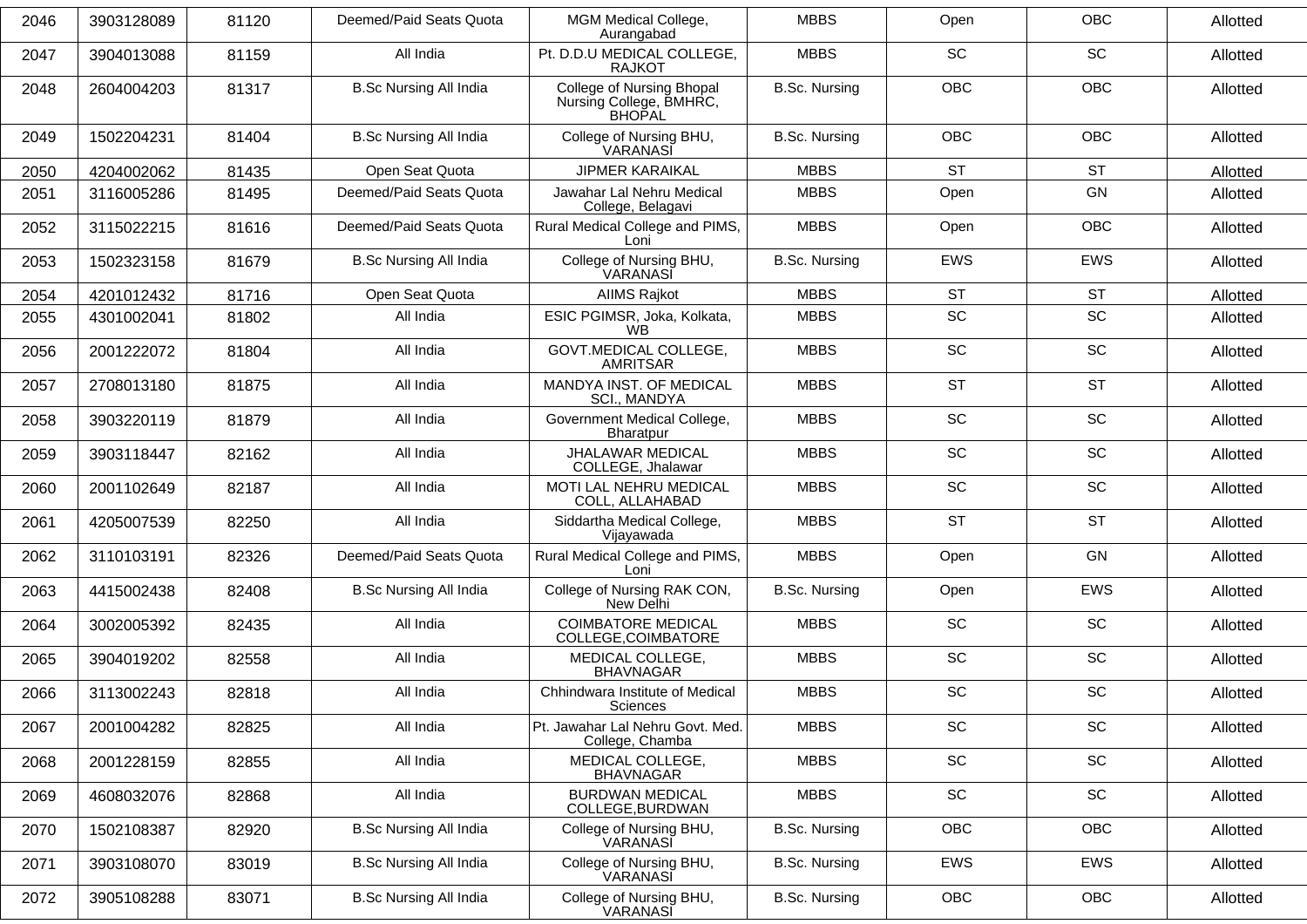| 2046 | 3903128089 | 81120 | Deemed/Paid Seats Quota | MGM Medical College, Aurangabad | MBBS | Open | OBC | Allotted |
|---|---|---|---|---|---|---|---|---|
| 2047 | 3904013088 | 81159 | All India | Pt. D.D.U MEDICAL COLLEGE, RAJKOT | MBBS | SC | SC | Allotted |
| 2048 | 2604004203 | 81317 | B.Sc Nursing All India | College of Nursing Bhopal Nursing College, BMHRC, BHOPAL | B.Sc. Nursing | OBC | OBC | Allotted |
| 2049 | 1502204231 | 81404 | B.Sc Nursing All India | College of Nursing BHU, VARANASI | B.Sc. Nursing | OBC | OBC | Allotted |
| 2050 | 4204002062 | 81435 | Open Seat Quota | JIPMER KARAIKAL | MBBS | ST | ST | Allotted |
| 2051 | 3116005286 | 81495 | Deemed/Paid Seats Quota | Jawahar Lal Nehru Medical College, Belagavi | MBBS | Open | GN | Allotted |
| 2052 | 3115022215 | 81616 | Deemed/Paid Seats Quota | Rural Medical College and PIMS, Loni | MBBS | Open | OBC | Allotted |
| 2053 | 1502323158 | 81679 | B.Sc Nursing All India | College of Nursing BHU, VARANASI | B.Sc. Nursing | EWS | EWS | Allotted |
| 2054 | 4201012432 | 81716 | Open Seat Quota | AIIMS Rajkot | MBBS | ST | ST | Allotted |
| 2055 | 4301002041 | 81802 | All India | ESIC PGIMSR, Joka, Kolkata, WB | MBBS | SC | SC | Allotted |
| 2056 | 2001222072 | 81804 | All India | GOVT.MEDICAL COLLEGE, AMRITSAR | MBBS | SC | SC | Allotted |
| 2057 | 2708013180 | 81875 | All India | MANDYA INST. OF MEDICAL SCI., MANDYA | MBBS | ST | ST | Allotted |
| 2058 | 3903220119 | 81879 | All India | Government Medical College, Bharatpur | MBBS | SC | SC | Allotted |
| 2059 | 3903118447 | 82162 | All India | JHALAWAR MEDICAL COLLEGE, Jhalawar | MBBS | SC | SC | Allotted |
| 2060 | 2001102649 | 82187 | All India | MOTI LAL NEHRU MEDICAL COLL, ALLAHABAD | MBBS | SC | SC | Allotted |
| 2061 | 4205007539 | 82250 | All India | Siddartha Medical College, Vijayawada | MBBS | ST | ST | Allotted |
| 2062 | 3110103191 | 82326 | Deemed/Paid Seats Quota | Rural Medical College and PIMS, Loni | MBBS | Open | GN | Allotted |
| 2063 | 4415002438 | 82408 | B.Sc Nursing All India | College of Nursing RAK CON, New Delhi | B.Sc. Nursing | Open | EWS | Allotted |
| 2064 | 3002005392 | 82435 | All India | COIMBATORE MEDICAL COLLEGE,COIMBATORE | MBBS | SC | SC | Allotted |
| 2065 | 3904019202 | 82558 | All India | MEDICAL COLLEGE, BHAVNAGAR | MBBS | SC | SC | Allotted |
| 2066 | 3113002243 | 82818 | All India | Chhindwara Institute of Medical Sciences | MBBS | SC | SC | Allotted |
| 2067 | 2001004282 | 82825 | All India | Pt. Jawahar Lal Nehru Govt. Med. College, Chamba | MBBS | SC | SC | Allotted |
| 2068 | 2001228159 | 82855 | All India | MEDICAL COLLEGE, BHAVNAGAR | MBBS | SC | SC | Allotted |
| 2069 | 4608032076 | 82868 | All India | BURDWAN MEDICAL COLLEGE,BURDWAN | MBBS | SC | SC | Allotted |
| 2070 | 1502108387 | 82920 | B.Sc Nursing All India | College of Nursing BHU, VARANASI | B.Sc. Nursing | OBC | OBC | Allotted |
| 2071 | 3903108070 | 83019 | B.Sc Nursing All India | College of Nursing BHU, VARANASI | B.Sc. Nursing | EWS | EWS | Allotted |
| 2072 | 3905108288 | 83071 | B.Sc Nursing All India | College of Nursing BHU, VARANASI | B.Sc. Nursing | OBC | OBC | Allotted |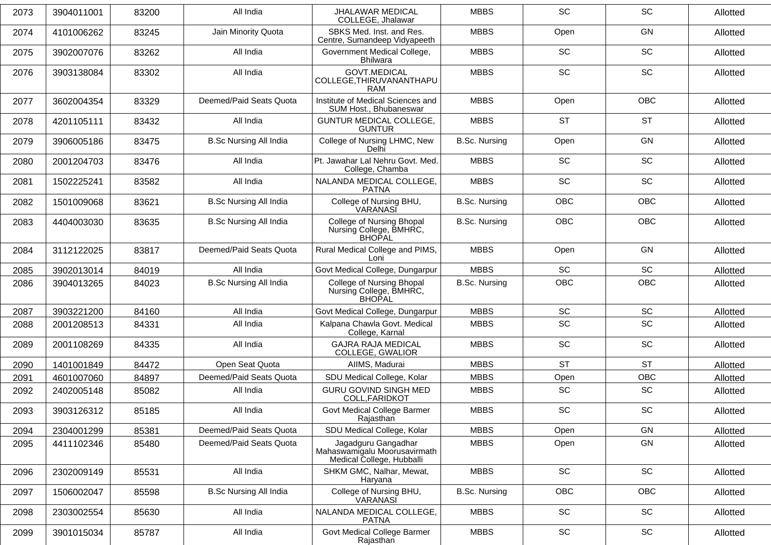| | | | | | | | | |
|---|---|---|---|---|---|---|---|---|
| 2073 | 3904011001 | 83200 | All India | JHALAWAR MEDICAL COLLEGE, Jhalawar | MBBS | SC | SC | Allotted |
| 2074 | 4101006262 | 83245 | Jain Minority Quota | SBKS Med. Inst. and Res. Centre, Sumandeep Vidyapeeth | MBBS | Open | GN | Allotted |
| 2075 | 3902007076 | 83262 | All India | Government Medical College, Bhilwara | MBBS | SC | SC | Allotted |
| 2076 | 3903138084 | 83302 | All India | GOVT.MEDICAL COLLEGE,THIRUVANANTHAPURAM | MBBS | SC | SC | Allotted |
| 2077 | 3602004354 | 83329 | Deemed/Paid Seats Quota | Institute of Medical Sciences and SUM Host., Bhubaneswar | MBBS | Open | OBC | Allotted |
| 2078 | 4201105111 | 83432 | All India | GUNTUR MEDICAL COLLEGE, GUNTUR | MBBS | ST | ST | Allotted |
| 2079 | 3906005186 | 83475 | B.Sc Nursing All India | College of Nursing LHMC, New Delhi | B.Sc. Nursing | Open | GN | Allotted |
| 2080 | 2001204703 | 83476 | All India | Pt. Jawahar Lal Nehru Govt. Med. College, Chamba | MBBS | SC | SC | Allotted |
| 2081 | 1502225241 | 83582 | All India | NALANDA MEDICAL COLLEGE, PATNA | MBBS | SC | SC | Allotted |
| 2082 | 1501009068 | 83621 | B.Sc Nursing All India | College of Nursing BHU, VARANASI | B.Sc. Nursing | OBC | OBC | Allotted |
| 2083 | 4404003030 | 83635 | B.Sc Nursing All India | College of Nursing Bhopal Nursing College, BMHRC, BHOPAL | B.Sc. Nursing | OBC | OBC | Allotted |
| 2084 | 3112122025 | 83817 | Deemed/Paid Seats Quota | Rural Medical College and PIMS, Loni | MBBS | Open | GN | Allotted |
| 2085 | 3902013014 | 84019 | All India | Govt Medical College, Dungarpur | MBBS | SC | SC | Allotted |
| 2086 | 3904013265 | 84023 | B.Sc Nursing All India | College of Nursing Bhopal Nursing College, BMHRC, BHOPAL | B.Sc. Nursing | OBC | OBC | Allotted |
| 2087 | 3903221200 | 84160 | All India | Govt Medical College, Dungarpur | MBBS | SC | SC | Allotted |
| 2088 | 2001208513 | 84331 | All India | Kalpana Chawla Govt. Medical College, Karnal | MBBS | SC | SC | Allotted |
| 2089 | 2001108269 | 84335 | All India | GAJRA RAJA MEDICAL COLLEGE, GWALIOR | MBBS | SC | SC | Allotted |
| 2090 | 1401001849 | 84472 | Open Seat Quota | AIIMS, Madurai | MBBS | ST | ST | Allotted |
| 2091 | 4601007060 | 84897 | Deemed/Paid Seats Quota | SDU Medical College, Kolar | MBBS | Open | OBC | Allotted |
| 2092 | 2402005148 | 85082 | All India | GURU GOVIND SINGH MED COLL,FARIDKOT | MBBS | SC | SC | Allotted |
| 2093 | 3903126312 | 85185 | All India | Govt Medical College Barmer Rajasthan | MBBS | SC | SC | Allotted |
| 2094 | 2304001299 | 85381 | Deemed/Paid Seats Quota | SDU Medical College, Kolar | MBBS | Open | GN | Allotted |
| 2095 | 4411102346 | 85480 | Deemed/Paid Seats Quota | Jagadguru Gangadhar Mahaswamigalu Moorusavirmath Medical College, Hubballi | MBBS | Open | GN | Allotted |
| 2096 | 2302009149 | 85531 | All India | SHKM GMC, Nalhar, Mewat, Haryana | MBBS | SC | SC | Allotted |
| 2097 | 1506002047 | 85598 | B.Sc Nursing All India | College of Nursing BHU, VARANASI | B.Sc. Nursing | OBC | OBC | Allotted |
| 2098 | 2303002554 | 85630 | All India | NALANDA MEDICAL COLLEGE, PATNA | MBBS | SC | SC | Allotted |
| 2099 | 3901015034 | 85787 | All India | Govt Medical College Barmer Rajasthan | MBBS | SC | SC | Allotted |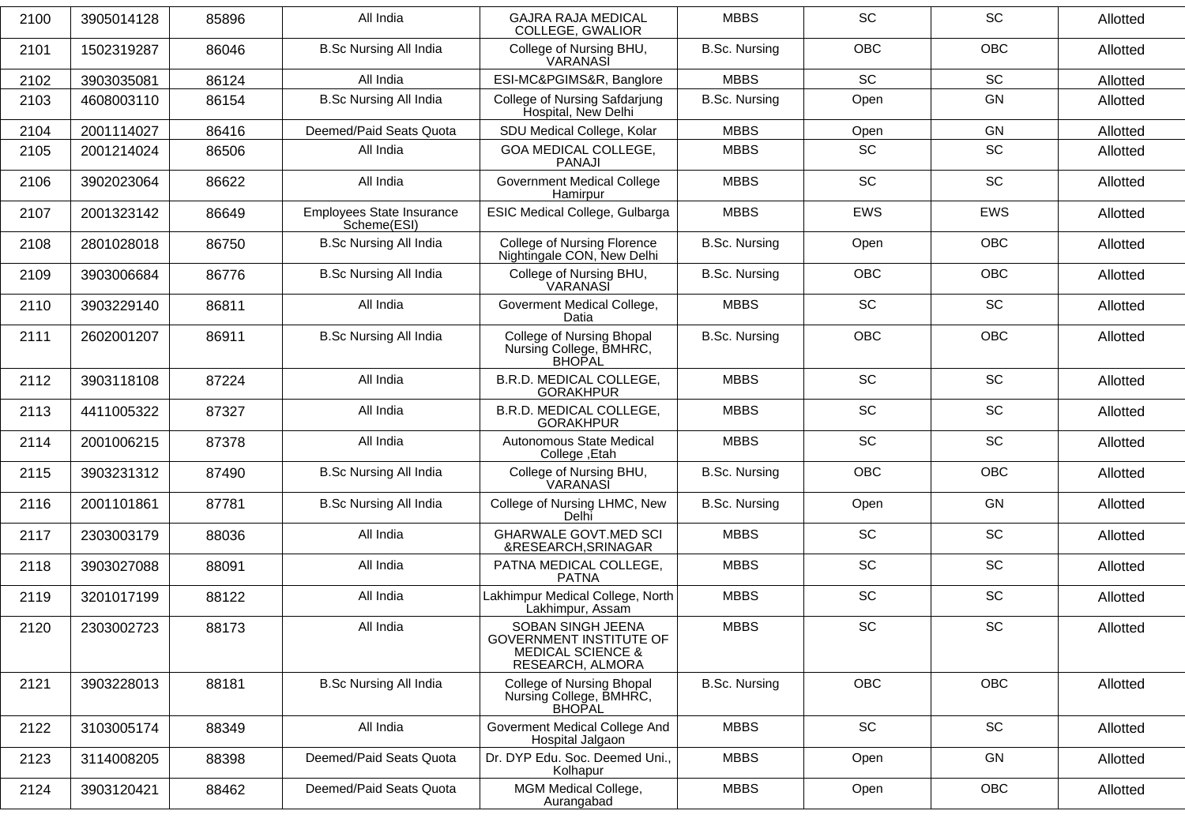| 2100 | 3905014128 | 85896 | All India | GAJRA RAJA MEDICAL COLLEGE, GWALIOR | MBBS | SC | SC | Allotted |
|---|---|---|---|---|---|---|---|---|
| 2101 | 1502319287 | 86046 | B.Sc Nursing All India | College of Nursing BHU, VARANASI | B.Sc. Nursing | OBC | OBC | Allotted |
| 2102 | 3903035081 | 86124 | All India | ESI-MC&PGIMS&R, Banglore | MBBS | SC | SC | Allotted |
| 2103 | 4608003110 | 86154 | B.Sc Nursing All India | College of Nursing Safdarjung Hospital, New Delhi | B.Sc. Nursing | Open | GN | Allotted |
| 2104 | 2001114027 | 86416 | Deemed/Paid Seats Quota | SDU Medical College, Kolar | MBBS | Open | GN | Allotted |
| 2105 | 2001214024 | 86506 | All India | GOA MEDICAL COLLEGE, PANAJI | MBBS | SC | SC | Allotted |
| 2106 | 3902023064 | 86622 | All India | Government Medical College Hamirpur | MBBS | SC | SC | Allotted |
| 2107 | 2001323142 | 86649 | Employees State Insurance Scheme(ESI) | ESIC Medical College, Gulbarga | MBBS | EWS | EWS | Allotted |
| 2108 | 2801028018 | 86750 | B.Sc Nursing All India | College of Nursing Florence Nightingale CON, New Delhi | B.Sc. Nursing | Open | OBC | Allotted |
| 2109 | 3903006684 | 86776 | B.Sc Nursing All India | College of Nursing BHU, VARANASI | B.Sc. Nursing | OBC | OBC | Allotted |
| 2110 | 3903229140 | 86811 | All India | Goverment Medical College, Datia | MBBS | SC | SC | Allotted |
| 2111 | 2602001207 | 86911 | B.Sc Nursing All India | College of Nursing Bhopal Nursing College, BMHRC, BHOPAL | B.Sc. Nursing | OBC | OBC | Allotted |
| 2112 | 3903118108 | 87224 | All India | B.R.D. MEDICAL COLLEGE, GORAKHPUR | MBBS | SC | SC | Allotted |
| 2113 | 4411005322 | 87327 | All India | B.R.D. MEDICAL COLLEGE, GORAKHPUR | MBBS | SC | SC | Allotted |
| 2114 | 2001006215 | 87378 | All India | Autonomous State Medical College ,Etah | MBBS | SC | SC | Allotted |
| 2115 | 3903231312 | 87490 | B.Sc Nursing All India | College of Nursing BHU, VARANASI | B.Sc. Nursing | OBC | OBC | Allotted |
| 2116 | 2001101861 | 87781 | B.Sc Nursing All India | College of Nursing LHMC, New Delhi | B.Sc. Nursing | Open | GN | Allotted |
| 2117 | 2303003179 | 88036 | All India | GHARWALE GOVT.MED SCI &RESEARCH,SRINAGAR | MBBS | SC | SC | Allotted |
| 2118 | 3903027088 | 88091 | All India | PATNA MEDICAL COLLEGE, PATNA | MBBS | SC | SC | Allotted |
| 2119 | 3201017199 | 88122 | All India | Lakhimpur Medical College, North Lakhimpur, Assam | MBBS | SC | SC | Allotted |
| 2120 | 2303002723 | 88173 | All India | SOBAN SINGH JEENA GOVERNMENT INSTITUTE OF MEDICAL SCIENCE & RESEARCH, ALMORA | MBBS | SC | SC | Allotted |
| 2121 | 3903228013 | 88181 | B.Sc Nursing All India | College of Nursing Bhopal Nursing College, BMHRC, BHOPAL | B.Sc. Nursing | OBC | OBC | Allotted |
| 2122 | 3103005174 | 88349 | All India | Goverment Medical College And Hospital Jalgaon | MBBS | SC | SC | Allotted |
| 2123 | 3114008205 | 88398 | Deemed/Paid Seats Quota | Dr. DYP Edu. Soc. Deemed Uni., Kolhapur | MBBS | Open | GN | Allotted |
| 2124 | 3903120421 | 88462 | Deemed/Paid Seats Quota | MGM Medical College, Aurangabad | MBBS | Open | OBC | Allotted |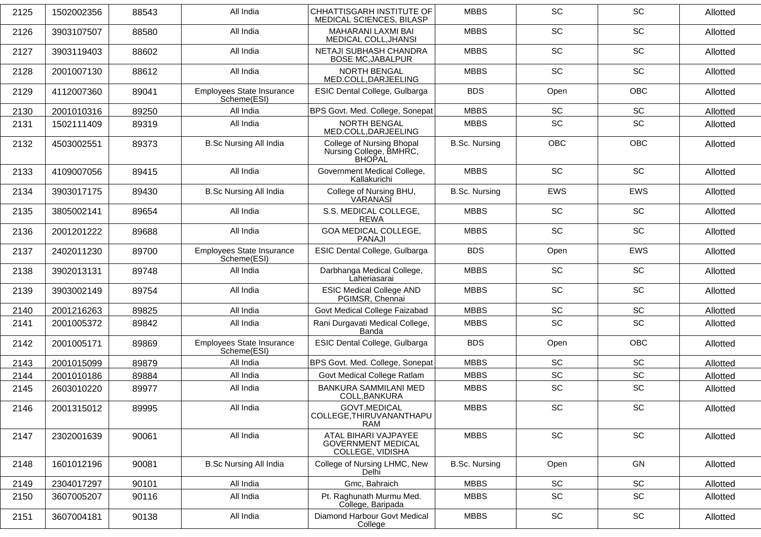| 2125 | 1502002356 | 88543 | All India | CHHATTISGARH INSTITUTE OF MEDICAL SCIENCES, BILASP | MBBS | SC | SC | Allotted |
|---|---|---|---|---|---|---|---|---|
| 2126 | 3903107507 | 88580 | All India | MAHARANI LAXMI BAI MEDICAL COLL,JHANSI | MBBS | SC | SC | Allotted |
| 2127 | 3903119403 | 88602 | All India | NETAJI SUBHASH CHANDRA BOSE MC,JABALPUR | MBBS | SC | SC | Allotted |
| 2128 | 2001007130 | 88612 | All India | NORTH BENGAL MED.COLL,DARJEELING | MBBS | SC | SC | Allotted |
| 2129 | 4112007360 | 89041 | Employees State Insurance Scheme(ESI) | ESIC Dental College, Gulbarga | BDS | Open | OBC | Allotted |
| 2130 | 2001010316 | 89250 | All India | BPS Govt. Med. College, Sonepat | MBBS | SC | SC | Allotted |
| 2131 | 1502111409 | 89319 | All India | NORTH BENGAL MED.COLL,DARJEELING | MBBS | SC | SC | Allotted |
| 2132 | 4503002551 | 89373 | B.Sc Nursing All India | College of Nursing Bhopal Nursing College, BMHRC, BHOPAL | B.Sc. Nursing | OBC | OBC | Allotted |
| 2133 | 4109007056 | 89415 | All India | Government Medical College, Kallakurichi | MBBS | SC | SC | Allotted |
| 2134 | 3903017175 | 89430 | B.Sc Nursing All India | College of Nursing BHU, VARANASI | B.Sc. Nursing | EWS | EWS | Allotted |
| 2135 | 3805002141 | 89654 | All India | S.S. MEDICAL COLLEGE, REWA | MBBS | SC | SC | Allotted |
| 2136 | 2001201222 | 89688 | All India | GOA MEDICAL COLLEGE, PANAJI | MBBS | SC | SC | Allotted |
| 2137 | 2402011230 | 89700 | Employees State Insurance Scheme(ESI) | ESIC Dental College, Gulbarga | BDS | Open | EWS | Allotted |
| 2138 | 3902013131 | 89748 | All India | Darbhanga Medical College, Laheriasarai | MBBS | SC | SC | Allotted |
| 2139 | 3903002149 | 89754 | All India | ESIC Medical College AND PGIMSR, Chennai | MBBS | SC | SC | Allotted |
| 2140 | 2001216263 | 89825 | All India | Govt Medical College Faizabad | MBBS | SC | SC | Allotted |
| 2141 | 2001005372 | 89842 | All India | Rani Durgavati Medical College, Banda | MBBS | SC | SC | Allotted |
| 2142 | 2001005171 | 89869 | Employees State Insurance Scheme(ESI) | ESIC Dental College, Gulbarga | BDS | Open | OBC | Allotted |
| 2143 | 2001015099 | 89879 | All India | BPS Govt. Med. College, Sonepat | MBBS | SC | SC | Allotted |
| 2144 | 2001010186 | 89884 | All India | Govt Medical College Ratlam | MBBS | SC | SC | Allotted |
| 2145 | 2603010220 | 89977 | All India | BANKURA SAMMILANI MED COLL,BANKURA | MBBS | SC | SC | Allotted |
| 2146 | 2001315012 | 89995 | All India | GOVT.MEDICAL COLLEGE,THIRUVANANTHAPURAM | MBBS | SC | SC | Allotted |
| 2147 | 2302001639 | 90061 | All India | ATAL BIHARI VAJPAYEE GOVERNMENT MEDICAL COLLEGE, VIDISHA | MBBS | SC | SC | Allotted |
| 2148 | 1601012196 | 90081 | B.Sc Nursing All India | College of Nursing LHMC, New Delhi | B.Sc. Nursing | Open | GN | Allotted |
| 2149 | 2304017297 | 90101 | All India | Gmc, Bahraich | MBBS | SC | SC | Allotted |
| 2150 | 3607005207 | 90116 | All India | Pt. Raghunath Murmu Med. College, Baripada | MBBS | SC | SC | Allotted |
| 2151 | 3607004181 | 90138 | All India | Diamond Harbour Govt Medical College | MBBS | SC | SC | Allotted |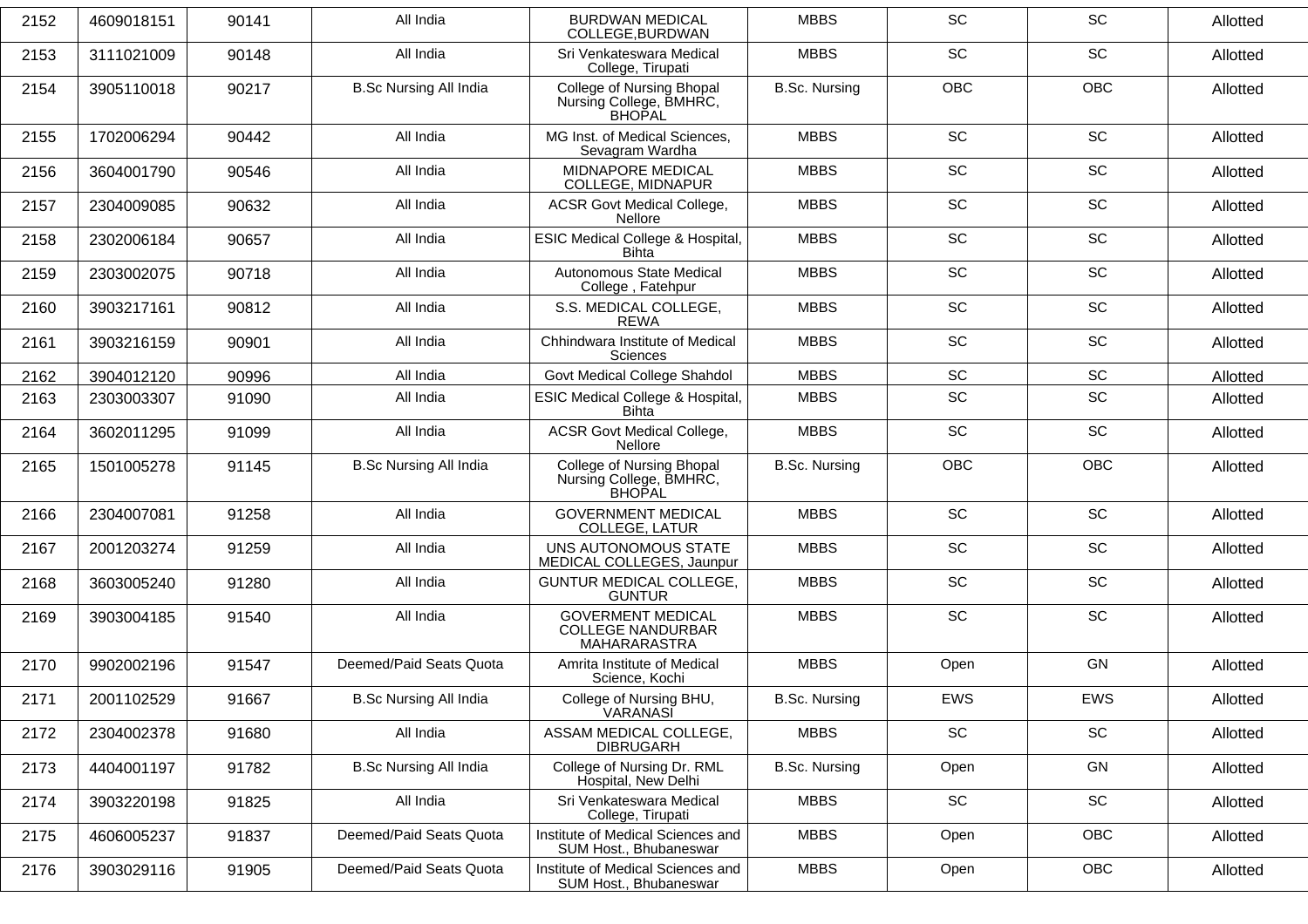| 2152 | 4609018151 | 90141 | All India | BURDWAN MEDICAL COLLEGE,BURDWAN | MBBS | SC | SC | Allotted |
|---|---|---|---|---|---|---|---|---|
| 2153 | 3111021009 | 90148 | All India | Sri Venkateswara Medical College, Tirupati | MBBS | SC | SC | Allotted |
| 2154 | 3905110018 | 90217 | B.Sc Nursing All India | College of Nursing Bhopal Nursing College, BMHRC, BHOPAL | B.Sc. Nursing | OBC | OBC | Allotted |
| 2155 | 1702006294 | 90442 | All India | MG Inst. of Medical Sciences, Sevagram Wardha | MBBS | SC | SC | Allotted |
| 2156 | 3604001790 | 90546 | All India | MIDNAPORE MEDICAL COLLEGE, MIDNAPUR | MBBS | SC | SC | Allotted |
| 2157 | 2304009085 | 90632 | All India | ACSR Govt Medical College, Nellore | MBBS | SC | SC | Allotted |
| 2158 | 2302006184 | 90657 | All India | ESIC Medical College & Hospital, Bihta | MBBS | SC | SC | Allotted |
| 2159 | 2303002075 | 90718 | All India | Autonomous State Medical College , Fatehpur | MBBS | SC | SC | Allotted |
| 2160 | 3903217161 | 90812 | All India | S.S. MEDICAL COLLEGE, REWA | MBBS | SC | SC | Allotted |
| 2161 | 3903216159 | 90901 | All India | Chhindwara Institute of Medical Sciences | MBBS | SC | SC | Allotted |
| 2162 | 3904012120 | 90996 | All India | Govt Medical College Shahdol | MBBS | SC | SC | Allotted |
| 2163 | 2303003307 | 91090 | All India | ESIC Medical College & Hospital, Bihta | MBBS | SC | SC | Allotted |
| 2164 | 3602011295 | 91099 | All India | ACSR Govt Medical College, Nellore | MBBS | SC | SC | Allotted |
| 2165 | 1501005278 | 91145 | B.Sc Nursing All India | College of Nursing Bhopal Nursing College, BMHRC, BHOPAL | B.Sc. Nursing | OBC | OBC | Allotted |
| 2166 | 2304007081 | 91258 | All India | GOVERNMENT MEDICAL COLLEGE, LATUR | MBBS | SC | SC | Allotted |
| 2167 | 2001203274 | 91259 | All India | UNS AUTONOMOUS STATE MEDICAL COLLEGES, Jaunpur | MBBS | SC | SC | Allotted |
| 2168 | 3603005240 | 91280 | All India | GUNTUR MEDICAL COLLEGE, GUNTUR | MBBS | SC | SC | Allotted |
| 2169 | 3903004185 | 91540 | All India | GOVERMENT MEDICAL COLLEGE NANDURBAR MAHARARASTRA | MBBS | SC | SC | Allotted |
| 2170 | 9902002196 | 91547 | Deemed/Paid Seats Quota | Amrita Institute of Medical Science, Kochi | MBBS | Open | GN | Allotted |
| 2171 | 2001102529 | 91667 | B.Sc Nursing All India | College of Nursing BHU, VARANASI | B.Sc. Nursing | EWS | EWS | Allotted |
| 2172 | 2304002378 | 91680 | All India | ASSAM MEDICAL COLLEGE, DIBRUGARH | MBBS | SC | SC | Allotted |
| 2173 | 4404001197 | 91782 | B.Sc Nursing All India | College of Nursing Dr. RML Hospital, New Delhi | B.Sc. Nursing | Open | GN | Allotted |
| 2174 | 3903220198 | 91825 | All India | Sri Venkateswara Medical College, Tirupati | MBBS | SC | SC | Allotted |
| 2175 | 4606005237 | 91837 | Deemed/Paid Seats Quota | Institute of Medical Sciences and SUM Host., Bhubaneswar | MBBS | Open | OBC | Allotted |
| 2176 | 3903029116 | 91905 | Deemed/Paid Seats Quota | Institute of Medical Sciences and SUM Host., Bhubaneswar | MBBS | Open | OBC | Allotted |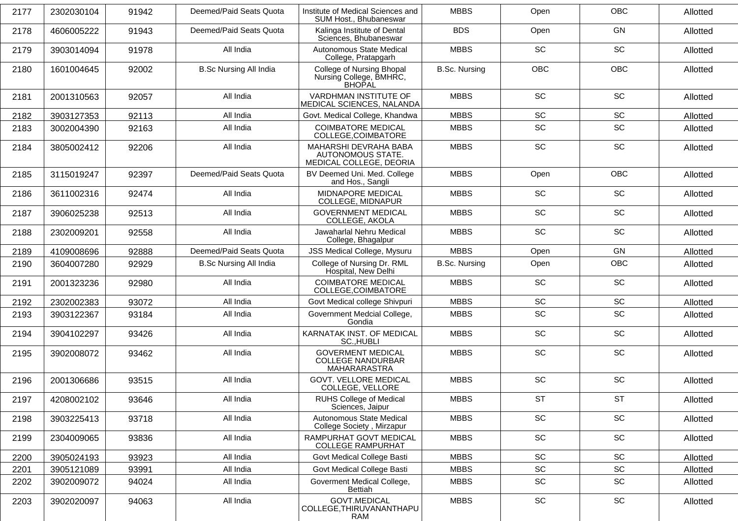| 2177 | 2302030104 | 91942 | Deemed/Paid Seats Quota | Institute of Medical Sciences and SUM Host., Bhubaneswar | MBBS | Open | OBC | Allotted |
|---|---|---|---|---|---|---|---|---|
| 2178 | 4606005222 | 91943 | Deemed/Paid Seats Quota | Kalinga Institute of Dental Sciences, Bhubaneswar | BDS | Open | GN | Allotted |
| 2179 | 3903014094 | 91978 | All India | Autonomous State Medical College, Pratapgarh | MBBS | SC | SC | Allotted |
| 2180 | 1601004645 | 92002 | B.Sc Nursing All India | College of Nursing Bhopal Nursing College, BMHRC, BHOPAL | B.Sc. Nursing | OBC | OBC | Allotted |
| 2181 | 2001310563 | 92057 | All India | VARDHMAN INSTITUTE OF MEDICAL SCIENCES, NALANDA | MBBS | SC | SC | Allotted |
| 2182 | 3903127353 | 92113 | All India | Govt. Medical College, Khandwa | MBBS | SC | SC | Allotted |
| 2183 | 3002004390 | 92163 | All India | COIMBATORE MEDICAL COLLEGE,COIMBATORE | MBBS | SC | SC | Allotted |
| 2184 | 3805002412 | 92206 | All India | MAHARSHI DEVRAHA BABA AUTONOMOUS STATE. MEDICAL COLLEGE, DEORIA | MBBS | SC | SC | Allotted |
| 2185 | 3115019247 | 92397 | Deemed/Paid Seats Quota | BV Deemed Uni. Med. College and Hos., Sangli | MBBS | Open | OBC | Allotted |
| 2186 | 3611002316 | 92474 | All India | MIDNAPORE MEDICAL COLLEGE, MIDNAPUR | MBBS | SC | SC | Allotted |
| 2187 | 3906025238 | 92513 | All India | GOVERNMENT MEDICAL COLLEGE, AKOLA | MBBS | SC | SC | Allotted |
| 2188 | 2302009201 | 92558 | All India | Jawaharlal Nehru Medical College, Bhagalpur | MBBS | SC | SC | Allotted |
| 2189 | 4109008696 | 92888 | Deemed/Paid Seats Quota | JSS Medical College, Mysuru | MBBS | Open | GN | Allotted |
| 2190 | 3604007280 | 92929 | B.Sc Nursing All India | College of Nursing Dr. RML Hospital, New Delhi | B.Sc. Nursing | Open | OBC | Allotted |
| 2191 | 2001323236 | 92980 | All India | COIMBATORE MEDICAL COLLEGE,COIMBATORE | MBBS | SC | SC | Allotted |
| 2192 | 2302002383 | 93072 | All India | Govt Medical college Shivpuri | MBBS | SC | SC | Allotted |
| 2193 | 3903122367 | 93184 | All India | Government Medcial College, Gondia | MBBS | SC | SC | Allotted |
| 2194 | 3904102297 | 93426 | All India | KARNATAK INST. OF MEDICAL SC.,HUBLI | MBBS | SC | SC | Allotted |
| 2195 | 3902008072 | 93462 | All India | GOVERMENT MEDICAL COLLEGE NANDURBAR MAHARARASTRA | MBBS | SC | SC | Allotted |
| 2196 | 2001306686 | 93515 | All India | GOVT. VELLORE MEDICAL COLLEGE, VELLORE | MBBS | SC | SC | Allotted |
| 2197 | 4208002102 | 93646 | All India | RUHS College of Medical Sciences, Jaipur | MBBS | ST | ST | Allotted |
| 2198 | 3903225413 | 93718 | All India | Autonomous State Medical College Society , Mirzapur | MBBS | SC | SC | Allotted |
| 2199 | 2304009065 | 93836 | All India | RAMPURHAT GOVT MEDICAL COLLEGE RAMPURHAT | MBBS | SC | SC | Allotted |
| 2200 | 3905024193 | 93923 | All India | Govt Medical College Basti | MBBS | SC | SC | Allotted |
| 2201 | 3905121089 | 93991 | All India | Govt Medical College Basti | MBBS | SC | SC | Allotted |
| 2202 | 3902009072 | 94024 | All India | Goverment Medical College, Bettiah | MBBS | SC | SC | Allotted |
| 2203 | 3902020097 | 94063 | All India | GOVT.MEDICAL COLLEGE,THIRUVANANTHAPURAM | MBBS | SC | SC | Allotted |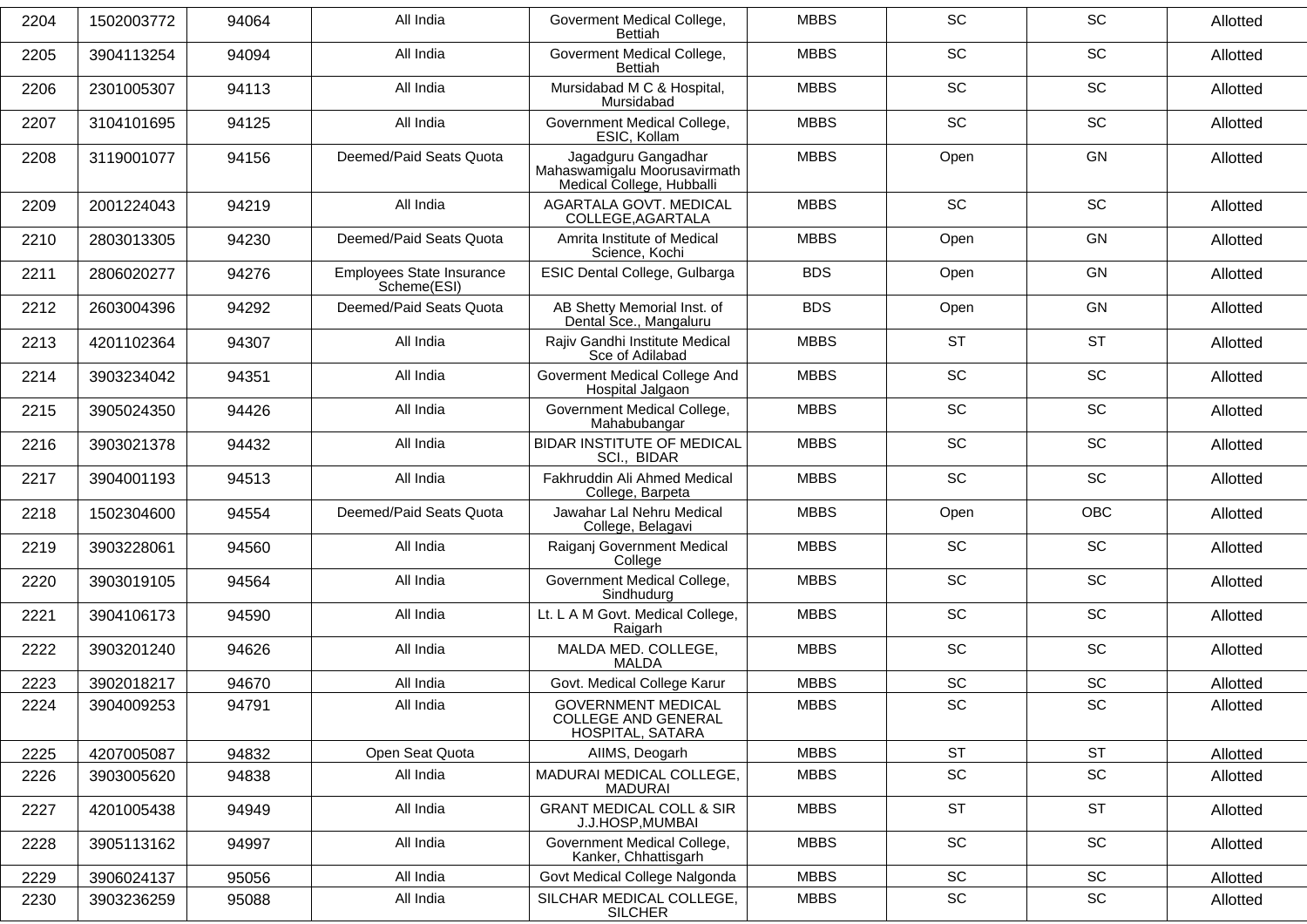| 2204 | 1502003772 | 94064 | All India | Goverment Medical College, Bettiah | MBBS | SC | SC | Allotted |
|---|---|---|---|---|---|---|---|---|
| 2205 | 3904113254 | 94094 | All India | Goverment Medical College, Bettiah | MBBS | SC | SC | Allotted |
| 2206 | 2301005307 | 94113 | All India | Mursidabad M C & Hospital, Mursidabad | MBBS | SC | SC | Allotted |
| 2207 | 3104101695 | 94125 | All India | Government Medical College, ESIC, Kollam | MBBS | SC | SC | Allotted |
| 2208 | 3119001077 | 94156 | Deemed/Paid Seats Quota | Jagadguru Gangadhar Mahaswamigalu Moorusavirmath Medical College, Hubballi | MBBS | Open | GN | Allotted |
| 2209 | 2001224043 | 94219 | All India | AGARTALA GOVT. MEDICAL COLLEGE,AGARTALA | MBBS | SC | SC | Allotted |
| 2210 | 2803013305 | 94230 | Deemed/Paid Seats Quota | Amrita Institute of Medical Science, Kochi | MBBS | Open | GN | Allotted |
| 2211 | 2806020277 | 94276 | Employees State Insurance Scheme(ESI) | ESIC Dental College, Gulbarga | BDS | Open | GN | Allotted |
| 2212 | 2603004396 | 94292 | Deemed/Paid Seats Quota | AB Shetty Memorial Inst. of Dental Sce., Mangaluru | BDS | Open | GN | Allotted |
| 2213 | 4201102364 | 94307 | All India | Rajiv Gandhi Institute Medical Sce of Adilabad | MBBS | ST | ST | Allotted |
| 2214 | 3903234042 | 94351 | All India | Goverment Medical College And Hospital Jalgaon | MBBS | SC | SC | Allotted |
| 2215 | 3905024350 | 94426 | All India | Government Medical College, Mahabubangar | MBBS | SC | SC | Allotted |
| 2216 | 3903021378 | 94432 | All India | BIDAR INSTITUTE OF MEDICAL SCI., BIDAR | MBBS | SC | SC | Allotted |
| 2217 | 3904001193 | 94513 | All India | Fakhruddin Ali Ahmed Medical College, Barpeta | MBBS | SC | SC | Allotted |
| 2218 | 1502304600 | 94554 | Deemed/Paid Seats Quota | Jawahar Lal Nehru Medical College, Belagavi | MBBS | Open | OBC | Allotted |
| 2219 | 3903228061 | 94560 | All India | Raiganj Government Medical College | MBBS | SC | SC | Allotted |
| 2220 | 3903019105 | 94564 | All India | Government Medical College, Sindhudurg | MBBS | SC | SC | Allotted |
| 2221 | 3904106173 | 94590 | All India | Lt. L A M Govt. Medical College, Raigarh | MBBS | SC | SC | Allotted |
| 2222 | 3903201240 | 94626 | All India | MALDA MED. COLLEGE, MALDA | MBBS | SC | SC | Allotted |
| 2223 | 3902018217 | 94670 | All India | Govt. Medical College Karur | MBBS | SC | SC | Allotted |
| 2224 | 3904009253 | 94791 | All India | GOVERNMENT MEDICAL COLLEGE AND GENERAL HOSPITAL, SATARA | MBBS | SC | SC | Allotted |
| 2225 | 4207005087 | 94832 | Open Seat Quota | AIIMS, Deogarh | MBBS | ST | ST | Allotted |
| 2226 | 3903005620 | 94838 | All India | MADURAI MEDICAL COLLEGE, MADURAI | MBBS | SC | SC | Allotted |
| 2227 | 4201005438 | 94949 | All India | GRANT MEDICAL COLL & SIR J.J.HOSP,MUMBAI | MBBS | ST | ST | Allotted |
| 2228 | 3905113162 | 94997 | All India | Government Medical College, Kanker, Chhattisgarh | MBBS | SC | SC | Allotted |
| 2229 | 3906024137 | 95056 | All India | Govt Medical College Nalgonda | MBBS | SC | SC | Allotted |
| 2230 | 3903236259 | 95088 | All India | SILCHAR MEDICAL COLLEGE, SILCHER | MBBS | SC | SC | Allotted |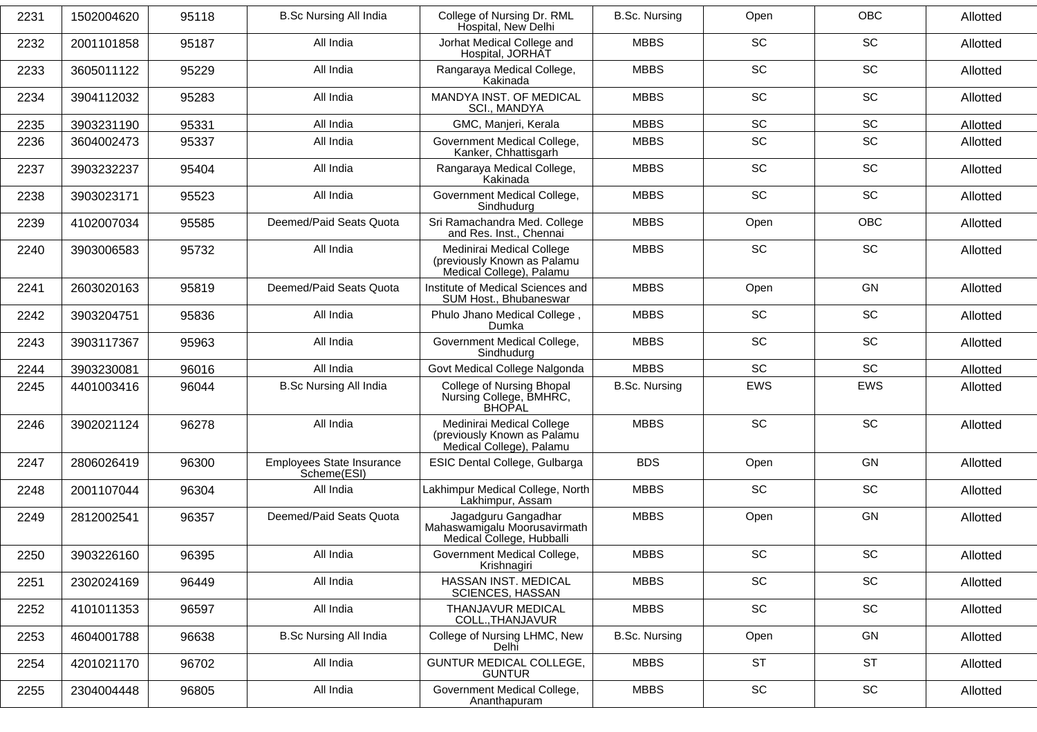| 2231 | 1502004620 | 95118 | B.Sc Nursing All India | College of Nursing Dr. RML Hospital, New Delhi | B.Sc. Nursing | Open | OBC | Allotted |
|---|---|---|---|---|---|---|---|---|
| 2232 | 2001101858 | 95187 | All India | Jorhat Medical College and Hospital, JORHAT | MBBS | SC | SC | Allotted |
| 2233 | 3605011122 | 95229 | All India | Rangaraya Medical College, Kakinada | MBBS | SC | SC | Allotted |
| 2234 | 3904112032 | 95283 | All India | MANDYA INST. OF MEDICAL SCI., MANDYA | MBBS | SC | SC | Allotted |
| 2235 | 3903231190 | 95331 | All India | GMC, Manjeri, Kerala | MBBS | SC | SC | Allotted |
| 2236 | 3604002473 | 95337 | All India | Government Medical College, Kanker, Chhattisgarh | MBBS | SC | SC | Allotted |
| 2237 | 3903232237 | 95404 | All India | Rangaraya Medical College, Kakinada | MBBS | SC | SC | Allotted |
| 2238 | 3903023171 | 95523 | All India | Government Medical College, Sindhudurg | MBBS | SC | SC | Allotted |
| 2239 | 4102007034 | 95585 | Deemed/Paid Seats Quota | Sri Ramachandra Med. College and Res. Inst., Chennai | MBBS | Open | OBC | Allotted |
| 2240 | 3903006583 | 95732 | All India | Medinirai Medical College (previously Known as Palamu Medical College), Palamu | MBBS | SC | SC | Allotted |
| 2241 | 2603020163 | 95819 | Deemed/Paid Seats Quota | Institute of Medical Sciences and SUM Host., Bhubaneswar | MBBS | Open | GN | Allotted |
| 2242 | 3903204751 | 95836 | All India | Phulo Jhano Medical College , Dumka | MBBS | SC | SC | Allotted |
| 2243 | 3903117367 | 95963 | All India | Government Medical College, Sindhudurg | MBBS | SC | SC | Allotted |
| 2244 | 3903230081 | 96016 | All India | Govt Medical College Nalgonda | MBBS | SC | SC | Allotted |
| 2245 | 4401003416 | 96044 | B.Sc Nursing All India | College of Nursing Bhopal Nursing College, BMHRC, BHOPAL | B.Sc. Nursing | EWS | EWS | Allotted |
| 2246 | 3902021124 | 96278 | All India | Medinirai Medical College (previously Known as Palamu Medical College), Palamu | MBBS | SC | SC | Allotted |
| 2247 | 2806026419 | 96300 | Employees State Insurance Scheme(ESI) | ESIC Dental College, Gulbarga | BDS | Open | GN | Allotted |
| 2248 | 2001107044 | 96304 | All India | Lakhimpur Medical College, North Lakhimpur, Assam | MBBS | SC | SC | Allotted |
| 2249 | 2812002541 | 96357 | Deemed/Paid Seats Quota | Jagadguru Gangadhar Mahaswamigalu Moorusavirmath Medical College, Hubballi | MBBS | Open | GN | Allotted |
| 2250 | 3903226160 | 96395 | All India | Government Medical College, Krishnagiri | MBBS | SC | SC | Allotted |
| 2251 | 2302024169 | 96449 | All India | HASSAN INST. MEDICAL SCIENCES, HASSAN | MBBS | SC | SC | Allotted |
| 2252 | 4101011353 | 96597 | All India | THANJAVUR MEDICAL COLL.,THANJAVUR | MBBS | SC | SC | Allotted |
| 2253 | 4604001788 | 96638 | B.Sc Nursing All India | College of Nursing LHMC, New Delhi | B.Sc. Nursing | Open | GN | Allotted |
| 2254 | 4201021170 | 96702 | All India | GUNTUR MEDICAL COLLEGE, GUNTUR | MBBS | ST | ST | Allotted |
| 2255 | 2304004448 | 96805 | All India | Government Medical College, Ananthapuram | MBBS | SC | SC | Allotted |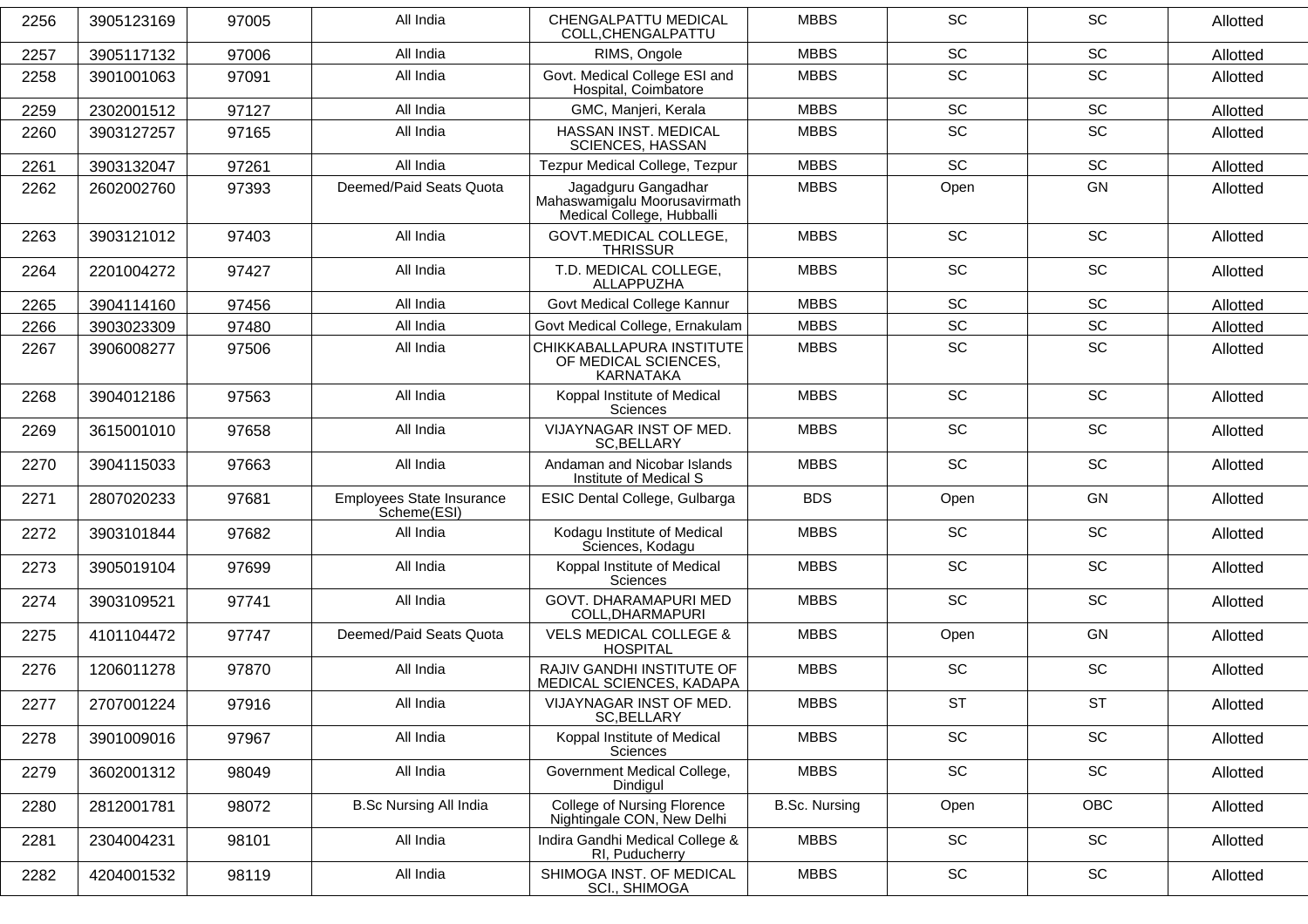| 2256 | 3905123169 | 97005 | All India | CHENGALPATTU MEDICAL COLL,CHENGALPATTU | MBBS | SC | SC | Allotted |
|---|---|---|---|---|---|---|---|---|
| 2257 | 3905117132 | 97006 | All India | RIMS, Ongole | MBBS | SC | SC | Allotted |
| 2258 | 3901001063 | 97091 | All India | Govt. Medical College ESI and Hospital, Coimbatore | MBBS | SC | SC | Allotted |
| 2259 | 2302001512 | 97127 | All India | GMC, Manjeri, Kerala | MBBS | SC | SC | Allotted |
| 2260 | 3903127257 | 97165 | All India | HASSAN INST. MEDICAL SCIENCES, HASSAN | MBBS | SC | SC | Allotted |
| 2261 | 3903132047 | 97261 | All India | Tezpur Medical College, Tezpur | MBBS | SC | SC | Allotted |
| 2262 | 2602002760 | 97393 | Deemed/Paid Seats Quota | Jagadguru Gangadhar Mahaswamigalu Moorusavirmath Medical College, Hubballi | MBBS | Open | GN | Allotted |
| 2263 | 3903121012 | 97403 | All India | GOVT.MEDICAL COLLEGE, THRISSUR | MBBS | SC | SC | Allotted |
| 2264 | 2201004272 | 97427 | All India | T.D. MEDICAL COLLEGE, ALLAPPUZHA | MBBS | SC | SC | Allotted |
| 2265 | 3904114160 | 97456 | All India | Govt Medical College Kannur | MBBS | SC | SC | Allotted |
| 2266 | 3903023309 | 97480 | All India | Govt Medical College, Ernakulam | MBBS | SC | SC | Allotted |
| 2267 | 3906008277 | 97506 | All India | CHIKKABALLAPURA INSTITUTE OF MEDICAL SCIENCES, KARNATAKA | MBBS | SC | SC | Allotted |
| 2268 | 3904012186 | 97563 | All India | Koppal Institute of Medical Sciences | MBBS | SC | SC | Allotted |
| 2269 | 3615001010 | 97658 | All India | VIJAYNAGAR INST OF MED. SC,BELLARY | MBBS | SC | SC | Allotted |
| 2270 | 3904115033 | 97663 | All India | Andaman and Nicobar Islands Institute of Medical S | MBBS | SC | SC | Allotted |
| 2271 | 2807020233 | 97681 | Employees State Insurance Scheme(ESI) | ESIC Dental College, Gulbarga | BDS | Open | GN | Allotted |
| 2272 | 3903101844 | 97682 | All India | Kodagu Institute of Medical Sciences, Kodagu | MBBS | SC | SC | Allotted |
| 2273 | 3905019104 | 97699 | All India | Koppal Institute of Medical Sciences | MBBS | SC | SC | Allotted |
| 2274 | 3903109521 | 97741 | All India | GOVT. DHARAMAPURI MED COLL,DHARMAPURI | MBBS | SC | SC | Allotted |
| 2275 | 4101104472 | 97747 | Deemed/Paid Seats Quota | VELS MEDICAL COLLEGE & HOSPITAL | MBBS | Open | GN | Allotted |
| 2276 | 1206011278 | 97870 | All India | RAJIV GANDHI INSTITUTE OF MEDICAL SCIENCES, KADAPA | MBBS | SC | SC | Allotted |
| 2277 | 2707001224 | 97916 | All India | VIJAYNAGAR INST OF MED. SC,BELLARY | MBBS | ST | ST | Allotted |
| 2278 | 3901009016 | 97967 | All India | Koppal Institute of Medical Sciences | MBBS | SC | SC | Allotted |
| 2279 | 3602001312 | 98049 | All India | Government Medical College, Dindigul | MBBS | SC | SC | Allotted |
| 2280 | 2812001781 | 98072 | B.Sc Nursing All India | College of Nursing Florence Nightingale CON, New Delhi | B.Sc. Nursing | Open | OBC | Allotted |
| 2281 | 2304004231 | 98101 | All India | Indira Gandhi Medical College & RI, Puducherry | MBBS | SC | SC | Allotted |
| 2282 | 4204001532 | 98119 | All India | SHIMOGA INST. OF MEDICAL SCI., SHIMOGA | MBBS | SC | SC | Allotted |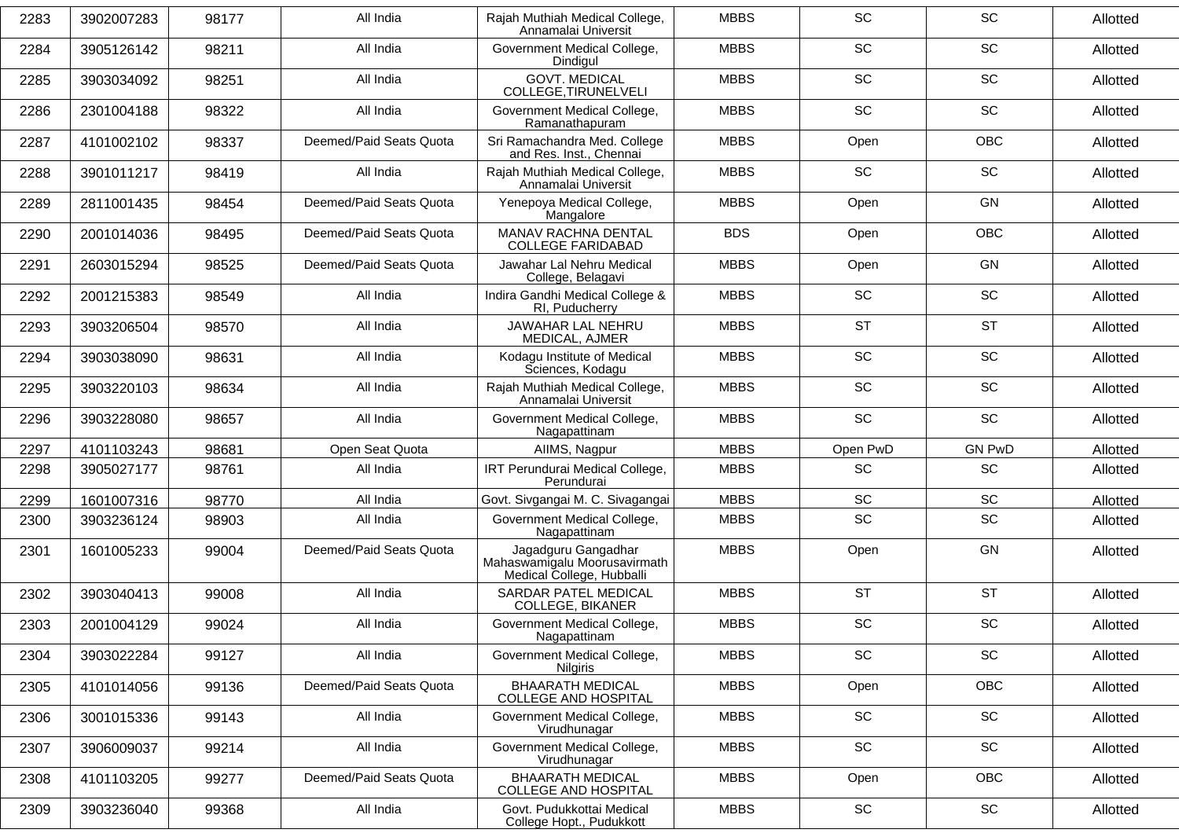| 2283 | 3902007283 | 98177 | All India | Rajah Muthiah Medical College, Annamalai Universit | MBBS | SC | SC | Allotted |
|---|---|---|---|---|---|---|---|---|
| 2284 | 3905126142 | 98211 | All India | Government Medical College, Dindigul | MBBS | SC | SC | Allotted |
| 2285 | 3903034092 | 98251 | All India | GOVT. MEDICAL COLLEGE,TIRUNELVELI | MBBS | SC | SC | Allotted |
| 2286 | 2301004188 | 98322 | All India | Government Medical College, Ramanathapuram | MBBS | SC | SC | Allotted |
| 2287 | 4101002102 | 98337 | Deemed/Paid Seats Quota | Sri Ramachandra Med. College and Res. Inst., Chennai | MBBS | Open | OBC | Allotted |
| 2288 | 3901011217 | 98419 | All India | Rajah Muthiah Medical College, Annamalai Universit | MBBS | SC | SC | Allotted |
| 2289 | 2811001435 | 98454 | Deemed/Paid Seats Quota | Yenepoya Medical College, Mangalore | MBBS | Open | GN | Allotted |
| 2290 | 2001014036 | 98495 | Deemed/Paid Seats Quota | MANAV RACHNA DENTAL COLLEGE FARIDABAD | BDS | Open | OBC | Allotted |
| 2291 | 2603015294 | 98525 | Deemed/Paid Seats Quota | Jawahar Lal Nehru Medical College, Belagavi | MBBS | Open | GN | Allotted |
| 2292 | 2001215383 | 98549 | All India | Indira Gandhi Medical College & RI, Puducherry | MBBS | SC | SC | Allotted |
| 2293 | 3903206504 | 98570 | All India | JAWAHAR LAL NEHRU MEDICAL, AJMER | MBBS | ST | ST | Allotted |
| 2294 | 3903038090 | 98631 | All India | Kodagu Institute of Medical Sciences, Kodagu | MBBS | SC | SC | Allotted |
| 2295 | 3903220103 | 98634 | All India | Rajah Muthiah Medical College, Annamalai Universit | MBBS | SC | SC | Allotted |
| 2296 | 3903228080 | 98657 | All India | Government Medical College, Nagapattinam | MBBS | SC | SC | Allotted |
| 2297 | 4101103243 | 98681 | Open Seat Quota | AIIMS, Nagpur | MBBS | Open PwD | GN PwD | Allotted |
| 2298 | 3905027177 | 98761 | All India | IRT Perundurai Medical College, Perundurai | MBBS | SC | SC | Allotted |
| 2299 | 1601007316 | 98770 | All India | Govt. Sivgangai M. C. Sivagangai | MBBS | SC | SC | Allotted |
| 2300 | 3903236124 | 98903 | All India | Government Medical College, Nagapattinam | MBBS | SC | SC | Allotted |
| 2301 | 1601005233 | 99004 | Deemed/Paid Seats Quota | Jagadguru Gangadhar Mahaswamigalu Moorusavirmath Medical College, Hubballi | MBBS | Open | GN | Allotted |
| 2302 | 3903040413 | 99008 | All India | SARDAR PATEL MEDICAL COLLEGE, BIKANER | MBBS | ST | ST | Allotted |
| 2303 | 2001004129 | 99024 | All India | Government Medical College, Nagapattinam | MBBS | SC | SC | Allotted |
| 2304 | 3903022284 | 99127 | All India | Government Medical College, Nilgiris | MBBS | SC | SC | Allotted |
| 2305 | 4101014056 | 99136 | Deemed/Paid Seats Quota | BHAARATH MEDICAL COLLEGE AND HOSPITAL | MBBS | Open | OBC | Allotted |
| 2306 | 3001015336 | 99143 | All India | Government Medical College, Virudhunagar | MBBS | SC | SC | Allotted |
| 2307 | 3906009037 | 99214 | All India | Government Medical College, Virudhunagar | MBBS | SC | SC | Allotted |
| 2308 | 4101103205 | 99277 | Deemed/Paid Seats Quota | BHAARATH MEDICAL COLLEGE AND HOSPITAL | MBBS | Open | OBC | Allotted |
| 2309 | 3903236040 | 99368 | All India | Govt. Pudukkottai Medical College Hopt., Pudukkott | MBBS | SC | SC | Allotted |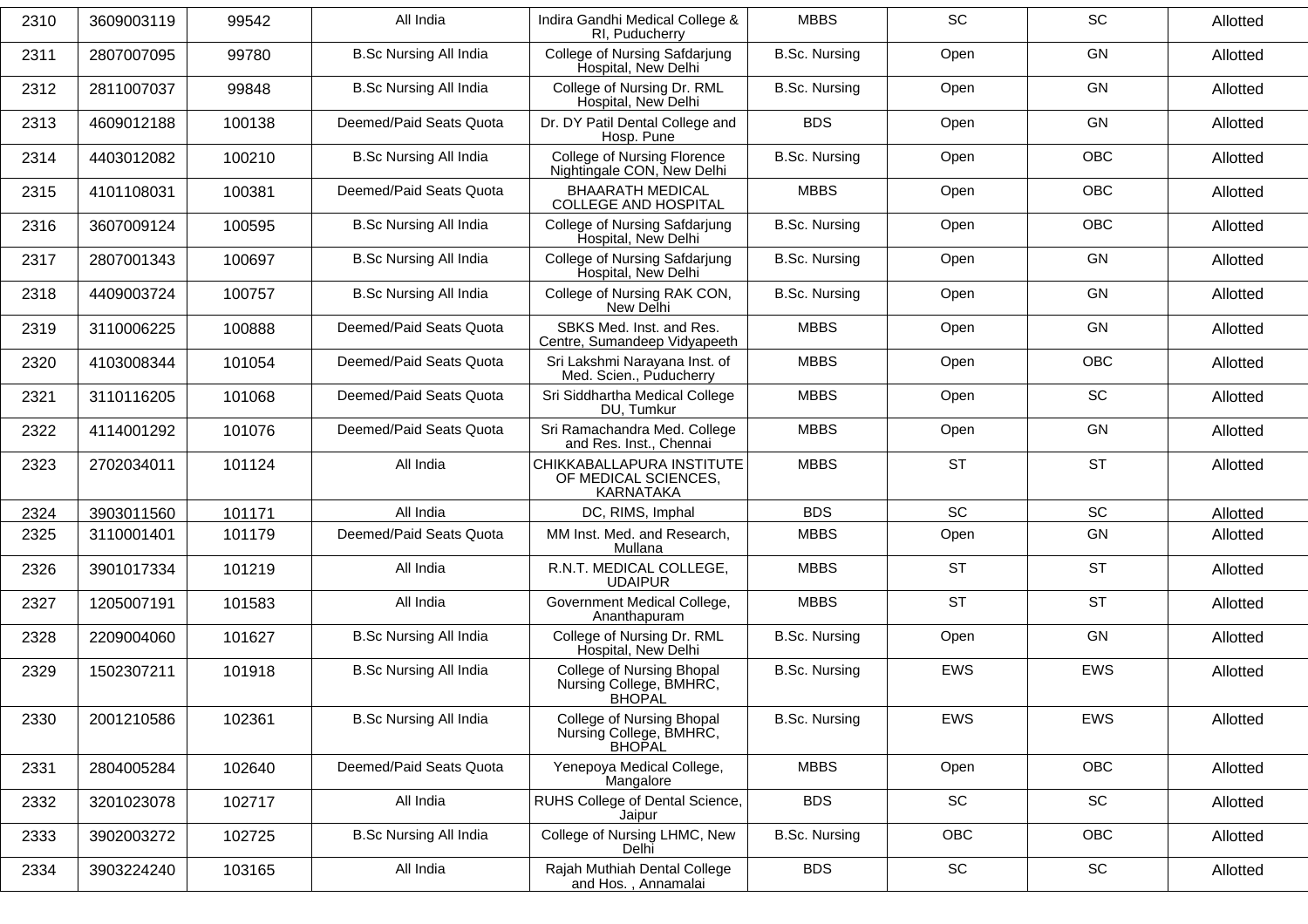| 2310 | 3609003119 | 99542 | All India | Indira Gandhi Medical College & RI, Puducherry | MBBS | SC | SC | Allotted |
|---|---|---|---|---|---|---|---|---|
| 2311 | 2807007095 | 99780 | B.Sc Nursing All India | College of Nursing Safdarjung Hospital, New Delhi | B.Sc. Nursing | Open | GN | Allotted |
| 2312 | 2811007037 | 99848 | B.Sc Nursing All India | College of Nursing Dr. RML Hospital, New Delhi | B.Sc. Nursing | Open | GN | Allotted |
| 2313 | 4609012188 | 100138 | Deemed/Paid Seats Quota | Dr. DY Patil Dental College and Hosp. Pune | BDS | Open | GN | Allotted |
| 2314 | 4403012082 | 100210 | B.Sc Nursing All India | College of Nursing Florence Nightingale CON, New Delhi | B.Sc. Nursing | Open | OBC | Allotted |
| 2315 | 4101108031 | 100381 | Deemed/Paid Seats Quota | BHAARATH MEDICAL COLLEGE AND HOSPITAL | MBBS | Open | OBC | Allotted |
| 2316 | 3607009124 | 100595 | B.Sc Nursing All India | College of Nursing Safdarjung Hospital, New Delhi | B.Sc. Nursing | Open | OBC | Allotted |
| 2317 | 2807001343 | 100697 | B.Sc Nursing All India | College of Nursing Safdarjung Hospital, New Delhi | B.Sc. Nursing | Open | GN | Allotted |
| 2318 | 4409003724 | 100757 | B.Sc Nursing All India | College of Nursing RAK CON, New Delhi | B.Sc. Nursing | Open | GN | Allotted |
| 2319 | 3110006225 | 100888 | Deemed/Paid Seats Quota | SBKS Med. Inst. and Res. Centre, Sumandeep Vidyapeeth | MBBS | Open | GN | Allotted |
| 2320 | 4103008344 | 101054 | Deemed/Paid Seats Quota | Sri Lakshmi Narayana Inst. of Med. Scien., Puducherry | MBBS | Open | OBC | Allotted |
| 2321 | 3110116205 | 101068 | Deemed/Paid Seats Quota | Sri Siddhartha Medical College DU, Tumkur | MBBS | Open | SC | Allotted |
| 2322 | 4114001292 | 101076 | Deemed/Paid Seats Quota | Sri Ramachandra Med. College and Res. Inst., Chennai | MBBS | Open | GN | Allotted |
| 2323 | 2702034011 | 101124 | All India | CHIKKABALLAPURA INSTITUTE OF MEDICAL SCIENCES, KARNATAKA | MBBS | ST | ST | Allotted |
| 2324 | 3903011560 | 101171 | All India | DC, RIMS, Imphal | BDS | SC | SC | Allotted |
| 2325 | 3110001401 | 101179 | Deemed/Paid Seats Quota | MM Inst. Med. and Research, Mullana | MBBS | Open | GN | Allotted |
| 2326 | 3901017334 | 101219 | All India | R.N.T. MEDICAL COLLEGE, UDAIPUR | MBBS | ST | ST | Allotted |
| 2327 | 1205007191 | 101583 | All India | Government Medical College, Ananthapuram | MBBS | ST | ST | Allotted |
| 2328 | 2209004060 | 101627 | B.Sc Nursing All India | College of Nursing Dr. RML Hospital, New Delhi | B.Sc. Nursing | Open | GN | Allotted |
| 2329 | 1502307211 | 101918 | B.Sc Nursing All India | College of Nursing Bhopal Nursing College, BMHRC, BHOPAL | B.Sc. Nursing | EWS | EWS | Allotted |
| 2330 | 2001210586 | 102361 | B.Sc Nursing All India | College of Nursing Bhopal Nursing College, BMHRC, BHOPAL | B.Sc. Nursing | EWS | EWS | Allotted |
| 2331 | 2804005284 | 102640 | Deemed/Paid Seats Quota | Yenepoya Medical College, Mangalore | MBBS | Open | OBC | Allotted |
| 2332 | 3201023078 | 102717 | All India | RUHS College of Dental Science, Jaipur | BDS | SC | SC | Allotted |
| 2333 | 3902003272 | 102725 | B.Sc Nursing All India | College of Nursing LHMC, New Delhi | B.Sc. Nursing | OBC | OBC | Allotted |
| 2334 | 3903224240 | 103165 | All India | Rajah Muthiah Dental College and Hos. , Annamalai | BDS | SC | SC | Allotted |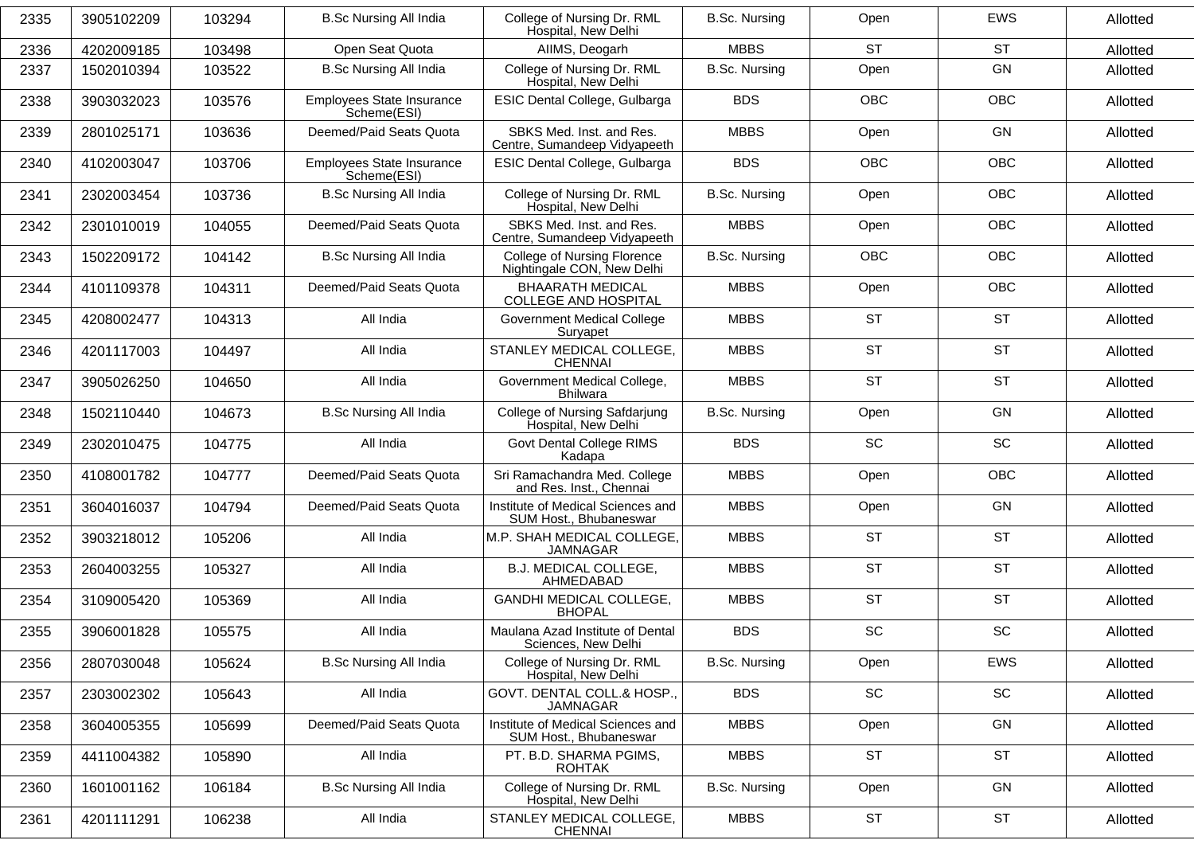| 2335 | 3905102209 | 103294 | B.Sc Nursing All India | College of Nursing Dr. RML Hospital, New Delhi | B.Sc. Nursing | Open | EWS | Allotted |
|---|---|---|---|---|---|---|---|---|
| 2336 | 4202009185 | 103498 | Open Seat Quota | AIIMS, Deogarh | MBBS | ST | ST | Allotted |
| 2337 | 1502010394 | 103522 | B.Sc Nursing All India | College of Nursing Dr. RML Hospital, New Delhi | B.Sc. Nursing | Open | GN | Allotted |
| 2338 | 3903032023 | 103576 | Employees State Insurance Scheme(ESI) | ESIC Dental College, Gulbarga | BDS | OBC | OBC | Allotted |
| 2339 | 2801025171 | 103636 | Deemed/Paid Seats Quota | SBKS Med. Inst. and Res. Centre, Sumandeep Vidyapeeth | MBBS | Open | GN | Allotted |
| 2340 | 4102003047 | 103706 | Employees State Insurance Scheme(ESI) | ESIC Dental College, Gulbarga | BDS | OBC | OBC | Allotted |
| 2341 | 2302003454 | 103736 | B.Sc Nursing All India | College of Nursing Dr. RML Hospital, New Delhi | B.Sc. Nursing | Open | OBC | Allotted |
| 2342 | 2301010019 | 104055 | Deemed/Paid Seats Quota | SBKS Med. Inst. and Res. Centre, Sumandeep Vidyapeeth | MBBS | Open | OBC | Allotted |
| 2343 | 1502209172 | 104142 | B.Sc Nursing All India | College of Nursing Florence Nightingale CON, New Delhi | B.Sc. Nursing | OBC | OBC | Allotted |
| 2344 | 4101109378 | 104311 | Deemed/Paid Seats Quota | BHAARATH MEDICAL COLLEGE AND HOSPITAL | MBBS | Open | OBC | Allotted |
| 2345 | 4208002477 | 104313 | All India | Government Medical College Suryapet | MBBS | ST | ST | Allotted |
| 2346 | 4201117003 | 104497 | All India | STANLEY MEDICAL COLLEGE, CHENNAI | MBBS | ST | ST | Allotted |
| 2347 | 3905026250 | 104650 | All India | Government Medical College, Bhilwara | MBBS | ST | ST | Allotted |
| 2348 | 1502110440 | 104673 | B.Sc Nursing All India | College of Nursing Safdarjung Hospital, New Delhi | B.Sc. Nursing | Open | GN | Allotted |
| 2349 | 2302010475 | 104775 | All India | Govt Dental College RIMS Kadapa | BDS | SC | SC | Allotted |
| 2350 | 4108001782 | 104777 | Deemed/Paid Seats Quota | Sri Ramachandra Med. College and Res. Inst., Chennai | MBBS | Open | OBC | Allotted |
| 2351 | 3604016037 | 104794 | Deemed/Paid Seats Quota | Institute of Medical Sciences and SUM Host., Bhubaneswar | MBBS | Open | GN | Allotted |
| 2352 | 3903218012 | 105206 | All India | M.P. SHAH MEDICAL COLLEGE, JAMNAGAR | MBBS | ST | ST | Allotted |
| 2353 | 2604003255 | 105327 | All India | B.J. MEDICAL COLLEGE, AHMEDABAD | MBBS | ST | ST | Allotted |
| 2354 | 3109005420 | 105369 | All India | GANDHI MEDICAL COLLEGE, BHOPAL | MBBS | ST | ST | Allotted |
| 2355 | 3906001828 | 105575 | All India | Maulana Azad Institute of Dental Sciences, New Delhi | BDS | SC | SC | Allotted |
| 2356 | 2807030048 | 105624 | B.Sc Nursing All India | College of Nursing Dr. RML Hospital, New Delhi | B.Sc. Nursing | Open | EWS | Allotted |
| 2357 | 2303002302 | 105643 | All India | GOVT. DENTAL COLL.& HOSP., JAMNAGAR | BDS | SC | SC | Allotted |
| 2358 | 3604005355 | 105699 | Deemed/Paid Seats Quota | Institute of Medical Sciences and SUM Host., Bhubaneswar | MBBS | Open | GN | Allotted |
| 2359 | 4411004382 | 105890 | All India | PT. B.D. SHARMA PGIMS, ROHTAK | MBBS | ST | ST | Allotted |
| 2360 | 1601001162 | 106184 | B.Sc Nursing All India | College of Nursing Dr. RML Hospital, New Delhi | B.Sc. Nursing | Open | GN | Allotted |
| 2361 | 4201111291 | 106238 | All India | STANLEY MEDICAL COLLEGE, CHENNAI | MBBS | ST | ST | Allotted |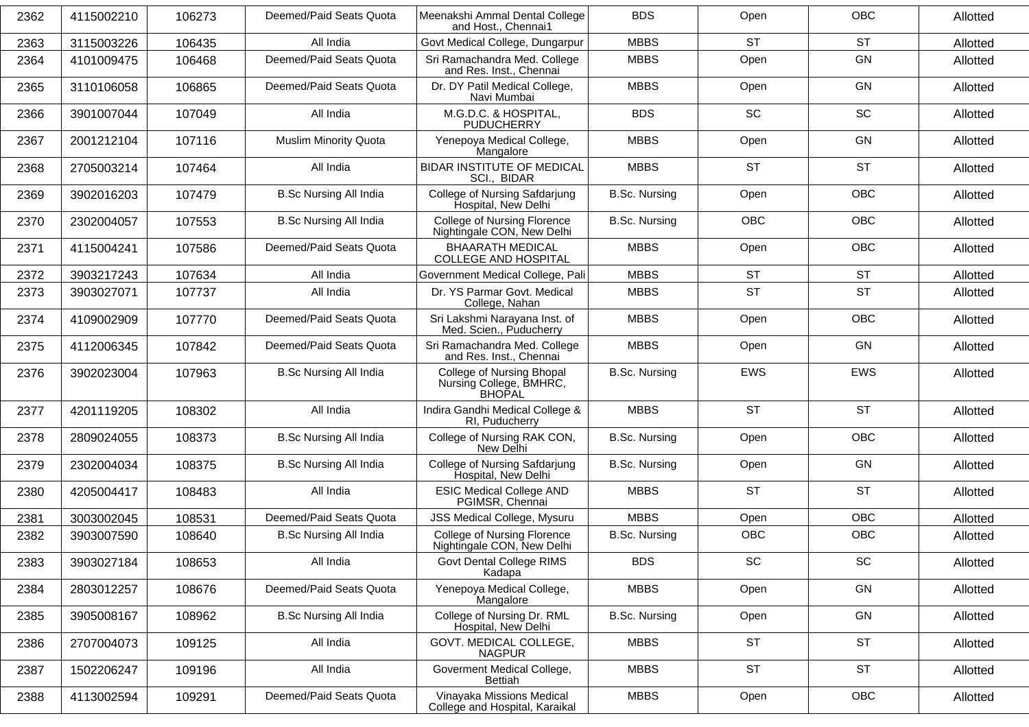| 2362 | 4115002210 | 106273 | Deemed/Paid Seats Quota | Meenakshi Ammal Dental College and Host., Chennai1 | BDS | Open | OBC | Allotted |
|---|---|---|---|---|---|---|---|---|
| 2363 | 3115003226 | 106435 | All India | Govt Medical College, Dungarpur | MBBS | ST | ST | Allotted |
| 2364 | 4101009475 | 106468 | Deemed/Paid Seats Quota | Sri Ramachandra Med. College and Res. Inst., Chennai | MBBS | Open | GN | Allotted |
| 2365 | 3110106058 | 106865 | Deemed/Paid Seats Quota | Dr. DY Patil Medical College, Navi Mumbai | MBBS | Open | GN | Allotted |
| 2366 | 3901007044 | 107049 | All India | M.G.D.C. & HOSPITAL, PUDUCHERRY | BDS | SC | SC | Allotted |
| 2367 | 2001212104 | 107116 | Muslim Minority Quota | Yenepoya Medical College, Mangalore | MBBS | Open | GN | Allotted |
| 2368 | 2705003214 | 107464 | All India | BIDAR INSTITUTE OF MEDICAL SCI., BIDAR | MBBS | ST | ST | Allotted |
| 2369 | 3902016203 | 107479 | B.Sc Nursing All India | College of Nursing Safdarjung Hospital, New Delhi | B.Sc. Nursing | Open | OBC | Allotted |
| 2370 | 2302004057 | 107553 | B.Sc Nursing All India | College of Nursing Florence Nightingale CON, New Delhi | B.Sc. Nursing | OBC | OBC | Allotted |
| 2371 | 4115004241 | 107586 | Deemed/Paid Seats Quota | BHAARATH MEDICAL COLLEGE AND HOSPITAL | MBBS | Open | OBC | Allotted |
| 2372 | 3903217243 | 107634 | All India | Government Medical College, Pali | MBBS | ST | ST | Allotted |
| 2373 | 3903027071 | 107737 | All India | Dr. YS Parmar Govt. Medical College, Nahan | MBBS | ST | ST | Allotted |
| 2374 | 4109002909 | 107770 | Deemed/Paid Seats Quota | Sri Lakshmi Narayana Inst. of Med. Scien., Puducherry | MBBS | Open | OBC | Allotted |
| 2375 | 4112006345 | 107842 | Deemed/Paid Seats Quota | Sri Ramachandra Med. College and Res. Inst., Chennai | MBBS | Open | GN | Allotted |
| 2376 | 3902023004 | 107963 | B.Sc Nursing All India | College of Nursing Bhopal Nursing College, BMHRC, BHOPAL | B.Sc. Nursing | EWS | EWS | Allotted |
| 2377 | 4201119205 | 108302 | All India | Indira Gandhi Medical College & RI, Puducherry | MBBS | ST | ST | Allotted |
| 2378 | 2809024055 | 108373 | B.Sc Nursing All India | College of Nursing RAK CON, New Delhi | B.Sc. Nursing | Open | OBC | Allotted |
| 2379 | 2302004034 | 108375 | B.Sc Nursing All India | College of Nursing Safdarjung Hospital, New Delhi | B.Sc. Nursing | Open | GN | Allotted |
| 2380 | 4205004417 | 108483 | All India | ESIC Medical College AND PGIMSR, Chennai | MBBS | ST | ST | Allotted |
| 2381 | 3003002045 | 108531 | Deemed/Paid Seats Quota | JSS Medical College, Mysuru | MBBS | Open | OBC | Allotted |
| 2382 | 3903007590 | 108640 | B.Sc Nursing All India | College of Nursing Florence Nightingale CON, New Delhi | B.Sc. Nursing | OBC | OBC | Allotted |
| 2383 | 3903027184 | 108653 | All India | Govt Dental College RIMS Kadapa | BDS | SC | SC | Allotted |
| 2384 | 2803012257 | 108676 | Deemed/Paid Seats Quota | Yenepoya Medical College, Mangalore | MBBS | Open | GN | Allotted |
| 2385 | 3905008167 | 108962 | B.Sc Nursing All India | College of Nursing Dr. RML Hospital, New Delhi | B.Sc. Nursing | Open | GN | Allotted |
| 2386 | 2707004073 | 109125 | All India | GOVT. MEDICAL COLLEGE, NAGPUR | MBBS | ST | ST | Allotted |
| 2387 | 1502206247 | 109196 | All India | Goverment Medical College, Bettiah | MBBS | ST | ST | Allotted |
| 2388 | 4113002594 | 109291 | Deemed/Paid Seats Quota | Vinayaka Missions Medical College and Hospital, Karaikal | MBBS | Open | OBC | Allotted |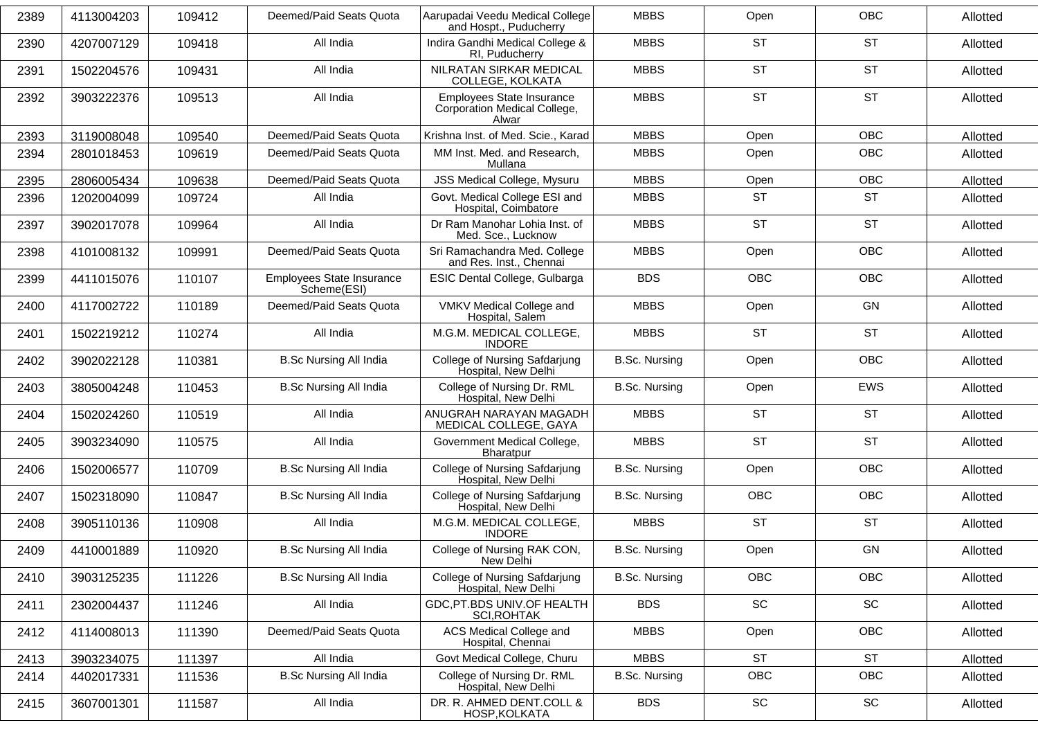| 2389 | 4113004203 | 109412 | Deemed/Paid Seats Quota | Aarupadai Veedu Medical College and Hospt., Puducherry | MBBS | Open | OBC | Allotted |
|---|---|---|---|---|---|---|---|---|
| 2390 | 4207007129 | 109418 | All India | Indira Gandhi Medical College & RI, Puducherry | MBBS | ST | ST | Allotted |
| 2391 | 1502204576 | 109431 | All India | NILRATAN SIRKAR MEDICAL COLLEGE, KOLKATA | MBBS | ST | ST | Allotted |
| 2392 | 3903222376 | 109513 | All India | Employees State Insurance Corporation Medical College, Alwar | MBBS | ST | ST | Allotted |
| 2393 | 3119008048 | 109540 | Deemed/Paid Seats Quota | Krishna Inst. of Med. Scie., Karad | MBBS | Open | OBC | Allotted |
| 2394 | 2801018453 | 109619 | Deemed/Paid Seats Quota | MM Inst. Med. and Research, Mullana | MBBS | Open | OBC | Allotted |
| 2395 | 2806005434 | 109638 | Deemed/Paid Seats Quota | JSS Medical College, Mysuru | MBBS | Open | OBC | Allotted |
| 2396 | 1202004099 | 109724 | All India | Govt. Medical College ESI and Hospital, Coimbatore | MBBS | ST | ST | Allotted |
| 2397 | 3902017078 | 109964 | All India | Dr Ram Manohar Lohia Inst. of Med. Sce., Lucknow | MBBS | ST | ST | Allotted |
| 2398 | 4101008132 | 109991 | Deemed/Paid Seats Quota | Sri Ramachandra Med. College and Res. Inst., Chennai | MBBS | Open | OBC | Allotted |
| 2399 | 4411015076 | 110107 | Employees State Insurance Scheme(ESI) | ESIC Dental College, Gulbarga | BDS | OBC | OBC | Allotted |
| 2400 | 4117002722 | 110189 | Deemed/Paid Seats Quota | VMKV Medical College and Hospital, Salem | MBBS | Open | GN | Allotted |
| 2401 | 1502219212 | 110274 | All India | M.G.M. MEDICAL COLLEGE, INDORE | MBBS | ST | ST | Allotted |
| 2402 | 3902022128 | 110381 | B.Sc Nursing All India | College of Nursing Safdarjung Hospital, New Delhi | B.Sc. Nursing | Open | OBC | Allotted |
| 2403 | 3805004248 | 110453 | B.Sc Nursing All India | College of Nursing Dr. RML Hospital, New Delhi | B.Sc. Nursing | Open | EWS | Allotted |
| 2404 | 1502024260 | 110519 | All India | ANUGRAH NARAYAN MAGADH MEDICAL COLLEGE, GAYA | MBBS | ST | ST | Allotted |
| 2405 | 3903234090 | 110575 | All India | Government Medical College, Bharatpur | MBBS | ST | ST | Allotted |
| 2406 | 1502006577 | 110709 | B.Sc Nursing All India | College of Nursing Safdarjung Hospital, New Delhi | B.Sc. Nursing | Open | OBC | Allotted |
| 2407 | 1502318090 | 110847 | B.Sc Nursing All India | College of Nursing Safdarjung Hospital, New Delhi | B.Sc. Nursing | OBC | OBC | Allotted |
| 2408 | 3905110136 | 110908 | All India | M.G.M. MEDICAL COLLEGE, INDORE | MBBS | ST | ST | Allotted |
| 2409 | 4410001889 | 110920 | B.Sc Nursing All India | College of Nursing RAK CON, New Delhi | B.Sc. Nursing | Open | GN | Allotted |
| 2410 | 3903125235 | 111226 | B.Sc Nursing All India | College of Nursing Safdarjung Hospital, New Delhi | B.Sc. Nursing | OBC | OBC | Allotted |
| 2411 | 2302004437 | 111246 | All India | GDC,PT.BDS UNIV.OF HEALTH SCI,ROHTAK | BDS | SC | SC | Allotted |
| 2412 | 4114008013 | 111390 | Deemed/Paid Seats Quota | ACS Medical College and Hospital, Chennai | MBBS | Open | OBC | Allotted |
| 2413 | 3903234075 | 111397 | All India | Govt Medical College, Churu | MBBS | ST | ST | Allotted |
| 2414 | 4402017331 | 111536 | B.Sc Nursing All India | College of Nursing Dr. RML Hospital, New Delhi | B.Sc. Nursing | OBC | OBC | Allotted |
| 2415 | 3607001301 | 111587 | All India | DR. R. AHMED DENT.COLL & HOSP,KOLKATA | BDS | SC | SC | Allotted |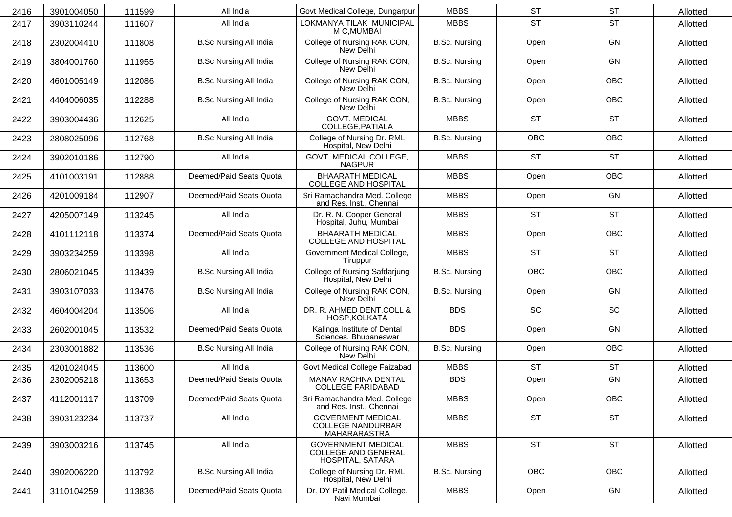| 2416 | 3901004050 | 111599 | All India | Govt Medical College, Dungarpur | MBBS | ST | ST | Allotted |
|---|---|---|---|---|---|---|---|---|
| 2417 | 3903110244 | 111607 | All India | LOKMANYA TILAK MUNICIPAL M C,MUMBAI | MBBS | ST | ST | Allotted |
| 2418 | 2302004410 | 111808 | B.Sc Nursing All India | College of Nursing RAK CON, New Delhi | B.Sc. Nursing | Open | GN | Allotted |
| 2419 | 3804001760 | 111955 | B.Sc Nursing All India | College of Nursing RAK CON, New Delhi | B.Sc. Nursing | Open | GN | Allotted |
| 2420 | 4601005149 | 112086 | B.Sc Nursing All India | College of Nursing RAK CON, New Delhi | B.Sc. Nursing | Open | OBC | Allotted |
| 2421 | 4404006035 | 112288 | B.Sc Nursing All India | College of Nursing RAK CON, New Delhi | B.Sc. Nursing | Open | OBC | Allotted |
| 2422 | 3903004436 | 112625 | All India | GOVT. MEDICAL COLLEGE,PATIALA | MBBS | ST | ST | Allotted |
| 2423 | 2808025096 | 112768 | B.Sc Nursing All India | College of Nursing Dr. RML Hospital, New Delhi | B.Sc. Nursing | OBC | OBC | Allotted |
| 2424 | 3902010186 | 112790 | All India | GOVT. MEDICAL COLLEGE, NAGPUR | MBBS | ST | ST | Allotted |
| 2425 | 4101003191 | 112888 | Deemed/Paid Seats Quota | BHAARATH MEDICAL COLLEGE AND HOSPITAL | MBBS | Open | OBC | Allotted |
| 2426 | 4201009184 | 112907 | Deemed/Paid Seats Quota | Sri Ramachandra Med. College and Res. Inst., Chennai | MBBS | Open | GN | Allotted |
| 2427 | 4205007149 | 113245 | All India | Dr. R. N. Cooper General Hospital, Juhu, Mumbai | MBBS | ST | ST | Allotted |
| 2428 | 4101112118 | 113374 | Deemed/Paid Seats Quota | BHAARATH MEDICAL COLLEGE AND HOSPITAL | MBBS | Open | OBC | Allotted |
| 2429 | 3903234259 | 113398 | All India | Government Medical College, Tiruppur | MBBS | ST | ST | Allotted |
| 2430 | 2806021045 | 113439 | B.Sc Nursing All India | College of Nursing Safdarjung Hospital, New Delhi | B.Sc. Nursing | OBC | OBC | Allotted |
| 2431 | 3903107033 | 113476 | B.Sc Nursing All India | College of Nursing RAK CON, New Delhi | B.Sc. Nursing | Open | GN | Allotted |
| 2432 | 4604004204 | 113506 | All India | DR. R. AHMED DENT.COLL & HOSP,KOLKATA | BDS | SC | SC | Allotted |
| 2433 | 2602001045 | 113532 | Deemed/Paid Seats Quota | Kalinga Institute of Dental Sciences, Bhubaneswar | BDS | Open | GN | Allotted |
| 2434 | 2303001882 | 113536 | B.Sc Nursing All India | College of Nursing RAK CON, New Delhi | B.Sc. Nursing | Open | OBC | Allotted |
| 2435 | 4201024045 | 113600 | All India | Govt Medical College Faizabad | MBBS | ST | ST | Allotted |
| 2436 | 2302005218 | 113653 | Deemed/Paid Seats Quota | MANAV RACHNA DENTAL COLLEGE FARIDABAD | BDS | Open | GN | Allotted |
| 2437 | 4112001117 | 113709 | Deemed/Paid Seats Quota | Sri Ramachandra Med. College and Res. Inst., Chennai | MBBS | Open | OBC | Allotted |
| 2438 | 3903123234 | 113737 | All India | GOVERMENT MEDICAL COLLEGE NANDURBAR MAHARARASTRA | MBBS | ST | ST | Allotted |
| 2439 | 3903003216 | 113745 | All India | GOVERNMENT MEDICAL COLLEGE AND GENERAL HOSPITAL, SATARA | MBBS | ST | ST | Allotted |
| 2440 | 3902006220 | 113792 | B.Sc Nursing All India | College of Nursing Dr. RML Hospital, New Delhi | B.Sc. Nursing | OBC | OBC | Allotted |
| 2441 | 3110104259 | 113836 | Deemed/Paid Seats Quota | Dr. DY Patil Medical College, Navi Mumbai | MBBS | Open | GN | Allotted |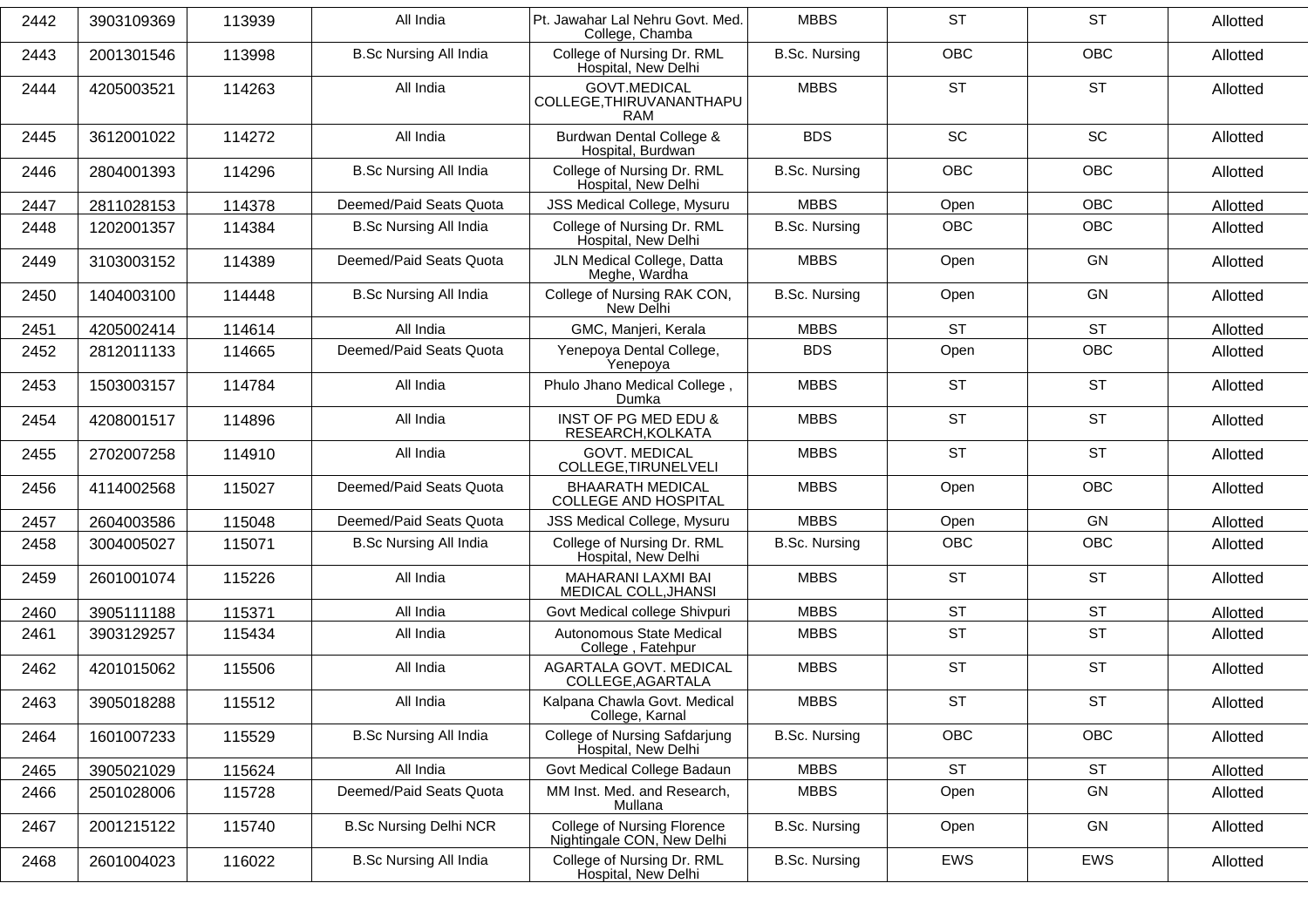| 2442 | 3903109369 | 113939 | All India | Pt. Jawahar Lal Nehru Govt. Med. College, Chamba | MBBS | ST | ST | Allotted |
|---|---|---|---|---|---|---|---|---|
| 2443 | 2001301546 | 113998 | B.Sc Nursing All India | College of Nursing Dr. RML Hospital, New Delhi | B.Sc. Nursing | OBC | OBC | Allotted |
| 2444 | 4205003521 | 114263 | All India | GOVT.MEDICAL COLLEGE,THIRUVANANTHAPURAM | MBBS | ST | ST | Allotted |
| 2445 | 3612001022 | 114272 | All India | Burdwan Dental College & Hospital, Burdwan | BDS | SC | SC | Allotted |
| 2446 | 2804001393 | 114296 | B.Sc Nursing All India | College of Nursing Dr. RML Hospital, New Delhi | B.Sc. Nursing | OBC | OBC | Allotted |
| 2447 | 2811028153 | 114378 | Deemed/Paid Seats Quota | JSS Medical College, Mysuru | MBBS | Open | OBC | Allotted |
| 2448 | 1202001357 | 114384 | B.Sc Nursing All India | College of Nursing Dr. RML Hospital, New Delhi | B.Sc. Nursing | OBC | OBC | Allotted |
| 2449 | 3103003152 | 114389 | Deemed/Paid Seats Quota | JLN Medical College, Datta Meghe, Wardha | MBBS | Open | GN | Allotted |
| 2450 | 1404003100 | 114448 | B.Sc Nursing All India | College of Nursing RAK CON, New Delhi | B.Sc. Nursing | Open | GN | Allotted |
| 2451 | 4205002414 | 114614 | All India | GMC, Manjeri, Kerala | MBBS | ST | ST | Allotted |
| 2452 | 2812011133 | 114665 | Deemed/Paid Seats Quota | Yenepoya Dental College, Yenepoya | BDS | Open | OBC | Allotted |
| 2453 | 1503003157 | 114784 | All India | Phulo Jhano Medical College , Dumka | MBBS | ST | ST | Allotted |
| 2454 | 4208001517 | 114896 | All India | INST OF PG MED EDU & RESEARCH,KOLKATA | MBBS | ST | ST | Allotted |
| 2455 | 2702007258 | 114910 | All India | GOVT. MEDICAL COLLEGE,TIRUNELVELI | MBBS | ST | ST | Allotted |
| 2456 | 4114002568 | 115027 | Deemed/Paid Seats Quota | BHAARATH MEDICAL COLLEGE AND HOSPITAL | MBBS | Open | OBC | Allotted |
| 2457 | 2604003586 | 115048 | Deemed/Paid Seats Quota | JSS Medical College, Mysuru | MBBS | Open | GN | Allotted |
| 2458 | 3004005027 | 115071 | B.Sc Nursing All India | College of Nursing Dr. RML Hospital, New Delhi | B.Sc. Nursing | OBC | OBC | Allotted |
| 2459 | 2601001074 | 115226 | All India | MAHARANI LAXMI BAI MEDICAL COLL,JHANSI | MBBS | ST | ST | Allotted |
| 2460 | 3905111188 | 115371 | All India | Govt Medical college Shivpuri | MBBS | ST | ST | Allotted |
| 2461 | 3903129257 | 115434 | All India | Autonomous State Medical College , Fatehpur | MBBS | ST | ST | Allotted |
| 2462 | 4201015062 | 115506 | All India | AGARTALA GOVT. MEDICAL COLLEGE,AGARTALA | MBBS | ST | ST | Allotted |
| 2463 | 3905018288 | 115512 | All India | Kalpana Chawla Govt. Medical College, Karnal | MBBS | ST | ST | Allotted |
| 2464 | 1601007233 | 115529 | B.Sc Nursing All India | College of Nursing Safdarjung Hospital, New Delhi | B.Sc. Nursing | OBC | OBC | Allotted |
| 2465 | 3905021029 | 115624 | All India | Govt Medical College Badaun | MBBS | ST | ST | Allotted |
| 2466 | 2501028006 | 115728 | Deemed/Paid Seats Quota | MM Inst. Med. and Research, Mullana | MBBS | Open | GN | Allotted |
| 2467 | 2001215122 | 115740 | B.Sc Nursing Delhi NCR | College of Nursing Florence Nightingale CON, New Delhi | B.Sc. Nursing | Open | GN | Allotted |
| 2468 | 2601004023 | 116022 | B.Sc Nursing All India | College of Nursing Dr. RML Hospital, New Delhi | B.Sc. Nursing | EWS | EWS | Allotted |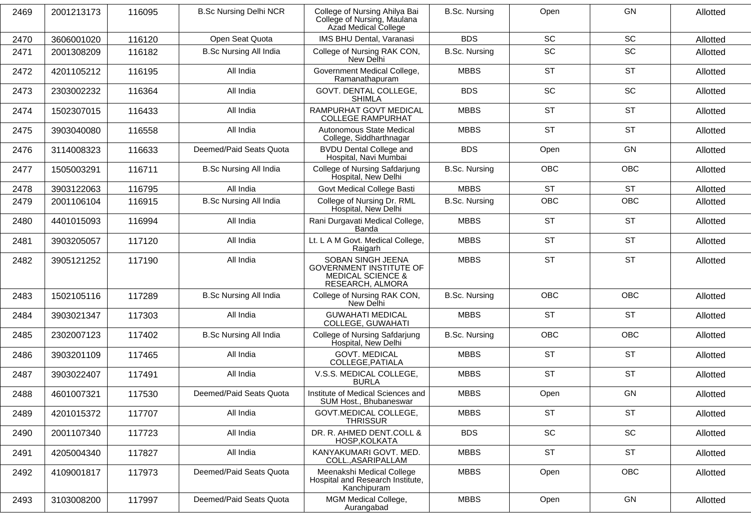| 2469 | 2001213173 | 116095 | B.Sc Nursing Delhi NCR | College of Nursing Ahilya Bai College of Nursing, Maulana Azad Medical College | B.Sc. Nursing | Open | GN | Allotted |
|---|---|---|---|---|---|---|---|---|
| 2470 | 3606001020 | 116120 | Open Seat Quota | IMS BHU Dental, Varanasi | BDS | SC | SC | Allotted |
| 2471 | 2001308209 | 116182 | B.Sc Nursing All India | College of Nursing RAK CON, New Delhi | B.Sc. Nursing | SC | SC | Allotted |
| 2472 | 4201105212 | 116195 | All India | Government Medical College, Ramanathapuram | MBBS | ST | ST | Allotted |
| 2473 | 2303002232 | 116364 | All India | GOVT. DENTAL COLLEGE, SHIMLA | BDS | SC | SC | Allotted |
| 2474 | 1502307015 | 116433 | All India | RAMPURHAT GOVT MEDICAL COLLEGE RAMPURHAT | MBBS | ST | ST | Allotted |
| 2475 | 3903040080 | 116558 | All India | Autonomous State Medical College, Siddharthnagar | MBBS | ST | ST | Allotted |
| 2476 | 3114008323 | 116633 | Deemed/Paid Seats Quota | BVDU Dental College and Hospital, Navi Mumbai | BDS | Open | GN | Allotted |
| 2477 | 1505003291 | 116711 | B.Sc Nursing All India | College of Nursing Safdarjung Hospital, New Delhi | B.Sc. Nursing | OBC | OBC | Allotted |
| 2478 | 3903122063 | 116795 | All India | Govt Medical College Basti | MBBS | ST | ST | Allotted |
| 2479 | 2001106104 | 116915 | B.Sc Nursing All India | College of Nursing Dr. RML Hospital, New Delhi | B.Sc. Nursing | OBC | OBC | Allotted |
| 2480 | 4401015093 | 116994 | All India | Rani Durgavati Medical College, Banda | MBBS | ST | ST | Allotted |
| 2481 | 3903205057 | 117120 | All India | Lt. L A M Govt. Medical College, Raigarh | MBBS | ST | ST | Allotted |
| 2482 | 3905121252 | 117190 | All India | SOBAN SINGH JEENA GOVERNMENT INSTITUTE OF MEDICAL SCIENCE & RESEARCH, ALMORA | MBBS | ST | ST | Allotted |
| 2483 | 1502105116 | 117289 | B.Sc Nursing All India | College of Nursing RAK CON, New Delhi | B.Sc. Nursing | OBC | OBC | Allotted |
| 2484 | 3903021347 | 117303 | All India | GUWAHATI MEDICAL COLLEGE, GUWAHATI | MBBS | ST | ST | Allotted |
| 2485 | 2302007123 | 117402 | B.Sc Nursing All India | College of Nursing Safdarjung Hospital, New Delhi | B.Sc. Nursing | OBC | OBC | Allotted |
| 2486 | 3903201109 | 117465 | All India | GOVT. MEDICAL COLLEGE,PATIALA | MBBS | ST | ST | Allotted |
| 2487 | 3903022407 | 117491 | All India | V.S.S. MEDICAL COLLEGE, BURLA | MBBS | ST | ST | Allotted |
| 2488 | 4601007321 | 117530 | Deemed/Paid Seats Quota | Institute of Medical Sciences and SUM Host., Bhubaneswar | MBBS | Open | GN | Allotted |
| 2489 | 4201015372 | 117707 | All India | GOVT.MEDICAL COLLEGE, THRISSUR | MBBS | ST | ST | Allotted |
| 2490 | 2001107340 | 117723 | All India | DR. R. AHMED DENT.COLL & HOSP,KOLKATA | BDS | SC | SC | Allotted |
| 2491 | 4205004340 | 117827 | All India | KANYAKUMARI GOVT. MED. COLL.,ASARIPALLAM | MBBS | ST | ST | Allotted |
| 2492 | 4109001817 | 117973 | Deemed/Paid Seats Quota | Meenakshi Medical College Hospital and Research Institute, Kanchipuram | MBBS | Open | OBC | Allotted |
| 2493 | 3103008200 | 117997 | Deemed/Paid Seats Quota | MGM Medical College, Aurangabad | MBBS | Open | GN | Allotted |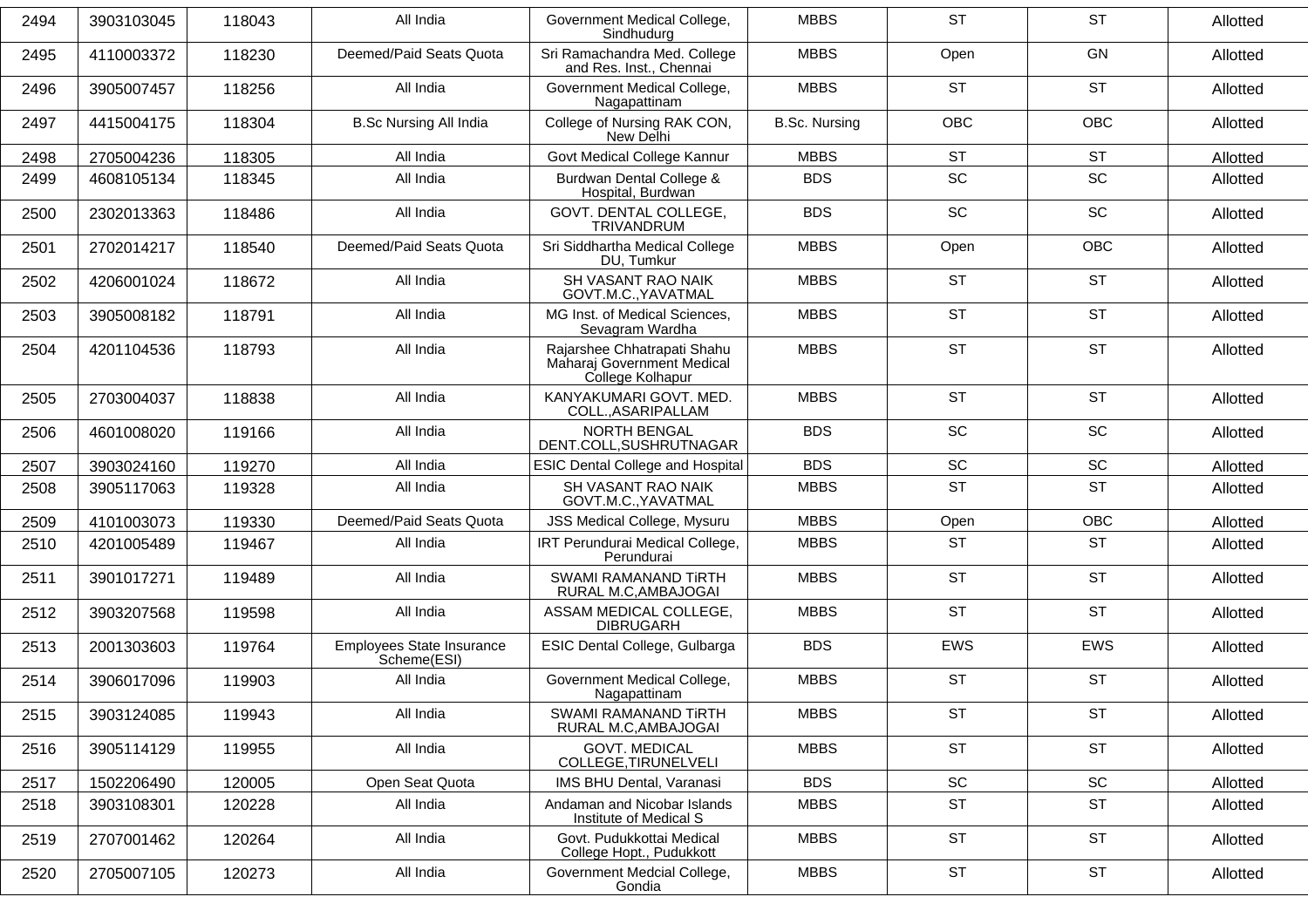| 2494 | 3903103045 | 118043 | All India | Government Medical College, Sindhudurg | MBBS | ST | ST | Allotted |
|---|---|---|---|---|---|---|---|---|
| 2495 | 4110003372 | 118230 | Deemed/Paid Seats Quota | Sri Ramachandra Med. College and Res. Inst., Chennai | MBBS | Open | GN | Allotted |
| 2496 | 3905007457 | 118256 | All India | Government Medical College, Nagapattinam | MBBS | ST | ST | Allotted |
| 2497 | 4415004175 | 118304 | B.Sc Nursing All India | College of Nursing RAK CON, New Delhi | B.Sc. Nursing | OBC | OBC | Allotted |
| 2498 | 2705004236 | 118305 | All India | Govt Medical College Kannur | MBBS | ST | ST | Allotted |
| 2499 | 4608105134 | 118345 | All India | Burdwan Dental College & Hospital, Burdwan | BDS | SC | SC | Allotted |
| 2500 | 2302013363 | 118486 | All India | GOVT. DENTAL COLLEGE, TRIVANDRUM | BDS | SC | SC | Allotted |
| 2501 | 2702014217 | 118540 | Deemed/Paid Seats Quota | Sri Siddhartha Medical College DU, Tumkur | MBBS | Open | OBC | Allotted |
| 2502 | 4206001024 | 118672 | All India | SH VASANT RAO NAIK GOVT.M.C.,YAVATMAL | MBBS | ST | ST | Allotted |
| 2503 | 3905008182 | 118791 | All India | MG Inst. of Medical Sciences, Sevagram Wardha | MBBS | ST | ST | Allotted |
| 2504 | 4201104536 | 118793 | All India | Rajarshee Chhatrapati Shahu Maharaj Government Medical College Kolhapur | MBBS | ST | ST | Allotted |
| 2505 | 2703004037 | 118838 | All India | KANYAKUMARI GOVT. MED. COLL.,ASARIPALLAM | MBBS | ST | ST | Allotted |
| 2506 | 4601008020 | 119166 | All India | NORTH BENGAL DENT.COLL,SUSHRUTNAGAR | BDS | SC | SC | Allotted |
| 2507 | 3903024160 | 119270 | All India | ESIC Dental College and Hospital | BDS | SC | SC | Allotted |
| 2508 | 3905117063 | 119328 | All India | SH VASANT RAO NAIK GOVT.M.C.,YAVATMAL | MBBS | ST | ST | Allotted |
| 2509 | 4101003073 | 119330 | Deemed/Paid Seats Quota | JSS Medical College, Mysuru | MBBS | Open | OBC | Allotted |
| 2510 | 4201005489 | 119467 | All India | IRT Perundurai Medical College, Perundurai | MBBS | ST | ST | Allotted |
| 2511 | 3901017271 | 119489 | All India | SWAMI RAMANAND TiRTH RURAL M.C,AMBAJOGAI | MBBS | ST | ST | Allotted |
| 2512 | 3903207568 | 119598 | All India | ASSAM MEDICAL COLLEGE, DIBRUGARH | MBBS | ST | ST | Allotted |
| 2513 | 2001303603 | 119764 | Employees State Insurance Scheme(ESI) | ESIC Dental College, Gulbarga | BDS | EWS | EWS | Allotted |
| 2514 | 3906017096 | 119903 | All India | Government Medical College, Nagapattinam | MBBS | ST | ST | Allotted |
| 2515 | 3903124085 | 119943 | All India | SWAMI RAMANAND TiRTH RURAL M.C,AMBAJOGAI | MBBS | ST | ST | Allotted |
| 2516 | 3905114129 | 119955 | All India | GOVT. MEDICAL COLLEGE,TIRUNELVELI | MBBS | ST | ST | Allotted |
| 2517 | 1502206490 | 120005 | Open Seat Quota | IMS BHU Dental, Varanasi | BDS | SC | SC | Allotted |
| 2518 | 3903108301 | 120228 | All India | Andaman and Nicobar Islands Institute of Medical S | MBBS | ST | ST | Allotted |
| 2519 | 2707001462 | 120264 | All India | Govt. Pudukkottai Medical College Hopt., Pudukkott | MBBS | ST | ST | Allotted |
| 2520 | 2705007105 | 120273 | All India | Government Medcial College, Gondia | MBBS | ST | ST | Allotted |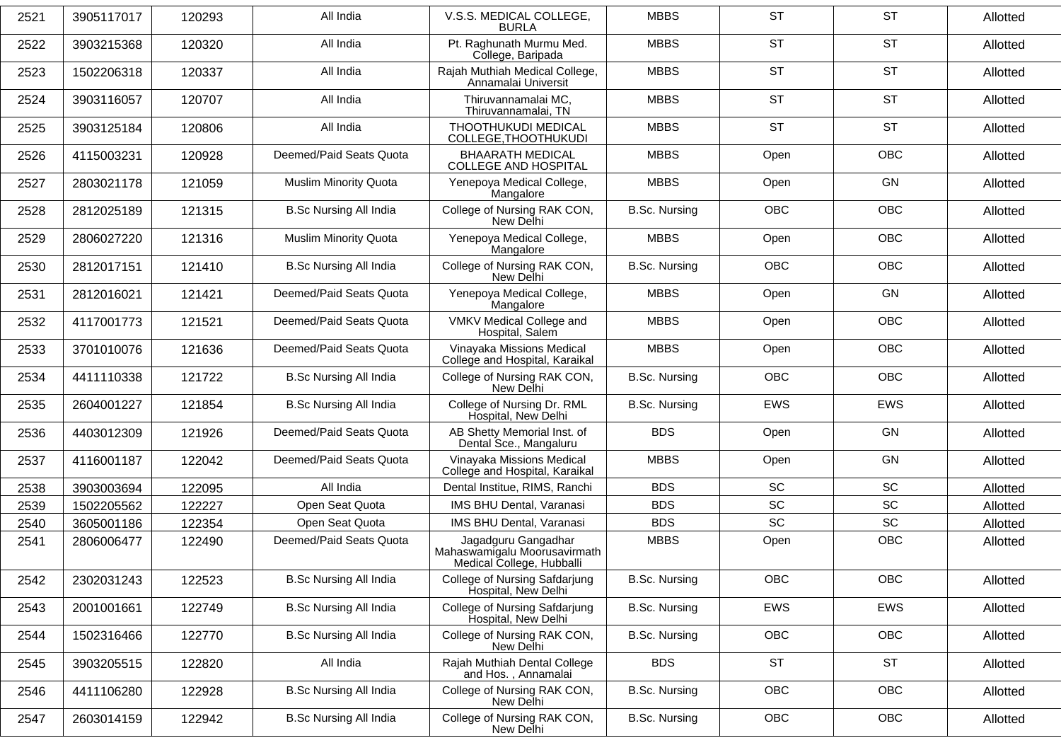| 2521 | 3905117017 | 120293 | All India | V.S.S. MEDICAL COLLEGE, BURLA | MBBS | ST | ST | Allotted |
|---|---|---|---|---|---|---|---|---|
| 2522 | 3903215368 | 120320 | All India | Pt. Raghunath Murmu Med. College, Baripada | MBBS | ST | ST | Allotted |
| 2523 | 1502206318 | 120337 | All India | Rajah Muthiah Medical College, Annamalai Universit | MBBS | ST | ST | Allotted |
| 2524 | 3903116057 | 120707 | All India | Thiruvannamalai MC, Thiruvannamalai, TN | MBBS | ST | ST | Allotted |
| 2525 | 3903125184 | 120806 | All India | THOOTHUKUDI MEDICAL COLLEGE,THOOTHUKUDI | MBBS | ST | ST | Allotted |
| 2526 | 4115003231 | 120928 | Deemed/Paid Seats Quota | BHAARATH MEDICAL COLLEGE AND HOSPITAL | MBBS | Open | OBC | Allotted |
| 2527 | 2803021178 | 121059 | Muslim Minority Quota | Yenepoya Medical College, Mangalore | MBBS | Open | GN | Allotted |
| 2528 | 2812025189 | 121315 | B.Sc Nursing All India | College of Nursing RAK CON, New Delhi | B.Sc. Nursing | OBC | OBC | Allotted |
| 2529 | 2806027220 | 121316 | Muslim Minority Quota | Yenepoya Medical College, Mangalore | MBBS | Open | OBC | Allotted |
| 2530 | 2812017151 | 121410 | B.Sc Nursing All India | College of Nursing RAK CON, New Delhi | B.Sc. Nursing | OBC | OBC | Allotted |
| 2531 | 2812016021 | 121421 | Deemed/Paid Seats Quota | Yenepoya Medical College, Mangalore | MBBS | Open | GN | Allotted |
| 2532 | 4117001773 | 121521 | Deemed/Paid Seats Quota | VMKV Medical College and Hospital, Salem | MBBS | Open | OBC | Allotted |
| 2533 | 3701010076 | 121636 | Deemed/Paid Seats Quota | Vinayaka Missions Medical College and Hospital, Karaikal | MBBS | Open | OBC | Allotted |
| 2534 | 4411110338 | 121722 | B.Sc Nursing All India | College of Nursing RAK CON, New Delhi | B.Sc. Nursing | OBC | OBC | Allotted |
| 2535 | 2604001227 | 121854 | B.Sc Nursing All India | College of Nursing Dr. RML Hospital, New Delhi | B.Sc. Nursing | EWS | EWS | Allotted |
| 2536 | 4403012309 | 121926 | Deemed/Paid Seats Quota | AB Shetty Memorial Inst. of Dental Sce., Mangaluru | BDS | Open | GN | Allotted |
| 2537 | 4116001187 | 122042 | Deemed/Paid Seats Quota | Vinayaka Missions Medical College and Hospital, Karaikal | MBBS | Open | GN | Allotted |
| 2538 | 3903003694 | 122095 | All India | Dental Institue, RIMS, Ranchi | BDS | SC | SC | Allotted |
| 2539 | 1502205562 | 122227 | Open Seat Quota | IMS BHU Dental, Varanasi | BDS | SC | SC | Allotted |
| 2540 | 3605001186 | 122354 | Open Seat Quota | IMS BHU Dental, Varanasi | BDS | SC | SC | Allotted |
| 2541 | 2806006477 | 122490 | Deemed/Paid Seats Quota | Jagadguru Gangadhar Mahaswamigalu Moorusavirmath Medical College, Hubballi | MBBS | Open | OBC | Allotted |
| 2542 | 2302031243 | 122523 | B.Sc Nursing All India | College of Nursing Safdarjung Hospital, New Delhi | B.Sc. Nursing | OBC | OBC | Allotted |
| 2543 | 2001001661 | 122749 | B.Sc Nursing All India | College of Nursing Safdarjung Hospital, New Delhi | B.Sc. Nursing | EWS | EWS | Allotted |
| 2544 | 1502316466 | 122770 | B.Sc Nursing All India | College of Nursing RAK CON, New Delhi | B.Sc. Nursing | OBC | OBC | Allotted |
| 2545 | 3903205515 | 122820 | All India | Rajah Muthiah Dental College and Hos. , Annamalai | BDS | ST | ST | Allotted |
| 2546 | 4411106280 | 122928 | B.Sc Nursing All India | College of Nursing RAK CON, New Delhi | B.Sc. Nursing | OBC | OBC | Allotted |
| 2547 | 2603014159 | 122942 | B.Sc Nursing All India | College of Nursing RAK CON, New Delhi | B.Sc. Nursing | OBC | OBC | Allotted |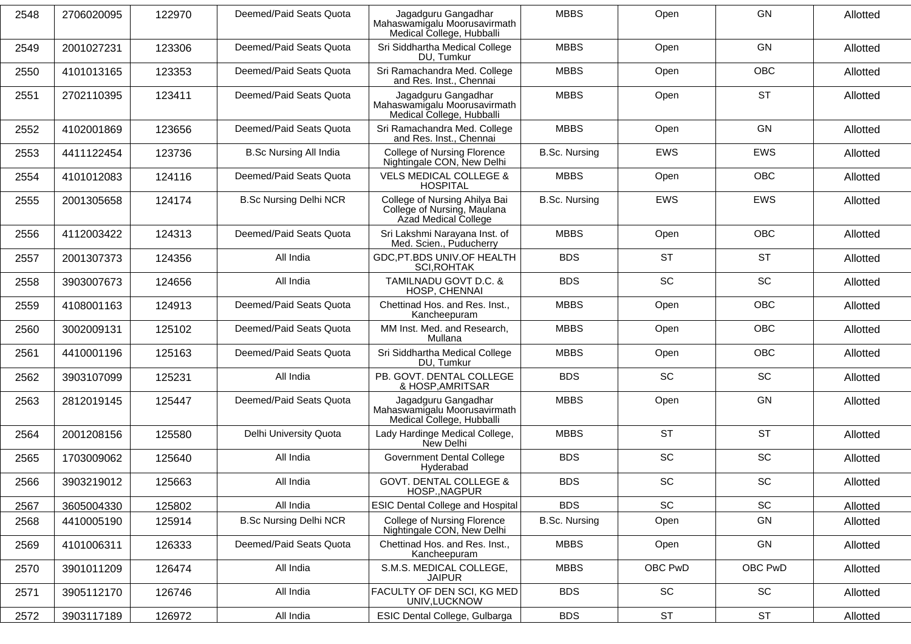| 2548 | 2706020095 | 122970 | Deemed/Paid Seats Quota | Jagadguru Gangadhar Mahaswamigalu Moorusavirmath Medical College, Hubballi | MBBS | Open | GN | Allotted |
|---|---|---|---|---|---|---|---|---|
| 2549 | 2001027231 | 123306 | Deemed/Paid Seats Quota | Sri Siddhartha Medical College DU, Tumkur | MBBS | Open | GN | Allotted |
| 2550 | 4101013165 | 123353 | Deemed/Paid Seats Quota | Sri Ramachandra Med. College and Res. Inst., Chennai | MBBS | Open | OBC | Allotted |
| 2551 | 2702110395 | 123411 | Deemed/Paid Seats Quota | Jagadguru Gangadhar Mahaswamigalu Moorusavirmath Medical College, Hubballi | MBBS | Open | ST | Allotted |
| 2552 | 4102001869 | 123656 | Deemed/Paid Seats Quota | Sri Ramachandra Med. College and Res. Inst., Chennai | MBBS | Open | GN | Allotted |
| 2553 | 4411122454 | 123736 | B.Sc Nursing All India | College of Nursing Florence Nightingale CON, New Delhi | B.Sc. Nursing | EWS | EWS | Allotted |
| 2554 | 4101012083 | 124116 | Deemed/Paid Seats Quota | VELS MEDICAL COLLEGE & HOSPITAL | MBBS | Open | OBC | Allotted |
| 2555 | 2001305658 | 124174 | B.Sc Nursing Delhi NCR | College of Nursing Ahilya Bai College of Nursing, Maulana Azad Medical College | B.Sc. Nursing | EWS | EWS | Allotted |
| 2556 | 4112003422 | 124313 | Deemed/Paid Seats Quota | Sri Lakshmi Narayana Inst. of Med. Scien., Puducherry | MBBS | Open | OBC | Allotted |
| 2557 | 2001307373 | 124356 | All India | GDC,PT.BDS UNIV.OF HEALTH SCI,ROHTAK | BDS | ST | ST | Allotted |
| 2558 | 3903007673 | 124656 | All India | TAMILNADU GOVT D.C. & HOSP, CHENNAI | BDS | SC | SC | Allotted |
| 2559 | 4108001163 | 124913 | Deemed/Paid Seats Quota | Chettinad Hos. and Res. Inst., Kancheepuram | MBBS | Open | OBC | Allotted |
| 2560 | 3002009131 | 125102 | Deemed/Paid Seats Quota | MM Inst. Med. and Research, Mullana | MBBS | Open | OBC | Allotted |
| 2561 | 4410001196 | 125163 | Deemed/Paid Seats Quota | Sri Siddhartha Medical College DU, Tumkur | MBBS | Open | OBC | Allotted |
| 2562 | 3903107099 | 125231 | All India | PB. GOVT. DENTAL COLLEGE & HOSP,AMRITSAR | BDS | SC | SC | Allotted |
| 2563 | 2812019145 | 125447 | Deemed/Paid Seats Quota | Jagadguru Gangadhar Mahaswamigalu Moorusavirmath Medical College, Hubballi | MBBS | Open | GN | Allotted |
| 2564 | 2001208156 | 125580 | Delhi University Quota | Lady Hardinge Medical College, New Delhi | MBBS | ST | ST | Allotted |
| 2565 | 1703009062 | 125640 | All India | Government Dental College Hyderabad | BDS | SC | SC | Allotted |
| 2566 | 3903219012 | 125663 | All India | GOVT. DENTAL COLLEGE & HOSP.,NAGPUR | BDS | SC | SC | Allotted |
| 2567 | 3605004330 | 125802 | All India | ESIC Dental College and Hospital | BDS | SC | SC | Allotted |
| 2568 | 4410005190 | 125914 | B.Sc Nursing Delhi NCR | College of Nursing Florence Nightingale CON, New Delhi | B.Sc. Nursing | Open | GN | Allotted |
| 2569 | 4101006311 | 126333 | Deemed/Paid Seats Quota | Chettinad Hos. and Res. Inst., Kancheepuram | MBBS | Open | GN | Allotted |
| 2570 | 3901011209 | 126474 | All India | S.M.S. MEDICAL COLLEGE, JAIPUR | MBBS | OBC PwD | OBC PwD | Allotted |
| 2571 | 3905112170 | 126746 | All India | FACULTY OF DEN SCI, KG MED UNIV,LUCKNOW | BDS | SC | SC | Allotted |
| 2572 | 3903117189 | 126972 | All India | ESIC Dental College, Gulbarga | BDS | ST | ST | Allotted |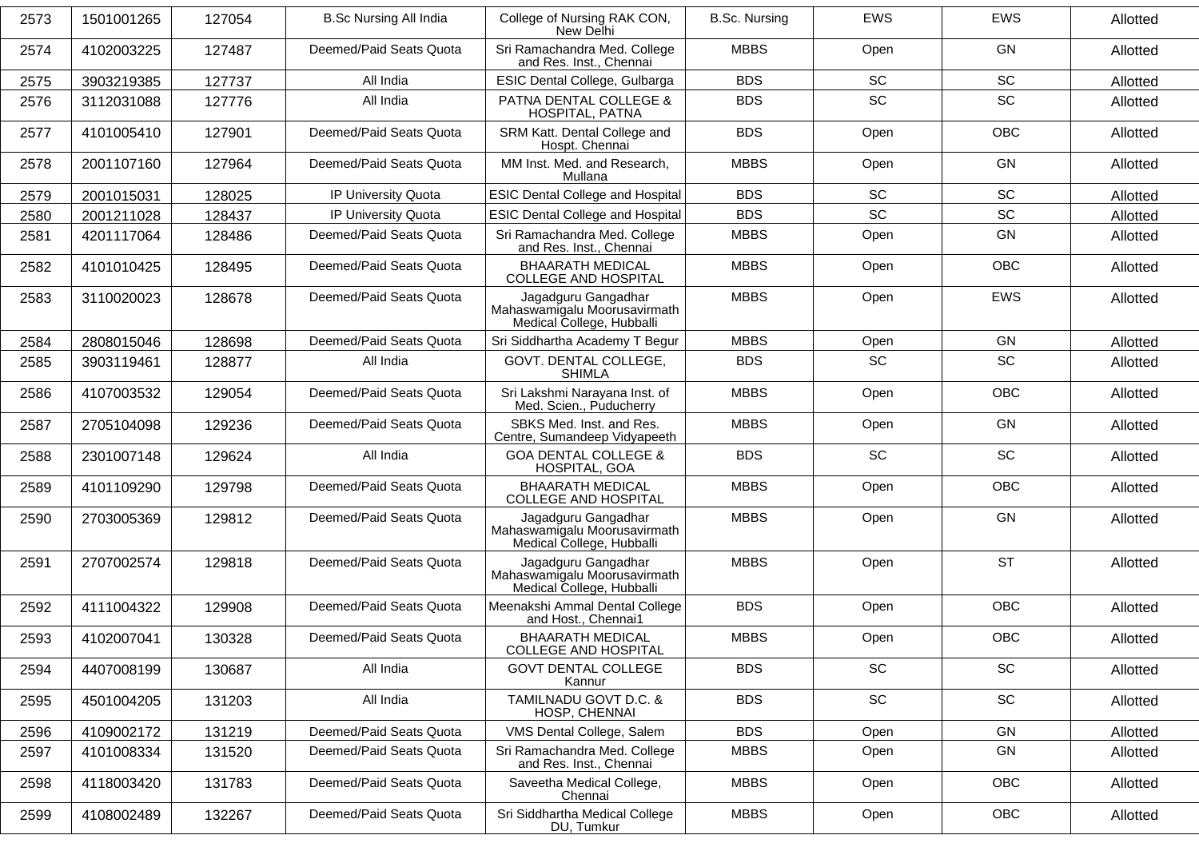| 2573 | 1501001265 | 127054 | B.Sc Nursing All India | College of Nursing RAK CON, New Delhi | B.Sc. Nursing | EWS | EWS | Allotted |
|---|---|---|---|---|---|---|---|---|
| 2574 | 4102003225 | 127487 | Deemed/Paid Seats Quota | Sri Ramachandra Med. College and Res. Inst., Chennai | MBBS | Open | GN | Allotted |
| 2575 | 3903219385 | 127737 | All India | ESIC Dental College, Gulbarga | BDS | SC | SC | Allotted |
| 2576 | 3112031088 | 127776 | All India | PATNA DENTAL COLLEGE & HOSPITAL, PATNA | BDS | SC | SC | Allotted |
| 2577 | 4101005410 | 127901 | Deemed/Paid Seats Quota | SRM Katt. Dental College and Hospt. Chennai | BDS | Open | OBC | Allotted |
| 2578 | 2001107160 | 127964 | Deemed/Paid Seats Quota | MM Inst. Med. and Research, Mullana | MBBS | Open | GN | Allotted |
| 2579 | 2001015031 | 128025 | IP University Quota | ESIC Dental College and Hospital | BDS | SC | SC | Allotted |
| 2580 | 2001211028 | 128437 | IP University Quota | ESIC Dental College and Hospital | BDS | SC | SC | Allotted |
| 2581 | 4201117064 | 128486 | Deemed/Paid Seats Quota | Sri Ramachandra Med. College and Res. Inst., Chennai | MBBS | Open | GN | Allotted |
| 2582 | 4101010425 | 128495 | Deemed/Paid Seats Quota | BHAARATH MEDICAL COLLEGE AND HOSPITAL | MBBS | Open | OBC | Allotted |
| 2583 | 3110020023 | 128678 | Deemed/Paid Seats Quota | Jagadguru Gangadhar Mahaswamigalu Moorusavirmath Medical College, Hubballi | MBBS | Open | EWS | Allotted |
| 2584 | 2808015046 | 128698 | Deemed/Paid Seats Quota | Sri Siddhartha Academy T Begur | MBBS | Open | GN | Allotted |
| 2585 | 3903119461 | 128877 | All India | GOVT. DENTAL COLLEGE, SHIMLA | BDS | SC | SC | Allotted |
| 2586 | 4107003532 | 129054 | Deemed/Paid Seats Quota | Sri Lakshmi Narayana Inst. of Med. Scien., Puducherry | MBBS | Open | OBC | Allotted |
| 2587 | 2705104098 | 129236 | Deemed/Paid Seats Quota | SBKS Med. Inst. and Res. Centre, Sumandeep Vidyapeeth | MBBS | Open | GN | Allotted |
| 2588 | 2301007148 | 129624 | All India | GOA DENTAL COLLEGE & HOSPITAL, GOA | BDS | SC | SC | Allotted |
| 2589 | 4101109290 | 129798 | Deemed/Paid Seats Quota | BHAARATH MEDICAL COLLEGE AND HOSPITAL | MBBS | Open | OBC | Allotted |
| 2590 | 2703005369 | 129812 | Deemed/Paid Seats Quota | Jagadguru Gangadhar Mahaswamigalu Moorusavirmath Medical College, Hubballi | MBBS | Open | GN | Allotted |
| 2591 | 2707002574 | 129818 | Deemed/Paid Seats Quota | Jagadguru Gangadhar Mahaswamigalu Moorusavirmath Medical College, Hubballi | MBBS | Open | ST | Allotted |
| 2592 | 4111004322 | 129908 | Deemed/Paid Seats Quota | Meenakshi Ammal Dental College and Host., Chennai1 | BDS | Open | OBC | Allotted |
| 2593 | 4102007041 | 130328 | Deemed/Paid Seats Quota | BHAARATH MEDICAL COLLEGE AND HOSPITAL | MBBS | Open | OBC | Allotted |
| 2594 | 4407008199 | 130687 | All India | GOVT DENTAL COLLEGE Kannur | BDS | SC | SC | Allotted |
| 2595 | 4501004205 | 131203 | All India | TAMILNADU GOVT D.C. & HOSP, CHENNAI | BDS | SC | SC | Allotted |
| 2596 | 4109002172 | 131219 | Deemed/Paid Seats Quota | VMS Dental College, Salem | BDS | Open | GN | Allotted |
| 2597 | 4101008334 | 131520 | Deemed/Paid Seats Quota | Sri Ramachandra Med. College and Res. Inst., Chennai | MBBS | Open | GN | Allotted |
| 2598 | 4118003420 | 131783 | Deemed/Paid Seats Quota | Saveetha Medical College, Chennai | MBBS | Open | OBC | Allotted |
| 2599 | 4108002489 | 132267 | Deemed/Paid Seats Quota | Sri Siddhartha Medical College DU, Tumkur | MBBS | Open | OBC | Allotted |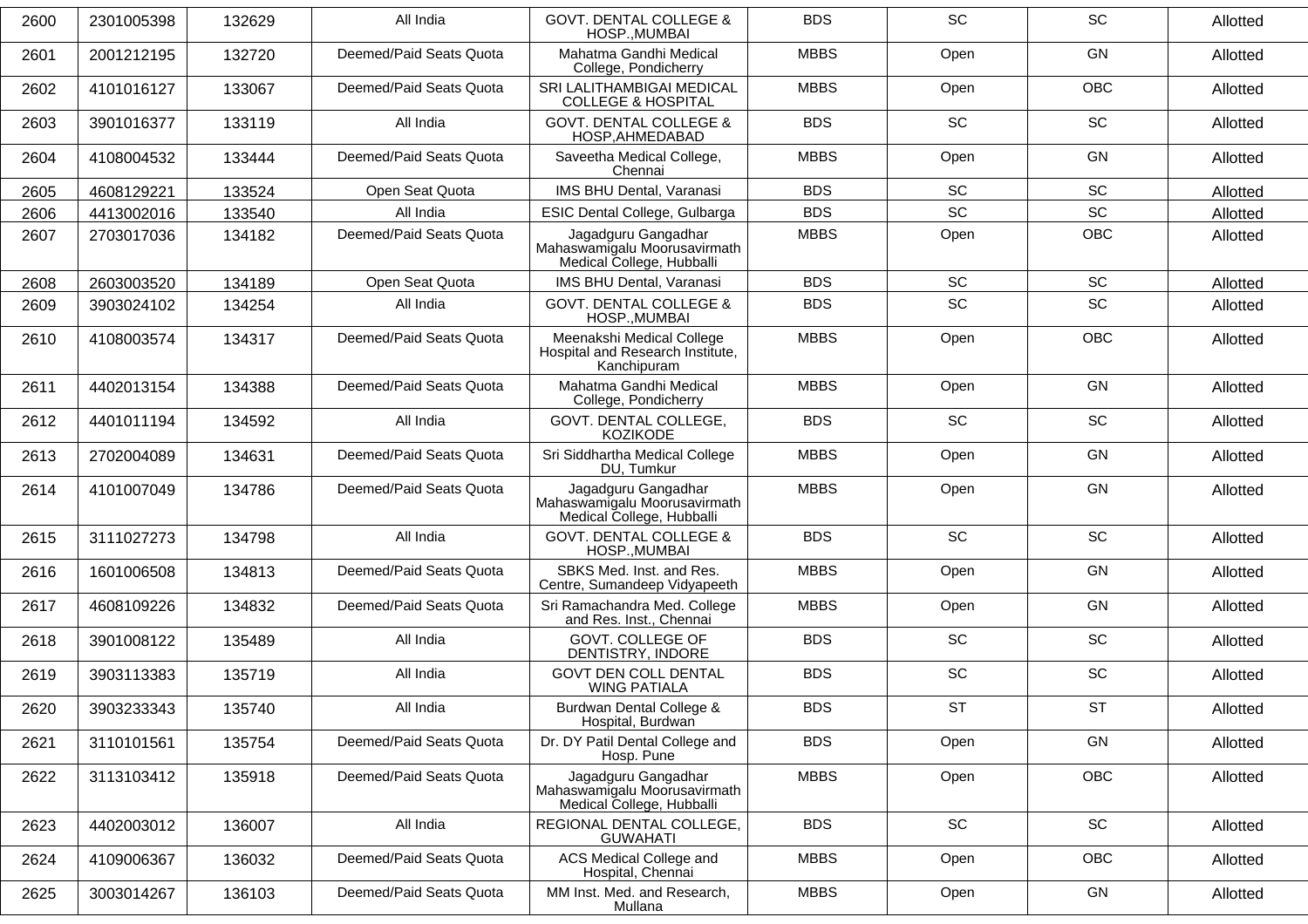| 2600 | 2301005398 | 132629 | All India | GOVT. DENTAL COLLEGE & HOSP.,MUMBAI | BDS | SC | SC | Allotted |
|---|---|---|---|---|---|---|---|---|
| 2601 | 2001212195 | 132720 | Deemed/Paid Seats Quota | Mahatma Gandhi Medical College, Pondicherry | MBBS | Open | GN | Allotted |
| 2602 | 4101016127 | 133067 | Deemed/Paid Seats Quota | SRI LALITHAMBIGAI MEDICAL COLLEGE & HOSPITAL | MBBS | Open | OBC | Allotted |
| 2603 | 3901016377 | 133119 | All India | GOVT. DENTAL COLLEGE & HOSP,AHMEDABAD | BDS | SC | SC | Allotted |
| 2604 | 4108004532 | 133444 | Deemed/Paid Seats Quota | Saveetha Medical College, Chennai | MBBS | Open | GN | Allotted |
| 2605 | 4608129221 | 133524 | Open Seat Quota | IMS BHU Dental, Varanasi | BDS | SC | SC | Allotted |
| 2606 | 4413002016 | 133540 | All India | ESIC Dental College, Gulbarga | BDS | SC | SC | Allotted |
| 2607 | 2703017036 | 134182 | Deemed/Paid Seats Quota | Jagadguru Gangadhar Mahaswamigalu Moorusavirmath Medical College, Hubballi | MBBS | Open | OBC | Allotted |
| 2608 | 2603003520 | 134189 | Open Seat Quota | IMS BHU Dental, Varanasi | BDS | SC | SC | Allotted |
| 2609 | 3903024102 | 134254 | All India | GOVT. DENTAL COLLEGE & HOSP.,MUMBAI | BDS | SC | SC | Allotted |
| 2610 | 4108003574 | 134317 | Deemed/Paid Seats Quota | Meenakshi Medical College Hospital and Research Institute, Kanchipuram | MBBS | Open | OBC | Allotted |
| 2611 | 4402013154 | 134388 | Deemed/Paid Seats Quota | Mahatma Gandhi Medical College, Pondicherry | MBBS | Open | GN | Allotted |
| 2612 | 4401011194 | 134592 | All India | GOVT. DENTAL COLLEGE, KOZIKODE | BDS | SC | SC | Allotted |
| 2613 | 2702004089 | 134631 | Deemed/Paid Seats Quota | Sri Siddhartha Medical College DU, Tumkur | MBBS | Open | GN | Allotted |
| 2614 | 4101007049 | 134786 | Deemed/Paid Seats Quota | Jagadguru Gangadhar Mahaswamigalu Moorusavirmath Medical College, Hubballi | MBBS | Open | GN | Allotted |
| 2615 | 3111027273 | 134798 | All India | GOVT. DENTAL COLLEGE & HOSP.,MUMBAI | BDS | SC | SC | Allotted |
| 2616 | 1601006508 | 134813 | Deemed/Paid Seats Quota | SBKS Med. Inst. and Res. Centre, Sumandeep Vidyapeeth | MBBS | Open | GN | Allotted |
| 2617 | 4608109226 | 134832 | Deemed/Paid Seats Quota | Sri Ramachandra Med. College and Res. Inst., Chennai | MBBS | Open | GN | Allotted |
| 2618 | 3901008122 | 135489 | All India | GOVT. COLLEGE OF DENTISTRY, INDORE | BDS | SC | SC | Allotted |
| 2619 | 3903113383 | 135719 | All India | GOVT DEN COLL DENTAL WING PATIALA | BDS | SC | SC | Allotted |
| 2620 | 3903233343 | 135740 | All India | Burdwan Dental College & Hospital, Burdwan | BDS | ST | ST | Allotted |
| 2621 | 3110101561 | 135754 | Deemed/Paid Seats Quota | Dr. DY Patil Dental College and Hosp. Pune | BDS | Open | GN | Allotted |
| 2622 | 3113103412 | 135918 | Deemed/Paid Seats Quota | Jagadguru Gangadhar Mahaswamigalu Moorusavirmath Medical College, Hubballi | MBBS | Open | OBC | Allotted |
| 2623 | 4402003012 | 136007 | All India | REGIONAL DENTAL COLLEGE, GUWAHATI | BDS | SC | SC | Allotted |
| 2624 | 4109006367 | 136032 | Deemed/Paid Seats Quota | ACS Medical College and Hospital, Chennai | MBBS | Open | OBC | Allotted |
| 2625 | 3003014267 | 136103 | Deemed/Paid Seats Quota | MM Inst. Med. and Research, Mullana | MBBS | Open | GN | Allotted |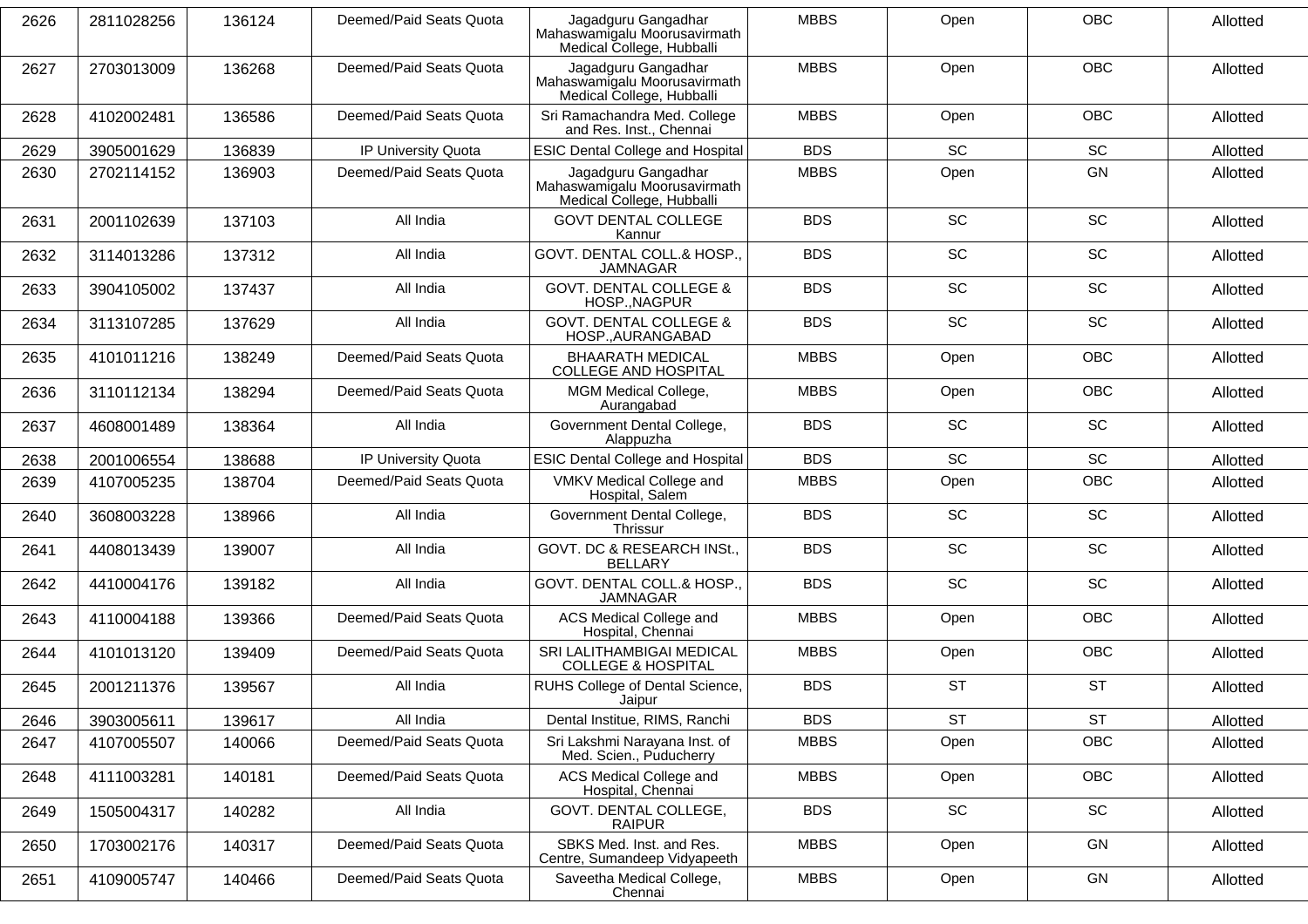| 2626 | 2811028256 | 136124 | Deemed/Paid Seats Quota | Jagadguru Gangadhar Mahaswamigalu Moorusavirmath Medical College, Hubballi | MBBS | Open | OBC | Allotted |
|---|---|---|---|---|---|---|---|---|
| 2627 | 2703013009 | 136268 | Deemed/Paid Seats Quota | Jagadguru Gangadhar Mahaswamigalu Moorusavirmath Medical College, Hubballi | MBBS | Open | OBC | Allotted |
| 2628 | 4102002481 | 136586 | Deemed/Paid Seats Quota | Sri Ramachandra Med. College and Res. Inst., Chennai | MBBS | Open | OBC | Allotted |
| 2629 | 3905001629 | 136839 | IP University Quota | ESIC Dental College and Hospital | BDS | SC | SC | Allotted |
| 2630 | 2702114152 | 136903 | Deemed/Paid Seats Quota | Jagadguru Gangadhar Mahaswamigalu Moorusavirmath Medical College, Hubballi | MBBS | Open | GN | Allotted |
| 2631 | 2001102639 | 137103 | All India | GOVT DENTAL COLLEGE Kannur | BDS | SC | SC | Allotted |
| 2632 | 3114013286 | 137312 | All India | GOVT. DENTAL COLL.& HOSP., JAMNAGAR | BDS | SC | SC | Allotted |
| 2633 | 3904105002 | 137437 | All India | GOVT. DENTAL COLLEGE & HOSP.,NAGPUR | BDS | SC | SC | Allotted |
| 2634 | 3113107285 | 137629 | All India | GOVT. DENTAL COLLEGE & HOSP.,AURANGABAD | BDS | SC | SC | Allotted |
| 2635 | 4101011216 | 138249 | Deemed/Paid Seats Quota | BHAARATH MEDICAL COLLEGE AND HOSPITAL | MBBS | Open | OBC | Allotted |
| 2636 | 3110112134 | 138294 | Deemed/Paid Seats Quota | MGM Medical College, Aurangabad | MBBS | Open | OBC | Allotted |
| 2637 | 4608001489 | 138364 | All India | Government Dental College, Alappuzha | BDS | SC | SC | Allotted |
| 2638 | 2001006554 | 138688 | IP University Quota | ESIC Dental College and Hospital | BDS | SC | SC | Allotted |
| 2639 | 4107005235 | 138704 | Deemed/Paid Seats Quota | VMKV Medical College and Hospital, Salem | MBBS | Open | OBC | Allotted |
| 2640 | 3608003228 | 138966 | All India | Government Dental College, Thrissur | BDS | SC | SC | Allotted |
| 2641 | 4408013439 | 139007 | All India | GOVT. DC & RESEARCH INSt., BELLARY | BDS | SC | SC | Allotted |
| 2642 | 4410004176 | 139182 | All India | GOVT. DENTAL COLL.& HOSP., JAMNAGAR | BDS | SC | SC | Allotted |
| 2643 | 4110004188 | 139366 | Deemed/Paid Seats Quota | ACS Medical College and Hospital, Chennai | MBBS | Open | OBC | Allotted |
| 2644 | 4101013120 | 139409 | Deemed/Paid Seats Quota | SRI LALITHAMBIGAI MEDICAL COLLEGE & HOSPITAL | MBBS | Open | OBC | Allotted |
| 2645 | 2001211376 | 139567 | All India | RUHS College of Dental Science, Jaipur | BDS | ST | ST | Allotted |
| 2646 | 3903005611 | 139617 | All India | Dental Institue, RIMS, Ranchi | BDS | ST | ST | Allotted |
| 2647 | 4107005507 | 140066 | Deemed/Paid Seats Quota | Sri Lakshmi Narayana Inst. of Med. Scien., Puducherry | MBBS | Open | OBC | Allotted |
| 2648 | 4111003281 | 140181 | Deemed/Paid Seats Quota | ACS Medical College and Hospital, Chennai | MBBS | Open | OBC | Allotted |
| 2649 | 1505004317 | 140282 | All India | GOVT. DENTAL COLLEGE, RAIPUR | BDS | SC | SC | Allotted |
| 2650 | 1703002176 | 140317 | Deemed/Paid Seats Quota | SBKS Med. Inst. and Res. Centre, Sumandeep Vidyapeeth | MBBS | Open | GN | Allotted |
| 2651 | 4109005747 | 140466 | Deemed/Paid Seats Quota | Saveetha Medical College, Chennai | MBBS | Open | GN | Allotted |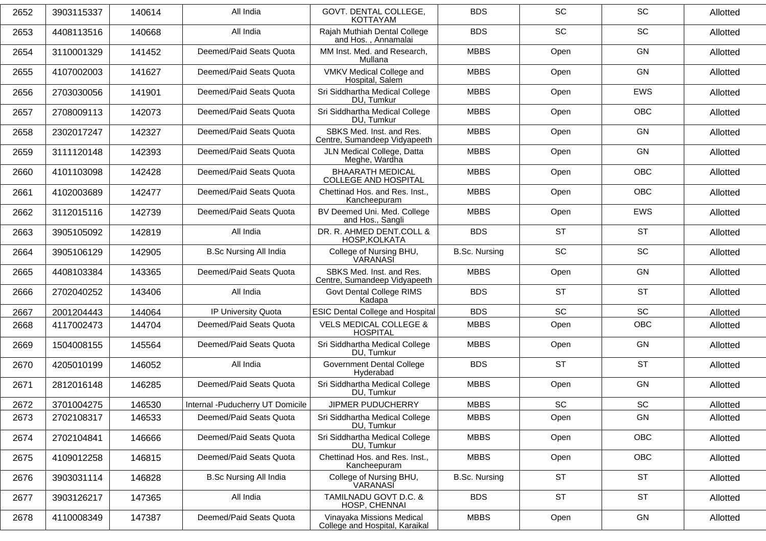| 2652 | 3903115337 | 140614 | All India | GOVT. DENTAL COLLEGE, KOTTAYAM | BDS | SC | SC | Allotted |
|---|---|---|---|---|---|---|---|---|
| 2653 | 4408113516 | 140668 | All India | Rajah Muthiah Dental College and Hos. , Annamalai | BDS | SC | SC | Allotted |
| 2654 | 3110001329 | 141452 | Deemed/Paid Seats Quota | MM Inst. Med. and Research, Mullana | MBBS | Open | GN | Allotted |
| 2655 | 4107002003 | 141627 | Deemed/Paid Seats Quota | VMKV Medical College and Hospital, Salem | MBBS | Open | GN | Allotted |
| 2656 | 2703030056 | 141901 | Deemed/Paid Seats Quota | Sri Siddhartha Medical College DU, Tumkur | MBBS | Open | EWS | Allotted |
| 2657 | 2708009113 | 142073 | Deemed/Paid Seats Quota | Sri Siddhartha Medical College DU, Tumkur | MBBS | Open | OBC | Allotted |
| 2658 | 2302017247 | 142327 | Deemed/Paid Seats Quota | SBKS Med. Inst. and Res. Centre, Sumandeep Vidyapeeth | MBBS | Open | GN | Allotted |
| 2659 | 3111120148 | 142393 | Deemed/Paid Seats Quota | JLN Medical College, Datta Meghe, Wardha | MBBS | Open | GN | Allotted |
| 2660 | 4101103098 | 142428 | Deemed/Paid Seats Quota | BHAARATH MEDICAL COLLEGE AND HOSPITAL | MBBS | Open | OBC | Allotted |
| 2661 | 4102003689 | 142477 | Deemed/Paid Seats Quota | Chettinad Hos. and Res. Inst., Kancheepuram | MBBS | Open | OBC | Allotted |
| 2662 | 3112015116 | 142739 | Deemed/Paid Seats Quota | BV Deemed Uni. Med. College and Hos., Sangli | MBBS | Open | EWS | Allotted |
| 2663 | 3905105092 | 142819 | All India | DR. R. AHMED DENT.COLL & HOSP,KOLKATA | BDS | ST | ST | Allotted |
| 2664 | 3905106129 | 142905 | B.Sc Nursing All India | College of Nursing BHU, VARANASI | B.Sc. Nursing | SC | SC | Allotted |
| 2665 | 4408103384 | 143365 | Deemed/Paid Seats Quota | SBKS Med. Inst. and Res. Centre, Sumandeep Vidyapeeth | MBBS | Open | GN | Allotted |
| 2666 | 2702040252 | 143406 | All India | Govt Dental College RIMS Kadapa | BDS | ST | ST | Allotted |
| 2667 | 2001204443 | 144064 | IP University Quota | ESIC Dental College and Hospital | BDS | SC | SC | Allotted |
| 2668 | 4117002473 | 144704 | Deemed/Paid Seats Quota | VELS MEDICAL COLLEGE & HOSPITAL | MBBS | Open | OBC | Allotted |
| 2669 | 1504008155 | 145564 | Deemed/Paid Seats Quota | Sri Siddhartha Medical College DU, Tumkur | MBBS | Open | GN | Allotted |
| 2670 | 4205010199 | 146052 | All India | Government Dental College Hyderabad | BDS | ST | ST | Allotted |
| 2671 | 2812016148 | 146285 | Deemed/Paid Seats Quota | Sri Siddhartha Medical College DU, Tumkur | MBBS | Open | GN | Allotted |
| 2672 | 3701004275 | 146530 | Internal -Puducherry UT Domicile | JIPMER PUDUCHERRY | MBBS | SC | SC | Allotted |
| 2673 | 2702108317 | 146533 | Deemed/Paid Seats Quota | Sri Siddhartha Medical College DU, Tumkur | MBBS | Open | GN | Allotted |
| 2674 | 2702104841 | 146666 | Deemed/Paid Seats Quota | Sri Siddhartha Medical College DU, Tumkur | MBBS | Open | OBC | Allotted |
| 2675 | 4109012258 | 146815 | Deemed/Paid Seats Quota | Chettinad Hos. and Res. Inst., Kancheepuram | MBBS | Open | OBC | Allotted |
| 2676 | 3903031114 | 146828 | B.Sc Nursing All India | College of Nursing BHU, VARANASI | B.Sc. Nursing | ST | ST | Allotted |
| 2677 | 3903126217 | 147365 | All India | TAMILNADU GOVT D.C. & HOSP, CHENNAI | BDS | ST | ST | Allotted |
| 2678 | 4110008349 | 147387 | Deemed/Paid Seats Quota | Vinayaka Missions Medical College and Hospital, Karaikal | MBBS | Open | GN | Allotted |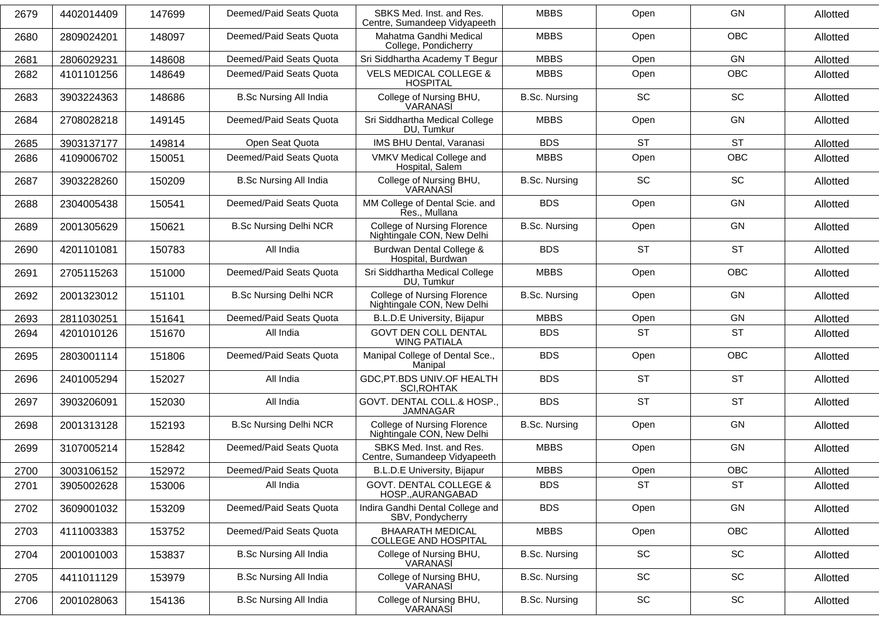| 2679 | 4402014409 | 147699 | Deemed/Paid Seats Quota | SBKS Med. Inst. and Res. Centre, Sumandeep Vidyapeeth | MBBS | Open | GN | Allotted |
|---|---|---|---|---|---|---|---|---|
| 2680 | 2809024201 | 148097 | Deemed/Paid Seats Quota | Mahatma Gandhi Medical College, Pondicherry | MBBS | Open | OBC | Allotted |
| 2681 | 2806029231 | 148608 | Deemed/Paid Seats Quota | Sri Siddhartha Academy T Begur | MBBS | Open | GN | Allotted |
| 2682 | 4101101256 | 148649 | Deemed/Paid Seats Quota | VELS MEDICAL COLLEGE & HOSPITAL | MBBS | Open | OBC | Allotted |
| 2683 | 3903224363 | 148686 | B.Sc Nursing All India | College of Nursing BHU, VARANASI | B.Sc. Nursing | SC | SC | Allotted |
| 2684 | 2708028218 | 149145 | Deemed/Paid Seats Quota | Sri Siddhartha Medical College DU, Tumkur | MBBS | Open | GN | Allotted |
| 2685 | 3903137177 | 149814 | Open Seat Quota | IMS BHU Dental, Varanasi | BDS | ST | ST | Allotted |
| 2686 | 4109006702 | 150051 | Deemed/Paid Seats Quota | VMKV Medical College and Hospital, Salem | MBBS | Open | OBC | Allotted |
| 2687 | 3903228260 | 150209 | B.Sc Nursing All India | College of Nursing BHU, VARANASI | B.Sc. Nursing | SC | SC | Allotted |
| 2688 | 2304005438 | 150541 | Deemed/Paid Seats Quota | MM College of Dental Scie. and Res., Mullana | BDS | Open | GN | Allotted |
| 2689 | 2001305629 | 150621 | B.Sc Nursing Delhi NCR | College of Nursing Florence Nightingale CON, New Delhi | B.Sc. Nursing | Open | GN | Allotted |
| 2690 | 4201101081 | 150783 | All India | Burdwan Dental College & Hospital, Burdwan | BDS | ST | ST | Allotted |
| 2691 | 2705115263 | 151000 | Deemed/Paid Seats Quota | Sri Siddhartha Medical College DU, Tumkur | MBBS | Open | OBC | Allotted |
| 2692 | 2001323012 | 151101 | B.Sc Nursing Delhi NCR | College of Nursing Florence Nightingale CON, New Delhi | B.Sc. Nursing | Open | GN | Allotted |
| 2693 | 2811030251 | 151641 | Deemed/Paid Seats Quota | B.L.D.E University, Bijapur | MBBS | Open | GN | Allotted |
| 2694 | 4201010126 | 151670 | All India | GOVT DEN COLL DENTAL WING PATIALA | BDS | ST | ST | Allotted |
| 2695 | 2803001114 | 151806 | Deemed/Paid Seats Quota | Manipal College of Dental Sce., Manipal | BDS | Open | OBC | Allotted |
| 2696 | 2401005294 | 152027 | All India | GDC,PT.BDS UNIV.OF HEALTH SCI,ROHTAK | BDS | ST | ST | Allotted |
| 2697 | 3903206091 | 152030 | All India | GOVT. DENTAL COLL.& HOSP., JAMNAGAR | BDS | ST | ST | Allotted |
| 2698 | 2001313128 | 152193 | B.Sc Nursing Delhi NCR | College of Nursing Florence Nightingale CON, New Delhi | B.Sc. Nursing | Open | GN | Allotted |
| 2699 | 3107005214 | 152842 | Deemed/Paid Seats Quota | SBKS Med. Inst. and Res. Centre, Sumandeep Vidyapeeth | MBBS | Open | GN | Allotted |
| 2700 | 3003106152 | 152972 | Deemed/Paid Seats Quota | B.L.D.E University, Bijapur | MBBS | Open | OBC | Allotted |
| 2701 | 3905002628 | 153006 | All India | GOVT. DENTAL COLLEGE & HOSP.,AURANGABAD | BDS | ST | ST | Allotted |
| 2702 | 3609001032 | 153209 | Deemed/Paid Seats Quota | Indira Gandhi Dental College and SBV, Pondycherry | BDS | Open | GN | Allotted |
| 2703 | 4111003383 | 153752 | Deemed/Paid Seats Quota | BHAARATH MEDICAL COLLEGE AND HOSPITAL | MBBS | Open | OBC | Allotted |
| 2704 | 2001001003 | 153837 | B.Sc Nursing All India | College of Nursing BHU, VARANASI | B.Sc. Nursing | SC | SC | Allotted |
| 2705 | 4411011129 | 153979 | B.Sc Nursing All India | College of Nursing BHU, VARANASI | B.Sc. Nursing | SC | SC | Allotted |
| 2706 | 2001028063 | 154136 | B.Sc Nursing All India | College of Nursing BHU, VARANASI | B.Sc. Nursing | SC | SC | Allotted |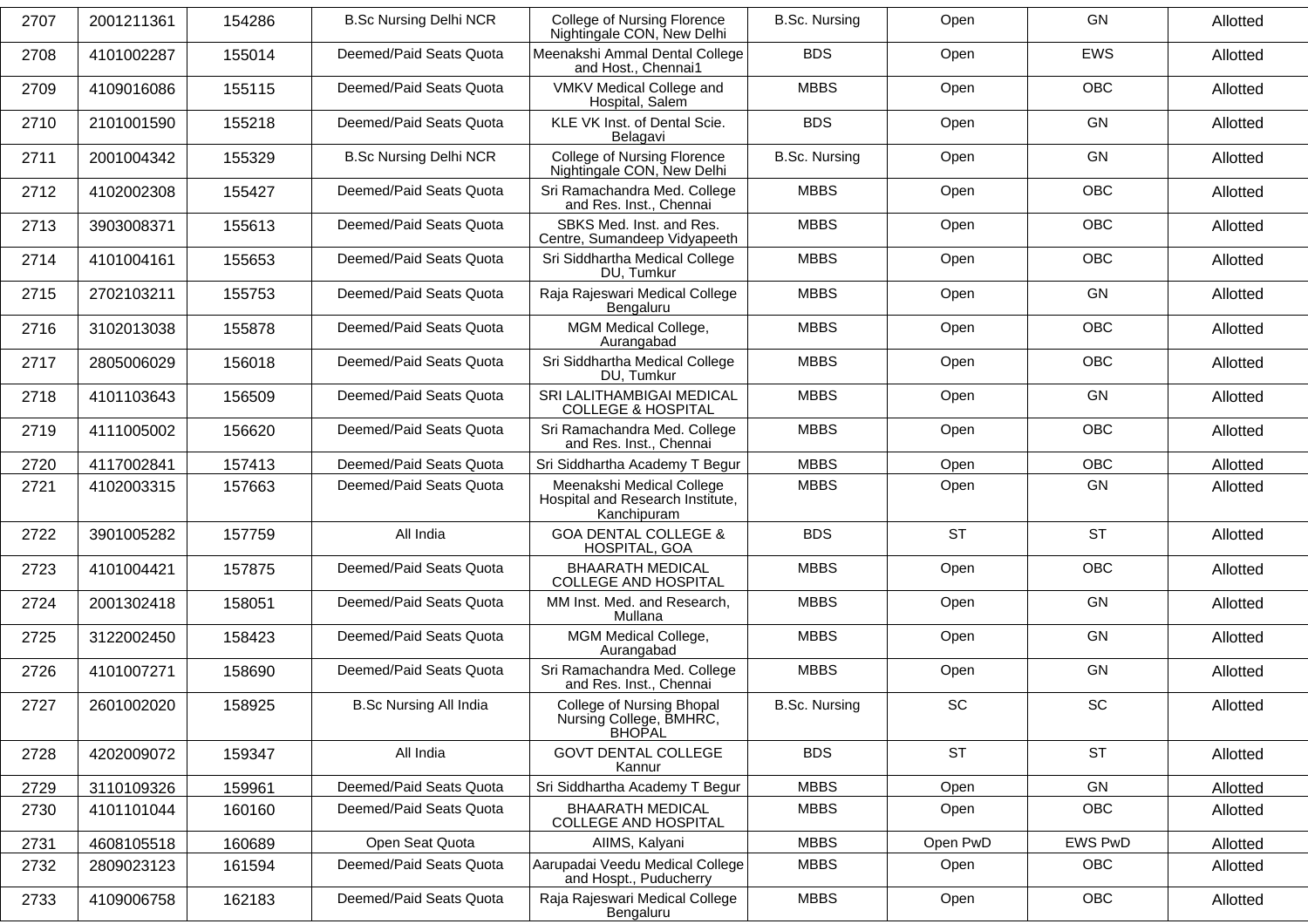| 2707 | 2001211361 | 154286 | B.Sc Nursing Delhi NCR | College of Nursing Florence Nightingale CON, New Delhi | B.Sc. Nursing | Open | GN | Allotted |
|---|---|---|---|---|---|---|---|---|
| 2708 | 4101002287 | 155014 | Deemed/Paid Seats Quota | Meenakshi Ammal Dental College and Host., Chennai1 | BDS | Open | EWS | Allotted |
| 2709 | 4109016086 | 155115 | Deemed/Paid Seats Quota | VMKV Medical College and Hospital, Salem | MBBS | Open | OBC | Allotted |
| 2710 | 2101001590 | 155218 | Deemed/Paid Seats Quota | KLE VK Inst. of Dental Scie. Belagavi | BDS | Open | GN | Allotted |
| 2711 | 2001004342 | 155329 | B.Sc Nursing Delhi NCR | College of Nursing Florence Nightingale CON, New Delhi | B.Sc. Nursing | Open | GN | Allotted |
| 2712 | 4102002308 | 155427 | Deemed/Paid Seats Quota | Sri Ramachandra Med. College and Res. Inst., Chennai | MBBS | Open | OBC | Allotted |
| 2713 | 3903008371 | 155613 | Deemed/Paid Seats Quota | SBKS Med. Inst. and Res. Centre, Sumandeep Vidyapeeth | MBBS | Open | OBC | Allotted |
| 2714 | 4101004161 | 155653 | Deemed/Paid Seats Quota | Sri Siddhartha Medical College DU, Tumkur | MBBS | Open | OBC | Allotted |
| 2715 | 2702103211 | 155753 | Deemed/Paid Seats Quota | Raja Rajeswari Medical College Bengaluru | MBBS | Open | GN | Allotted |
| 2716 | 3102013038 | 155878 | Deemed/Paid Seats Quota | MGM Medical College, Aurangabad | MBBS | Open | OBC | Allotted |
| 2717 | 2805006029 | 156018 | Deemed/Paid Seats Quota | Sri Siddhartha Medical College DU, Tumkur | MBBS | Open | OBC | Allotted |
| 2718 | 4101103643 | 156509 | Deemed/Paid Seats Quota | SRI LALITHAMBIGAI MEDICAL COLLEGE & HOSPITAL | MBBS | Open | GN | Allotted |
| 2719 | 4111005002 | 156620 | Deemed/Paid Seats Quota | Sri Ramachandra Med. College and Res. Inst., Chennai | MBBS | Open | OBC | Allotted |
| 2720 | 4117002841 | 157413 | Deemed/Paid Seats Quota | Sri Siddhartha Academy T Begur | MBBS | Open | OBC | Allotted |
| 2721 | 4102003315 | 157663 | Deemed/Paid Seats Quota | Meenakshi Medical College Hospital and Research Institute, Kanchipuram | MBBS | Open | GN | Allotted |
| 2722 | 3901005282 | 157759 | All India | GOA DENTAL COLLEGE & HOSPITAL, GOA | BDS | ST | ST | Allotted |
| 2723 | 4101004421 | 157875 | Deemed/Paid Seats Quota | BHAARATH MEDICAL COLLEGE AND HOSPITAL | MBBS | Open | OBC | Allotted |
| 2724 | 2001302418 | 158051 | Deemed/Paid Seats Quota | MM Inst. Med. and Research, Mullana | MBBS | Open | GN | Allotted |
| 2725 | 3122002450 | 158423 | Deemed/Paid Seats Quota | MGM Medical College, Aurangabad | MBBS | Open | GN | Allotted |
| 2726 | 4101007271 | 158690 | Deemed/Paid Seats Quota | Sri Ramachandra Med. College and Res. Inst., Chennai | MBBS | Open | GN | Allotted |
| 2727 | 2601002020 | 158925 | B.Sc Nursing All India | College of Nursing Bhopal Nursing College, BMHRC, BHOPAL | B.Sc. Nursing | SC | SC | Allotted |
| 2728 | 4202009072 | 159347 | All India | GOVT DENTAL COLLEGE Kannur | BDS | ST | ST | Allotted |
| 2729 | 3110109326 | 159961 | Deemed/Paid Seats Quota | Sri Siddhartha Academy T Begur | MBBS | Open | GN | Allotted |
| 2730 | 4101101044 | 160160 | Deemed/Paid Seats Quota | BHAARATH MEDICAL COLLEGE AND HOSPITAL | MBBS | Open | OBC | Allotted |
| 2731 | 4608105518 | 160689 | Open Seat Quota | AIIMS, Kalyani | MBBS | Open PwD | EWS PwD | Allotted |
| 2732 | 2809023123 | 161594 | Deemed/Paid Seats Quota | Aarupadai Veedu Medical College and Hospt., Puducherry | MBBS | Open | OBC | Allotted |
| 2733 | 4109006758 | 162183 | Deemed/Paid Seats Quota | Raja Rajeswari Medical College Bengaluru | MBBS | Open | OBC | Allotted |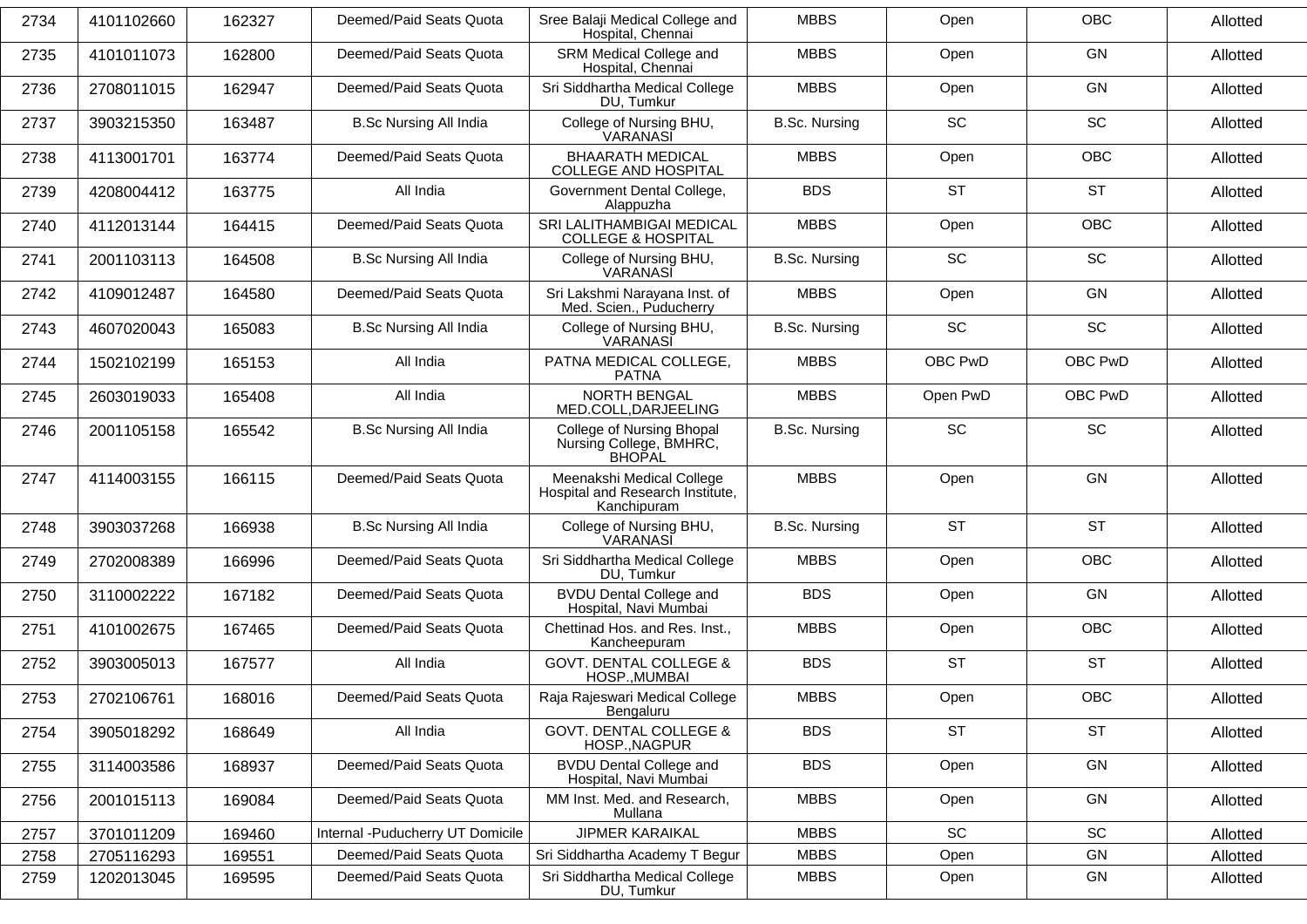| 2734 | 4101102660 | 162327 | Deemed/Paid Seats Quota | Sree Balaji Medical College and Hospital, Chennai | MBBS | Open | OBC | Allotted |
|---|---|---|---|---|---|---|---|---|
| 2735 | 4101011073 | 162800 | Deemed/Paid Seats Quota | SRM Medical College and Hospital, Chennai | MBBS | Open | GN | Allotted |
| 2736 | 2708011015 | 162947 | Deemed/Paid Seats Quota | Sri Siddhartha Medical College DU, Tumkur | MBBS | Open | GN | Allotted |
| 2737 | 3903215350 | 163487 | B.Sc Nursing All India | College of Nursing BHU, VARANASI | B.Sc. Nursing | SC | SC | Allotted |
| 2738 | 4113001701 | 163774 | Deemed/Paid Seats Quota | BHAARATH MEDICAL COLLEGE AND HOSPITAL | MBBS | Open | OBC | Allotted |
| 2739 | 4208004412 | 163775 | All India | Government Dental College, Alappuzha | BDS | ST | ST | Allotted |
| 2740 | 4112013144 | 164415 | Deemed/Paid Seats Quota | SRI LALITHAMBIGAI MEDICAL COLLEGE & HOSPITAL | MBBS | Open | OBC | Allotted |
| 2741 | 2001103113 | 164508 | B.Sc Nursing All India | College of Nursing BHU, VARANASI | B.Sc. Nursing | SC | SC | Allotted |
| 2742 | 4109012487 | 164580 | Deemed/Paid Seats Quota | Sri Lakshmi Narayana Inst. of Med. Scien., Puducherry | MBBS | Open | GN | Allotted |
| 2743 | 4607020043 | 165083 | B.Sc Nursing All India | College of Nursing BHU, VARANASI | B.Sc. Nursing | SC | SC | Allotted |
| 2744 | 1502102199 | 165153 | All India | PATNA MEDICAL COLLEGE, PATNA | MBBS | OBC PwD | OBC PwD | Allotted |
| 2745 | 2603019033 | 165408 | All India | NORTH BENGAL MED.COLL,DARJEELING | MBBS | Open PwD | OBC PwD | Allotted |
| 2746 | 2001105158 | 165542 | B.Sc Nursing All India | College of Nursing Bhopal Nursing College, BMHRC, BHOPAL | B.Sc. Nursing | SC | SC | Allotted |
| 2747 | 4114003155 | 166115 | Deemed/Paid Seats Quota | Meenakshi Medical College Hospital and Research Institute, Kanchipuram | MBBS | Open | GN | Allotted |
| 2748 | 3903037268 | 166938 | B.Sc Nursing All India | College of Nursing BHU, VARANASI | B.Sc. Nursing | ST | ST | Allotted |
| 2749 | 2702008389 | 166996 | Deemed/Paid Seats Quota | Sri Siddhartha Medical College DU, Tumkur | MBBS | Open | OBC | Allotted |
| 2750 | 3110002222 | 167182 | Deemed/Paid Seats Quota | BVDU Dental College and Hospital, Navi Mumbai | BDS | Open | GN | Allotted |
| 2751 | 4101002675 | 167465 | Deemed/Paid Seats Quota | Chettinad Hos. and Res. Inst., Kancheepuram | MBBS | Open | OBC | Allotted |
| 2752 | 3903005013 | 167577 | All India | GOVT. DENTAL COLLEGE & HOSP.,MUMBAI | BDS | ST | ST | Allotted |
| 2753 | 2702106761 | 168016 | Deemed/Paid Seats Quota | Raja Rajeswari Medical College Bengaluru | MBBS | Open | OBC | Allotted |
| 2754 | 3905018292 | 168649 | All India | GOVT. DENTAL COLLEGE & HOSP.,NAGPUR | BDS | ST | ST | Allotted |
| 2755 | 3114003586 | 168937 | Deemed/Paid Seats Quota | BVDU Dental College and Hospital, Navi Mumbai | BDS | Open | GN | Allotted |
| 2756 | 2001015113 | 169084 | Deemed/Paid Seats Quota | MM Inst. Med. and Research, Mullana | MBBS | Open | GN | Allotted |
| 2757 | 3701011209 | 169460 | Internal -Puducherry UT Domicile | JIPMER KARAIKAL | MBBS | SC | SC | Allotted |
| 2758 | 2705116293 | 169551 | Deemed/Paid Seats Quota | Sri Siddhartha Academy T Begur | MBBS | Open | GN | Allotted |
| 2759 | 1202013045 | 169595 | Deemed/Paid Seats Quota | Sri Siddhartha Medical College DU, Tumkur | MBBS | Open | GN | Allotted |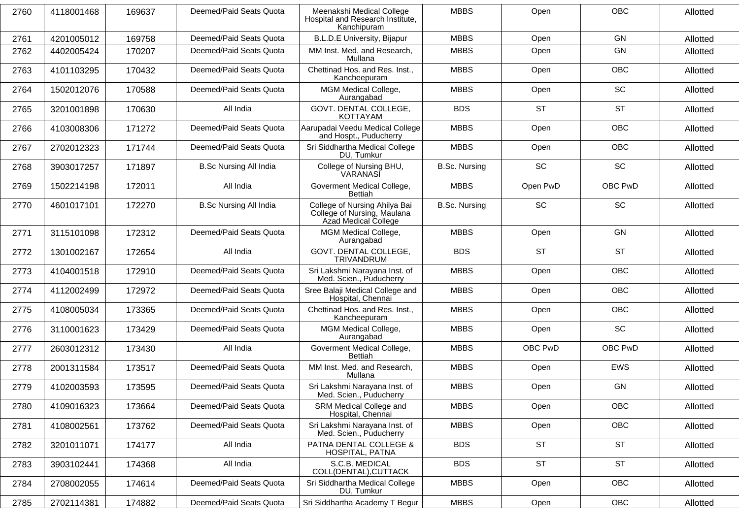| 2760 | 4118001468 | 169637 | Deemed/Paid Seats Quota | Meenakshi Medical College Hospital and Research Institute, Kanchipuram | MBBS | Open | OBC | Allotted |
|---|---|---|---|---|---|---|---|---|
| 2761 | 4201005012 | 169758 | Deemed/Paid Seats Quota | B.L.D.E University, Bijapur | MBBS | Open | GN | Allotted |
| 2762 | 4402005424 | 170207 | Deemed/Paid Seats Quota | MM Inst. Med. and Research, Mullana | MBBS | Open | GN | Allotted |
| 2763 | 4101103295 | 170432 | Deemed/Paid Seats Quota | Chettinad Hos. and Res. Inst., Kancheepuram | MBBS | Open | OBC | Allotted |
| 2764 | 1502012076 | 170588 | Deemed/Paid Seats Quota | MGM Medical College, Aurangabad | MBBS | Open | SC | Allotted |
| 2765 | 3201001898 | 170630 | All India | GOVT. DENTAL COLLEGE, KOTTAYAM | BDS | ST | ST | Allotted |
| 2766 | 4103008306 | 171272 | Deemed/Paid Seats Quota | Aarupadai Veedu Medical College and Hospt., Puducherry | MBBS | Open | OBC | Allotted |
| 2767 | 2702012323 | 171744 | Deemed/Paid Seats Quota | Sri Siddhartha Medical College DU, Tumkur | MBBS | Open | OBC | Allotted |
| 2768 | 3903017257 | 171897 | B.Sc Nursing All India | College of Nursing BHU, VARANASI | B.Sc. Nursing | SC | SC | Allotted |
| 2769 | 1502214198 | 172011 | All India | Goverment Medical College, Bettiah | MBBS | Open PwD | OBC PwD | Allotted |
| 2770 | 4601017101 | 172270 | B.Sc Nursing All India | College of Nursing Ahilya Bai College of Nursing, Maulana Azad Medical College | B.Sc. Nursing | SC | SC | Allotted |
| 2771 | 3115101098 | 172312 | Deemed/Paid Seats Quota | MGM Medical College, Aurangabad | MBBS | Open | GN | Allotted |
| 2772 | 1301002167 | 172654 | All India | GOVT. DENTAL COLLEGE, TRIVANDRUM | BDS | ST | ST | Allotted |
| 2773 | 4104001518 | 172910 | Deemed/Paid Seats Quota | Sri Lakshmi Narayana Inst. of Med. Scien., Puducherry | MBBS | Open | OBC | Allotted |
| 2774 | 4112002499 | 172972 | Deemed/Paid Seats Quota | Sree Balaji Medical College and Hospital, Chennai | MBBS | Open | OBC | Allotted |
| 2775 | 4108005034 | 173365 | Deemed/Paid Seats Quota | Chettinad Hos. and Res. Inst., Kancheepuram | MBBS | Open | OBC | Allotted |
| 2776 | 3110001623 | 173429 | Deemed/Paid Seats Quota | MGM Medical College, Aurangabad | MBBS | Open | SC | Allotted |
| 2777 | 2603012312 | 173430 | All India | Goverment Medical College, Bettiah | MBBS | OBC PwD | OBC PwD | Allotted |
| 2778 | 2001311584 | 173517 | Deemed/Paid Seats Quota | MM Inst. Med. and Research, Mullana | MBBS | Open | EWS | Allotted |
| 2779 | 4102003593 | 173595 | Deemed/Paid Seats Quota | Sri Lakshmi Narayana Inst. of Med. Scien., Puducherry | MBBS | Open | GN | Allotted |
| 2780 | 4109016323 | 173664 | Deemed/Paid Seats Quota | SRM Medical College and Hospital, Chennai | MBBS | Open | OBC | Allotted |
| 2781 | 4108002561 | 173762 | Deemed/Paid Seats Quota | Sri Lakshmi Narayana Inst. of Med. Scien., Puducherry | MBBS | Open | OBC | Allotted |
| 2782 | 3201011071 | 174177 | All India | PATNA DENTAL COLLEGE & HOSPITAL, PATNA | BDS | ST | ST | Allotted |
| 2783 | 3903102441 | 174368 | All India | S.C.B. MEDICAL COLL(DENTAL),CUTTACK | BDS | ST | ST | Allotted |
| 2784 | 2708002055 | 174614 | Deemed/Paid Seats Quota | Sri Siddhartha Medical College DU, Tumkur | MBBS | Open | OBC | Allotted |
| 2785 | 2702114381 | 174882 | Deemed/Paid Seats Quota | Sri Siddhartha Academy T Begur | MBBS | Open | OBC | Allotted |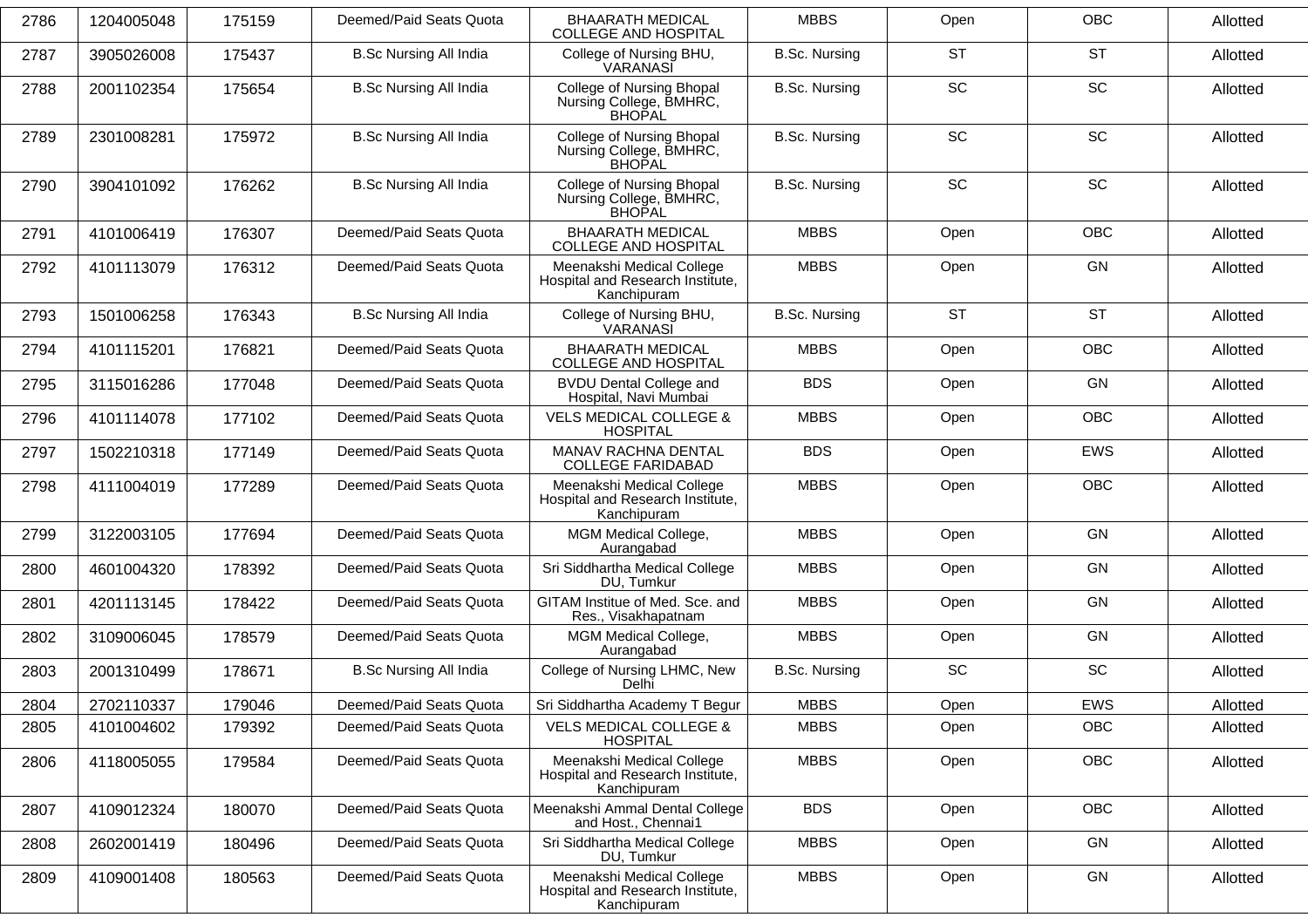| 2786 | 1204005048 | 175159 | Deemed/Paid Seats Quota | BHAARATH MEDICAL COLLEGE AND HOSPITAL | MBBS | Open | OBC | Allotted |
|---|---|---|---|---|---|---|---|---|
| 2787 | 3905026008 | 175437 | B.Sc Nursing All India | College of Nursing BHU, VARANASI | B.Sc. Nursing | ST | ST | Allotted |
| 2788 | 2001102354 | 175654 | B.Sc Nursing All India | College of Nursing Bhopal Nursing College, BMHRC, BHOPAL | B.Sc. Nursing | SC | SC | Allotted |
| 2789 | 2301008281 | 175972 | B.Sc Nursing All India | College of Nursing Bhopal Nursing College, BMHRC, BHOPAL | B.Sc. Nursing | SC | SC | Allotted |
| 2790 | 3904101092 | 176262 | B.Sc Nursing All India | College of Nursing Bhopal Nursing College, BMHRC, BHOPAL | B.Sc. Nursing | SC | SC | Allotted |
| 2791 | 4101006419 | 176307 | Deemed/Paid Seats Quota | BHAARATH MEDICAL COLLEGE AND HOSPITAL | MBBS | Open | OBC | Allotted |
| 2792 | 4101113079 | 176312 | Deemed/Paid Seats Quota | Meenakshi Medical College Hospital and Research Institute, Kanchipuram | MBBS | Open | GN | Allotted |
| 2793 | 1501006258 | 176343 | B.Sc Nursing All India | College of Nursing BHU, VARANASI | B.Sc. Nursing | ST | ST | Allotted |
| 2794 | 4101115201 | 176821 | Deemed/Paid Seats Quota | BHAARATH MEDICAL COLLEGE AND HOSPITAL | MBBS | Open | OBC | Allotted |
| 2795 | 3115016286 | 177048 | Deemed/Paid Seats Quota | BVDU Dental College and Hospital, Navi Mumbai | BDS | Open | GN | Allotted |
| 2796 | 4101114078 | 177102 | Deemed/Paid Seats Quota | VELS MEDICAL COLLEGE & HOSPITAL | MBBS | Open | OBC | Allotted |
| 2797 | 1502210318 | 177149 | Deemed/Paid Seats Quota | MANAV RACHNA DENTAL COLLEGE FARIDABAD | BDS | Open | EWS | Allotted |
| 2798 | 4111004019 | 177289 | Deemed/Paid Seats Quota | Meenakshi Medical College Hospital and Research Institute, Kanchipuram | MBBS | Open | OBC | Allotted |
| 2799 | 3122003105 | 177694 | Deemed/Paid Seats Quota | MGM Medical College, Aurangabad | MBBS | Open | GN | Allotted |
| 2800 | 4601004320 | 178392 | Deemed/Paid Seats Quota | Sri Siddhartha Medical College DU, Tumkur | MBBS | Open | GN | Allotted |
| 2801 | 4201113145 | 178422 | Deemed/Paid Seats Quota | GITAM Institue of Med. Sce. and Res., Visakhapatnam | MBBS | Open | GN | Allotted |
| 2802 | 3109006045 | 178579 | Deemed/Paid Seats Quota | MGM Medical College, Aurangabad | MBBS | Open | GN | Allotted |
| 2803 | 2001310499 | 178671 | B.Sc Nursing All India | College of Nursing LHMC, New Delhi | B.Sc. Nursing | SC | SC | Allotted |
| 2804 | 2702110337 | 179046 | Deemed/Paid Seats Quota | Sri Siddhartha Academy T Begur | MBBS | Open | EWS | Allotted |
| 2805 | 4101004602 | 179392 | Deemed/Paid Seats Quota | VELS MEDICAL COLLEGE & HOSPITAL | MBBS | Open | OBC | Allotted |
| 2806 | 4118005055 | 179584 | Deemed/Paid Seats Quota | Meenakshi Medical College Hospital and Research Institute, Kanchipuram | MBBS | Open | OBC | Allotted |
| 2807 | 4109012324 | 180070 | Deemed/Paid Seats Quota | Meenakshi Ammal Dental College and Host., Chennai1 | BDS | Open | OBC | Allotted |
| 2808 | 2602001419 | 180496 | Deemed/Paid Seats Quota | Sri Siddhartha Medical College DU, Tumkur | MBBS | Open | GN | Allotted |
| 2809 | 4109001408 | 180563 | Deemed/Paid Seats Quota | Meenakshi Medical College Hospital and Research Institute, Kanchipuram | MBBS | Open | GN | Allotted |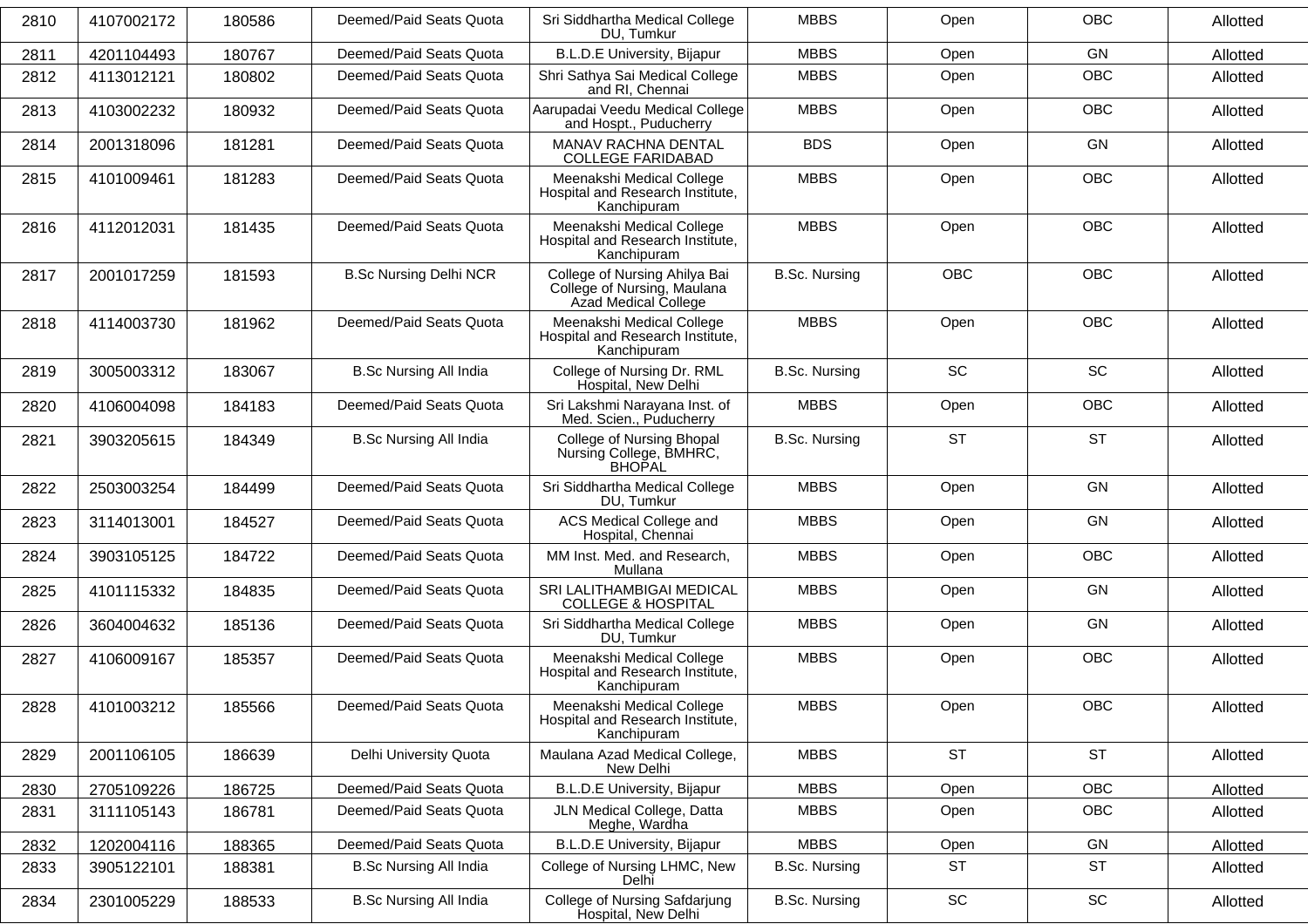| 2810 | 4107002172 | 180586 | Deemed/Paid Seats Quota | Sri Siddhartha Medical College DU, Tumkur | MBBS | Open | OBC | Allotted |
|---|---|---|---|---|---|---|---|---|
| 2811 | 4201104493 | 180767 | Deemed/Paid Seats Quota | B.L.D.E University, Bijapur | MBBS | Open | GN | Allotted |
| 2812 | 4113012121 | 180802 | Deemed/Paid Seats Quota | Shri Sathya Sai Medical College and RI, Chennai | MBBS | Open | OBC | Allotted |
| 2813 | 4103002232 | 180932 | Deemed/Paid Seats Quota | Aarupadai Veedu Medical College and Hospt., Puducherry | MBBS | Open | OBC | Allotted |
| 2814 | 2001318096 | 181281 | Deemed/Paid Seats Quota | MANAV RACHNA DENTAL COLLEGE FARIDABAD | BDS | Open | GN | Allotted |
| 2815 | 4101009461 | 181283 | Deemed/Paid Seats Quota | Meenakshi Medical College Hospital and Research Institute, Kanchipuram | MBBS | Open | OBC | Allotted |
| 2816 | 4112012031 | 181435 | Deemed/Paid Seats Quota | Meenakshi Medical College Hospital and Research Institute, Kanchipuram | MBBS | Open | OBC | Allotted |
| 2817 | 2001017259 | 181593 | B.Sc Nursing Delhi NCR | College of Nursing Ahilya Bai College of Nursing, Maulana Azad Medical College | B.Sc. Nursing | OBC | OBC | Allotted |
| 2818 | 4114003730 | 181962 | Deemed/Paid Seats Quota | Meenakshi Medical College Hospital and Research Institute, Kanchipuram | MBBS | Open | OBC | Allotted |
| 2819 | 3005003312 | 183067 | B.Sc Nursing All India | College of Nursing Dr. RML Hospital, New Delhi | B.Sc. Nursing | SC | SC | Allotted |
| 2820 | 4106004098 | 184183 | Deemed/Paid Seats Quota | Sri Lakshmi Narayana Inst. of Med. Scien., Puducherry | MBBS | Open | OBC | Allotted |
| 2821 | 3903205615 | 184349 | B.Sc Nursing All India | College of Nursing Bhopal Nursing College, BMHRC, BHOPAL | B.Sc. Nursing | ST | ST | Allotted |
| 2822 | 2503003254 | 184499 | Deemed/Paid Seats Quota | Sri Siddhartha Medical College DU, Tumkur | MBBS | Open | GN | Allotted |
| 2823 | 3114013001 | 184527 | Deemed/Paid Seats Quota | ACS Medical College and Hospital, Chennai | MBBS | Open | GN | Allotted |
| 2824 | 3903105125 | 184722 | Deemed/Paid Seats Quota | MM Inst. Med. and Research, Mullana | MBBS | Open | OBC | Allotted |
| 2825 | 4101115332 | 184835 | Deemed/Paid Seats Quota | SRI LALITHAMBIGAI MEDICAL COLLEGE & HOSPITAL | MBBS | Open | GN | Allotted |
| 2826 | 3604004632 | 185136 | Deemed/Paid Seats Quota | Sri Siddhartha Medical College DU, Tumkur | MBBS | Open | GN | Allotted |
| 2827 | 4106009167 | 185357 | Deemed/Paid Seats Quota | Meenakshi Medical College Hospital and Research Institute, Kanchipuram | MBBS | Open | OBC | Allotted |
| 2828 | 4101003212 | 185566 | Deemed/Paid Seats Quota | Meenakshi Medical College Hospital and Research Institute, Kanchipuram | MBBS | Open | OBC | Allotted |
| 2829 | 2001106105 | 186639 | Delhi University Quota | Maulana Azad Medical College, New Delhi | MBBS | ST | ST | Allotted |
| 2830 | 2705109226 | 186725 | Deemed/Paid Seats Quota | B.L.D.E University, Bijapur | MBBS | Open | OBC | Allotted |
| 2831 | 3111105143 | 186781 | Deemed/Paid Seats Quota | JLN Medical College, Datta Meghe, Wardha | MBBS | Open | OBC | Allotted |
| 2832 | 1202004116 | 188365 | Deemed/Paid Seats Quota | B.L.D.E University, Bijapur | MBBS | Open | GN | Allotted |
| 2833 | 3905122101 | 188381 | B.Sc Nursing All India | College of Nursing LHMC, New Delhi | B.Sc. Nursing | ST | ST | Allotted |
| 2834 | 2301005229 | 188533 | B.Sc Nursing All India | College of Nursing Safdarjung Hospital, New Delhi | B.Sc. Nursing | SC | SC | Allotted |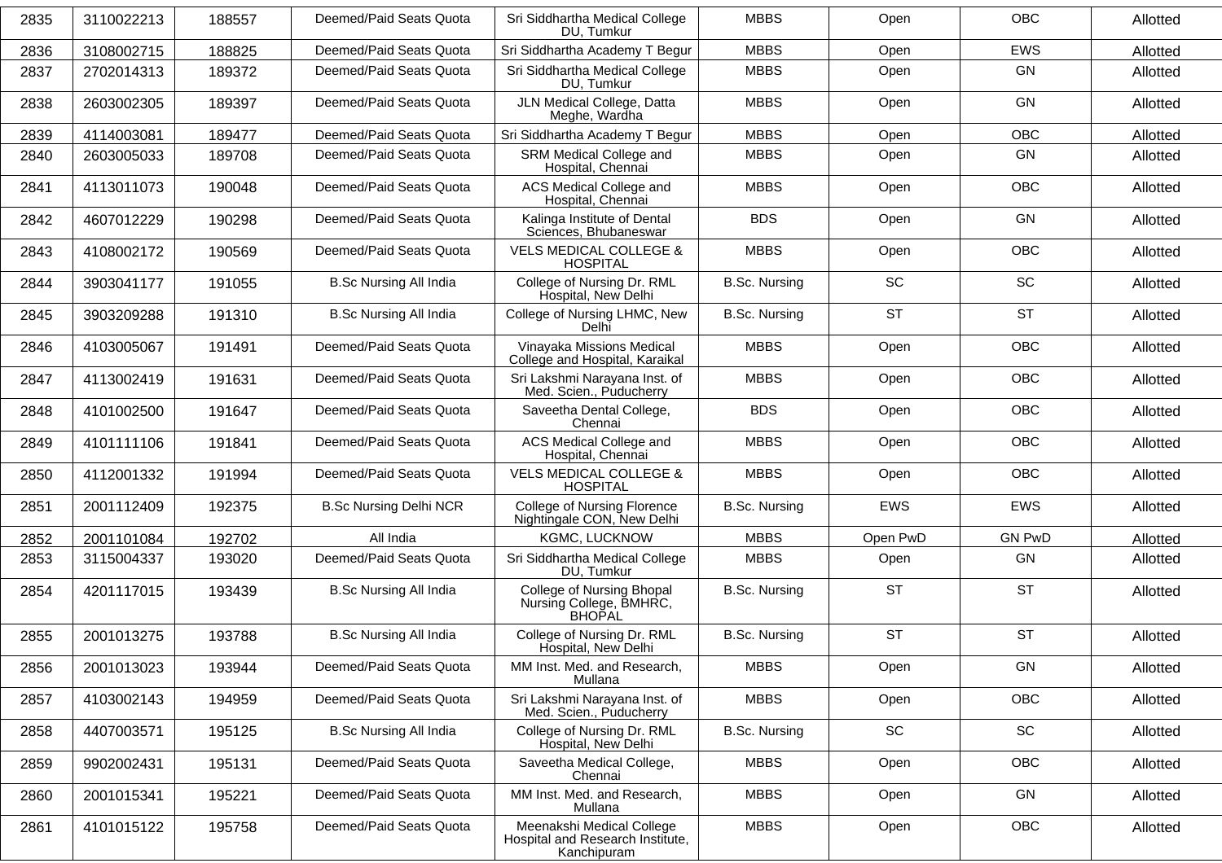| 2835 | 3110022213 | 188557 | Deemed/Paid Seats Quota | Sri Siddhartha Medical College DU, Tumkur | MBBS | Open | OBC | Allotted |
|---|---|---|---|---|---|---|---|---|
| 2836 | 3108002715 | 188825 | Deemed/Paid Seats Quota | Sri Siddhartha Academy T Begur | MBBS | Open | EWS | Allotted |
| 2837 | 2702014313 | 189372 | Deemed/Paid Seats Quota | Sri Siddhartha Medical College DU, Tumkur | MBBS | Open | GN | Allotted |
| 2838 | 2603002305 | 189397 | Deemed/Paid Seats Quota | JLN Medical College, Datta Meghe, Wardha | MBBS | Open | GN | Allotted |
| 2839 | 4114003081 | 189477 | Deemed/Paid Seats Quota | Sri Siddhartha Academy T Begur | MBBS | Open | OBC | Allotted |
| 2840 | 2603005033 | 189708 | Deemed/Paid Seats Quota | SRM Medical College and Hospital, Chennai | MBBS | Open | GN | Allotted |
| 2841 | 4113011073 | 190048 | Deemed/Paid Seats Quota | ACS Medical College and Hospital, Chennai | MBBS | Open | OBC | Allotted |
| 2842 | 4607012229 | 190298 | Deemed/Paid Seats Quota | Kalinga Institute of Dental Sciences, Bhubaneswar | BDS | Open | GN | Allotted |
| 2843 | 4108002172 | 190569 | Deemed/Paid Seats Quota | VELS MEDICAL COLLEGE & HOSPITAL | MBBS | Open | OBC | Allotted |
| 2844 | 3903041177 | 191055 | B.Sc Nursing All India | College of Nursing Dr. RML Hospital, New Delhi | B.Sc. Nursing | SC | SC | Allotted |
| 2845 | 3903209288 | 191310 | B.Sc Nursing All India | College of Nursing LHMC, New Delhi | B.Sc. Nursing | ST | ST | Allotted |
| 2846 | 4103005067 | 191491 | Deemed/Paid Seats Quota | Vinayaka Missions Medical College and Hospital, Karaikal | MBBS | Open | OBC | Allotted |
| 2847 | 4113002419 | 191631 | Deemed/Paid Seats Quota | Sri Lakshmi Narayana Inst. of Med. Scien., Puducherry | MBBS | Open | OBC | Allotted |
| 2848 | 4101002500 | 191647 | Deemed/Paid Seats Quota | Saveetha Dental College, Chennai | BDS | Open | OBC | Allotted |
| 2849 | 4101111106 | 191841 | Deemed/Paid Seats Quota | ACS Medical College and Hospital, Chennai | MBBS | Open | OBC | Allotted |
| 2850 | 4112001332 | 191994 | Deemed/Paid Seats Quota | VELS MEDICAL COLLEGE & HOSPITAL | MBBS | Open | OBC | Allotted |
| 2851 | 2001112409 | 192375 | B.Sc Nursing Delhi NCR | College of Nursing Florence Nightingale CON, New Delhi | B.Sc. Nursing | EWS | EWS | Allotted |
| 2852 | 2001101084 | 192702 | All India | KGMC, LUCKNOW | MBBS | Open PwD | GN PwD | Allotted |
| 2853 | 3115004337 | 193020 | Deemed/Paid Seats Quota | Sri Siddhartha Medical College DU, Tumkur | MBBS | Open | GN | Allotted |
| 2854 | 4201117015 | 193439 | B.Sc Nursing All India | College of Nursing Bhopal Nursing College, BMHRC, BHOPAL | B.Sc. Nursing | ST | ST | Allotted |
| 2855 | 2001013275 | 193788 | B.Sc Nursing All India | College of Nursing Dr. RML Hospital, New Delhi | B.Sc. Nursing | ST | ST | Allotted |
| 2856 | 2001013023 | 193944 | Deemed/Paid Seats Quota | MM Inst. Med. and Research, Mullana | MBBS | Open | GN | Allotted |
| 2857 | 4103002143 | 194959 | Deemed/Paid Seats Quota | Sri Lakshmi Narayana Inst. of Med. Scien., Puducherry | MBBS | Open | OBC | Allotted |
| 2858 | 4407003571 | 195125 | B.Sc Nursing All India | College of Nursing Dr. RML Hospital, New Delhi | B.Sc. Nursing | SC | SC | Allotted |
| 2859 | 9902002431 | 195131 | Deemed/Paid Seats Quota | Saveetha Medical College, Chennai | MBBS | Open | OBC | Allotted |
| 2860 | 2001015341 | 195221 | Deemed/Paid Seats Quota | MM Inst. Med. and Research, Mullana | MBBS | Open | GN | Allotted |
| 2861 | 4101015122 | 195758 | Deemed/Paid Seats Quota | Meenakshi Medical College Hospital and Research Institute, Kanchipuram | MBBS | Open | OBC | Allotted |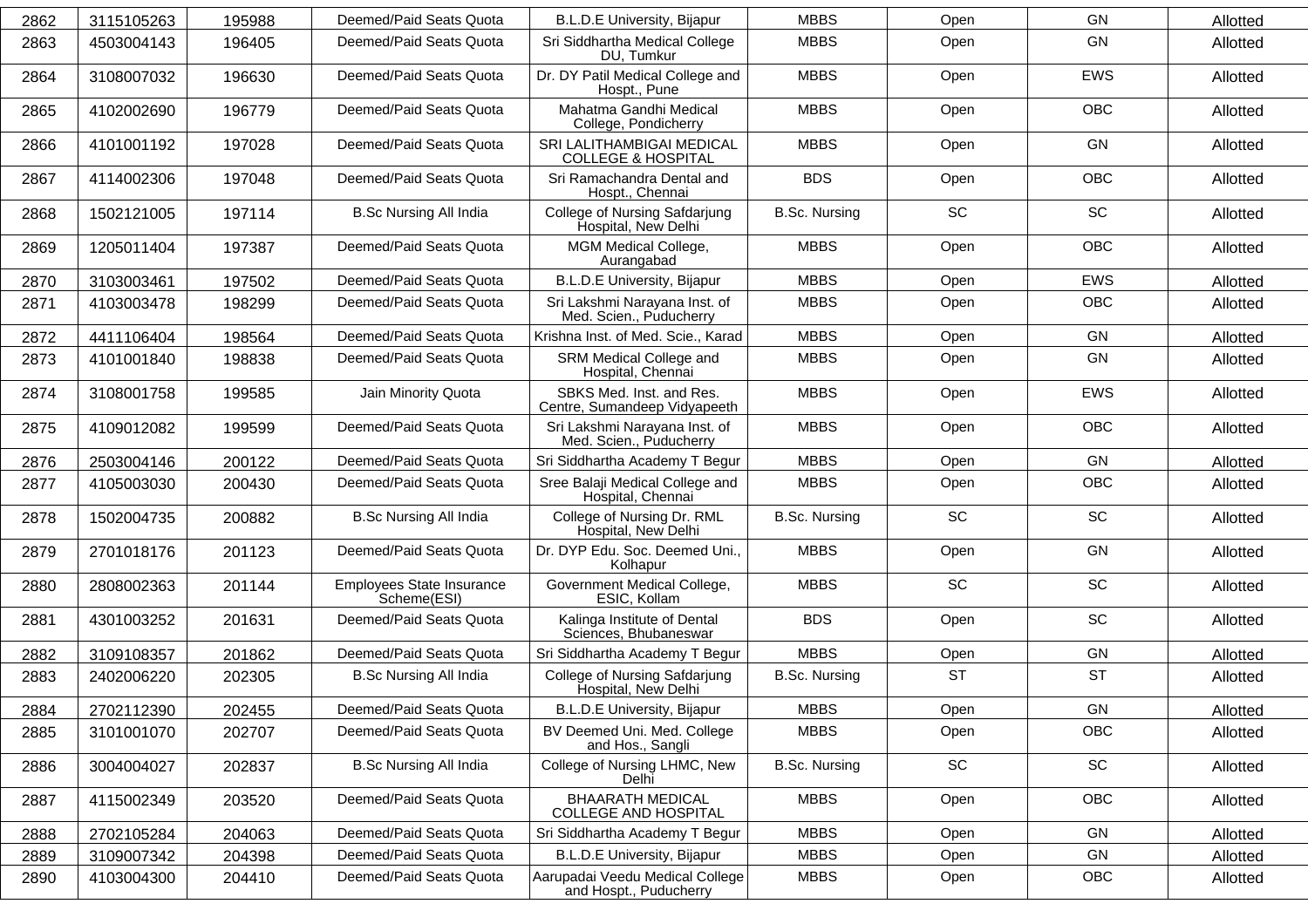| 2862 | 3115105263 | 195988 | Deemed/Paid Seats Quota | B.L.D.E University, Bijapur | MBBS | Open | GN | Allotted |
|---|---|---|---|---|---|---|---|---|
| 2863 | 4503004143 | 196405 | Deemed/Paid Seats Quota | Sri Siddhartha Medical College DU, Tumkur | MBBS | Open | GN | Allotted |
| 2864 | 3108007032 | 196630 | Deemed/Paid Seats Quota | Dr. DY Patil Medical College and Hospt., Pune | MBBS | Open | EWS | Allotted |
| 2865 | 4102002690 | 196779 | Deemed/Paid Seats Quota | Mahatma Gandhi Medical College, Pondicherry | MBBS | Open | OBC | Allotted |
| 2866 | 4101001192 | 197028 | Deemed/Paid Seats Quota | SRI LALITHAMBIGAI MEDICAL COLLEGE & HOSPITAL | MBBS | Open | GN | Allotted |
| 2867 | 4114002306 | 197048 | Deemed/Paid Seats Quota | Sri Ramachandra Dental and Hospt., Chennai | BDS | Open | OBC | Allotted |
| 2868 | 1502121005 | 197114 | B.Sc Nursing All India | College of Nursing Safdarjung Hospital, New Delhi | B.Sc. Nursing | SC | SC | Allotted |
| 2869 | 1205011404 | 197387 | Deemed/Paid Seats Quota | MGM Medical College, Aurangabad | MBBS | Open | OBC | Allotted |
| 2870 | 3103003461 | 197502 | Deemed/Paid Seats Quota | B.L.D.E University, Bijapur | MBBS | Open | EWS | Allotted |
| 2871 | 4103003478 | 198299 | Deemed/Paid Seats Quota | Sri Lakshmi Narayana Inst. of Med. Scien., Puducherry | MBBS | Open | OBC | Allotted |
| 2872 | 4411106404 | 198564 | Deemed/Paid Seats Quota | Krishna Inst. of Med. Scie., Karad | MBBS | Open | GN | Allotted |
| 2873 | 4101001840 | 198838 | Deemed/Paid Seats Quota | SRM Medical College and Hospital, Chennai | MBBS | Open | GN | Allotted |
| 2874 | 3108001758 | 199585 | Jain Minority Quota | SBKS Med. Inst. and Res. Centre, Sumandeep Vidyapeeth | MBBS | Open | EWS | Allotted |
| 2875 | 4109012082 | 199599 | Deemed/Paid Seats Quota | Sri Lakshmi Narayana Inst. of Med. Scien., Puducherry | MBBS | Open | OBC | Allotted |
| 2876 | 2503004146 | 200122 | Deemed/Paid Seats Quota | Sri Siddhartha Academy T Begur | MBBS | Open | GN | Allotted |
| 2877 | 4105003030 | 200430 | Deemed/Paid Seats Quota | Sree Balaji Medical College and Hospital, Chennai | MBBS | Open | OBC | Allotted |
| 2878 | 1502004735 | 200882 | B.Sc Nursing All India | College of Nursing Dr. RML Hospital, New Delhi | B.Sc. Nursing | SC | SC | Allotted |
| 2879 | 2701018176 | 201123 | Deemed/Paid Seats Quota | Dr. DYP Edu. Soc. Deemed Uni., Kolhapur | MBBS | Open | GN | Allotted |
| 2880 | 2808002363 | 201144 | Employees State Insurance Scheme(ESI) | Government Medical College, ESIC, Kollam | MBBS | SC | SC | Allotted |
| 2881 | 4301003252 | 201631 | Deemed/Paid Seats Quota | Kalinga Institute of Dental Sciences, Bhubaneswar | BDS | Open | SC | Allotted |
| 2882 | 3109108357 | 201862 | Deemed/Paid Seats Quota | Sri Siddhartha Academy T Begur | MBBS | Open | GN | Allotted |
| 2883 | 2402006220 | 202305 | B.Sc Nursing All India | College of Nursing Safdarjung Hospital, New Delhi | B.Sc. Nursing | ST | ST | Allotted |
| 2884 | 2702112390 | 202455 | Deemed/Paid Seats Quota | B.L.D.E University, Bijapur | MBBS | Open | GN | Allotted |
| 2885 | 3101001070 | 202707 | Deemed/Paid Seats Quota | BV Deemed Uni. Med. College and Hos., Sangli | MBBS | Open | OBC | Allotted |
| 2886 | 3004004027 | 202837 | B.Sc Nursing All India | College of Nursing LHMC, New Delhi | B.Sc. Nursing | SC | SC | Allotted |
| 2887 | 4115002349 | 203520 | Deemed/Paid Seats Quota | BHAARATH MEDICAL COLLEGE AND HOSPITAL | MBBS | Open | OBC | Allotted |
| 2888 | 2702105284 | 204063 | Deemed/Paid Seats Quota | Sri Siddhartha Academy T Begur | MBBS | Open | GN | Allotted |
| 2889 | 3109007342 | 204398 | Deemed/Paid Seats Quota | B.L.D.E University, Bijapur | MBBS | Open | GN | Allotted |
| 2890 | 4103004300 | 204410 | Deemed/Paid Seats Quota | Aarupadai Veedu Medical College and Hospt., Puducherry | MBBS | Open | OBC | Allotted |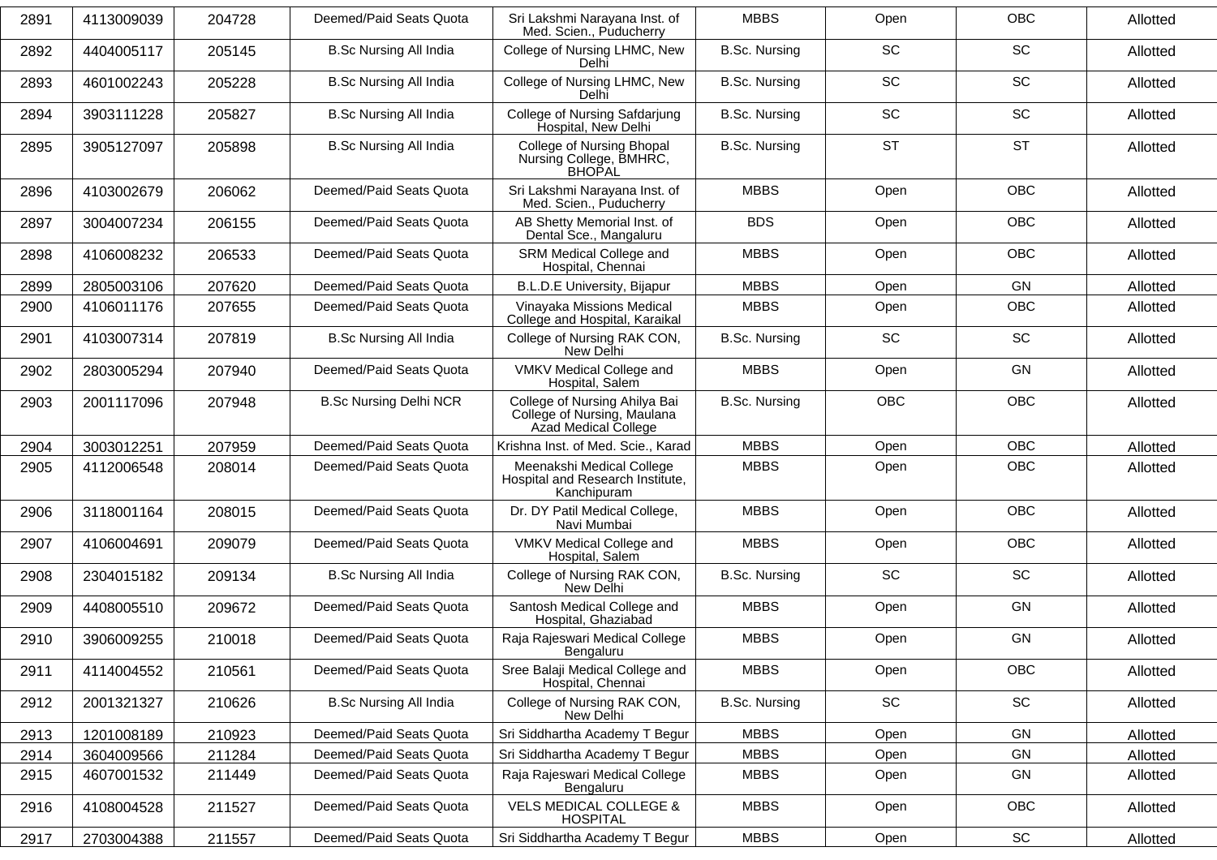| 2891 | 4113009039 | 204728 | Deemed/Paid Seats Quota | Sri Lakshmi Narayana Inst. of Med. Scien., Puducherry | MBBS | Open | OBC | Allotted |
|---|---|---|---|---|---|---|---|---|
| 2892 | 4404005117 | 205145 | B.Sc Nursing All India | College of Nursing LHMC, New Delhi | B.Sc. Nursing | SC | SC | Allotted |
| 2893 | 4601002243 | 205228 | B.Sc Nursing All India | College of Nursing LHMC, New Delhi | B.Sc. Nursing | SC | SC | Allotted |
| 2894 | 3903111228 | 205827 | B.Sc Nursing All India | College of Nursing Safdarjung Hospital, New Delhi | B.Sc. Nursing | SC | SC | Allotted |
| 2895 | 3905127097 | 205898 | B.Sc Nursing All India | College of Nursing Bhopal Nursing College, BMHRC, BHOPAL | B.Sc. Nursing | ST | ST | Allotted |
| 2896 | 4103002679 | 206062 | Deemed/Paid Seats Quota | Sri Lakshmi Narayana Inst. of Med. Scien., Puducherry | MBBS | Open | OBC | Allotted |
| 2897 | 3004007234 | 206155 | Deemed/Paid Seats Quota | AB Shetty Memorial Inst. of Dental Sce., Mangaluru | BDS | Open | OBC | Allotted |
| 2898 | 4106008232 | 206533 | Deemed/Paid Seats Quota | SRM Medical College and Hospital, Chennai | MBBS | Open | OBC | Allotted |
| 2899 | 2805003106 | 207620 | Deemed/Paid Seats Quota | B.L.D.E University, Bijapur | MBBS | Open | GN | Allotted |
| 2900 | 4106011176 | 207655 | Deemed/Paid Seats Quota | Vinayaka Missions Medical College and Hospital, Karaikal | MBBS | Open | OBC | Allotted |
| 2901 | 4103007314 | 207819 | B.Sc Nursing All India | College of Nursing RAK CON, New Delhi | B.Sc. Nursing | SC | SC | Allotted |
| 2902 | 2803005294 | 207940 | Deemed/Paid Seats Quota | VMKV Medical College and Hospital, Salem | MBBS | Open | GN | Allotted |
| 2903 | 2001117096 | 207948 | B.Sc Nursing Delhi NCR | College of Nursing Ahilya Bai College of Nursing, Maulana Azad Medical College | B.Sc. Nursing | OBC | OBC | Allotted |
| 2904 | 3003012251 | 207959 | Deemed/Paid Seats Quota | Krishna Inst. of Med. Scie., Karad | MBBS | Open | OBC | Allotted |
| 2905 | 4112006548 | 208014 | Deemed/Paid Seats Quota | Meenakshi Medical College Hospital and Research Institute, Kanchipuram | MBBS | Open | OBC | Allotted |
| 2906 | 3118001164 | 208015 | Deemed/Paid Seats Quota | Dr. DY Patil Medical College, Navi Mumbai | MBBS | Open | OBC | Allotted |
| 2907 | 4106004691 | 209079 | Deemed/Paid Seats Quota | VMKV Medical College and Hospital, Salem | MBBS | Open | OBC | Allotted |
| 2908 | 2304015182 | 209134 | B.Sc Nursing All India | College of Nursing RAK CON, New Delhi | B.Sc. Nursing | SC | SC | Allotted |
| 2909 | 4408005510 | 209672 | Deemed/Paid Seats Quota | Santosh Medical College and Hospital, Ghaziabad | MBBS | Open | GN | Allotted |
| 2910 | 3906009255 | 210018 | Deemed/Paid Seats Quota | Raja Rajeswari Medical College Bengaluru | MBBS | Open | GN | Allotted |
| 2911 | 4114004552 | 210561 | Deemed/Paid Seats Quota | Sree Balaji Medical College and Hospital, Chennai | MBBS | Open | OBC | Allotted |
| 2912 | 2001321327 | 210626 | B.Sc Nursing All India | College of Nursing RAK CON, New Delhi | B.Sc. Nursing | SC | SC | Allotted |
| 2913 | 1201008189 | 210923 | Deemed/Paid Seats Quota | Sri Siddhartha Academy T Begur | MBBS | Open | GN | Allotted |
| 2914 | 3604009566 | 211284 | Deemed/Paid Seats Quota | Sri Siddhartha Academy T Begur | MBBS | Open | GN | Allotted |
| 2915 | 4607001532 | 211449 | Deemed/Paid Seats Quota | Raja Rajeswari Medical College Bengaluru | MBBS | Open | GN | Allotted |
| 2916 | 4108004528 | 211527 | Deemed/Paid Seats Quota | VELS MEDICAL COLLEGE & HOSPITAL | MBBS | Open | OBC | Allotted |
| 2917 | 2703004388 | 211557 | Deemed/Paid Seats Quota | Sri Siddhartha Academy T Begur | MBBS | Open | SC | Allotted |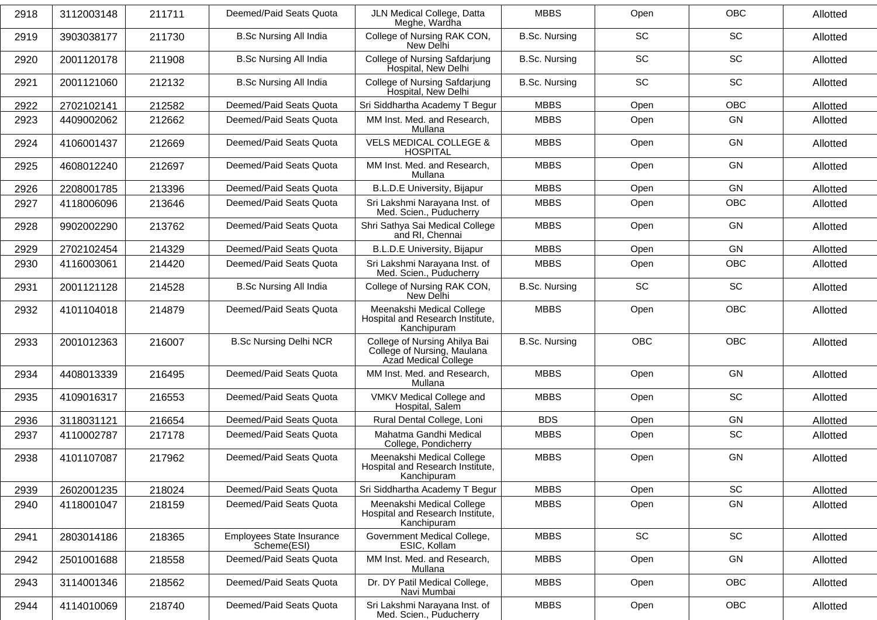| 2918 | 3112003148 | 211711 | Deemed/Paid Seats Quota | JLN Medical College, Datta Meghe, Wardha | MBBS | Open | OBC | Allotted |
|---|---|---|---|---|---|---|---|---|
| 2919 | 3903038177 | 211730 | B.Sc Nursing All India | College of Nursing RAK CON, New Delhi | B.Sc. Nursing | SC | SC | Allotted |
| 2920 | 2001120178 | 211908 | B.Sc Nursing All India | College of Nursing Safdarjung Hospital, New Delhi | B.Sc. Nursing | SC | SC | Allotted |
| 2921 | 2001121060 | 212132 | B.Sc Nursing All India | College of Nursing Safdarjung Hospital, New Delhi | B.Sc. Nursing | SC | SC | Allotted |
| 2922 | 2702102141 | 212582 | Deemed/Paid Seats Quota | Sri Siddhartha Academy T Begur | MBBS | Open | OBC | Allotted |
| 2923 | 4409002062 | 212662 | Deemed/Paid Seats Quota | MM Inst. Med. and Research, Mullana | MBBS | Open | GN | Allotted |
| 2924 | 4106001437 | 212669 | Deemed/Paid Seats Quota | VELS MEDICAL COLLEGE & HOSPITAL | MBBS | Open | GN | Allotted |
| 2925 | 4608012240 | 212697 | Deemed/Paid Seats Quota | MM Inst. Med. and Research, Mullana | MBBS | Open | GN | Allotted |
| 2926 | 2208001785 | 213396 | Deemed/Paid Seats Quota | B.L.D.E University, Bijapur | MBBS | Open | GN | Allotted |
| 2927 | 4118006096 | 213646 | Deemed/Paid Seats Quota | Sri Lakshmi Narayana Inst. of Med. Scien., Puducherry | MBBS | Open | OBC | Allotted |
| 2928 | 9902002290 | 213762 | Deemed/Paid Seats Quota | Shri Sathya Sai Medical College and RI, Chennai | MBBS | Open | GN | Allotted |
| 2929 | 2702102454 | 214329 | Deemed/Paid Seats Quota | B.L.D.E University, Bijapur | MBBS | Open | GN | Allotted |
| 2930 | 4116003061 | 214420 | Deemed/Paid Seats Quota | Sri Lakshmi Narayana Inst. of Med. Scien., Puducherry | MBBS | Open | OBC | Allotted |
| 2931 | 2001121128 | 214528 | B.Sc Nursing All India | College of Nursing RAK CON, New Delhi | B.Sc. Nursing | SC | SC | Allotted |
| 2932 | 4101104018 | 214879 | Deemed/Paid Seats Quota | Meenakshi Medical College Hospital and Research Institute, Kanchipuram | MBBS | Open | OBC | Allotted |
| 2933 | 2001012363 | 216007 | B.Sc Nursing Delhi NCR | College of Nursing Ahilya Bai College of Nursing, Maulana Azad Medical College | B.Sc. Nursing | OBC | OBC | Allotted |
| 2934 | 4408013339 | 216495 | Deemed/Paid Seats Quota | MM Inst. Med. and Research, Mullana | MBBS | Open | GN | Allotted |
| 2935 | 4109016317 | 216553 | Deemed/Paid Seats Quota | VMKV Medical College and Hospital, Salem | MBBS | Open | SC | Allotted |
| 2936 | 3118031121 | 216654 | Deemed/Paid Seats Quota | Rural Dental College, Loni | BDS | Open | GN | Allotted |
| 2937 | 4110002787 | 217178 | Deemed/Paid Seats Quota | Mahatma Gandhi Medical College, Pondicherry | MBBS | Open | SC | Allotted |
| 2938 | 4101107087 | 217962 | Deemed/Paid Seats Quota | Meenakshi Medical College Hospital and Research Institute, Kanchipuram | MBBS | Open | GN | Allotted |
| 2939 | 2602001235 | 218024 | Deemed/Paid Seats Quota | Sri Siddhartha Academy T Begur | MBBS | Open | SC | Allotted |
| 2940 | 4118001047 | 218159 | Deemed/Paid Seats Quota | Meenakshi Medical College Hospital and Research Institute, Kanchipuram | MBBS | Open | GN | Allotted |
| 2941 | 2803014186 | 218365 | Employees State Insurance Scheme(ESI) | Government Medical College, ESIC, Kollam | MBBS | SC | SC | Allotted |
| 2942 | 2501001688 | 218558 | Deemed/Paid Seats Quota | MM Inst. Med. and Research, Mullana | MBBS | Open | GN | Allotted |
| 2943 | 3114001346 | 218562 | Deemed/Paid Seats Quota | Dr. DY Patil Medical College, Navi Mumbai | MBBS | Open | OBC | Allotted |
| 2944 | 4114010069 | 218740 | Deemed/Paid Seats Quota | Sri Lakshmi Narayana Inst. of Med. Scien., Puducherry | MBBS | Open | OBC | Allotted |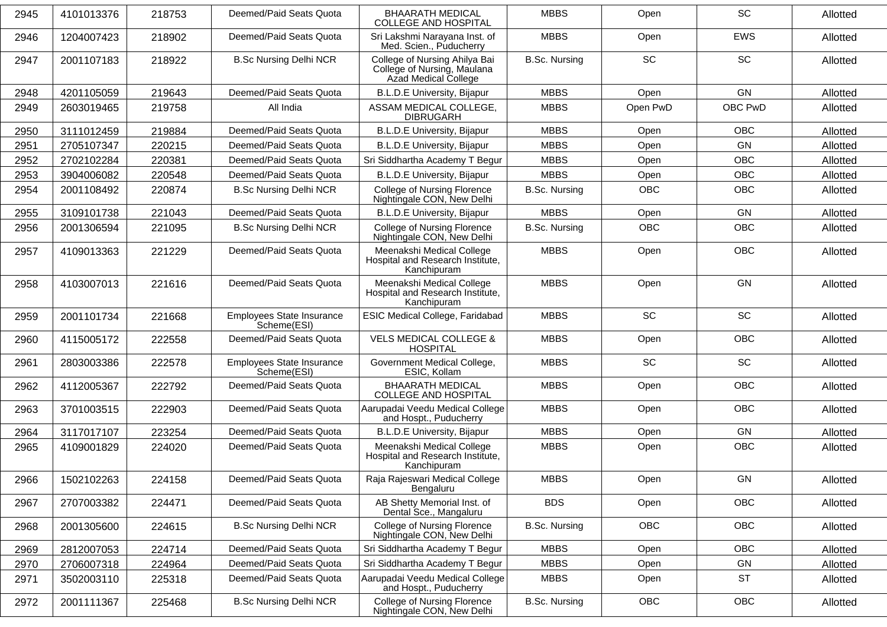| 2945 | 4101013376 | 218753 | Deemed/Paid Seats Quota | BHAARATH MEDICAL COLLEGE AND HOSPITAL | MBBS | Open | SC | Allotted |
|---|---|---|---|---|---|---|---|---|
| 2946 | 1204007423 | 218902 | Deemed/Paid Seats Quota | Sri Lakshmi Narayana Inst. of Med. Scien., Puducherry | MBBS | Open | EWS | Allotted |
| 2947 | 2001107183 | 218922 | B.Sc Nursing Delhi NCR | College of Nursing Ahilya Bai College of Nursing, Maulana Azad Medical College | B.Sc. Nursing | SC | SC | Allotted |
| 2948 | 4201105059 | 219643 | Deemed/Paid Seats Quota | B.L.D.E University, Bijapur | MBBS | Open | GN | Allotted |
| 2949 | 2603019465 | 219758 | All India | ASSAM MEDICAL COLLEGE, DIBRUGARH | MBBS | Open PwD | OBC PwD | Allotted |
| 2950 | 3111012459 | 219884 | Deemed/Paid Seats Quota | B.L.D.E University, Bijapur | MBBS | Open | OBC | Allotted |
| 2951 | 2705107347 | 220215 | Deemed/Paid Seats Quota | B.L.D.E University, Bijapur | MBBS | Open | GN | Allotted |
| 2952 | 2702102284 | 220381 | Deemed/Paid Seats Quota | Sri Siddhartha Academy T Begur | MBBS | Open | OBC | Allotted |
| 2953 | 3904006082 | 220548 | Deemed/Paid Seats Quota | B.L.D.E University, Bijapur | MBBS | Open | OBC | Allotted |
| 2954 | 2001108492 | 220874 | B.Sc Nursing Delhi NCR | College of Nursing Florence Nightingale CON, New Delhi | B.Sc. Nursing | OBC | OBC | Allotted |
| 2955 | 3109101738 | 221043 | Deemed/Paid Seats Quota | B.L.D.E University, Bijapur | MBBS | Open | GN | Allotted |
| 2956 | 2001306594 | 221095 | B.Sc Nursing Delhi NCR | College of Nursing Florence Nightingale CON, New Delhi | B.Sc. Nursing | OBC | OBC | Allotted |
| 2957 | 4109013363 | 221229 | Deemed/Paid Seats Quota | Meenakshi Medical College Hospital and Research Institute, Kanchipuram | MBBS | Open | OBC | Allotted |
| 2958 | 4103007013 | 221616 | Deemed/Paid Seats Quota | Meenakshi Medical College Hospital and Research Institute, Kanchipuram | MBBS | Open | GN | Allotted |
| 2959 | 2001101734 | 221668 | Employees State Insurance Scheme(ESI) | ESIC Medical College, Faridabad | MBBS | SC | SC | Allotted |
| 2960 | 4115005172 | 222558 | Deemed/Paid Seats Quota | VELS MEDICAL COLLEGE & HOSPITAL | MBBS | Open | OBC | Allotted |
| 2961 | 2803003386 | 222578 | Employees State Insurance Scheme(ESI) | Government Medical College, ESIC, Kollam | MBBS | SC | SC | Allotted |
| 2962 | 4112005367 | 222792 | Deemed/Paid Seats Quota | BHAARATH MEDICAL COLLEGE AND HOSPITAL | MBBS | Open | OBC | Allotted |
| 2963 | 3701003515 | 222903 | Deemed/Paid Seats Quota | Aarupadai Veedu Medical College and Hospt., Puducherry | MBBS | Open | OBC | Allotted |
| 2964 | 3117017107 | 223254 | Deemed/Paid Seats Quota | B.L.D.E University, Bijapur | MBBS | Open | GN | Allotted |
| 2965 | 4109001829 | 224020 | Deemed/Paid Seats Quota | Meenakshi Medical College Hospital and Research Institute, Kanchipuram | MBBS | Open | OBC | Allotted |
| 2966 | 1502102263 | 224158 | Deemed/Paid Seats Quota | Raja Rajeswari Medical College Bengaluru | MBBS | Open | GN | Allotted |
| 2967 | 2707003382 | 224471 | Deemed/Paid Seats Quota | AB Shetty Memorial Inst. of Dental Sce., Mangaluru | BDS | Open | OBC | Allotted |
| 2968 | 2001305600 | 224615 | B.Sc Nursing Delhi NCR | College of Nursing Florence Nightingale CON, New Delhi | B.Sc. Nursing | OBC | OBC | Allotted |
| 2969 | 2812007053 | 224714 | Deemed/Paid Seats Quota | Sri Siddhartha Academy T Begur | MBBS | Open | OBC | Allotted |
| 2970 | 2706007318 | 224964 | Deemed/Paid Seats Quota | Sri Siddhartha Academy T Begur | MBBS | Open | GN | Allotted |
| 2971 | 3502003110 | 225318 | Deemed/Paid Seats Quota | Aarupadai Veedu Medical College and Hospt., Puducherry | MBBS | Open | ST | Allotted |
| 2972 | 2001111367 | 225468 | B.Sc Nursing Delhi NCR | College of Nursing Florence Nightingale CON, New Delhi | B.Sc. Nursing | OBC | OBC | Allotted |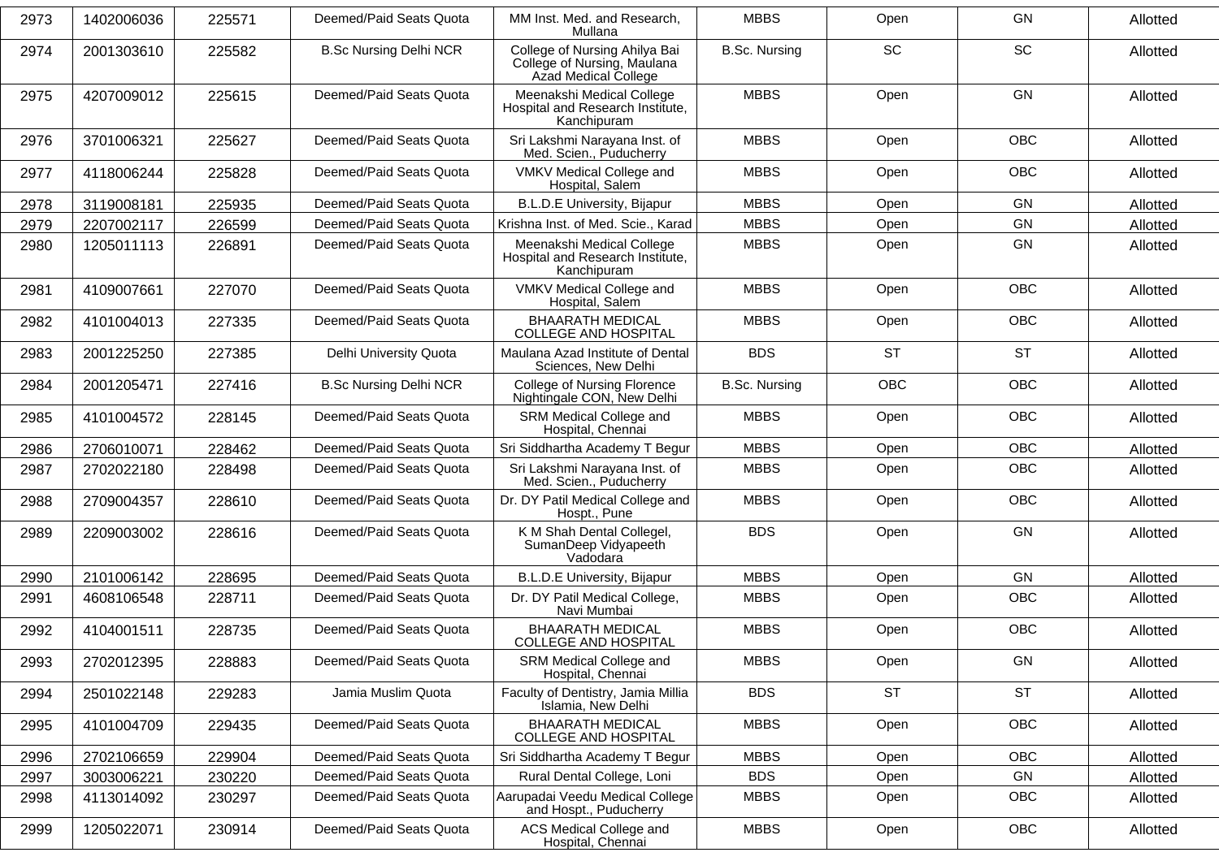| 2973 | 1402006036 | 225571 | Deemed/Paid Seats Quota | MM Inst. Med. and Research, Mullana | MBBS | Open | GN | Allotted |
|---|---|---|---|---|---|---|---|---|
| 2974 | 2001303610 | 225582 | B.Sc Nursing Delhi NCR | College of Nursing Ahilya Bai College of Nursing, Maulana Azad Medical College | B.Sc. Nursing | SC | SC | Allotted |
| 2975 | 4207009012 | 225615 | Deemed/Paid Seats Quota | Meenakshi Medical College Hospital and Research Institute, Kanchipuram | MBBS | Open | GN | Allotted |
| 2976 | 3701006321 | 225627 | Deemed/Paid Seats Quota | Sri Lakshmi Narayana Inst. of Med. Scien., Puducherry | MBBS | Open | OBC | Allotted |
| 2977 | 4118006244 | 225828 | Deemed/Paid Seats Quota | VMKV Medical College and Hospital, Salem | MBBS | Open | OBC | Allotted |
| 2978 | 3119008181 | 225935 | Deemed/Paid Seats Quota | B.L.D.E University, Bijapur | MBBS | Open | GN | Allotted |
| 2979 | 2207002117 | 226599 | Deemed/Paid Seats Quota | Krishna Inst. of Med. Scie., Karad | MBBS | Open | GN | Allotted |
| 2980 | 1205011113 | 226891 | Deemed/Paid Seats Quota | Meenakshi Medical College Hospital and Research Institute, Kanchipuram | MBBS | Open | GN | Allotted |
| 2981 | 4109007661 | 227070 | Deemed/Paid Seats Quota | VMKV Medical College and Hospital, Salem | MBBS | Open | OBC | Allotted |
| 2982 | 4101004013 | 227335 | Deemed/Paid Seats Quota | BHAARATH MEDICAL COLLEGE AND HOSPITAL | MBBS | Open | OBC | Allotted |
| 2983 | 2001225250 | 227385 | Delhi University Quota | Maulana Azad Institute of Dental Sciences, New Delhi | BDS | ST | ST | Allotted |
| 2984 | 2001205471 | 227416 | B.Sc Nursing Delhi NCR | College of Nursing Florence Nightingale CON, New Delhi | B.Sc. Nursing | OBC | OBC | Allotted |
| 2985 | 4101004572 | 228145 | Deemed/Paid Seats Quota | SRM Medical College and Hospital, Chennai | MBBS | Open | OBC | Allotted |
| 2986 | 2706010071 | 228462 | Deemed/Paid Seats Quota | Sri Siddhartha Academy T Begur | MBBS | Open | OBC | Allotted |
| 2987 | 2702022180 | 228498 | Deemed/Paid Seats Quota | Sri Lakshmi Narayana Inst. of Med. Scien., Puducherry | MBBS | Open | OBC | Allotted |
| 2988 | 2709004357 | 228610 | Deemed/Paid Seats Quota | Dr. DY Patil Medical College and Hospt., Pune | MBBS | Open | OBC | Allotted |
| 2989 | 2209003002 | 228616 | Deemed/Paid Seats Quota | K M Shah Dental Collegel, SumanDeep Vidyapeeth Vadodara | BDS | Open | GN | Allotted |
| 2990 | 2101006142 | 228695 | Deemed/Paid Seats Quota | B.L.D.E University, Bijapur | MBBS | Open | GN | Allotted |
| 2991 | 4608106548 | 228711 | Deemed/Paid Seats Quota | Dr. DY Patil Medical College, Navi Mumbai | MBBS | Open | OBC | Allotted |
| 2992 | 4104001511 | 228735 | Deemed/Paid Seats Quota | BHAARATH MEDICAL COLLEGE AND HOSPITAL | MBBS | Open | OBC | Allotted |
| 2993 | 2702012395 | 228883 | Deemed/Paid Seats Quota | SRM Medical College and Hospital, Chennai | MBBS | Open | GN | Allotted |
| 2994 | 2501022148 | 229283 | Jamia Muslim Quota | Faculty of Dentistry, Jamia Millia Islamia, New Delhi | BDS | ST | ST | Allotted |
| 2995 | 4101004709 | 229435 | Deemed/Paid Seats Quota | BHAARATH MEDICAL COLLEGE AND HOSPITAL | MBBS | Open | OBC | Allotted |
| 2996 | 2702106659 | 229904 | Deemed/Paid Seats Quota | Sri Siddhartha Academy T Begur | MBBS | Open | OBC | Allotted |
| 2997 | 3003006221 | 230220 | Deemed/Paid Seats Quota | Rural Dental College, Loni | BDS | Open | GN | Allotted |
| 2998 | 4113014092 | 230297 | Deemed/Paid Seats Quota | Aarupadai Veedu Medical College and Hospt., Puducherry | MBBS | Open | OBC | Allotted |
| 2999 | 1205022071 | 230914 | Deemed/Paid Seats Quota | ACS Medical College and Hospital, Chennai | MBBS | Open | OBC | Allotted |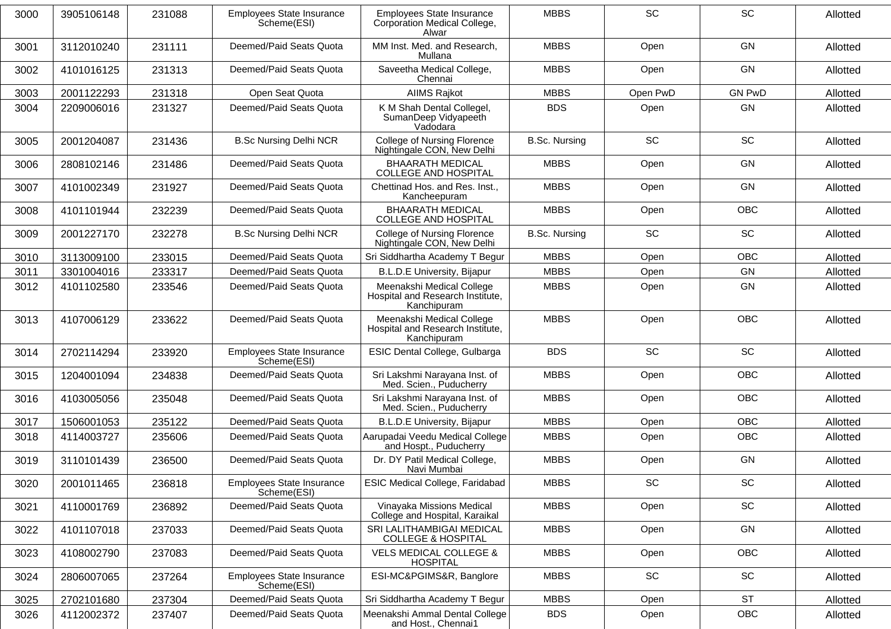| 3000 | 3905106148 | 231088 | Employees State Insurance Scheme(ESI) | Employees State Insurance Corporation Medical College, Alwar | MBBS | SC | SC | Allotted |
|---|---|---|---|---|---|---|---|---|
| 3001 | 3112010240 | 231111 | Deemed/Paid Seats Quota | MM Inst. Med. and Research, Mullana | MBBS | Open | GN | Allotted |
| 3002 | 4101016125 | 231313 | Deemed/Paid Seats Quota | Saveetha Medical College, Chennai | MBBS | Open | GN | Allotted |
| 3003 | 2001122293 | 231318 | Open Seat Quota | AIIMS Rajkot | MBBS | Open PwD | GN PwD | Allotted |
| 3004 | 2209006016 | 231327 | Deemed/Paid Seats Quota | K M Shah Dental Collegel, SumanDeep Vidyapeeth Vadodara | BDS | Open | GN | Allotted |
| 3005 | 2001204087 | 231436 | B.Sc Nursing Delhi NCR | College of Nursing Florence Nightingale CON, New Delhi | B.Sc. Nursing | SC | SC | Allotted |
| 3006 | 2808102146 | 231486 | Deemed/Paid Seats Quota | BHAARATH MEDICAL COLLEGE AND HOSPITAL | MBBS | Open | GN | Allotted |
| 3007 | 4101002349 | 231927 | Deemed/Paid Seats Quota | Chettinad Hos. and Res. Inst., Kancheepuram | MBBS | Open | GN | Allotted |
| 3008 | 4101101944 | 232239 | Deemed/Paid Seats Quota | BHAARATH MEDICAL COLLEGE AND HOSPITAL | MBBS | Open | OBC | Allotted |
| 3009 | 2001227170 | 232278 | B.Sc Nursing Delhi NCR | College of Nursing Florence Nightingale CON, New Delhi | B.Sc. Nursing | SC | SC | Allotted |
| 3010 | 3113009100 | 233015 | Deemed/Paid Seats Quota | Sri Siddhartha Academy T Begur | MBBS | Open | OBC | Allotted |
| 3011 | 3301004016 | 233317 | Deemed/Paid Seats Quota | B.L.D.E University, Bijapur | MBBS | Open | GN | Allotted |
| 3012 | 4101102580 | 233546 | Deemed/Paid Seats Quota | Meenakshi Medical College Hospital and Research Institute, Kanchipuram | MBBS | Open | GN | Allotted |
| 3013 | 4107006129 | 233622 | Deemed/Paid Seats Quota | Meenakshi Medical College Hospital and Research Institute, Kanchipuram | MBBS | Open | OBC | Allotted |
| 3014 | 2702114294 | 233920 | Employees State Insurance Scheme(ESI) | ESIC Dental College, Gulbarga | BDS | SC | SC | Allotted |
| 3015 | 1204001094 | 234838 | Deemed/Paid Seats Quota | Sri Lakshmi Narayana Inst. of Med. Scien., Puducherry | MBBS | Open | OBC | Allotted |
| 3016 | 4103005056 | 235048 | Deemed/Paid Seats Quota | Sri Lakshmi Narayana Inst. of Med. Scien., Puducherry | MBBS | Open | OBC | Allotted |
| 3017 | 1506001053 | 235122 | Deemed/Paid Seats Quota | B.L.D.E University, Bijapur | MBBS | Open | OBC | Allotted |
| 3018 | 4114003727 | 235606 | Deemed/Paid Seats Quota | Aarupadai Veedu Medical College and Hospt., Puducherry | MBBS | Open | OBC | Allotted |
| 3019 | 3110101439 | 236500 | Deemed/Paid Seats Quota | Dr. DY Patil Medical College, Navi Mumbai | MBBS | Open | GN | Allotted |
| 3020 | 2001011465 | 236818 | Employees State Insurance Scheme(ESI) | ESIC Medical College, Faridabad | MBBS | SC | SC | Allotted |
| 3021 | 4110001769 | 236892 | Deemed/Paid Seats Quota | Vinayaka Missions Medical College and Hospital, Karaikal | MBBS | Open | SC | Allotted |
| 3022 | 4101107018 | 237033 | Deemed/Paid Seats Quota | SRI LALITHAMBIGAI MEDICAL COLLEGE & HOSPITAL | MBBS | Open | GN | Allotted |
| 3023 | 4108002790 | 237083 | Deemed/Paid Seats Quota | VELS MEDICAL COLLEGE & HOSPITAL | MBBS | Open | OBC | Allotted |
| 3024 | 2806007065 | 237264 | Employees State Insurance Scheme(ESI) | ESI-MC&PGIMS&R, Banglore | MBBS | SC | SC | Allotted |
| 3025 | 2702101680 | 237304 | Deemed/Paid Seats Quota | Sri Siddhartha Academy T Begur | MBBS | Open | ST | Allotted |
| 3026 | 4112002372 | 237407 | Deemed/Paid Seats Quota | Meenakshi Ammal Dental College and Host., Chennai1 | BDS | Open | OBC | Allotted |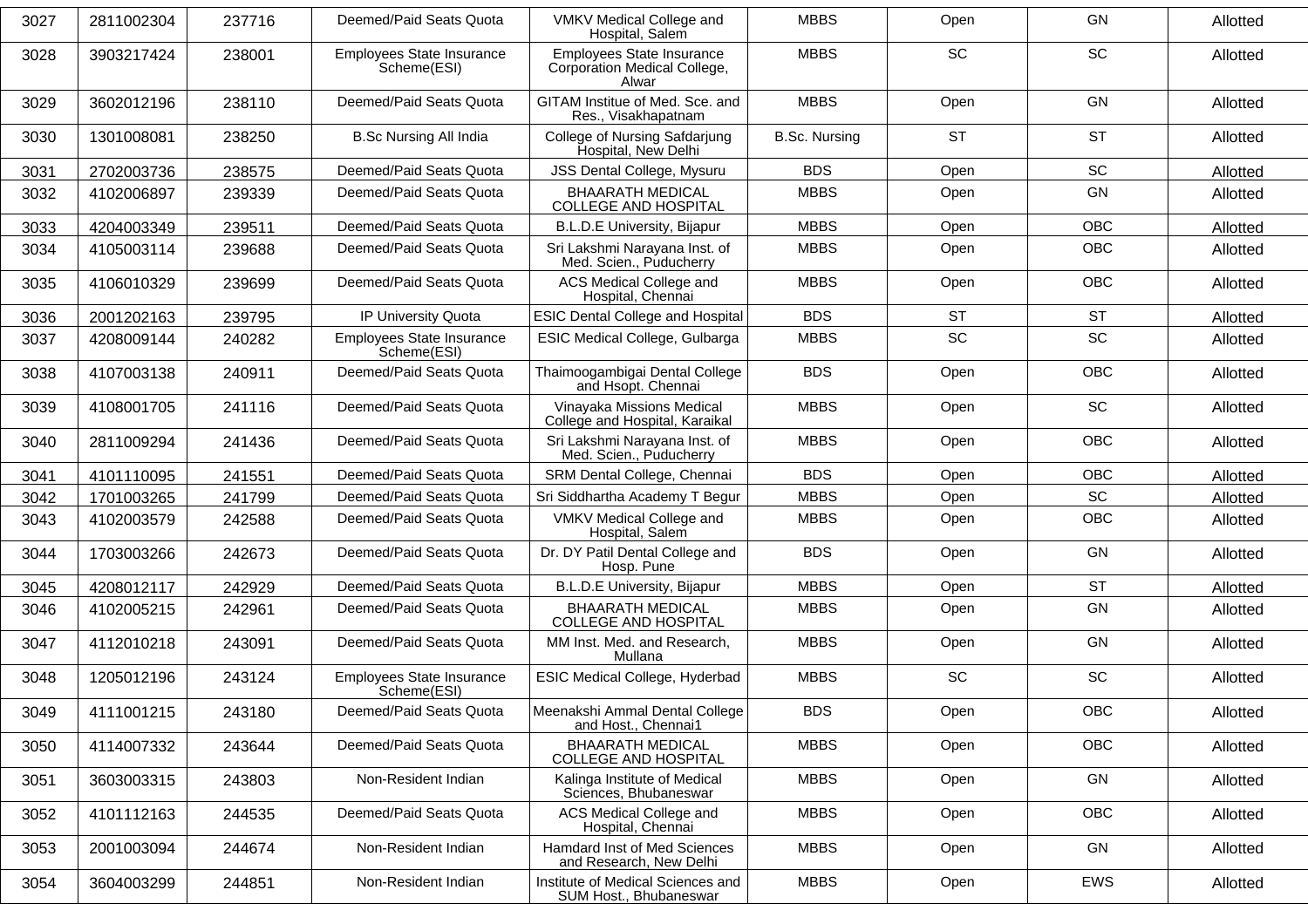| 3027 | 2811002304 | 237716 | Deemed/Paid Seats Quota | VMKV Medical College and Hospital, Salem | MBBS | Open | GN | Allotted |
|---|---|---|---|---|---|---|---|---|
| 3028 | 3903217424 | 238001 | Employees State Insurance Scheme(ESI) | Employees State Insurance Corporation Medical College, Alwar | MBBS | SC | SC | Allotted |
| 3029 | 3602012196 | 238110 | Deemed/Paid Seats Quota | GITAM Institue of Med. Sce. and Res., Visakhapatnam | MBBS | Open | GN | Allotted |
| 3030 | 1301008081 | 238250 | B.Sc Nursing All India | College of Nursing Safdarjung Hospital, New Delhi | B.Sc. Nursing | ST | ST | Allotted |
| 3031 | 2702003736 | 238575 | Deemed/Paid Seats Quota | JSS Dental College, Mysuru | BDS | Open | SC | Allotted |
| 3032 | 4102006897 | 239339 | Deemed/Paid Seats Quota | BHAARATH MEDICAL COLLEGE AND HOSPITAL | MBBS | Open | GN | Allotted |
| 3033 | 4204003349 | 239511 | Deemed/Paid Seats Quota | B.L.D.E University, Bijapur | MBBS | Open | OBC | Allotted |
| 3034 | 4105003114 | 239688 | Deemed/Paid Seats Quota | Sri Lakshmi Narayana Inst. of Med. Scien., Puducherry | MBBS | Open | OBC | Allotted |
| 3035 | 4106010329 | 239699 | Deemed/Paid Seats Quota | ACS Medical College and Hospital, Chennai | MBBS | Open | OBC | Allotted |
| 3036 | 2001202163 | 239795 | IP University Quota | ESIC Dental College and Hospital | BDS | ST | ST | Allotted |
| 3037 | 4208009144 | 240282 | Employees State Insurance Scheme(ESI) | ESIC Medical College, Gulbarga | MBBS | SC | SC | Allotted |
| 3038 | 4107003138 | 240911 | Deemed/Paid Seats Quota | Thaimoogambigai Dental College and Hsopt. Chennai | BDS | Open | OBC | Allotted |
| 3039 | 4108001705 | 241116 | Deemed/Paid Seats Quota | Vinayaka Missions Medical College and Hospital, Karaikal | MBBS | Open | SC | Allotted |
| 3040 | 2811009294 | 241436 | Deemed/Paid Seats Quota | Sri Lakshmi Narayana Inst. of Med. Scien., Puducherry | MBBS | Open | OBC | Allotted |
| 3041 | 4101110095 | 241551 | Deemed/Paid Seats Quota | SRM Dental College, Chennai | BDS | Open | OBC | Allotted |
| 3042 | 1701003265 | 241799 | Deemed/Paid Seats Quota | Sri Siddhartha Academy T Begur | MBBS | Open | SC | Allotted |
| 3043 | 4102003579 | 242588 | Deemed/Paid Seats Quota | VMKV Medical College and Hospital, Salem | MBBS | Open | OBC | Allotted |
| 3044 | 1703003266 | 242673 | Deemed/Paid Seats Quota | Dr. DY Patil Dental College and Hosp. Pune | BDS | Open | GN | Allotted |
| 3045 | 4208012117 | 242929 | Deemed/Paid Seats Quota | B.L.D.E University, Bijapur | MBBS | Open | ST | Allotted |
| 3046 | 4102005215 | 242961 | Deemed/Paid Seats Quota | BHAARATH MEDICAL COLLEGE AND HOSPITAL | MBBS | Open | GN | Allotted |
| 3047 | 4112010218 | 243091 | Deemed/Paid Seats Quota | MM Inst. Med. and Research, Mullana | MBBS | Open | GN | Allotted |
| 3048 | 1205012196 | 243124 | Employees State Insurance Scheme(ESI) | ESIC Medical College, Hyderbad | MBBS | SC | SC | Allotted |
| 3049 | 4111001215 | 243180 | Deemed/Paid Seats Quota | Meenakshi Ammal Dental College and Host., Chennai1 | BDS | Open | OBC | Allotted |
| 3050 | 4114007332 | 243644 | Deemed/Paid Seats Quota | BHAARATH MEDICAL COLLEGE AND HOSPITAL | MBBS | Open | OBC | Allotted |
| 3051 | 3603003315 | 243803 | Non-Resident Indian | Kalinga Institute of Medical Sciences, Bhubaneswar | MBBS | Open | GN | Allotted |
| 3052 | 4101112163 | 244535 | Deemed/Paid Seats Quota | ACS Medical College and Hospital, Chennai | MBBS | Open | OBC | Allotted |
| 3053 | 2001003094 | 244674 | Non-Resident Indian | Hamdard Inst of Med Sciences and Research, New Delhi | MBBS | Open | GN | Allotted |
| 3054 | 3604003299 | 244851 | Non-Resident Indian | Institute of Medical Sciences and SUM Host., Bhubaneswar | MBBS | Open | EWS | Allotted |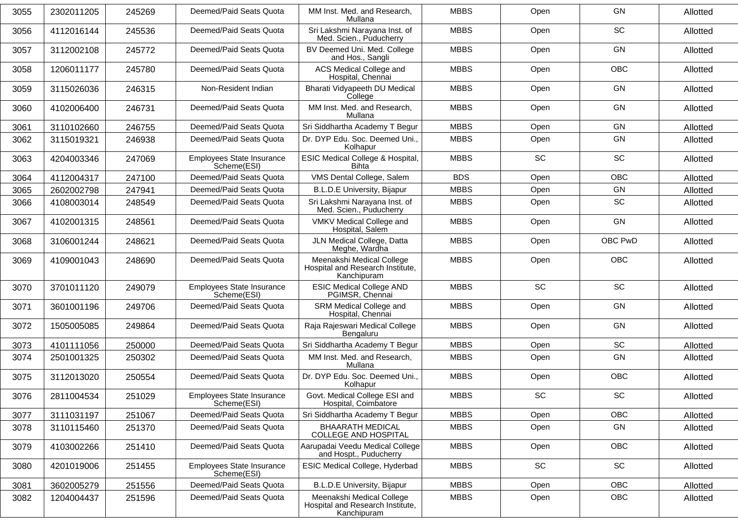| 3055 | 2302011205 | 245269 | Deemed/Paid Seats Quota | MM Inst. Med. and Research, Mullana | MBBS | Open | GN | Allotted |
|---|---|---|---|---|---|---|---|---|
| 3056 | 4112016144 | 245536 | Deemed/Paid Seats Quota | Sri Lakshmi Narayana Inst. of Med. Scien., Puducherry | MBBS | Open | SC | Allotted |
| 3057 | 3112002108 | 245772 | Deemed/Paid Seats Quota | BV Deemed Uni. Med. College and Hos., Sangli | MBBS | Open | GN | Allotted |
| 3058 | 1206011177 | 245780 | Deemed/Paid Seats Quota | ACS Medical College and Hospital, Chennai | MBBS | Open | OBC | Allotted |
| 3059 | 3115026036 | 246315 | Non-Resident Indian | Bharati Vidyapeeth DU Medical College | MBBS | Open | GN | Allotted |
| 3060 | 4102006400 | 246731 | Deemed/Paid Seats Quota | MM Inst. Med. and Research, Mullana | MBBS | Open | GN | Allotted |
| 3061 | 3110102660 | 246755 | Deemed/Paid Seats Quota | Sri Siddhartha Academy T Begur | MBBS | Open | GN | Allotted |
| 3062 | 3115019321 | 246938 | Deemed/Paid Seats Quota | Dr. DYP Edu. Soc. Deemed Uni., Kolhapur | MBBS | Open | GN | Allotted |
| 3063 | 4204003346 | 247069 | Employees State Insurance Scheme(ESI) | ESIC Medical College & Hospital, Bihta | MBBS | SC | SC | Allotted |
| 3064 | 4112004317 | 247100 | Deemed/Paid Seats Quota | VMS Dental College, Salem | BDS | Open | OBC | Allotted |
| 3065 | 2602002798 | 247941 | Deemed/Paid Seats Quota | B.L.D.E University, Bijapur | MBBS | Open | GN | Allotted |
| 3066 | 4108003014 | 248549 | Deemed/Paid Seats Quota | Sri Lakshmi Narayana Inst. of Med. Scien., Puducherry | MBBS | Open | SC | Allotted |
| 3067 | 4102001315 | 248561 | Deemed/Paid Seats Quota | VMKV Medical College and Hospital, Salem | MBBS | Open | GN | Allotted |
| 3068 | 3106001244 | 248621 | Deemed/Paid Seats Quota | JLN Medical College, Datta Meghe, Wardha | MBBS | Open | OBC PwD | Allotted |
| 3069 | 4109001043 | 248690 | Deemed/Paid Seats Quota | Meenakshi Medical College Hospital and Research Institute, Kanchipuram | MBBS | Open | OBC | Allotted |
| 3070 | 3701011120 | 249079 | Employees State Insurance Scheme(ESI) | ESIC Medical College AND PGIMSR, Chennai | MBBS | SC | SC | Allotted |
| 3071 | 3601001196 | 249706 | Deemed/Paid Seats Quota | SRM Medical College and Hospital, Chennai | MBBS | Open | GN | Allotted |
| 3072 | 1505005085 | 249864 | Deemed/Paid Seats Quota | Raja Rajeswari Medical College Bengaluru | MBBS | Open | GN | Allotted |
| 3073 | 4101111056 | 250000 | Deemed/Paid Seats Quota | Sri Siddhartha Academy T Begur | MBBS | Open | SC | Allotted |
| 3074 | 2501001325 | 250302 | Deemed/Paid Seats Quota | MM Inst. Med. and Research, Mullana | MBBS | Open | GN | Allotted |
| 3075 | 3112013020 | 250554 | Deemed/Paid Seats Quota | Dr. DYP Edu. Soc. Deemed Uni., Kolhapur | MBBS | Open | OBC | Allotted |
| 3076 | 2811004534 | 251029 | Employees State Insurance Scheme(ESI) | Govt. Medical College ESI and Hospital, Coimbatore | MBBS | SC | SC | Allotted |
| 3077 | 3111031197 | 251067 | Deemed/Paid Seats Quota | Sri Siddhartha Academy T Begur | MBBS | Open | OBC | Allotted |
| 3078 | 3110115460 | 251370 | Deemed/Paid Seats Quota | BHAARATH MEDICAL COLLEGE AND HOSPITAL | MBBS | Open | GN | Allotted |
| 3079 | 4103002266 | 251410 | Deemed/Paid Seats Quota | Aarupadai Veedu Medical College and Hospt., Puducherry | MBBS | Open | OBC | Allotted |
| 3080 | 4201019006 | 251455 | Employees State Insurance Scheme(ESI) | ESIC Medical College, Hyderbad | MBBS | SC | SC | Allotted |
| 3081 | 3602005279 | 251556 | Deemed/Paid Seats Quota | B.L.D.E University, Bijapur | MBBS | Open | OBC | Allotted |
| 3082 | 1204004437 | 251596 | Deemed/Paid Seats Quota | Meenakshi Medical College Hospital and Research Institute, Kanchipuram | MBBS | Open | OBC | Allotted |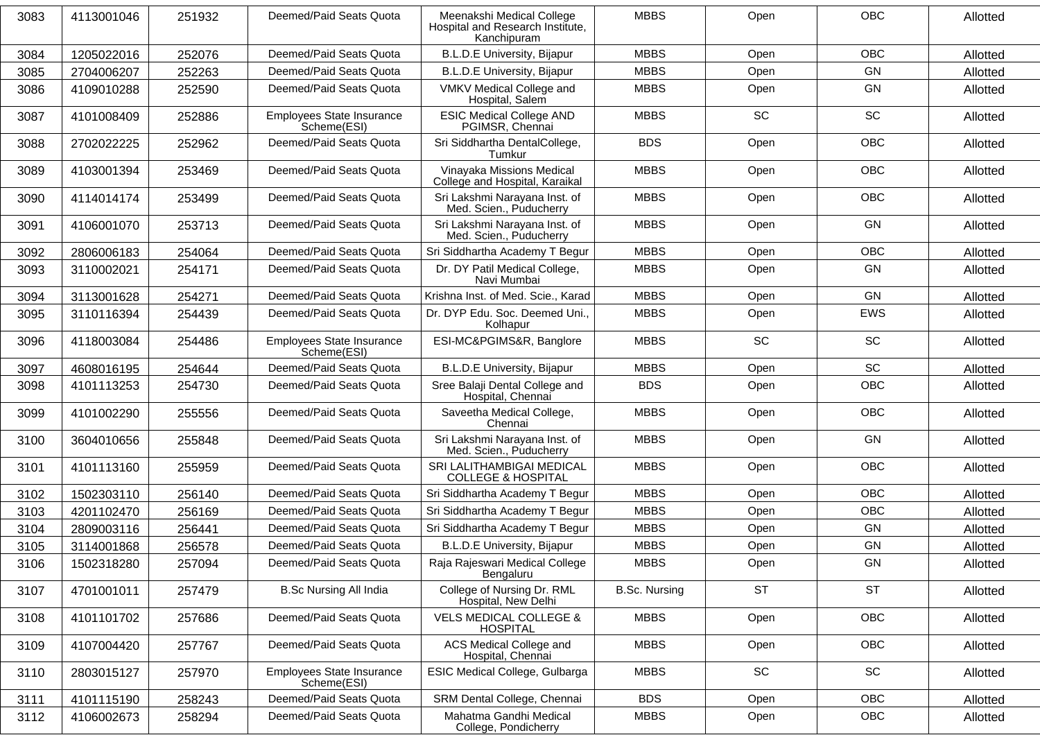| 3083 | 4113001046 | 251932 | Deemed/Paid Seats Quota | Meenakshi Medical College Hospital and Research Institute, Kanchipuram | MBBS | Open | OBC | Allotted |
|---|---|---|---|---|---|---|---|---|
| 3084 | 1205022016 | 252076 | Deemed/Paid Seats Quota | B.L.D.E University, Bijapur | MBBS | Open | OBC | Allotted |
| 3085 | 2704006207 | 252263 | Deemed/Paid Seats Quota | B.L.D.E University, Bijapur | MBBS | Open | GN | Allotted |
| 3086 | 4109010288 | 252590 | Deemed/Paid Seats Quota | VMKV Medical College and Hospital, Salem | MBBS | Open | GN | Allotted |
| 3087 | 4101008409 | 252886 | Employees State Insurance Scheme(ESI) | ESIC Medical College AND PGIMSR, Chennai | MBBS | SC | SC | Allotted |
| 3088 | 2702022225 | 252962 | Deemed/Paid Seats Quota | Sri Siddhartha DentalCollege, Tumkur | BDS | Open | OBC | Allotted |
| 3089 | 4103001394 | 253469 | Deemed/Paid Seats Quota | Vinayaka Missions Medical College and Hospital, Karaikal | MBBS | Open | OBC | Allotted |
| 3090 | 4114014174 | 253499 | Deemed/Paid Seats Quota | Sri Lakshmi Narayana Inst. of Med. Scien., Puducherry | MBBS | Open | OBC | Allotted |
| 3091 | 4106001070 | 253713 | Deemed/Paid Seats Quota | Sri Lakshmi Narayana Inst. of Med. Scien., Puducherry | MBBS | Open | GN | Allotted |
| 3092 | 2806006183 | 254064 | Deemed/Paid Seats Quota | Sri Siddhartha Academy T Begur | MBBS | Open | OBC | Allotted |
| 3093 | 3110002021 | 254171 | Deemed/Paid Seats Quota | Dr. DY Patil Medical College, Navi Mumbai | MBBS | Open | GN | Allotted |
| 3094 | 3113001628 | 254271 | Deemed/Paid Seats Quota | Krishna Inst. of Med. Scie., Karad | MBBS | Open | GN | Allotted |
| 3095 | 3110116394 | 254439 | Deemed/Paid Seats Quota | Dr. DYP Edu. Soc. Deemed Uni., Kolhapur | MBBS | Open | EWS | Allotted |
| 3096 | 4118003084 | 254486 | Employees State Insurance Scheme(ESI) | ESI-MC&PGIMS&R, Banglore | MBBS | SC | SC | Allotted |
| 3097 | 4608016195 | 254644 | Deemed/Paid Seats Quota | B.L.D.E University, Bijapur | MBBS | Open | SC | Allotted |
| 3098 | 4101113253 | 254730 | Deemed/Paid Seats Quota | Sree Balaji Dental College and Hospital, Chennai | BDS | Open | OBC | Allotted |
| 3099 | 4101002290 | 255556 | Deemed/Paid Seats Quota | Saveetha Medical College, Chennai | MBBS | Open | OBC | Allotted |
| 3100 | 3604010656 | 255848 | Deemed/Paid Seats Quota | Sri Lakshmi Narayana Inst. of Med. Scien., Puducherry | MBBS | Open | GN | Allotted |
| 3101 | 4101113160 | 255959 | Deemed/Paid Seats Quota | SRI LALITHAMBIGAI MEDICAL COLLEGE & HOSPITAL | MBBS | Open | OBC | Allotted |
| 3102 | 1502303110 | 256140 | Deemed/Paid Seats Quota | Sri Siddhartha Academy T Begur | MBBS | Open | OBC | Allotted |
| 3103 | 4201102470 | 256169 | Deemed/Paid Seats Quota | Sri Siddhartha Academy T Begur | MBBS | Open | OBC | Allotted |
| 3104 | 2809003116 | 256441 | Deemed/Paid Seats Quota | Sri Siddhartha Academy T Begur | MBBS | Open | GN | Allotted |
| 3105 | 3114001868 | 256578 | Deemed/Paid Seats Quota | B.L.D.E University, Bijapur | MBBS | Open | GN | Allotted |
| 3106 | 1502318280 | 257094 | Deemed/Paid Seats Quota | Raja Rajeswari Medical College Bengaluru | MBBS | Open | GN | Allotted |
| 3107 | 4701001011 | 257479 | B.Sc Nursing All India | College of Nursing Dr. RML Hospital, New Delhi | B.Sc. Nursing | ST | ST | Allotted |
| 3108 | 4101101702 | 257686 | Deemed/Paid Seats Quota | VELS MEDICAL COLLEGE & HOSPITAL | MBBS | Open | OBC | Allotted |
| 3109 | 4107004420 | 257767 | Deemed/Paid Seats Quota | ACS Medical College and Hospital, Chennai | MBBS | Open | OBC | Allotted |
| 3110 | 2803015127 | 257970 | Employees State Insurance Scheme(ESI) | ESIC Medical College, Gulbarga | MBBS | SC | SC | Allotted |
| 3111 | 4101115190 | 258243 | Deemed/Paid Seats Quota | SRM Dental College, Chennai | BDS | Open | OBC | Allotted |
| 3112 | 4106002673 | 258294 | Deemed/Paid Seats Quota | Mahatma Gandhi Medical College, Pondicherry | MBBS | Open | OBC | Allotted |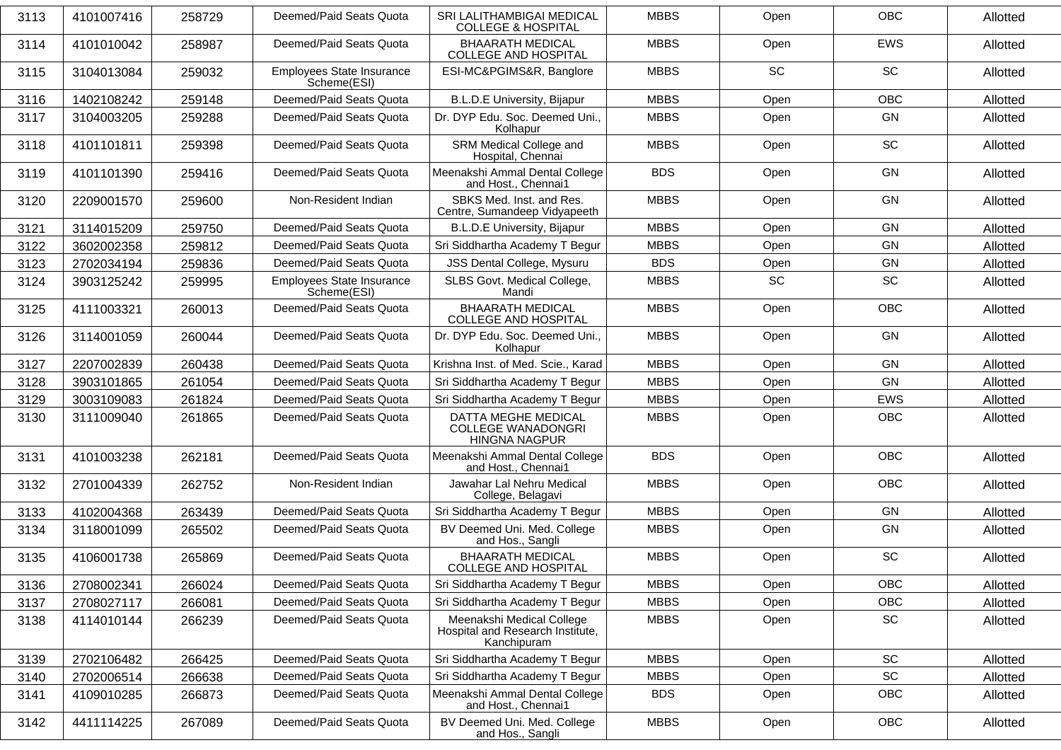| 3113 | 4101007416 | 258729 | Deemed/Paid Seats Quota | SRI LALITHAMBIGAI MEDICAL COLLEGE & HOSPITAL | MBBS | Open | OBC | Allotted |
|---|---|---|---|---|---|---|---|---|
| 3114 | 4101010042 | 258987 | Deemed/Paid Seats Quota | BHAARATH MEDICAL COLLEGE AND HOSPITAL | MBBS | Open | EWS | Allotted |
| 3115 | 3104013084 | 259032 | Employees State Insurance Scheme(ESI) | ESI-MC&PGIMS&R, Banglore | MBBS | SC | SC | Allotted |
| 3116 | 1402108242 | 259148 | Deemed/Paid Seats Quota | B.L.D.E University, Bijapur | MBBS | Open | OBC | Allotted |
| 3117 | 3104003205 | 259288 | Deemed/Paid Seats Quota | Dr. DYP Edu. Soc. Deemed Uni., Kolhapur | MBBS | Open | GN | Allotted |
| 3118 | 4101101811 | 259398 | Deemed/Paid Seats Quota | SRM Medical College and Hospital, Chennai | MBBS | Open | SC | Allotted |
| 3119 | 4101101390 | 259416 | Deemed/Paid Seats Quota | Meenakshi Ammal Dental College and Host., Chennai1 | BDS | Open | GN | Allotted |
| 3120 | 2209001570 | 259600 | Non-Resident Indian | SBKS Med. Inst. and Res. Centre, Sumandeep Vidyapeeth | MBBS | Open | GN | Allotted |
| 3121 | 3114015209 | 259750 | Deemed/Paid Seats Quota | B.L.D.E University, Bijapur | MBBS | Open | GN | Allotted |
| 3122 | 3602002358 | 259812 | Deemed/Paid Seats Quota | Sri Siddhartha Academy T Begur | MBBS | Open | GN | Allotted |
| 3123 | 2702034194 | 259836 | Deemed/Paid Seats Quota | JSS Dental College, Mysuru | BDS | Open | GN | Allotted |
| 3124 | 3903125242 | 259995 | Employees State Insurance Scheme(ESI) | SLBS Govt. Medical College, Mandi | MBBS | SC | SC | Allotted |
| 3125 | 4111003321 | 260013 | Deemed/Paid Seats Quota | BHAARATH MEDICAL COLLEGE AND HOSPITAL | MBBS | Open | OBC | Allotted |
| 3126 | 3114001059 | 260044 | Deemed/Paid Seats Quota | Dr. DYP Edu. Soc. Deemed Uni., Kolhapur | MBBS | Open | GN | Allotted |
| 3127 | 2207002839 | 260438 | Deemed/Paid Seats Quota | Krishna Inst. of Med. Scie., Karad | MBBS | Open | GN | Allotted |
| 3128 | 3903101865 | 261054 | Deemed/Paid Seats Quota | Sri Siddhartha Academy T Begur | MBBS | Open | GN | Allotted |
| 3129 | 3003109083 | 261824 | Deemed/Paid Seats Quota | Sri Siddhartha Academy T Begur | MBBS | Open | EWS | Allotted |
| 3130 | 3111009040 | 261865 | Deemed/Paid Seats Quota | DATTA MEGHE MEDICAL COLLEGE WANADONGRI HINGNA NAGPUR | MBBS | Open | OBC | Allotted |
| 3131 | 4101003238 | 262181 | Deemed/Paid Seats Quota | Meenakshi Ammal Dental College and Host., Chennai1 | BDS | Open | OBC | Allotted |
| 3132 | 2701004339 | 262752 | Non-Resident Indian | Jawahar Lal Nehru Medical College, Belagavi | MBBS | Open | OBC | Allotted |
| 3133 | 4102004368 | 263439 | Deemed/Paid Seats Quota | Sri Siddhartha Academy T Begur | MBBS | Open | GN | Allotted |
| 3134 | 3118001099 | 265502 | Deemed/Paid Seats Quota | BV Deemed Uni. Med. College and Hos., Sangli | MBBS | Open | GN | Allotted |
| 3135 | 4106001738 | 265869 | Deemed/Paid Seats Quota | BHAARATH MEDICAL COLLEGE AND HOSPITAL | MBBS | Open | SC | Allotted |
| 3136 | 2708002341 | 266024 | Deemed/Paid Seats Quota | Sri Siddhartha Academy T Begur | MBBS | Open | OBC | Allotted |
| 3137 | 2708027117 | 266081 | Deemed/Paid Seats Quota | Sri Siddhartha Academy T Begur | MBBS | Open | OBC | Allotted |
| 3138 | 4114010144 | 266239 | Deemed/Paid Seats Quota | Meenakshi Medical College Hospital and Research Institute, Kanchipuram | MBBS | Open | SC | Allotted |
| 3139 | 2702106482 | 266425 | Deemed/Paid Seats Quota | Sri Siddhartha Academy T Begur | MBBS | Open | SC | Allotted |
| 3140 | 2702006514 | 266638 | Deemed/Paid Seats Quota | Sri Siddhartha Academy T Begur | MBBS | Open | SC | Allotted |
| 3141 | 4109010285 | 266873 | Deemed/Paid Seats Quota | Meenakshi Ammal Dental College and Host., Chennai1 | BDS | Open | OBC | Allotted |
| 3142 | 4411114225 | 267089 | Deemed/Paid Seats Quota | BV Deemed Uni. Med. College and Hos., Sangli | MBBS | Open | OBC | Allotted |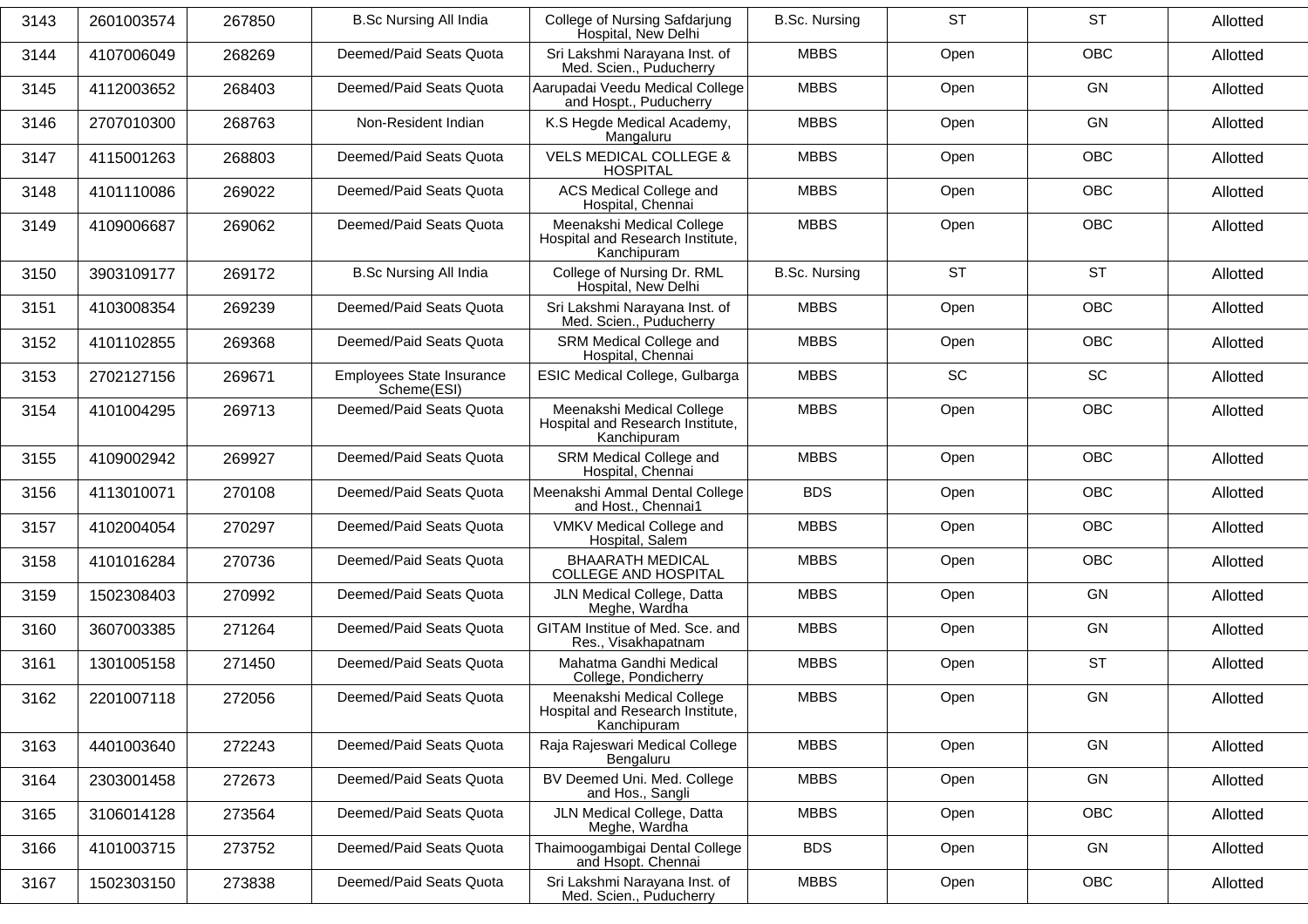| 3143 | 2601003574 | 267850 | B.Sc Nursing All India | College of Nursing Safdarjung Hospital, New Delhi | B.Sc. Nursing | ST | ST | Allotted |
|---|---|---|---|---|---|---|---|---|
| 3144 | 4107006049 | 268269 | Deemed/Paid Seats Quota | Sri Lakshmi Narayana Inst. of Med. Scien., Puducherry | MBBS | Open | OBC | Allotted |
| 3145 | 4112003652 | 268403 | Deemed/Paid Seats Quota | Aarupadai Veedu Medical College and Hospt., Puducherry | MBBS | Open | GN | Allotted |
| 3146 | 2707010300 | 268763 | Non-Resident Indian | K.S Hegde Medical Academy, Mangaluru | MBBS | Open | GN | Allotted |
| 3147 | 4115001263 | 268803 | Deemed/Paid Seats Quota | VELS MEDICAL COLLEGE & HOSPITAL | MBBS | Open | OBC | Allotted |
| 3148 | 4101110086 | 269022 | Deemed/Paid Seats Quota | ACS Medical College and Hospital, Chennai | MBBS | Open | OBC | Allotted |
| 3149 | 4109006687 | 269062 | Deemed/Paid Seats Quota | Meenakshi Medical College Hospital and Research Institute, Kanchipuram | MBBS | Open | OBC | Allotted |
| 3150 | 3903109177 | 269172 | B.Sc Nursing All India | College of Nursing Dr. RML Hospital, New Delhi | B.Sc. Nursing | ST | ST | Allotted |
| 3151 | 4103008354 | 269239 | Deemed/Paid Seats Quota | Sri Lakshmi Narayana Inst. of Med. Scien., Puducherry | MBBS | Open | OBC | Allotted |
| 3152 | 4101102855 | 269368 | Deemed/Paid Seats Quota | SRM Medical College and Hospital, Chennai | MBBS | Open | OBC | Allotted |
| 3153 | 2702127156 | 269671 | Employees State Insurance Scheme(ESI) | ESIC Medical College, Gulbarga | MBBS | SC | SC | Allotted |
| 3154 | 4101004295 | 269713 | Deemed/Paid Seats Quota | Meenakshi Medical College Hospital and Research Institute, Kanchipuram | MBBS | Open | OBC | Allotted |
| 3155 | 4109002942 | 269927 | Deemed/Paid Seats Quota | SRM Medical College and Hospital, Chennai | MBBS | Open | OBC | Allotted |
| 3156 | 4113010071 | 270108 | Deemed/Paid Seats Quota | Meenakshi Ammal Dental College and Host., Chennai1 | BDS | Open | OBC | Allotted |
| 3157 | 4102004054 | 270297 | Deemed/Paid Seats Quota | VMKV Medical College and Hospital, Salem | MBBS | Open | OBC | Allotted |
| 3158 | 4101016284 | 270736 | Deemed/Paid Seats Quota | BHAARATH MEDICAL COLLEGE AND HOSPITAL | MBBS | Open | OBC | Allotted |
| 3159 | 1502308403 | 270992 | Deemed/Paid Seats Quota | JLN Medical College, Datta Meghe, Wardha | MBBS | Open | GN | Allotted |
| 3160 | 3607003385 | 271264 | Deemed/Paid Seats Quota | GITAM Institue of Med. Sce. and Res., Visakhapatnam | MBBS | Open | GN | Allotted |
| 3161 | 1301005158 | 271450 | Deemed/Paid Seats Quota | Mahatma Gandhi Medical College, Pondicherry | MBBS | Open | ST | Allotted |
| 3162 | 2201007118 | 272056 | Deemed/Paid Seats Quota | Meenakshi Medical College Hospital and Research Institute, Kanchipuram | MBBS | Open | GN | Allotted |
| 3163 | 4401003640 | 272243 | Deemed/Paid Seats Quota | Raja Rajeswari Medical College Bengaluru | MBBS | Open | GN | Allotted |
| 3164 | 2303001458 | 272673 | Deemed/Paid Seats Quota | BV Deemed Uni. Med. College and Hos., Sangli | MBBS | Open | GN | Allotted |
| 3165 | 3106014128 | 273564 | Deemed/Paid Seats Quota | JLN Medical College, Datta Meghe, Wardha | MBBS | Open | OBC | Allotted |
| 3166 | 4101003715 | 273752 | Deemed/Paid Seats Quota | Thaimoogambigai Dental College and Hsopt. Chennai | BDS | Open | GN | Allotted |
| 3167 | 1502303150 | 273838 | Deemed/Paid Seats Quota | Sri Lakshmi Narayana Inst. of Med. Scien., Puducherry | MBBS | Open | OBC | Allotted |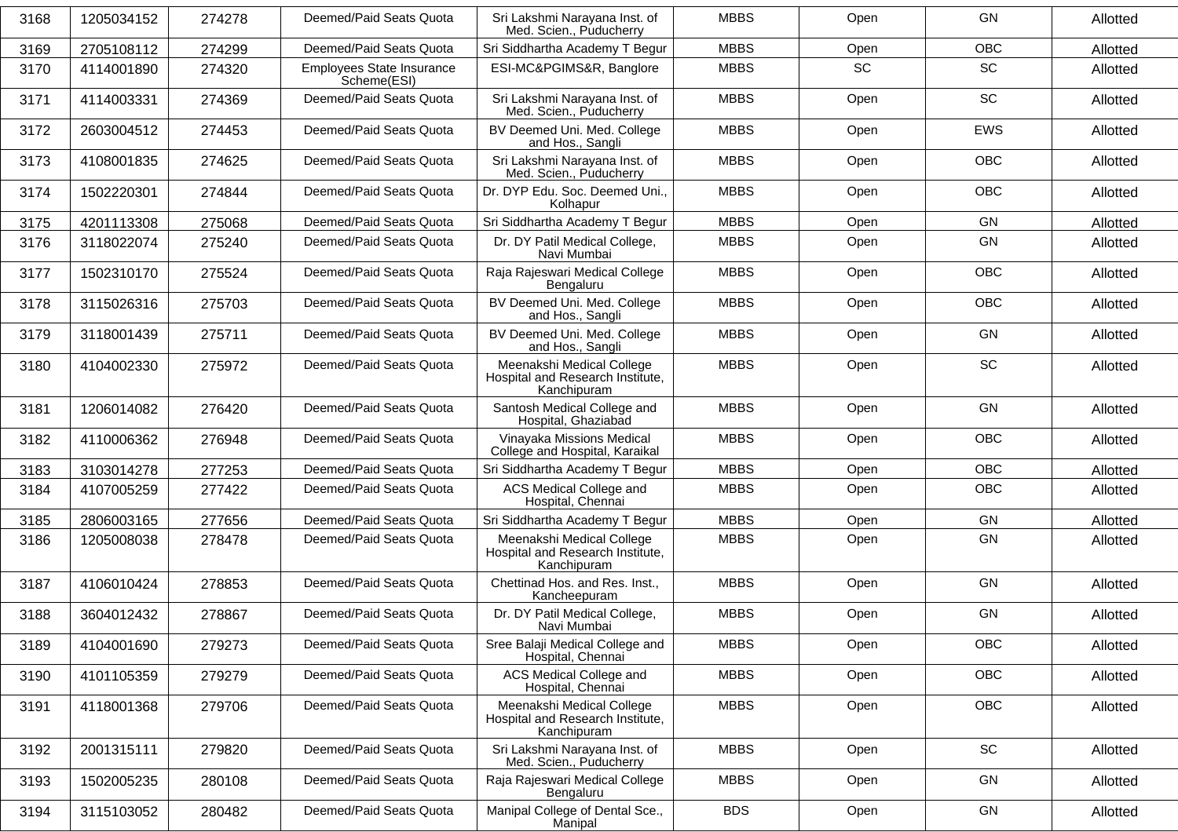| 3168 | 1205034152 | 274278 | Deemed/Paid Seats Quota | Sri Lakshmi Narayana Inst. of Med. Scien., Puducherry | MBBS | Open | GN | Allotted |
|---|---|---|---|---|---|---|---|---|
| 3169 | 2705108112 | 274299 | Deemed/Paid Seats Quota | Sri Siddhartha Academy T Begur | MBBS | Open | OBC | Allotted |
| 3170 | 4114001890 | 274320 | Employees State Insurance Scheme(ESI) | ESI-MC&PGIMS&R, Banglore | MBBS | SC | SC | Allotted |
| 3171 | 4114003331 | 274369 | Deemed/Paid Seats Quota | Sri Lakshmi Narayana Inst. of Med. Scien., Puducherry | MBBS | Open | SC | Allotted |
| 3172 | 2603004512 | 274453 | Deemed/Paid Seats Quota | BV Deemed Uni. Med. College and Hos., Sangli | MBBS | Open | EWS | Allotted |
| 3173 | 4108001835 | 274625 | Deemed/Paid Seats Quota | Sri Lakshmi Narayana Inst. of Med. Scien., Puducherry | MBBS | Open | OBC | Allotted |
| 3174 | 1502220301 | 274844 | Deemed/Paid Seats Quota | Dr. DYP Edu. Soc. Deemed Uni., Kolhapur | MBBS | Open | OBC | Allotted |
| 3175 | 4201113308 | 275068 | Deemed/Paid Seats Quota | Sri Siddhartha Academy T Begur | MBBS | Open | GN | Allotted |
| 3176 | 3118022074 | 275240 | Deemed/Paid Seats Quota | Dr. DY Patil Medical College, Navi Mumbai | MBBS | Open | GN | Allotted |
| 3177 | 1502310170 | 275524 | Deemed/Paid Seats Quota | Raja Rajeswari Medical College Bengaluru | MBBS | Open | OBC | Allotted |
| 3178 | 3115026316 | 275703 | Deemed/Paid Seats Quota | BV Deemed Uni. Med. College and Hos., Sangli | MBBS | Open | OBC | Allotted |
| 3179 | 3118001439 | 275711 | Deemed/Paid Seats Quota | BV Deemed Uni. Med. College and Hos., Sangli | MBBS | Open | GN | Allotted |
| 3180 | 4104002330 | 275972 | Deemed/Paid Seats Quota | Meenakshi Medical College Hospital and Research Institute, Kanchipuram | MBBS | Open | SC | Allotted |
| 3181 | 1206014082 | 276420 | Deemed/Paid Seats Quota | Santosh Medical College and Hospital, Ghaziabad | MBBS | Open | GN | Allotted |
| 3182 | 4110006362 | 276948 | Deemed/Paid Seats Quota | Vinayaka Missions Medical College and Hospital, Karaikal | MBBS | Open | OBC | Allotted |
| 3183 | 3103014278 | 277253 | Deemed/Paid Seats Quota | Sri Siddhartha Academy T Begur | MBBS | Open | OBC | Allotted |
| 3184 | 4107005259 | 277422 | Deemed/Paid Seats Quota | ACS Medical College and Hospital, Chennai | MBBS | Open | OBC | Allotted |
| 3185 | 2806003165 | 277656 | Deemed/Paid Seats Quota | Sri Siddhartha Academy T Begur | MBBS | Open | GN | Allotted |
| 3186 | 1205008038 | 278478 | Deemed/Paid Seats Quota | Meenakshi Medical College Hospital and Research Institute, Kanchipuram | MBBS | Open | GN | Allotted |
| 3187 | 4106010424 | 278853 | Deemed/Paid Seats Quota | Chettinad Hos. and Res. Inst., Kancheepuram | MBBS | Open | GN | Allotted |
| 3188 | 3604012432 | 278867 | Deemed/Paid Seats Quota | Dr. DY Patil Medical College, Navi Mumbai | MBBS | Open | GN | Allotted |
| 3189 | 4104001690 | 279273 | Deemed/Paid Seats Quota | Sree Balaji Medical College and Hospital, Chennai | MBBS | Open | OBC | Allotted |
| 3190 | 4101105359 | 279279 | Deemed/Paid Seats Quota | ACS Medical College and Hospital, Chennai | MBBS | Open | OBC | Allotted |
| 3191 | 4118001368 | 279706 | Deemed/Paid Seats Quota | Meenakshi Medical College Hospital and Research Institute, Kanchipuram | MBBS | Open | OBC | Allotted |
| 3192 | 2001315111 | 279820 | Deemed/Paid Seats Quota | Sri Lakshmi Narayana Inst. of Med. Scien., Puducherry | MBBS | Open | SC | Allotted |
| 3193 | 1502005235 | 280108 | Deemed/Paid Seats Quota | Raja Rajeswari Medical College Bengaluru | MBBS | Open | GN | Allotted |
| 3194 | 3115103052 | 280482 | Deemed/Paid Seats Quota | Manipal College of Dental Sce., Manipal | BDS | Open | GN | Allotted |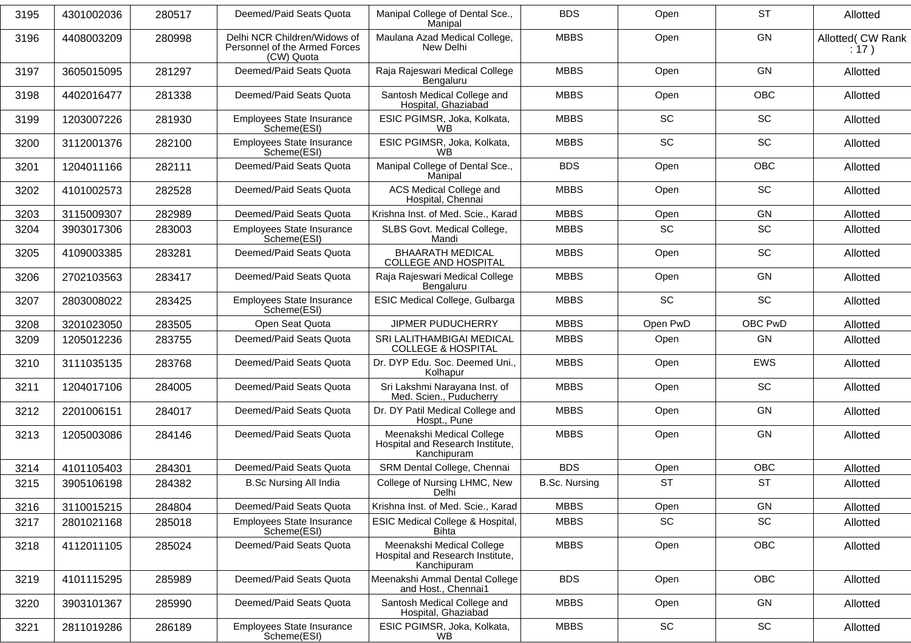| 3195 | 4301002036 | 280517 | Deemed/Paid Seats Quota | Manipal College of Dental Sce., Manipal | BDS | Open | ST | Allotted |
|---|---|---|---|---|---|---|---|---|
| 3196 | 4408003209 | 280998 | Delhi NCR Children/Widows of Personnel of the Armed Forces (CW) Quota | Maulana Azad Medical College, New Delhi | MBBS | Open | GN | Allotted( CW Rank : 17 ) |
| 3197 | 3605015095 | 281297 | Deemed/Paid Seats Quota | Raja Rajeswari Medical College Bengaluru | MBBS | Open | GN | Allotted |
| 3198 | 4402016477 | 281338 | Deemed/Paid Seats Quota | Santosh Medical College and Hospital, Ghaziabad | MBBS | Open | OBC | Allotted |
| 3199 | 1203007226 | 281930 | Employees State Insurance Scheme(ESI) | ESIC PGIMSR, Joka, Kolkata, WB | MBBS | SC | SC | Allotted |
| 3200 | 3112001376 | 282100 | Employees State Insurance Scheme(ESI) | ESIC PGIMSR, Joka, Kolkata, WB | MBBS | SC | SC | Allotted |
| 3201 | 1204011166 | 282111 | Deemed/Paid Seats Quota | Manipal College of Dental Sce., Manipal | BDS | Open | OBC | Allotted |
| 3202 | 4101002573 | 282528 | Deemed/Paid Seats Quota | ACS Medical College and Hospital, Chennai | MBBS | Open | SC | Allotted |
| 3203 | 3115009307 | 282989 | Deemed/Paid Seats Quota | Krishna Inst. of Med. Scie., Karad | MBBS | Open | GN | Allotted |
| 3204 | 3903017306 | 283003 | Employees State Insurance Scheme(ESI) | SLBS Govt. Medical College, Mandi | MBBS | SC | SC | Allotted |
| 3205 | 4109003385 | 283281 | Deemed/Paid Seats Quota | BHAARATH MEDICAL COLLEGE AND HOSPITAL | MBBS | Open | SC | Allotted |
| 3206 | 2702103563 | 283417 | Deemed/Paid Seats Quota | Raja Rajeswari Medical College Bengaluru | MBBS | Open | GN | Allotted |
| 3207 | 2803008022 | 283425 | Employees State Insurance Scheme(ESI) | ESIC Medical College, Gulbarga | MBBS | SC | SC | Allotted |
| 3208 | 3201023050 | 283505 | Open Seat Quota | JIPMER PUDUCHERRY | MBBS | Open PwD | OBC PwD | Allotted |
| 3209 | 1205012236 | 283755 | Deemed/Paid Seats Quota | SRI LALITHAMBIGAI MEDICAL COLLEGE & HOSPITAL | MBBS | Open | GN | Allotted |
| 3210 | 3111035135 | 283768 | Deemed/Paid Seats Quota | Dr. DYP Edu. Soc. Deemed Uni., Kolhapur | MBBS | Open | EWS | Allotted |
| 3211 | 1204017106 | 284005 | Deemed/Paid Seats Quota | Sri Lakshmi Narayana Inst. of Med. Scien., Puducherry | MBBS | Open | SC | Allotted |
| 3212 | 2201006151 | 284017 | Deemed/Paid Seats Quota | Dr. DY Patil Medical College and Hospt., Pune | MBBS | Open | GN | Allotted |
| 3213 | 1205003086 | 284146 | Deemed/Paid Seats Quota | Meenakshi Medical College Hospital and Research Institute, Kanchipuram | MBBS | Open | GN | Allotted |
| 3214 | 4101105403 | 284301 | Deemed/Paid Seats Quota | SRM Dental College, Chennai | BDS | Open | OBC | Allotted |
| 3215 | 3905106198 | 284382 | B.Sc Nursing All India | College of Nursing LHMC, New Delhi | B.Sc. Nursing | ST | ST | Allotted |
| 3216 | 3110015215 | 284804 | Deemed/Paid Seats Quota | Krishna Inst. of Med. Scie., Karad | MBBS | Open | GN | Allotted |
| 3217 | 2801021168 | 285018 | Employees State Insurance Scheme(ESI) | ESIC Medical College & Hospital, Bihta | MBBS | SC | SC | Allotted |
| 3218 | 4112011105 | 285024 | Deemed/Paid Seats Quota | Meenakshi Medical College Hospital and Research Institute, Kanchipuram | MBBS | Open | OBC | Allotted |
| 3219 | 4101115295 | 285989 | Deemed/Paid Seats Quota | Meenakshi Ammal Dental College and Host., Chennai1 | BDS | Open | OBC | Allotted |
| 3220 | 3903101367 | 285990 | Deemed/Paid Seats Quota | Santosh Medical College and Hospital, Ghaziabad | MBBS | Open | GN | Allotted |
| 3221 | 2811019286 | 286189 | Employees State Insurance Scheme(ESI) | ESIC PGIMSR, Joka, Kolkata, WB | MBBS | SC | SC | Allotted |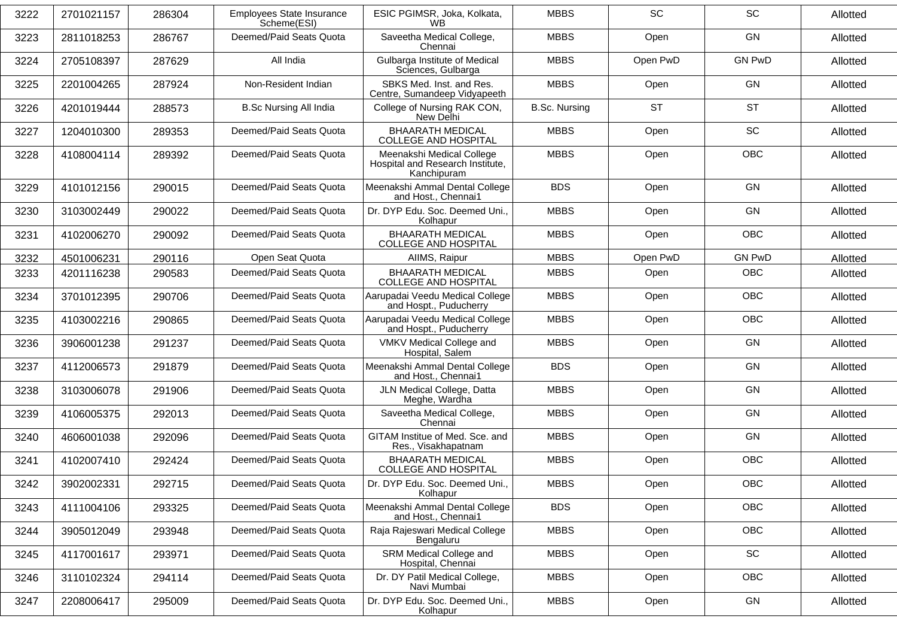| 3222 | 2701021157 | 286304 | Employees State Insurance Scheme(ESI) | ESIC PGIMSR, Joka, Kolkata, WB | MBBS | SC | SC | Allotted |
|---|---|---|---|---|---|---|---|---|
| 3223 | 2811018253 | 286767 | Deemed/Paid Seats Quota | Saveetha Medical College, Chennai | MBBS | Open | GN | Allotted |
| 3224 | 2705108397 | 287629 | All India | Gulbarga Institute of Medical Sciences, Gulbarga | MBBS | Open PwD | GN PwD | Allotted |
| 3225 | 2201004265 | 287924 | Non-Resident Indian | SBKS Med. Inst. and Res. Centre, Sumandeep Vidyapeeth | MBBS | Open | GN | Allotted |
| 3226 | 4201019444 | 288573 | B.Sc Nursing All India | College of Nursing RAK CON, New Delhi | B.Sc. Nursing | ST | ST | Allotted |
| 3227 | 1204010300 | 289353 | Deemed/Paid Seats Quota | BHAARATH MEDICAL COLLEGE AND HOSPITAL | MBBS | Open | SC | Allotted |
| 3228 | 4108004114 | 289392 | Deemed/Paid Seats Quota | Meenakshi Medical College Hospital and Research Institute, Kanchipuram | MBBS | Open | OBC | Allotted |
| 3229 | 4101012156 | 290015 | Deemed/Paid Seats Quota | Meenakshi Ammal Dental College and Host., Chennai1 | BDS | Open | GN | Allotted |
| 3230 | 3103002449 | 290022 | Deemed/Paid Seats Quota | Dr. DYP Edu. Soc. Deemed Uni., Kolhapur | MBBS | Open | GN | Allotted |
| 3231 | 4102006270 | 290092 | Deemed/Paid Seats Quota | BHAARATH MEDICAL COLLEGE AND HOSPITAL | MBBS | Open | OBC | Allotted |
| 3232 | 4501006231 | 290116 | Open Seat Quota | AIIMS, Raipur | MBBS | Open PwD | GN PwD | Allotted |
| 3233 | 4201116238 | 290583 | Deemed/Paid Seats Quota | BHAARATH MEDICAL COLLEGE AND HOSPITAL | MBBS | Open | OBC | Allotted |
| 3234 | 3701012395 | 290706 | Deemed/Paid Seats Quota | Aarupadai Veedu Medical College and Hospt., Puducherry | MBBS | Open | OBC | Allotted |
| 3235 | 4103002216 | 290865 | Deemed/Paid Seats Quota | Aarupadai Veedu Medical College and Hospt., Puducherry | MBBS | Open | OBC | Allotted |
| 3236 | 3906001238 | 291237 | Deemed/Paid Seats Quota | VMKV Medical College and Hospital, Salem | MBBS | Open | GN | Allotted |
| 3237 | 4112006573 | 291879 | Deemed/Paid Seats Quota | Meenakshi Ammal Dental College and Host., Chennai1 | BDS | Open | GN | Allotted |
| 3238 | 3103006078 | 291906 | Deemed/Paid Seats Quota | JLN Medical College, Datta Meghe, Wardha | MBBS | Open | GN | Allotted |
| 3239 | 4106005375 | 292013 | Deemed/Paid Seats Quota | Saveetha Medical College, Chennai | MBBS | Open | GN | Allotted |
| 3240 | 4606001038 | 292096 | Deemed/Paid Seats Quota | GITAM Institue of Med. Sce. and Res., Visakhapatnam | MBBS | Open | GN | Allotted |
| 3241 | 4102007410 | 292424 | Deemed/Paid Seats Quota | BHAARATH MEDICAL COLLEGE AND HOSPITAL | MBBS | Open | OBC | Allotted |
| 3242 | 3902002331 | 292715 | Deemed/Paid Seats Quota | Dr. DYP Edu. Soc. Deemed Uni., Kolhapur | MBBS | Open | OBC | Allotted |
| 3243 | 4111004106 | 293325 | Deemed/Paid Seats Quota | Meenakshi Ammal Dental College and Host., Chennai1 | BDS | Open | OBC | Allotted |
| 3244 | 3905012049 | 293948 | Deemed/Paid Seats Quota | Raja Rajeswari Medical College Bengaluru | MBBS | Open | OBC | Allotted |
| 3245 | 4117001617 | 293971 | Deemed/Paid Seats Quota | SRM Medical College and Hospital, Chennai | MBBS | Open | SC | Allotted |
| 3246 | 3110102324 | 294114 | Deemed/Paid Seats Quota | Dr. DY Patil Medical College, Navi Mumbai | MBBS | Open | OBC | Allotted |
| 3247 | 2208006417 | 295009 | Deemed/Paid Seats Quota | Dr. DYP Edu. Soc. Deemed Uni., Kolhapur | MBBS | Open | GN | Allotted |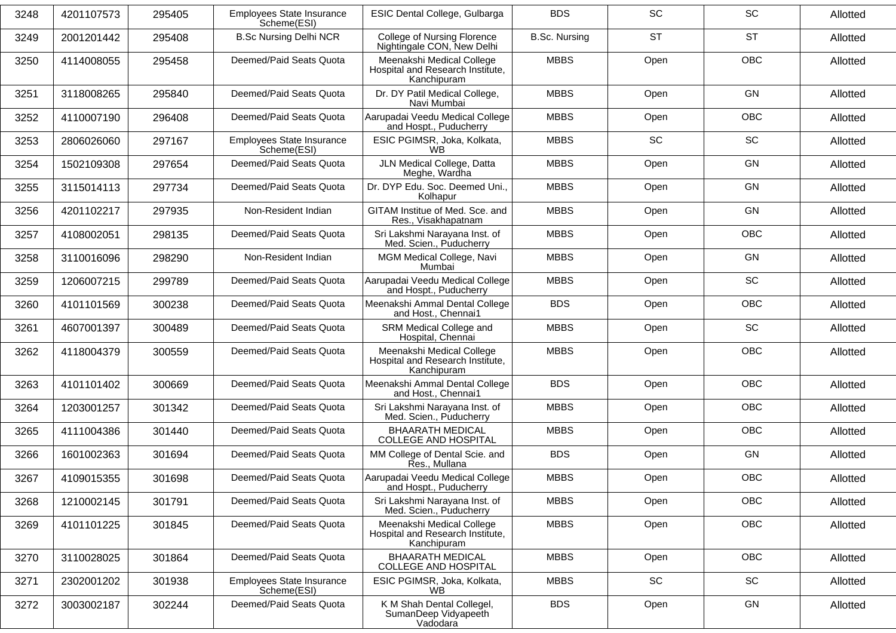| 3248 | 4201107573 | 295405 | Employees State Insurance Scheme(ESI) | ESIC Dental College, Gulbarga | BDS | SC | SC | Allotted |
|---|---|---|---|---|---|---|---|---|
| 3249 | 2001201442 | 295408 | B.Sc Nursing Delhi NCR | College of Nursing Florence Nightingale CON, New Delhi | B.Sc. Nursing | ST | ST | Allotted |
| 3250 | 4114008055 | 295458 | Deemed/Paid Seats Quota | Meenakshi Medical College Hospital and Research Institute, Kanchipuram | MBBS | Open | OBC | Allotted |
| 3251 | 3118008265 | 295840 | Deemed/Paid Seats Quota | Dr. DY Patil Medical College, Navi Mumbai | MBBS | Open | GN | Allotted |
| 3252 | 4110007190 | 296408 | Deemed/Paid Seats Quota | Aarupadai Veedu Medical College and Hospt., Puducherry | MBBS | Open | OBC | Allotted |
| 3253 | 2806026060 | 297167 | Employees State Insurance Scheme(ESI) | ESIC PGIMSR, Joka, Kolkata, WB | MBBS | SC | SC | Allotted |
| 3254 | 1502109308 | 297654 | Deemed/Paid Seats Quota | JLN Medical College, Datta Meghe, Wardha | MBBS | Open | GN | Allotted |
| 3255 | 3115014113 | 297734 | Deemed/Paid Seats Quota | Dr. DYP Edu. Soc. Deemed Uni., Kolhapur | MBBS | Open | GN | Allotted |
| 3256 | 4201102217 | 297935 | Non-Resident Indian | GITAM Institue of Med. Sce. and Res., Visakhapatnam | MBBS | Open | GN | Allotted |
| 3257 | 4108002051 | 298135 | Deemed/Paid Seats Quota | Sri Lakshmi Narayana Inst. of Med. Scien., Puducherry | MBBS | Open | OBC | Allotted |
| 3258 | 3110016096 | 298290 | Non-Resident Indian | MGM Medical College, Navi Mumbai | MBBS | Open | GN | Allotted |
| 3259 | 1206007215 | 299789 | Deemed/Paid Seats Quota | Aarupadai Veedu Medical College and Hospt., Puducherry | MBBS | Open | SC | Allotted |
| 3260 | 4101101569 | 300238 | Deemed/Paid Seats Quota | Meenakshi Ammal Dental College and Host., Chennai1 | BDS | Open | OBC | Allotted |
| 3261 | 4607001397 | 300489 | Deemed/Paid Seats Quota | SRM Medical College and Hospital, Chennai | MBBS | Open | SC | Allotted |
| 3262 | 4118004379 | 300559 | Deemed/Paid Seats Quota | Meenakshi Medical College Hospital and Research Institute, Kanchipuram | MBBS | Open | OBC | Allotted |
| 3263 | 4101101402 | 300669 | Deemed/Paid Seats Quota | Meenakshi Ammal Dental College and Host., Chennai1 | BDS | Open | OBC | Allotted |
| 3264 | 1203001257 | 301342 | Deemed/Paid Seats Quota | Sri Lakshmi Narayana Inst. of Med. Scien., Puducherry | MBBS | Open | OBC | Allotted |
| 3265 | 4111004386 | 301440 | Deemed/Paid Seats Quota | BHAARATH MEDICAL COLLEGE AND HOSPITAL | MBBS | Open | OBC | Allotted |
| 3266 | 1601002363 | 301694 | Deemed/Paid Seats Quota | MM College of Dental Scie. and Res., Mullana | BDS | Open | GN | Allotted |
| 3267 | 4109015355 | 301698 | Deemed/Paid Seats Quota | Aarupadai Veedu Medical College and Hospt., Puducherry | MBBS | Open | OBC | Allotted |
| 3268 | 1210002145 | 301791 | Deemed/Paid Seats Quota | Sri Lakshmi Narayana Inst. of Med. Scien., Puducherry | MBBS | Open | OBC | Allotted |
| 3269 | 4101101225 | 301845 | Deemed/Paid Seats Quota | Meenakshi Medical College Hospital and Research Institute, Kanchipuram | MBBS | Open | OBC | Allotted |
| 3270 | 3110028025 | 301864 | Deemed/Paid Seats Quota | BHAARATH MEDICAL COLLEGE AND HOSPITAL | MBBS | Open | OBC | Allotted |
| 3271 | 2302001202 | 301938 | Employees State Insurance Scheme(ESI) | ESIC PGIMSR, Joka, Kolkata, WB | MBBS | SC | SC | Allotted |
| 3272 | 3003002187 | 302244 | Deemed/Paid Seats Quota | K M Shah Dental Collegel, SumanDeep Vidyapeeth Vadodara | BDS | Open | GN | Allotted |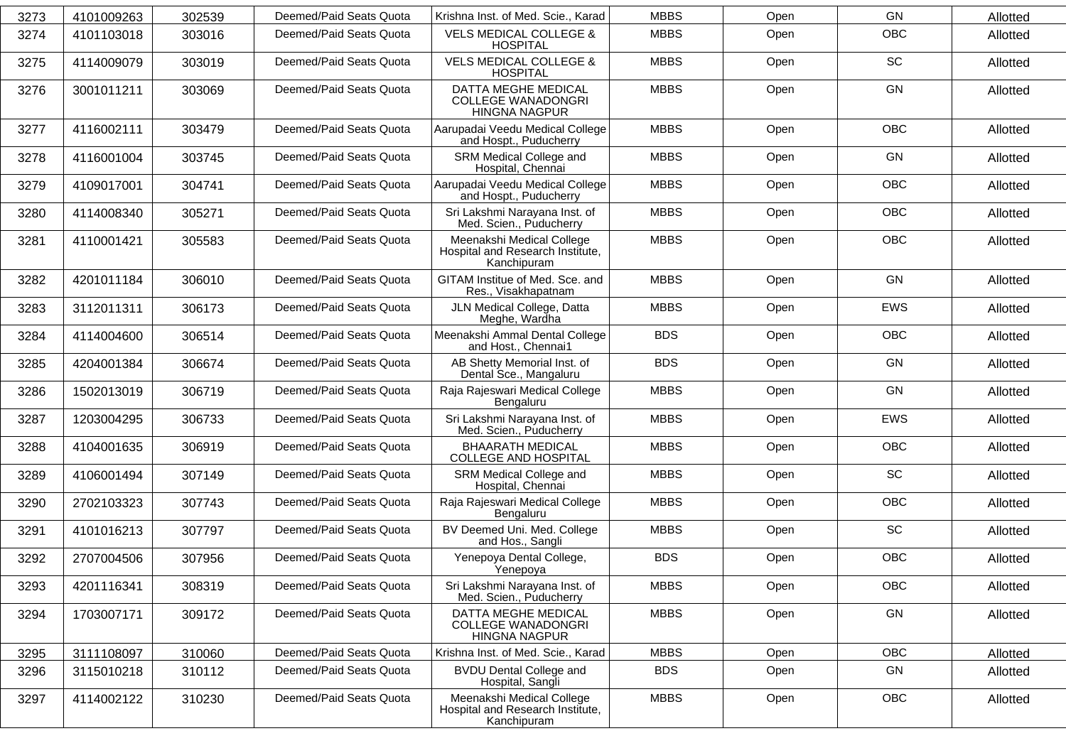| 3273 | 4101009263 | 302539 | Deemed/Paid Seats Quota | Krishna Inst. of Med. Scie., Karad | MBBS | Open | GN | Allotted |
|---|---|---|---|---|---|---|---|---|
| 3274 | 4101103018 | 303016 | Deemed/Paid Seats Quota | VELS MEDICAL COLLEGE & HOSPITAL | MBBS | Open | OBC | Allotted |
| 3275 | 4114009079 | 303019 | Deemed/Paid Seats Quota | VELS MEDICAL COLLEGE & HOSPITAL | MBBS | Open | SC | Allotted |
| 3276 | 3001011211 | 303069 | Deemed/Paid Seats Quota | DATTA MEGHE MEDICAL COLLEGE WANADONGRI HINGNA NAGPUR | MBBS | Open | GN | Allotted |
| 3277 | 4116002111 | 303479 | Deemed/Paid Seats Quota | Aarupadai Veedu Medical College and Hospt., Puducherry | MBBS | Open | OBC | Allotted |
| 3278 | 4116001004 | 303745 | Deemed/Paid Seats Quota | SRM Medical College and Hospital, Chennai | MBBS | Open | GN | Allotted |
| 3279 | 4109017001 | 304741 | Deemed/Paid Seats Quota | Aarupadai Veedu Medical College and Hospt., Puducherry | MBBS | Open | OBC | Allotted |
| 3280 | 4114008340 | 305271 | Deemed/Paid Seats Quota | Sri Lakshmi Narayana Inst. of Med. Scien., Puducherry | MBBS | Open | OBC | Allotted |
| 3281 | 4110001421 | 305583 | Deemed/Paid Seats Quota | Meenakshi Medical College Hospital and Research Institute, Kanchipuram | MBBS | Open | OBC | Allotted |
| 3282 | 4201011184 | 306010 | Deemed/Paid Seats Quota | GITAM Institue of Med. Sce. and Res., Visakhapatnam | MBBS | Open | GN | Allotted |
| 3283 | 3112011311 | 306173 | Deemed/Paid Seats Quota | JLN Medical College, Datta Meghe, Wardha | MBBS | Open | EWS | Allotted |
| 3284 | 4114004600 | 306514 | Deemed/Paid Seats Quota | Meenakshi Ammal Dental College and Host., Chennai1 | BDS | Open | OBC | Allotted |
| 3285 | 4204001384 | 306674 | Deemed/Paid Seats Quota | AB Shetty Memorial Inst. of Dental Sce., Mangaluru | BDS | Open | GN | Allotted |
| 3286 | 1502013019 | 306719 | Deemed/Paid Seats Quota | Raja Rajeswari Medical College Bengaluru | MBBS | Open | GN | Allotted |
| 3287 | 1203004295 | 306733 | Deemed/Paid Seats Quota | Sri Lakshmi Narayana Inst. of Med. Scien., Puducherry | MBBS | Open | EWS | Allotted |
| 3288 | 4104001635 | 306919 | Deemed/Paid Seats Quota | BHAARATH MEDICAL COLLEGE AND HOSPITAL | MBBS | Open | OBC | Allotted |
| 3289 | 4106001494 | 307149 | Deemed/Paid Seats Quota | SRM Medical College and Hospital, Chennai | MBBS | Open | SC | Allotted |
| 3290 | 2702103323 | 307743 | Deemed/Paid Seats Quota | Raja Rajeswari Medical College Bengaluru | MBBS | Open | OBC | Allotted |
| 3291 | 4101016213 | 307797 | Deemed/Paid Seats Quota | BV Deemed Uni. Med. College and Hos., Sangli | MBBS | Open | SC | Allotted |
| 3292 | 2707004506 | 307956 | Deemed/Paid Seats Quota | Yenepoya Dental College, Yenepoya | BDS | Open | OBC | Allotted |
| 3293 | 4201116341 | 308319 | Deemed/Paid Seats Quota | Sri Lakshmi Narayana Inst. of Med. Scien., Puducherry | MBBS | Open | OBC | Allotted |
| 3294 | 1703007171 | 309172 | Deemed/Paid Seats Quota | DATTA MEGHE MEDICAL COLLEGE WANADONGRI HINGNA NAGPUR | MBBS | Open | GN | Allotted |
| 3295 | 3111108097 | 310060 | Deemed/Paid Seats Quota | Krishna Inst. of Med. Scie., Karad | MBBS | Open | OBC | Allotted |
| 3296 | 3115010218 | 310112 | Deemed/Paid Seats Quota | BVDU Dental College and Hospital, Sangli | BDS | Open | GN | Allotted |
| 3297 | 4114002122 | 310230 | Deemed/Paid Seats Quota | Meenakshi Medical College Hospital and Research Institute, Kanchipuram | MBBS | Open | OBC | Allotted |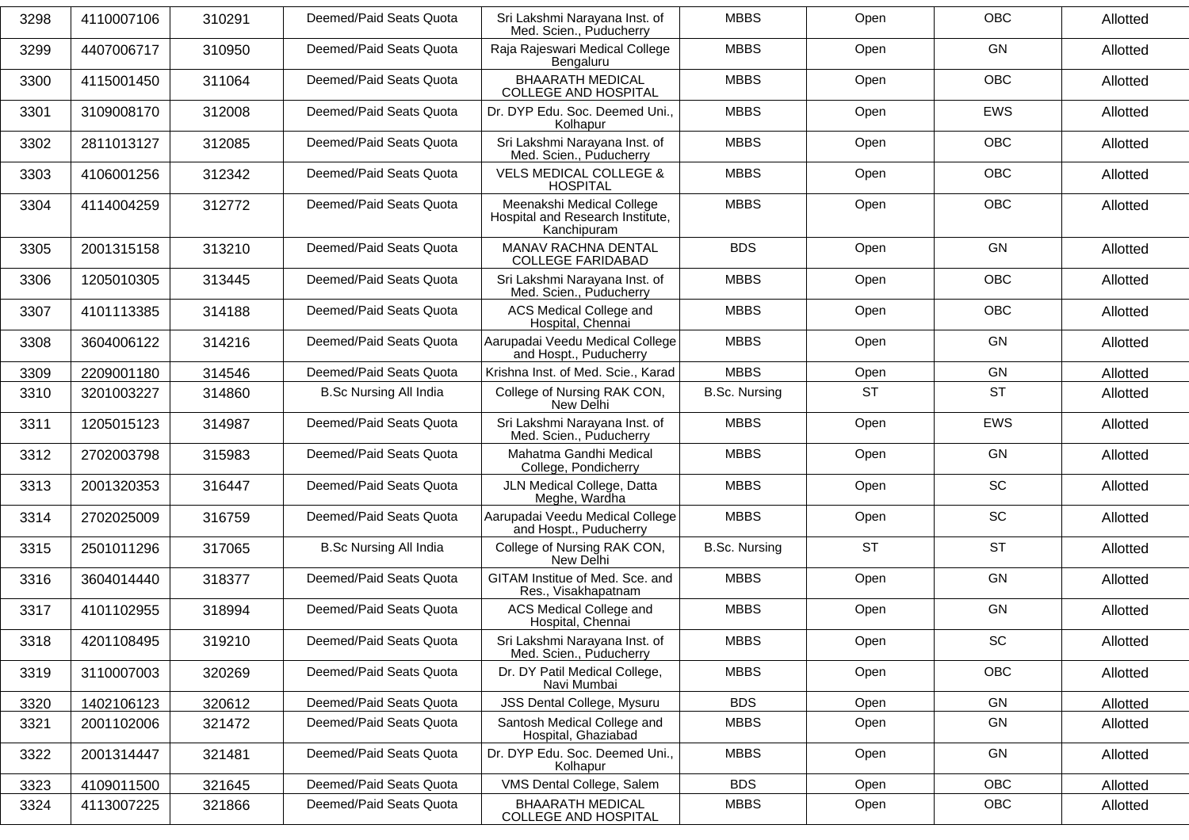| 3298 | 4110007106 | 310291 | Deemed/Paid Seats Quota | Sri Lakshmi Narayana Inst. of Med. Scien., Puducherry | MBBS | Open | OBC | Allotted |
|---|---|---|---|---|---|---|---|---|
| 3299 | 4407006717 | 310950 | Deemed/Paid Seats Quota | Raja Rajeswari Medical College Bengaluru | MBBS | Open | GN | Allotted |
| 3300 | 4115001450 | 311064 | Deemed/Paid Seats Quota | BHAARATH MEDICAL COLLEGE AND HOSPITAL | MBBS | Open | OBC | Allotted |
| 3301 | 3109008170 | 312008 | Deemed/Paid Seats Quota | Dr. DYP Edu. Soc. Deemed Uni., Kolhapur | MBBS | Open | EWS | Allotted |
| 3302 | 2811013127 | 312085 | Deemed/Paid Seats Quota | Sri Lakshmi Narayana Inst. of Med. Scien., Puducherry | MBBS | Open | OBC | Allotted |
| 3303 | 4106001256 | 312342 | Deemed/Paid Seats Quota | VELS MEDICAL COLLEGE & HOSPITAL | MBBS | Open | OBC | Allotted |
| 3304 | 4114004259 | 312772 | Deemed/Paid Seats Quota | Meenakshi Medical College Hospital and Research Institute, Kanchipuram | MBBS | Open | OBC | Allotted |
| 3305 | 2001315158 | 313210 | Deemed/Paid Seats Quota | MANAV RACHNA DENTAL COLLEGE FARIDABAD | BDS | Open | GN | Allotted |
| 3306 | 1205010305 | 313445 | Deemed/Paid Seats Quota | Sri Lakshmi Narayana Inst. of Med. Scien., Puducherry | MBBS | Open | OBC | Allotted |
| 3307 | 4101113385 | 314188 | Deemed/Paid Seats Quota | ACS Medical College and Hospital, Chennai | MBBS | Open | OBC | Allotted |
| 3308 | 3604006122 | 314216 | Deemed/Paid Seats Quota | Aarupadai Veedu Medical College and Hospt., Puducherry | MBBS | Open | GN | Allotted |
| 3309 | 2209001180 | 314546 | Deemed/Paid Seats Quota | Krishna Inst. of Med. Scie., Karad | MBBS | Open | GN | Allotted |
| 3310 | 3201003227 | 314860 | B.Sc Nursing All India | College of Nursing RAK CON, New Delhi | B.Sc. Nursing | ST | ST | Allotted |
| 3311 | 1205015123 | 314987 | Deemed/Paid Seats Quota | Sri Lakshmi Narayana Inst. of Med. Scien., Puducherry | MBBS | Open | EWS | Allotted |
| 3312 | 2702003798 | 315983 | Deemed/Paid Seats Quota | Mahatma Gandhi Medical College, Pondicherry | MBBS | Open | GN | Allotted |
| 3313 | 2001320353 | 316447 | Deemed/Paid Seats Quota | JLN Medical College, Datta Meghe, Wardha | MBBS | Open | SC | Allotted |
| 3314 | 2702025009 | 316759 | Deemed/Paid Seats Quota | Aarupadai Veedu Medical College and Hospt., Puducherry | MBBS | Open | SC | Allotted |
| 3315 | 2501011296 | 317065 | B.Sc Nursing All India | College of Nursing RAK CON, New Delhi | B.Sc. Nursing | ST | ST | Allotted |
| 3316 | 3604014440 | 318377 | Deemed/Paid Seats Quota | GITAM Institue of Med. Sce. and Res., Visakhapatnam | MBBS | Open | GN | Allotted |
| 3317 | 4101102955 | 318994 | Deemed/Paid Seats Quota | ACS Medical College and Hospital, Chennai | MBBS | Open | GN | Allotted |
| 3318 | 4201108495 | 319210 | Deemed/Paid Seats Quota | Sri Lakshmi Narayana Inst. of Med. Scien., Puducherry | MBBS | Open | SC | Allotted |
| 3319 | 3110007003 | 320269 | Deemed/Paid Seats Quota | Dr. DY Patil Medical College, Navi Mumbai | MBBS | Open | OBC | Allotted |
| 3320 | 1402106123 | 320612 | Deemed/Paid Seats Quota | JSS Dental College, Mysuru | BDS | Open | GN | Allotted |
| 3321 | 2001102006 | 321472 | Deemed/Paid Seats Quota | Santosh Medical College and Hospital, Ghaziabad | MBBS | Open | GN | Allotted |
| 3322 | 2001314447 | 321481 | Deemed/Paid Seats Quota | Dr. DYP Edu. Soc. Deemed Uni., Kolhapur | MBBS | Open | GN | Allotted |
| 3323 | 4109011500 | 321645 | Deemed/Paid Seats Quota | VMS Dental College, Salem | BDS | Open | OBC | Allotted |
| 3324 | 4113007225 | 321866 | Deemed/Paid Seats Quota | BHAARATH MEDICAL COLLEGE AND HOSPITAL | MBBS | Open | OBC | Allotted |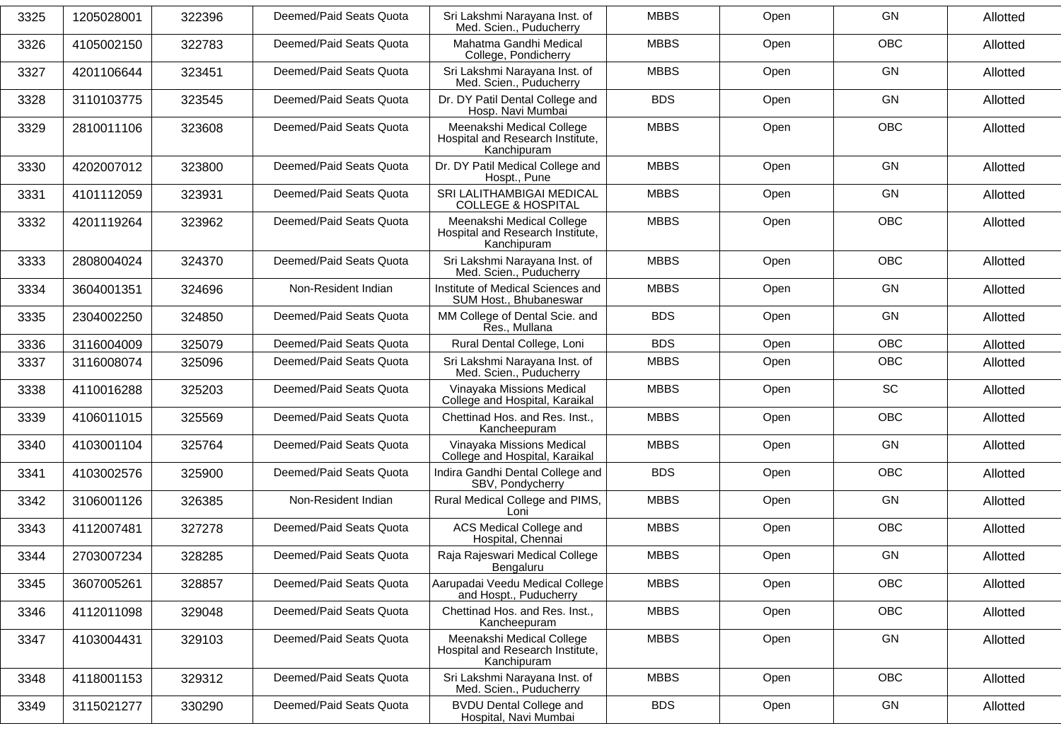| 3325 | 1205028001 | 322396 | Deemed/Paid Seats Quota | Sri Lakshmi Narayana Inst. of Med. Scien., Puducherry | MBBS | Open | GN | Allotted |
|---|---|---|---|---|---|---|---|---|
| 3326 | 4105002150 | 322783 | Deemed/Paid Seats Quota | Mahatma Gandhi Medical College, Pondicherry | MBBS | Open | OBC | Allotted |
| 3327 | 4201106644 | 323451 | Deemed/Paid Seats Quota | Sri Lakshmi Narayana Inst. of Med. Scien., Puducherry | MBBS | Open | GN | Allotted |
| 3328 | 3110103775 | 323545 | Deemed/Paid Seats Quota | Dr. DY Patil Dental College and Hosp. Navi Mumbai | BDS | Open | GN | Allotted |
| 3329 | 2810011106 | 323608 | Deemed/Paid Seats Quota | Meenakshi Medical College Hospital and Research Institute, Kanchipuram | MBBS | Open | OBC | Allotted |
| 3330 | 4202007012 | 323800 | Deemed/Paid Seats Quota | Dr. DY Patil Medical College and Hospt., Pune | MBBS | Open | GN | Allotted |
| 3331 | 4101112059 | 323931 | Deemed/Paid Seats Quota | SRI LALITHAMBIGAI MEDICAL COLLEGE & HOSPITAL | MBBS | Open | GN | Allotted |
| 3332 | 4201119264 | 323962 | Deemed/Paid Seats Quota | Meenakshi Medical College Hospital and Research Institute, Kanchipuram | MBBS | Open | OBC | Allotted |
| 3333 | 2808004024 | 324370 | Deemed/Paid Seats Quota | Sri Lakshmi Narayana Inst. of Med. Scien., Puducherry | MBBS | Open | OBC | Allotted |
| 3334 | 3604001351 | 324696 | Non-Resident Indian | Institute of Medical Sciences and SUM Host., Bhubaneswar | MBBS | Open | GN | Allotted |
| 3335 | 2304002250 | 324850 | Deemed/Paid Seats Quota | MM College of Dental Scie. and Res., Mullana | BDS | Open | GN | Allotted |
| 3336 | 3116004009 | 325079 | Deemed/Paid Seats Quota | Rural Dental College, Loni | BDS | Open | OBC | Allotted |
| 3337 | 3116008074 | 325096 | Deemed/Paid Seats Quota | Sri Lakshmi Narayana Inst. of Med. Scien., Puducherry | MBBS | Open | OBC | Allotted |
| 3338 | 4110016288 | 325203 | Deemed/Paid Seats Quota | Vinayaka Missions Medical College and Hospital, Karaikal | MBBS | Open | SC | Allotted |
| 3339 | 4106011015 | 325569 | Deemed/Paid Seats Quota | Chettinad Hos. and Res. Inst., Kancheepuram | MBBS | Open | OBC | Allotted |
| 3340 | 4103001104 | 325764 | Deemed/Paid Seats Quota | Vinayaka Missions Medical College and Hospital, Karaikal | MBBS | Open | GN | Allotted |
| 3341 | 4103002576 | 325900 | Deemed/Paid Seats Quota | Indira Gandhi Dental College and SBV, Pondycherry | BDS | Open | OBC | Allotted |
| 3342 | 3106001126 | 326385 | Non-Resident Indian | Rural Medical College and PIMS, Loni | MBBS | Open | GN | Allotted |
| 3343 | 4112007481 | 327278 | Deemed/Paid Seats Quota | ACS Medical College and Hospital, Chennai | MBBS | Open | OBC | Allotted |
| 3344 | 2703007234 | 328285 | Deemed/Paid Seats Quota | Raja Rajeswari Medical College Bengaluru | MBBS | Open | GN | Allotted |
| 3345 | 3607005261 | 328857 | Deemed/Paid Seats Quota | Aarupadai Veedu Medical College and Hospt., Puducherry | MBBS | Open | OBC | Allotted |
| 3346 | 4112011098 | 329048 | Deemed/Paid Seats Quota | Chettinad Hos. and Res. Inst., Kancheepuram | MBBS | Open | OBC | Allotted |
| 3347 | 4103004431 | 329103 | Deemed/Paid Seats Quota | Meenakshi Medical College Hospital and Research Institute, Kanchipuram | MBBS | Open | GN | Allotted |
| 3348 | 4118001153 | 329312 | Deemed/Paid Seats Quota | Sri Lakshmi Narayana Inst. of Med. Scien., Puducherry | MBBS | Open | OBC | Allotted |
| 3349 | 3115021277 | 330290 | Deemed/Paid Seats Quota | BVDU Dental College and Hospital, Navi Mumbai | BDS | Open | GN | Allotted |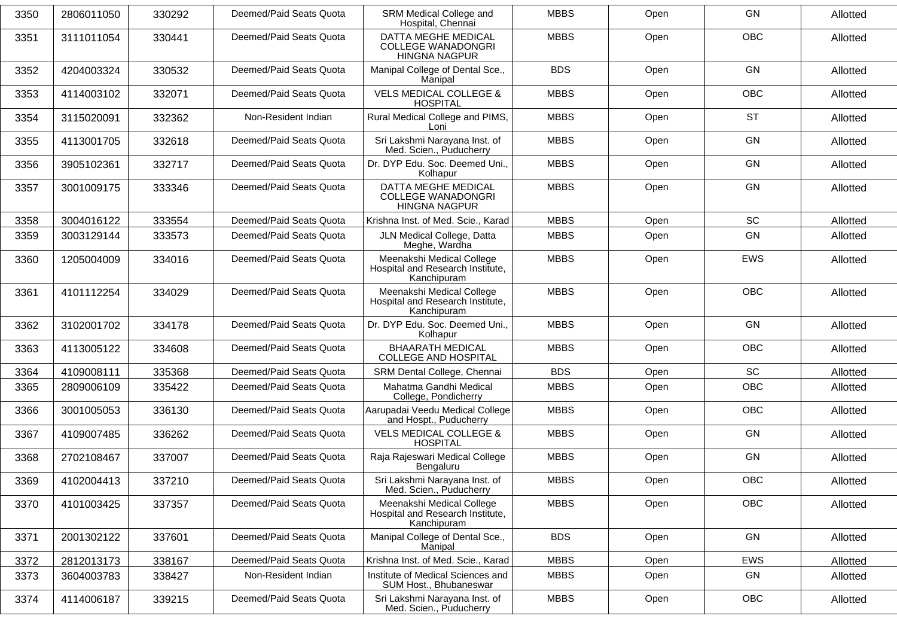| 3350 | 2806011050 | 330292 | Deemed/Paid Seats Quota | SRM Medical College and Hospital, Chennai | MBBS | Open | GN | Allotted |
|---|---|---|---|---|---|---|---|---|
| 3351 | 3111011054 | 330441 | Deemed/Paid Seats Quota | DATTA MEGHE MEDICAL COLLEGE WANADONGRI HINGNA NAGPUR | MBBS | Open | OBC | Allotted |
| 3352 | 4204003324 | 330532 | Deemed/Paid Seats Quota | Manipal College of Dental Sce., Manipal | BDS | Open | GN | Allotted |
| 3353 | 4114003102 | 332071 | Deemed/Paid Seats Quota | VELS MEDICAL COLLEGE & HOSPITAL | MBBS | Open | OBC | Allotted |
| 3354 | 3115020091 | 332362 | Non-Resident Indian | Rural Medical College and PIMS, Loni | MBBS | Open | ST | Allotted |
| 3355 | 4113001705 | 332618 | Deemed/Paid Seats Quota | Sri Lakshmi Narayana Inst. of Med. Scien., Puducherry | MBBS | Open | GN | Allotted |
| 3356 | 3905102361 | 332717 | Deemed/Paid Seats Quota | Dr. DYP Edu. Soc. Deemed Uni., Kolhapur | MBBS | Open | GN | Allotted |
| 3357 | 3001009175 | 333346 | Deemed/Paid Seats Quota | DATTA MEGHE MEDICAL COLLEGE WANADONGRI HINGNA NAGPUR | MBBS | Open | GN | Allotted |
| 3358 | 3004016122 | 333554 | Deemed/Paid Seats Quota | Krishna Inst. of Med. Scie., Karad | MBBS | Open | SC | Allotted |
| 3359 | 3003129144 | 333573 | Deemed/Paid Seats Quota | JLN Medical College, Datta Meghe, Wardha | MBBS | Open | GN | Allotted |
| 3360 | 1205004009 | 334016 | Deemed/Paid Seats Quota | Meenakshi Medical College Hospital and Research Institute, Kanchipuram | MBBS | Open | EWS | Allotted |
| 3361 | 4101112254 | 334029 | Deemed/Paid Seats Quota | Meenakshi Medical College Hospital and Research Institute, Kanchipuram | MBBS | Open | OBC | Allotted |
| 3362 | 3102001702 | 334178 | Deemed/Paid Seats Quota | Dr. DYP Edu. Soc. Deemed Uni., Kolhapur | MBBS | Open | GN | Allotted |
| 3363 | 4113005122 | 334608 | Deemed/Paid Seats Quota | BHAARATH MEDICAL COLLEGE AND HOSPITAL | MBBS | Open | OBC | Allotted |
| 3364 | 4109008111 | 335368 | Deemed/Paid Seats Quota | SRM Dental College, Chennai | BDS | Open | SC | Allotted |
| 3365 | 2809006109 | 335422 | Deemed/Paid Seats Quota | Mahatma Gandhi Medical College, Pondicherry | MBBS | Open | OBC | Allotted |
| 3366 | 3001005053 | 336130 | Deemed/Paid Seats Quota | Aarupadai Veedu Medical College and Hospt., Puducherry | MBBS | Open | OBC | Allotted |
| 3367 | 4109007485 | 336262 | Deemed/Paid Seats Quota | VELS MEDICAL COLLEGE & HOSPITAL | MBBS | Open | GN | Allotted |
| 3368 | 2702108467 | 337007 | Deemed/Paid Seats Quota | Raja Rajeswari Medical College Bengaluru | MBBS | Open | GN | Allotted |
| 3369 | 4102004413 | 337210 | Deemed/Paid Seats Quota | Sri Lakshmi Narayana Inst. of Med. Scien., Puducherry | MBBS | Open | OBC | Allotted |
| 3370 | 4101003425 | 337357 | Deemed/Paid Seats Quota | Meenakshi Medical College Hospital and Research Institute, Kanchipuram | MBBS | Open | OBC | Allotted |
| 3371 | 2001302122 | 337601 | Deemed/Paid Seats Quota | Manipal College of Dental Sce., Manipal | BDS | Open | GN | Allotted |
| 3372 | 2812013173 | 338167 | Deemed/Paid Seats Quota | Krishna Inst. of Med. Scie., Karad | MBBS | Open | EWS | Allotted |
| 3373 | 3604003783 | 338427 | Non-Resident Indian | Institute of Medical Sciences and SUM Host., Bhubaneswar | MBBS | Open | GN | Allotted |
| 3374 | 4114006187 | 339215 | Deemed/Paid Seats Quota | Sri Lakshmi Narayana Inst. of Med. Scien., Puducherry | MBBS | Open | OBC | Allotted |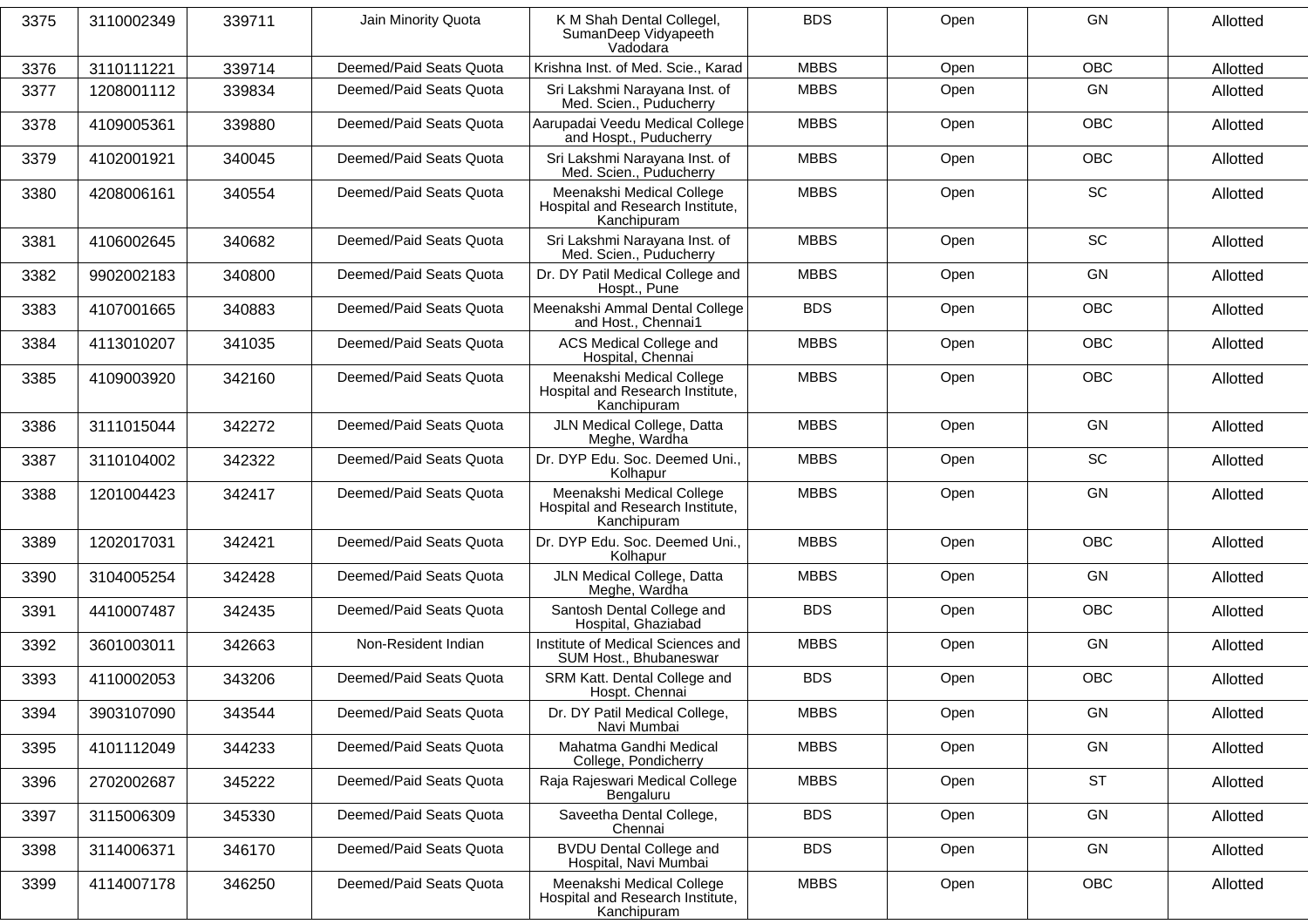| 3375 | 3110002349 | 339711 | Jain Minority Quota | K M Shah Dental Collegel, SumanDeep Vidyapeeth Vadodara | BDS | Open | GN | Allotted |
|---|---|---|---|---|---|---|---|---|
| 3376 | 3110111221 | 339714 | Deemed/Paid Seats Quota | Krishna Inst. of Med. Scie., Karad | MBBS | Open | OBC | Allotted |
| 3377 | 1208001112 | 339834 | Deemed/Paid Seats Quota | Sri Lakshmi Narayana Inst. of Med. Scien., Puducherry | MBBS | Open | GN | Allotted |
| 3378 | 4109005361 | 339880 | Deemed/Paid Seats Quota | Aarupadai Veedu Medical College and Hospt., Puducherry | MBBS | Open | OBC | Allotted |
| 3379 | 4102001921 | 340045 | Deemed/Paid Seats Quota | Sri Lakshmi Narayana Inst. of Med. Scien., Puducherry | MBBS | Open | OBC | Allotted |
| 3380 | 4208006161 | 340554 | Deemed/Paid Seats Quota | Meenakshi Medical College Hospital and Research Institute, Kanchipuram | MBBS | Open | SC | Allotted |
| 3381 | 4106002645 | 340682 | Deemed/Paid Seats Quota | Sri Lakshmi Narayana Inst. of Med. Scien., Puducherry | MBBS | Open | SC | Allotted |
| 3382 | 9902002183 | 340800 | Deemed/Paid Seats Quota | Dr. DY Patil Medical College and Hospt., Pune | MBBS | Open | GN | Allotted |
| 3383 | 4107001665 | 340883 | Deemed/Paid Seats Quota | Meenakshi Ammal Dental College and Host., Chennai1 | BDS | Open | OBC | Allotted |
| 3384 | 4113010207 | 341035 | Deemed/Paid Seats Quota | ACS Medical College and Hospital, Chennai | MBBS | Open | OBC | Allotted |
| 3385 | 4109003920 | 342160 | Deemed/Paid Seats Quota | Meenakshi Medical College Hospital and Research Institute, Kanchipuram | MBBS | Open | OBC | Allotted |
| 3386 | 3111015044 | 342272 | Deemed/Paid Seats Quota | JLN Medical College, Datta Meghe, Wardha | MBBS | Open | GN | Allotted |
| 3387 | 3110104002 | 342322 | Deemed/Paid Seats Quota | Dr. DYP Edu. Soc. Deemed Uni., Kolhapur | MBBS | Open | SC | Allotted |
| 3388 | 1201004423 | 342417 | Deemed/Paid Seats Quota | Meenakshi Medical College Hospital and Research Institute, Kanchipuram | MBBS | Open | GN | Allotted |
| 3389 | 1202017031 | 342421 | Deemed/Paid Seats Quota | Dr. DYP Edu. Soc. Deemed Uni., Kolhapur | MBBS | Open | OBC | Allotted |
| 3390 | 3104005254 | 342428 | Deemed/Paid Seats Quota | JLN Medical College, Datta Meghe, Wardha | MBBS | Open | GN | Allotted |
| 3391 | 4410007487 | 342435 | Deemed/Paid Seats Quota | Santosh Dental College and Hospital, Ghaziabad | BDS | Open | OBC | Allotted |
| 3392 | 3601003011 | 342663 | Non-Resident Indian | Institute of Medical Sciences and SUM Host., Bhubaneswar | MBBS | Open | GN | Allotted |
| 3393 | 4110002053 | 343206 | Deemed/Paid Seats Quota | SRM Katt. Dental College and Hospt. Chennai | BDS | Open | OBC | Allotted |
| 3394 | 3903107090 | 343544 | Deemed/Paid Seats Quota | Dr. DY Patil Medical College, Navi Mumbai | MBBS | Open | GN | Allotted |
| 3395 | 4101112049 | 344233 | Deemed/Paid Seats Quota | Mahatma Gandhi Medical College, Pondicherry | MBBS | Open | GN | Allotted |
| 3396 | 2702002687 | 345222 | Deemed/Paid Seats Quota | Raja Rajeswari Medical College Bengaluru | MBBS | Open | ST | Allotted |
| 3397 | 3115006309 | 345330 | Deemed/Paid Seats Quota | Saveetha Dental College, Chennai | BDS | Open | GN | Allotted |
| 3398 | 3114006371 | 346170 | Deemed/Paid Seats Quota | BVDU Dental College and Hospital, Navi Mumbai | BDS | Open | GN | Allotted |
| 3399 | 4114007178 | 346250 | Deemed/Paid Seats Quota | Meenakshi Medical College Hospital and Research Institute, Kanchipuram | MBBS | Open | OBC | Allotted |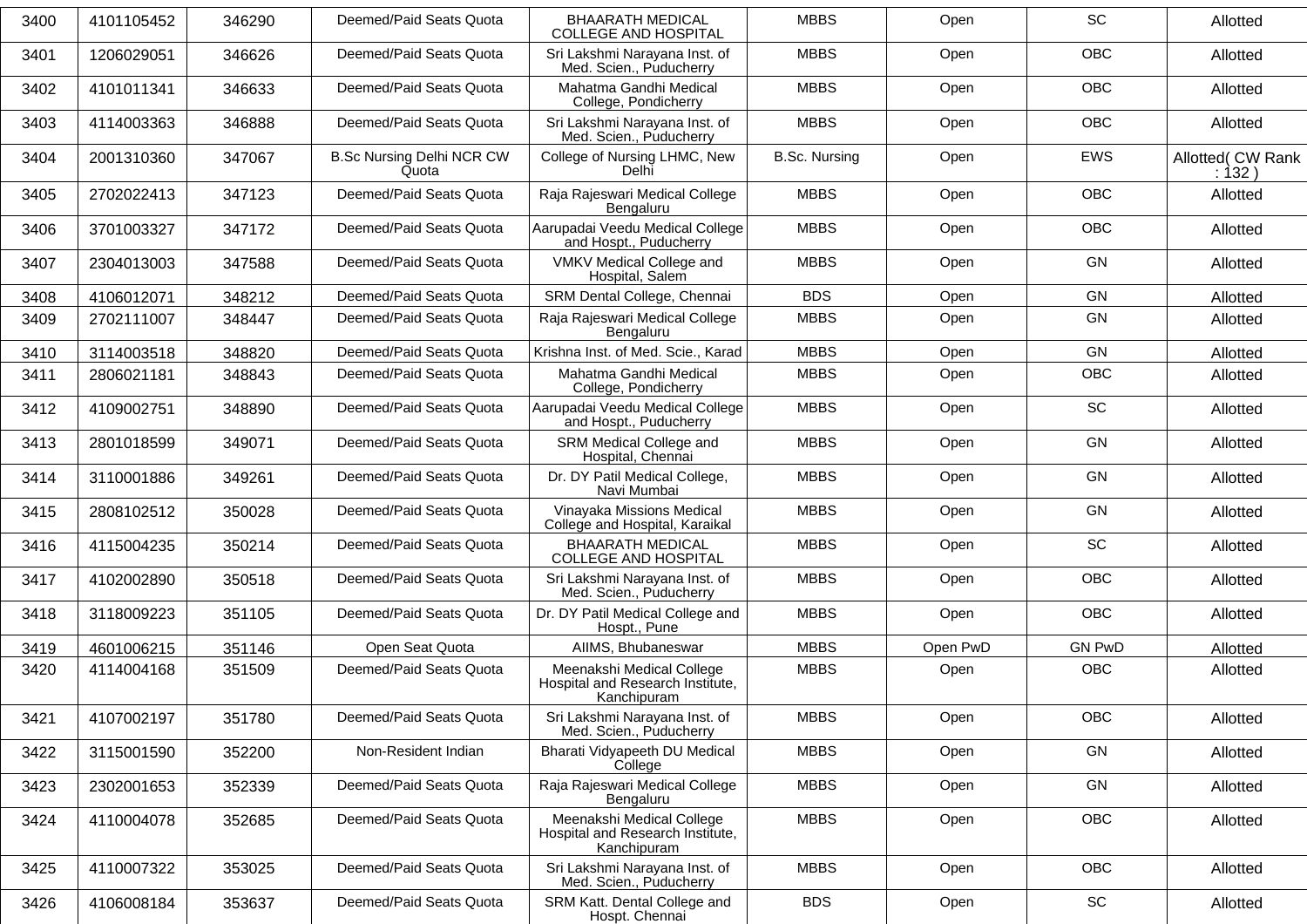| 3400 | 4101105452 | 346290 | Deemed/Paid Seats Quota | BHAARATH MEDICAL COLLEGE AND HOSPITAL | MBBS | Open | SC | Allotted |
|---|---|---|---|---|---|---|---|---|
| 3401 | 1206029051 | 346626 | Deemed/Paid Seats Quota | Sri Lakshmi Narayana Inst. of Med. Scien., Puducherry | MBBS | Open | OBC | Allotted |
| 3402 | 4101011341 | 346633 | Deemed/Paid Seats Quota | Mahatma Gandhi Medical College, Pondicherry | MBBS | Open | OBC | Allotted |
| 3403 | 4114003363 | 346888 | Deemed/Paid Seats Quota | Sri Lakshmi Narayana Inst. of Med. Scien., Puducherry | MBBS | Open | OBC | Allotted |
| 3404 | 2001310360 | 347067 | B.Sc Nursing Delhi NCR CW Quota | College of Nursing LHMC, New Delhi | B.Sc. Nursing | Open | EWS | Allotted( CW Rank : 132 ) |
| 3405 | 2702022413 | 347123 | Deemed/Paid Seats Quota | Raja Rajeswari Medical College Bengaluru | MBBS | Open | OBC | Allotted |
| 3406 | 3701003327 | 347172 | Deemed/Paid Seats Quota | Aarupadai Veedu Medical College and Hospt., Puducherry | MBBS | Open | OBC | Allotted |
| 3407 | 2304013003 | 347588 | Deemed/Paid Seats Quota | VMKV Medical College and Hospital, Salem | MBBS | Open | GN | Allotted |
| 3408 | 4106012071 | 348212 | Deemed/Paid Seats Quota | SRM Dental College, Chennai | BDS | Open | GN | Allotted |
| 3409 | 2702111007 | 348447 | Deemed/Paid Seats Quota | Raja Rajeswari Medical College Bengaluru | MBBS | Open | GN | Allotted |
| 3410 | 3114003518 | 348820 | Deemed/Paid Seats Quota | Krishna Inst. of Med. Scie., Karad | MBBS | Open | GN | Allotted |
| 3411 | 2806021181 | 348843 | Deemed/Paid Seats Quota | Mahatma Gandhi Medical College, Pondicherry | MBBS | Open | OBC | Allotted |
| 3412 | 4109002751 | 348890 | Deemed/Paid Seats Quota | Aarupadai Veedu Medical College and Hospt., Puducherry | MBBS | Open | SC | Allotted |
| 3413 | 2801018599 | 349071 | Deemed/Paid Seats Quota | SRM Medical College and Hospital, Chennai | MBBS | Open | GN | Allotted |
| 3414 | 3110001886 | 349261 | Deemed/Paid Seats Quota | Dr. DY Patil Medical College, Navi Mumbai | MBBS | Open | GN | Allotted |
| 3415 | 2808102512 | 350028 | Deemed/Paid Seats Quota | Vinayaka Missions Medical College and Hospital, Karaikal | MBBS | Open | GN | Allotted |
| 3416 | 4115004235 | 350214 | Deemed/Paid Seats Quota | BHAARATH MEDICAL COLLEGE AND HOSPITAL | MBBS | Open | SC | Allotted |
| 3417 | 4102002890 | 350518 | Deemed/Paid Seats Quota | Sri Lakshmi Narayana Inst. of Med. Scien., Puducherry | MBBS | Open | OBC | Allotted |
| 3418 | 3118009223 | 351105 | Deemed/Paid Seats Quota | Dr. DY Patil Medical College and Hospt., Pune | MBBS | Open | OBC | Allotted |
| 3419 | 4601006215 | 351146 | Open Seat Quota | AIIMS, Bhubaneswar | MBBS | Open PwD | GN PwD | Allotted |
| 3420 | 4114004168 | 351509 | Deemed/Paid Seats Quota | Meenakshi Medical College Hospital and Research Institute, Kanchipuram | MBBS | Open | OBC | Allotted |
| 3421 | 4107002197 | 351780 | Deemed/Paid Seats Quota | Sri Lakshmi Narayana Inst. of Med. Scien., Puducherry | MBBS | Open | OBC | Allotted |
| 3422 | 3115001590 | 352200 | Non-Resident Indian | Bharati Vidyapeeth DU Medical College | MBBS | Open | GN | Allotted |
| 3423 | 2302001653 | 352339 | Deemed/Paid Seats Quota | Raja Rajeswari Medical College Bengaluru | MBBS | Open | GN | Allotted |
| 3424 | 4110004078 | 352685 | Deemed/Paid Seats Quota | Meenakshi Medical College Hospital and Research Institute, Kanchipuram | MBBS | Open | OBC | Allotted |
| 3425 | 4110007322 | 353025 | Deemed/Paid Seats Quota | Sri Lakshmi Narayana Inst. of Med. Scien., Puducherry | MBBS | Open | OBC | Allotted |
| 3426 | 4106008184 | 353637 | Deemed/Paid Seats Quota | SRM Katt. Dental College and Hospt. Chennai | BDS | Open | SC | Allotted |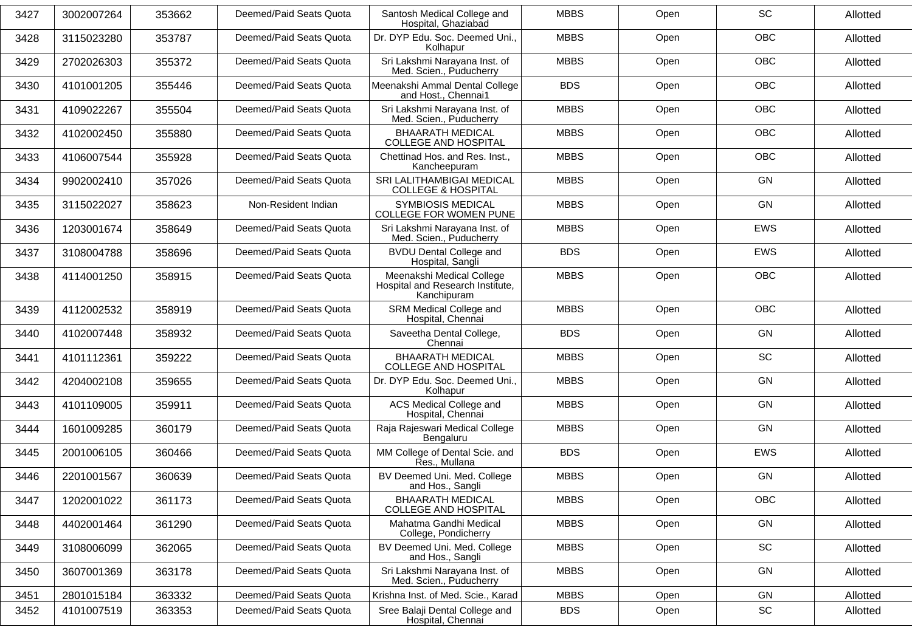| 3427 | 3002007264 | 353662 | Deemed/Paid Seats Quota | Santosh Medical College and Hospital, Ghaziabad | MBBS | Open | SC | Allotted |
|---|---|---|---|---|---|---|---|---|
| 3428 | 3115023280 | 353787 | Deemed/Paid Seats Quota | Dr. DYP Edu. Soc. Deemed Uni., Kolhapur | MBBS | Open | OBC | Allotted |
| 3429 | 2702026303 | 355372 | Deemed/Paid Seats Quota | Sri Lakshmi Narayana Inst. of Med. Scien., Puducherry | MBBS | Open | OBC | Allotted |
| 3430 | 4101001205 | 355446 | Deemed/Paid Seats Quota | Meenakshi Ammal Dental College and Host., Chennai1 | BDS | Open | OBC | Allotted |
| 3431 | 4109022267 | 355504 | Deemed/Paid Seats Quota | Sri Lakshmi Narayana Inst. of Med. Scien., Puducherry | MBBS | Open | OBC | Allotted |
| 3432 | 4102002450 | 355880 | Deemed/Paid Seats Quota | BHAARATH MEDICAL COLLEGE AND HOSPITAL | MBBS | Open | OBC | Allotted |
| 3433 | 4106007544 | 355928 | Deemed/Paid Seats Quota | Chettinad Hos. and Res. Inst., Kancheepuram | MBBS | Open | OBC | Allotted |
| 3434 | 9902002410 | 357026 | Deemed/Paid Seats Quota | SRI LALITHAMBIGAI MEDICAL COLLEGE & HOSPITAL | MBBS | Open | GN | Allotted |
| 3435 | 3115022027 | 358623 | Non-Resident Indian | SYMBIOSIS MEDICAL COLLEGE FOR WOMEN PUNE | MBBS | Open | GN | Allotted |
| 3436 | 1203001674 | 358649 | Deemed/Paid Seats Quota | Sri Lakshmi Narayana Inst. of Med. Scien., Puducherry | MBBS | Open | EWS | Allotted |
| 3437 | 3108004788 | 358696 | Deemed/Paid Seats Quota | BVDU Dental College and Hospital, Sangli | BDS | Open | EWS | Allotted |
| 3438 | 4114001250 | 358915 | Deemed/Paid Seats Quota | Meenakshi Medical College Hospital and Research Institute, Kanchipuram | MBBS | Open | OBC | Allotted |
| 3439 | 4112002532 | 358919 | Deemed/Paid Seats Quota | SRM Medical College and Hospital, Chennai | MBBS | Open | OBC | Allotted |
| 3440 | 4102007448 | 358932 | Deemed/Paid Seats Quota | Saveetha Dental College, Chennai | BDS | Open | GN | Allotted |
| 3441 | 4101112361 | 359222 | Deemed/Paid Seats Quota | BHAARATH MEDICAL COLLEGE AND HOSPITAL | MBBS | Open | SC | Allotted |
| 3442 | 4204002108 | 359655 | Deemed/Paid Seats Quota | Dr. DYP Edu. Soc. Deemed Uni., Kolhapur | MBBS | Open | GN | Allotted |
| 3443 | 4101109005 | 359911 | Deemed/Paid Seats Quota | ACS Medical College and Hospital, Chennai | MBBS | Open | GN | Allotted |
| 3444 | 1601009285 | 360179 | Deemed/Paid Seats Quota | Raja Rajeswari Medical College Bengaluru | MBBS | Open | GN | Allotted |
| 3445 | 2001006105 | 360466 | Deemed/Paid Seats Quota | MM College of Dental Scie. and Res., Mullana | BDS | Open | EWS | Allotted |
| 3446 | 2201001567 | 360639 | Deemed/Paid Seats Quota | BV Deemed Uni. Med. College and Hos., Sangli | MBBS | Open | GN | Allotted |
| 3447 | 1202001022 | 361173 | Deemed/Paid Seats Quota | BHAARATH MEDICAL COLLEGE AND HOSPITAL | MBBS | Open | OBC | Allotted |
| 3448 | 4402001464 | 361290 | Deemed/Paid Seats Quota | Mahatma Gandhi Medical College, Pondicherry | MBBS | Open | GN | Allotted |
| 3449 | 3108006099 | 362065 | Deemed/Paid Seats Quota | BV Deemed Uni. Med. College and Hos., Sangli | MBBS | Open | SC | Allotted |
| 3450 | 3607001369 | 363178 | Deemed/Paid Seats Quota | Sri Lakshmi Narayana Inst. of Med. Scien., Puducherry | MBBS | Open | GN | Allotted |
| 3451 | 2801015184 | 363332 | Deemed/Paid Seats Quota | Krishna Inst. of Med. Scie., Karad | MBBS | Open | GN | Allotted |
| 3452 | 4101007519 | 363353 | Deemed/Paid Seats Quota | Sree Balaji Dental College and Hospital, Chennai | BDS | Open | SC | Allotted |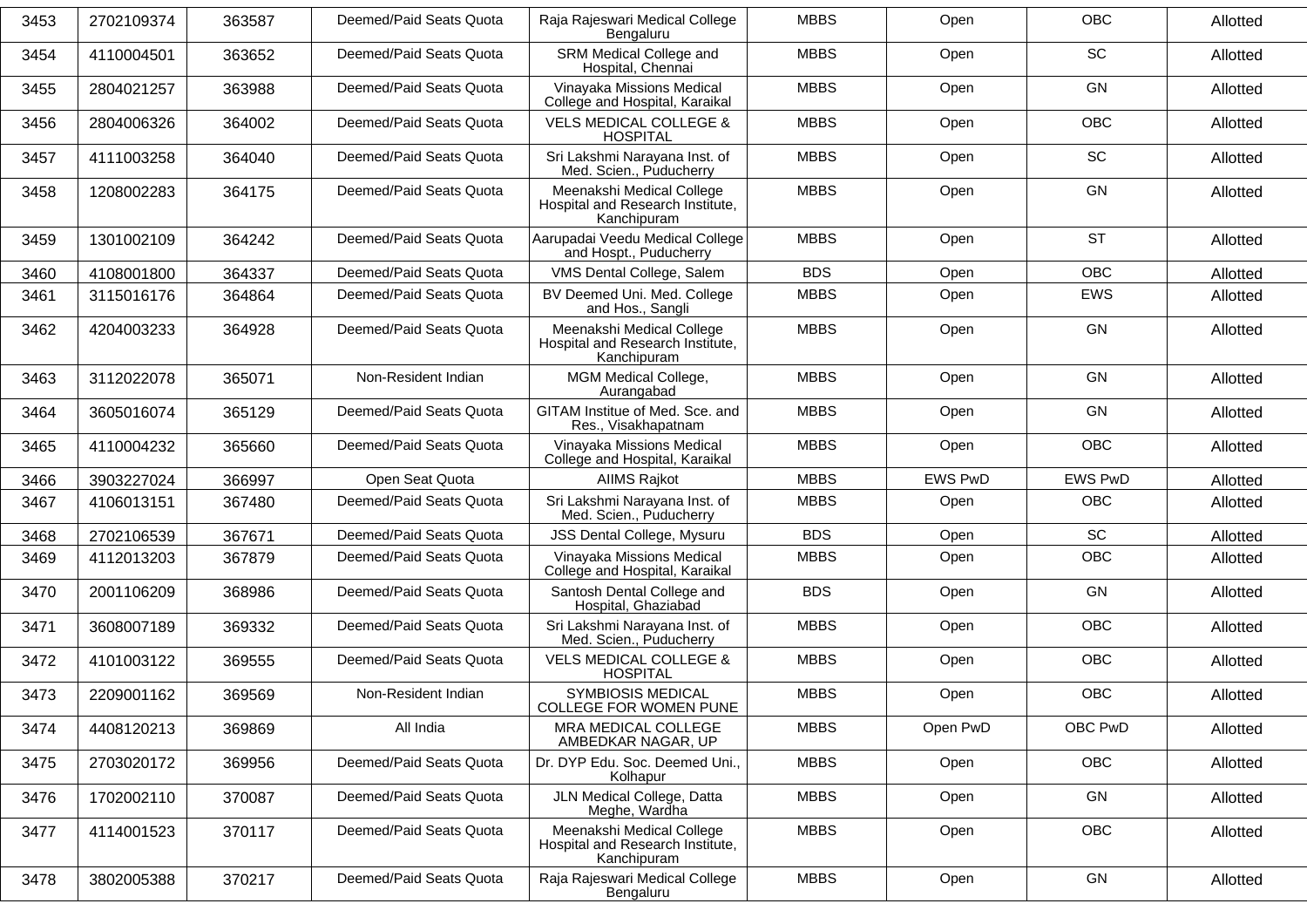| 3453 | 2702109374 | 363587 | Deemed/Paid Seats Quota | Raja Rajeswari Medical College Bengaluru | MBBS | Open | OBC | Allotted |
|---|---|---|---|---|---|---|---|---|
| 3454 | 4110004501 | 363652 | Deemed/Paid Seats Quota | SRM Medical College and Hospital, Chennai | MBBS | Open | SC | Allotted |
| 3455 | 2804021257 | 363988 | Deemed/Paid Seats Quota | Vinayaka Missions Medical College and Hospital, Karaikal | MBBS | Open | GN | Allotted |
| 3456 | 2804006326 | 364002 | Deemed/Paid Seats Quota | VELS MEDICAL COLLEGE & HOSPITAL | MBBS | Open | OBC | Allotted |
| 3457 | 4111003258 | 364040 | Deemed/Paid Seats Quota | Sri Lakshmi Narayana Inst. of Med. Scien., Puducherry | MBBS | Open | SC | Allotted |
| 3458 | 1208002283 | 364175 | Deemed/Paid Seats Quota | Meenakshi Medical College Hospital and Research Institute, Kanchipuram | MBBS | Open | GN | Allotted |
| 3459 | 1301002109 | 364242 | Deemed/Paid Seats Quota | Aarupadai Veedu Medical College and Hospt., Puducherry | MBBS | Open | ST | Allotted |
| 3460 | 4108001800 | 364337 | Deemed/Paid Seats Quota | VMS Dental College, Salem | BDS | Open | OBC | Allotted |
| 3461 | 3115016176 | 364864 | Deemed/Paid Seats Quota | BV Deemed Uni. Med. College and Hos., Sangli | MBBS | Open | EWS | Allotted |
| 3462 | 4204003233 | 364928 | Deemed/Paid Seats Quota | Meenakshi Medical College Hospital and Research Institute, Kanchipuram | MBBS | Open | GN | Allotted |
| 3463 | 3112022078 | 365071 | Non-Resident Indian | MGM Medical College, Aurangabad | MBBS | Open | GN | Allotted |
| 3464 | 3605016074 | 365129 | Deemed/Paid Seats Quota | GITAM Institue of Med. Sce. and Res., Visakhapatnam | MBBS | Open | GN | Allotted |
| 3465 | 4110004232 | 365660 | Deemed/Paid Seats Quota | Vinayaka Missions Medical College and Hospital, Karaikal | MBBS | Open | OBC | Allotted |
| 3466 | 3903227024 | 366997 | Open Seat Quota | AIIMS Rajkot | MBBS | EWS PwD | EWS PwD | Allotted |
| 3467 | 4106013151 | 367480 | Deemed/Paid Seats Quota | Sri Lakshmi Narayana Inst. of Med. Scien., Puducherry | MBBS | Open | OBC | Allotted |
| 3468 | 2702106539 | 367671 | Deemed/Paid Seats Quota | JSS Dental College, Mysuru | BDS | Open | SC | Allotted |
| 3469 | 4112013203 | 367879 | Deemed/Paid Seats Quota | Vinayaka Missions Medical College and Hospital, Karaikal | MBBS | Open | OBC | Allotted |
| 3470 | 2001106209 | 368986 | Deemed/Paid Seats Quota | Santosh Dental College and Hospital, Ghaziabad | BDS | Open | GN | Allotted |
| 3471 | 3608007189 | 369332 | Deemed/Paid Seats Quota | Sri Lakshmi Narayana Inst. of Med. Scien., Puducherry | MBBS | Open | OBC | Allotted |
| 3472 | 4101003122 | 369555 | Deemed/Paid Seats Quota | VELS MEDICAL COLLEGE & HOSPITAL | MBBS | Open | OBC | Allotted |
| 3473 | 2209001162 | 369569 | Non-Resident Indian | SYMBIOSIS MEDICAL COLLEGE FOR WOMEN PUNE | MBBS | Open | OBC | Allotted |
| 3474 | 4408120213 | 369869 | All India | MRA MEDICAL COLLEGE AMBEDKAR NAGAR, UP | MBBS | Open PwD | OBC PwD | Allotted |
| 3475 | 2703020172 | 369956 | Deemed/Paid Seats Quota | Dr. DYP Edu. Soc. Deemed Uni., Kolhapur | MBBS | Open | OBC | Allotted |
| 3476 | 1702002110 | 370087 | Deemed/Paid Seats Quota | JLN Medical College, Datta Meghe, Wardha | MBBS | Open | GN | Allotted |
| 3477 | 4114001523 | 370117 | Deemed/Paid Seats Quota | Meenakshi Medical College Hospital and Research Institute, Kanchipuram | MBBS | Open | OBC | Allotted |
| 3478 | 3802005388 | 370217 | Deemed/Paid Seats Quota | Raja Rajeswari Medical College Bengaluru | MBBS | Open | GN | Allotted |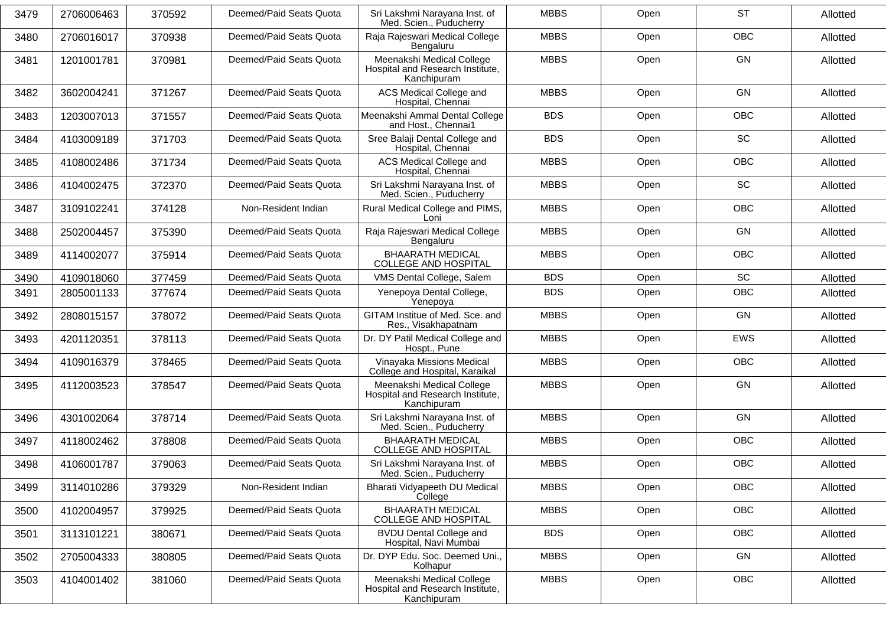| 3479 | 2706006463 | 370592 | Deemed/Paid Seats Quota | Sri Lakshmi Narayana Inst. of Med. Scien., Puducherry | MBBS | Open | ST | Allotted |
|---|---|---|---|---|---|---|---|---|
| 3480 | 2706016017 | 370938 | Deemed/Paid Seats Quota | Raja Rajeswari Medical College Bengaluru | MBBS | Open | OBC | Allotted |
| 3481 | 1201001781 | 370981 | Deemed/Paid Seats Quota | Meenakshi Medical College Hospital and Research Institute, Kanchipuram | MBBS | Open | GN | Allotted |
| 3482 | 3602004241 | 371267 | Deemed/Paid Seats Quota | ACS Medical College and Hospital, Chennai | MBBS | Open | GN | Allotted |
| 3483 | 1203007013 | 371557 | Deemed/Paid Seats Quota | Meenakshi Ammal Dental College and Host., Chennai1 | BDS | Open | OBC | Allotted |
| 3484 | 4103009189 | 371703 | Deemed/Paid Seats Quota | Sree Balaji Dental College and Hospital, Chennai | BDS | Open | SC | Allotted |
| 3485 | 4108002486 | 371734 | Deemed/Paid Seats Quota | ACS Medical College and Hospital, Chennai | MBBS | Open | OBC | Allotted |
| 3486 | 4104002475 | 372370 | Deemed/Paid Seats Quota | Sri Lakshmi Narayana Inst. of Med. Scien., Puducherry | MBBS | Open | SC | Allotted |
| 3487 | 3109102241 | 374128 | Non-Resident Indian | Rural Medical College and PIMS, Loni | MBBS | Open | OBC | Allotted |
| 3488 | 2502004457 | 375390 | Deemed/Paid Seats Quota | Raja Rajeswari Medical College Bengaluru | MBBS | Open | GN | Allotted |
| 3489 | 4114002077 | 375914 | Deemed/Paid Seats Quota | BHAARATH MEDICAL COLLEGE AND HOSPITAL | MBBS | Open | OBC | Allotted |
| 3490 | 4109018060 | 377459 | Deemed/Paid Seats Quota | VMS Dental College, Salem | BDS | Open | SC | Allotted |
| 3491 | 2805001133 | 377674 | Deemed/Paid Seats Quota | Yenepoya Dental College, Yenepoya | BDS | Open | OBC | Allotted |
| 3492 | 2808015157 | 378072 | Deemed/Paid Seats Quota | GITAM Institue of Med. Sce. and Res., Visakhapatnam | MBBS | Open | GN | Allotted |
| 3493 | 4201120351 | 378113 | Deemed/Paid Seats Quota | Dr. DY Patil Medical College and Hospt., Pune | MBBS | Open | EWS | Allotted |
| 3494 | 4109016379 | 378465 | Deemed/Paid Seats Quota | Vinayaka Missions Medical College and Hospital, Karaikal | MBBS | Open | OBC | Allotted |
| 3495 | 4112003523 | 378547 | Deemed/Paid Seats Quota | Meenakshi Medical College Hospital and Research Institute, Kanchipuram | MBBS | Open | GN | Allotted |
| 3496 | 4301002064 | 378714 | Deemed/Paid Seats Quota | Sri Lakshmi Narayana Inst. of Med. Scien., Puducherry | MBBS | Open | GN | Allotted |
| 3497 | 4118002462 | 378808 | Deemed/Paid Seats Quota | BHAARATH MEDICAL COLLEGE AND HOSPITAL | MBBS | Open | OBC | Allotted |
| 3498 | 4106001787 | 379063 | Deemed/Paid Seats Quota | Sri Lakshmi Narayana Inst. of Med. Scien., Puducherry | MBBS | Open | OBC | Allotted |
| 3499 | 3114010286 | 379329 | Non-Resident Indian | Bharati Vidyapeeth DU Medical College | MBBS | Open | OBC | Allotted |
| 3500 | 4102004957 | 379925 | Deemed/Paid Seats Quota | BHAARATH MEDICAL COLLEGE AND HOSPITAL | MBBS | Open | OBC | Allotted |
| 3501 | 3113101221 | 380671 | Deemed/Paid Seats Quota | BVDU Dental College and Hospital, Navi Mumbai | BDS | Open | OBC | Allotted |
| 3502 | 2705004333 | 380805 | Deemed/Paid Seats Quota | Dr. DYP Edu. Soc. Deemed Uni., Kolhapur | MBBS | Open | GN | Allotted |
| 3503 | 4104001402 | 381060 | Deemed/Paid Seats Quota | Meenakshi Medical College Hospital and Research Institute, Kanchipuram | MBBS | Open | OBC | Allotted |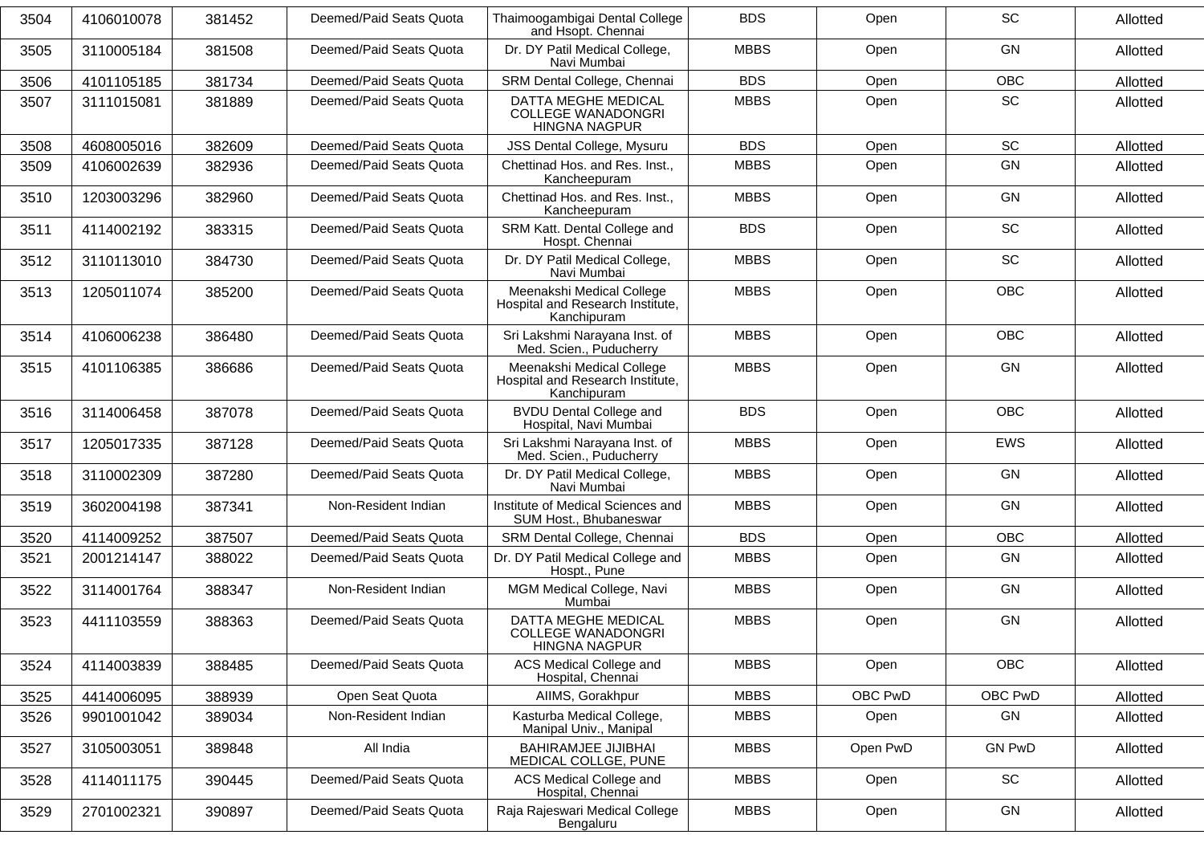| 3504 | 4106010078 | 381452 | Deemed/Paid Seats Quota | Thaimoogambigai Dental College and Hsopt. Chennai | BDS | Open | SC | Allotted |
|---|---|---|---|---|---|---|---|---|
| 3505 | 3110005184 | 381508 | Deemed/Paid Seats Quota | Dr. DY Patil Medical College, Navi Mumbai | MBBS | Open | GN | Allotted |
| 3506 | 4101105185 | 381734 | Deemed/Paid Seats Quota | SRM Dental College, Chennai | BDS | Open | OBC | Allotted |
| 3507 | 3111015081 | 381889 | Deemed/Paid Seats Quota | DATTA MEGHE MEDICAL COLLEGE WANADONGRI HINGNA NAGPUR | MBBS | Open | SC | Allotted |
| 3508 | 4608005016 | 382609 | Deemed/Paid Seats Quota | JSS Dental College, Mysuru | BDS | Open | SC | Allotted |
| 3509 | 4106002639 | 382936 | Deemed/Paid Seats Quota | Chettinad Hos. and Res. Inst., Kancheepuram | MBBS | Open | GN | Allotted |
| 3510 | 1203003296 | 382960 | Deemed/Paid Seats Quota | Chettinad Hos. and Res. Inst., Kancheepuram | MBBS | Open | GN | Allotted |
| 3511 | 4114002192 | 383315 | Deemed/Paid Seats Quota | SRM Katt. Dental College and Hospt. Chennai | BDS | Open | SC | Allotted |
| 3512 | 3110113010 | 384730 | Deemed/Paid Seats Quota | Dr. DY Patil Medical College, Navi Mumbai | MBBS | Open | SC | Allotted |
| 3513 | 1205011074 | 385200 | Deemed/Paid Seats Quota | Meenakshi Medical College Hospital and Research Institute, Kanchipuram | MBBS | Open | OBC | Allotted |
| 3514 | 4106006238 | 386480 | Deemed/Paid Seats Quota | Sri Lakshmi Narayana Inst. of Med. Scien., Puducherry | MBBS | Open | OBC | Allotted |
| 3515 | 4101106385 | 386686 | Deemed/Paid Seats Quota | Meenakshi Medical College Hospital and Research Institute, Kanchipuram | MBBS | Open | GN | Allotted |
| 3516 | 3114006458 | 387078 | Deemed/Paid Seats Quota | BVDU Dental College and Hospital, Navi Mumbai | BDS | Open | OBC | Allotted |
| 3517 | 1205017335 | 387128 | Deemed/Paid Seats Quota | Sri Lakshmi Narayana Inst. of Med. Scien., Puducherry | MBBS | Open | EWS | Allotted |
| 3518 | 3110002309 | 387280 | Deemed/Paid Seats Quota | Dr. DY Patil Medical College, Navi Mumbai | MBBS | Open | GN | Allotted |
| 3519 | 3602004198 | 387341 | Non-Resident Indian | Institute of Medical Sciences and SUM Host., Bhubaneswar | MBBS | Open | GN | Allotted |
| 3520 | 4114009252 | 387507 | Deemed/Paid Seats Quota | SRM Dental College, Chennai | BDS | Open | OBC | Allotted |
| 3521 | 2001214147 | 388022 | Deemed/Paid Seats Quota | Dr. DY Patil Medical College and Hospt., Pune | MBBS | Open | GN | Allotted |
| 3522 | 3114001764 | 388347 | Non-Resident Indian | MGM Medical College, Navi Mumbai | MBBS | Open | GN | Allotted |
| 3523 | 4411103559 | 388363 | Deemed/Paid Seats Quota | DATTA MEGHE MEDICAL COLLEGE WANADONGRI HINGNA NAGPUR | MBBS | Open | GN | Allotted |
| 3524 | 4114003839 | 388485 | Deemed/Paid Seats Quota | ACS Medical College and Hospital, Chennai | MBBS | Open | OBC | Allotted |
| 3525 | 4414006095 | 388939 | Open Seat Quota | AIIMS, Gorakhpur | MBBS | OBC PwD | OBC PwD | Allotted |
| 3526 | 9901001042 | 389034 | Non-Resident Indian | Kasturba Medical College, Manipal Univ., Manipal | MBBS | Open | GN | Allotted |
| 3527 | 3105003051 | 389848 | All India | BAHIRAMJEE JIJIBHAI MEDICAL COLLGE, PUNE | MBBS | Open PwD | GN PwD | Allotted |
| 3528 | 4114011175 | 390445 | Deemed/Paid Seats Quota | ACS Medical College and Hospital, Chennai | MBBS | Open | SC | Allotted |
| 3529 | 2701002321 | 390897 | Deemed/Paid Seats Quota | Raja Rajeswari Medical College Bengaluru | MBBS | Open | GN | Allotted |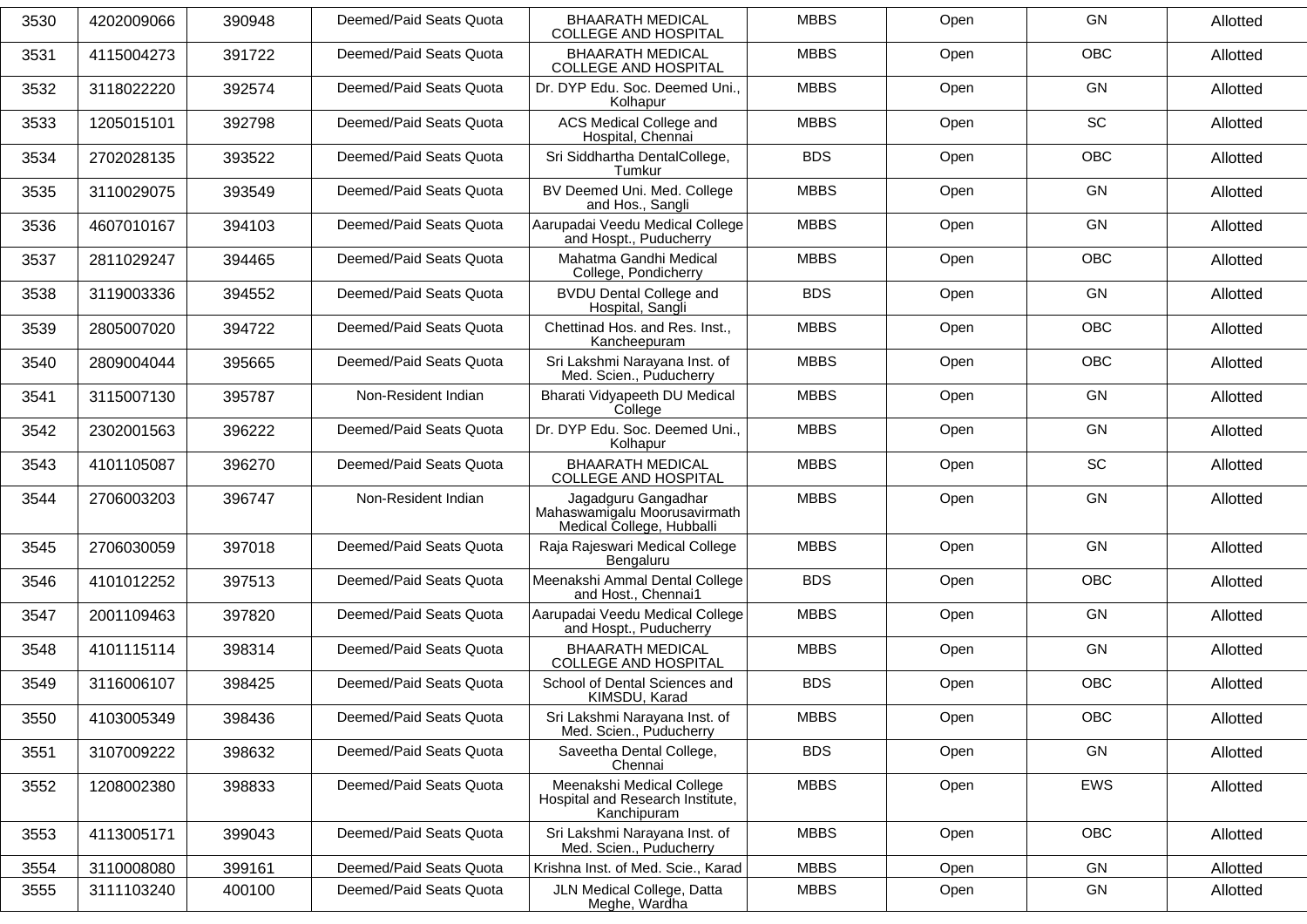| 3530 | 4202009066 | 390948 | Deemed/Paid Seats Quota | BHAARATH MEDICAL COLLEGE AND HOSPITAL | MBBS | Open | GN | Allotted |
|---|---|---|---|---|---|---|---|---|
| 3531 | 4115004273 | 391722 | Deemed/Paid Seats Quota | BHAARATH MEDICAL COLLEGE AND HOSPITAL | MBBS | Open | OBC | Allotted |
| 3532 | 3118022220 | 392574 | Deemed/Paid Seats Quota | Dr. DYP Edu. Soc. Deemed Uni., Kolhapur | MBBS | Open | GN | Allotted |
| 3533 | 1205015101 | 392798 | Deemed/Paid Seats Quota | ACS Medical College and Hospital, Chennai | MBBS | Open | SC | Allotted |
| 3534 | 2702028135 | 393522 | Deemed/Paid Seats Quota | Sri Siddhartha DentalCollege, Tumkur | BDS | Open | OBC | Allotted |
| 3535 | 3110029075 | 393549 | Deemed/Paid Seats Quota | BV Deemed Uni. Med. College and Hos., Sangli | MBBS | Open | GN | Allotted |
| 3536 | 4607010167 | 394103 | Deemed/Paid Seats Quota | Aarupadai Veedu Medical College and Hospt., Puducherry | MBBS | Open | GN | Allotted |
| 3537 | 2811029247 | 394465 | Deemed/Paid Seats Quota | Mahatma Gandhi Medical College, Pondicherry | MBBS | Open | OBC | Allotted |
| 3538 | 3119003336 | 394552 | Deemed/Paid Seats Quota | BVDU Dental College and Hospital, Sangli | BDS | Open | GN | Allotted |
| 3539 | 2805007020 | 394722 | Deemed/Paid Seats Quota | Chettinad Hos. and Res. Inst., Kancheepuram | MBBS | Open | OBC | Allotted |
| 3540 | 2809004044 | 395665 | Deemed/Paid Seats Quota | Sri Lakshmi Narayana Inst. of Med. Scien., Puducherry | MBBS | Open | OBC | Allotted |
| 3541 | 3115007130 | 395787 | Non-Resident Indian | Bharati Vidyapeeth DU Medical College | MBBS | Open | GN | Allotted |
| 3542 | 2302001563 | 396222 | Deemed/Paid Seats Quota | Dr. DYP Edu. Soc. Deemed Uni., Kolhapur | MBBS | Open | GN | Allotted |
| 3543 | 4101105087 | 396270 | Deemed/Paid Seats Quota | BHAARATH MEDICAL COLLEGE AND HOSPITAL | MBBS | Open | SC | Allotted |
| 3544 | 2706003203 | 396747 | Non-Resident Indian | Jagadguru Gangadhar Mahaswamigalu Moorusavirmath Medical College, Hubballi | MBBS | Open | GN | Allotted |
| 3545 | 2706030059 | 397018 | Deemed/Paid Seats Quota | Raja Rajeswari Medical College Bengaluru | MBBS | Open | GN | Allotted |
| 3546 | 4101012252 | 397513 | Deemed/Paid Seats Quota | Meenakshi Ammal Dental College and Host., Chennai1 | BDS | Open | OBC | Allotted |
| 3547 | 2001109463 | 397820 | Deemed/Paid Seats Quota | Aarupadai Veedu Medical College and Hospt., Puducherry | MBBS | Open | GN | Allotted |
| 3548 | 4101115114 | 398314 | Deemed/Paid Seats Quota | BHAARATH MEDICAL COLLEGE AND HOSPITAL | MBBS | Open | GN | Allotted |
| 3549 | 3116006107 | 398425 | Deemed/Paid Seats Quota | School of Dental Sciences and KIMSDU, Karad | BDS | Open | OBC | Allotted |
| 3550 | 4103005349 | 398436 | Deemed/Paid Seats Quota | Sri Lakshmi Narayana Inst. of Med. Scien., Puducherry | MBBS | Open | OBC | Allotted |
| 3551 | 3107009222 | 398632 | Deemed/Paid Seats Quota | Saveetha Dental College, Chennai | BDS | Open | GN | Allotted |
| 3552 | 1208002380 | 398833 | Deemed/Paid Seats Quota | Meenakshi Medical College Hospital and Research Institute, Kanchipuram | MBBS | Open | EWS | Allotted |
| 3553 | 4113005171 | 399043 | Deemed/Paid Seats Quota | Sri Lakshmi Narayana Inst. of Med. Scien., Puducherry | MBBS | Open | OBC | Allotted |
| 3554 | 3110008080 | 399161 | Deemed/Paid Seats Quota | Krishna Inst. of Med. Scie., Karad | MBBS | Open | GN | Allotted |
| 3555 | 3111103240 | 400100 | Deemed/Paid Seats Quota | JLN Medical College, Datta Meghe, Wardha | MBBS | Open | GN | Allotted |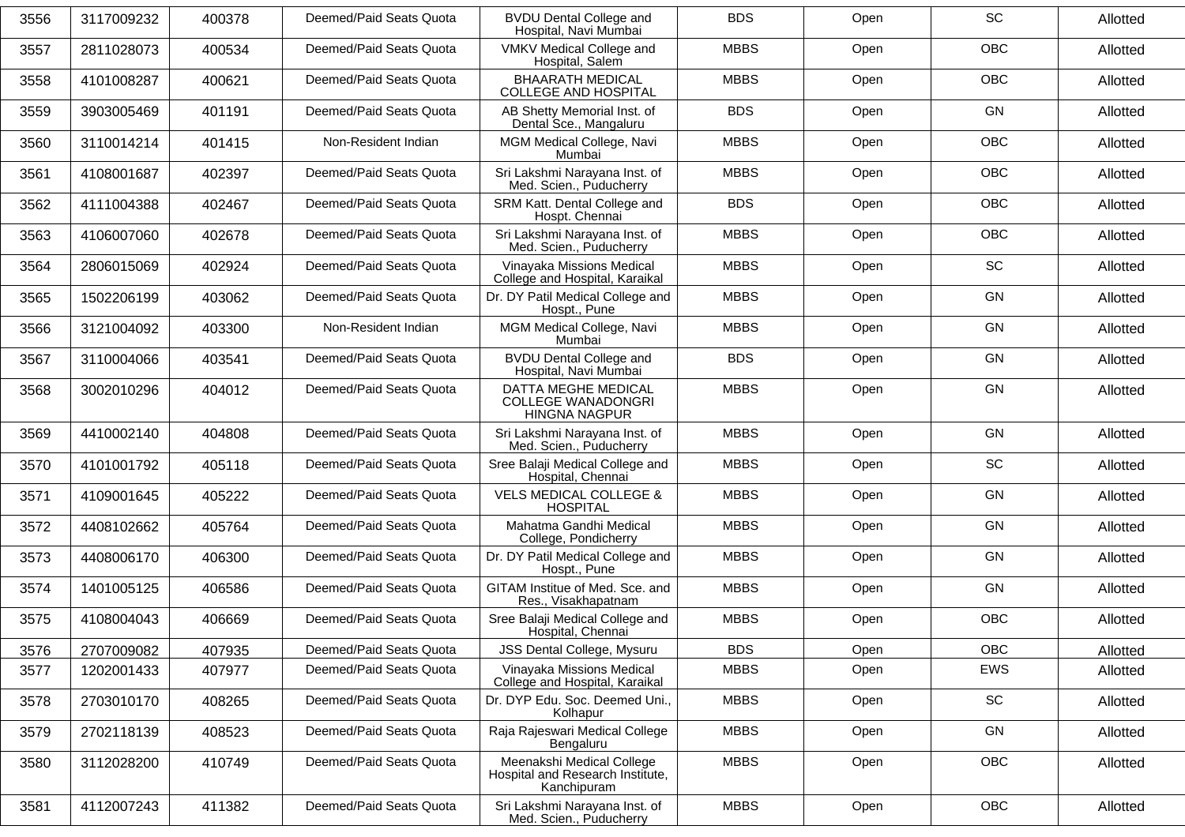| 3556 | 3117009232 | 400378 | Deemed/Paid Seats Quota | BVDU Dental College and Hospital, Navi Mumbai | BDS | Open | SC | Allotted |
|---|---|---|---|---|---|---|---|---|
| 3557 | 2811028073 | 400534 | Deemed/Paid Seats Quota | VMKV Medical College and Hospital, Salem | MBBS | Open | OBC | Allotted |
| 3558 | 4101008287 | 400621 | Deemed/Paid Seats Quota | BHAARATH MEDICAL COLLEGE AND HOSPITAL | MBBS | Open | OBC | Allotted |
| 3559 | 3903005469 | 401191 | Deemed/Paid Seats Quota | AB Shetty Memorial Inst. of Dental Sce., Mangaluru | BDS | Open | GN | Allotted |
| 3560 | 3110014214 | 401415 | Non-Resident Indian | MGM Medical College, Navi Mumbai | MBBS | Open | OBC | Allotted |
| 3561 | 4108001687 | 402397 | Deemed/Paid Seats Quota | Sri Lakshmi Narayana Inst. of Med. Scien., Puducherry | MBBS | Open | OBC | Allotted |
| 3562 | 4111004388 | 402467 | Deemed/Paid Seats Quota | SRM Katt. Dental College and Hospt. Chennai | BDS | Open | OBC | Allotted |
| 3563 | 4106007060 | 402678 | Deemed/Paid Seats Quota | Sri Lakshmi Narayana Inst. of Med. Scien., Puducherry | MBBS | Open | OBC | Allotted |
| 3564 | 2806015069 | 402924 | Deemed/Paid Seats Quota | Vinayaka Missions Medical College and Hospital, Karaikal | MBBS | Open | SC | Allotted |
| 3565 | 1502206199 | 403062 | Deemed/Paid Seats Quota | Dr. DY Patil Medical College and Hospt., Pune | MBBS | Open | GN | Allotted |
| 3566 | 3121004092 | 403300 | Non-Resident Indian | MGM Medical College, Navi Mumbai | MBBS | Open | GN | Allotted |
| 3567 | 3110004066 | 403541 | Deemed/Paid Seats Quota | BVDU Dental College and Hospital, Navi Mumbai | BDS | Open | GN | Allotted |
| 3568 | 3002010296 | 404012 | Deemed/Paid Seats Quota | DATTA MEGHE MEDICAL COLLEGE WANADONGRI HINGNA NAGPUR | MBBS | Open | GN | Allotted |
| 3569 | 4410002140 | 404808 | Deemed/Paid Seats Quota | Sri Lakshmi Narayana Inst. of Med. Scien., Puducherry | MBBS | Open | GN | Allotted |
| 3570 | 4101001792 | 405118 | Deemed/Paid Seats Quota | Sree Balaji Medical College and Hospital, Chennai | MBBS | Open | SC | Allotted |
| 3571 | 4109001645 | 405222 | Deemed/Paid Seats Quota | VELS MEDICAL COLLEGE & HOSPITAL | MBBS | Open | GN | Allotted |
| 3572 | 4408102662 | 405764 | Deemed/Paid Seats Quota | Mahatma Gandhi Medical College, Pondicherry | MBBS | Open | GN | Allotted |
| 3573 | 4408006170 | 406300 | Deemed/Paid Seats Quota | Dr. DY Patil Medical College and Hospt., Pune | MBBS | Open | GN | Allotted |
| 3574 | 1401005125 | 406586 | Deemed/Paid Seats Quota | GITAM Institue of Med. Sce. and Res., Visakhapatnam | MBBS | Open | GN | Allotted |
| 3575 | 4108004043 | 406669 | Deemed/Paid Seats Quota | Sree Balaji Medical College and Hospital, Chennai | MBBS | Open | OBC | Allotted |
| 3576 | 2707009082 | 407935 | Deemed/Paid Seats Quota | JSS Dental College, Mysuru | BDS | Open | OBC | Allotted |
| 3577 | 1202001433 | 407977 | Deemed/Paid Seats Quota | Vinayaka Missions Medical College and Hospital, Karaikal | MBBS | Open | EWS | Allotted |
| 3578 | 2703010170 | 408265 | Deemed/Paid Seats Quota | Dr. DYP Edu. Soc. Deemed Uni., Kolhapur | MBBS | Open | SC | Allotted |
| 3579 | 2702118139 | 408523 | Deemed/Paid Seats Quota | Raja Rajeswari Medical College Bengaluru | MBBS | Open | GN | Allotted |
| 3580 | 3112028200 | 410749 | Deemed/Paid Seats Quota | Meenakshi Medical College Hospital and Research Institute, Kanchipuram | MBBS | Open | OBC | Allotted |
| 3581 | 4112007243 | 411382 | Deemed/Paid Seats Quota | Sri Lakshmi Narayana Inst. of Med. Scien., Puducherry | MBBS | Open | OBC | Allotted |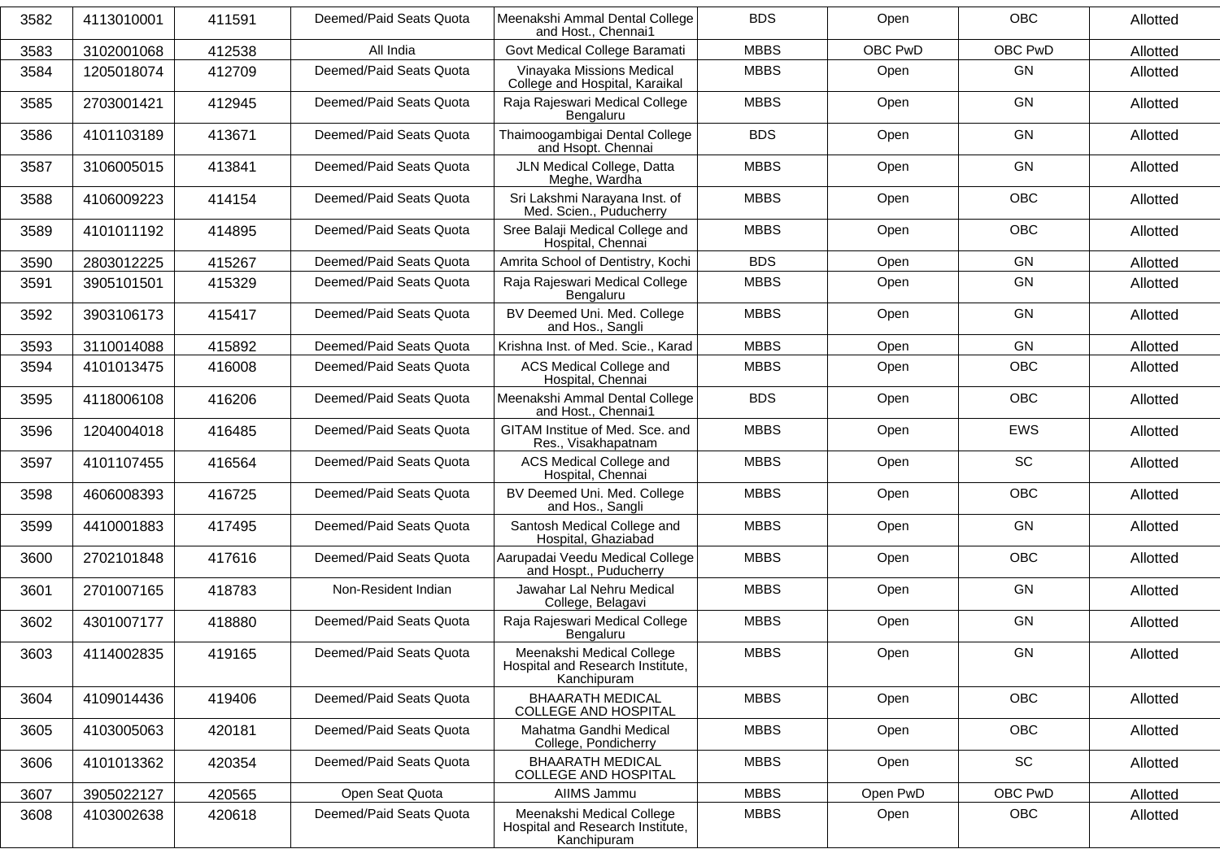| 3582 | 4113010001 | 411591 | Deemed/Paid Seats Quota | Meenakshi Ammal Dental College and Host., Chennai1 | BDS | Open | OBC | Allotted |
|---|---|---|---|---|---|---|---|---|
| 3583 | 3102001068 | 412538 | All India | Govt Medical College Baramati | MBBS | OBC PwD | OBC PwD | Allotted |
| 3584 | 1205018074 | 412709 | Deemed/Paid Seats Quota | Vinayaka Missions Medical College and Hospital, Karaikal | MBBS | Open | GN | Allotted |
| 3585 | 2703001421 | 412945 | Deemed/Paid Seats Quota | Raja Rajeswari Medical College Bengaluru | MBBS | Open | GN | Allotted |
| 3586 | 4101103189 | 413671 | Deemed/Paid Seats Quota | Thaimoogambigai Dental College and Hsopt. Chennai | BDS | Open | GN | Allotted |
| 3587 | 3106005015 | 413841 | Deemed/Paid Seats Quota | JLN Medical College, Datta Meghe, Wardha | MBBS | Open | GN | Allotted |
| 3588 | 4106009223 | 414154 | Deemed/Paid Seats Quota | Sri Lakshmi Narayana Inst. of Med. Scien., Puducherry | MBBS | Open | OBC | Allotted |
| 3589 | 4101011192 | 414895 | Deemed/Paid Seats Quota | Sree Balaji Medical College and Hospital, Chennai | MBBS | Open | OBC | Allotted |
| 3590 | 2803012225 | 415267 | Deemed/Paid Seats Quota | Amrita School of Dentistry, Kochi | BDS | Open | GN | Allotted |
| 3591 | 3905101501 | 415329 | Deemed/Paid Seats Quota | Raja Rajeswari Medical College Bengaluru | MBBS | Open | GN | Allotted |
| 3592 | 3903106173 | 415417 | Deemed/Paid Seats Quota | BV Deemed Uni. Med. College and Hos., Sangli | MBBS | Open | GN | Allotted |
| 3593 | 3110014088 | 415892 | Deemed/Paid Seats Quota | Krishna Inst. of Med. Scie., Karad | MBBS | Open | GN | Allotted |
| 3594 | 4101013475 | 416008 | Deemed/Paid Seats Quota | ACS Medical College and Hospital, Chennai | MBBS | Open | OBC | Allotted |
| 3595 | 4118006108 | 416206 | Deemed/Paid Seats Quota | Meenakshi Ammal Dental College and Host., Chennai1 | BDS | Open | OBC | Allotted |
| 3596 | 1204004018 | 416485 | Deemed/Paid Seats Quota | GITAM Institue of Med. Sce. and Res., Visakhapatnam | MBBS | Open | EWS | Allotted |
| 3597 | 4101107455 | 416564 | Deemed/Paid Seats Quota | ACS Medical College and Hospital, Chennai | MBBS | Open | SC | Allotted |
| 3598 | 4606008393 | 416725 | Deemed/Paid Seats Quota | BV Deemed Uni. Med. College and Hos., Sangli | MBBS | Open | OBC | Allotted |
| 3599 | 4410001883 | 417495 | Deemed/Paid Seats Quota | Santosh Medical College and Hospital, Ghaziabad | MBBS | Open | GN | Allotted |
| 3600 | 2702101848 | 417616 | Deemed/Paid Seats Quota | Aarupadai Veedu Medical College and Hospt., Puducherry | MBBS | Open | OBC | Allotted |
| 3601 | 2701007165 | 418783 | Non-Resident Indian | Jawahar Lal Nehru Medical College, Belagavi | MBBS | Open | GN | Allotted |
| 3602 | 4301007177 | 418880 | Deemed/Paid Seats Quota | Raja Rajeswari Medical College Bengaluru | MBBS | Open | GN | Allotted |
| 3603 | 4114002835 | 419165 | Deemed/Paid Seats Quota | Meenakshi Medical College Hospital and Research Institute, Kanchipuram | MBBS | Open | GN | Allotted |
| 3604 | 4109014436 | 419406 | Deemed/Paid Seats Quota | BHAARATH MEDICAL COLLEGE AND HOSPITAL | MBBS | Open | OBC | Allotted |
| 3605 | 4103005063 | 420181 | Deemed/Paid Seats Quota | Mahatma Gandhi Medical College, Pondicherry | MBBS | Open | OBC | Allotted |
| 3606 | 4101013362 | 420354 | Deemed/Paid Seats Quota | BHAARATH MEDICAL COLLEGE AND HOSPITAL | MBBS | Open | SC | Allotted |
| 3607 | 3905022127 | 420565 | Open Seat Quota | AIIMS Jammu | MBBS | Open PwD | OBC PwD | Allotted |
| 3608 | 4103002638 | 420618 | Deemed/Paid Seats Quota | Meenakshi Medical College Hospital and Research Institute, Kanchipuram | MBBS | Open | OBC | Allotted |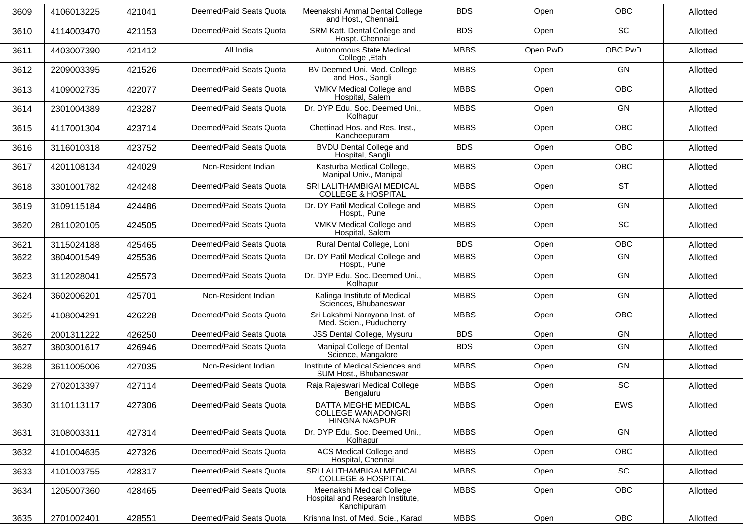| 3609 | 4106013225 | 421041 | Deemed/Paid Seats Quota | Meenakshi Ammal Dental College and Host., Chennai1 | BDS | Open | OBC | Allotted |
|---|---|---|---|---|---|---|---|---|
| 3610 | 4114003470 | 421153 | Deemed/Paid Seats Quota | SRM Katt. Dental College and Hospt. Chennai | BDS | Open | SC | Allotted |
| 3611 | 4403007390 | 421412 | All India | Autonomous State Medical College ,Etah | MBBS | Open PwD | OBC PwD | Allotted |
| 3612 | 2209003395 | 421526 | Deemed/Paid Seats Quota | BV Deemed Uni. Med. College and Hos., Sangli | MBBS | Open | GN | Allotted |
| 3613 | 4109002735 | 422077 | Deemed/Paid Seats Quota | VMKV Medical College and Hospital, Salem | MBBS | Open | OBC | Allotted |
| 3614 | 2301004389 | 423287 | Deemed/Paid Seats Quota | Dr. DYP Edu. Soc. Deemed Uni., Kolhapur | MBBS | Open | GN | Allotted |
| 3615 | 4117001304 | 423714 | Deemed/Paid Seats Quota | Chettinad Hos. and Res. Inst., Kancheepuram | MBBS | Open | OBC | Allotted |
| 3616 | 3116010318 | 423752 | Deemed/Paid Seats Quota | BVDU Dental College and Hospital, Sangli | BDS | Open | OBC | Allotted |
| 3617 | 4201108134 | 424029 | Non-Resident Indian | Kasturba Medical College, Manipal Univ., Manipal | MBBS | Open | OBC | Allotted |
| 3618 | 3301001782 | 424248 | Deemed/Paid Seats Quota | SRI LALITHAMBIGAI MEDICAL COLLEGE & HOSPITAL | MBBS | Open | ST | Allotted |
| 3619 | 3109115184 | 424486 | Deemed/Paid Seats Quota | Dr. DY Patil Medical College and Hospt., Pune | MBBS | Open | GN | Allotted |
| 3620 | 2811020105 | 424505 | Deemed/Paid Seats Quota | VMKV Medical College and Hospital, Salem | MBBS | Open | SC | Allotted |
| 3621 | 3115024188 | 425465 | Deemed/Paid Seats Quota | Rural Dental College, Loni | BDS | Open | OBC | Allotted |
| 3622 | 3804001549 | 425536 | Deemed/Paid Seats Quota | Dr. DY Patil Medical College and Hospt., Pune | MBBS | Open | GN | Allotted |
| 3623 | 3112028041 | 425573 | Deemed/Paid Seats Quota | Dr. DYP Edu. Soc. Deemed Uni., Kolhapur | MBBS | Open | GN | Allotted |
| 3624 | 3602006201 | 425701 | Non-Resident Indian | Kalinga Institute of Medical Sciences, Bhubaneswar | MBBS | Open | GN | Allotted |
| 3625 | 4108004291 | 426228 | Deemed/Paid Seats Quota | Sri Lakshmi Narayana Inst. of Med. Scien., Puducherry | MBBS | Open | OBC | Allotted |
| 3626 | 2001311222 | 426250 | Deemed/Paid Seats Quota | JSS Dental College, Mysuru | BDS | Open | GN | Allotted |
| 3627 | 3803001617 | 426946 | Deemed/Paid Seats Quota | Manipal College of Dental Science, Mangalore | BDS | Open | GN | Allotted |
| 3628 | 3611005006 | 427035 | Non-Resident Indian | Institute of Medical Sciences and SUM Host., Bhubaneswar | MBBS | Open | GN | Allotted |
| 3629 | 2702013397 | 427114 | Deemed/Paid Seats Quota | Raja Rajeswari Medical College Bengaluru | MBBS | Open | SC | Allotted |
| 3630 | 3110113117 | 427306 | Deemed/Paid Seats Quota | DATTA MEGHE MEDICAL COLLEGE WANADONGRI HINGNA NAGPUR | MBBS | Open | EWS | Allotted |
| 3631 | 3108003311 | 427314 | Deemed/Paid Seats Quota | Dr. DYP Edu. Soc. Deemed Uni., Kolhapur | MBBS | Open | GN | Allotted |
| 3632 | 4101004635 | 427326 | Deemed/Paid Seats Quota | ACS Medical College and Hospital, Chennai | MBBS | Open | OBC | Allotted |
| 3633 | 4101003755 | 428317 | Deemed/Paid Seats Quota | SRI LALITHAMBIGAI MEDICAL COLLEGE & HOSPITAL | MBBS | Open | SC | Allotted |
| 3634 | 1205007360 | 428465 | Deemed/Paid Seats Quota | Meenakshi Medical College Hospital and Research Institute, Kanchipuram | MBBS | Open | OBC | Allotted |
| 3635 | 2701002401 | 428551 | Deemed/Paid Seats Quota | Krishna Inst. of Med. Scie., Karad | MBBS | Open | OBC | Allotted |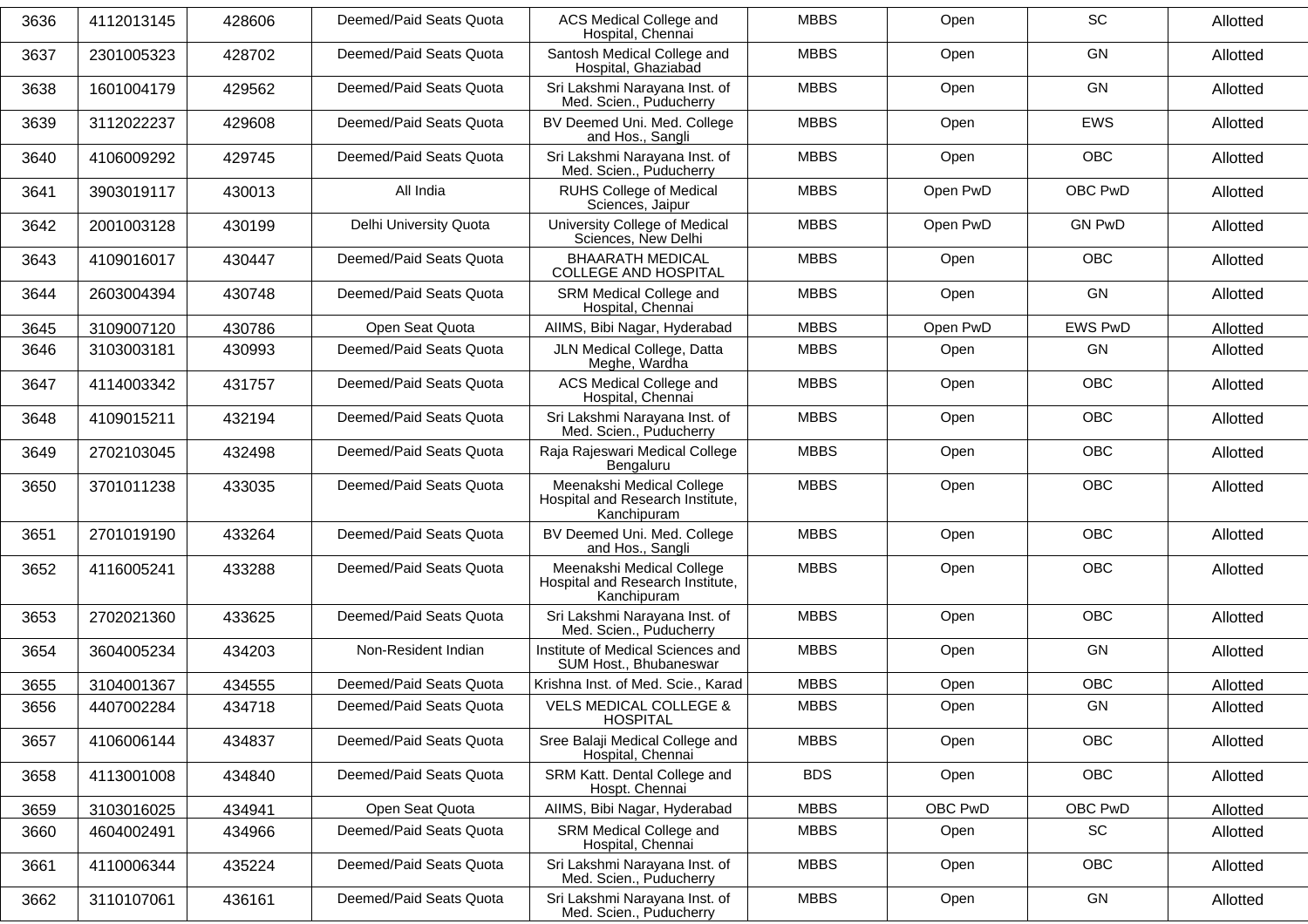| 3636 | 4112013145 | 428606 | Deemed/Paid Seats Quota | ACS Medical College and Hospital, Chennai | MBBS | Open | SC | Allotted |
|---|---|---|---|---|---|---|---|---|
| 3637 | 2301005323 | 428702 | Deemed/Paid Seats Quota | Santosh Medical College and Hospital, Ghaziabad | MBBS | Open | GN | Allotted |
| 3638 | 1601004179 | 429562 | Deemed/Paid Seats Quota | Sri Lakshmi Narayana Inst. of Med. Scien., Puducherry | MBBS | Open | GN | Allotted |
| 3639 | 3112022237 | 429608 | Deemed/Paid Seats Quota | BV Deemed Uni. Med. College and Hos., Sangli | MBBS | Open | EWS | Allotted |
| 3640 | 4106009292 | 429745 | Deemed/Paid Seats Quota | Sri Lakshmi Narayana Inst. of Med. Scien., Puducherry | MBBS | Open | OBC | Allotted |
| 3641 | 3903019117 | 430013 | All India | RUHS College of Medical Sciences, Jaipur | MBBS | Open PwD | OBC PwD | Allotted |
| 3642 | 2001003128 | 430199 | Delhi University Quota | University College of Medical Sciences, New Delhi | MBBS | Open PwD | GN PwD | Allotted |
| 3643 | 4109016017 | 430447 | Deemed/Paid Seats Quota | BHAARATH MEDICAL COLLEGE AND HOSPITAL | MBBS | Open | OBC | Allotted |
| 3644 | 2603004394 | 430748 | Deemed/Paid Seats Quota | SRM Medical College and Hospital, Chennai | MBBS | Open | GN | Allotted |
| 3645 | 3109007120 | 430786 | Open Seat Quota | AIIMS, Bibi Nagar, Hyderabad | MBBS | Open PwD | EWS PwD | Allotted |
| 3646 | 3103003181 | 430993 | Deemed/Paid Seats Quota | JLN Medical College, Datta Meghe, Wardha | MBBS | Open | GN | Allotted |
| 3647 | 4114003342 | 431757 | Deemed/Paid Seats Quota | ACS Medical College and Hospital, Chennai | MBBS | Open | OBC | Allotted |
| 3648 | 4109015211 | 432194 | Deemed/Paid Seats Quota | Sri Lakshmi Narayana Inst. of Med. Scien., Puducherry | MBBS | Open | OBC | Allotted |
| 3649 | 2702103045 | 432498 | Deemed/Paid Seats Quota | Raja Rajeswari Medical College Bengaluru | MBBS | Open | OBC | Allotted |
| 3650 | 3701011238 | 433035 | Deemed/Paid Seats Quota | Meenakshi Medical College Hospital and Research Institute, Kanchipuram | MBBS | Open | OBC | Allotted |
| 3651 | 2701019190 | 433264 | Deemed/Paid Seats Quota | BV Deemed Uni. Med. College and Hos., Sangli | MBBS | Open | OBC | Allotted |
| 3652 | 4116005241 | 433288 | Deemed/Paid Seats Quota | Meenakshi Medical College Hospital and Research Institute, Kanchipuram | MBBS | Open | OBC | Allotted |
| 3653 | 2702021360 | 433625 | Deemed/Paid Seats Quota | Sri Lakshmi Narayana Inst. of Med. Scien., Puducherry | MBBS | Open | OBC | Allotted |
| 3654 | 3604005234 | 434203 | Non-Resident Indian | Institute of Medical Sciences and SUM Host., Bhubaneswar | MBBS | Open | GN | Allotted |
| 3655 | 3104001367 | 434555 | Deemed/Paid Seats Quota | Krishna Inst. of Med. Scie., Karad | MBBS | Open | OBC | Allotted |
| 3656 | 4407002284 | 434718 | Deemed/Paid Seats Quota | VELS MEDICAL COLLEGE & HOSPITAL | MBBS | Open | GN | Allotted |
| 3657 | 4106006144 | 434837 | Deemed/Paid Seats Quota | Sree Balaji Medical College and Hospital, Chennai | MBBS | Open | OBC | Allotted |
| 3658 | 4113001008 | 434840 | Deemed/Paid Seats Quota | SRM Katt. Dental College and Hospt. Chennai | BDS | Open | OBC | Allotted |
| 3659 | 3103016025 | 434941 | Open Seat Quota | AIIMS, Bibi Nagar, Hyderabad | MBBS | OBC PwD | OBC PwD | Allotted |
| 3660 | 4604002491 | 434966 | Deemed/Paid Seats Quota | SRM Medical College and Hospital, Chennai | MBBS | Open | SC | Allotted |
| 3661 | 4110006344 | 435224 | Deemed/Paid Seats Quota | Sri Lakshmi Narayana Inst. of Med. Scien., Puducherry | MBBS | Open | OBC | Allotted |
| 3662 | 3110107061 | 436161 | Deemed/Paid Seats Quota | Sri Lakshmi Narayana Inst. of Med. Scien., Puducherry | MBBS | Open | GN | Allotted |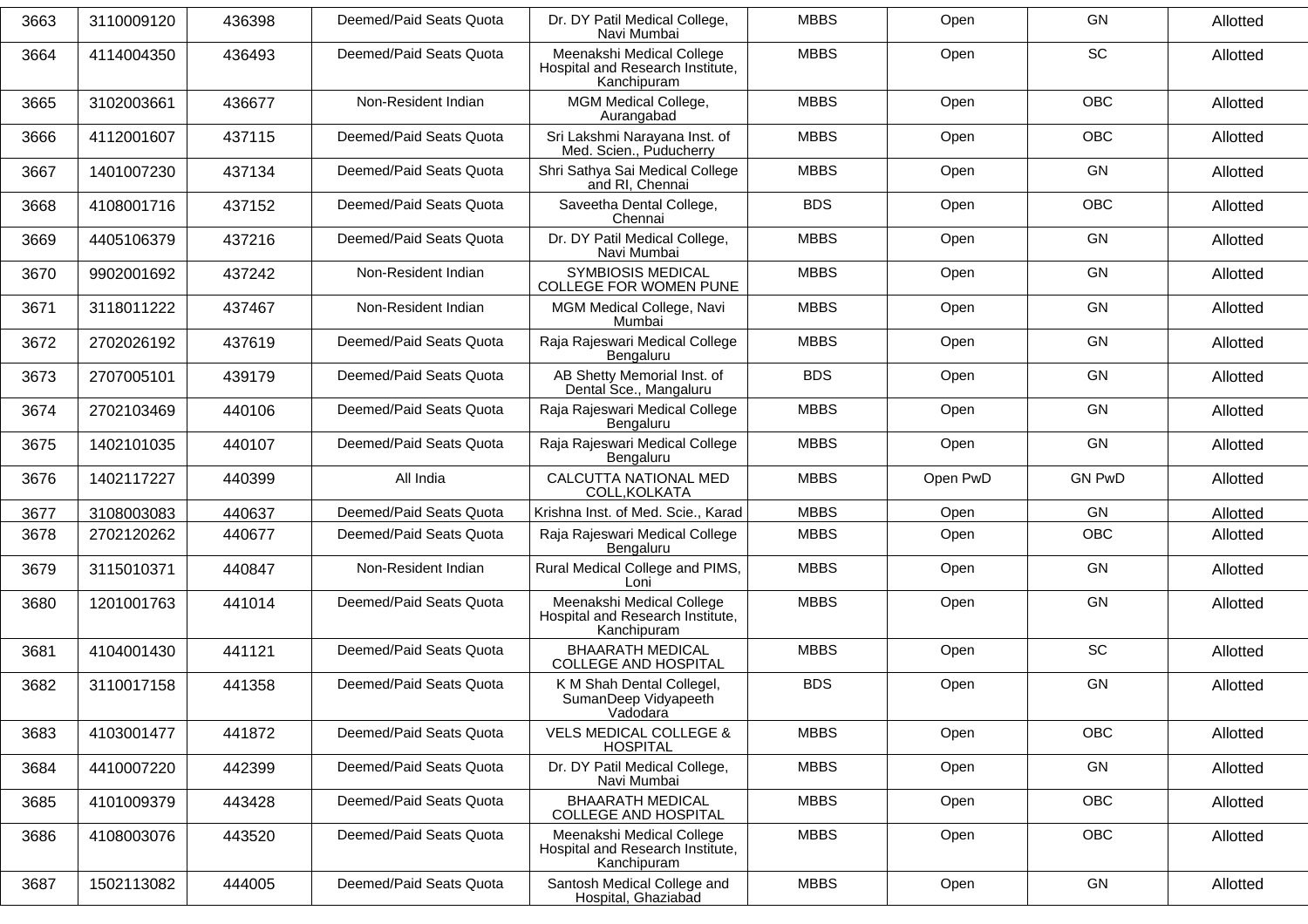| 3663 | 3110009120 | 436398 | Deemed/Paid Seats Quota | Dr. DY Patil Medical College, Navi Mumbai | MBBS | Open | GN | Allotted |
|---|---|---|---|---|---|---|---|---|
| 3664 | 4114004350 | 436493 | Deemed/Paid Seats Quota | Meenakshi Medical College Hospital and Research Institute, Kanchipuram | MBBS | Open | SC | Allotted |
| 3665 | 3102003661 | 436677 | Non-Resident Indian | MGM Medical College, Aurangabad | MBBS | Open | OBC | Allotted |
| 3666 | 4112001607 | 437115 | Deemed/Paid Seats Quota | Sri Lakshmi Narayana Inst. of Med. Scien., Puducherry | MBBS | Open | OBC | Allotted |
| 3667 | 1401007230 | 437134 | Deemed/Paid Seats Quota | Shri Sathya Sai Medical College and RI, Chennai | MBBS | Open | GN | Allotted |
| 3668 | 4108001716 | 437152 | Deemed/Paid Seats Quota | Saveetha Dental College, Chennai | BDS | Open | OBC | Allotted |
| 3669 | 4405106379 | 437216 | Deemed/Paid Seats Quota | Dr. DY Patil Medical College, Navi Mumbai | MBBS | Open | GN | Allotted |
| 3670 | 9902001692 | 437242 | Non-Resident Indian | SYMBIOSIS MEDICAL COLLEGE FOR WOMEN PUNE | MBBS | Open | GN | Allotted |
| 3671 | 3118011222 | 437467 | Non-Resident Indian | MGM Medical College, Navi Mumbai | MBBS | Open | GN | Allotted |
| 3672 | 2702026192 | 437619 | Deemed/Paid Seats Quota | Raja Rajeswari Medical College Bengaluru | MBBS | Open | GN | Allotted |
| 3673 | 2707005101 | 439179 | Deemed/Paid Seats Quota | AB Shetty Memorial Inst. of Dental Sce., Mangaluru | BDS | Open | GN | Allotted |
| 3674 | 2702103469 | 440106 | Deemed/Paid Seats Quota | Raja Rajeswari Medical College Bengaluru | MBBS | Open | GN | Allotted |
| 3675 | 1402101035 | 440107 | Deemed/Paid Seats Quota | Raja Rajeswari Medical College Bengaluru | MBBS | Open | GN | Allotted |
| 3676 | 1402117227 | 440399 | All India | CALCUTTA NATIONAL MED COLL,KOLKATA | MBBS | Open PwD | GN PwD | Allotted |
| 3677 | 3108003083 | 440637 | Deemed/Paid Seats Quota | Krishna Inst. of Med. Scie., Karad | MBBS | Open | GN | Allotted |
| 3678 | 2702120262 | 440677 | Deemed/Paid Seats Quota | Raja Rajeswari Medical College Bengaluru | MBBS | Open | OBC | Allotted |
| 3679 | 3115010371 | 440847 | Non-Resident Indian | Rural Medical College and PIMS, Loni | MBBS | Open | GN | Allotted |
| 3680 | 1201001763 | 441014 | Deemed/Paid Seats Quota | Meenakshi Medical College Hospital and Research Institute, Kanchipuram | MBBS | Open | GN | Allotted |
| 3681 | 4104001430 | 441121 | Deemed/Paid Seats Quota | BHAARATH MEDICAL COLLEGE AND HOSPITAL | MBBS | Open | SC | Allotted |
| 3682 | 3110017158 | 441358 | Deemed/Paid Seats Quota | K M Shah Dental Collegel, SumanDeep Vidyapeeth Vadodara | BDS | Open | GN | Allotted |
| 3683 | 4103001477 | 441872 | Deemed/Paid Seats Quota | VELS MEDICAL COLLEGE & HOSPITAL | MBBS | Open | OBC | Allotted |
| 3684 | 4410007220 | 442399 | Deemed/Paid Seats Quota | Dr. DY Patil Medical College, Navi Mumbai | MBBS | Open | GN | Allotted |
| 3685 | 4101009379 | 443428 | Deemed/Paid Seats Quota | BHAARATH MEDICAL COLLEGE AND HOSPITAL | MBBS | Open | OBC | Allotted |
| 3686 | 4108003076 | 443520 | Deemed/Paid Seats Quota | Meenakshi Medical College Hospital and Research Institute, Kanchipuram | MBBS | Open | OBC | Allotted |
| 3687 | 1502113082 | 444005 | Deemed/Paid Seats Quota | Santosh Medical College and Hospital, Ghaziabad | MBBS | Open | GN | Allotted |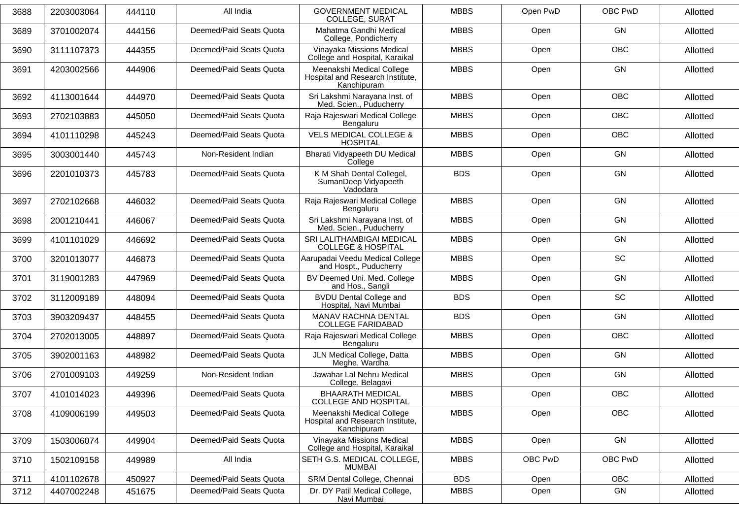| 3688 | 2203003064 | 444110 | All India | GOVERNMENT MEDICAL COLLEGE, SURAT | MBBS | Open PwD | OBC PwD | Allotted |
|---|---|---|---|---|---|---|---|---|
| 3689 | 3701002074 | 444156 | Deemed/Paid Seats Quota | Mahatma Gandhi Medical College, Pondicherry | MBBS | Open | GN | Allotted |
| 3690 | 3111107373 | 444355 | Deemed/Paid Seats Quota | Vinayaka Missions Medical College and Hospital, Karaikal | MBBS | Open | OBC | Allotted |
| 3691 | 4203002566 | 444906 | Deemed/Paid Seats Quota | Meenakshi Medical College Hospital and Research Institute, Kanchipuram | MBBS | Open | GN | Allotted |
| 3692 | 4113001644 | 444970 | Deemed/Paid Seats Quota | Sri Lakshmi Narayana Inst. of Med. Scien., Puducherry | MBBS | Open | OBC | Allotted |
| 3693 | 2702103883 | 445050 | Deemed/Paid Seats Quota | Raja Rajeswari Medical College Bengaluru | MBBS | Open | OBC | Allotted |
| 3694 | 4101110298 | 445243 | Deemed/Paid Seats Quota | VELS MEDICAL COLLEGE & HOSPITAL | MBBS | Open | OBC | Allotted |
| 3695 | 3003001440 | 445743 | Non-Resident Indian | Bharati Vidyapeeth DU Medical College | MBBS | Open | GN | Allotted |
| 3696 | 2201010373 | 445783 | Deemed/Paid Seats Quota | K M Shah Dental Collegel, SumanDeep Vidyapeeth Vadodara | BDS | Open | GN | Allotted |
| 3697 | 2702102668 | 446032 | Deemed/Paid Seats Quota | Raja Rajeswari Medical College Bengaluru | MBBS | Open | GN | Allotted |
| 3698 | 2001210441 | 446067 | Deemed/Paid Seats Quota | Sri Lakshmi Narayana Inst. of Med. Scien., Puducherry | MBBS | Open | GN | Allotted |
| 3699 | 4101101029 | 446692 | Deemed/Paid Seats Quota | SRI LALITHAMBIGAI MEDICAL COLLEGE & HOSPITAL | MBBS | Open | GN | Allotted |
| 3700 | 3201013077 | 446873 | Deemed/Paid Seats Quota | Aarupadai Veedu Medical College and Hospt., Puducherry | MBBS | Open | SC | Allotted |
| 3701 | 3119001283 | 447969 | Deemed/Paid Seats Quota | BV Deemed Uni. Med. College and Hos., Sangli | MBBS | Open | GN | Allotted |
| 3702 | 3112009189 | 448094 | Deemed/Paid Seats Quota | BVDU Dental College and Hospital, Navi Mumbai | BDS | Open | SC | Allotted |
| 3703 | 3903209437 | 448455 | Deemed/Paid Seats Quota | MANAV RACHNA DENTAL COLLEGE FARIDABAD | BDS | Open | GN | Allotted |
| 3704 | 2702013005 | 448897 | Deemed/Paid Seats Quota | Raja Rajeswari Medical College Bengaluru | MBBS | Open | OBC | Allotted |
| 3705 | 3902001163 | 448982 | Deemed/Paid Seats Quota | JLN Medical College, Datta Meghe, Wardha | MBBS | Open | GN | Allotted |
| 3706 | 2701009103 | 449259 | Non-Resident Indian | Jawahar Lal Nehru Medical College, Belagavi | MBBS | Open | GN | Allotted |
| 3707 | 4101014023 | 449396 | Deemed/Paid Seats Quota | BHAARATH MEDICAL COLLEGE AND HOSPITAL | MBBS | Open | OBC | Allotted |
| 3708 | 4109006199 | 449503 | Deemed/Paid Seats Quota | Meenakshi Medical College Hospital and Research Institute, Kanchipuram | MBBS | Open | OBC | Allotted |
| 3709 | 1503006074 | 449904 | Deemed/Paid Seats Quota | Vinayaka Missions Medical College and Hospital, Karaikal | MBBS | Open | GN | Allotted |
| 3710 | 1502109158 | 449989 | All India | SETH G.S. MEDICAL COLLEGE, MUMBAI | MBBS | OBC PwD | OBC PwD | Allotted |
| 3711 | 4101102678 | 450927 | Deemed/Paid Seats Quota | SRM Dental College, Chennai | BDS | Open | OBC | Allotted |
| 3712 | 4407002248 | 451675 | Deemed/Paid Seats Quota | Dr. DY Patil Medical College, Navi Mumbai | MBBS | Open | GN | Allotted |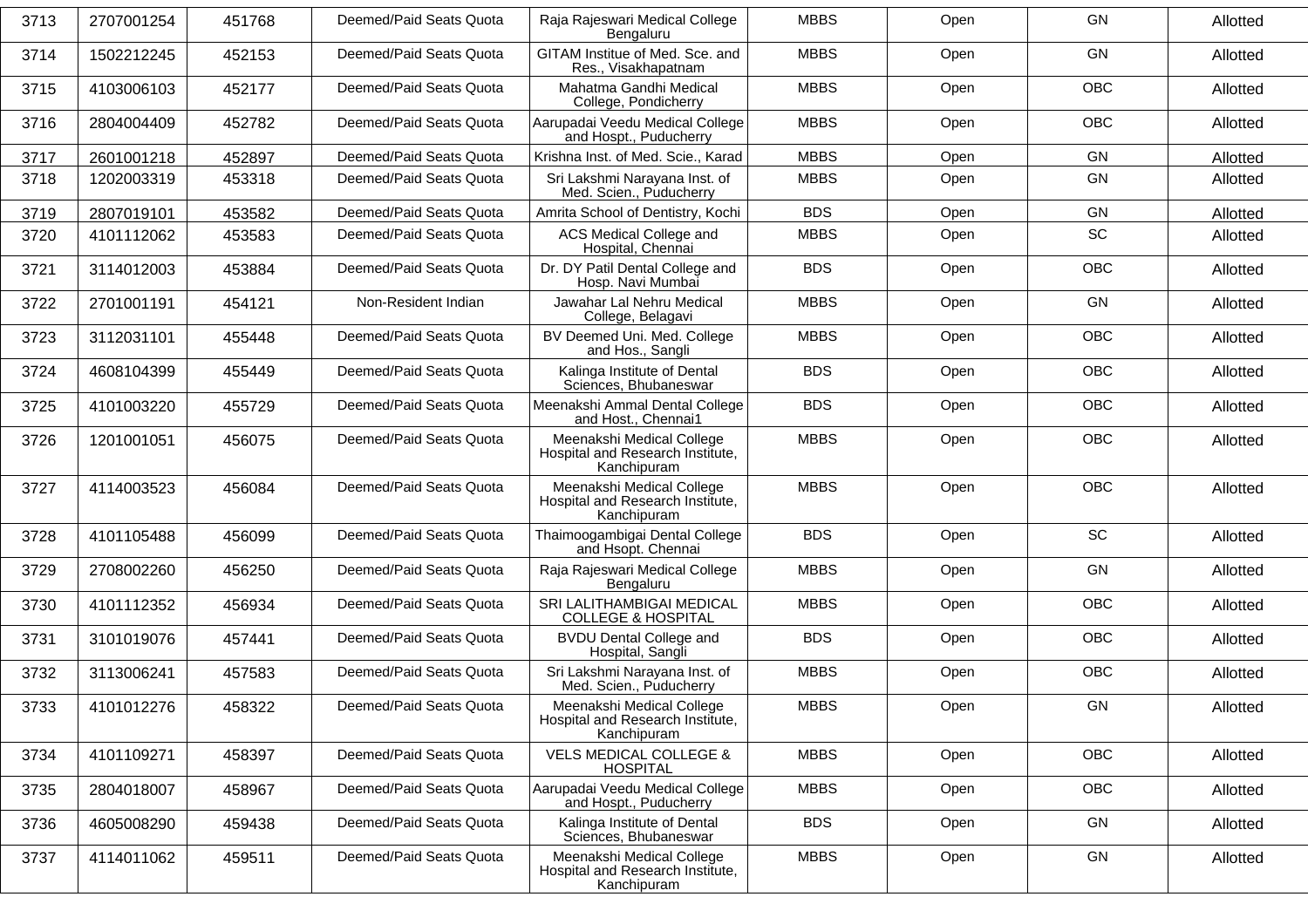| 3713 | 2707001254 | 451768 | Deemed/Paid Seats Quota | Raja Rajeswari Medical College Bengaluru | MBBS | Open | GN | Allotted |
|---|---|---|---|---|---|---|---|---|
| 3714 | 1502212245 | 452153 | Deemed/Paid Seats Quota | GITAM Institue of Med. Sce. and Res., Visakhapatnam | MBBS | Open | GN | Allotted |
| 3715 | 4103006103 | 452177 | Deemed/Paid Seats Quota | Mahatma Gandhi Medical College, Pondicherry | MBBS | Open | OBC | Allotted |
| 3716 | 2804004409 | 452782 | Deemed/Paid Seats Quota | Aarupadai Veedu Medical College and Hospt., Puducherry | MBBS | Open | OBC | Allotted |
| 3717 | 2601001218 | 452897 | Deemed/Paid Seats Quota | Krishna Inst. of Med. Scie., Karad | MBBS | Open | GN | Allotted |
| 3718 | 1202003319 | 453318 | Deemed/Paid Seats Quota | Sri Lakshmi Narayana Inst. of Med. Scien., Puducherry | MBBS | Open | GN | Allotted |
| 3719 | 2807019101 | 453582 | Deemed/Paid Seats Quota | Amrita School of Dentistry, Kochi | BDS | Open | GN | Allotted |
| 3720 | 4101112062 | 453583 | Deemed/Paid Seats Quota | ACS Medical College and Hospital, Chennai | MBBS | Open | SC | Allotted |
| 3721 | 3114012003 | 453884 | Deemed/Paid Seats Quota | Dr. DY Patil Dental College and Hosp. Navi Mumbai | BDS | Open | OBC | Allotted |
| 3722 | 2701001191 | 454121 | Non-Resident Indian | Jawahar Lal Nehru Medical College, Belagavi | MBBS | Open | GN | Allotted |
| 3723 | 3112031101 | 455448 | Deemed/Paid Seats Quota | BV Deemed Uni. Med. College and Hos., Sangli | MBBS | Open | OBC | Allotted |
| 3724 | 4608104399 | 455449 | Deemed/Paid Seats Quota | Kalinga Institute of Dental Sciences, Bhubaneswar | BDS | Open | OBC | Allotted |
| 3725 | 4101003220 | 455729 | Deemed/Paid Seats Quota | Meenakshi Ammal Dental College and Host., Chennai1 | BDS | Open | OBC | Allotted |
| 3726 | 1201001051 | 456075 | Deemed/Paid Seats Quota | Meenakshi Medical College Hospital and Research Institute, Kanchipuram | MBBS | Open | OBC | Allotted |
| 3727 | 4114003523 | 456084 | Deemed/Paid Seats Quota | Meenakshi Medical College Hospital and Research Institute, Kanchipuram | MBBS | Open | OBC | Allotted |
| 3728 | 4101105488 | 456099 | Deemed/Paid Seats Quota | Thaimoogambigai Dental College and Hsopt. Chennai | BDS | Open | SC | Allotted |
| 3729 | 2708002260 | 456250 | Deemed/Paid Seats Quota | Raja Rajeswari Medical College Bengaluru | MBBS | Open | GN | Allotted |
| 3730 | 4101112352 | 456934 | Deemed/Paid Seats Quota | SRI LALITHAMBIGAI MEDICAL COLLEGE & HOSPITAL | MBBS | Open | OBC | Allotted |
| 3731 | 3101019076 | 457441 | Deemed/Paid Seats Quota | BVDU Dental College and Hospital, Sangli | BDS | Open | OBC | Allotted |
| 3732 | 3113006241 | 457583 | Deemed/Paid Seats Quota | Sri Lakshmi Narayana Inst. of Med. Scien., Puducherry | MBBS | Open | OBC | Allotted |
| 3733 | 4101012276 | 458322 | Deemed/Paid Seats Quota | Meenakshi Medical College Hospital and Research Institute, Kanchipuram | MBBS | Open | GN | Allotted |
| 3734 | 4101109271 | 458397 | Deemed/Paid Seats Quota | VELS MEDICAL COLLEGE & HOSPITAL | MBBS | Open | OBC | Allotted |
| 3735 | 2804018007 | 458967 | Deemed/Paid Seats Quota | Aarupadai Veedu Medical College and Hospt., Puducherry | MBBS | Open | OBC | Allotted |
| 3736 | 4605008290 | 459438 | Deemed/Paid Seats Quota | Kalinga Institute of Dental Sciences, Bhubaneswar | BDS | Open | GN | Allotted |
| 3737 | 4114011062 | 459511 | Deemed/Paid Seats Quota | Meenakshi Medical College Hospital and Research Institute, Kanchipuram | MBBS | Open | GN | Allotted |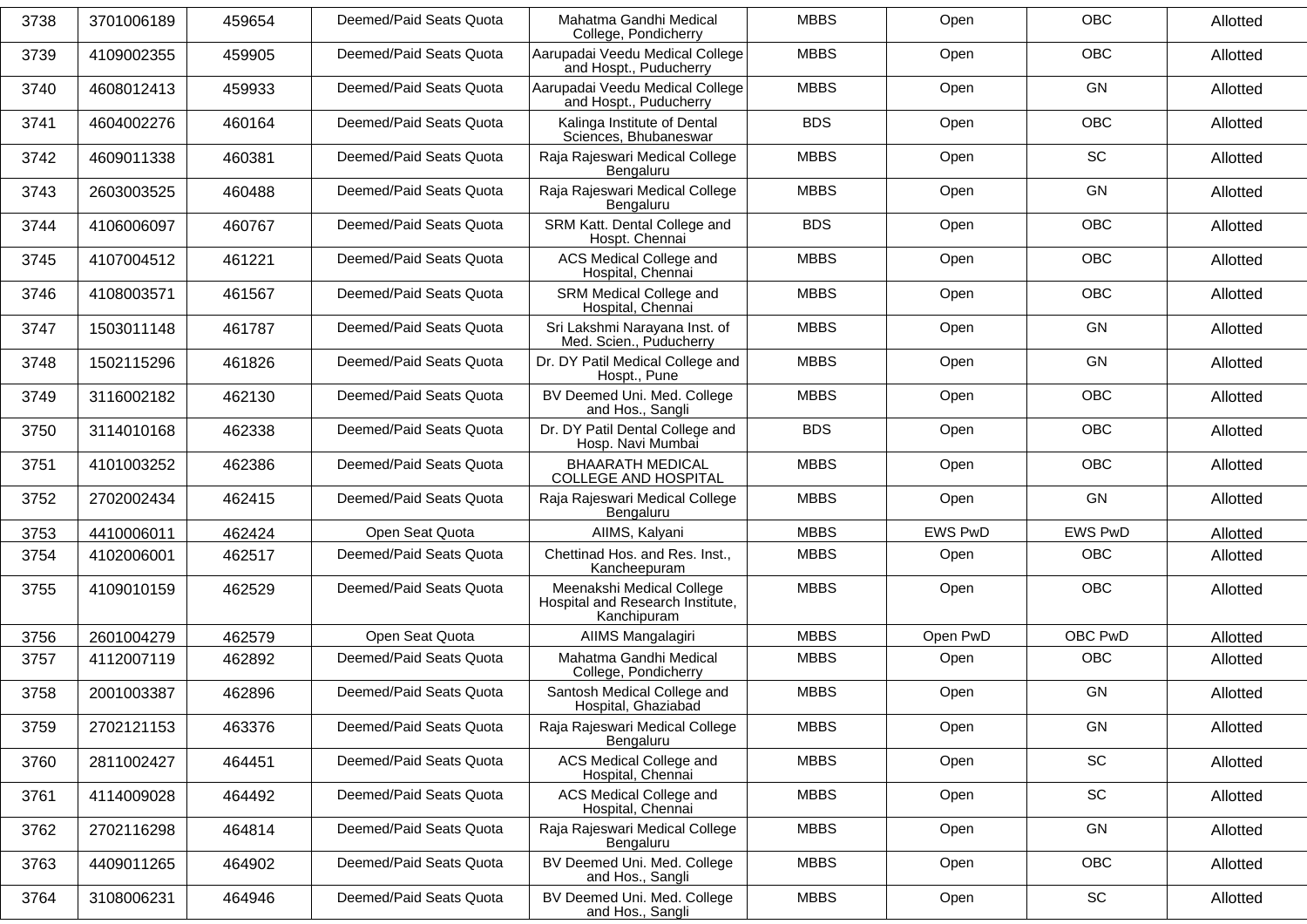| 3738 | 3701006189 | 459654 | Deemed/Paid Seats Quota | Mahatma Gandhi Medical College, Pondicherry | MBBS | Open | OBC | Allotted |
|---|---|---|---|---|---|---|---|---|
| 3739 | 4109002355 | 459905 | Deemed/Paid Seats Quota | Aarupadai Veedu Medical College and Hospt., Puducherry | MBBS | Open | OBC | Allotted |
| 3740 | 4608012413 | 459933 | Deemed/Paid Seats Quota | Aarupadai Veedu Medical College and Hospt., Puducherry | MBBS | Open | GN | Allotted |
| 3741 | 4604002276 | 460164 | Deemed/Paid Seats Quota | Kalinga Institute of Dental Sciences, Bhubaneswar | BDS | Open | OBC | Allotted |
| 3742 | 4609011338 | 460381 | Deemed/Paid Seats Quota | Raja Rajeswari Medical College Bengaluru | MBBS | Open | SC | Allotted |
| 3743 | 2603003525 | 460488 | Deemed/Paid Seats Quota | Raja Rajeswari Medical College Bengaluru | MBBS | Open | GN | Allotted |
| 3744 | 4106006097 | 460767 | Deemed/Paid Seats Quota | SRM Katt. Dental College and Hospt. Chennai | BDS | Open | OBC | Allotted |
| 3745 | 4107004512 | 461221 | Deemed/Paid Seats Quota | ACS Medical College and Hospital, Chennai | MBBS | Open | OBC | Allotted |
| 3746 | 4108003571 | 461567 | Deemed/Paid Seats Quota | SRM Medical College and Hospital, Chennai | MBBS | Open | OBC | Allotted |
| 3747 | 1503011148 | 461787 | Deemed/Paid Seats Quota | Sri Lakshmi Narayana Inst. of Med. Scien., Puducherry | MBBS | Open | GN | Allotted |
| 3748 | 1502115296 | 461826 | Deemed/Paid Seats Quota | Dr. DY Patil Medical College and Hospt., Pune | MBBS | Open | GN | Allotted |
| 3749 | 3116002182 | 462130 | Deemed/Paid Seats Quota | BV Deemed Uni. Med. College and Hos., Sangli | MBBS | Open | OBC | Allotted |
| 3750 | 3114010168 | 462338 | Deemed/Paid Seats Quota | Dr. DY Patil Dental College and Hosp. Navi Mumbai | BDS | Open | OBC | Allotted |
| 3751 | 4101003252 | 462386 | Deemed/Paid Seats Quota | BHAARATH MEDICAL COLLEGE AND HOSPITAL | MBBS | Open | OBC | Allotted |
| 3752 | 2702002434 | 462415 | Deemed/Paid Seats Quota | Raja Rajeswari Medical College Bengaluru | MBBS | Open | GN | Allotted |
| 3753 | 4410006011 | 462424 | Open Seat Quota | AIIMS, Kalyani | MBBS | EWS PwD | EWS PwD | Allotted |
| 3754 | 4102006001 | 462517 | Deemed/Paid Seats Quota | Chettinad Hos. and Res. Inst., Kancheepuram | MBBS | Open | OBC | Allotted |
| 3755 | 4109010159 | 462529 | Deemed/Paid Seats Quota | Meenakshi Medical College Hospital and Research Institute, Kanchipuram | MBBS | Open | OBC | Allotted |
| 3756 | 2601004279 | 462579 | Open Seat Quota | AIIMS Mangalagiri | MBBS | Open PwD | OBC PwD | Allotted |
| 3757 | 4112007119 | 462892 | Deemed/Paid Seats Quota | Mahatma Gandhi Medical College, Pondicherry | MBBS | Open | OBC | Allotted |
| 3758 | 2001003387 | 462896 | Deemed/Paid Seats Quota | Santosh Medical College and Hospital, Ghaziabad | MBBS | Open | GN | Allotted |
| 3759 | 2702121153 | 463376 | Deemed/Paid Seats Quota | Raja Rajeswari Medical College Bengaluru | MBBS | Open | GN | Allotted |
| 3760 | 2811002427 | 464451 | Deemed/Paid Seats Quota | ACS Medical College and Hospital, Chennai | MBBS | Open | SC | Allotted |
| 3761 | 4114009028 | 464492 | Deemed/Paid Seats Quota | ACS Medical College and Hospital, Chennai | MBBS | Open | SC | Allotted |
| 3762 | 2702116298 | 464814 | Deemed/Paid Seats Quota | Raja Rajeswari Medical College Bengaluru | MBBS | Open | GN | Allotted |
| 3763 | 4409011265 | 464902 | Deemed/Paid Seats Quota | BV Deemed Uni. Med. College and Hos., Sangli | MBBS | Open | OBC | Allotted |
| 3764 | 3108006231 | 464946 | Deemed/Paid Seats Quota | BV Deemed Uni. Med. College and Hos., Sangli | MBBS | Open | SC | Allotted |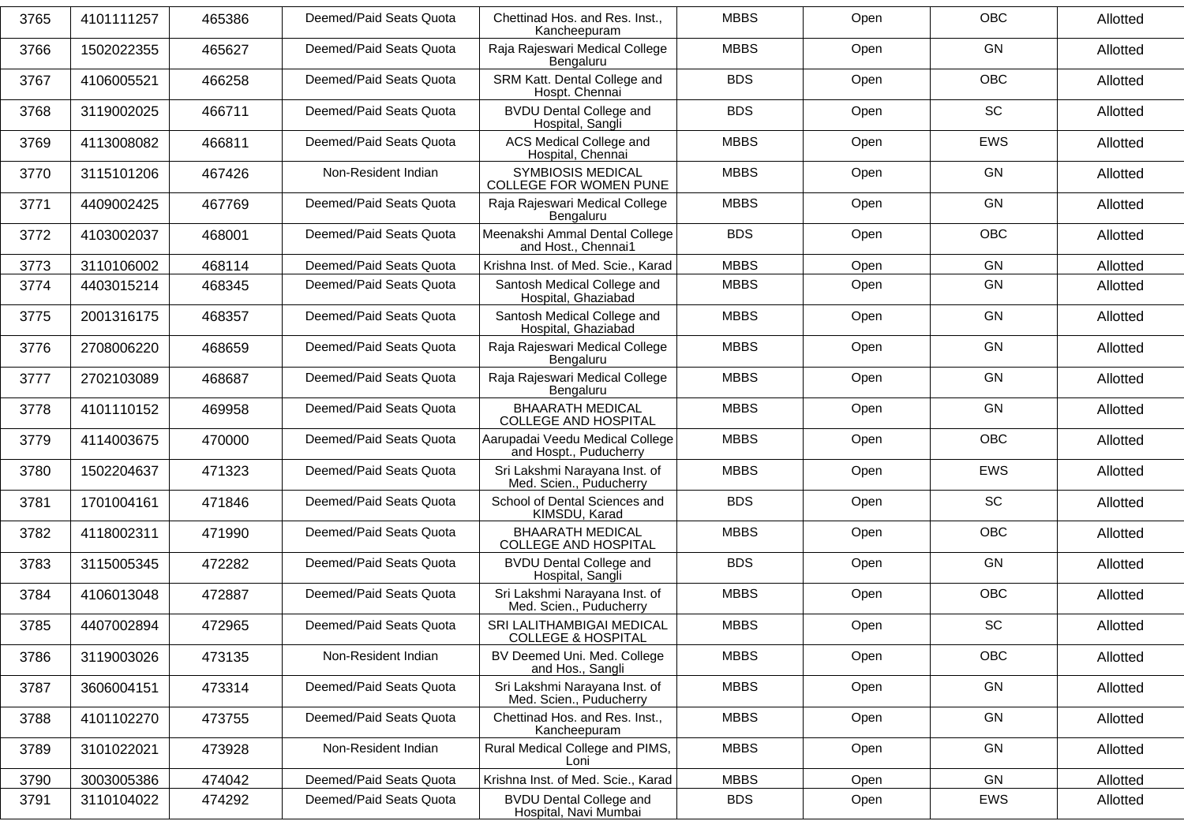| 3765 | 4101111257 | 465386 | Deemed/Paid Seats Quota | Chettinad Hos. and Res. Inst., Kancheepuram | MBBS | Open | OBC | Allotted |
|---|---|---|---|---|---|---|---|---|
| 3766 | 1502022355 | 465627 | Deemed/Paid Seats Quota | Raja Rajeswari Medical College Bengaluru | MBBS | Open | GN | Allotted |
| 3767 | 4106005521 | 466258 | Deemed/Paid Seats Quota | SRM Katt. Dental College and Hospt. Chennai | BDS | Open | OBC | Allotted |
| 3768 | 3119002025 | 466711 | Deemed/Paid Seats Quota | BVDU Dental College and Hospital, Sangli | BDS | Open | SC | Allotted |
| 3769 | 4113008082 | 466811 | Deemed/Paid Seats Quota | ACS Medical College and Hospital, Chennai | MBBS | Open | EWS | Allotted |
| 3770 | 3115101206 | 467426 | Non-Resident Indian | SYMBIOSIS MEDICAL COLLEGE FOR WOMEN PUNE | MBBS | Open | GN | Allotted |
| 3771 | 4409002425 | 467769 | Deemed/Paid Seats Quota | Raja Rajeswari Medical College Bengaluru | MBBS | Open | GN | Allotted |
| 3772 | 4103002037 | 468001 | Deemed/Paid Seats Quota | Meenakshi Ammal Dental College and Host., Chennai1 | BDS | Open | OBC | Allotted |
| 3773 | 3110106002 | 468114 | Deemed/Paid Seats Quota | Krishna Inst. of Med. Scie., Karad | MBBS | Open | GN | Allotted |
| 3774 | 4403015214 | 468345 | Deemed/Paid Seats Quota | Santosh Medical College and Hospital, Ghaziabad | MBBS | Open | GN | Allotted |
| 3775 | 2001316175 | 468357 | Deemed/Paid Seats Quota | Santosh Medical College and Hospital, Ghaziabad | MBBS | Open | GN | Allotted |
| 3776 | 2708006220 | 468659 | Deemed/Paid Seats Quota | Raja Rajeswari Medical College Bengaluru | MBBS | Open | GN | Allotted |
| 3777 | 2702103089 | 468687 | Deemed/Paid Seats Quota | Raja Rajeswari Medical College Bengaluru | MBBS | Open | GN | Allotted |
| 3778 | 4101110152 | 469958 | Deemed/Paid Seats Quota | BHAARATH MEDICAL COLLEGE AND HOSPITAL | MBBS | Open | GN | Allotted |
| 3779 | 4114003675 | 470000 | Deemed/Paid Seats Quota | Aarupadai Veedu Medical College and Hospt., Puducherry | MBBS | Open | OBC | Allotted |
| 3780 | 1502204637 | 471323 | Deemed/Paid Seats Quota | Sri Lakshmi Narayana Inst. of Med. Scien., Puducherry | MBBS | Open | EWS | Allotted |
| 3781 | 1701004161 | 471846 | Deemed/Paid Seats Quota | School of Dental Sciences and KIMSDU, Karad | BDS | Open | SC | Allotted |
| 3782 | 4118002311 | 471990 | Deemed/Paid Seats Quota | BHAARATH MEDICAL COLLEGE AND HOSPITAL | MBBS | Open | OBC | Allotted |
| 3783 | 3115005345 | 472282 | Deemed/Paid Seats Quota | BVDU Dental College and Hospital, Sangli | BDS | Open | GN | Allotted |
| 3784 | 4106013048 | 472887 | Deemed/Paid Seats Quota | Sri Lakshmi Narayana Inst. of Med. Scien., Puducherry | MBBS | Open | OBC | Allotted |
| 3785 | 4407002894 | 472965 | Deemed/Paid Seats Quota | SRI LALITHAMBIGAI MEDICAL COLLEGE & HOSPITAL | MBBS | Open | SC | Allotted |
| 3786 | 3119003026 | 473135 | Non-Resident Indian | BV Deemed Uni. Med. College and Hos., Sangli | MBBS | Open | OBC | Allotted |
| 3787 | 3606004151 | 473314 | Deemed/Paid Seats Quota | Sri Lakshmi Narayana Inst. of Med. Scien., Puducherry | MBBS | Open | GN | Allotted |
| 3788 | 4101102270 | 473755 | Deemed/Paid Seats Quota | Chettinad Hos. and Res. Inst., Kancheepuram | MBBS | Open | GN | Allotted |
| 3789 | 3101022021 | 473928 | Non-Resident Indian | Rural Medical College and PIMS, Loni | MBBS | Open | GN | Allotted |
| 3790 | 3003005386 | 474042 | Deemed/Paid Seats Quota | Krishna Inst. of Med. Scie., Karad | MBBS | Open | GN | Allotted |
| 3791 | 3110104022 | 474292 | Deemed/Paid Seats Quota | BVDU Dental College and Hospital, Navi Mumbai | BDS | Open | EWS | Allotted |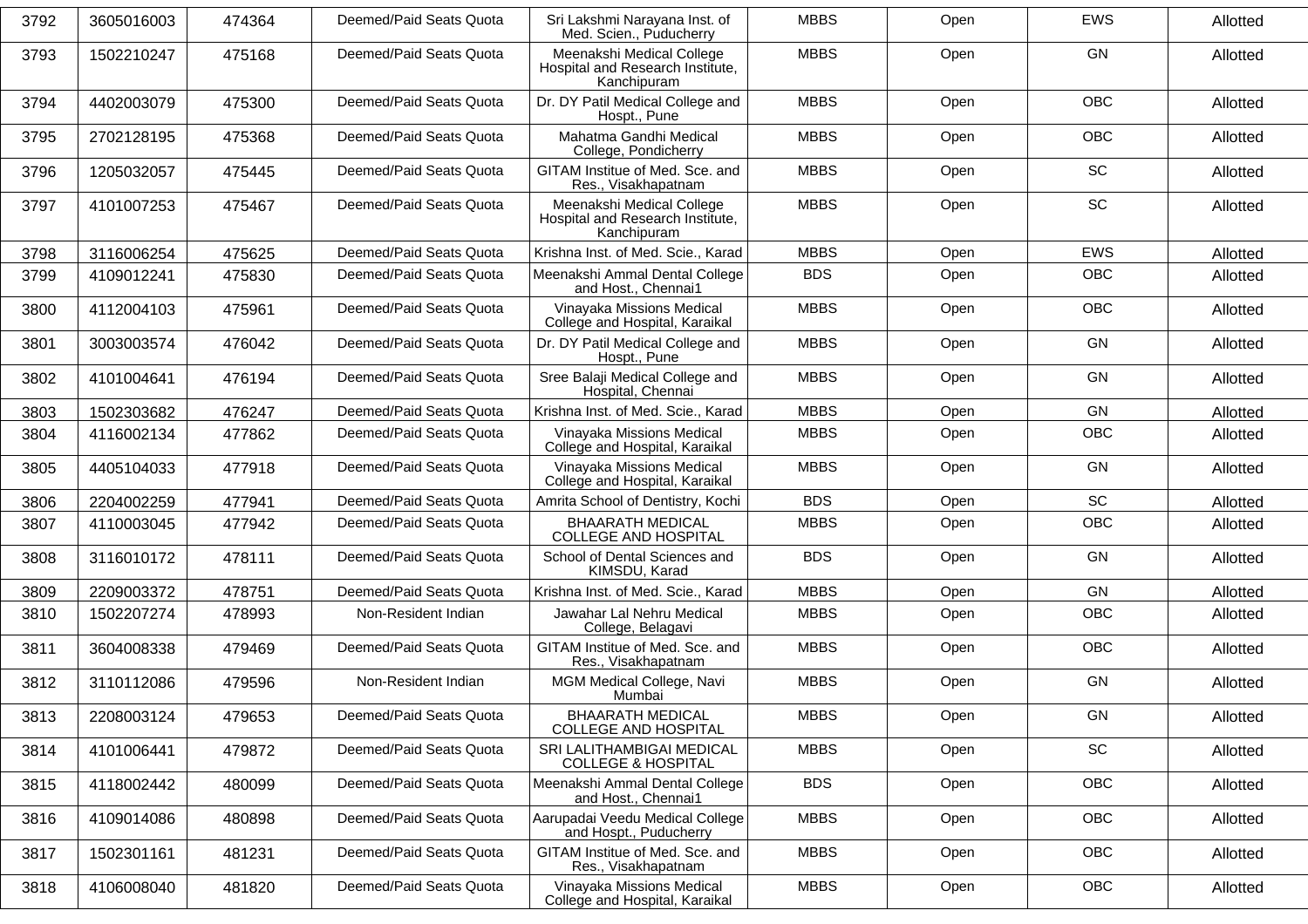| 3792 | 3605016003 | 474364 | Deemed/Paid Seats Quota | Sri Lakshmi Narayana Inst. of Med. Scien., Puducherry | MBBS | Open | EWS | Allotted |
|---|---|---|---|---|---|---|---|---|
| 3793 | 1502210247 | 475168 | Deemed/Paid Seats Quota | Meenakshi Medical College Hospital and Research Institute, Kanchipuram | MBBS | Open | GN | Allotted |
| 3794 | 4402003079 | 475300 | Deemed/Paid Seats Quota | Dr. DY Patil Medical College and Hospt., Pune | MBBS | Open | OBC | Allotted |
| 3795 | 2702128195 | 475368 | Deemed/Paid Seats Quota | Mahatma Gandhi Medical College, Pondicherry | MBBS | Open | OBC | Allotted |
| 3796 | 1205032057 | 475445 | Deemed/Paid Seats Quota | GITAM Institue of Med. Sce. and Res., Visakhapatnam | MBBS | Open | SC | Allotted |
| 3797 | 4101007253 | 475467 | Deemed/Paid Seats Quota | Meenakshi Medical College Hospital and Research Institute, Kanchipuram | MBBS | Open | SC | Allotted |
| 3798 | 3116006254 | 475625 | Deemed/Paid Seats Quota | Krishna Inst. of Med. Scie., Karad | MBBS | Open | EWS | Allotted |
| 3799 | 4109012241 | 475830 | Deemed/Paid Seats Quota | Meenakshi Ammal Dental College and Host., Chennai1 | BDS | Open | OBC | Allotted |
| 3800 | 4112004103 | 475961 | Deemed/Paid Seats Quota | Vinayaka Missions Medical College and Hospital, Karaikal | MBBS | Open | OBC | Allotted |
| 3801 | 3003003574 | 476042 | Deemed/Paid Seats Quota | Dr. DY Patil Medical College and Hospt., Pune | MBBS | Open | GN | Allotted |
| 3802 | 4101004641 | 476194 | Deemed/Paid Seats Quota | Sree Balaji Medical College and Hospital, Chennai | MBBS | Open | GN | Allotted |
| 3803 | 1502303682 | 476247 | Deemed/Paid Seats Quota | Krishna Inst. of Med. Scie., Karad | MBBS | Open | GN | Allotted |
| 3804 | 4116002134 | 477862 | Deemed/Paid Seats Quota | Vinayaka Missions Medical College and Hospital, Karaikal | MBBS | Open | OBC | Allotted |
| 3805 | 4405104033 | 477918 | Deemed/Paid Seats Quota | Vinayaka Missions Medical College and Hospital, Karaikal | MBBS | Open | GN | Allotted |
| 3806 | 2204002259 | 477941 | Deemed/Paid Seats Quota | Amrita School of Dentistry, Kochi | BDS | Open | SC | Allotted |
| 3807 | 4110003045 | 477942 | Deemed/Paid Seats Quota | BHAARATH MEDICAL COLLEGE AND HOSPITAL | MBBS | Open | OBC | Allotted |
| 3808 | 3116010172 | 478111 | Deemed/Paid Seats Quota | School of Dental Sciences and KIMSDU, Karad | BDS | Open | GN | Allotted |
| 3809 | 2209003372 | 478751 | Deemed/Paid Seats Quota | Krishna Inst. of Med. Scie., Karad | MBBS | Open | GN | Allotted |
| 3810 | 1502207274 | 478993 | Non-Resident Indian | Jawahar Lal Nehru Medical College, Belagavi | MBBS | Open | OBC | Allotted |
| 3811 | 3604008338 | 479469 | Deemed/Paid Seats Quota | GITAM Institue of Med. Sce. and Res., Visakhapatnam | MBBS | Open | OBC | Allotted |
| 3812 | 3110112086 | 479596 | Non-Resident Indian | MGM Medical College, Navi Mumbai | MBBS | Open | GN | Allotted |
| 3813 | 2208003124 | 479653 | Deemed/Paid Seats Quota | BHAARATH MEDICAL COLLEGE AND HOSPITAL | MBBS | Open | GN | Allotted |
| 3814 | 4101006441 | 479872 | Deemed/Paid Seats Quota | SRI LALITHAMBIGAI MEDICAL COLLEGE & HOSPITAL | MBBS | Open | SC | Allotted |
| 3815 | 4118002442 | 480099 | Deemed/Paid Seats Quota | Meenakshi Ammal Dental College and Host., Chennai1 | BDS | Open | OBC | Allotted |
| 3816 | 4109014086 | 480898 | Deemed/Paid Seats Quota | Aarupadai Veedu Medical College and Hospt., Puducherry | MBBS | Open | OBC | Allotted |
| 3817 | 1502301161 | 481231 | Deemed/Paid Seats Quota | GITAM Institue of Med. Sce. and Res., Visakhapatnam | MBBS | Open | OBC | Allotted |
| 3818 | 4106008040 | 481820 | Deemed/Paid Seats Quota | Vinayaka Missions Medical College and Hospital, Karaikal | MBBS | Open | OBC | Allotted |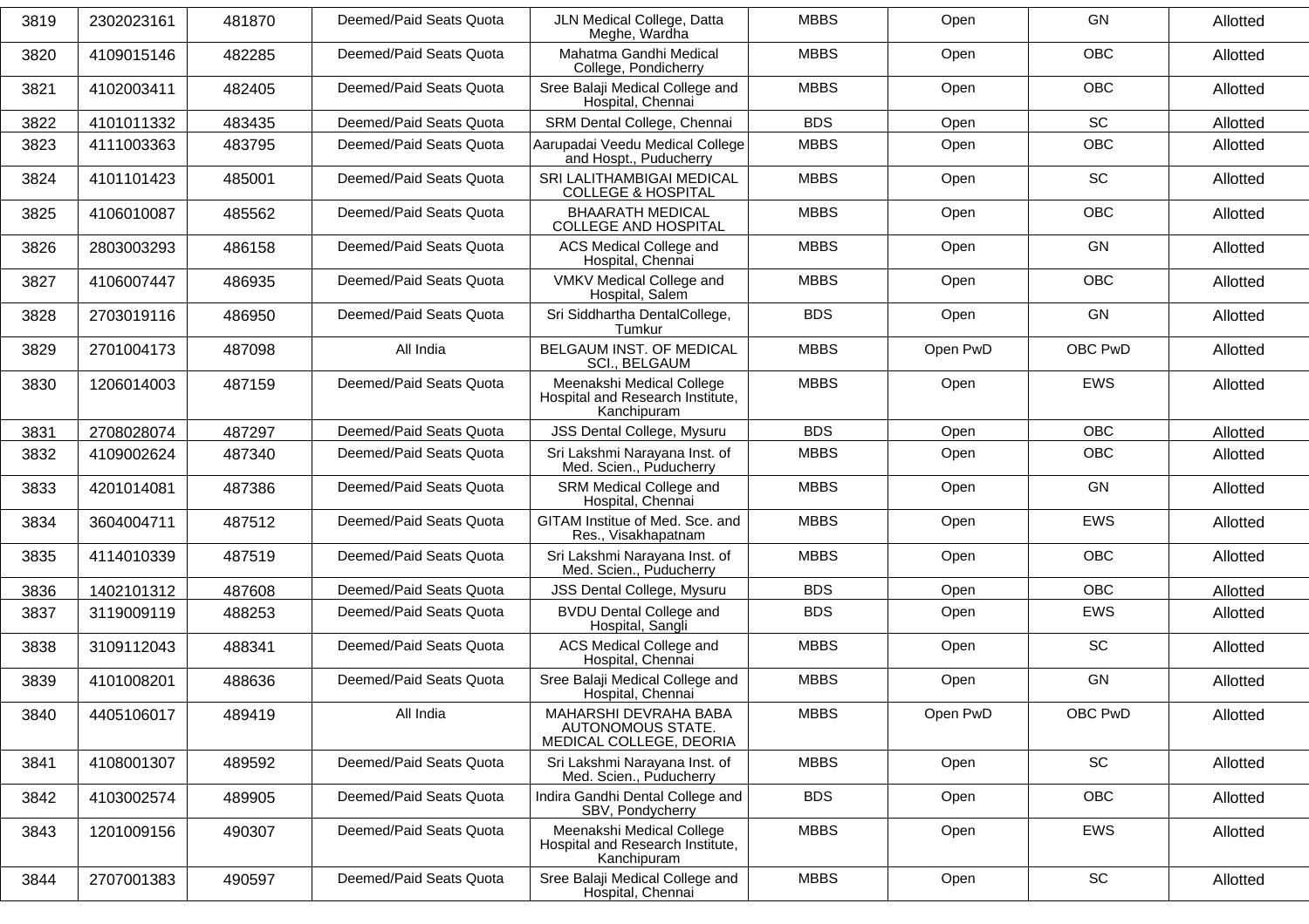| 3819 | 2302023161 | 481870 | Deemed/Paid Seats Quota | JLN Medical College, Datta Meghe, Wardha | MBBS | Open | GN | Allotted |
|---|---|---|---|---|---|---|---|---|
| 3820 | 4109015146 | 482285 | Deemed/Paid Seats Quota | Mahatma Gandhi Medical College, Pondicherry | MBBS | Open | OBC | Allotted |
| 3821 | 4102003411 | 482405 | Deemed/Paid Seats Quota | Sree Balaji Medical College and Hospital, Chennai | MBBS | Open | OBC | Allotted |
| 3822 | 4101011332 | 483435 | Deemed/Paid Seats Quota | SRM Dental College, Chennai | BDS | Open | SC | Allotted |
| 3823 | 4111003363 | 483795 | Deemed/Paid Seats Quota | Aarupadai Veedu Medical College and Hospt., Puducherry | MBBS | Open | OBC | Allotted |
| 3824 | 4101101423 | 485001 | Deemed/Paid Seats Quota | SRI LALITHAMBIGAI MEDICAL COLLEGE & HOSPITAL | MBBS | Open | SC | Allotted |
| 3825 | 4106010087 | 485562 | Deemed/Paid Seats Quota | BHAARATH MEDICAL COLLEGE AND HOSPITAL | MBBS | Open | OBC | Allotted |
| 3826 | 2803003293 | 486158 | Deemed/Paid Seats Quota | ACS Medical College and Hospital, Chennai | MBBS | Open | GN | Allotted |
| 3827 | 4106007447 | 486935 | Deemed/Paid Seats Quota | VMKV Medical College and Hospital, Salem | MBBS | Open | OBC | Allotted |
| 3828 | 2703019116 | 486950 | Deemed/Paid Seats Quota | Sri Siddhartha DentalCollege, Tumkur | BDS | Open | GN | Allotted |
| 3829 | 2701004173 | 487098 | All India | BELGAUM INST. OF MEDICAL SCI., BELGAUM | MBBS | Open PwD | OBC PwD | Allotted |
| 3830 | 1206014003 | 487159 | Deemed/Paid Seats Quota | Meenakshi Medical College Hospital and Research Institute, Kanchipuram | MBBS | Open | EWS | Allotted |
| 3831 | 2708028074 | 487297 | Deemed/Paid Seats Quota | JSS Dental College, Mysuru | BDS | Open | OBC | Allotted |
| 3832 | 4109002624 | 487340 | Deemed/Paid Seats Quota | Sri Lakshmi Narayana Inst. of Med. Scien., Puducherry | MBBS | Open | OBC | Allotted |
| 3833 | 4201014081 | 487386 | Deemed/Paid Seats Quota | SRM Medical College and Hospital, Chennai | MBBS | Open | GN | Allotted |
| 3834 | 3604004711 | 487512 | Deemed/Paid Seats Quota | GITAM Institue of Med. Sce. and Res., Visakhapatnam | MBBS | Open | EWS | Allotted |
| 3835 | 4114010339 | 487519 | Deemed/Paid Seats Quota | Sri Lakshmi Narayana Inst. of Med. Scien., Puducherry | MBBS | Open | OBC | Allotted |
| 3836 | 1402101312 | 487608 | Deemed/Paid Seats Quota | JSS Dental College, Mysuru | BDS | Open | OBC | Allotted |
| 3837 | 3119009119 | 488253 | Deemed/Paid Seats Quota | BVDU Dental College and Hospital, Sangli | BDS | Open | EWS | Allotted |
| 3838 | 3109112043 | 488341 | Deemed/Paid Seats Quota | ACS Medical College and Hospital, Chennai | MBBS | Open | SC | Allotted |
| 3839 | 4101008201 | 488636 | Deemed/Paid Seats Quota | Sree Balaji Medical College and Hospital, Chennai | MBBS | Open | GN | Allotted |
| 3840 | 4405106017 | 489419 | All India | MAHARSHI DEVRAHA BABA AUTONOMOUS STATE. MEDICAL COLLEGE, DEORIA | MBBS | Open PwD | OBC PwD | Allotted |
| 3841 | 4108001307 | 489592 | Deemed/Paid Seats Quota | Sri Lakshmi Narayana Inst. of Med. Scien., Puducherry | MBBS | Open | SC | Allotted |
| 3842 | 4103002574 | 489905 | Deemed/Paid Seats Quota | Indira Gandhi Dental College and SBV, Pondycherry | BDS | Open | OBC | Allotted |
| 3843 | 1201009156 | 490307 | Deemed/Paid Seats Quota | Meenakshi Medical College Hospital and Research Institute, Kanchipuram | MBBS | Open | EWS | Allotted |
| 3844 | 2707001383 | 490597 | Deemed/Paid Seats Quota | Sree Balaji Medical College and Hospital, Chennai | MBBS | Open | SC | Allotted |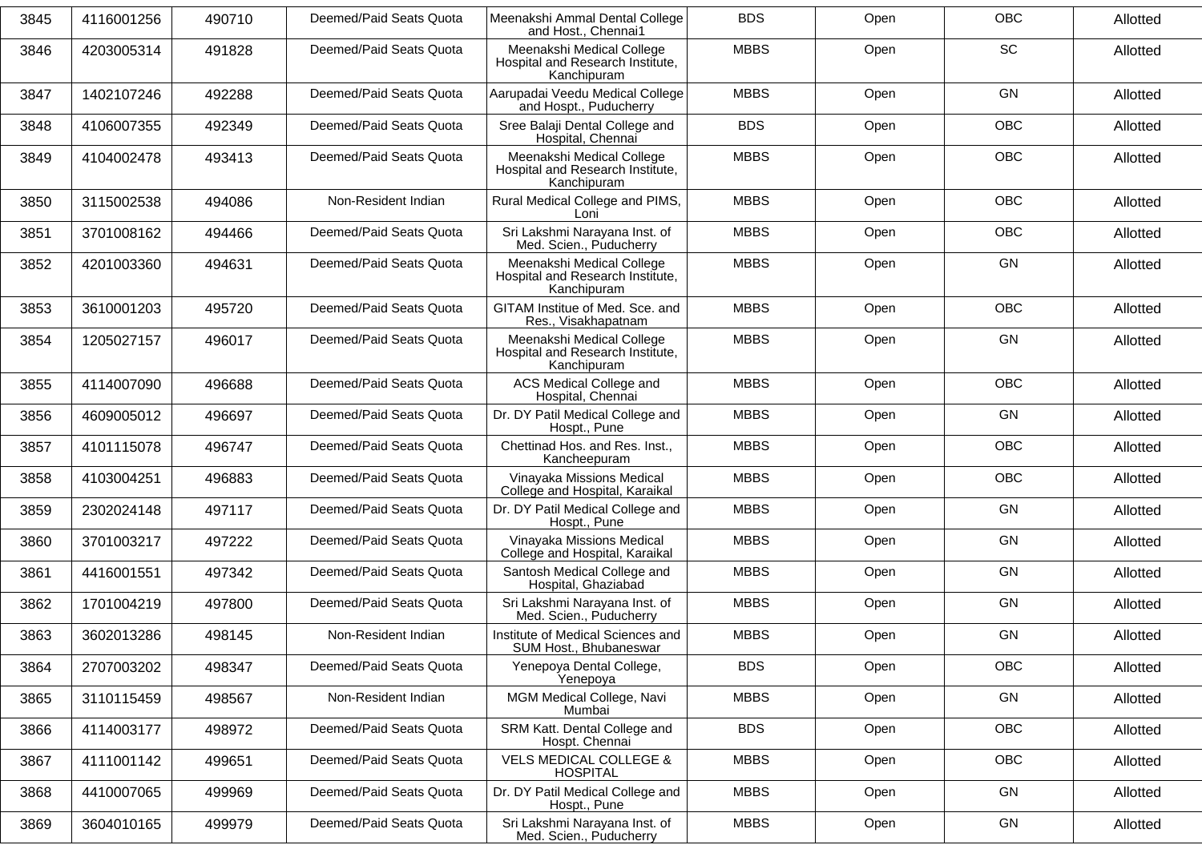| 3845 | 4116001256 | 490710 | Deemed/Paid Seats Quota | Meenakshi Ammal Dental College and Host., Chennai1 | BDS | Open | OBC | Allotted |
|---|---|---|---|---|---|---|---|---|
| 3846 | 4203005314 | 491828 | Deemed/Paid Seats Quota | Meenakshi Medical College Hospital and Research Institute, Kanchipuram | MBBS | Open | SC | Allotted |
| 3847 | 1402107246 | 492288 | Deemed/Paid Seats Quota | Aarupadai Veedu Medical College and Hospt., Puducherry | MBBS | Open | GN | Allotted |
| 3848 | 4106007355 | 492349 | Deemed/Paid Seats Quota | Sree Balaji Dental College and Hospital, Chennai | BDS | Open | OBC | Allotted |
| 3849 | 4104002478 | 493413 | Deemed/Paid Seats Quota | Meenakshi Medical College Hospital and Research Institute, Kanchipuram | MBBS | Open | OBC | Allotted |
| 3850 | 3115002538 | 494086 | Non-Resident Indian | Rural Medical College and PIMS, Loni | MBBS | Open | OBC | Allotted |
| 3851 | 3701008162 | 494466 | Deemed/Paid Seats Quota | Sri Lakshmi Narayana Inst. of Med. Scien., Puducherry | MBBS | Open | OBC | Allotted |
| 3852 | 4201003360 | 494631 | Deemed/Paid Seats Quota | Meenakshi Medical College Hospital and Research Institute, Kanchipuram | MBBS | Open | GN | Allotted |
| 3853 | 3610001203 | 495720 | Deemed/Paid Seats Quota | GITAM Institue of Med. Sce. and Res., Visakhapatnam | MBBS | Open | OBC | Allotted |
| 3854 | 1205027157 | 496017 | Deemed/Paid Seats Quota | Meenakshi Medical College Hospital and Research Institute, Kanchipuram | MBBS | Open | GN | Allotted |
| 3855 | 4114007090 | 496688 | Deemed/Paid Seats Quota | ACS Medical College and Hospital, Chennai | MBBS | Open | OBC | Allotted |
| 3856 | 4609005012 | 496697 | Deemed/Paid Seats Quota | Dr. DY Patil Medical College and Hospt., Pune | MBBS | Open | GN | Allotted |
| 3857 | 4101115078 | 496747 | Deemed/Paid Seats Quota | Chettinad Hos. and Res. Inst., Kancheepuram | MBBS | Open | OBC | Allotted |
| 3858 | 4103004251 | 496883 | Deemed/Paid Seats Quota | Vinayaka Missions Medical College and Hospital, Karaikal | MBBS | Open | OBC | Allotted |
| 3859 | 2302024148 | 497117 | Deemed/Paid Seats Quota | Dr. DY Patil Medical College and Hospt., Pune | MBBS | Open | GN | Allotted |
| 3860 | 3701003217 | 497222 | Deemed/Paid Seats Quota | Vinayaka Missions Medical College and Hospital, Karaikal | MBBS | Open | GN | Allotted |
| 3861 | 4416001551 | 497342 | Deemed/Paid Seats Quota | Santosh Medical College and Hospital, Ghaziabad | MBBS | Open | GN | Allotted |
| 3862 | 1701004219 | 497800 | Deemed/Paid Seats Quota | Sri Lakshmi Narayana Inst. of Med. Scien., Puducherry | MBBS | Open | GN | Allotted |
| 3863 | 3602013286 | 498145 | Non-Resident Indian | Institute of Medical Sciences and SUM Host., Bhubaneswar | MBBS | Open | GN | Allotted |
| 3864 | 2707003202 | 498347 | Deemed/Paid Seats Quota | Yenepoya Dental College, Yenepoya | BDS | Open | OBC | Allotted |
| 3865 | 3110115459 | 498567 | Non-Resident Indian | MGM Medical College, Navi Mumbai | MBBS | Open | GN | Allotted |
| 3866 | 4114003177 | 498972 | Deemed/Paid Seats Quota | SRM Katt. Dental College and Hospt. Chennai | BDS | Open | OBC | Allotted |
| 3867 | 4111001142 | 499651 | Deemed/Paid Seats Quota | VELS MEDICAL COLLEGE & HOSPITAL | MBBS | Open | OBC | Allotted |
| 3868 | 4410007065 | 499969 | Deemed/Paid Seats Quota | Dr. DY Patil Medical College and Hospt., Pune | MBBS | Open | GN | Allotted |
| 3869 | 3604010165 | 499979 | Deemed/Paid Seats Quota | Sri Lakshmi Narayana Inst. of Med. Scien., Puducherry | MBBS | Open | GN | Allotted |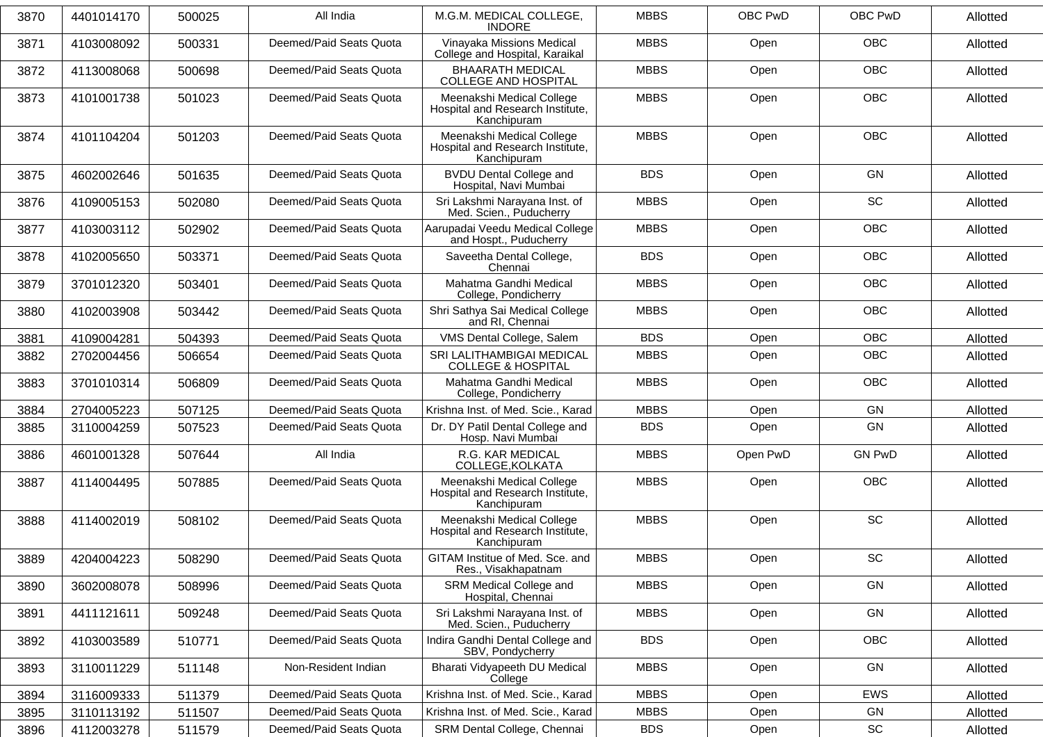| 3870 | 4401014170 | 500025 | All India | M.G.M. MEDICAL COLLEGE, INDORE | MBBS | OBC PwD | OBC PwD | Allotted |
|---|---|---|---|---|---|---|---|---|
| 3871 | 4103008092 | 500331 | Deemed/Paid Seats Quota | Vinayaka Missions Medical College and Hospital, Karaikal | MBBS | Open | OBC | Allotted |
| 3872 | 4113008068 | 500698 | Deemed/Paid Seats Quota | BHAARATH MEDICAL COLLEGE AND HOSPITAL | MBBS | Open | OBC | Allotted |
| 3873 | 4101001738 | 501023 | Deemed/Paid Seats Quota | Meenakshi Medical College Hospital and Research Institute, Kanchipuram | MBBS | Open | OBC | Allotted |
| 3874 | 4101104204 | 501203 | Deemed/Paid Seats Quota | Meenakshi Medical College Hospital and Research Institute, Kanchipuram | MBBS | Open | OBC | Allotted |
| 3875 | 4602002646 | 501635 | Deemed/Paid Seats Quota | BVDU Dental College and Hospital, Navi Mumbai | BDS | Open | GN | Allotted |
| 3876 | 4109005153 | 502080 | Deemed/Paid Seats Quota | Sri Lakshmi Narayana Inst. of Med. Scien., Puducherry | MBBS | Open | SC | Allotted |
| 3877 | 4103003112 | 502902 | Deemed/Paid Seats Quota | Aarupadai Veedu Medical College and Hospt., Puducherry | MBBS | Open | OBC | Allotted |
| 3878 | 4102005650 | 503371 | Deemed/Paid Seats Quota | Saveetha Dental College, Chennai | BDS | Open | OBC | Allotted |
| 3879 | 3701012320 | 503401 | Deemed/Paid Seats Quota | Mahatma Gandhi Medical College, Pondicherry | MBBS | Open | OBC | Allotted |
| 3880 | 4102003908 | 503442 | Deemed/Paid Seats Quota | Shri Sathya Sai Medical College and RI, Chennai | MBBS | Open | OBC | Allotted |
| 3881 | 4109004281 | 504393 | Deemed/Paid Seats Quota | VMS Dental College, Salem | BDS | Open | OBC | Allotted |
| 3882 | 2702004456 | 506654 | Deemed/Paid Seats Quota | SRI LALITHAMBIGAI MEDICAL COLLEGE & HOSPITAL | MBBS | Open | OBC | Allotted |
| 3883 | 3701010314 | 506809 | Deemed/Paid Seats Quota | Mahatma Gandhi Medical College, Pondicherry | MBBS | Open | OBC | Allotted |
| 3884 | 2704005223 | 507125 | Deemed/Paid Seats Quota | Krishna Inst. of Med. Scie., Karad | MBBS | Open | GN | Allotted |
| 3885 | 3110004259 | 507523 | Deemed/Paid Seats Quota | Dr. DY Patil Dental College and Hosp. Navi Mumbai | BDS | Open | GN | Allotted |
| 3886 | 4601001328 | 507644 | All India | R.G. KAR MEDICAL COLLEGE,KOLKATA | MBBS | Open PwD | GN PwD | Allotted |
| 3887 | 4114004495 | 507885 | Deemed/Paid Seats Quota | Meenakshi Medical College Hospital and Research Institute, Kanchipuram | MBBS | Open | OBC | Allotted |
| 3888 | 4114002019 | 508102 | Deemed/Paid Seats Quota | Meenakshi Medical College Hospital and Research Institute, Kanchipuram | MBBS | Open | SC | Allotted |
| 3889 | 4204004223 | 508290 | Deemed/Paid Seats Quota | GITAM Institue of Med. Sce. and Res., Visakhapatnam | MBBS | Open | SC | Allotted |
| 3890 | 3602008078 | 508996 | Deemed/Paid Seats Quota | SRM Medical College and Hospital, Chennai | MBBS | Open | GN | Allotted |
| 3891 | 4411121611 | 509248 | Deemed/Paid Seats Quota | Sri Lakshmi Narayana Inst. of Med. Scien., Puducherry | MBBS | Open | GN | Allotted |
| 3892 | 4103003589 | 510771 | Deemed/Paid Seats Quota | Indira Gandhi Dental College and SBV, Pondycherry | BDS | Open | OBC | Allotted |
| 3893 | 3110011229 | 511148 | Non-Resident Indian | Bharati Vidyapeeth DU Medical College | MBBS | Open | GN | Allotted |
| 3894 | 3116009333 | 511379 | Deemed/Paid Seats Quota | Krishna Inst. of Med. Scie., Karad | MBBS | Open | EWS | Allotted |
| 3895 | 3110113192 | 511507 | Deemed/Paid Seats Quota | Krishna Inst. of Med. Scie., Karad | MBBS | Open | GN | Allotted |
| 3896 | 4112003278 | 511579 | Deemed/Paid Seats Quota | SRM Dental College, Chennai | BDS | Open | SC | Allotted |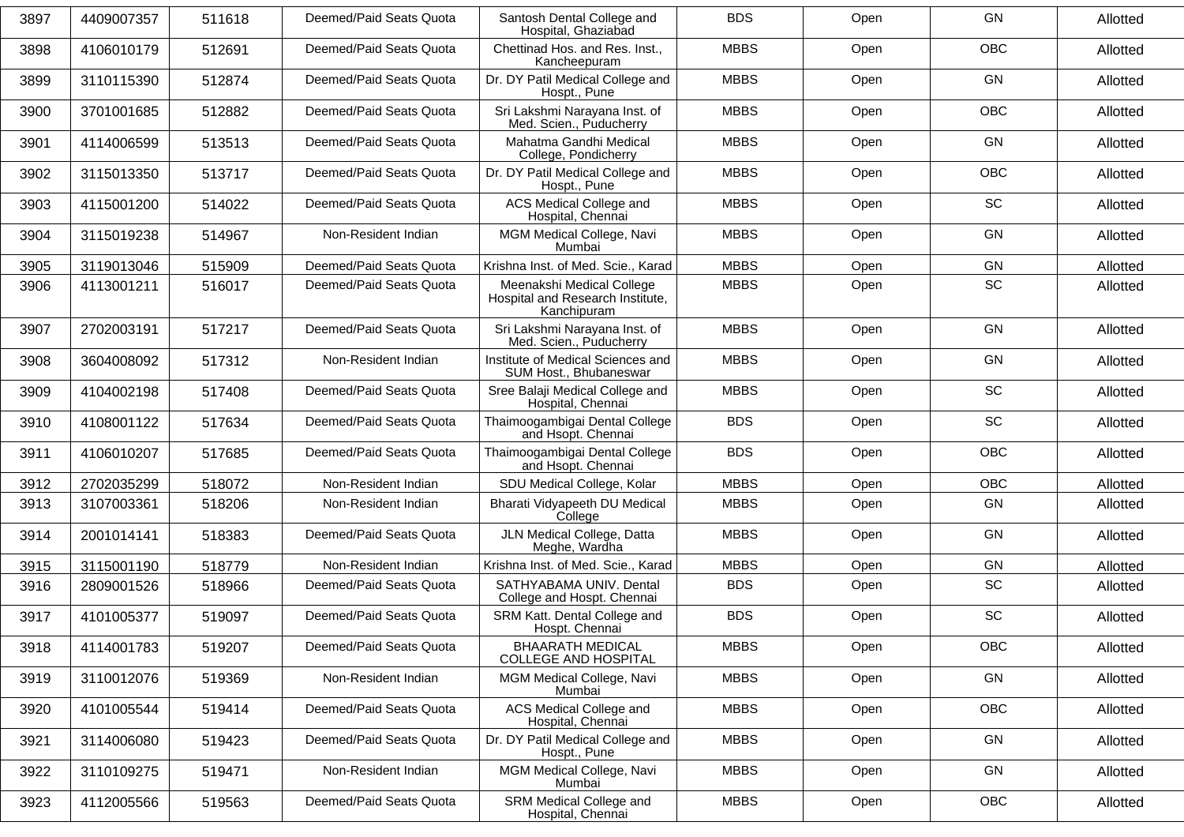| 3897 | 4409007357 | 511618 | Deemed/Paid Seats Quota | Santosh Dental College and Hospital, Ghaziabad | BDS | Open | GN | Allotted |
|---|---|---|---|---|---|---|---|---|
| 3898 | 4106010179 | 512691 | Deemed/Paid Seats Quota | Chettinad Hos. and Res. Inst., Kancheepuram | MBBS | Open | OBC | Allotted |
| 3899 | 3110115390 | 512874 | Deemed/Paid Seats Quota | Dr. DY Patil Medical College and Hospt., Pune | MBBS | Open | GN | Allotted |
| 3900 | 3701001685 | 512882 | Deemed/Paid Seats Quota | Sri Lakshmi Narayana Inst. of Med. Scien., Puducherry | MBBS | Open | OBC | Allotted |
| 3901 | 4114006599 | 513513 | Deemed/Paid Seats Quota | Mahatma Gandhi Medical College, Pondicherry | MBBS | Open | GN | Allotted |
| 3902 | 3115013350 | 513717 | Deemed/Paid Seats Quota | Dr. DY Patil Medical College and Hospt., Pune | MBBS | Open | OBC | Allotted |
| 3903 | 4115001200 | 514022 | Deemed/Paid Seats Quota | ACS Medical College and Hospital, Chennai | MBBS | Open | SC | Allotted |
| 3904 | 3115019238 | 514967 | Non-Resident Indian | MGM Medical College, Navi Mumbai | MBBS | Open | GN | Allotted |
| 3905 | 3119013046 | 515909 | Deemed/Paid Seats Quota | Krishna Inst. of Med. Scie., Karad | MBBS | Open | GN | Allotted |
| 3906 | 4113001211 | 516017 | Deemed/Paid Seats Quota | Meenakshi Medical College Hospital and Research Institute, Kanchipuram | MBBS | Open | SC | Allotted |
| 3907 | 2702003191 | 517217 | Deemed/Paid Seats Quota | Sri Lakshmi Narayana Inst. of Med. Scien., Puducherry | MBBS | Open | GN | Allotted |
| 3908 | 3604008092 | 517312 | Non-Resident Indian | Institute of Medical Sciences and SUM Host., Bhubaneswar | MBBS | Open | GN | Allotted |
| 3909 | 4104002198 | 517408 | Deemed/Paid Seats Quota | Sree Balaji Medical College and Hospital, Chennai | MBBS | Open | SC | Allotted |
| 3910 | 4108001122 | 517634 | Deemed/Paid Seats Quota | Thaimoogambigai Dental College and Hsopt. Chennai | BDS | Open | SC | Allotted |
| 3911 | 4106010207 | 517685 | Deemed/Paid Seats Quota | Thaimoogambigai Dental College and Hsopt. Chennai | BDS | Open | OBC | Allotted |
| 3912 | 2702035299 | 518072 | Non-Resident Indian | SDU Medical College, Kolar | MBBS | Open | OBC | Allotted |
| 3913 | 3107003361 | 518206 | Non-Resident Indian | Bharati Vidyapeeth DU Medical College | MBBS | Open | GN | Allotted |
| 3914 | 2001014141 | 518383 | Deemed/Paid Seats Quota | JLN Medical College, Datta Meghe, Wardha | MBBS | Open | GN | Allotted |
| 3915 | 3115001190 | 518779 | Non-Resident Indian | Krishna Inst. of Med. Scie., Karad | MBBS | Open | GN | Allotted |
| 3916 | 2809001526 | 518966 | Deemed/Paid Seats Quota | SATHYABAMA UNIV. Dental College and Hospt. Chennai | BDS | Open | SC | Allotted |
| 3917 | 4101005377 | 519097 | Deemed/Paid Seats Quota | SRM Katt. Dental College and Hospt. Chennai | BDS | Open | SC | Allotted |
| 3918 | 4114001783 | 519207 | Deemed/Paid Seats Quota | BHAARATH MEDICAL COLLEGE AND HOSPITAL | MBBS | Open | OBC | Allotted |
| 3919 | 3110012076 | 519369 | Non-Resident Indian | MGM Medical College, Navi Mumbai | MBBS | Open | GN | Allotted |
| 3920 | 4101005544 | 519414 | Deemed/Paid Seats Quota | ACS Medical College and Hospital, Chennai | MBBS | Open | OBC | Allotted |
| 3921 | 3114006080 | 519423 | Deemed/Paid Seats Quota | Dr. DY Patil Medical College and Hospt., Pune | MBBS | Open | GN | Allotted |
| 3922 | 3110109275 | 519471 | Non-Resident Indian | MGM Medical College, Navi Mumbai | MBBS | Open | GN | Allotted |
| 3923 | 4112005566 | 519563 | Deemed/Paid Seats Quota | SRM Medical College and Hospital, Chennai | MBBS | Open | OBC | Allotted |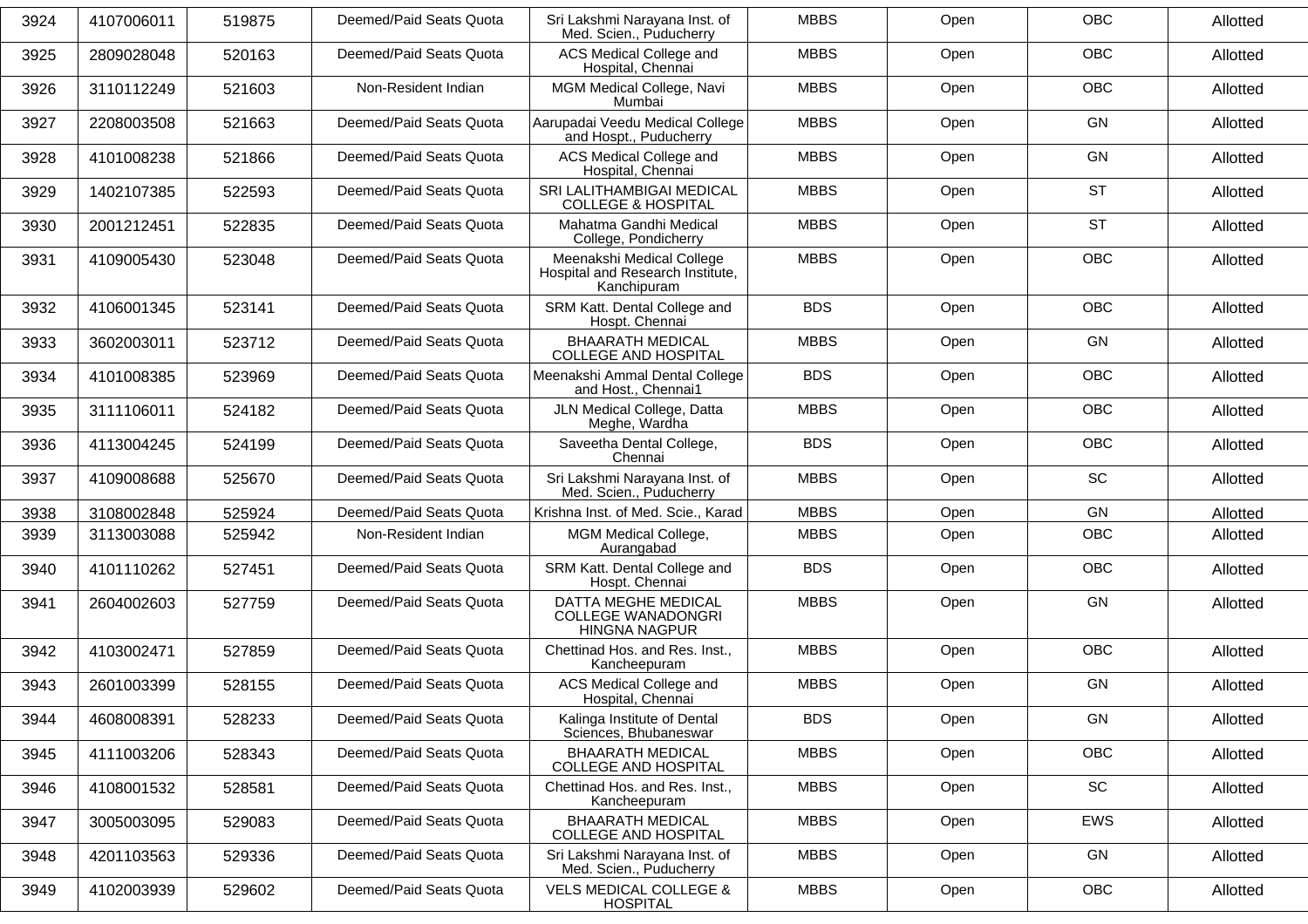| 3924 | 4107006011 | 519875 | Deemed/Paid Seats Quota | Sri Lakshmi Narayana Inst. of Med. Scien., Puducherry | MBBS | Open | OBC | Allotted |
|---|---|---|---|---|---|---|---|---|
| 3925 | 2809028048 | 520163 | Deemed/Paid Seats Quota | ACS Medical College and Hospital, Chennai | MBBS | Open | OBC | Allotted |
| 3926 | 3110112249 | 521603 | Non-Resident Indian | MGM Medical College, Navi Mumbai | MBBS | Open | OBC | Allotted |
| 3927 | 2208003508 | 521663 | Deemed/Paid Seats Quota | Aarupadai Veedu Medical College and Hospt., Puducherry | MBBS | Open | GN | Allotted |
| 3928 | 4101008238 | 521866 | Deemed/Paid Seats Quota | ACS Medical College and Hospital, Chennai | MBBS | Open | GN | Allotted |
| 3929 | 1402107385 | 522593 | Deemed/Paid Seats Quota | SRI LALITHAMBIGAI MEDICAL COLLEGE & HOSPITAL | MBBS | Open | ST | Allotted |
| 3930 | 2001212451 | 522835 | Deemed/Paid Seats Quota | Mahatma Gandhi Medical College, Pondicherry | MBBS | Open | ST | Allotted |
| 3931 | 4109005430 | 523048 | Deemed/Paid Seats Quota | Meenakshi Medical College Hospital and Research Institute, Kanchipuram | MBBS | Open | OBC | Allotted |
| 3932 | 4106001345 | 523141 | Deemed/Paid Seats Quota | SRM Katt. Dental College and Hospt. Chennai | BDS | Open | OBC | Allotted |
| 3933 | 3602003011 | 523712 | Deemed/Paid Seats Quota | BHAARATH MEDICAL COLLEGE AND HOSPITAL | MBBS | Open | GN | Allotted |
| 3934 | 4101008385 | 523969 | Deemed/Paid Seats Quota | Meenakshi Ammal Dental College and Host., Chennai1 | BDS | Open | OBC | Allotted |
| 3935 | 3111106011 | 524182 | Deemed/Paid Seats Quota | JLN Medical College, Datta Meghe, Wardha | MBBS | Open | OBC | Allotted |
| 3936 | 4113004245 | 524199 | Deemed/Paid Seats Quota | Saveetha Dental College, Chennai | BDS | Open | OBC | Allotted |
| 3937 | 4109008688 | 525670 | Deemed/Paid Seats Quota | Sri Lakshmi Narayana Inst. of Med. Scien., Puducherry | MBBS | Open | SC | Allotted |
| 3938 | 3108002848 | 525924 | Deemed/Paid Seats Quota | Krishna Inst. of Med. Scie., Karad | MBBS | Open | GN | Allotted |
| 3939 | 3113003088 | 525942 | Non-Resident Indian | MGM Medical College, Aurangabad | MBBS | Open | OBC | Allotted |
| 3940 | 4101110262 | 527451 | Deemed/Paid Seats Quota | SRM Katt. Dental College and Hospt. Chennai | BDS | Open | OBC | Allotted |
| 3941 | 2604002603 | 527759 | Deemed/Paid Seats Quota | DATTA MEGHE MEDICAL COLLEGE WANADONGRI HINGNA NAGPUR | MBBS | Open | GN | Allotted |
| 3942 | 4103002471 | 527859 | Deemed/Paid Seats Quota | Chettinad Hos. and Res. Inst., Kancheepuram | MBBS | Open | OBC | Allotted |
| 3943 | 2601003399 | 528155 | Deemed/Paid Seats Quota | ACS Medical College and Hospital, Chennai | MBBS | Open | GN | Allotted |
| 3944 | 4608008391 | 528233 | Deemed/Paid Seats Quota | Kalinga Institute of Dental Sciences, Bhubaneswar | BDS | Open | GN | Allotted |
| 3945 | 4111003206 | 528343 | Deemed/Paid Seats Quota | BHAARATH MEDICAL COLLEGE AND HOSPITAL | MBBS | Open | OBC | Allotted |
| 3946 | 4108001532 | 528581 | Deemed/Paid Seats Quota | Chettinad Hos. and Res. Inst., Kancheepuram | MBBS | Open | SC | Allotted |
| 3947 | 3005003095 | 529083 | Deemed/Paid Seats Quota | BHAARATH MEDICAL COLLEGE AND HOSPITAL | MBBS | Open | EWS | Allotted |
| 3948 | 4201103563 | 529336 | Deemed/Paid Seats Quota | Sri Lakshmi Narayana Inst. of Med. Scien., Puducherry | MBBS | Open | GN | Allotted |
| 3949 | 4102003939 | 529602 | Deemed/Paid Seats Quota | VELS MEDICAL COLLEGE & HOSPITAL | MBBS | Open | OBC | Allotted |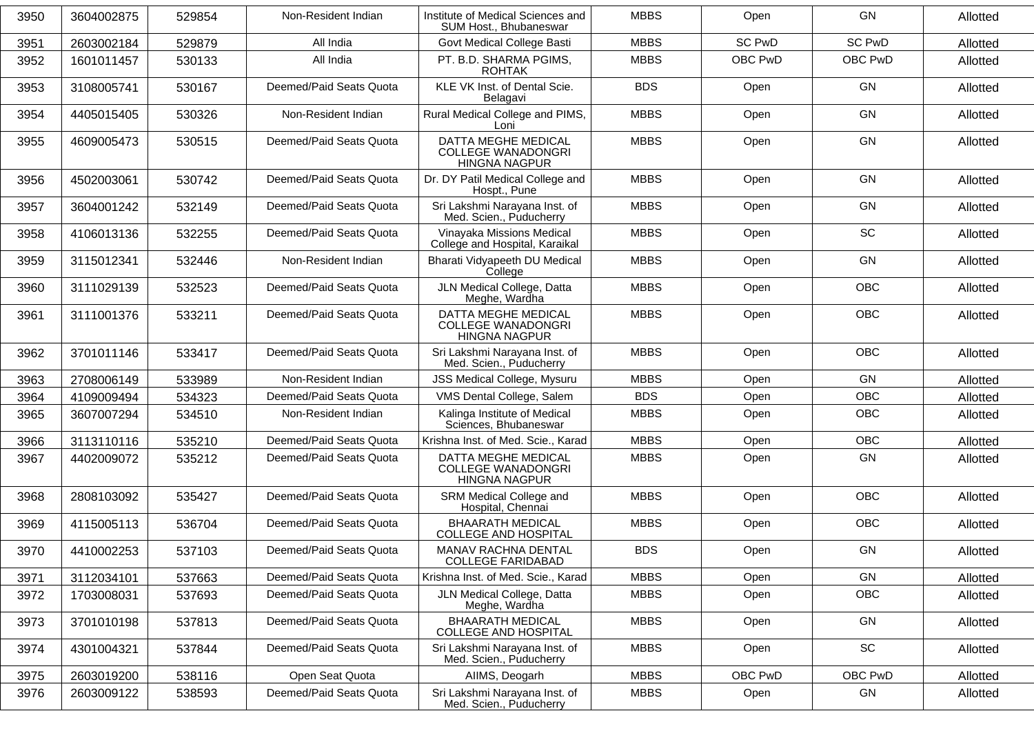| 3950 | 3604002875 | 529854 | Non-Resident Indian | Institute of Medical Sciences and SUM Host., Bhubaneswar | MBBS | Open | GN | Allotted |
|---|---|---|---|---|---|---|---|---|
| 3951 | 2603002184 | 529879 | All India | Govt Medical College Basti | MBBS | SC PwD | SC PwD | Allotted |
| 3952 | 1601011457 | 530133 | All India | PT. B.D. SHARMA PGIMS, ROHTAK | MBBS | OBC PwD | OBC PwD | Allotted |
| 3953 | 3108005741 | 530167 | Deemed/Paid Seats Quota | KLE VK Inst. of Dental Scie. Belagavi | BDS | Open | GN | Allotted |
| 3954 | 4405015405 | 530326 | Non-Resident Indian | Rural Medical College and PIMS, Loni | MBBS | Open | GN | Allotted |
| 3955 | 4609005473 | 530515 | Deemed/Paid Seats Quota | DATTA MEGHE MEDICAL COLLEGE WANADONGRI HINGNA NAGPUR | MBBS | Open | GN | Allotted |
| 3956 | 4502003061 | 530742 | Deemed/Paid Seats Quota | Dr. DY Patil Medical College and Hospt., Pune | MBBS | Open | GN | Allotted |
| 3957 | 3604001242 | 532149 | Deemed/Paid Seats Quota | Sri Lakshmi Narayana Inst. of Med. Scien., Puducherry | MBBS | Open | GN | Allotted |
| 3958 | 4106013136 | 532255 | Deemed/Paid Seats Quota | Vinayaka Missions Medical College and Hospital, Karaikal | MBBS | Open | SC | Allotted |
| 3959 | 3115012341 | 532446 | Non-Resident Indian | Bharati Vidyapeeth DU Medical College | MBBS | Open | GN | Allotted |
| 3960 | 3111029139 | 532523 | Deemed/Paid Seats Quota | JLN Medical College, Datta Meghe, Wardha | MBBS | Open | OBC | Allotted |
| 3961 | 3111001376 | 533211 | Deemed/Paid Seats Quota | DATTA MEGHE MEDICAL COLLEGE WANADONGRI HINGNA NAGPUR | MBBS | Open | OBC | Allotted |
| 3962 | 3701011146 | 533417 | Deemed/Paid Seats Quota | Sri Lakshmi Narayana Inst. of Med. Scien., Puducherry | MBBS | Open | OBC | Allotted |
| 3963 | 2708006149 | 533989 | Non-Resident Indian | JSS Medical College, Mysuru | MBBS | Open | GN | Allotted |
| 3964 | 4109009494 | 534323 | Deemed/Paid Seats Quota | VMS Dental College, Salem | BDS | Open | OBC | Allotted |
| 3965 | 3607007294 | 534510 | Non-Resident Indian | Kalinga Institute of Medical Sciences, Bhubaneswar | MBBS | Open | OBC | Allotted |
| 3966 | 3113110116 | 535210 | Deemed/Paid Seats Quota | Krishna Inst. of Med. Scie., Karad | MBBS | Open | OBC | Allotted |
| 3967 | 4402009072 | 535212 | Deemed/Paid Seats Quota | DATTA MEGHE MEDICAL COLLEGE WANADONGRI HINGNA NAGPUR | MBBS | Open | GN | Allotted |
| 3968 | 2808103092 | 535427 | Deemed/Paid Seats Quota | SRM Medical College and Hospital, Chennai | MBBS | Open | OBC | Allotted |
| 3969 | 4115005113 | 536704 | Deemed/Paid Seats Quota | BHAARATH MEDICAL COLLEGE AND HOSPITAL | MBBS | Open | OBC | Allotted |
| 3970 | 4410002253 | 537103 | Deemed/Paid Seats Quota | MANAV RACHNA DENTAL COLLEGE FARIDABAD | BDS | Open | GN | Allotted |
| 3971 | 3112034101 | 537663 | Deemed/Paid Seats Quota | Krishna Inst. of Med. Scie., Karad | MBBS | Open | GN | Allotted |
| 3972 | 1703008031 | 537693 | Deemed/Paid Seats Quota | JLN Medical College, Datta Meghe, Wardha | MBBS | Open | OBC | Allotted |
| 3973 | 3701010198 | 537813 | Deemed/Paid Seats Quota | BHAARATH MEDICAL COLLEGE AND HOSPITAL | MBBS | Open | GN | Allotted |
| 3974 | 4301004321 | 537844 | Deemed/Paid Seats Quota | Sri Lakshmi Narayana Inst. of Med. Scien., Puducherry | MBBS | Open | SC | Allotted |
| 3975 | 2603019200 | 538116 | Open Seat Quota | AIIMS, Deogarh | MBBS | OBC PwD | OBC PwD | Allotted |
| 3976 | 2603009122 | 538593 | Deemed/Paid Seats Quota | Sri Lakshmi Narayana Inst. of Med. Scien., Puducherry | MBBS | Open | GN | Allotted |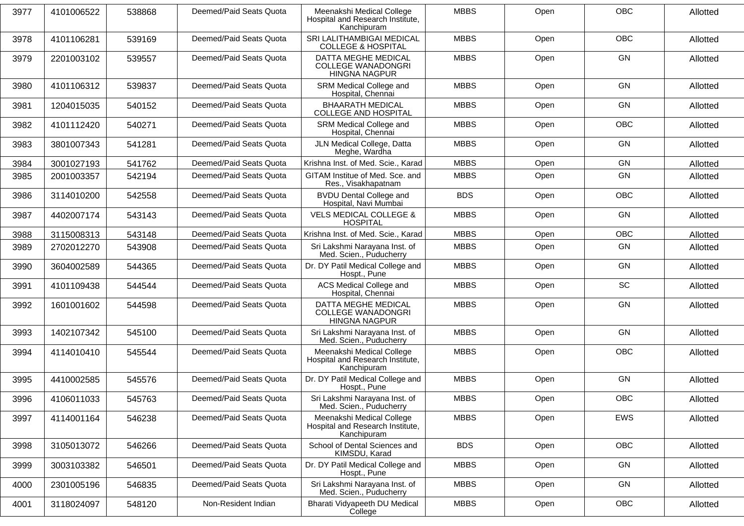| 3977 | 4101006522 | 538868 | Deemed/Paid Seats Quota | Meenakshi Medical College Hospital and Research Institute, Kanchipuram | MBBS | Open | OBC | Allotted |
|---|---|---|---|---|---|---|---|---|
| 3978 | 4101106281 | 539169 | Deemed/Paid Seats Quota | SRI LALITHAMBIGAI MEDICAL COLLEGE & HOSPITAL | MBBS | Open | OBC | Allotted |
| 3979 | 2201003102 | 539557 | Deemed/Paid Seats Quota | DATTA MEGHE MEDICAL COLLEGE WANADONGRI HINGNA NAGPUR | MBBS | Open | GN | Allotted |
| 3980 | 4101106312 | 539837 | Deemed/Paid Seats Quota | SRM Medical College and Hospital, Chennai | MBBS | Open | GN | Allotted |
| 3981 | 1204015035 | 540152 | Deemed/Paid Seats Quota | BHAARATH MEDICAL COLLEGE AND HOSPITAL | MBBS | Open | GN | Allotted |
| 3982 | 4101112420 | 540271 | Deemed/Paid Seats Quota | SRM Medical College and Hospital, Chennai | MBBS | Open | OBC | Allotted |
| 3983 | 3801007343 | 541281 | Deemed/Paid Seats Quota | JLN Medical College, Datta Meghe, Wardha | MBBS | Open | GN | Allotted |
| 3984 | 3001027193 | 541762 | Deemed/Paid Seats Quota | Krishna Inst. of Med. Scie., Karad | MBBS | Open | GN | Allotted |
| 3985 | 2001003357 | 542194 | Deemed/Paid Seats Quota | GITAM Institue of Med. Sce. and Res., Visakhapatnam | MBBS | Open | GN | Allotted |
| 3986 | 3114010200 | 542558 | Deemed/Paid Seats Quota | BVDU Dental College and Hospital, Navi Mumbai | BDS | Open | OBC | Allotted |
| 3987 | 4402007174 | 543143 | Deemed/Paid Seats Quota | VELS MEDICAL COLLEGE & HOSPITAL | MBBS | Open | GN | Allotted |
| 3988 | 3115008313 | 543148 | Deemed/Paid Seats Quota | Krishna Inst. of Med. Scie., Karad | MBBS | Open | OBC | Allotted |
| 3989 | 2702012270 | 543908 | Deemed/Paid Seats Quota | Sri Lakshmi Narayana Inst. of Med. Scien., Puducherry | MBBS | Open | GN | Allotted |
| 3990 | 3604002589 | 544365 | Deemed/Paid Seats Quota | Dr. DY Patil Medical College and Hospt., Pune | MBBS | Open | GN | Allotted |
| 3991 | 4101109438 | 544544 | Deemed/Paid Seats Quota | ACS Medical College and Hospital, Chennai | MBBS | Open | SC | Allotted |
| 3992 | 1601001602 | 544598 | Deemed/Paid Seats Quota | DATTA MEGHE MEDICAL COLLEGE WANADONGRI HINGNA NAGPUR | MBBS | Open | GN | Allotted |
| 3993 | 1402107342 | 545100 | Deemed/Paid Seats Quota | Sri Lakshmi Narayana Inst. of Med. Scien., Puducherry | MBBS | Open | GN | Allotted |
| 3994 | 4114010410 | 545544 | Deemed/Paid Seats Quota | Meenakshi Medical College Hospital and Research Institute, Kanchipuram | MBBS | Open | OBC | Allotted |
| 3995 | 4410002585 | 545576 | Deemed/Paid Seats Quota | Dr. DY Patil Medical College and Hospt., Pune | MBBS | Open | GN | Allotted |
| 3996 | 4106011033 | 545763 | Deemed/Paid Seats Quota | Sri Lakshmi Narayana Inst. of Med. Scien., Puducherry | MBBS | Open | OBC | Allotted |
| 3997 | 4114001164 | 546238 | Deemed/Paid Seats Quota | Meenakshi Medical College Hospital and Research Institute, Kanchipuram | MBBS | Open | EWS | Allotted |
| 3998 | 3105013072 | 546266 | Deemed/Paid Seats Quota | School of Dental Sciences and KIMSDU, Karad | BDS | Open | OBC | Allotted |
| 3999 | 3003103382 | 546501 | Deemed/Paid Seats Quota | Dr. DY Patil Medical College and Hospt., Pune | MBBS | Open | GN | Allotted |
| 4000 | 2301005196 | 546835 | Deemed/Paid Seats Quota | Sri Lakshmi Narayana Inst. of Med. Scien., Puducherry | MBBS | Open | GN | Allotted |
| 4001 | 3118024097 | 548120 | Non-Resident Indian | Bharati Vidyapeeth DU Medical College | MBBS | Open | OBC | Allotted |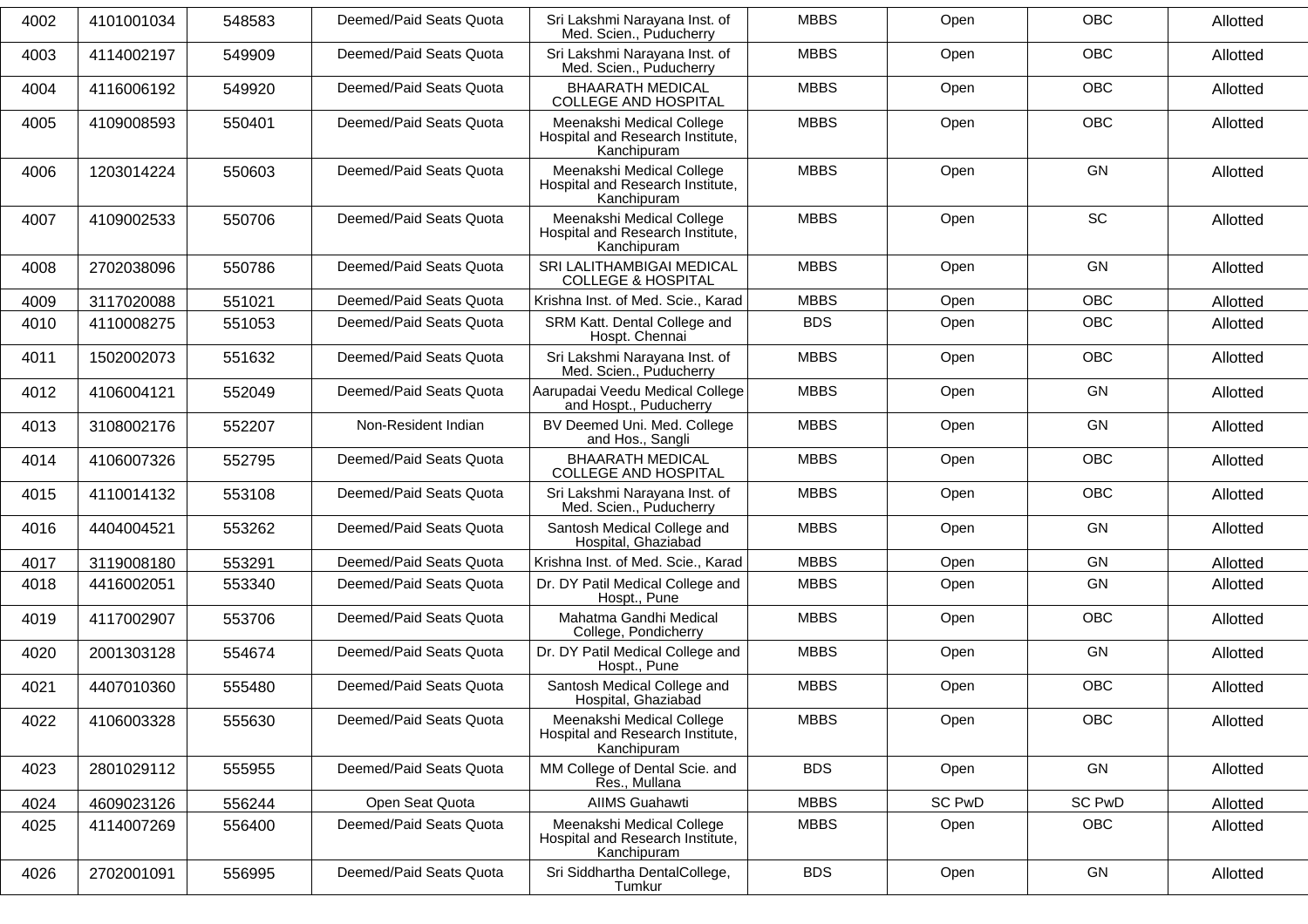| 4002 | 4101001034 | 548583 | Deemed/Paid Seats Quota | Sri Lakshmi Narayana Inst. of Med. Scien., Puducherry | MBBS | Open | OBC | Allotted |
|---|---|---|---|---|---|---|---|---|
| 4003 | 4114002197 | 549909 | Deemed/Paid Seats Quota | Sri Lakshmi Narayana Inst. of Med. Scien., Puducherry | MBBS | Open | OBC | Allotted |
| 4004 | 4116006192 | 549920 | Deemed/Paid Seats Quota | BHAARATH MEDICAL COLLEGE AND HOSPITAL | MBBS | Open | OBC | Allotted |
| 4005 | 4109008593 | 550401 | Deemed/Paid Seats Quota | Meenakshi Medical College Hospital and Research Institute, Kanchipuram | MBBS | Open | OBC | Allotted |
| 4006 | 1203014224 | 550603 | Deemed/Paid Seats Quota | Meenakshi Medical College Hospital and Research Institute, Kanchipuram | MBBS | Open | GN | Allotted |
| 4007 | 4109002533 | 550706 | Deemed/Paid Seats Quota | Meenakshi Medical College Hospital and Research Institute, Kanchipuram | MBBS | Open | SC | Allotted |
| 4008 | 2702038096 | 550786 | Deemed/Paid Seats Quota | SRI LALITHAMBIGAI MEDICAL COLLEGE & HOSPITAL | MBBS | Open | GN | Allotted |
| 4009 | 3117020088 | 551021 | Deemed/Paid Seats Quota | Krishna Inst. of Med. Scie., Karad | MBBS | Open | OBC | Allotted |
| 4010 | 4110008275 | 551053 | Deemed/Paid Seats Quota | SRM Katt. Dental College and Hospt. Chennai | BDS | Open | OBC | Allotted |
| 4011 | 1502002073 | 551632 | Deemed/Paid Seats Quota | Sri Lakshmi Narayana Inst. of Med. Scien., Puducherry | MBBS | Open | OBC | Allotted |
| 4012 | 4106004121 | 552049 | Deemed/Paid Seats Quota | Aarupadai Veedu Medical College and Hospt., Puducherry | MBBS | Open | GN | Allotted |
| 4013 | 3108002176 | 552207 | Non-Resident Indian | BV Deemed Uni. Med. College and Hos., Sangli | MBBS | Open | GN | Allotted |
| 4014 | 4106007326 | 552795 | Deemed/Paid Seats Quota | BHAARATH MEDICAL COLLEGE AND HOSPITAL | MBBS | Open | OBC | Allotted |
| 4015 | 4110014132 | 553108 | Deemed/Paid Seats Quota | Sri Lakshmi Narayana Inst. of Med. Scien., Puducherry | MBBS | Open | OBC | Allotted |
| 4016 | 4404004521 | 553262 | Deemed/Paid Seats Quota | Santosh Medical College and Hospital, Ghaziabad | MBBS | Open | GN | Allotted |
| 4017 | 3119008180 | 553291 | Deemed/Paid Seats Quota | Krishna Inst. of Med. Scie., Karad | MBBS | Open | GN | Allotted |
| 4018 | 4416002051 | 553340 | Deemed/Paid Seats Quota | Dr. DY Patil Medical College and Hospt., Pune | MBBS | Open | GN | Allotted |
| 4019 | 4117002907 | 553706 | Deemed/Paid Seats Quota | Mahatma Gandhi Medical College, Pondicherry | MBBS | Open | OBC | Allotted |
| 4020 | 2001303128 | 554674 | Deemed/Paid Seats Quota | Dr. DY Patil Medical College and Hospt., Pune | MBBS | Open | GN | Allotted |
| 4021 | 4407010360 | 555480 | Deemed/Paid Seats Quota | Santosh Medical College and Hospital, Ghaziabad | MBBS | Open | OBC | Allotted |
| 4022 | 4106003328 | 555630 | Deemed/Paid Seats Quota | Meenakshi Medical College Hospital and Research Institute, Kanchipuram | MBBS | Open | OBC | Allotted |
| 4023 | 2801029112 | 555955 | Deemed/Paid Seats Quota | MM College of Dental Scie. and Res., Mullana | BDS | Open | GN | Allotted |
| 4024 | 4609023126 | 556244 | Open Seat Quota | AIIMS Guahawti | MBBS | SC PwD | SC PwD | Allotted |
| 4025 | 4114007269 | 556400 | Deemed/Paid Seats Quota | Meenakshi Medical College Hospital and Research Institute, Kanchipuram | MBBS | Open | OBC | Allotted |
| 4026 | 2702001091 | 556995 | Deemed/Paid Seats Quota | Sri Siddhartha DentalCollege, Tumkur | BDS | Open | GN | Allotted |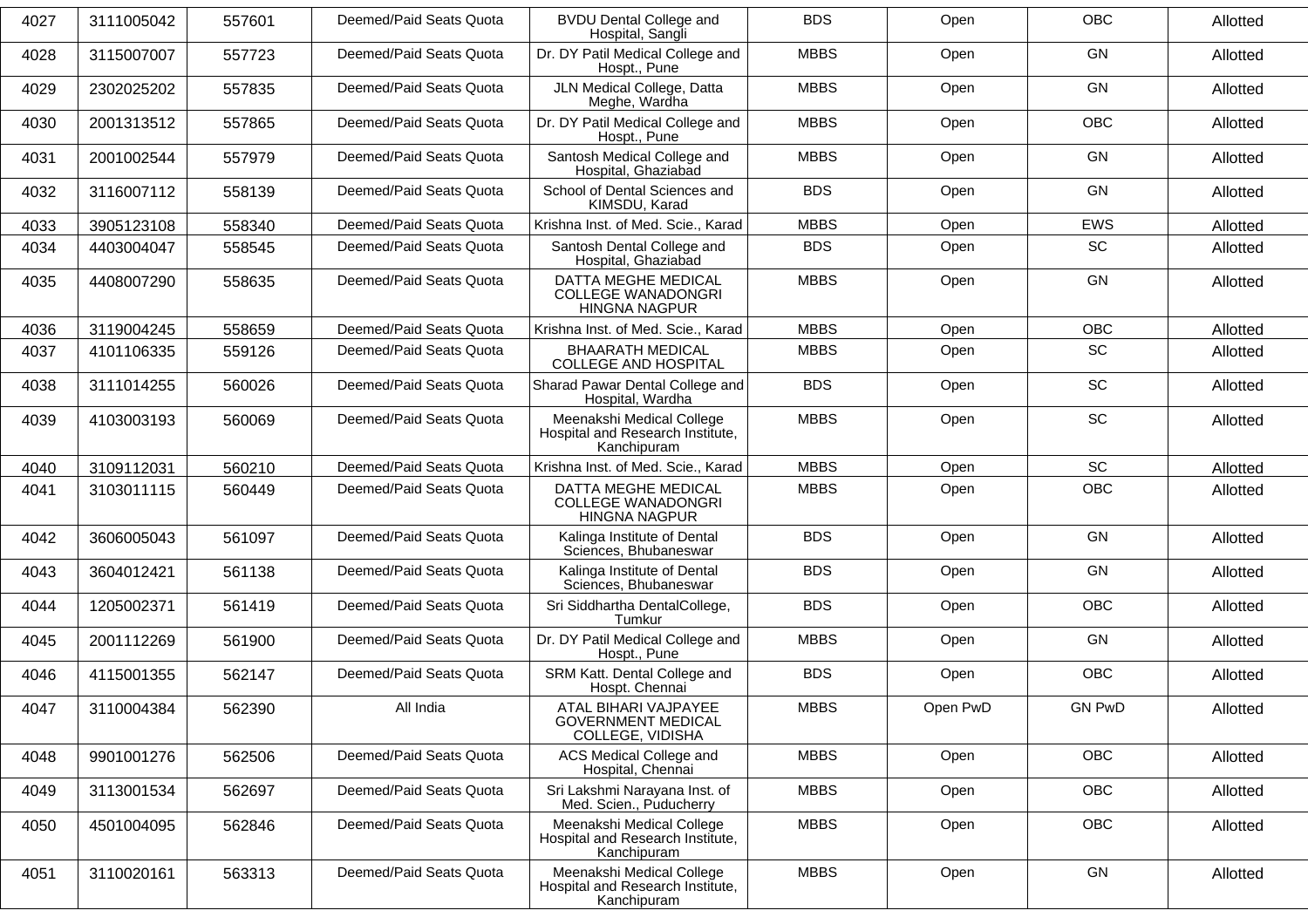| 4027 | 3111005042 | 557601 | Deemed/Paid Seats Quota | BVDU Dental College and Hospital, Sangli | BDS | Open | OBC | Allotted |
|---|---|---|---|---|---|---|---|---|
| 4028 | 3115007007 | 557723 | Deemed/Paid Seats Quota | Dr. DY Patil Medical College and Hospt., Pune | MBBS | Open | GN | Allotted |
| 4029 | 2302025202 | 557835 | Deemed/Paid Seats Quota | JLN Medical College, Datta Meghe, Wardha | MBBS | Open | GN | Allotted |
| 4030 | 2001313512 | 557865 | Deemed/Paid Seats Quota | Dr. DY Patil Medical College and Hospt., Pune | MBBS | Open | OBC | Allotted |
| 4031 | 2001002544 | 557979 | Deemed/Paid Seats Quota | Santosh Medical College and Hospital, Ghaziabad | MBBS | Open | GN | Allotted |
| 4032 | 3116007112 | 558139 | Deemed/Paid Seats Quota | School of Dental Sciences and KIMSDU, Karad | BDS | Open | GN | Allotted |
| 4033 | 3905123108 | 558340 | Deemed/Paid Seats Quota | Krishna Inst. of Med. Scie., Karad | MBBS | Open | EWS | Allotted |
| 4034 | 4403004047 | 558545 | Deemed/Paid Seats Quota | Santosh Dental College and Hospital, Ghaziabad | BDS | Open | SC | Allotted |
| 4035 | 4408007290 | 558635 | Deemed/Paid Seats Quota | DATTA MEGHE MEDICAL COLLEGE WANADONGRI HINGNA NAGPUR | MBBS | Open | GN | Allotted |
| 4036 | 3119004245 | 558659 | Deemed/Paid Seats Quota | Krishna Inst. of Med. Scie., Karad | MBBS | Open | OBC | Allotted |
| 4037 | 4101106335 | 559126 | Deemed/Paid Seats Quota | BHAARATH MEDICAL COLLEGE AND HOSPITAL | MBBS | Open | SC | Allotted |
| 4038 | 3111014255 | 560026 | Deemed/Paid Seats Quota | Sharad Pawar Dental College and Hospital, Wardha | BDS | Open | SC | Allotted |
| 4039 | 4103003193 | 560069 | Deemed/Paid Seats Quota | Meenakshi Medical College Hospital and Research Institute, Kanchipuram | MBBS | Open | SC | Allotted |
| 4040 | 3109112031 | 560210 | Deemed/Paid Seats Quota | Krishna Inst. of Med. Scie., Karad | MBBS | Open | SC | Allotted |
| 4041 | 3103011115 | 560449 | Deemed/Paid Seats Quota | DATTA MEGHE MEDICAL COLLEGE WANADONGRI HINGNA NAGPUR | MBBS | Open | OBC | Allotted |
| 4042 | 3606005043 | 561097 | Deemed/Paid Seats Quota | Kalinga Institute of Dental Sciences, Bhubaneswar | BDS | Open | GN | Allotted |
| 4043 | 3604012421 | 561138 | Deemed/Paid Seats Quota | Kalinga Institute of Dental Sciences, Bhubaneswar | BDS | Open | GN | Allotted |
| 4044 | 1205002371 | 561419 | Deemed/Paid Seats Quota | Sri Siddhartha DentalCollege, Tumkur | BDS | Open | OBC | Allotted |
| 4045 | 2001112269 | 561900 | Deemed/Paid Seats Quota | Dr. DY Patil Medical College and Hospt., Pune | MBBS | Open | GN | Allotted |
| 4046 | 4115001355 | 562147 | Deemed/Paid Seats Quota | SRM Katt. Dental College and Hospt. Chennai | BDS | Open | OBC | Allotted |
| 4047 | 3110004384 | 562390 | All India | ATAL BIHARI VAJPAYEE GOVERNMENT MEDICAL COLLEGE, VIDISHA | MBBS | Open PwD | GN PwD | Allotted |
| 4048 | 9901001276 | 562506 | Deemed/Paid Seats Quota | ACS Medical College and Hospital, Chennai | MBBS | Open | OBC | Allotted |
| 4049 | 3113001534 | 562697 | Deemed/Paid Seats Quota | Sri Lakshmi Narayana Inst. of Med. Scien., Puducherry | MBBS | Open | OBC | Allotted |
| 4050 | 4501004095 | 562846 | Deemed/Paid Seats Quota | Meenakshi Medical College Hospital and Research Institute, Kanchipuram | MBBS | Open | OBC | Allotted |
| 4051 | 3110020161 | 563313 | Deemed/Paid Seats Quota | Meenakshi Medical College Hospital and Research Institute, Kanchipuram | MBBS | Open | GN | Allotted |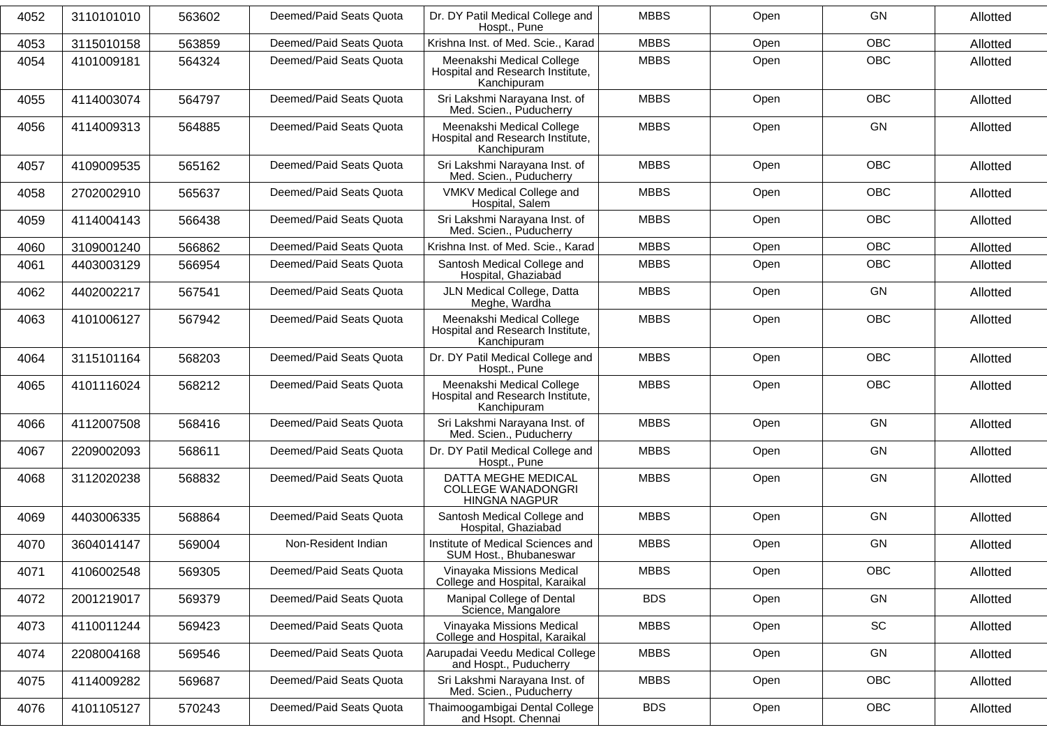| 4052 | 3110101010 | 563602 | Deemed/Paid Seats Quota | Dr. DY Patil Medical College and Hospt., Pune | MBBS | Open | GN | Allotted |
|---|---|---|---|---|---|---|---|---|
| 4053 | 3115010158 | 563859 | Deemed/Paid Seats Quota | Krishna Inst. of Med. Scie., Karad | MBBS | Open | OBC | Allotted |
| 4054 | 4101009181 | 564324 | Deemed/Paid Seats Quota | Meenakshi Medical College Hospital and Research Institute, Kanchipuram | MBBS | Open | OBC | Allotted |
| 4055 | 4114003074 | 564797 | Deemed/Paid Seats Quota | Sri Lakshmi Narayana Inst. of Med. Scien., Puducherry | MBBS | Open | OBC | Allotted |
| 4056 | 4114009313 | 564885 | Deemed/Paid Seats Quota | Meenakshi Medical College Hospital and Research Institute, Kanchipuram | MBBS | Open | GN | Allotted |
| 4057 | 4109009535 | 565162 | Deemed/Paid Seats Quota | Sri Lakshmi Narayana Inst. of Med. Scien., Puducherry | MBBS | Open | OBC | Allotted |
| 4058 | 2702002910 | 565637 | Deemed/Paid Seats Quota | VMKV Medical College and Hospital, Salem | MBBS | Open | OBC | Allotted |
| 4059 | 4114004143 | 566438 | Deemed/Paid Seats Quota | Sri Lakshmi Narayana Inst. of Med. Scien., Puducherry | MBBS | Open | OBC | Allotted |
| 4060 | 3109001240 | 566862 | Deemed/Paid Seats Quota | Krishna Inst. of Med. Scie., Karad | MBBS | Open | OBC | Allotted |
| 4061 | 4403003129 | 566954 | Deemed/Paid Seats Quota | Santosh Medical College and Hospital, Ghaziabad | MBBS | Open | OBC | Allotted |
| 4062 | 4402002217 | 567541 | Deemed/Paid Seats Quota | JLN Medical College, Datta Meghe, Wardha | MBBS | Open | GN | Allotted |
| 4063 | 4101006127 | 567942 | Deemed/Paid Seats Quota | Meenakshi Medical College Hospital and Research Institute, Kanchipuram | MBBS | Open | OBC | Allotted |
| 4064 | 3115101164 | 568203 | Deemed/Paid Seats Quota | Dr. DY Patil Medical College and Hospt., Pune | MBBS | Open | OBC | Allotted |
| 4065 | 4101116024 | 568212 | Deemed/Paid Seats Quota | Meenakshi Medical College Hospital and Research Institute, Kanchipuram | MBBS | Open | OBC | Allotted |
| 4066 | 4112007508 | 568416 | Deemed/Paid Seats Quota | Sri Lakshmi Narayana Inst. of Med. Scien., Puducherry | MBBS | Open | GN | Allotted |
| 4067 | 2209002093 | 568611 | Deemed/Paid Seats Quota | Dr. DY Patil Medical College and Hospt., Pune | MBBS | Open | GN | Allotted |
| 4068 | 3112020238 | 568832 | Deemed/Paid Seats Quota | DATTA MEGHE MEDICAL COLLEGE WANADONGRI HINGNA NAGPUR | MBBS | Open | GN | Allotted |
| 4069 | 4403006335 | 568864 | Deemed/Paid Seats Quota | Santosh Medical College and Hospital, Ghaziabad | MBBS | Open | GN | Allotted |
| 4070 | 3604014147 | 569004 | Non-Resident Indian | Institute of Medical Sciences and SUM Host., Bhubaneswar | MBBS | Open | GN | Allotted |
| 4071 | 4106002548 | 569305 | Deemed/Paid Seats Quota | Vinayaka Missions Medical College and Hospital, Karaikal | MBBS | Open | OBC | Allotted |
| 4072 | 2001219017 | 569379 | Deemed/Paid Seats Quota | Manipal College of Dental Science, Mangalore | BDS | Open | GN | Allotted |
| 4073 | 4110011244 | 569423 | Deemed/Paid Seats Quota | Vinayaka Missions Medical College and Hospital, Karaikal | MBBS | Open | SC | Allotted |
| 4074 | 2208004168 | 569546 | Deemed/Paid Seats Quota | Aarupadai Veedu Medical College and Hospt., Puducherry | MBBS | Open | GN | Allotted |
| 4075 | 4114009282 | 569687 | Deemed/Paid Seats Quota | Sri Lakshmi Narayana Inst. of Med. Scien., Puducherry | MBBS | Open | OBC | Allotted |
| 4076 | 4101105127 | 570243 | Deemed/Paid Seats Quota | Thaimoogambigai Dental College and Hsopt. Chennai | BDS | Open | OBC | Allotted |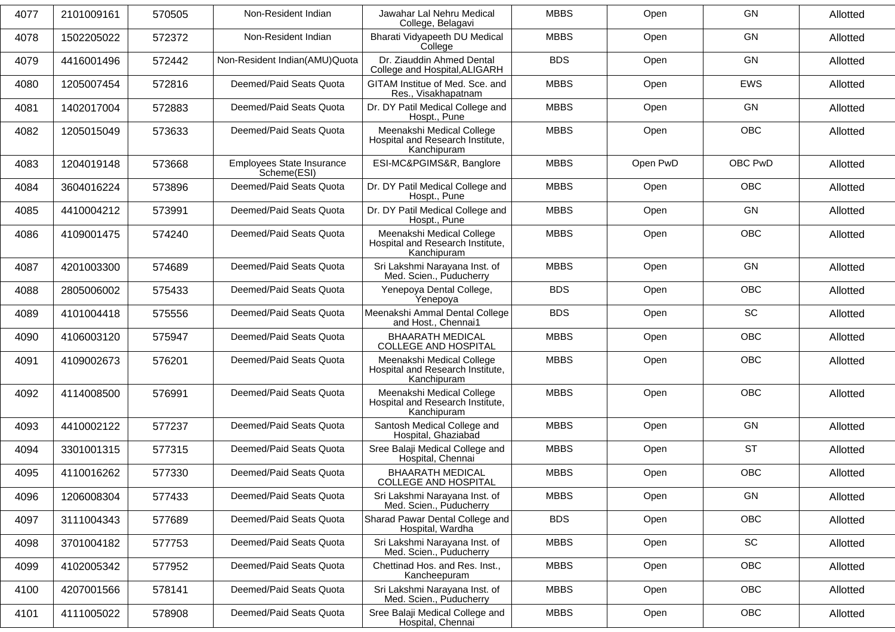| 4077 | 2101009161 | 570505 | Non-Resident Indian | Jawahar Lal Nehru Medical College, Belagavi | MBBS | Open | GN | Allotted |
|---|---|---|---|---|---|---|---|---|
| 4078 | 1502205022 | 572372 | Non-Resident Indian | Bharati Vidyapeeth DU Medical College | MBBS | Open | GN | Allotted |
| 4079 | 4416001496 | 572442 | Non-Resident Indian(AMU)Quota | Dr. Ziauddin Ahmed Dental College and Hospital,ALIGARH | BDS | Open | GN | Allotted |
| 4080 | 1205007454 | 572816 | Deemed/Paid Seats Quota | GITAM Institue of Med. Sce. and Res., Visakhapatnam | MBBS | Open | EWS | Allotted |
| 4081 | 1402017004 | 572883 | Deemed/Paid Seats Quota | Dr. DY Patil Medical College and Hospt., Pune | MBBS | Open | GN | Allotted |
| 4082 | 1205015049 | 573633 | Deemed/Paid Seats Quota | Meenakshi Medical College Hospital and Research Institute, Kanchipuram | MBBS | Open | OBC | Allotted |
| 4083 | 1204019148 | 573668 | Employees State Insurance Scheme(ESI) | ESI-MC&PGIMS&R, Banglore | MBBS | Open PwD | OBC PwD | Allotted |
| 4084 | 3604016224 | 573896 | Deemed/Paid Seats Quota | Dr. DY Patil Medical College and Hospt., Pune | MBBS | Open | OBC | Allotted |
| 4085 | 4410004212 | 573991 | Deemed/Paid Seats Quota | Dr. DY Patil Medical College and Hospt., Pune | MBBS | Open | GN | Allotted |
| 4086 | 4109001475 | 574240 | Deemed/Paid Seats Quota | Meenakshi Medical College Hospital and Research Institute, Kanchipuram | MBBS | Open | OBC | Allotted |
| 4087 | 4201003300 | 574689 | Deemed/Paid Seats Quota | Sri Lakshmi Narayana Inst. of Med. Scien., Puducherry | MBBS | Open | GN | Allotted |
| 4088 | 2805006002 | 575433 | Deemed/Paid Seats Quota | Yenepoya Dental College, Yenepoya | BDS | Open | OBC | Allotted |
| 4089 | 4101004418 | 575556 | Deemed/Paid Seats Quota | Meenakshi Ammal Dental College and Host., Chennai1 | BDS | Open | SC | Allotted |
| 4090 | 4106003120 | 575947 | Deemed/Paid Seats Quota | BHAARATH MEDICAL COLLEGE AND HOSPITAL | MBBS | Open | OBC | Allotted |
| 4091 | 4109002673 | 576201 | Deemed/Paid Seats Quota | Meenakshi Medical College Hospital and Research Institute, Kanchipuram | MBBS | Open | OBC | Allotted |
| 4092 | 4114008500 | 576991 | Deemed/Paid Seats Quota | Meenakshi Medical College Hospital and Research Institute, Kanchipuram | MBBS | Open | OBC | Allotted |
| 4093 | 4410002122 | 577237 | Deemed/Paid Seats Quota | Santosh Medical College and Hospital, Ghaziabad | MBBS | Open | GN | Allotted |
| 4094 | 3301001315 | 577315 | Deemed/Paid Seats Quota | Sree Balaji Medical College and Hospital, Chennai | MBBS | Open | ST | Allotted |
| 4095 | 4110016262 | 577330 | Deemed/Paid Seats Quota | BHAARATH MEDICAL COLLEGE AND HOSPITAL | MBBS | Open | OBC | Allotted |
| 4096 | 1206008304 | 577433 | Deemed/Paid Seats Quota | Sri Lakshmi Narayana Inst. of Med. Scien., Puducherry | MBBS | Open | GN | Allotted |
| 4097 | 3111004343 | 577689 | Deemed/Paid Seats Quota | Sharad Pawar Dental College and Hospital, Wardha | BDS | Open | OBC | Allotted |
| 4098 | 3701004182 | 577753 | Deemed/Paid Seats Quota | Sri Lakshmi Narayana Inst. of Med. Scien., Puducherry | MBBS | Open | SC | Allotted |
| 4099 | 4102005342 | 577952 | Deemed/Paid Seats Quota | Chettinad Hos. and Res. Inst., Kancheepuram | MBBS | Open | OBC | Allotted |
| 4100 | 4207001566 | 578141 | Deemed/Paid Seats Quota | Sri Lakshmi Narayana Inst. of Med. Scien., Puducherry | MBBS | Open | OBC | Allotted |
| 4101 | 4111005022 | 578908 | Deemed/Paid Seats Quota | Sree Balaji Medical College and Hospital, Chennai | MBBS | Open | OBC | Allotted |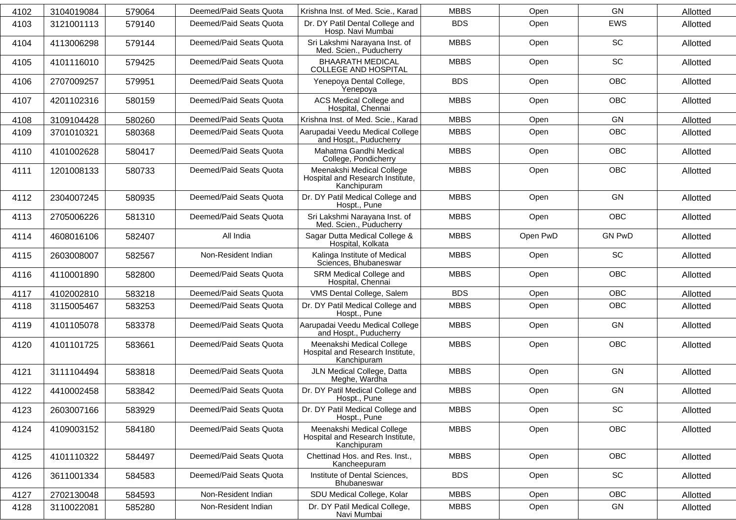| 4102 | 3104019084 | 579064 | Deemed/Paid Seats Quota | Krishna Inst. of Med. Scie., Karad | MBBS | Open | GN | Allotted |
|---|---|---|---|---|---|---|---|---|
| 4103 | 3121001113 | 579140 | Deemed/Paid Seats Quota | Dr. DY Patil Dental College and Hosp. Navi Mumbai | BDS | Open | EWS | Allotted |
| 4104 | 4113006298 | 579144 | Deemed/Paid Seats Quota | Sri Lakshmi Narayana Inst. of Med. Scien., Puducherry | MBBS | Open | SC | Allotted |
| 4105 | 4101116010 | 579425 | Deemed/Paid Seats Quota | BHAARATH MEDICAL COLLEGE AND HOSPITAL | MBBS | Open | SC | Allotted |
| 4106 | 2707009257 | 579951 | Deemed/Paid Seats Quota | Yenepoya Dental College, Yenepoya | BDS | Open | OBC | Allotted |
| 4107 | 4201102316 | 580159 | Deemed/Paid Seats Quota | ACS Medical College and Hospital, Chennai | MBBS | Open | OBC | Allotted |
| 4108 | 3109104428 | 580260 | Deemed/Paid Seats Quota | Krishna Inst. of Med. Scie., Karad | MBBS | Open | GN | Allotted |
| 4109 | 3701010321 | 580368 | Deemed/Paid Seats Quota | Aarupadai Veedu Medical College and Hospt., Puducherry | MBBS | Open | OBC | Allotted |
| 4110 | 4101002628 | 580417 | Deemed/Paid Seats Quota | Mahatma Gandhi Medical College, Pondicherry | MBBS | Open | OBC | Allotted |
| 4111 | 1201008133 | 580733 | Deemed/Paid Seats Quota | Meenakshi Medical College Hospital and Research Institute, Kanchipuram | MBBS | Open | OBC | Allotted |
| 4112 | 2304007245 | 580935 | Deemed/Paid Seats Quota | Dr. DY Patil Medical College and Hospt., Pune | MBBS | Open | GN | Allotted |
| 4113 | 2705006226 | 581310 | Deemed/Paid Seats Quota | Sri Lakshmi Narayana Inst. of Med. Scien., Puducherry | MBBS | Open | OBC | Allotted |
| 4114 | 4608016106 | 582407 | All India | Sagar Dutta Medical College & Hospital, Kolkata | MBBS | Open PwD | GN PwD | Allotted |
| 4115 | 2603008007 | 582567 | Non-Resident Indian | Kalinga Institute of Medical Sciences, Bhubaneswar | MBBS | Open | SC | Allotted |
| 4116 | 4110001890 | 582800 | Deemed/Paid Seats Quota | SRM Medical College and Hospital, Chennai | MBBS | Open | OBC | Allotted |
| 4117 | 4102002810 | 583218 | Deemed/Paid Seats Quota | VMS Dental College, Salem | BDS | Open | OBC | Allotted |
| 4118 | 3115005467 | 583253 | Deemed/Paid Seats Quota | Dr. DY Patil Medical College and Hospt., Pune | MBBS | Open | OBC | Allotted |
| 4119 | 4101105078 | 583378 | Deemed/Paid Seats Quota | Aarupadai Veedu Medical College and Hospt., Puducherry | MBBS | Open | GN | Allotted |
| 4120 | 4101101725 | 583661 | Deemed/Paid Seats Quota | Meenakshi Medical College Hospital and Research Institute, Kanchipuram | MBBS | Open | OBC | Allotted |
| 4121 | 3111104494 | 583818 | Deemed/Paid Seats Quota | JLN Medical College, Datta Meghe, Wardha | MBBS | Open | GN | Allotted |
| 4122 | 4410002458 | 583842 | Deemed/Paid Seats Quota | Dr. DY Patil Medical College and Hospt., Pune | MBBS | Open | GN | Allotted |
| 4123 | 2603007166 | 583929 | Deemed/Paid Seats Quota | Dr. DY Patil Medical College and Hospt., Pune | MBBS | Open | SC | Allotted |
| 4124 | 4109003152 | 584180 | Deemed/Paid Seats Quota | Meenakshi Medical College Hospital and Research Institute, Kanchipuram | MBBS | Open | OBC | Allotted |
| 4125 | 4101110322 | 584497 | Deemed/Paid Seats Quota | Chettinad Hos. and Res. Inst., Kancheepuram | MBBS | Open | OBC | Allotted |
| 4126 | 3611001334 | 584583 | Deemed/Paid Seats Quota | Institute of Dental Sciences, Bhubaneswar | BDS | Open | SC | Allotted |
| 4127 | 2702130048 | 584593 | Non-Resident Indian | SDU Medical College, Kolar | MBBS | Open | OBC | Allotted |
| 4128 | 3110022081 | 585280 | Non-Resident Indian | Dr. DY Patil Medical College, Navi Mumbai | MBBS | Open | GN | Allotted |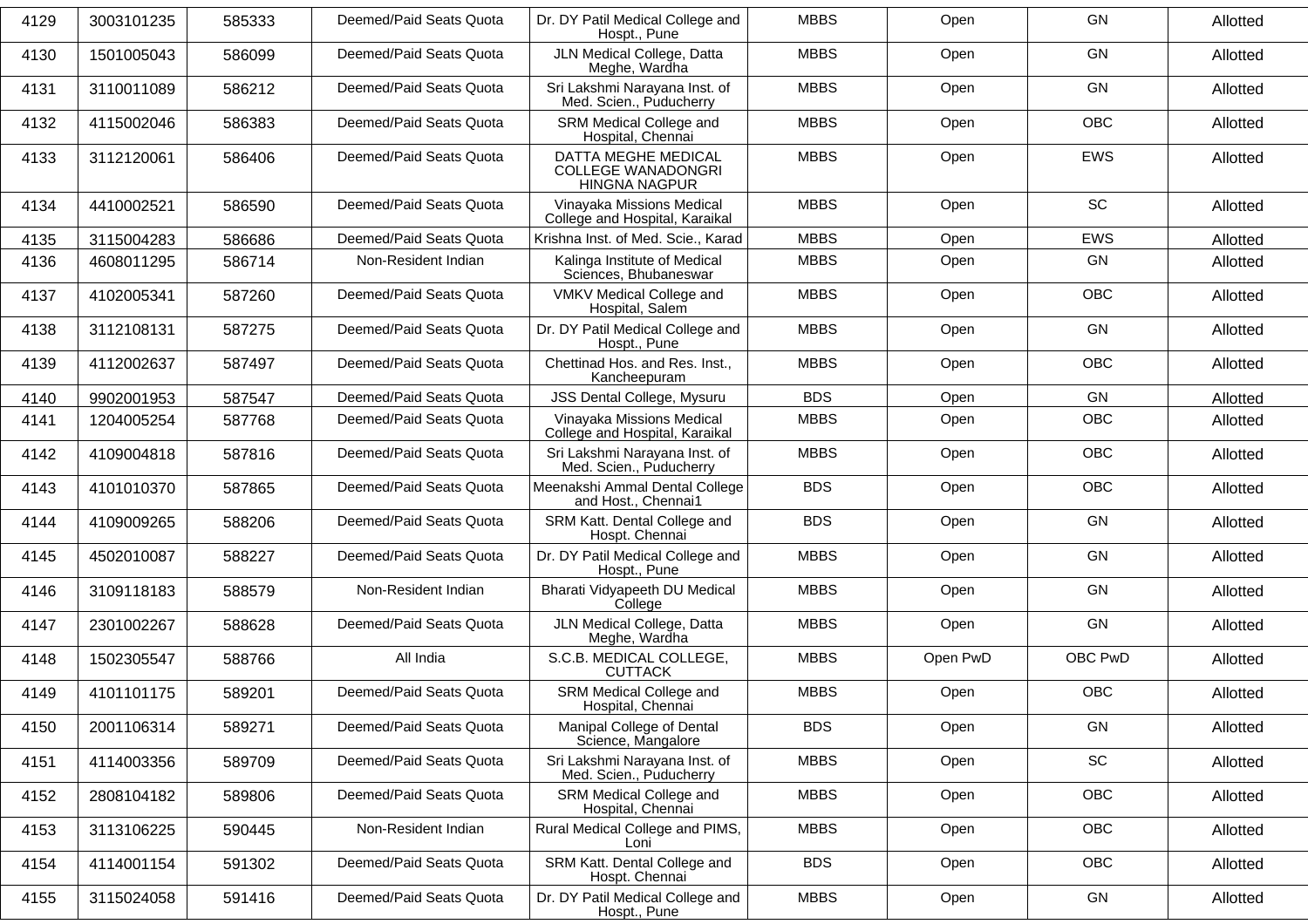| 4129 | 3003101235 | 585333 | Deemed/Paid Seats Quota | Dr. DY Patil Medical College and Hospt., Pune | MBBS | Open | GN | Allotted |
|---|---|---|---|---|---|---|---|---|
| 4130 | 1501005043 | 586099 | Deemed/Paid Seats Quota | JLN Medical College, Datta Meghe, Wardha | MBBS | Open | GN | Allotted |
| 4131 | 3110011089 | 586212 | Deemed/Paid Seats Quota | Sri Lakshmi Narayana Inst. of Med. Scien., Puducherry | MBBS | Open | GN | Allotted |
| 4132 | 4115002046 | 586383 | Deemed/Paid Seats Quota | SRM Medical College and Hospital, Chennai | MBBS | Open | OBC | Allotted |
| 4133 | 3112120061 | 586406 | Deemed/Paid Seats Quota | DATTA MEGHE MEDICAL COLLEGE WANADONGRI HINGNA NAGPUR | MBBS | Open | EWS | Allotted |
| 4134 | 4410002521 | 586590 | Deemed/Paid Seats Quota | Vinayaka Missions Medical College and Hospital, Karaikal | MBBS | Open | SC | Allotted |
| 4135 | 3115004283 | 586686 | Deemed/Paid Seats Quota | Krishna Inst. of Med. Scie., Karad | MBBS | Open | EWS | Allotted |
| 4136 | 4608011295 | 586714 | Non-Resident Indian | Kalinga Institute of Medical Sciences, Bhubaneswar | MBBS | Open | GN | Allotted |
| 4137 | 4102005341 | 587260 | Deemed/Paid Seats Quota | VMKV Medical College and Hospital, Salem | MBBS | Open | OBC | Allotted |
| 4138 | 3112108131 | 587275 | Deemed/Paid Seats Quota | Dr. DY Patil Medical College and Hospt., Pune | MBBS | Open | GN | Allotted |
| 4139 | 4112002637 | 587497 | Deemed/Paid Seats Quota | Chettinad Hos. and Res. Inst., Kancheepuram | MBBS | Open | OBC | Allotted |
| 4140 | 9902001953 | 587547 | Deemed/Paid Seats Quota | JSS Dental College, Mysuru | BDS | Open | GN | Allotted |
| 4141 | 1204005254 | 587768 | Deemed/Paid Seats Quota | Vinayaka Missions Medical College and Hospital, Karaikal | MBBS | Open | OBC | Allotted |
| 4142 | 4109004818 | 587816 | Deemed/Paid Seats Quota | Sri Lakshmi Narayana Inst. of Med. Scien., Puducherry | MBBS | Open | OBC | Allotted |
| 4143 | 4101010370 | 587865 | Deemed/Paid Seats Quota | Meenakshi Ammal Dental College and Host., Chennai1 | BDS | Open | OBC | Allotted |
| 4144 | 4109009265 | 588206 | Deemed/Paid Seats Quota | SRM Katt. Dental College and Hospt. Chennai | BDS | Open | GN | Allotted |
| 4145 | 4502010087 | 588227 | Deemed/Paid Seats Quota | Dr. DY Patil Medical College and Hospt., Pune | MBBS | Open | GN | Allotted |
| 4146 | 3109118183 | 588579 | Non-Resident Indian | Bharati Vidyapeeth DU Medical College | MBBS | Open | GN | Allotted |
| 4147 | 2301002267 | 588628 | Deemed/Paid Seats Quota | JLN Medical College, Datta Meghe, Wardha | MBBS | Open | GN | Allotted |
| 4148 | 1502305547 | 588766 | All India | S.C.B. MEDICAL COLLEGE, CUTTACK | MBBS | Open PwD | OBC PwD | Allotted |
| 4149 | 4101101175 | 589201 | Deemed/Paid Seats Quota | SRM Medical College and Hospital, Chennai | MBBS | Open | OBC | Allotted |
| 4150 | 2001106314 | 589271 | Deemed/Paid Seats Quota | Manipal College of Dental Science, Mangalore | BDS | Open | GN | Allotted |
| 4151 | 4114003356 | 589709 | Deemed/Paid Seats Quota | Sri Lakshmi Narayana Inst. of Med. Scien., Puducherry | MBBS | Open | SC | Allotted |
| 4152 | 2808104182 | 589806 | Deemed/Paid Seats Quota | SRM Medical College and Hospital, Chennai | MBBS | Open | OBC | Allotted |
| 4153 | 3113106225 | 590445 | Non-Resident Indian | Rural Medical College and PIMS, Loni | MBBS | Open | OBC | Allotted |
| 4154 | 4114001154 | 591302 | Deemed/Paid Seats Quota | SRM Katt. Dental College and Hospt. Chennai | BDS | Open | OBC | Allotted |
| 4155 | 3115024058 | 591416 | Deemed/Paid Seats Quota | Dr. DY Patil Medical College and Hospt., Pune | MBBS | Open | GN | Allotted |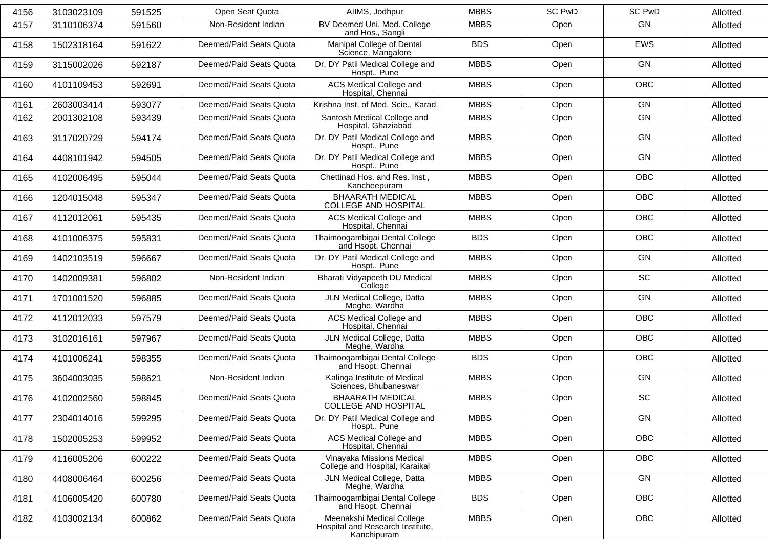| 4156 | 3103023109 | 591525 | Open Seat Quota | AIIMS, Jodhpur | MBBS | SC PwD | SC PwD | Allotted |
|---|---|---|---|---|---|---|---|---|
| 4157 | 3110106374 | 591560 | Non-Resident Indian | BV Deemed Uni. Med. College and Hos., Sangli | MBBS | Open | GN | Allotted |
| 4158 | 1502318164 | 591622 | Deemed/Paid Seats Quota | Manipal College of Dental Science, Mangalore | BDS | Open | EWS | Allotted |
| 4159 | 3115002026 | 592187 | Deemed/Paid Seats Quota | Dr. DY Patil Medical College and Hospt., Pune | MBBS | Open | GN | Allotted |
| 4160 | 4101109453 | 592691 | Deemed/Paid Seats Quota | ACS Medical College and Hospital, Chennai | MBBS | Open | OBC | Allotted |
| 4161 | 2603003414 | 593077 | Deemed/Paid Seats Quota | Krishna Inst. of Med. Scie., Karad | MBBS | Open | GN | Allotted |
| 4162 | 2001302108 | 593439 | Deemed/Paid Seats Quota | Santosh Medical College and Hospital, Ghaziabad | MBBS | Open | GN | Allotted |
| 4163 | 3117020729 | 594174 | Deemed/Paid Seats Quota | Dr. DY Patil Medical College and Hospt., Pune | MBBS | Open | GN | Allotted |
| 4164 | 4408101942 | 594505 | Deemed/Paid Seats Quota | Dr. DY Patil Medical College and Hospt., Pune | MBBS | Open | GN | Allotted |
| 4165 | 4102006495 | 595044 | Deemed/Paid Seats Quota | Chettinad Hos. and Res. Inst., Kancheepuram | MBBS | Open | OBC | Allotted |
| 4166 | 1204015048 | 595347 | Deemed/Paid Seats Quota | BHAARATH MEDICAL COLLEGE AND HOSPITAL | MBBS | Open | OBC | Allotted |
| 4167 | 4112012061 | 595435 | Deemed/Paid Seats Quota | ACS Medical College and Hospital, Chennai | MBBS | Open | OBC | Allotted |
| 4168 | 4101006375 | 595831 | Deemed/Paid Seats Quota | Thaimoogambigai Dental College and Hsopt. Chennai | BDS | Open | OBC | Allotted |
| 4169 | 1402103519 | 596667 | Deemed/Paid Seats Quota | Dr. DY Patil Medical College and Hospt., Pune | MBBS | Open | GN | Allotted |
| 4170 | 1402009381 | 596802 | Non-Resident Indian | Bharati Vidyapeeth DU Medical College | MBBS | Open | SC | Allotted |
| 4171 | 1701001520 | 596885 | Deemed/Paid Seats Quota | JLN Medical College, Datta Meghe, Wardha | MBBS | Open | GN | Allotted |
| 4172 | 4112012033 | 597579 | Deemed/Paid Seats Quota | ACS Medical College and Hospital, Chennai | MBBS | Open | OBC | Allotted |
| 4173 | 3102016161 | 597967 | Deemed/Paid Seats Quota | JLN Medical College, Datta Meghe, Wardha | MBBS | Open | OBC | Allotted |
| 4174 | 4101006241 | 598355 | Deemed/Paid Seats Quota | Thaimoogambigai Dental College and Hsopt. Chennai | BDS | Open | OBC | Allotted |
| 4175 | 3604003035 | 598621 | Non-Resident Indian | Kalinga Institute of Medical Sciences, Bhubaneswar | MBBS | Open | GN | Allotted |
| 4176 | 4102002560 | 598845 | Deemed/Paid Seats Quota | BHAARATH MEDICAL COLLEGE AND HOSPITAL | MBBS | Open | SC | Allotted |
| 4177 | 2304014016 | 599295 | Deemed/Paid Seats Quota | Dr. DY Patil Medical College and Hospt., Pune | MBBS | Open | GN | Allotted |
| 4178 | 1502005253 | 599952 | Deemed/Paid Seats Quota | ACS Medical College and Hospital, Chennai | MBBS | Open | OBC | Allotted |
| 4179 | 4116005206 | 600222 | Deemed/Paid Seats Quota | Vinayaka Missions Medical College and Hospital, Karaikal | MBBS | Open | OBC | Allotted |
| 4180 | 4408006464 | 600256 | Deemed/Paid Seats Quota | JLN Medical College, Datta Meghe, Wardha | MBBS | Open | GN | Allotted |
| 4181 | 4106005420 | 600780 | Deemed/Paid Seats Quota | Thaimoogambigai Dental College and Hsopt. Chennai | BDS | Open | OBC | Allotted |
| 4182 | 4103002134 | 600862 | Deemed/Paid Seats Quota | Meenakshi Medical College Hospital and Research Institute, Kanchipuram | MBBS | Open | OBC | Allotted |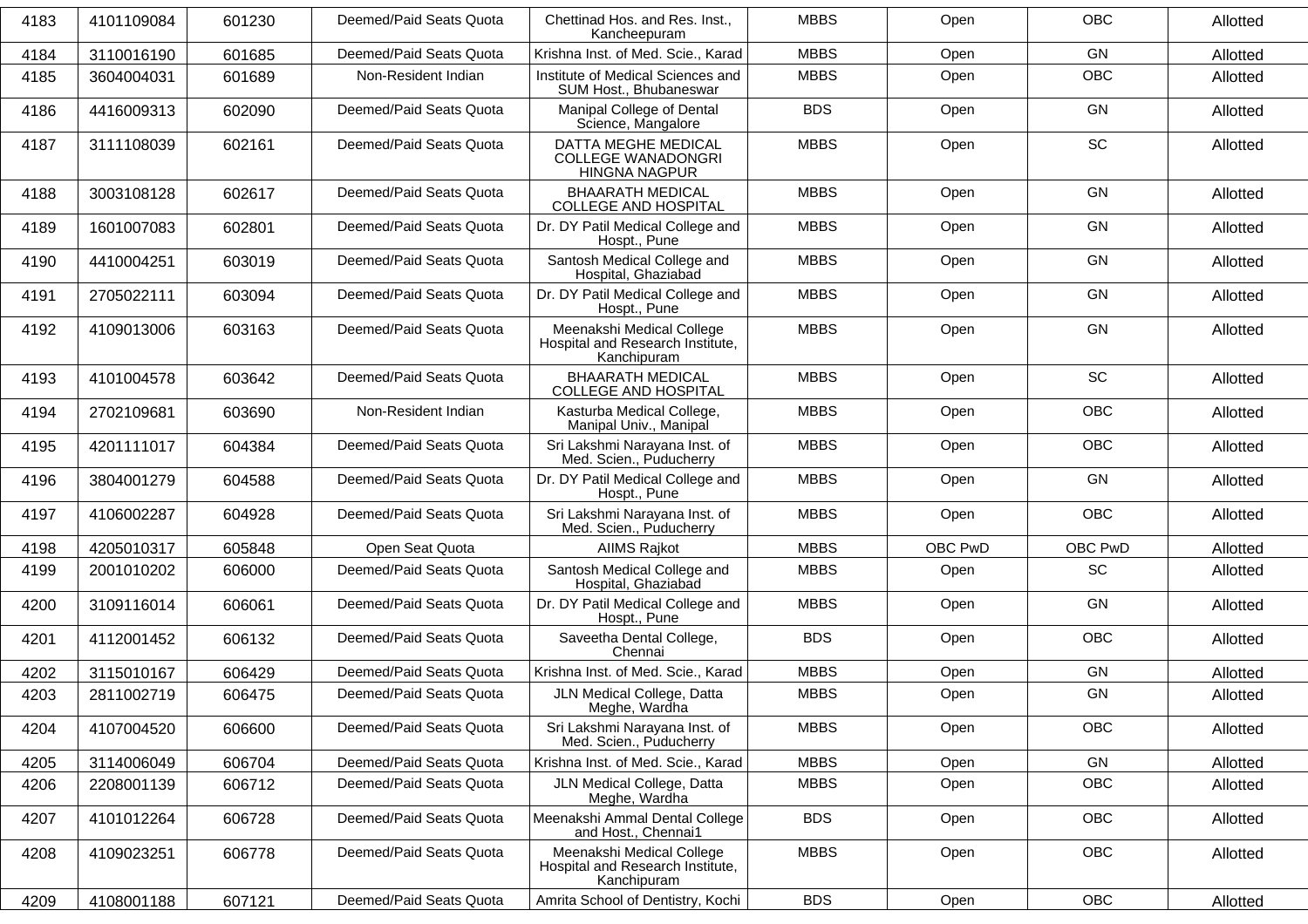| | | | | | | | | |
|---|---|---|---|---|---|---|---|---|
| 4183 | 4101109084 | 601230 | Deemed/Paid Seats Quota | Chettinad Hos. and Res. Inst., Kancheepuram | MBBS | Open | OBC | Allotted |
| 4184 | 3110016190 | 601685 | Deemed/Paid Seats Quota | Krishna Inst. of Med. Scie., Karad | MBBS | Open | GN | Allotted |
| 4185 | 3604004031 | 601689 | Non-Resident Indian | Institute of Medical Sciences and SUM Host., Bhubaneswar | MBBS | Open | OBC | Allotted |
| 4186 | 4416009313 | 602090 | Deemed/Paid Seats Quota | Manipal College of Dental Science, Mangalore | BDS | Open | GN | Allotted |
| 4187 | 3111108039 | 602161 | Deemed/Paid Seats Quota | DATTA MEGHE MEDICAL COLLEGE WANADONGRI HINGNA NAGPUR | MBBS | Open | SC | Allotted |
| 4188 | 3003108128 | 602617 | Deemed/Paid Seats Quota | BHAARATH MEDICAL COLLEGE AND HOSPITAL | MBBS | Open | GN | Allotted |
| 4189 | 1601007083 | 602801 | Deemed/Paid Seats Quota | Dr. DY Patil Medical College and Hospt., Pune | MBBS | Open | GN | Allotted |
| 4190 | 4410004251 | 603019 | Deemed/Paid Seats Quota | Santosh Medical College and Hospital, Ghaziabad | MBBS | Open | GN | Allotted |
| 4191 | 2705022111 | 603094 | Deemed/Paid Seats Quota | Dr. DY Patil Medical College and Hospt., Pune | MBBS | Open | GN | Allotted |
| 4192 | 4109013006 | 603163 | Deemed/Paid Seats Quota | Meenakshi Medical College Hospital and Research Institute, Kanchipuram | MBBS | Open | GN | Allotted |
| 4193 | 4101004578 | 603642 | Deemed/Paid Seats Quota | BHAARATH MEDICAL COLLEGE AND HOSPITAL | MBBS | Open | SC | Allotted |
| 4194 | 2702109681 | 603690 | Non-Resident Indian | Kasturba Medical College, Manipal Univ., Manipal | MBBS | Open | OBC | Allotted |
| 4195 | 4201111017 | 604384 | Deemed/Paid Seats Quota | Sri Lakshmi Narayana Inst. of Med. Scien., Puducherry | MBBS | Open | OBC | Allotted |
| 4196 | 3804001279 | 604588 | Deemed/Paid Seats Quota | Dr. DY Patil Medical College and Hospt., Pune | MBBS | Open | GN | Allotted |
| 4197 | 4106002287 | 604928 | Deemed/Paid Seats Quota | Sri Lakshmi Narayana Inst. of Med. Scien., Puducherry | MBBS | Open | OBC | Allotted |
| 4198 | 4205010317 | 605848 | Open Seat Quota | AIIMS Rajkot | MBBS | OBC PwD | OBC PwD | Allotted |
| 4199 | 2001010202 | 606000 | Deemed/Paid Seats Quota | Santosh Medical College and Hospital, Ghaziabad | MBBS | Open | SC | Allotted |
| 4200 | 3109116014 | 606061 | Deemed/Paid Seats Quota | Dr. DY Patil Medical College and Hospt., Pune | MBBS | Open | GN | Allotted |
| 4201 | 4112001452 | 606132 | Deemed/Paid Seats Quota | Saveetha Dental College, Chennai | BDS | Open | OBC | Allotted |
| 4202 | 3115010167 | 606429 | Deemed/Paid Seats Quota | Krishna Inst. of Med. Scie., Karad | MBBS | Open | GN | Allotted |
| 4203 | 2811002719 | 606475 | Deemed/Paid Seats Quota | JLN Medical College, Datta Meghe, Wardha | MBBS | Open | GN | Allotted |
| 4204 | 4107004520 | 606600 | Deemed/Paid Seats Quota | Sri Lakshmi Narayana Inst. of Med. Scien., Puducherry | MBBS | Open | OBC | Allotted |
| 4205 | 3114006049 | 606704 | Deemed/Paid Seats Quota | Krishna Inst. of Med. Scie., Karad | MBBS | Open | GN | Allotted |
| 4206 | 2208001139 | 606712 | Deemed/Paid Seats Quota | JLN Medical College, Datta Meghe, Wardha | MBBS | Open | OBC | Allotted |
| 4207 | 4101012264 | 606728 | Deemed/Paid Seats Quota | Meenakshi Ammal Dental College and Host., Chennai1 | BDS | Open | OBC | Allotted |
| 4208 | 4109023251 | 606778 | Deemed/Paid Seats Quota | Meenakshi Medical College Hospital and Research Institute, Kanchipuram | MBBS | Open | OBC | Allotted |
| 4209 | 4108001188 | 607121 | Deemed/Paid Seats Quota | Amrita School of Dentistry, Kochi | BDS | Open | OBC | Allotted |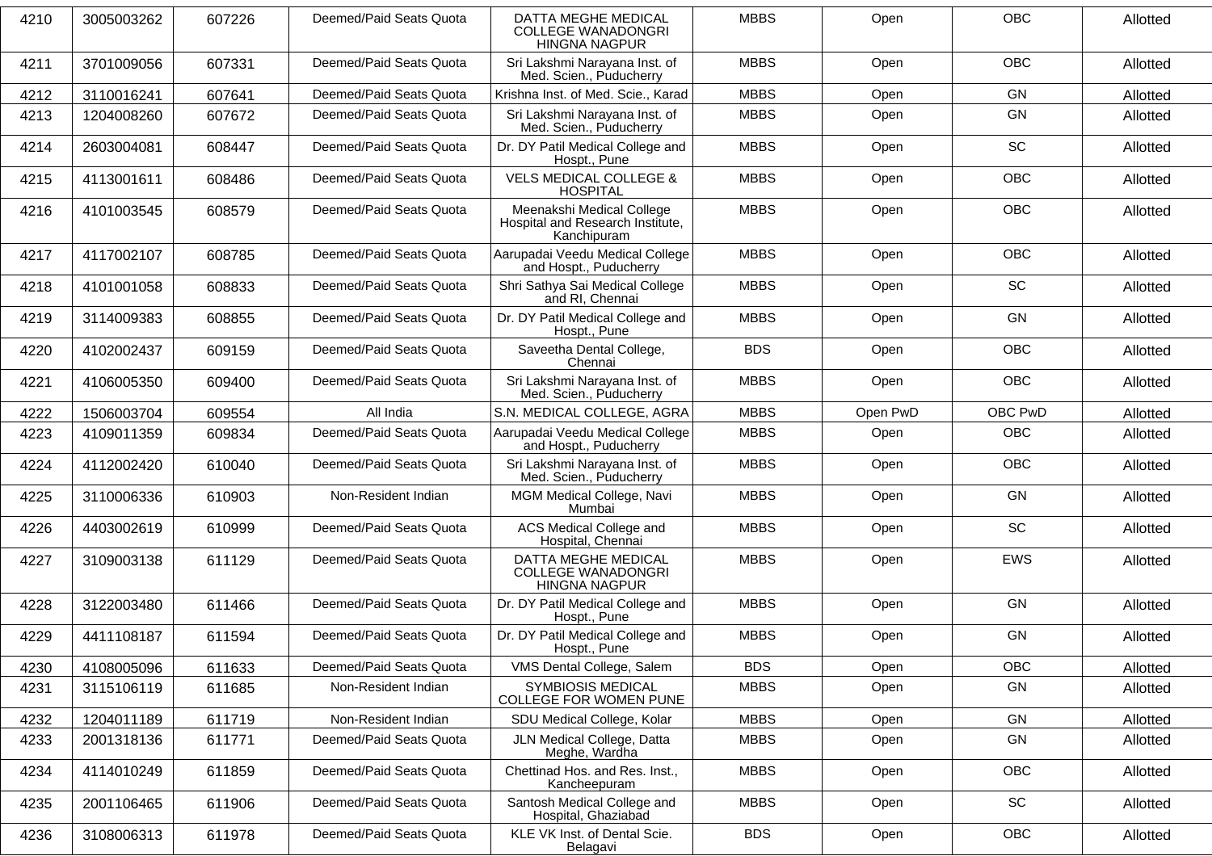| 4210 | 3005003262 | 607226 | Deemed/Paid Seats Quota | DATTA MEGHE MEDICAL COLLEGE WANADONGRI HINGNA NAGPUR | MBBS | Open | OBC | Allotted |
|---|---|---|---|---|---|---|---|---|
| 4211 | 3701009056 | 607331 | Deemed/Paid Seats Quota | Sri Lakshmi Narayana Inst. of Med. Scien., Puducherry | MBBS | Open | OBC | Allotted |
| 4212 | 3110016241 | 607641 | Deemed/Paid Seats Quota | Krishna Inst. of Med. Scie., Karad | MBBS | Open | GN | Allotted |
| 4213 | 1204008260 | 607672 | Deemed/Paid Seats Quota | Sri Lakshmi Narayana Inst. of Med. Scien., Puducherry | MBBS | Open | GN | Allotted |
| 4214 | 2603004081 | 608447 | Deemed/Paid Seats Quota | Dr. DY Patil Medical College and Hospt., Pune | MBBS | Open | SC | Allotted |
| 4215 | 4113001611 | 608486 | Deemed/Paid Seats Quota | VELS MEDICAL COLLEGE & HOSPITAL | MBBS | Open | OBC | Allotted |
| 4216 | 4101003545 | 608579 | Deemed/Paid Seats Quota | Meenakshi Medical College Hospital and Research Institute, Kanchipuram | MBBS | Open | OBC | Allotted |
| 4217 | 4117002107 | 608785 | Deemed/Paid Seats Quota | Aarupadai Veedu Medical College and Hospt., Puducherry | MBBS | Open | OBC | Allotted |
| 4218 | 4101001058 | 608833 | Deemed/Paid Seats Quota | Shri Sathya Sai Medical College and RI, Chennai | MBBS | Open | SC | Allotted |
| 4219 | 3114009383 | 608855 | Deemed/Paid Seats Quota | Dr. DY Patil Medical College and Hospt., Pune | MBBS | Open | GN | Allotted |
| 4220 | 4102002437 | 609159 | Deemed/Paid Seats Quota | Saveetha Dental College, Chennai | BDS | Open | OBC | Allotted |
| 4221 | 4106005350 | 609400 | Deemed/Paid Seats Quota | Sri Lakshmi Narayana Inst. of Med. Scien., Puducherry | MBBS | Open | OBC | Allotted |
| 4222 | 1506003704 | 609554 | All India | S.N. MEDICAL COLLEGE, AGRA | MBBS | Open PwD | OBC PwD | Allotted |
| 4223 | 4109011359 | 609834 | Deemed/Paid Seats Quota | Aarupadai Veedu Medical College and Hospt., Puducherry | MBBS | Open | OBC | Allotted |
| 4224 | 4112002420 | 610040 | Deemed/Paid Seats Quota | Sri Lakshmi Narayana Inst. of Med. Scien., Puducherry | MBBS | Open | OBC | Allotted |
| 4225 | 3110006336 | 610903 | Non-Resident Indian | MGM Medical College, Navi Mumbai | MBBS | Open | GN | Allotted |
| 4226 | 4403002619 | 610999 | Deemed/Paid Seats Quota | ACS Medical College and Hospital, Chennai | MBBS | Open | SC | Allotted |
| 4227 | 3109003138 | 611129 | Deemed/Paid Seats Quota | DATTA MEGHE MEDICAL COLLEGE WANADONGRI HINGNA NAGPUR | MBBS | Open | EWS | Allotted |
| 4228 | 3122003480 | 611466 | Deemed/Paid Seats Quota | Dr. DY Patil Medical College and Hospt., Pune | MBBS | Open | GN | Allotted |
| 4229 | 4411108187 | 611594 | Deemed/Paid Seats Quota | Dr. DY Patil Medical College and Hospt., Pune | MBBS | Open | GN | Allotted |
| 4230 | 4108005096 | 611633 | Deemed/Paid Seats Quota | VMS Dental College, Salem | BDS | Open | OBC | Allotted |
| 4231 | 3115106119 | 611685 | Non-Resident Indian | SYMBIOSIS MEDICAL COLLEGE FOR WOMEN PUNE | MBBS | Open | GN | Allotted |
| 4232 | 1204011189 | 611719 | Non-Resident Indian | SDU Medical College, Kolar | MBBS | Open | GN | Allotted |
| 4233 | 2001318136 | 611771 | Deemed/Paid Seats Quota | JLN Medical College, Datta Meghe, Wardha | MBBS | Open | GN | Allotted |
| 4234 | 4114010249 | 611859 | Deemed/Paid Seats Quota | Chettinad Hos. and Res. Inst., Kancheepuram | MBBS | Open | OBC | Allotted |
| 4235 | 2001106465 | 611906 | Deemed/Paid Seats Quota | Santosh Medical College and Hospital, Ghaziabad | MBBS | Open | SC | Allotted |
| 4236 | 3108006313 | 611978 | Deemed/Paid Seats Quota | KLE VK Inst. of Dental Scie. Belagavi | BDS | Open | OBC | Allotted |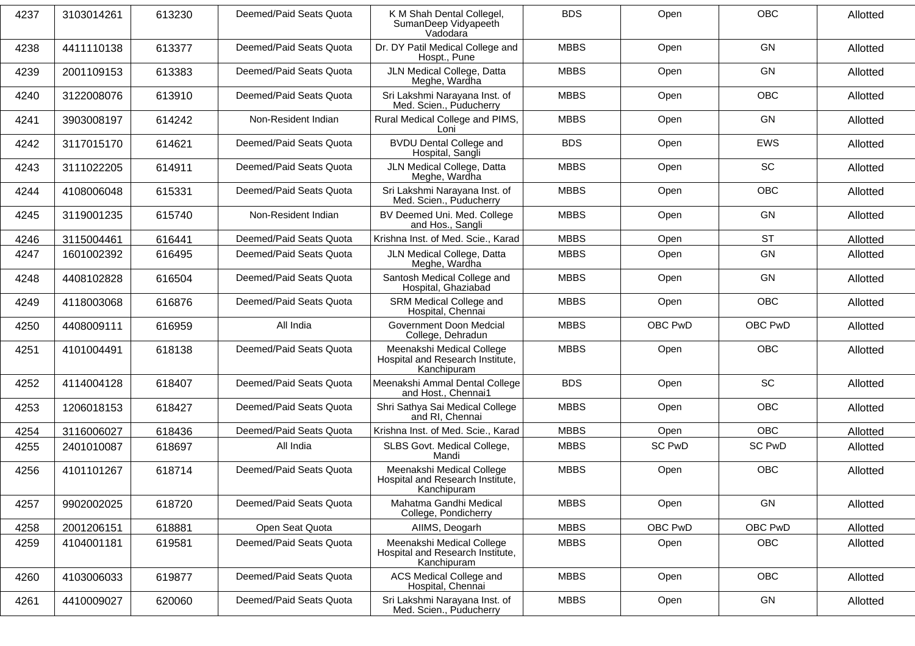| 4237 | 3103014261 | 613230 | Deemed/Paid Seats Quota | K M Shah Dental Collegel, SumanDeep Vidyapeeth Vadodara | BDS | Open | OBC | Allotted |
|---|---|---|---|---|---|---|---|---|
| 4238 | 4411110138 | 613377 | Deemed/Paid Seats Quota | Dr. DY Patil Medical College and Hospt., Pune | MBBS | Open | GN | Allotted |
| 4239 | 2001109153 | 613383 | Deemed/Paid Seats Quota | JLN Medical College, Datta Meghe, Wardha | MBBS | Open | GN | Allotted |
| 4240 | 3122008076 | 613910 | Deemed/Paid Seats Quota | Sri Lakshmi Narayana Inst. of Med. Scien., Puducherry | MBBS | Open | OBC | Allotted |
| 4241 | 3903008197 | 614242 | Non-Resident Indian | Rural Medical College and PIMS, Loni | MBBS | Open | GN | Allotted |
| 4242 | 3117015170 | 614621 | Deemed/Paid Seats Quota | BVDU Dental College and Hospital, Sangli | BDS | Open | EWS | Allotted |
| 4243 | 3111022205 | 614911 | Deemed/Paid Seats Quota | JLN Medical College, Datta Meghe, Wardha | MBBS | Open | SC | Allotted |
| 4244 | 4108006048 | 615331 | Deemed/Paid Seats Quota | Sri Lakshmi Narayana Inst. of Med. Scien., Puducherry | MBBS | Open | OBC | Allotted |
| 4245 | 3119001235 | 615740 | Non-Resident Indian | BV Deemed Uni. Med. College and Hos., Sangli | MBBS | Open | GN | Allotted |
| 4246 | 3115004461 | 616441 | Deemed/Paid Seats Quota | Krishna Inst. of Med. Scie., Karad | MBBS | Open | ST | Allotted |
| 4247 | 1601002392 | 616495 | Deemed/Paid Seats Quota | JLN Medical College, Datta Meghe, Wardha | MBBS | Open | GN | Allotted |
| 4248 | 4408102828 | 616504 | Deemed/Paid Seats Quota | Santosh Medical College and Hospital, Ghaziabad | MBBS | Open | GN | Allotted |
| 4249 | 4118003068 | 616876 | Deemed/Paid Seats Quota | SRM Medical College and Hospital, Chennai | MBBS | Open | OBC | Allotted |
| 4250 | 4408009111 | 616959 | All India | Government Doon Medcial College, Dehradun | MBBS | OBC PwD | OBC PwD | Allotted |
| 4251 | 4101004491 | 618138 | Deemed/Paid Seats Quota | Meenakshi Medical College Hospital and Research Institute, Kanchipuram | MBBS | Open | OBC | Allotted |
| 4252 | 4114004128 | 618407 | Deemed/Paid Seats Quota | Meenakshi Ammal Dental College and Host., Chennai1 | BDS | Open | SC | Allotted |
| 4253 | 1206018153 | 618427 | Deemed/Paid Seats Quota | Shri Sathya Sai Medical College and RI, Chennai | MBBS | Open | OBC | Allotted |
| 4254 | 3116006027 | 618436 | Deemed/Paid Seats Quota | Krishna Inst. of Med. Scie., Karad | MBBS | Open | OBC | Allotted |
| 4255 | 2401010087 | 618697 | All India | SLBS Govt. Medical College, Mandi | MBBS | SC PwD | SC PwD | Allotted |
| 4256 | 4101101267 | 618714 | Deemed/Paid Seats Quota | Meenakshi Medical College Hospital and Research Institute, Kanchipuram | MBBS | Open | OBC | Allotted |
| 4257 | 9902002025 | 618720 | Deemed/Paid Seats Quota | Mahatma Gandhi Medical College, Pondicherry | MBBS | Open | GN | Allotted |
| 4258 | 2001206151 | 618881 | Open Seat Quota | AIIMS, Deogarh | MBBS | OBC PwD | OBC PwD | Allotted |
| 4259 | 4104001181 | 619581 | Deemed/Paid Seats Quota | Meenakshi Medical College Hospital and Research Institute, Kanchipuram | MBBS | Open | OBC | Allotted |
| 4260 | 4103006033 | 619877 | Deemed/Paid Seats Quota | ACS Medical College and Hospital, Chennai | MBBS | Open | OBC | Allotted |
| 4261 | 4410009027 | 620060 | Deemed/Paid Seats Quota | Sri Lakshmi Narayana Inst. of Med. Scien., Puducherry | MBBS | Open | GN | Allotted |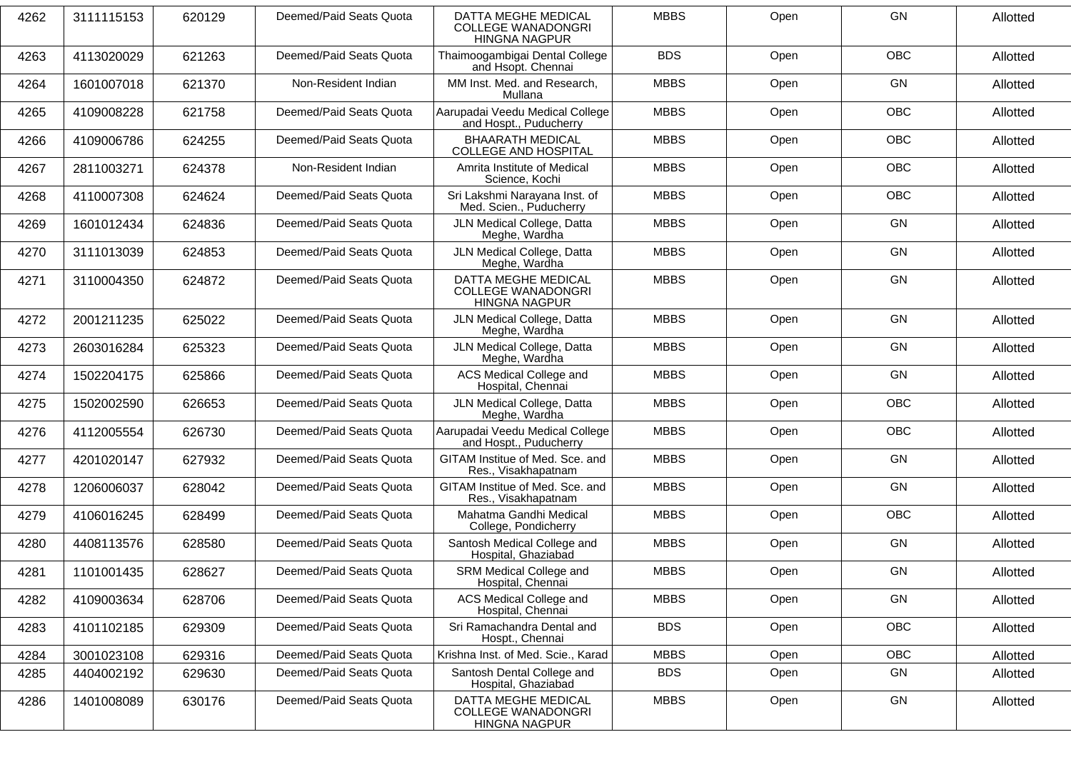| 4262 | 3111115153 | 620129 | Deemed/Paid Seats Quota | DATTA MEGHE MEDICAL COLLEGE WANADONGRI HINGNA NAGPUR | MBBS | Open | GN | Allotted |
|---|---|---|---|---|---|---|---|---|
| 4263 | 4113020029 | 621263 | Deemed/Paid Seats Quota | Thaimoogambigai Dental College and Hsopt. Chennai | BDS | Open | OBC | Allotted |
| 4264 | 1601007018 | 621370 | Non-Resident Indian | MM Inst. Med. and Research, Mullana | MBBS | Open | GN | Allotted |
| 4265 | 4109008228 | 621758 | Deemed/Paid Seats Quota | Aarupadai Veedu Medical College and Hospt., Puducherry | MBBS | Open | OBC | Allotted |
| 4266 | 4109006786 | 624255 | Deemed/Paid Seats Quota | BHAARATH MEDICAL COLLEGE AND HOSPITAL | MBBS | Open | OBC | Allotted |
| 4267 | 2811003271 | 624378 | Non-Resident Indian | Amrita Institute of Medical Science, Kochi | MBBS | Open | OBC | Allotted |
| 4268 | 4110007308 | 624624 | Deemed/Paid Seats Quota | Sri Lakshmi Narayana Inst. of Med. Scien., Puducherry | MBBS | Open | OBC | Allotted |
| 4269 | 1601012434 | 624836 | Deemed/Paid Seats Quota | JLN Medical College, Datta Meghe, Wardha | MBBS | Open | GN | Allotted |
| 4270 | 3111013039 | 624853 | Deemed/Paid Seats Quota | JLN Medical College, Datta Meghe, Wardha | MBBS | Open | GN | Allotted |
| 4271 | 3110004350 | 624872 | Deemed/Paid Seats Quota | DATTA MEGHE MEDICAL COLLEGE WANADONGRI HINGNA NAGPUR | MBBS | Open | GN | Allotted |
| 4272 | 2001211235 | 625022 | Deemed/Paid Seats Quota | JLN Medical College, Datta Meghe, Wardha | MBBS | Open | GN | Allotted |
| 4273 | 2603016284 | 625323 | Deemed/Paid Seats Quota | JLN Medical College, Datta Meghe, Wardha | MBBS | Open | GN | Allotted |
| 4274 | 1502204175 | 625866 | Deemed/Paid Seats Quota | ACS Medical College and Hospital, Chennai | MBBS | Open | GN | Allotted |
| 4275 | 1502002590 | 626653 | Deemed/Paid Seats Quota | JLN Medical College, Datta Meghe, Wardha | MBBS | Open | OBC | Allotted |
| 4276 | 4112005554 | 626730 | Deemed/Paid Seats Quota | Aarupadai Veedu Medical College and Hospt., Puducherry | MBBS | Open | OBC | Allotted |
| 4277 | 4201020147 | 627932 | Deemed/Paid Seats Quota | GITAM Institue of Med. Sce. and Res., Visakhapatnam | MBBS | Open | GN | Allotted |
| 4278 | 1206006037 | 628042 | Deemed/Paid Seats Quota | GITAM Institue of Med. Sce. and Res., Visakhapatnam | MBBS | Open | GN | Allotted |
| 4279 | 4106016245 | 628499 | Deemed/Paid Seats Quota | Mahatma Gandhi Medical College, Pondicherry | MBBS | Open | OBC | Allotted |
| 4280 | 4408113576 | 628580 | Deemed/Paid Seats Quota | Santosh Medical College and Hospital, Ghaziabad | MBBS | Open | GN | Allotted |
| 4281 | 1101001435 | 628627 | Deemed/Paid Seats Quota | SRM Medical College and Hospital, Chennai | MBBS | Open | GN | Allotted |
| 4282 | 4109003634 | 628706 | Deemed/Paid Seats Quota | ACS Medical College and Hospital, Chennai | MBBS | Open | GN | Allotted |
| 4283 | 4101102185 | 629309 | Deemed/Paid Seats Quota | Sri Ramachandra Dental and Hospt., Chennai | BDS | Open | OBC | Allotted |
| 4284 | 3001023108 | 629316 | Deemed/Paid Seats Quota | Krishna Inst. of Med. Scie., Karad | MBBS | Open | OBC | Allotted |
| 4285 | 4404002192 | 629630 | Deemed/Paid Seats Quota | Santosh Dental College and Hospital, Ghaziabad | BDS | Open | GN | Allotted |
| 4286 | 1401008089 | 630176 | Deemed/Paid Seats Quota | DATTA MEGHE MEDICAL COLLEGE WANADONGRI HINGNA NAGPUR | MBBS | Open | GN | Allotted |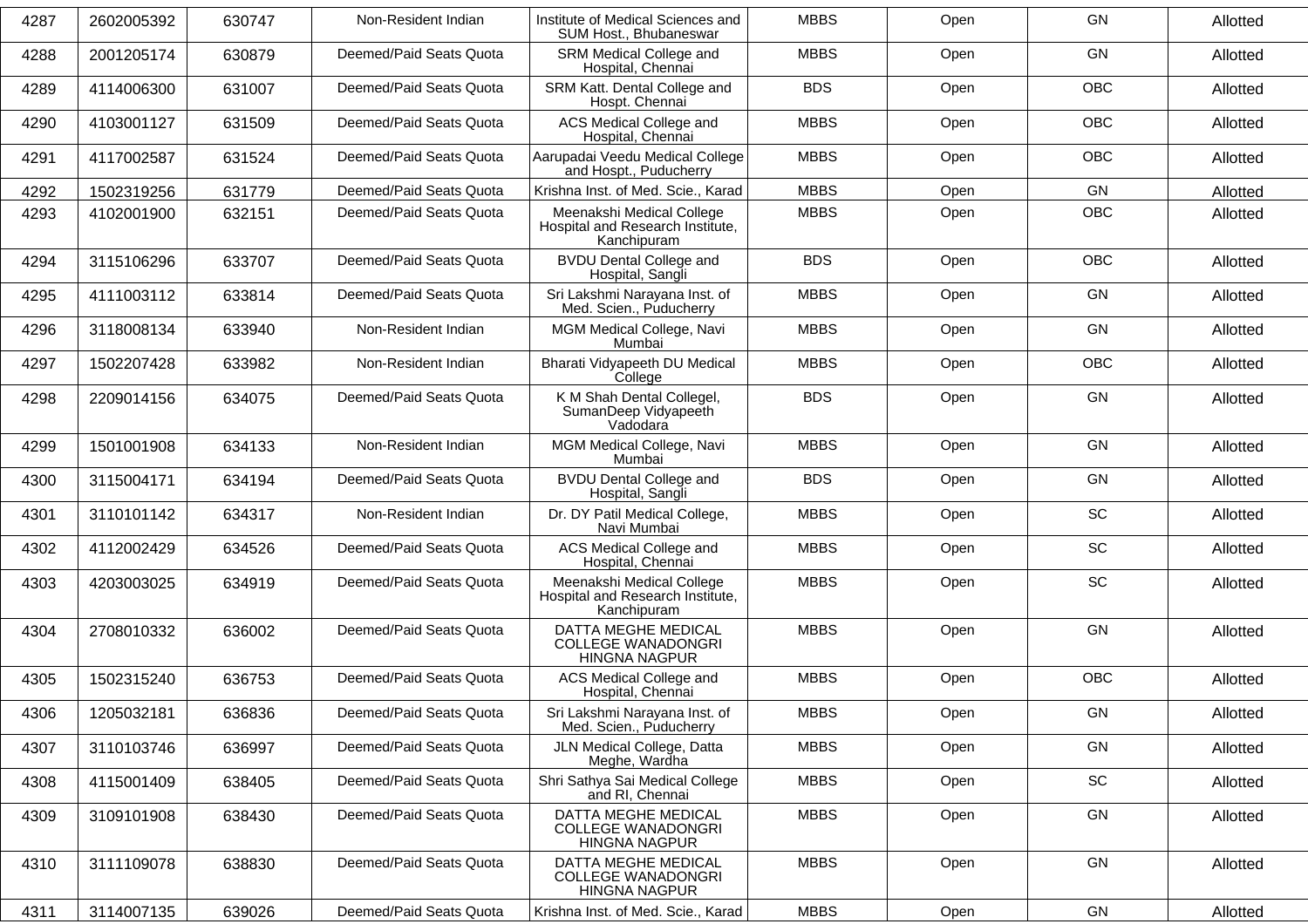| 4287 | 2602005392 | 630747 | Non-Resident Indian | Institute of Medical Sciences and SUM Host., Bhubaneswar | MBBS | Open | GN | Allotted |
|---|---|---|---|---|---|---|---|---|
| 4288 | 2001205174 | 630879 | Deemed/Paid Seats Quota | SRM Medical College and Hospital, Chennai | MBBS | Open | GN | Allotted |
| 4289 | 4114006300 | 631007 | Deemed/Paid Seats Quota | SRM Katt. Dental College and Hospt. Chennai | BDS | Open | OBC | Allotted |
| 4290 | 4103001127 | 631509 | Deemed/Paid Seats Quota | ACS Medical College and Hospital, Chennai | MBBS | Open | OBC | Allotted |
| 4291 | 4117002587 | 631524 | Deemed/Paid Seats Quota | Aarupadai Veedu Medical College and Hospt., Puducherry | MBBS | Open | OBC | Allotted |
| 4292 | 1502319256 | 631779 | Deemed/Paid Seats Quota | Krishna Inst. of Med. Scie., Karad | MBBS | Open | GN | Allotted |
| 4293 | 4102001900 | 632151 | Deemed/Paid Seats Quota | Meenakshi Medical College Hospital and Research Institute, Kanchipuram | MBBS | Open | OBC | Allotted |
| 4294 | 3115106296 | 633707 | Deemed/Paid Seats Quota | BVDU Dental College and Hospital, Sangli | BDS | Open | OBC | Allotted |
| 4295 | 4111003112 | 633814 | Deemed/Paid Seats Quota | Sri Lakshmi Narayana Inst. of Med. Scien., Puducherry | MBBS | Open | GN | Allotted |
| 4296 | 3118008134 | 633940 | Non-Resident Indian | MGM Medical College, Navi Mumbai | MBBS | Open | GN | Allotted |
| 4297 | 1502207428 | 633982 | Non-Resident Indian | Bharati Vidyapeeth DU Medical College | MBBS | Open | OBC | Allotted |
| 4298 | 2209014156 | 634075 | Deemed/Paid Seats Quota | K M Shah Dental Collegel, SumanDeep Vidyapeeth Vadodara | BDS | Open | GN | Allotted |
| 4299 | 1501001908 | 634133 | Non-Resident Indian | MGM Medical College, Navi Mumbai | MBBS | Open | GN | Allotted |
| 4300 | 3115004171 | 634194 | Deemed/Paid Seats Quota | BVDU Dental College and Hospital, Sangli | BDS | Open | GN | Allotted |
| 4301 | 3110101142 | 634317 | Non-Resident Indian | Dr. DY Patil Medical College, Navi Mumbai | MBBS | Open | SC | Allotted |
| 4302 | 4112002429 | 634526 | Deemed/Paid Seats Quota | ACS Medical College and Hospital, Chennai | MBBS | Open | SC | Allotted |
| 4303 | 4203003025 | 634919 | Deemed/Paid Seats Quota | Meenakshi Medical College Hospital and Research Institute, Kanchipuram | MBBS | Open | SC | Allotted |
| 4304 | 2708010332 | 636002 | Deemed/Paid Seats Quota | DATTA MEGHE MEDICAL COLLEGE WANADONGRI HINGNA NAGPUR | MBBS | Open | GN | Allotted |
| 4305 | 1502315240 | 636753 | Deemed/Paid Seats Quota | ACS Medical College and Hospital, Chennai | MBBS | Open | OBC | Allotted |
| 4306 | 1205032181 | 636836 | Deemed/Paid Seats Quota | Sri Lakshmi Narayana Inst. of Med. Scien., Puducherry | MBBS | Open | GN | Allotted |
| 4307 | 3110103746 | 636997 | Deemed/Paid Seats Quota | JLN Medical College, Datta Meghe, Wardha | MBBS | Open | GN | Allotted |
| 4308 | 4115001409 | 638405 | Deemed/Paid Seats Quota | Shri Sathya Sai Medical College and RI, Chennai | MBBS | Open | SC | Allotted |
| 4309 | 3109101908 | 638430 | Deemed/Paid Seats Quota | DATTA MEGHE MEDICAL COLLEGE WANADONGRI HINGNA NAGPUR | MBBS | Open | GN | Allotted |
| 4310 | 3111109078 | 638830 | Deemed/Paid Seats Quota | DATTA MEGHE MEDICAL COLLEGE WANADONGRI HINGNA NAGPUR | MBBS | Open | GN | Allotted |
| 4311 | 3114007135 | 639026 | Deemed/Paid Seats Quota | Krishna Inst. of Med. Scie., Karad | MBBS | Open | GN | Allotted |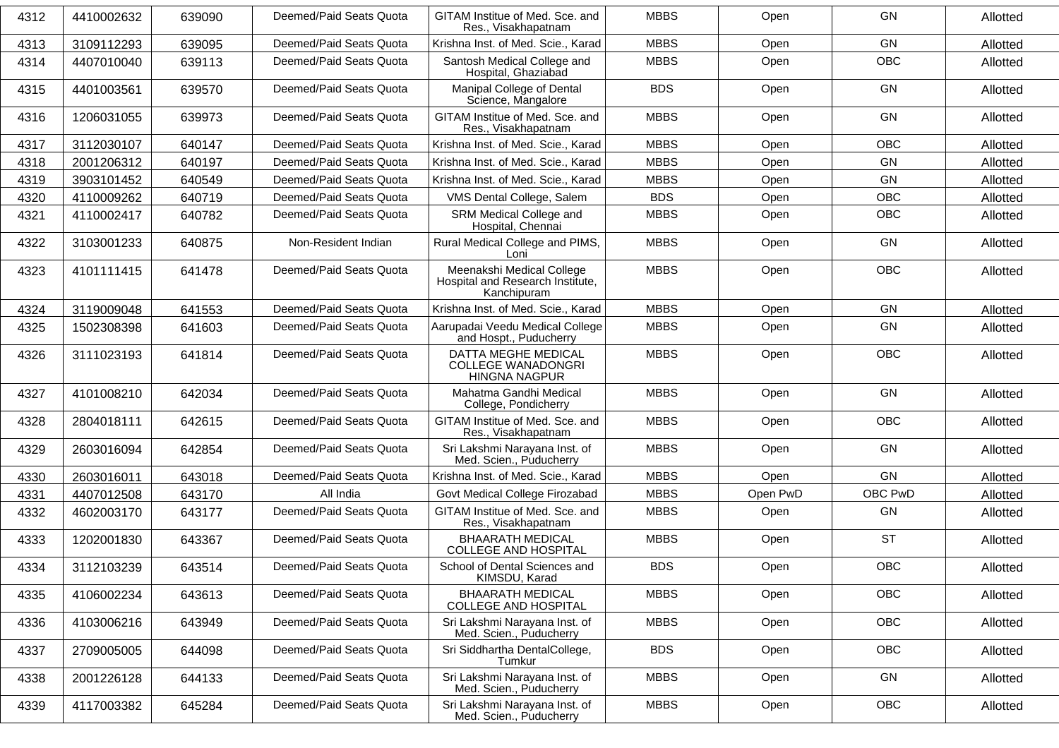| 4312 | 4410002632 | 639090 | Deemed/Paid Seats Quota | GITAM Institue of Med. Sce. and Res., Visakhapatnam | MBBS | Open | GN | Allotted |
|---|---|---|---|---|---|---|---|---|
| 4313 | 3109112293 | 639095 | Deemed/Paid Seats Quota | Krishna Inst. of Med. Scie., Karad | MBBS | Open | GN | Allotted |
| 4314 | 4407010040 | 639113 | Deemed/Paid Seats Quota | Santosh Medical College and Hospital, Ghaziabad | MBBS | Open | OBC | Allotted |
| 4315 | 4401003561 | 639570 | Deemed/Paid Seats Quota | Manipal College of Dental Science, Mangalore | BDS | Open | GN | Allotted |
| 4316 | 1206031055 | 639973 | Deemed/Paid Seats Quota | GITAM Institue of Med. Sce. and Res., Visakhapatnam | MBBS | Open | GN | Allotted |
| 4317 | 3112030107 | 640147 | Deemed/Paid Seats Quota | Krishna Inst. of Med. Scie., Karad | MBBS | Open | OBC | Allotted |
| 4318 | 2001206312 | 640197 | Deemed/Paid Seats Quota | Krishna Inst. of Med. Scie., Karad | MBBS | Open | GN | Allotted |
| 4319 | 3903101452 | 640549 | Deemed/Paid Seats Quota | Krishna Inst. of Med. Scie., Karad | MBBS | Open | GN | Allotted |
| 4320 | 4110009262 | 640719 | Deemed/Paid Seats Quota | VMS Dental College, Salem | BDS | Open | OBC | Allotted |
| 4321 | 4110002417 | 640782 | Deemed/Paid Seats Quota | SRM Medical College and Hospital, Chennai | MBBS | Open | OBC | Allotted |
| 4322 | 3103001233 | 640875 | Non-Resident Indian | Rural Medical College and PIMS, Loni | MBBS | Open | GN | Allotted |
| 4323 | 4101111415 | 641478 | Deemed/Paid Seats Quota | Meenakshi Medical College Hospital and Research Institute, Kanchipuram | MBBS | Open | OBC | Allotted |
| 4324 | 3119009048 | 641553 | Deemed/Paid Seats Quota | Krishna Inst. of Med. Scie., Karad | MBBS | Open | GN | Allotted |
| 4325 | 1502308398 | 641603 | Deemed/Paid Seats Quota | Aarupadai Veedu Medical College and Hospt., Puducherry | MBBS | Open | GN | Allotted |
| 4326 | 3111023193 | 641814 | Deemed/Paid Seats Quota | DATTA MEGHE MEDICAL COLLEGE WANADONGRI HINGNA NAGPUR | MBBS | Open | OBC | Allotted |
| 4327 | 4101008210 | 642034 | Deemed/Paid Seats Quota | Mahatma Gandhi Medical College, Pondicherry | MBBS | Open | GN | Allotted |
| 4328 | 2804018111 | 642615 | Deemed/Paid Seats Quota | GITAM Institue of Med. Sce. and Res., Visakhapatnam | MBBS | Open | OBC | Allotted |
| 4329 | 2603016094 | 642854 | Deemed/Paid Seats Quota | Sri Lakshmi Narayana Inst. of Med. Scien., Puducherry | MBBS | Open | GN | Allotted |
| 4330 | 2603016011 | 643018 | Deemed/Paid Seats Quota | Krishna Inst. of Med. Scie., Karad | MBBS | Open | GN | Allotted |
| 4331 | 4407012508 | 643170 | All India | Govt Medical College Firozabad | MBBS | Open PwD | OBC PwD | Allotted |
| 4332 | 4602003170 | 643177 | Deemed/Paid Seats Quota | GITAM Institue of Med. Sce. and Res., Visakhapatnam | MBBS | Open | GN | Allotted |
| 4333 | 1202001830 | 643367 | Deemed/Paid Seats Quota | BHAARATH MEDICAL COLLEGE AND HOSPITAL | MBBS | Open | ST | Allotted |
| 4334 | 3112103239 | 643514 | Deemed/Paid Seats Quota | School of Dental Sciences and KIMSDU, Karad | BDS | Open | OBC | Allotted |
| 4335 | 4106002234 | 643613 | Deemed/Paid Seats Quota | BHAARATH MEDICAL COLLEGE AND HOSPITAL | MBBS | Open | OBC | Allotted |
| 4336 | 4103006216 | 643949 | Deemed/Paid Seats Quota | Sri Lakshmi Narayana Inst. of Med. Scien., Puducherry | MBBS | Open | OBC | Allotted |
| 4337 | 2709005005 | 644098 | Deemed/Paid Seats Quota | Sri Siddhartha DentalCollege, Tumkur | BDS | Open | OBC | Allotted |
| 4338 | 2001226128 | 644133 | Deemed/Paid Seats Quota | Sri Lakshmi Narayana Inst. of Med. Scien., Puducherry | MBBS | Open | GN | Allotted |
| 4339 | 4117003382 | 645284 | Deemed/Paid Seats Quota | Sri Lakshmi Narayana Inst. of Med. Scien., Puducherry | MBBS | Open | OBC | Allotted |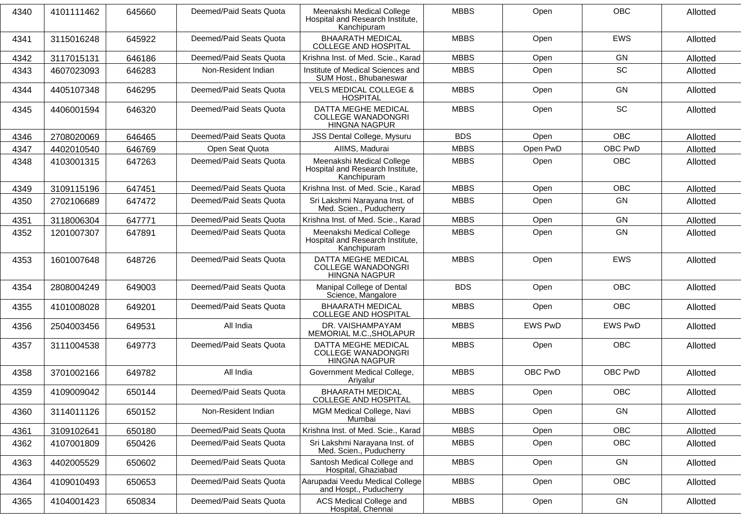| 4340 | 4101111462 | 645660 | Deemed/Paid Seats Quota | Meenakshi Medical College Hospital and Research Institute, Kanchipuram | MBBS | Open | OBC | Allotted |
|---|---|---|---|---|---|---|---|---|
| 4341 | 3115016248 | 645922 | Deemed/Paid Seats Quota | BHAARATH MEDICAL COLLEGE AND HOSPITAL | MBBS | Open | EWS | Allotted |
| 4342 | 3117015131 | 646186 | Deemed/Paid Seats Quota | Krishna Inst. of Med. Scie., Karad | MBBS | Open | GN | Allotted |
| 4343 | 4607023093 | 646283 | Non-Resident Indian | Institute of Medical Sciences and SUM Host., Bhubaneswar | MBBS | Open | SC | Allotted |
| 4344 | 4405107348 | 646295 | Deemed/Paid Seats Quota | VELS MEDICAL COLLEGE & HOSPITAL | MBBS | Open | GN | Allotted |
| 4345 | 4406001594 | 646320 | Deemed/Paid Seats Quota | DATTA MEGHE MEDICAL COLLEGE WANADONGRI HINGNA NAGPUR | MBBS | Open | SC | Allotted |
| 4346 | 2708020069 | 646465 | Deemed/Paid Seats Quota | JSS Dental College, Mysuru | BDS | Open | OBC | Allotted |
| 4347 | 4402010540 | 646769 | Open Seat Quota | AIIMS, Madurai | MBBS | Open PwD | OBC PwD | Allotted |
| 4348 | 4103001315 | 647263 | Deemed/Paid Seats Quota | Meenakshi Medical College Hospital and Research Institute, Kanchipuram | MBBS | Open | OBC | Allotted |
| 4349 | 3109115196 | 647451 | Deemed/Paid Seats Quota | Krishna Inst. of Med. Scie., Karad | MBBS | Open | OBC | Allotted |
| 4350 | 2702106689 | 647472 | Deemed/Paid Seats Quota | Sri Lakshmi Narayana Inst. of Med. Scien., Puducherry | MBBS | Open | GN | Allotted |
| 4351 | 3118006304 | 647771 | Deemed/Paid Seats Quota | Krishna Inst. of Med. Scie., Karad | MBBS | Open | GN | Allotted |
| 4352 | 1201007307 | 647891 | Deemed/Paid Seats Quota | Meenakshi Medical College Hospital and Research Institute, Kanchipuram | MBBS | Open | GN | Allotted |
| 4353 | 1601007648 | 648726 | Deemed/Paid Seats Quota | DATTA MEGHE MEDICAL COLLEGE WANADONGRI HINGNA NAGPUR | MBBS | Open | EWS | Allotted |
| 4354 | 2808004249 | 649003 | Deemed/Paid Seats Quota | Manipal College of Dental Science, Mangalore | BDS | Open | OBC | Allotted |
| 4355 | 4101008028 | 649201 | Deemed/Paid Seats Quota | BHAARATH MEDICAL COLLEGE AND HOSPITAL | MBBS | Open | OBC | Allotted |
| 4356 | 2504003456 | 649531 | All India | DR. VAISHAMPAYAM MEMORIAL M.C.,SHOLAPUR | MBBS | EWS PwD | EWS PwD | Allotted |
| 4357 | 3111004538 | 649773 | Deemed/Paid Seats Quota | DATTA MEGHE MEDICAL COLLEGE WANADONGRI HINGNA NAGPUR | MBBS | Open | OBC | Allotted |
| 4358 | 3701002166 | 649782 | All India | Government Medical College, Ariyalur | MBBS | OBC PwD | OBC PwD | Allotted |
| 4359 | 4109009042 | 650144 | Deemed/Paid Seats Quota | BHAARATH MEDICAL COLLEGE AND HOSPITAL | MBBS | Open | OBC | Allotted |
| 4360 | 3114011126 | 650152 | Non-Resident Indian | MGM Medical College, Navi Mumbai | MBBS | Open | GN | Allotted |
| 4361 | 3109102641 | 650180 | Deemed/Paid Seats Quota | Krishna Inst. of Med. Scie., Karad | MBBS | Open | OBC | Allotted |
| 4362 | 4107001809 | 650426 | Deemed/Paid Seats Quota | Sri Lakshmi Narayana Inst. of Med. Scien., Puducherry | MBBS | Open | OBC | Allotted |
| 4363 | 4402005529 | 650602 | Deemed/Paid Seats Quota | Santosh Medical College and Hospital, Ghaziabad | MBBS | Open | GN | Allotted |
| 4364 | 4109010493 | 650653 | Deemed/Paid Seats Quota | Aarupadai Veedu Medical College and Hospt., Puducherry | MBBS | Open | OBC | Allotted |
| 4365 | 4104001423 | 650834 | Deemed/Paid Seats Quota | ACS Medical College and Hospital, Chennai | MBBS | Open | GN | Allotted |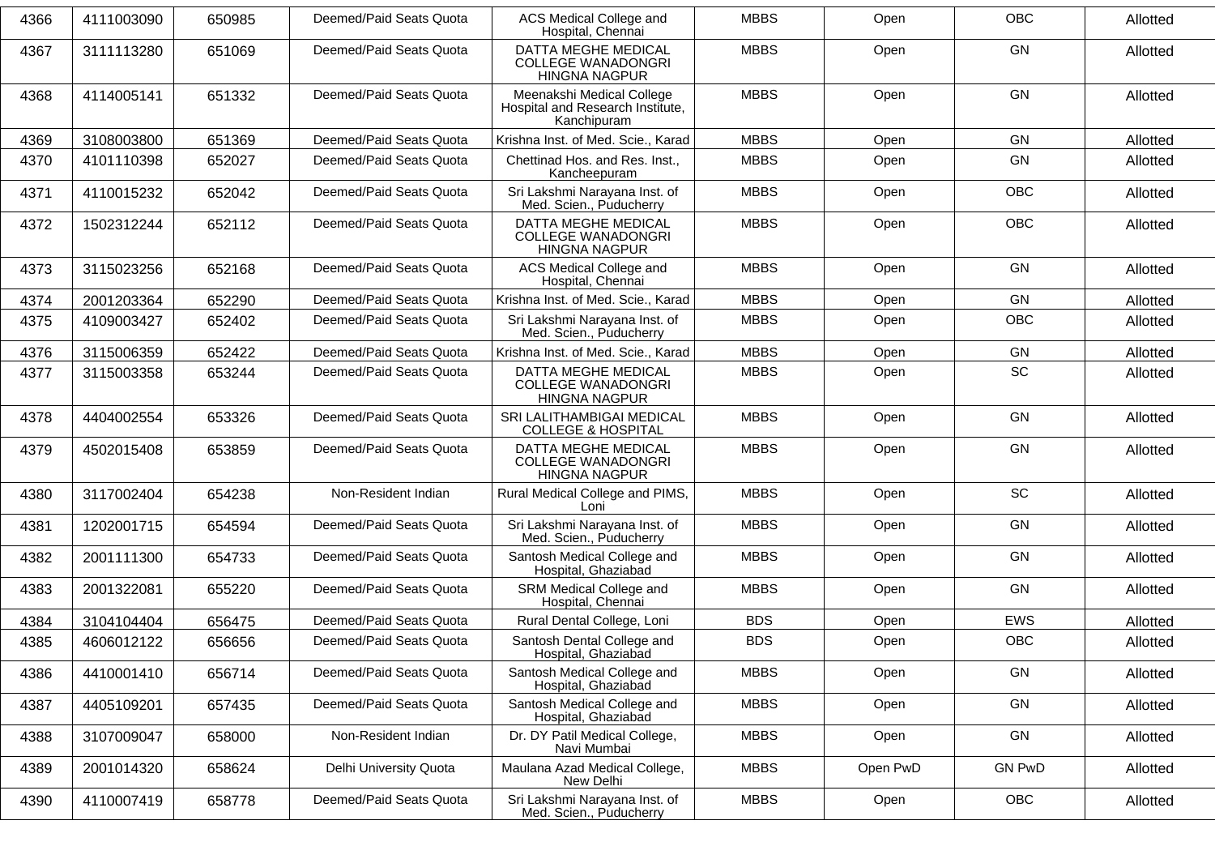| 4366 | 4111003090 | 650985 | Deemed/Paid Seats Quota | ACS Medical College and Hospital, Chennai | MBBS | Open | OBC | Allotted |
|---|---|---|---|---|---|---|---|---|
| 4367 | 3111113280 | 651069 | Deemed/Paid Seats Quota | DATTA MEGHE MEDICAL COLLEGE WANADONGRI HINGNA NAGPUR | MBBS | Open | GN | Allotted |
| 4368 | 4114005141 | 651332 | Deemed/Paid Seats Quota | Meenakshi Medical College Hospital and Research Institute, Kanchipuram | MBBS | Open | GN | Allotted |
| 4369 | 3108003800 | 651369 | Deemed/Paid Seats Quota | Krishna Inst. of Med. Scie., Karad | MBBS | Open | GN | Allotted |
| 4370 | 4101110398 | 652027 | Deemed/Paid Seats Quota | Chettinad Hos. and Res. Inst., Kancheepuram | MBBS | Open | GN | Allotted |
| 4371 | 4110015232 | 652042 | Deemed/Paid Seats Quota | Sri Lakshmi Narayana Inst. of Med. Scien., Puducherry | MBBS | Open | OBC | Allotted |
| 4372 | 1502312244 | 652112 | Deemed/Paid Seats Quota | DATTA MEGHE MEDICAL COLLEGE WANADONGRI HINGNA NAGPUR | MBBS | Open | OBC | Allotted |
| 4373 | 3115023256 | 652168 | Deemed/Paid Seats Quota | ACS Medical College and Hospital, Chennai | MBBS | Open | GN | Allotted |
| 4374 | 2001203364 | 652290 | Deemed/Paid Seats Quota | Krishna Inst. of Med. Scie., Karad | MBBS | Open | GN | Allotted |
| 4375 | 4109003427 | 652402 | Deemed/Paid Seats Quota | Sri Lakshmi Narayana Inst. of Med. Scien., Puducherry | MBBS | Open | OBC | Allotted |
| 4376 | 3115006359 | 652422 | Deemed/Paid Seats Quota | Krishna Inst. of Med. Scie., Karad | MBBS | Open | GN | Allotted |
| 4377 | 3115003358 | 653244 | Deemed/Paid Seats Quota | DATTA MEGHE MEDICAL COLLEGE WANADONGRI HINGNA NAGPUR | MBBS | Open | SC | Allotted |
| 4378 | 4404002554 | 653326 | Deemed/Paid Seats Quota | SRI LALITHAMBIGAI MEDICAL COLLEGE & HOSPITAL | MBBS | Open | GN | Allotted |
| 4379 | 4502015408 | 653859 | Deemed/Paid Seats Quota | DATTA MEGHE MEDICAL COLLEGE WANADONGRI HINGNA NAGPUR | MBBS | Open | GN | Allotted |
| 4380 | 3117002404 | 654238 | Non-Resident Indian | Rural Medical College and PIMS, Loni | MBBS | Open | SC | Allotted |
| 4381 | 1202001715 | 654594 | Deemed/Paid Seats Quota | Sri Lakshmi Narayana Inst. of Med. Scien., Puducherry | MBBS | Open | GN | Allotted |
| 4382 | 2001111300 | 654733 | Deemed/Paid Seats Quota | Santosh Medical College and Hospital, Ghaziabad | MBBS | Open | GN | Allotted |
| 4383 | 2001322081 | 655220 | Deemed/Paid Seats Quota | SRM Medical College and Hospital, Chennai | MBBS | Open | GN | Allotted |
| 4384 | 3104104404 | 656475 | Deemed/Paid Seats Quota | Rural Dental College, Loni | BDS | Open | EWS | Allotted |
| 4385 | 4606012122 | 656656 | Deemed/Paid Seats Quota | Santosh Dental College and Hospital, Ghaziabad | BDS | Open | OBC | Allotted |
| 4386 | 4410001410 | 656714 | Deemed/Paid Seats Quota | Santosh Medical College and Hospital, Ghaziabad | MBBS | Open | GN | Allotted |
| 4387 | 4405109201 | 657435 | Deemed/Paid Seats Quota | Santosh Medical College and Hospital, Ghaziabad | MBBS | Open | GN | Allotted |
| 4388 | 3107009047 | 658000 | Non-Resident Indian | Dr. DY Patil Medical College, Navi Mumbai | MBBS | Open | GN | Allotted |
| 4389 | 2001014320 | 658624 | Delhi University Quota | Maulana Azad Medical College, New Delhi | MBBS | Open PwD | GN PwD | Allotted |
| 4390 | 4110007419 | 658778 | Deemed/Paid Seats Quota | Sri Lakshmi Narayana Inst. of Med. Scien., Puducherry | MBBS | Open | OBC | Allotted |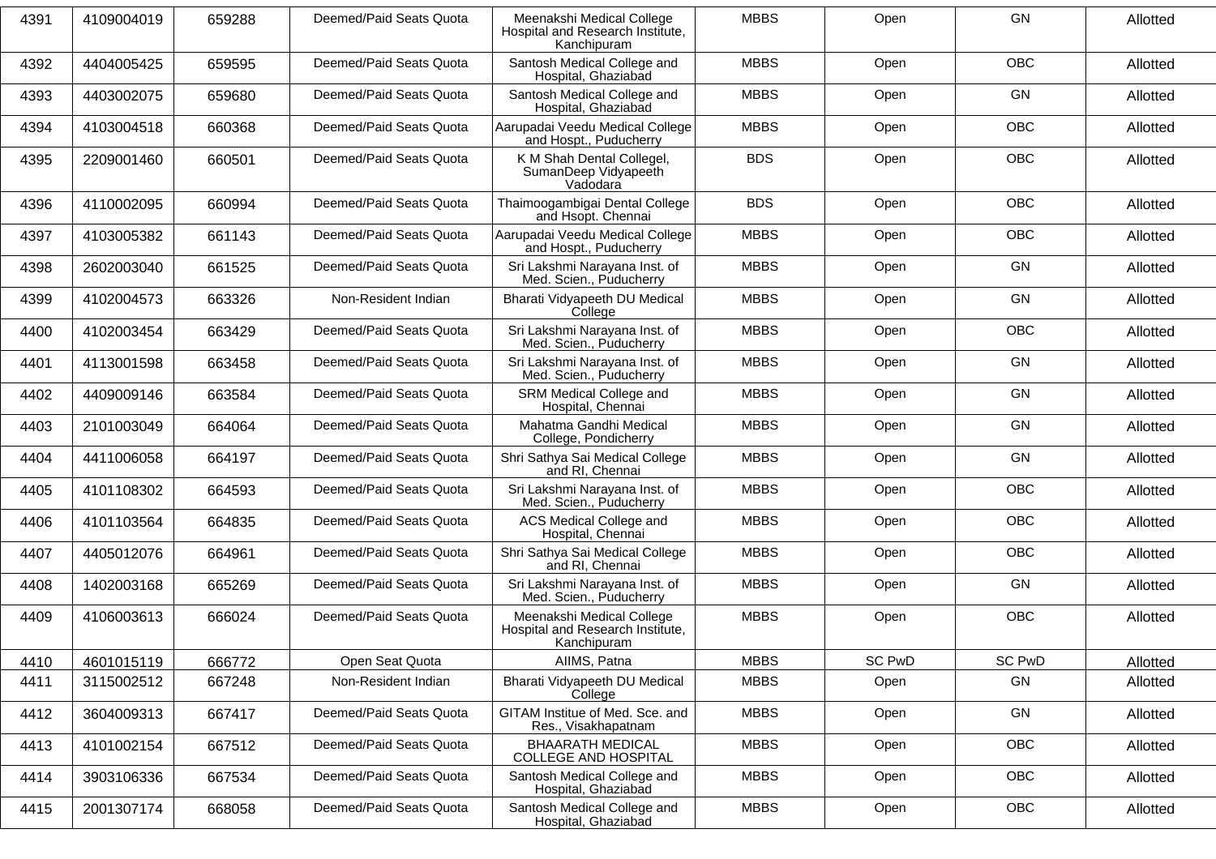| 4391 | 4109004019 | 659288 | Deemed/Paid Seats Quota | Meenakshi Medical College Hospital and Research Institute, Kanchipuram | MBBS | Open | GN | Allotted |
|---|---|---|---|---|---|---|---|---|
| 4392 | 4404005425 | 659595 | Deemed/Paid Seats Quota | Santosh Medical College and Hospital, Ghaziabad | MBBS | Open | OBC | Allotted |
| 4393 | 4403002075 | 659680 | Deemed/Paid Seats Quota | Santosh Medical College and Hospital, Ghaziabad | MBBS | Open | GN | Allotted |
| 4394 | 4103004518 | 660368 | Deemed/Paid Seats Quota | Aarupadai Veedu Medical College and Hospt., Puducherry | MBBS | Open | OBC | Allotted |
| 4395 | 2209001460 | 660501 | Deemed/Paid Seats Quota | K M Shah Dental Collegel, SumanDeep Vidyapeeth Vadodara | BDS | Open | OBC | Allotted |
| 4396 | 4110002095 | 660994 | Deemed/Paid Seats Quota | Thaimoogambigai Dental College and Hsopt. Chennai | BDS | Open | OBC | Allotted |
| 4397 | 4103005382 | 661143 | Deemed/Paid Seats Quota | Aarupadai Veedu Medical College and Hospt., Puducherry | MBBS | Open | OBC | Allotted |
| 4398 | 2602003040 | 661525 | Deemed/Paid Seats Quota | Sri Lakshmi Narayana Inst. of Med. Scien., Puducherry | MBBS | Open | GN | Allotted |
| 4399 | 4102004573 | 663326 | Non-Resident Indian | Bharati Vidyapeeth DU Medical College | MBBS | Open | GN | Allotted |
| 4400 | 4102003454 | 663429 | Deemed/Paid Seats Quota | Sri Lakshmi Narayana Inst. of Med. Scien., Puducherry | MBBS | Open | OBC | Allotted |
| 4401 | 4113001598 | 663458 | Deemed/Paid Seats Quota | Sri Lakshmi Narayana Inst. of Med. Scien., Puducherry | MBBS | Open | GN | Allotted |
| 4402 | 4409009146 | 663584 | Deemed/Paid Seats Quota | SRM Medical College and Hospital, Chennai | MBBS | Open | GN | Allotted |
| 4403 | 2101003049 | 664064 | Deemed/Paid Seats Quota | Mahatma Gandhi Medical College, Pondicherry | MBBS | Open | GN | Allotted |
| 4404 | 4411006058 | 664197 | Deemed/Paid Seats Quota | Shri Sathya Sai Medical College and RI, Chennai | MBBS | Open | GN | Allotted |
| 4405 | 4101108302 | 664593 | Deemed/Paid Seats Quota | Sri Lakshmi Narayana Inst. of Med. Scien., Puducherry | MBBS | Open | OBC | Allotted |
| 4406 | 4101103564 | 664835 | Deemed/Paid Seats Quota | ACS Medical College and Hospital, Chennai | MBBS | Open | OBC | Allotted |
| 4407 | 4405012076 | 664961 | Deemed/Paid Seats Quota | Shri Sathya Sai Medical College and RI, Chennai | MBBS | Open | OBC | Allotted |
| 4408 | 1402003168 | 665269 | Deemed/Paid Seats Quota | Sri Lakshmi Narayana Inst. of Med. Scien., Puducherry | MBBS | Open | GN | Allotted |
| 4409 | 4106003613 | 666024 | Deemed/Paid Seats Quota | Meenakshi Medical College Hospital and Research Institute, Kanchipuram | MBBS | Open | OBC | Allotted |
| 4410 | 4601015119 | 666772 | Open Seat Quota | AIIMS, Patna | MBBS | SC PwD | SC PwD | Allotted |
| 4411 | 3115002512 | 667248 | Non-Resident Indian | Bharati Vidyapeeth DU Medical College | MBBS | Open | GN | Allotted |
| 4412 | 3604009313 | 667417 | Deemed/Paid Seats Quota | GITAM Institue of Med. Sce. and Res., Visakhapatnam | MBBS | Open | GN | Allotted |
| 4413 | 4101002154 | 667512 | Deemed/Paid Seats Quota | BHAARATH MEDICAL COLLEGE AND HOSPITAL | MBBS | Open | OBC | Allotted |
| 4414 | 3903106336 | 667534 | Deemed/Paid Seats Quota | Santosh Medical College and Hospital, Ghaziabad | MBBS | Open | OBC | Allotted |
| 4415 | 2001307174 | 668058 | Deemed/Paid Seats Quota | Santosh Medical College and Hospital, Ghaziabad | MBBS | Open | OBC | Allotted |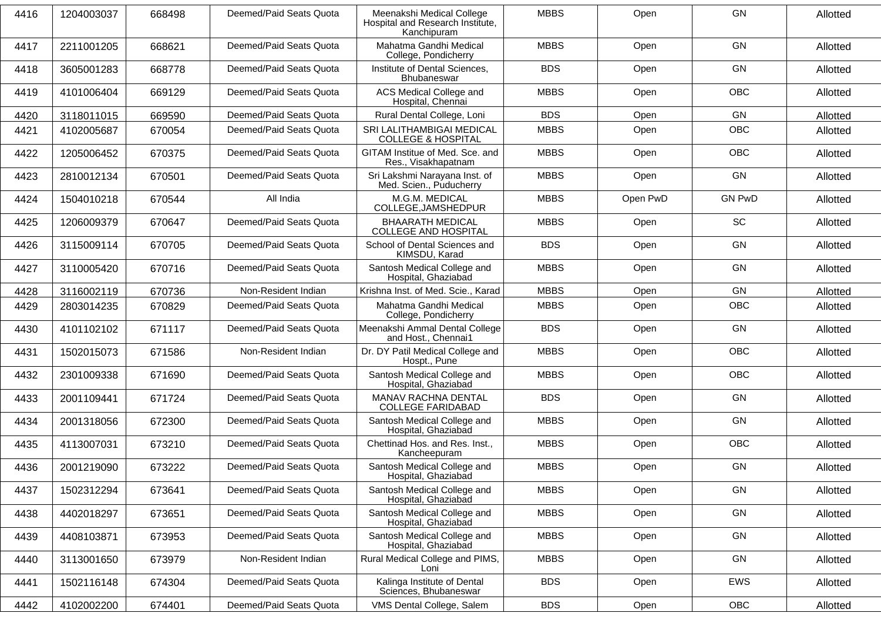| 4416 | 1204003037 | 668498 | Deemed/Paid Seats Quota | Meenakshi Medical College Hospital and Research Institute, Kanchipuram | MBBS | Open | GN | Allotted |
|---|---|---|---|---|---|---|---|---|
| 4417 | 2211001205 | 668621 | Deemed/Paid Seats Quota | Mahatma Gandhi Medical College, Pondicherry | MBBS | Open | GN | Allotted |
| 4418 | 3605001283 | 668778 | Deemed/Paid Seats Quota | Institute of Dental Sciences, Bhubaneswar | BDS | Open | GN | Allotted |
| 4419 | 4101006404 | 669129 | Deemed/Paid Seats Quota | ACS Medical College and Hospital, Chennai | MBBS | Open | OBC | Allotted |
| 4420 | 3118011015 | 669590 | Deemed/Paid Seats Quota | Rural Dental College, Loni | BDS | Open | GN | Allotted |
| 4421 | 4102005687 | 670054 | Deemed/Paid Seats Quota | SRI LALITHAMBIGAI MEDICAL COLLEGE & HOSPITAL | MBBS | Open | OBC | Allotted |
| 4422 | 1205006452 | 670375 | Deemed/Paid Seats Quota | GITAM Institue of Med. Sce. and Res., Visakhapatnam | MBBS | Open | OBC | Allotted |
| 4423 | 2810012134 | 670501 | Deemed/Paid Seats Quota | Sri Lakshmi Narayana Inst. of Med. Scien., Puducherry | MBBS | Open | GN | Allotted |
| 4424 | 1504010218 | 670544 | All India | M.G.M. MEDICAL COLLEGE,JAMSHEDPUR | MBBS | Open PwD | GN PwD | Allotted |
| 4425 | 1206009379 | 670647 | Deemed/Paid Seats Quota | BHAARATH MEDICAL COLLEGE AND HOSPITAL | MBBS | Open | SC | Allotted |
| 4426 | 3115009114 | 670705 | Deemed/Paid Seats Quota | School of Dental Sciences and KIMSDU, Karad | BDS | Open | GN | Allotted |
| 4427 | 3110005420 | 670716 | Deemed/Paid Seats Quota | Santosh Medical College and Hospital, Ghaziabad | MBBS | Open | GN | Allotted |
| 4428 | 3116002119 | 670736 | Non-Resident Indian | Krishna Inst. of Med. Scie., Karad | MBBS | Open | GN | Allotted |
| 4429 | 2803014235 | 670829 | Deemed/Paid Seats Quota | Mahatma Gandhi Medical College, Pondicherry | MBBS | Open | OBC | Allotted |
| 4430 | 4101102102 | 671117 | Deemed/Paid Seats Quota | Meenakshi Ammal Dental College and Host., Chennai1 | BDS | Open | GN | Allotted |
| 4431 | 1502015073 | 671586 | Non-Resident Indian | Dr. DY Patil Medical College and Hospt., Pune | MBBS | Open | OBC | Allotted |
| 4432 | 2301009338 | 671690 | Deemed/Paid Seats Quota | Santosh Medical College and Hospital, Ghaziabad | MBBS | Open | OBC | Allotted |
| 4433 | 2001109441 | 671724 | Deemed/Paid Seats Quota | MANAV RACHNA DENTAL COLLEGE FARIDABAD | BDS | Open | GN | Allotted |
| 4434 | 2001318056 | 672300 | Deemed/Paid Seats Quota | Santosh Medical College and Hospital, Ghaziabad | MBBS | Open | GN | Allotted |
| 4435 | 4113007031 | 673210 | Deemed/Paid Seats Quota | Chettinad Hos. and Res. Inst., Kancheepuram | MBBS | Open | OBC | Allotted |
| 4436 | 2001219090 | 673222 | Deemed/Paid Seats Quota | Santosh Medical College and Hospital, Ghaziabad | MBBS | Open | GN | Allotted |
| 4437 | 1502312294 | 673641 | Deemed/Paid Seats Quota | Santosh Medical College and Hospital, Ghaziabad | MBBS | Open | GN | Allotted |
| 4438 | 4402018297 | 673651 | Deemed/Paid Seats Quota | Santosh Medical College and Hospital, Ghaziabad | MBBS | Open | GN | Allotted |
| 4439 | 4408103871 | 673953 | Deemed/Paid Seats Quota | Santosh Medical College and Hospital, Ghaziabad | MBBS | Open | GN | Allotted |
| 4440 | 3113001650 | 673979 | Non-Resident Indian | Rural Medical College and PIMS, Loni | MBBS | Open | GN | Allotted |
| 4441 | 1502116148 | 674304 | Deemed/Paid Seats Quota | Kalinga Institute of Dental Sciences, Bhubaneswar | BDS | Open | EWS | Allotted |
| 4442 | 4102002200 | 674401 | Deemed/Paid Seats Quota | VMS Dental College, Salem | BDS | Open | OBC | Allotted |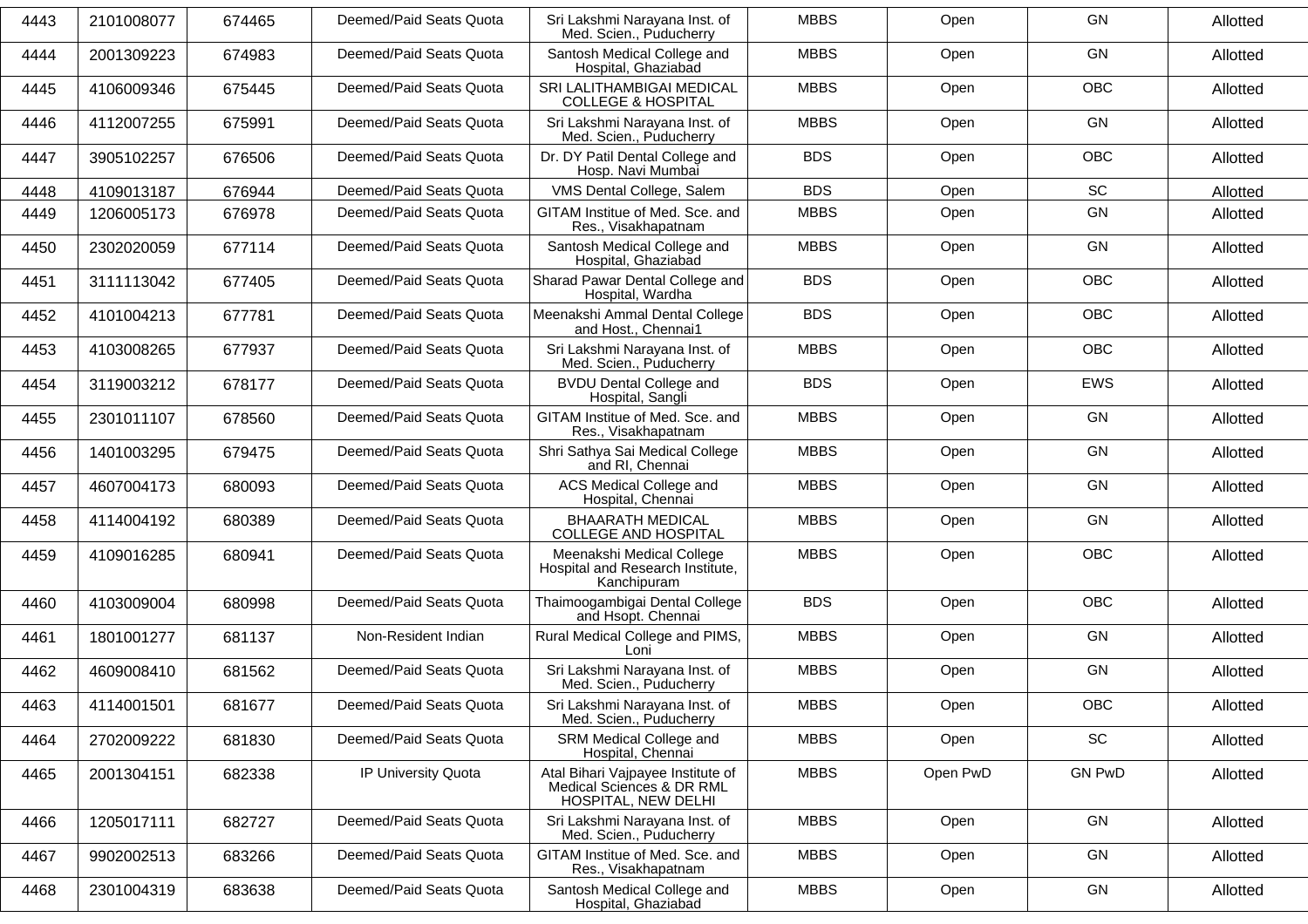| 4443 | 2101008077 | 674465 | Deemed/Paid Seats Quota | Sri Lakshmi Narayana Inst. of Med. Scien., Puducherry | MBBS | Open | GN | Allotted |
|---|---|---|---|---|---|---|---|---|
| 4444 | 2001309223 | 674983 | Deemed/Paid Seats Quota | Santosh Medical College and Hospital, Ghaziabad | MBBS | Open | GN | Allotted |
| 4445 | 4106009346 | 675445 | Deemed/Paid Seats Quota | SRI LALITHAMBIGAI MEDICAL COLLEGE & HOSPITAL | MBBS | Open | OBC | Allotted |
| 4446 | 4112007255 | 675991 | Deemed/Paid Seats Quota | Sri Lakshmi Narayana Inst. of Med. Scien., Puducherry | MBBS | Open | GN | Allotted |
| 4447 | 3905102257 | 676506 | Deemed/Paid Seats Quota | Dr. DY Patil Dental College and Hosp. Navi Mumbai | BDS | Open | OBC | Allotted |
| 4448 | 4109013187 | 676944 | Deemed/Paid Seats Quota | VMS Dental College, Salem | BDS | Open | SC | Allotted |
| 4449 | 1206005173 | 676978 | Deemed/Paid Seats Quota | GITAM Institue of Med. Sce. and Res., Visakhapatnam | MBBS | Open | GN | Allotted |
| 4450 | 2302020059 | 677114 | Deemed/Paid Seats Quota | Santosh Medical College and Hospital, Ghaziabad | MBBS | Open | GN | Allotted |
| 4451 | 3111113042 | 677405 | Deemed/Paid Seats Quota | Sharad Pawar Dental College and Hospital, Wardha | BDS | Open | OBC | Allotted |
| 4452 | 4101004213 | 677781 | Deemed/Paid Seats Quota | Meenakshi Ammal Dental College and Host., Chennai1 | BDS | Open | OBC | Allotted |
| 4453 | 4103008265 | 677937 | Deemed/Paid Seats Quota | Sri Lakshmi Narayana Inst. of Med. Scien., Puducherry | MBBS | Open | OBC | Allotted |
| 4454 | 3119003212 | 678177 | Deemed/Paid Seats Quota | BVDU Dental College and Hospital, Sangli | BDS | Open | EWS | Allotted |
| 4455 | 2301011107 | 678560 | Deemed/Paid Seats Quota | GITAM Institue of Med. Sce. and Res., Visakhapatnam | MBBS | Open | GN | Allotted |
| 4456 | 1401003295 | 679475 | Deemed/Paid Seats Quota | Shri Sathya Sai Medical College and RI, Chennai | MBBS | Open | GN | Allotted |
| 4457 | 4607004173 | 680093 | Deemed/Paid Seats Quota | ACS Medical College and Hospital, Chennai | MBBS | Open | GN | Allotted |
| 4458 | 4114004192 | 680389 | Deemed/Paid Seats Quota | BHAARATH MEDICAL COLLEGE AND HOSPITAL | MBBS | Open | GN | Allotted |
| 4459 | 4109016285 | 680941 | Deemed/Paid Seats Quota | Meenakshi Medical College Hospital and Research Institute, Kanchipuram | MBBS | Open | OBC | Allotted |
| 4460 | 4103009004 | 680998 | Deemed/Paid Seats Quota | Thaimoogambigai Dental College and Hsopt. Chennai | BDS | Open | OBC | Allotted |
| 4461 | 1801001277 | 681137 | Non-Resident Indian | Rural Medical College and PIMS, Loni | MBBS | Open | GN | Allotted |
| 4462 | 4609008410 | 681562 | Deemed/Paid Seats Quota | Sri Lakshmi Narayana Inst. of Med. Scien., Puducherry | MBBS | Open | GN | Allotted |
| 4463 | 4114001501 | 681677 | Deemed/Paid Seats Quota | Sri Lakshmi Narayana Inst. of Med. Scien., Puducherry | MBBS | Open | OBC | Allotted |
| 4464 | 2702009222 | 681830 | Deemed/Paid Seats Quota | SRM Medical College and Hospital, Chennai | MBBS | Open | SC | Allotted |
| 4465 | 2001304151 | 682338 | IP University Quota | Atal Bihari Vajpayee Institute of Medical Sciences & DR RML HOSPITAL, NEW DELHI | MBBS | Open PwD | GN PwD | Allotted |
| 4466 | 1205017111 | 682727 | Deemed/Paid Seats Quota | Sri Lakshmi Narayana Inst. of Med. Scien., Puducherry | MBBS | Open | GN | Allotted |
| 4467 | 9902002513 | 683266 | Deemed/Paid Seats Quota | GITAM Institue of Med. Sce. and Res., Visakhapatnam | MBBS | Open | GN | Allotted |
| 4468 | 2301004319 | 683638 | Deemed/Paid Seats Quota | Santosh Medical College and Hospital, Ghaziabad | MBBS | Open | GN | Allotted |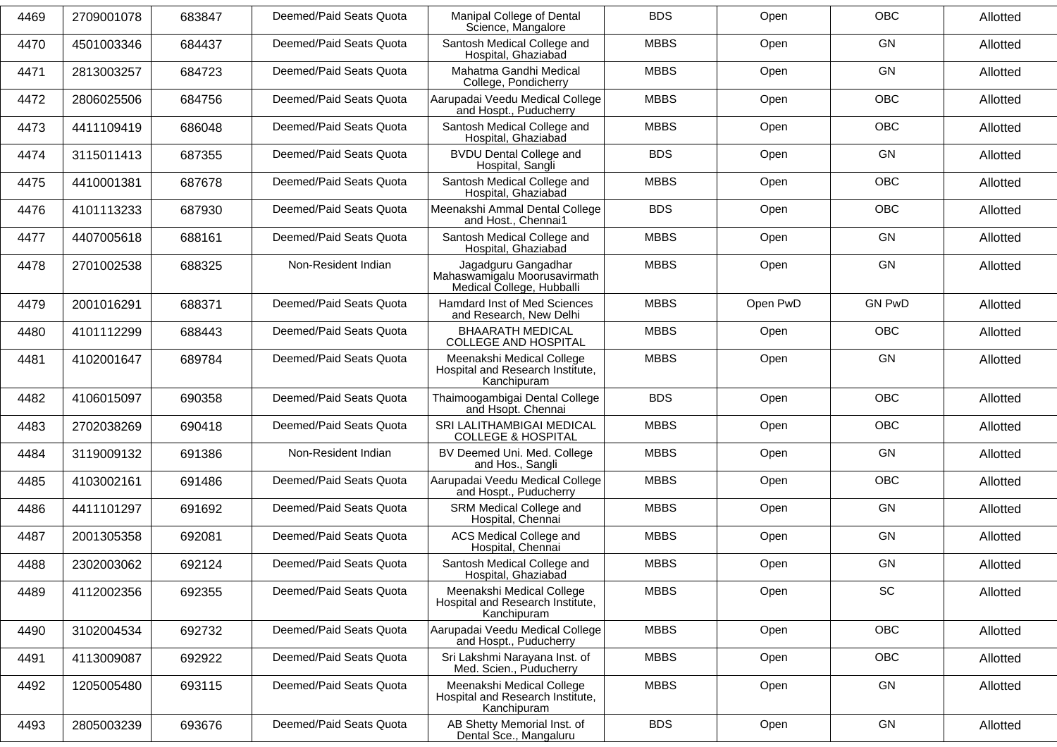| | | | | | | | | |
|---|---|---|---|---|---|---|---|---|
| 4469 | 2709001078 | 683847 | Deemed/Paid Seats Quota | Manipal College of Dental Science, Mangalore | BDS | Open | OBC | Allotted |
| 4470 | 4501003346 | 684437 | Deemed/Paid Seats Quota | Santosh Medical College and Hospital, Ghaziabad | MBBS | Open | GN | Allotted |
| 4471 | 2813003257 | 684723 | Deemed/Paid Seats Quota | Mahatma Gandhi Medical College, Pondicherry | MBBS | Open | GN | Allotted |
| 4472 | 2806025506 | 684756 | Deemed/Paid Seats Quota | Aarupadai Veedu Medical College and Hospt., Puducherry | MBBS | Open | OBC | Allotted |
| 4473 | 4411109419 | 686048 | Deemed/Paid Seats Quota | Santosh Medical College and Hospital, Ghaziabad | MBBS | Open | OBC | Allotted |
| 4474 | 3115011413 | 687355 | Deemed/Paid Seats Quota | BVDU Dental College and Hospital, Sangli | BDS | Open | GN | Allotted |
| 4475 | 4410001381 | 687678 | Deemed/Paid Seats Quota | Santosh Medical College and Hospital, Ghaziabad | MBBS | Open | OBC | Allotted |
| 4476 | 4101113233 | 687930 | Deemed/Paid Seats Quota | Meenakshi Ammal Dental College and Host., Chennai1 | BDS | Open | OBC | Allotted |
| 4477 | 4407005618 | 688161 | Deemed/Paid Seats Quota | Santosh Medical College and Hospital, Ghaziabad | MBBS | Open | GN | Allotted |
| 4478 | 2701002538 | 688325 | Non-Resident Indian | Jagadguru Gangadhar Mahaswamigalu Moorusavirmath Medical College, Hubballi | MBBS | Open | GN | Allotted |
| 4479 | 2001016291 | 688371 | Deemed/Paid Seats Quota | Hamdard Inst of Med Sciences and Research, New Delhi | MBBS | Open PwD | GN PwD | Allotted |
| 4480 | 4101112299 | 688443 | Deemed/Paid Seats Quota | BHAARATH MEDICAL COLLEGE AND HOSPITAL | MBBS | Open | OBC | Allotted |
| 4481 | 4102001647 | 689784 | Deemed/Paid Seats Quota | Meenakshi Medical College Hospital and Research Institute, Kanchipuram | MBBS | Open | GN | Allotted |
| 4482 | 4106015097 | 690358 | Deemed/Paid Seats Quota | Thaimoogambigai Dental College and Hsopt. Chennai | BDS | Open | OBC | Allotted |
| 4483 | 2702038269 | 690418 | Deemed/Paid Seats Quota | SRI LALITHAMBIGAI MEDICAL COLLEGE & HOSPITAL | MBBS | Open | OBC | Allotted |
| 4484 | 3119009132 | 691386 | Non-Resident Indian | BV Deemed Uni. Med. College and Hos., Sangli | MBBS | Open | GN | Allotted |
| 4485 | 4103002161 | 691486 | Deemed/Paid Seats Quota | Aarupadai Veedu Medical College and Hospt., Puducherry | MBBS | Open | OBC | Allotted |
| 4486 | 4411101297 | 691692 | Deemed/Paid Seats Quota | SRM Medical College and Hospital, Chennai | MBBS | Open | GN | Allotted |
| 4487 | 2001305358 | 692081 | Deemed/Paid Seats Quota | ACS Medical College and Hospital, Chennai | MBBS | Open | GN | Allotted |
| 4488 | 2302003062 | 692124 | Deemed/Paid Seats Quota | Santosh Medical College and Hospital, Ghaziabad | MBBS | Open | GN | Allotted |
| 4489 | 4112002356 | 692355 | Deemed/Paid Seats Quota | Meenakshi Medical College Hospital and Research Institute, Kanchipuram | MBBS | Open | SC | Allotted |
| 4490 | 3102004534 | 692732 | Deemed/Paid Seats Quota | Aarupadai Veedu Medical College and Hospt., Puducherry | MBBS | Open | OBC | Allotted |
| 4491 | 4113009087 | 692922 | Deemed/Paid Seats Quota | Sri Lakshmi Narayana Inst. of Med. Scien., Puducherry | MBBS | Open | OBC | Allotted |
| 4492 | 1205005480 | 693115 | Deemed/Paid Seats Quota | Meenakshi Medical College Hospital and Research Institute, Kanchipuram | MBBS | Open | GN | Allotted |
| 4493 | 2805003239 | 693676 | Deemed/Paid Seats Quota | AB Shetty Memorial Inst. of Dental Sce., Mangaluru | BDS | Open | GN | Allotted |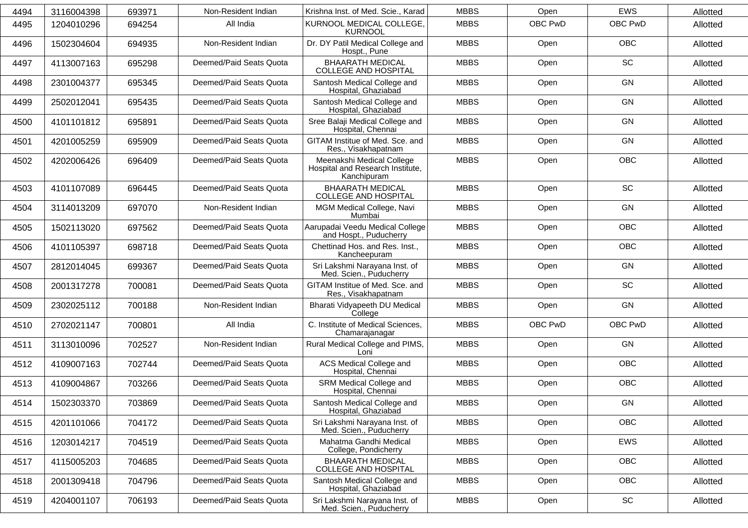| 4494 | 3116004398 | 693971 | Non-Resident Indian | Krishna Inst. of Med. Scie., Karad | MBBS | Open | EWS | Allotted |
|---|---|---|---|---|---|---|---|---|
| 4495 | 1204010296 | 694254 | All India | KURNOOL MEDICAL COLLEGE, KURNOOL | MBBS | OBC PwD | OBC PwD | Allotted |
| 4496 | 1502304604 | 694935 | Non-Resident Indian | Dr. DY Patil Medical College and Hospt., Pune | MBBS | Open | OBC | Allotted |
| 4497 | 4113007163 | 695298 | Deemed/Paid Seats Quota | BHAARATH MEDICAL COLLEGE AND HOSPITAL | MBBS | Open | SC | Allotted |
| 4498 | 2301004377 | 695345 | Deemed/Paid Seats Quota | Santosh Medical College and Hospital, Ghaziabad | MBBS | Open | GN | Allotted |
| 4499 | 2502012041 | 695435 | Deemed/Paid Seats Quota | Santosh Medical College and Hospital, Ghaziabad | MBBS | Open | GN | Allotted |
| 4500 | 4101101812 | 695891 | Deemed/Paid Seats Quota | Sree Balaji Medical College and Hospital, Chennai | MBBS | Open | GN | Allotted |
| 4501 | 4201005259 | 695909 | Deemed/Paid Seats Quota | GITAM Institue of Med. Sce. and Res., Visakhapatnam | MBBS | Open | GN | Allotted |
| 4502 | 4202006426 | 696409 | Deemed/Paid Seats Quota | Meenakshi Medical College Hospital and Research Institute, Kanchipuram | MBBS | Open | OBC | Allotted |
| 4503 | 4101107089 | 696445 | Deemed/Paid Seats Quota | BHAARATH MEDICAL COLLEGE AND HOSPITAL | MBBS | Open | SC | Allotted |
| 4504 | 3114013209 | 697070 | Non-Resident Indian | MGM Medical College, Navi Mumbai | MBBS | Open | GN | Allotted |
| 4505 | 1502113020 | 697562 | Deemed/Paid Seats Quota | Aarupadai Veedu Medical College and Hospt., Puducherry | MBBS | Open | OBC | Allotted |
| 4506 | 4101105397 | 698718 | Deemed/Paid Seats Quota | Chettinad Hos. and Res. Inst., Kancheepuram | MBBS | Open | OBC | Allotted |
| 4507 | 2812014045 | 699367 | Deemed/Paid Seats Quota | Sri Lakshmi Narayana Inst. of Med. Scien., Puducherry | MBBS | Open | GN | Allotted |
| 4508 | 2001317278 | 700081 | Deemed/Paid Seats Quota | GITAM Institue of Med. Sce. and Res., Visakhapatnam | MBBS | Open | SC | Allotted |
| 4509 | 2302025112 | 700188 | Non-Resident Indian | Bharati Vidyapeeth DU Medical College | MBBS | Open | GN | Allotted |
| 4510 | 2702021147 | 700801 | All India | C. Institute of Medical Sciences, Chamarajanagar | MBBS | OBC PwD | OBC PwD | Allotted |
| 4511 | 3113010096 | 702527 | Non-Resident Indian | Rural Medical College and PIMS, Loni | MBBS | Open | GN | Allotted |
| 4512 | 4109007163 | 702744 | Deemed/Paid Seats Quota | ACS Medical College and Hospital, Chennai | MBBS | Open | OBC | Allotted |
| 4513 | 4109004867 | 703266 | Deemed/Paid Seats Quota | SRM Medical College and Hospital, Chennai | MBBS | Open | OBC | Allotted |
| 4514 | 1502303370 | 703869 | Deemed/Paid Seats Quota | Santosh Medical College and Hospital, Ghaziabad | MBBS | Open | GN | Allotted |
| 4515 | 4201101066 | 704172 | Deemed/Paid Seats Quota | Sri Lakshmi Narayana Inst. of Med. Scien., Puducherry | MBBS | Open | OBC | Allotted |
| 4516 | 1203014217 | 704519 | Deemed/Paid Seats Quota | Mahatma Gandhi Medical College, Pondicherry | MBBS | Open | EWS | Allotted |
| 4517 | 4115005203 | 704685 | Deemed/Paid Seats Quota | BHAARATH MEDICAL COLLEGE AND HOSPITAL | MBBS | Open | OBC | Allotted |
| 4518 | 2001309418 | 704796 | Deemed/Paid Seats Quota | Santosh Medical College and Hospital, Ghaziabad | MBBS | Open | OBC | Allotted |
| 4519 | 4204001107 | 706193 | Deemed/Paid Seats Quota | Sri Lakshmi Narayana Inst. of Med. Scien., Puducherry | MBBS | Open | SC | Allotted |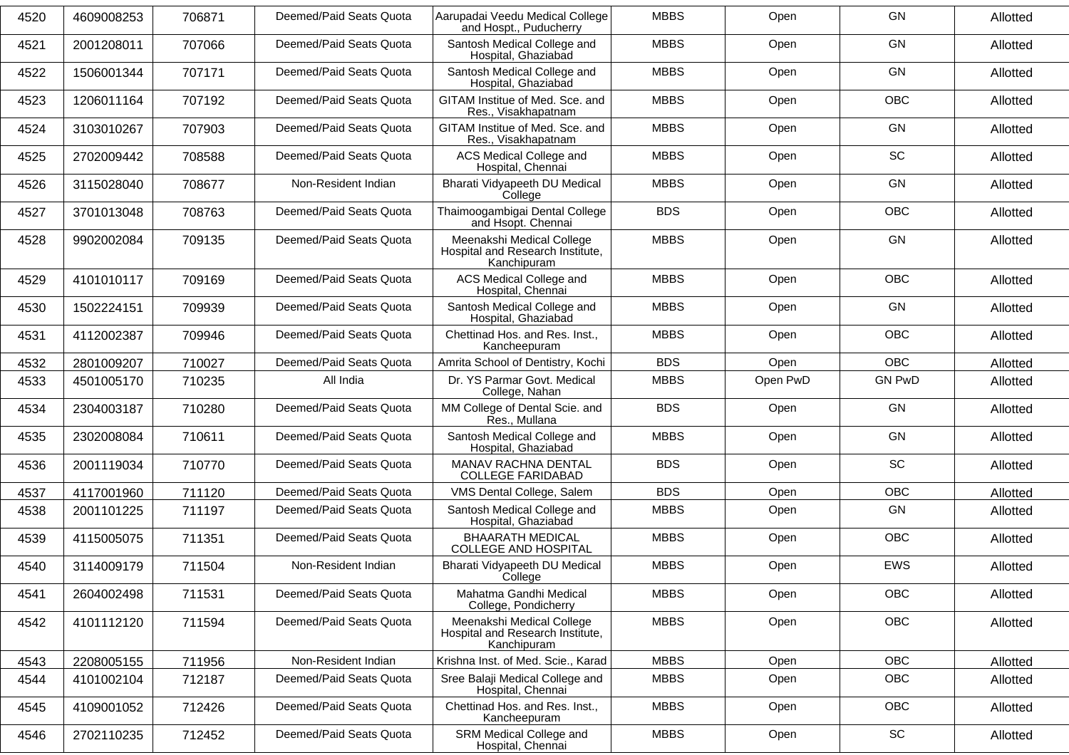| 4520 | 4609008253 | 706871 | Deemed/Paid Seats Quota | Aarupadai Veedu Medical College and Hospt., Puducherry | MBBS | Open | GN | Allotted |
|---|---|---|---|---|---|---|---|---|
| 4521 | 2001208011 | 707066 | Deemed/Paid Seats Quota | Santosh Medical College and Hospital, Ghaziabad | MBBS | Open | GN | Allotted |
| 4522 | 1506001344 | 707171 | Deemed/Paid Seats Quota | Santosh Medical College and Hospital, Ghaziabad | MBBS | Open | GN | Allotted |
| 4523 | 1206011164 | 707192 | Deemed/Paid Seats Quota | GITAM Institue of Med. Sce. and Res., Visakhapatnam | MBBS | Open | OBC | Allotted |
| 4524 | 3103010267 | 707903 | Deemed/Paid Seats Quota | GITAM Institue of Med. Sce. and Res., Visakhapatnam | MBBS | Open | GN | Allotted |
| 4525 | 2702009442 | 708588 | Deemed/Paid Seats Quota | ACS Medical College and Hospital, Chennai | MBBS | Open | SC | Allotted |
| 4526 | 3115028040 | 708677 | Non-Resident Indian | Bharati Vidyapeeth DU Medical College | MBBS | Open | GN | Allotted |
| 4527 | 3701013048 | 708763 | Deemed/Paid Seats Quota | Thaimoogambigai Dental College and Hsopt. Chennai | BDS | Open | OBC | Allotted |
| 4528 | 9902002084 | 709135 | Deemed/Paid Seats Quota | Meenakshi Medical College Hospital and Research Institute, Kanchipuram | MBBS | Open | GN | Allotted |
| 4529 | 4101010117 | 709169 | Deemed/Paid Seats Quota | ACS Medical College and Hospital, Chennai | MBBS | Open | OBC | Allotted |
| 4530 | 1502224151 | 709939 | Deemed/Paid Seats Quota | Santosh Medical College and Hospital, Ghaziabad | MBBS | Open | GN | Allotted |
| 4531 | 4112002387 | 709946 | Deemed/Paid Seats Quota | Chettinad Hos. and Res. Inst., Kancheepuram | MBBS | Open | OBC | Allotted |
| 4532 | 2801009207 | 710027 | Deemed/Paid Seats Quota | Amrita School of Dentistry, Kochi | BDS | Open | OBC | Allotted |
| 4533 | 4501005170 | 710235 | All India | Dr. YS Parmar Govt. Medical College, Nahan | MBBS | Open PwD | GN PwD | Allotted |
| 4534 | 2304003187 | 710280 | Deemed/Paid Seats Quota | MM College of Dental Scie. and Res., Mullana | BDS | Open | GN | Allotted |
| 4535 | 2302008084 | 710611 | Deemed/Paid Seats Quota | Santosh Medical College and Hospital, Ghaziabad | MBBS | Open | GN | Allotted |
| 4536 | 2001119034 | 710770 | Deemed/Paid Seats Quota | MANAV RACHNA DENTAL COLLEGE FARIDABAD | BDS | Open | SC | Allotted |
| 4537 | 4117001960 | 711120 | Deemed/Paid Seats Quota | VMS Dental College, Salem | BDS | Open | OBC | Allotted |
| 4538 | 2001101225 | 711197 | Deemed/Paid Seats Quota | Santosh Medical College and Hospital, Ghaziabad | MBBS | Open | GN | Allotted |
| 4539 | 4115005075 | 711351 | Deemed/Paid Seats Quota | BHAARATH MEDICAL COLLEGE AND HOSPITAL | MBBS | Open | OBC | Allotted |
| 4540 | 3114009179 | 711504 | Non-Resident Indian | Bharati Vidyapeeth DU Medical College | MBBS | Open | EWS | Allotted |
| 4541 | 2604002498 | 711531 | Deemed/Paid Seats Quota | Mahatma Gandhi Medical College, Pondicherry | MBBS | Open | OBC | Allotted |
| 4542 | 4101112120 | 711594 | Deemed/Paid Seats Quota | Meenakshi Medical College Hospital and Research Institute, Kanchipuram | MBBS | Open | OBC | Allotted |
| 4543 | 2208005155 | 711956 | Non-Resident Indian | Krishna Inst. of Med. Scie., Karad | MBBS | Open | OBC | Allotted |
| 4544 | 4101002104 | 712187 | Deemed/Paid Seats Quota | Sree Balaji Medical College and Hospital, Chennai | MBBS | Open | OBC | Allotted |
| 4545 | 4109001052 | 712426 | Deemed/Paid Seats Quota | Chettinad Hos. and Res. Inst., Kancheepuram | MBBS | Open | OBC | Allotted |
| 4546 | 2702110235 | 712452 | Deemed/Paid Seats Quota | SRM Medical College and Hospital, Chennai | MBBS | Open | SC | Allotted |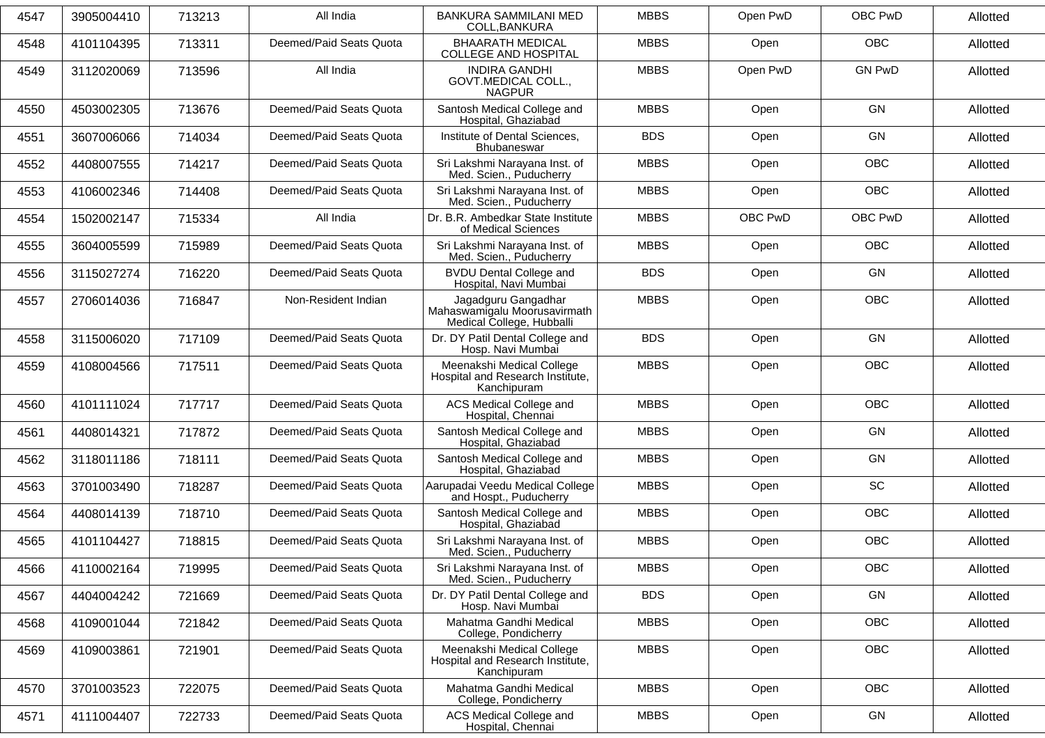| 4547 | 3905004410 | 713213 | All India | BANKURA SAMMILANI MED COLL,BANKURA | MBBS | Open PwD | OBC PwD | Allotted |
|---|---|---|---|---|---|---|---|---|
| 4548 | 4101104395 | 713311 | Deemed/Paid Seats Quota | BHAARATH MEDICAL COLLEGE AND HOSPITAL | MBBS | Open | OBC | Allotted |
| 4549 | 3112020069 | 713596 | All India | INDIRA GANDHI GOVT.MEDICAL COLL., NAGPUR | MBBS | Open PwD | GN PwD | Allotted |
| 4550 | 4503002305 | 713676 | Deemed/Paid Seats Quota | Santosh Medical College and Hospital, Ghaziabad | MBBS | Open | GN | Allotted |
| 4551 | 3607006066 | 714034 | Deemed/Paid Seats Quota | Institute of Dental Sciences, Bhubaneswar | BDS | Open | GN | Allotted |
| 4552 | 4408007555 | 714217 | Deemed/Paid Seats Quota | Sri Lakshmi Narayana Inst. of Med. Scien., Puducherry | MBBS | Open | OBC | Allotted |
| 4553 | 4106002346 | 714408 | Deemed/Paid Seats Quota | Sri Lakshmi Narayana Inst. of Med. Scien., Puducherry | MBBS | Open | OBC | Allotted |
| 4554 | 1502002147 | 715334 | All India | Dr. B.R. Ambedkar State Institute of Medical Sciences | MBBS | OBC PwD | OBC PwD | Allotted |
| 4555 | 3604005599 | 715989 | Deemed/Paid Seats Quota | Sri Lakshmi Narayana Inst. of Med. Scien., Puducherry | MBBS | Open | OBC | Allotted |
| 4556 | 3115027274 | 716220 | Deemed/Paid Seats Quota | BVDU Dental College and Hospital, Navi Mumbai | BDS | Open | GN | Allotted |
| 4557 | 2706014036 | 716847 | Non-Resident Indian | Jagadguru Gangadhar Mahaswamigalu Moorusavirmath Medical College, Hubballi | MBBS | Open | OBC | Allotted |
| 4558 | 3115006020 | 717109 | Deemed/Paid Seats Quota | Dr. DY Patil Dental College and Hosp. Navi Mumbai | BDS | Open | GN | Allotted |
| 4559 | 4108004566 | 717511 | Deemed/Paid Seats Quota | Meenakshi Medical College Hospital and Research Institute, Kanchipuram | MBBS | Open | OBC | Allotted |
| 4560 | 4101111024 | 717717 | Deemed/Paid Seats Quota | ACS Medical College and Hospital, Chennai | MBBS | Open | OBC | Allotted |
| 4561 | 4408014321 | 717872 | Deemed/Paid Seats Quota | Santosh Medical College and Hospital, Ghaziabad | MBBS | Open | GN | Allotted |
| 4562 | 3118011186 | 718111 | Deemed/Paid Seats Quota | Santosh Medical College and Hospital, Ghaziabad | MBBS | Open | GN | Allotted |
| 4563 | 3701003490 | 718287 | Deemed/Paid Seats Quota | Aarupadai Veedu Medical College and Hospt., Puducherry | MBBS | Open | SC | Allotted |
| 4564 | 4408014139 | 718710 | Deemed/Paid Seats Quota | Santosh Medical College and Hospital, Ghaziabad | MBBS | Open | OBC | Allotted |
| 4565 | 4101104427 | 718815 | Deemed/Paid Seats Quota | Sri Lakshmi Narayana Inst. of Med. Scien., Puducherry | MBBS | Open | OBC | Allotted |
| 4566 | 4110002164 | 719995 | Deemed/Paid Seats Quota | Sri Lakshmi Narayana Inst. of Med. Scien., Puducherry | MBBS | Open | OBC | Allotted |
| 4567 | 4404004242 | 721669 | Deemed/Paid Seats Quota | Dr. DY Patil Dental College and Hosp. Navi Mumbai | BDS | Open | GN | Allotted |
| 4568 | 4109001044 | 721842 | Deemed/Paid Seats Quota | Mahatma Gandhi Medical College, Pondicherry | MBBS | Open | OBC | Allotted |
| 4569 | 4109003861 | 721901 | Deemed/Paid Seats Quota | Meenakshi Medical College Hospital and Research Institute, Kanchipuram | MBBS | Open | OBC | Allotted |
| 4570 | 3701003523 | 722075 | Deemed/Paid Seats Quota | Mahatma Gandhi Medical College, Pondicherry | MBBS | Open | OBC | Allotted |
| 4571 | 4111004407 | 722733 | Deemed/Paid Seats Quota | ACS Medical College and Hospital, Chennai | MBBS | Open | GN | Allotted |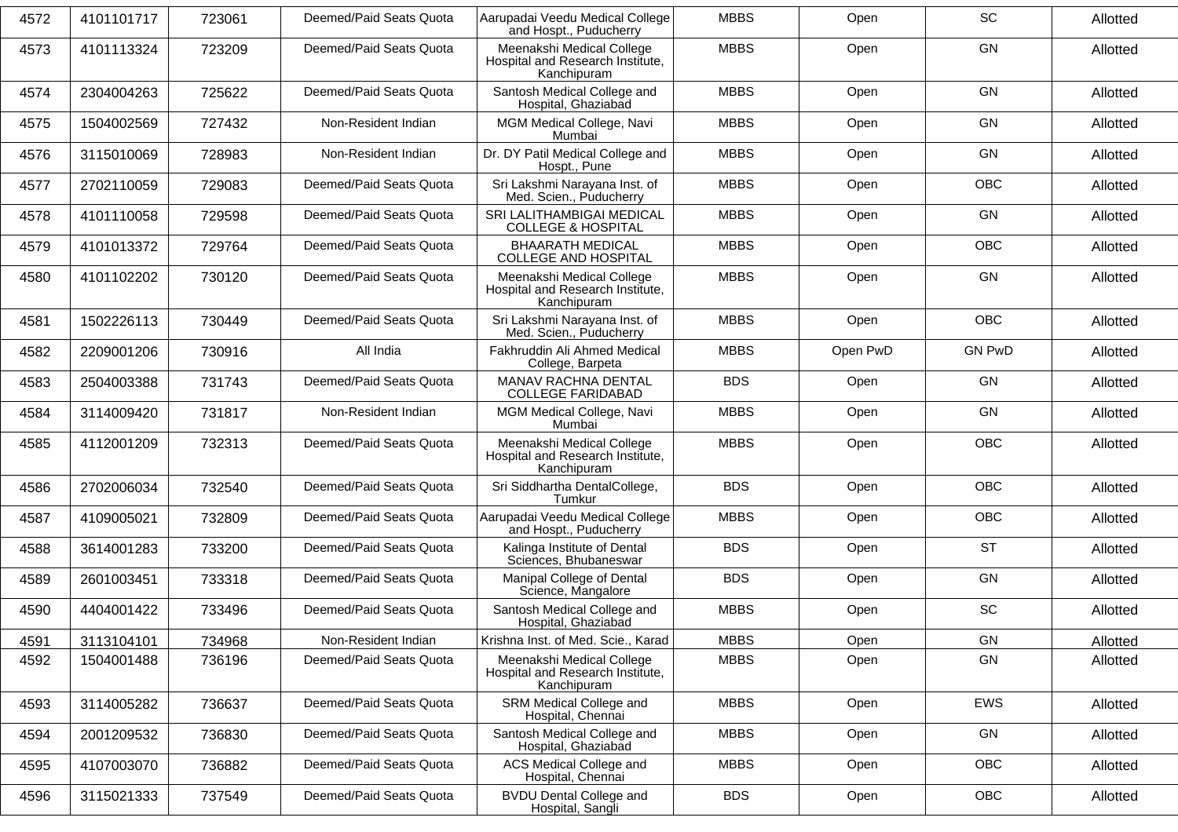| 4572 | 4101101717 | 723061 | Deemed/Paid Seats Quota | Aarupadai Veedu Medical College and Hospt., Puducherry | MBBS | Open | SC | Allotted |
|---|---|---|---|---|---|---|---|---|
| 4573 | 4101113324 | 723209 | Deemed/Paid Seats Quota | Meenakshi Medical College Hospital and Research Institute, Kanchipuram | MBBS | Open | GN | Allotted |
| 4574 | 2304004263 | 725622 | Deemed/Paid Seats Quota | Santosh Medical College and Hospital, Ghaziabad | MBBS | Open | GN | Allotted |
| 4575 | 1504002569 | 727432 | Non-Resident Indian | MGM Medical College, Navi Mumbai | MBBS | Open | GN | Allotted |
| 4576 | 3115010069 | 728983 | Non-Resident Indian | Dr. DY Patil Medical College and Hospt., Pune | MBBS | Open | GN | Allotted |
| 4577 | 2702110059 | 729083 | Deemed/Paid Seats Quota | Sri Lakshmi Narayana Inst. of Med. Scien., Puducherry | MBBS | Open | OBC | Allotted |
| 4578 | 4101110058 | 729598 | Deemed/Paid Seats Quota | SRI LALITHAMBIGAI MEDICAL COLLEGE & HOSPITAL | MBBS | Open | GN | Allotted |
| 4579 | 4101013372 | 729764 | Deemed/Paid Seats Quota | BHAARATH MEDICAL COLLEGE AND HOSPITAL | MBBS | Open | OBC | Allotted |
| 4580 | 4101102202 | 730120 | Deemed/Paid Seats Quota | Meenakshi Medical College Hospital and Research Institute, Kanchipuram | MBBS | Open | GN | Allotted |
| 4581 | 1502226113 | 730449 | Deemed/Paid Seats Quota | Sri Lakshmi Narayana Inst. of Med. Scien., Puducherry | MBBS | Open | OBC | Allotted |
| 4582 | 2209001206 | 730916 | All India | Fakhruddin Ali Ahmed Medical College, Barpeta | MBBS | Open PwD | GN PwD | Allotted |
| 4583 | 2504003388 | 731743 | Deemed/Paid Seats Quota | MANAV RACHNA DENTAL COLLEGE FARIDABAD | BDS | Open | GN | Allotted |
| 4584 | 3114009420 | 731817 | Non-Resident Indian | MGM Medical College, Navi Mumbai | MBBS | Open | GN | Allotted |
| 4585 | 4112001209 | 732313 | Deemed/Paid Seats Quota | Meenakshi Medical College Hospital and Research Institute, Kanchipuram | MBBS | Open | OBC | Allotted |
| 4586 | 2702006034 | 732540 | Deemed/Paid Seats Quota | Sri Siddhartha DentalCollege, Tumkur | BDS | Open | OBC | Allotted |
| 4587 | 4109005021 | 732809 | Deemed/Paid Seats Quota | Aarupadai Veedu Medical College and Hospt., Puducherry | MBBS | Open | OBC | Allotted |
| 4588 | 3614001283 | 733200 | Deemed/Paid Seats Quota | Kalinga Institute of Dental Sciences, Bhubaneswar | BDS | Open | ST | Allotted |
| 4589 | 2601003451 | 733318 | Deemed/Paid Seats Quota | Manipal College of Dental Science, Mangalore | BDS | Open | GN | Allotted |
| 4590 | 4404001422 | 733496 | Deemed/Paid Seats Quota | Santosh Medical College and Hospital, Ghaziabad | MBBS | Open | SC | Allotted |
| 4591 | 3113104101 | 734968 | Non-Resident Indian | Krishna Inst. of Med. Scie., Karad | MBBS | Open | GN | Allotted |
| 4592 | 1504001488 | 736196 | Deemed/Paid Seats Quota | Meenakshi Medical College Hospital and Research Institute, Kanchipuram | MBBS | Open | GN | Allotted |
| 4593 | 3114005282 | 736637 | Deemed/Paid Seats Quota | SRM Medical College and Hospital, Chennai | MBBS | Open | EWS | Allotted |
| 4594 | 2001209532 | 736830 | Deemed/Paid Seats Quota | Santosh Medical College and Hospital, Ghaziabad | MBBS | Open | GN | Allotted |
| 4595 | 4107003070 | 736882 | Deemed/Paid Seats Quota | ACS Medical College and Hospital, Chennai | MBBS | Open | OBC | Allotted |
| 4596 | 3115021333 | 737549 | Deemed/Paid Seats Quota | BVDU Dental College and Hospital, Sangli | BDS | Open | OBC | Allotted |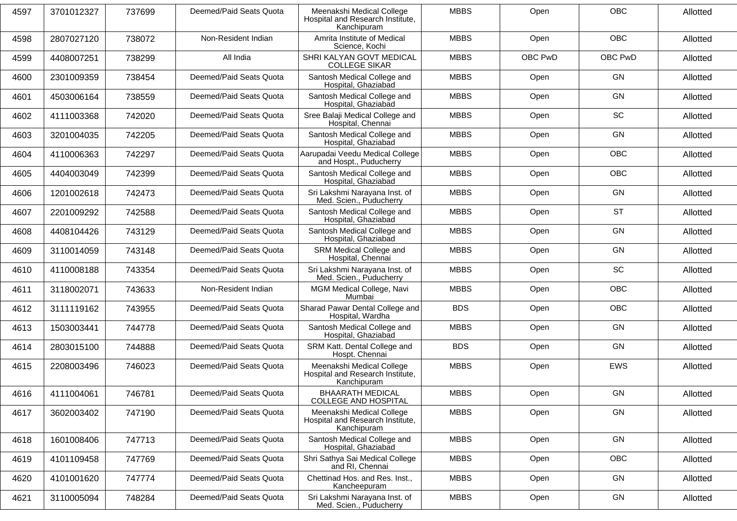| 4597 | 3701012327 | 737699 | Deemed/Paid Seats Quota | Meenakshi Medical College Hospital and Research Institute, Kanchipuram | MBBS | Open | OBC | Allotted |
|---|---|---|---|---|---|---|---|---|
| 4598 | 2807027120 | 738072 | Non-Resident Indian | Amrita Institute of Medical Science, Kochi | MBBS | Open | OBC | Allotted |
| 4599 | 4408007251 | 738299 | All India | SHRI KALYAN GOVT MEDICAL COLLEGE SIKAR | MBBS | OBC PwD | OBC PwD | Allotted |
| 4600 | 2301009359 | 738454 | Deemed/Paid Seats Quota | Santosh Medical College and Hospital, Ghaziabad | MBBS | Open | GN | Allotted |
| 4601 | 4503006164 | 738559 | Deemed/Paid Seats Quota | Santosh Medical College and Hospital, Ghaziabad | MBBS | Open | GN | Allotted |
| 4602 | 4111003368 | 742020 | Deemed/Paid Seats Quota | Sree Balaji Medical College and Hospital, Chennai | MBBS | Open | SC | Allotted |
| 4603 | 3201004035 | 742205 | Deemed/Paid Seats Quota | Santosh Medical College and Hospital, Ghaziabad | MBBS | Open | GN | Allotted |
| 4604 | 4110006363 | 742297 | Deemed/Paid Seats Quota | Aarupadai Veedu Medical College and Hospt., Puducherry | MBBS | Open | OBC | Allotted |
| 4605 | 4404003049 | 742399 | Deemed/Paid Seats Quota | Santosh Medical College and Hospital, Ghaziabad | MBBS | Open | OBC | Allotted |
| 4606 | 1201002618 | 742473 | Deemed/Paid Seats Quota | Sri Lakshmi Narayana Inst. of Med. Scien., Puducherry | MBBS | Open | GN | Allotted |
| 4607 | 2201009292 | 742588 | Deemed/Paid Seats Quota | Santosh Medical College and Hospital, Ghaziabad | MBBS | Open | ST | Allotted |
| 4608 | 4408104426 | 743129 | Deemed/Paid Seats Quota | Santosh Medical College and Hospital, Ghaziabad | MBBS | Open | GN | Allotted |
| 4609 | 3110014059 | 743148 | Deemed/Paid Seats Quota | SRM Medical College and Hospital, Chennai | MBBS | Open | GN | Allotted |
| 4610 | 4110008188 | 743354 | Deemed/Paid Seats Quota | Sri Lakshmi Narayana Inst. of Med. Scien., Puducherry | MBBS | Open | SC | Allotted |
| 4611 | 3118002071 | 743633 | Non-Resident Indian | MGM Medical College, Navi Mumbai | MBBS | Open | OBC | Allotted |
| 4612 | 3111119162 | 743955 | Deemed/Paid Seats Quota | Sharad Pawar Dental College and Hospital, Wardha | BDS | Open | OBC | Allotted |
| 4613 | 1503003441 | 744778 | Deemed/Paid Seats Quota | Santosh Medical College and Hospital, Ghaziabad | MBBS | Open | GN | Allotted |
| 4614 | 2803015100 | 744888 | Deemed/Paid Seats Quota | SRM Katt. Dental College and Hospt. Chennai | BDS | Open | GN | Allotted |
| 4615 | 2208003496 | 746023 | Deemed/Paid Seats Quota | Meenakshi Medical College Hospital and Research Institute, Kanchipuram | MBBS | Open | EWS | Allotted |
| 4616 | 4111004061 | 746781 | Deemed/Paid Seats Quota | BHAARATH MEDICAL COLLEGE AND HOSPITAL | MBBS | Open | GN | Allotted |
| 4617 | 3602003402 | 747190 | Deemed/Paid Seats Quota | Meenakshi Medical College Hospital and Research Institute, Kanchipuram | MBBS | Open | GN | Allotted |
| 4618 | 1601008406 | 747713 | Deemed/Paid Seats Quota | Santosh Medical College and Hospital, Ghaziabad | MBBS | Open | GN | Allotted |
| 4619 | 4101109458 | 747769 | Deemed/Paid Seats Quota | Shri Sathya Sai Medical College and RI, Chennai | MBBS | Open | OBC | Allotted |
| 4620 | 4101001620 | 747774 | Deemed/Paid Seats Quota | Chettinad Hos. and Res. Inst., Kancheepuram | MBBS | Open | GN | Allotted |
| 4621 | 3110005094 | 748284 | Deemed/Paid Seats Quota | Sri Lakshmi Narayana Inst. of Med. Scien., Puducherry | MBBS | Open | GN | Allotted |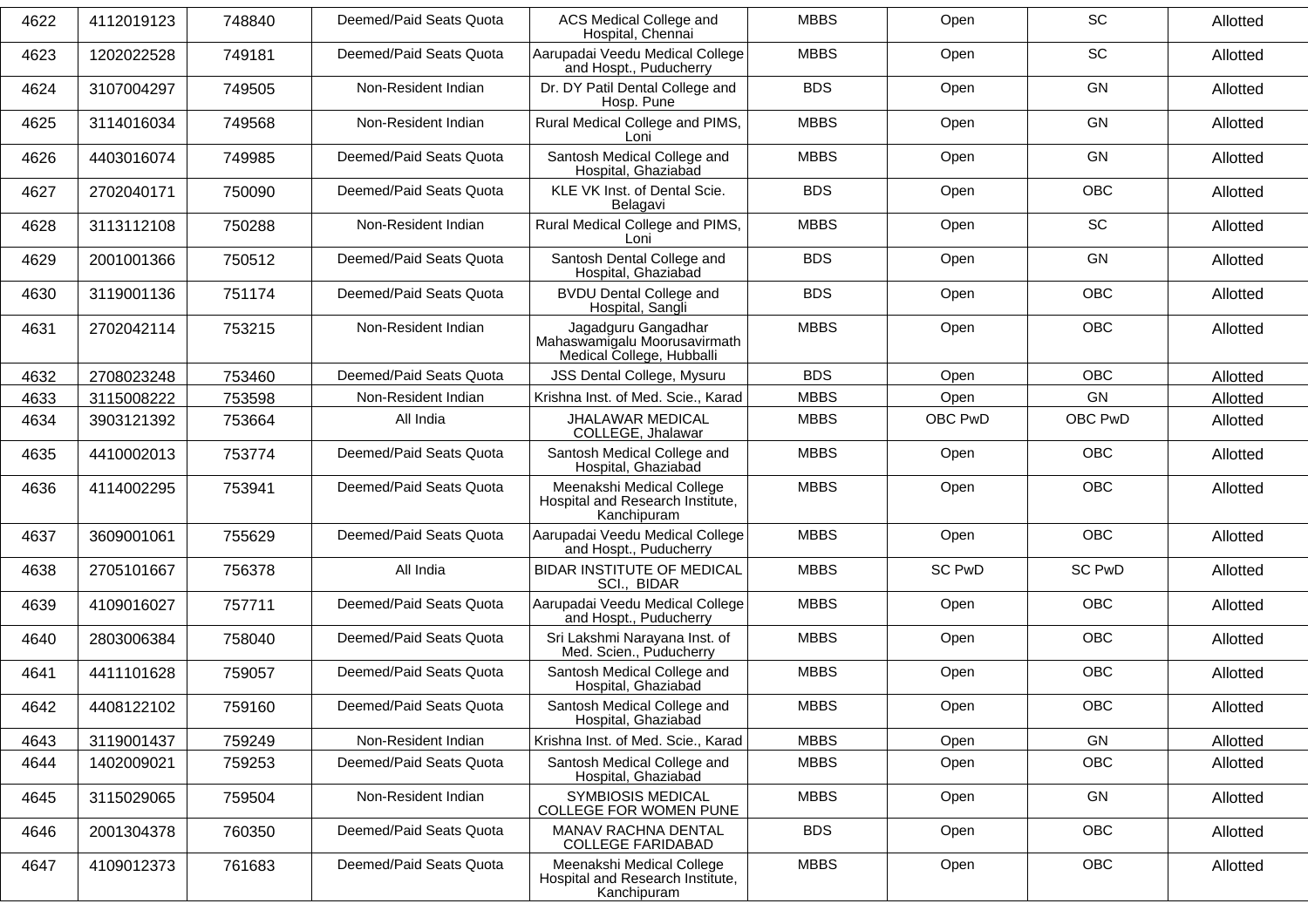| 4622 | 4112019123 | 748840 | Deemed/Paid Seats Quota | ACS Medical College and Hospital, Chennai | MBBS | Open | SC | Allotted |
|---|---|---|---|---|---|---|---|---|
| 4623 | 1202022528 | 749181 | Deemed/Paid Seats Quota | Aarupadai Veedu Medical College and Hospt., Puducherry | MBBS | Open | SC | Allotted |
| 4624 | 3107004297 | 749505 | Non-Resident Indian | Dr. DY Patil Dental College and Hosp. Pune | BDS | Open | GN | Allotted |
| 4625 | 3114016034 | 749568 | Non-Resident Indian | Rural Medical College and PIMS, Loni | MBBS | Open | GN | Allotted |
| 4626 | 4403016074 | 749985 | Deemed/Paid Seats Quota | Santosh Medical College and Hospital, Ghaziabad | MBBS | Open | GN | Allotted |
| 4627 | 2702040171 | 750090 | Deemed/Paid Seats Quota | KLE VK Inst. of Dental Scie. Belagavi | BDS | Open | OBC | Allotted |
| 4628 | 3113112108 | 750288 | Non-Resident Indian | Rural Medical College and PIMS, Loni | MBBS | Open | SC | Allotted |
| 4629 | 2001001366 | 750512 | Deemed/Paid Seats Quota | Santosh Dental College and Hospital, Ghaziabad | BDS | Open | GN | Allotted |
| 4630 | 3119001136 | 751174 | Deemed/Paid Seats Quota | BVDU Dental College and Hospital, Sangli | BDS | Open | OBC | Allotted |
| 4631 | 2702042114 | 753215 | Non-Resident Indian | Jagadguru Gangadhar Mahaswamigalu Moorusavirmath Medical College, Hubballi | MBBS | Open | OBC | Allotted |
| 4632 | 2708023248 | 753460 | Deemed/Paid Seats Quota | JSS Dental College, Mysuru | BDS | Open | OBC | Allotted |
| 4633 | 3115008222 | 753598 | Non-Resident Indian | Krishna Inst. of Med. Scie., Karad | MBBS | Open | GN | Allotted |
| 4634 | 3903121392 | 753664 | All India | JHALAWAR MEDICAL COLLEGE, Jhalawar | MBBS | OBC PwD | OBC PwD | Allotted |
| 4635 | 4410002013 | 753774 | Deemed/Paid Seats Quota | Santosh Medical College and Hospital, Ghaziabad | MBBS | Open | OBC | Allotted |
| 4636 | 4114002295 | 753941 | Deemed/Paid Seats Quota | Meenakshi Medical College Hospital and Research Institute, Kanchipuram | MBBS | Open | OBC | Allotted |
| 4637 | 3609001061 | 755629 | Deemed/Paid Seats Quota | Aarupadai Veedu Medical College and Hospt., Puducherry | MBBS | Open | OBC | Allotted |
| 4638 | 2705101667 | 756378 | All India | BIDAR INSTITUTE OF MEDICAL SCI., BIDAR | MBBS | SC PwD | SC PwD | Allotted |
| 4639 | 4109016027 | 757711 | Deemed/Paid Seats Quota | Aarupadai Veedu Medical College and Hospt., Puducherry | MBBS | Open | OBC | Allotted |
| 4640 | 2803006384 | 758040 | Deemed/Paid Seats Quota | Sri Lakshmi Narayana Inst. of Med. Scien., Puducherry | MBBS | Open | OBC | Allotted |
| 4641 | 4411101628 | 759057 | Deemed/Paid Seats Quota | Santosh Medical College and Hospital, Ghaziabad | MBBS | Open | OBC | Allotted |
| 4642 | 4408122102 | 759160 | Deemed/Paid Seats Quota | Santosh Medical College and Hospital, Ghaziabad | MBBS | Open | OBC | Allotted |
| 4643 | 3119001437 | 759249 | Non-Resident Indian | Krishna Inst. of Med. Scie., Karad | MBBS | Open | GN | Allotted |
| 4644 | 1402009021 | 759253 | Deemed/Paid Seats Quota | Santosh Medical College and Hospital, Ghaziabad | MBBS | Open | OBC | Allotted |
| 4645 | 3115029065 | 759504 | Non-Resident Indian | SYMBIOSIS MEDICAL COLLEGE FOR WOMEN PUNE | MBBS | Open | GN | Allotted |
| 4646 | 2001304378 | 760350 | Deemed/Paid Seats Quota | MANAV RACHNA DENTAL COLLEGE FARIDABAD | BDS | Open | OBC | Allotted |
| 4647 | 4109012373 | 761683 | Deemed/Paid Seats Quota | Meenakshi Medical College Hospital and Research Institute, Kanchipuram | MBBS | Open | OBC | Allotted |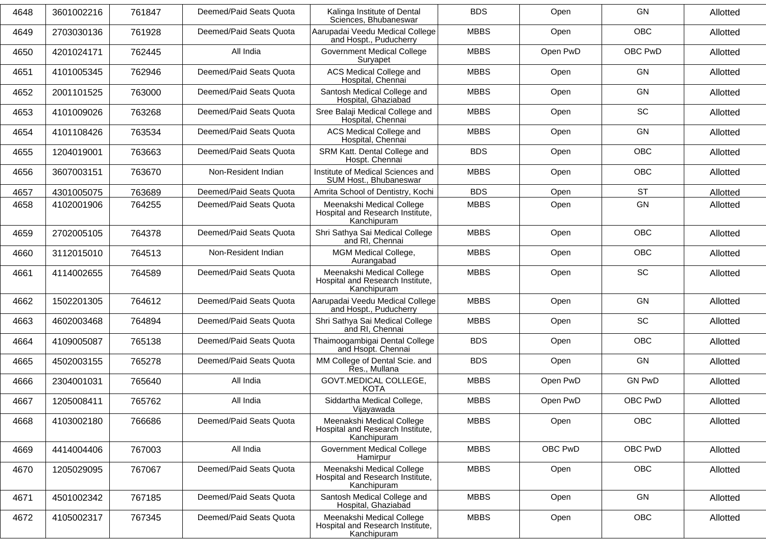| 4648 | 3601002216 | 761847 | Deemed/Paid Seats Quota | Kalinga Institute of Dental Sciences, Bhubaneswar | BDS | Open | GN | Allotted |
|---|---|---|---|---|---|---|---|---|
| 4649 | 2703030136 | 761928 | Deemed/Paid Seats Quota | Aarupadai Veedu Medical College and Hospt., Puducherry | MBBS | Open | OBC | Allotted |
| 4650 | 4201024171 | 762445 | All India | Government Medical College Suryapet | MBBS | Open PwD | OBC PwD | Allotted |
| 4651 | 4101005345 | 762946 | Deemed/Paid Seats Quota | ACS Medical College and Hospital, Chennai | MBBS | Open | GN | Allotted |
| 4652 | 2001101525 | 763000 | Deemed/Paid Seats Quota | Santosh Medical College and Hospital, Ghaziabad | MBBS | Open | GN | Allotted |
| 4653 | 4101009026 | 763268 | Deemed/Paid Seats Quota | Sree Balaji Medical College and Hospital, Chennai | MBBS | Open | SC | Allotted |
| 4654 | 4101108426 | 763534 | Deemed/Paid Seats Quota | ACS Medical College and Hospital, Chennai | MBBS | Open | GN | Allotted |
| 4655 | 1204019001 | 763663 | Deemed/Paid Seats Quota | SRM Katt. Dental College and Hospt. Chennai | BDS | Open | OBC | Allotted |
| 4656 | 3607003151 | 763670 | Non-Resident Indian | Institute of Medical Sciences and SUM Host., Bhubaneswar | MBBS | Open | OBC | Allotted |
| 4657 | 4301005075 | 763689 | Deemed/Paid Seats Quota | Amrita School of Dentistry, Kochi | BDS | Open | ST | Allotted |
| 4658 | 4102001906 | 764255 | Deemed/Paid Seats Quota | Meenakshi Medical College Hospital and Research Institute, Kanchipuram | MBBS | Open | GN | Allotted |
| 4659 | 2702005105 | 764378 | Deemed/Paid Seats Quota | Shri Sathya Sai Medical College and RI, Chennai | MBBS | Open | OBC | Allotted |
| 4660 | 3112015010 | 764513 | Non-Resident Indian | MGM Medical College, Aurangabad | MBBS | Open | OBC | Allotted |
| 4661 | 4114002655 | 764589 | Deemed/Paid Seats Quota | Meenakshi Medical College Hospital and Research Institute, Kanchipuram | MBBS | Open | SC | Allotted |
| 4662 | 1502201305 | 764612 | Deemed/Paid Seats Quota | Aarupadai Veedu Medical College and Hospt., Puducherry | MBBS | Open | GN | Allotted |
| 4663 | 4602003468 | 764894 | Deemed/Paid Seats Quota | Shri Sathya Sai Medical College and RI, Chennai | MBBS | Open | SC | Allotted |
| 4664 | 4109005087 | 765138 | Deemed/Paid Seats Quota | Thaimoogambigai Dental College and Hsopt. Chennai | BDS | Open | OBC | Allotted |
| 4665 | 4502003155 | 765278 | Deemed/Paid Seats Quota | MM College of Dental Scie. and Res., Mullana | BDS | Open | GN | Allotted |
| 4666 | 2304001031 | 765640 | All India | GOVT.MEDICAL COLLEGE, KOTA | MBBS | Open PwD | GN PwD | Allotted |
| 4667 | 1205008411 | 765762 | All India | Siddartha Medical College, Vijayawada | MBBS | Open PwD | OBC PwD | Allotted |
| 4668 | 4103002180 | 766686 | Deemed/Paid Seats Quota | Meenakshi Medical College Hospital and Research Institute, Kanchipuram | MBBS | Open | OBC | Allotted |
| 4669 | 4414004406 | 767003 | All India | Government Medical College Hamirpur | MBBS | OBC PwD | OBC PwD | Allotted |
| 4670 | 1205029095 | 767067 | Deemed/Paid Seats Quota | Meenakshi Medical College Hospital and Research Institute, Kanchipuram | MBBS | Open | OBC | Allotted |
| 4671 | 4501002342 | 767185 | Deemed/Paid Seats Quota | Santosh Medical College and Hospital, Ghaziabad | MBBS | Open | GN | Allotted |
| 4672 | 4105002317 | 767345 | Deemed/Paid Seats Quota | Meenakshi Medical College Hospital and Research Institute, Kanchipuram | MBBS | Open | OBC | Allotted |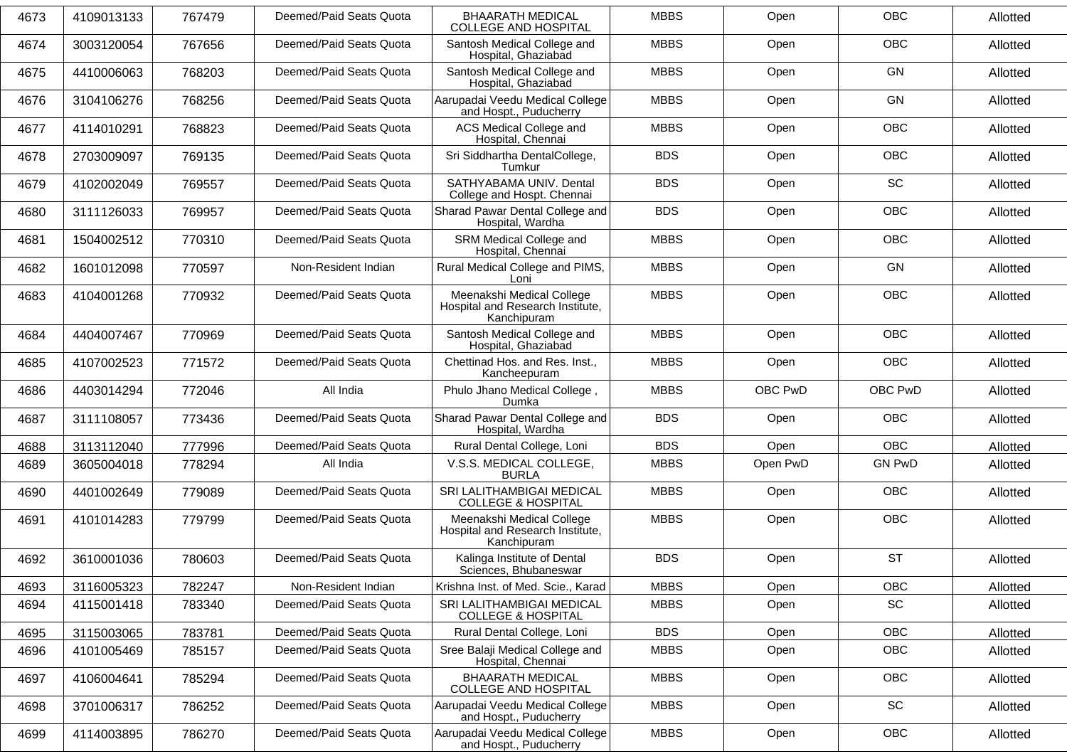| 4673 | 4109013133 | 767479 | Deemed/Paid Seats Quota | BHAARATH MEDICAL COLLEGE AND HOSPITAL | MBBS | Open | OBC | Allotted |
|---|---|---|---|---|---|---|---|---|
| 4674 | 3003120054 | 767656 | Deemed/Paid Seats Quota | Santosh Medical College and Hospital, Ghaziabad | MBBS | Open | OBC | Allotted |
| 4675 | 4410006063 | 768203 | Deemed/Paid Seats Quota | Santosh Medical College and Hospital, Ghaziabad | MBBS | Open | GN | Allotted |
| 4676 | 3104106276 | 768256 | Deemed/Paid Seats Quota | Aarupadai Veedu Medical College and Hospt., Puducherry | MBBS | Open | GN | Allotted |
| 4677 | 4114010291 | 768823 | Deemed/Paid Seats Quota | ACS Medical College and Hospital, Chennai | MBBS | Open | OBC | Allotted |
| 4678 | 2703009097 | 769135 | Deemed/Paid Seats Quota | Sri Siddhartha DentalCollege, Tumkur | BDS | Open | OBC | Allotted |
| 4679 | 4102002049 | 769557 | Deemed/Paid Seats Quota | SATHYABAMA UNIV. Dental College and Hospt. Chennai | BDS | Open | SC | Allotted |
| 4680 | 3111126033 | 769957 | Deemed/Paid Seats Quota | Sharad Pawar Dental College and Hospital, Wardha | BDS | Open | OBC | Allotted |
| 4681 | 1504002512 | 770310 | Deemed/Paid Seats Quota | SRM Medical College and Hospital, Chennai | MBBS | Open | OBC | Allotted |
| 4682 | 1601012098 | 770597 | Non-Resident Indian | Rural Medical College and PIMS, Loni | MBBS | Open | GN | Allotted |
| 4683 | 4104001268 | 770932 | Deemed/Paid Seats Quota | Meenakshi Medical College Hospital and Research Institute, Kanchipuram | MBBS | Open | OBC | Allotted |
| 4684 | 4404007467 | 770969 | Deemed/Paid Seats Quota | Santosh Medical College and Hospital, Ghaziabad | MBBS | Open | OBC | Allotted |
| 4685 | 4107002523 | 771572 | Deemed/Paid Seats Quota | Chettinad Hos. and Res. Inst., Kancheepuram | MBBS | Open | OBC | Allotted |
| 4686 | 4403014294 | 772046 | All India | Phulo Jhano Medical College , Dumka | MBBS | OBC PwD | OBC PwD | Allotted |
| 4687 | 3111108057 | 773436 | Deemed/Paid Seats Quota | Sharad Pawar Dental College and Hospital, Wardha | BDS | Open | OBC | Allotted |
| 4688 | 3113112040 | 777996 | Deemed/Paid Seats Quota | Rural Dental College, Loni | BDS | Open | OBC | Allotted |
| 4689 | 3605004018 | 778294 | All India | V.S.S. MEDICAL COLLEGE, BURLA | MBBS | Open PwD | GN PwD | Allotted |
| 4690 | 4401002649 | 779089 | Deemed/Paid Seats Quota | SRI LALITHAMBIGAI MEDICAL COLLEGE & HOSPITAL | MBBS | Open | OBC | Allotted |
| 4691 | 4101014283 | 779799 | Deemed/Paid Seats Quota | Meenakshi Medical College Hospital and Research Institute, Kanchipuram | MBBS | Open | OBC | Allotted |
| 4692 | 3610001036 | 780603 | Deemed/Paid Seats Quota | Kalinga Institute of Dental Sciences, Bhubaneswar | BDS | Open | ST | Allotted |
| 4693 | 3116005323 | 782247 | Non-Resident Indian | Krishna Inst. of Med. Scie., Karad | MBBS | Open | OBC | Allotted |
| 4694 | 4115001418 | 783340 | Deemed/Paid Seats Quota | SRI LALITHAMBIGAI MEDICAL COLLEGE & HOSPITAL | MBBS | Open | SC | Allotted |
| 4695 | 3115003065 | 783781 | Deemed/Paid Seats Quota | Rural Dental College, Loni | BDS | Open | OBC | Allotted |
| 4696 | 4101005469 | 785157 | Deemed/Paid Seats Quota | Sree Balaji Medical College and Hospital, Chennai | MBBS | Open | OBC | Allotted |
| 4697 | 4106004641 | 785294 | Deemed/Paid Seats Quota | BHAARATH MEDICAL COLLEGE AND HOSPITAL | MBBS | Open | OBC | Allotted |
| 4698 | 3701006317 | 786252 | Deemed/Paid Seats Quota | Aarupadai Veedu Medical College and Hospt., Puducherry | MBBS | Open | SC | Allotted |
| 4699 | 4114003895 | 786270 | Deemed/Paid Seats Quota | Aarupadai Veedu Medical College and Hospt., Puducherry | MBBS | Open | OBC | Allotted |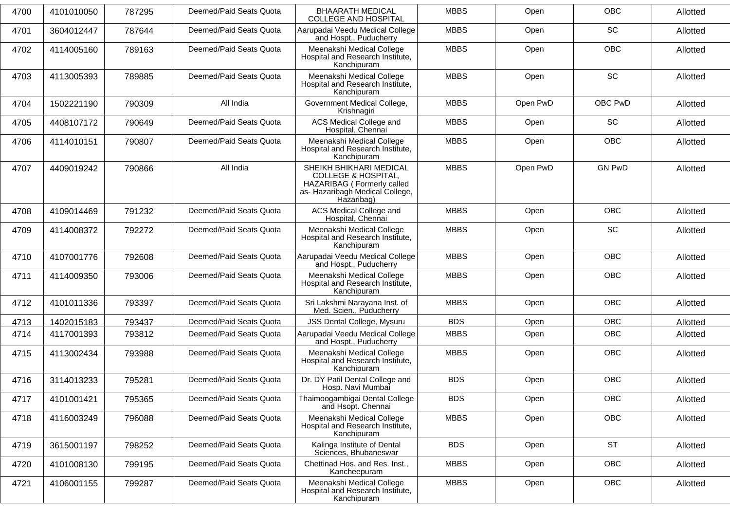| 4700 | 4101010050 | 787295 | Deemed/Paid Seats Quota | BHAARATH MEDICAL COLLEGE AND HOSPITAL | MBBS | Open | OBC | Allotted |
|---|---|---|---|---|---|---|---|---|
| 4701 | 3604012447 | 787644 | Deemed/Paid Seats Quota | Aarupadai Veedu Medical College and Hospt., Puducherry | MBBS | Open | SC | Allotted |
| 4702 | 4114005160 | 789163 | Deemed/Paid Seats Quota | Meenakshi Medical College Hospital and Research Institute, Kanchipuram | MBBS | Open | OBC | Allotted |
| 4703 | 4113005393 | 789885 | Deemed/Paid Seats Quota | Meenakshi Medical College Hospital and Research Institute, Kanchipuram | MBBS | Open | SC | Allotted |
| 4704 | 1502221190 | 790309 | All India | Government Medical College, Krishnagiri | MBBS | Open PwD | OBC PwD | Allotted |
| 4705 | 4408107172 | 790649 | Deemed/Paid Seats Quota | ACS Medical College and Hospital, Chennai | MBBS | Open | SC | Allotted |
| 4706 | 4114010151 | 790807 | Deemed/Paid Seats Quota | Meenakshi Medical College Hospital and Research Institute, Kanchipuram | MBBS | Open | OBC | Allotted |
| 4707 | 4409019242 | 790866 | All India | SHEIKH BHIKHARI MEDICAL COLLEGE & HOSPITAL, HAZARIBAG ( Formerly called as- Hazaribagh Medical College, Hazaribag) | MBBS | Open PwD | GN PwD | Allotted |
| 4708 | 4109014469 | 791232 | Deemed/Paid Seats Quota | ACS Medical College and Hospital, Chennai | MBBS | Open | OBC | Allotted |
| 4709 | 4114008372 | 792272 | Deemed/Paid Seats Quota | Meenakshi Medical College Hospital and Research Institute, Kanchipuram | MBBS | Open | SC | Allotted |
| 4710 | 4107001776 | 792608 | Deemed/Paid Seats Quota | Aarupadai Veedu Medical College and Hospt., Puducherry | MBBS | Open | OBC | Allotted |
| 4711 | 4114009350 | 793006 | Deemed/Paid Seats Quota | Meenakshi Medical College Hospital and Research Institute, Kanchipuram | MBBS | Open | OBC | Allotted |
| 4712 | 4101011336 | 793397 | Deemed/Paid Seats Quota | Sri Lakshmi Narayana Inst. of Med. Scien., Puducherry | MBBS | Open | OBC | Allotted |
| 4713 | 1402015183 | 793437 | Deemed/Paid Seats Quota | JSS Dental College, Mysuru | BDS | Open | OBC | Allotted |
| 4714 | 4117001393 | 793812 | Deemed/Paid Seats Quota | Aarupadai Veedu Medical College and Hospt., Puducherry | MBBS | Open | OBC | Allotted |
| 4715 | 4113002434 | 793988 | Deemed/Paid Seats Quota | Meenakshi Medical College Hospital and Research Institute, Kanchipuram | MBBS | Open | OBC | Allotted |
| 4716 | 3114013233 | 795281 | Deemed/Paid Seats Quota | Dr. DY Patil Dental College and Hosp. Navi Mumbai | BDS | Open | OBC | Allotted |
| 4717 | 4101001421 | 795365 | Deemed/Paid Seats Quota | Thaimoogambigai Dental College and Hsopt. Chennai | BDS | Open | OBC | Allotted |
| 4718 | 4116003249 | 796088 | Deemed/Paid Seats Quota | Meenakshi Medical College Hospital and Research Institute, Kanchipuram | MBBS | Open | OBC | Allotted |
| 4719 | 3615001197 | 798252 | Deemed/Paid Seats Quota | Kalinga Institute of Dental Sciences, Bhubaneswar | BDS | Open | ST | Allotted |
| 4720 | 4101008130 | 799195 | Deemed/Paid Seats Quota | Chettinad Hos. and Res. Inst., Kancheepuram | MBBS | Open | OBC | Allotted |
| 4721 | 4106001155 | 799287 | Deemed/Paid Seats Quota | Meenakshi Medical College Hospital and Research Institute, Kanchipuram | MBBS | Open | OBC | Allotted |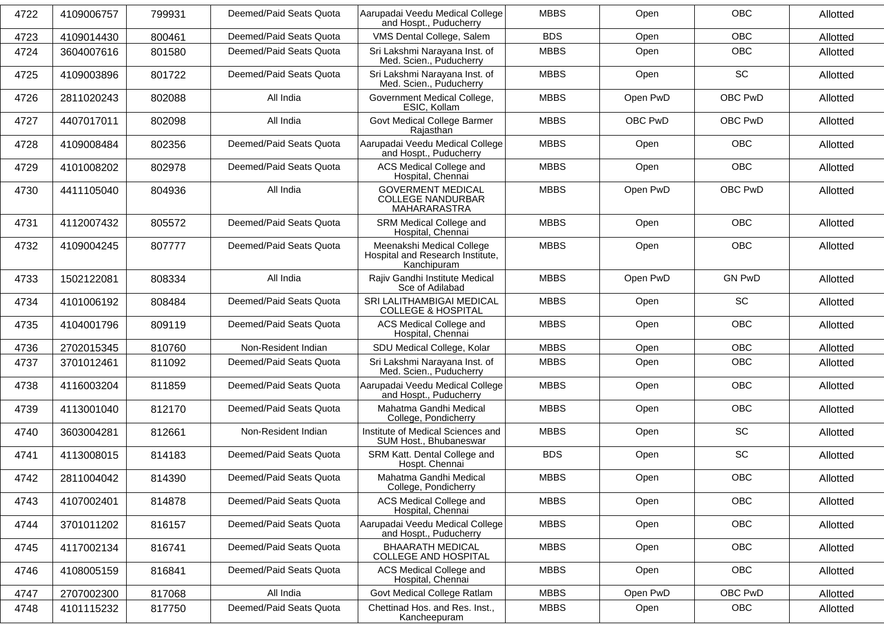| 4722 | 4109006757 | 799931 | Deemed/Paid Seats Quota | Aarupadai Veedu Medical College and Hospt., Puducherry | MBBS | Open | OBC | Allotted |
|---|---|---|---|---|---|---|---|---|
| 4723 | 4109014430 | 800461 | Deemed/Paid Seats Quota | VMS Dental College, Salem | BDS | Open | OBC | Allotted |
| 4724 | 3604007616 | 801580 | Deemed/Paid Seats Quota | Sri Lakshmi Narayana Inst. of Med. Scien., Puducherry | MBBS | Open | OBC | Allotted |
| 4725 | 4109003896 | 801722 | Deemed/Paid Seats Quota | Sri Lakshmi Narayana Inst. of Med. Scien., Puducherry | MBBS | Open | SC | Allotted |
| 4726 | 2811020243 | 802088 | All India | Government Medical College, ESIC, Kollam | MBBS | Open PwD | OBC PwD | Allotted |
| 4727 | 4407017011 | 802098 | All India | Govt Medical College Barmer Rajasthan | MBBS | OBC PwD | OBC PwD | Allotted |
| 4728 | 4109008484 | 802356 | Deemed/Paid Seats Quota | Aarupadai Veedu Medical College and Hospt., Puducherry | MBBS | Open | OBC | Allotted |
| 4729 | 4101008202 | 802978 | Deemed/Paid Seats Quota | ACS Medical College and Hospital, Chennai | MBBS | Open | OBC | Allotted |
| 4730 | 4411105040 | 804936 | All India | GOVERMENT MEDICAL COLLEGE NANDURBAR MAHARARASTRA | MBBS | Open PwD | OBC PwD | Allotted |
| 4731 | 4112007432 | 805572 | Deemed/Paid Seats Quota | SRM Medical College and Hospital, Chennai | MBBS | Open | OBC | Allotted |
| 4732 | 4109004245 | 807777 | Deemed/Paid Seats Quota | Meenakshi Medical College Hospital and Research Institute, Kanchipuram | MBBS | Open | OBC | Allotted |
| 4733 | 1502122081 | 808334 | All India | Rajiv Gandhi Institute Medical Sce of Adilabad | MBBS | Open PwD | GN PwD | Allotted |
| 4734 | 4101006192 | 808484 | Deemed/Paid Seats Quota | SRI LALITHAMBIGAI MEDICAL COLLEGE & HOSPITAL | MBBS | Open | SC | Allotted |
| 4735 | 4104001796 | 809119 | Deemed/Paid Seats Quota | ACS Medical College and Hospital, Chennai | MBBS | Open | OBC | Allotted |
| 4736 | 2702015345 | 810760 | Non-Resident Indian | SDU Medical College, Kolar | MBBS | Open | OBC | Allotted |
| 4737 | 3701012461 | 811092 | Deemed/Paid Seats Quota | Sri Lakshmi Narayana Inst. of Med. Scien., Puducherry | MBBS | Open | OBC | Allotted |
| 4738 | 4116003204 | 811859 | Deemed/Paid Seats Quota | Aarupadai Veedu Medical College and Hospt., Puducherry | MBBS | Open | OBC | Allotted |
| 4739 | 4113001040 | 812170 | Deemed/Paid Seats Quota | Mahatma Gandhi Medical College, Pondicherry | MBBS | Open | OBC | Allotted |
| 4740 | 3603004281 | 812661 | Non-Resident Indian | Institute of Medical Sciences and SUM Host., Bhubaneswar | MBBS | Open | SC | Allotted |
| 4741 | 4113008015 | 814183 | Deemed/Paid Seats Quota | SRM Katt. Dental College and Hospt. Chennai | BDS | Open | SC | Allotted |
| 4742 | 2811004042 | 814390 | Deemed/Paid Seats Quota | Mahatma Gandhi Medical College, Pondicherry | MBBS | Open | OBC | Allotted |
| 4743 | 4107002401 | 814878 | Deemed/Paid Seats Quota | ACS Medical College and Hospital, Chennai | MBBS | Open | OBC | Allotted |
| 4744 | 3701011202 | 816157 | Deemed/Paid Seats Quota | Aarupadai Veedu Medical College and Hospt., Puducherry | MBBS | Open | OBC | Allotted |
| 4745 | 4117002134 | 816741 | Deemed/Paid Seats Quota | BHAARATH MEDICAL COLLEGE AND HOSPITAL | MBBS | Open | OBC | Allotted |
| 4746 | 4108005159 | 816841 | Deemed/Paid Seats Quota | ACS Medical College and Hospital, Chennai | MBBS | Open | OBC | Allotted |
| 4747 | 2707002300 | 817068 | All India | Govt Medical College Ratlam | MBBS | Open PwD | OBC PwD | Allotted |
| 4748 | 4101115232 | 817750 | Deemed/Paid Seats Quota | Chettinad Hos. and Res. Inst., Kancheepuram | MBBS | Open | OBC | Allotted |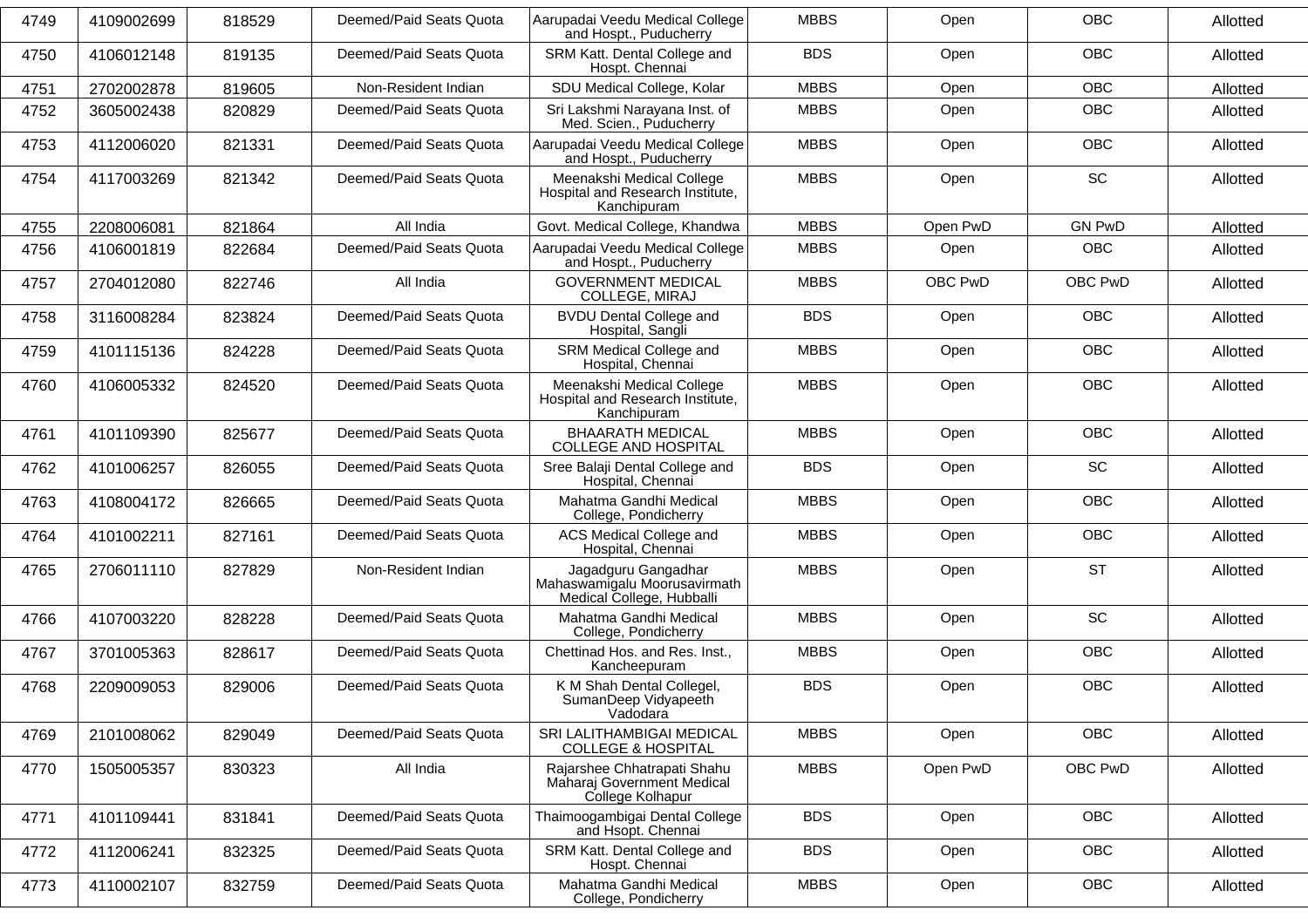| 4749 | 4109002699 | 818529 | Deemed/Paid Seats Quota | Aarupadai Veedu Medical College and Hospt., Puducherry | MBBS | Open | OBC | Allotted |
|---|---|---|---|---|---|---|---|---|
| 4750 | 4106012148 | 819135 | Deemed/Paid Seats Quota | SRM Katt. Dental College and Hospt. Chennai | BDS | Open | OBC | Allotted |
| 4751 | 2702002878 | 819605 | Non-Resident Indian | SDU Medical College, Kolar | MBBS | Open | OBC | Allotted |
| 4752 | 3605002438 | 820829 | Deemed/Paid Seats Quota | Sri Lakshmi Narayana Inst. of Med. Scien., Puducherry | MBBS | Open | OBC | Allotted |
| 4753 | 4112006020 | 821331 | Deemed/Paid Seats Quota | Aarupadai Veedu Medical College and Hospt., Puducherry | MBBS | Open | OBC | Allotted |
| 4754 | 4117003269 | 821342 | Deemed/Paid Seats Quota | Meenakshi Medical College Hospital and Research Institute, Kanchipuram | MBBS | Open | SC | Allotted |
| 4755 | 2208006081 | 821864 | All India | Govt. Medical College, Khandwa | MBBS | Open PwD | GN PwD | Allotted |
| 4756 | 4106001819 | 822684 | Deemed/Paid Seats Quota | Aarupadai Veedu Medical College and Hospt., Puducherry | MBBS | Open | OBC | Allotted |
| 4757 | 2704012080 | 822746 | All India | GOVERNMENT MEDICAL COLLEGE, MIRAJ | MBBS | OBC PwD | OBC PwD | Allotted |
| 4758 | 3116008284 | 823824 | Deemed/Paid Seats Quota | BVDU Dental College and Hospital, Sangli | BDS | Open | OBC | Allotted |
| 4759 | 4101115136 | 824228 | Deemed/Paid Seats Quota | SRM Medical College and Hospital, Chennai | MBBS | Open | OBC | Allotted |
| 4760 | 4106005332 | 824520 | Deemed/Paid Seats Quota | Meenakshi Medical College Hospital and Research Institute, Kanchipuram | MBBS | Open | OBC | Allotted |
| 4761 | 4101109390 | 825677 | Deemed/Paid Seats Quota | BHAARATH MEDICAL COLLEGE AND HOSPITAL | MBBS | Open | OBC | Allotted |
| 4762 | 4101006257 | 826055 | Deemed/Paid Seats Quota | Sree Balaji Dental College and Hospital, Chennai | BDS | Open | SC | Allotted |
| 4763 | 4108004172 | 826665 | Deemed/Paid Seats Quota | Mahatma Gandhi Medical College, Pondicherry | MBBS | Open | OBC | Allotted |
| 4764 | 4101002211 | 827161 | Deemed/Paid Seats Quota | ACS Medical College and Hospital, Chennai | MBBS | Open | OBC | Allotted |
| 4765 | 2706011110 | 827829 | Non-Resident Indian | Jagadguru Gangadhar Mahaswamigalu Moorusavirmath Medical College, Hubballi | MBBS | Open | ST | Allotted |
| 4766 | 4107003220 | 828228 | Deemed/Paid Seats Quota | Mahatma Gandhi Medical College, Pondicherry | MBBS | Open | SC | Allotted |
| 4767 | 3701005363 | 828617 | Deemed/Paid Seats Quota | Chettinad Hos. and Res. Inst., Kancheepuram | MBBS | Open | OBC | Allotted |
| 4768 | 2209009053 | 829006 | Deemed/Paid Seats Quota | K M Shah Dental Collegel, SumanDeep Vidyapeeth Vadodara | BDS | Open | OBC | Allotted |
| 4769 | 2101008062 | 829049 | Deemed/Paid Seats Quota | SRI LALITHAMBIGAI MEDICAL COLLEGE & HOSPITAL | MBBS | Open | OBC | Allotted |
| 4770 | 1505005357 | 830323 | All India | Rajarshee Chhatrapati Shahu Maharaj Government Medical College Kolhapur | MBBS | Open PwD | OBC PwD | Allotted |
| 4771 | 4101109441 | 831841 | Deemed/Paid Seats Quota | Thaimoogambigai Dental College and Hsopt. Chennai | BDS | Open | OBC | Allotted |
| 4772 | 4112006241 | 832325 | Deemed/Paid Seats Quota | SRM Katt. Dental College and Hospt. Chennai | BDS | Open | OBC | Allotted |
| 4773 | 4110002107 | 832759 | Deemed/Paid Seats Quota | Mahatma Gandhi Medical College, Pondicherry | MBBS | Open | OBC | Allotted |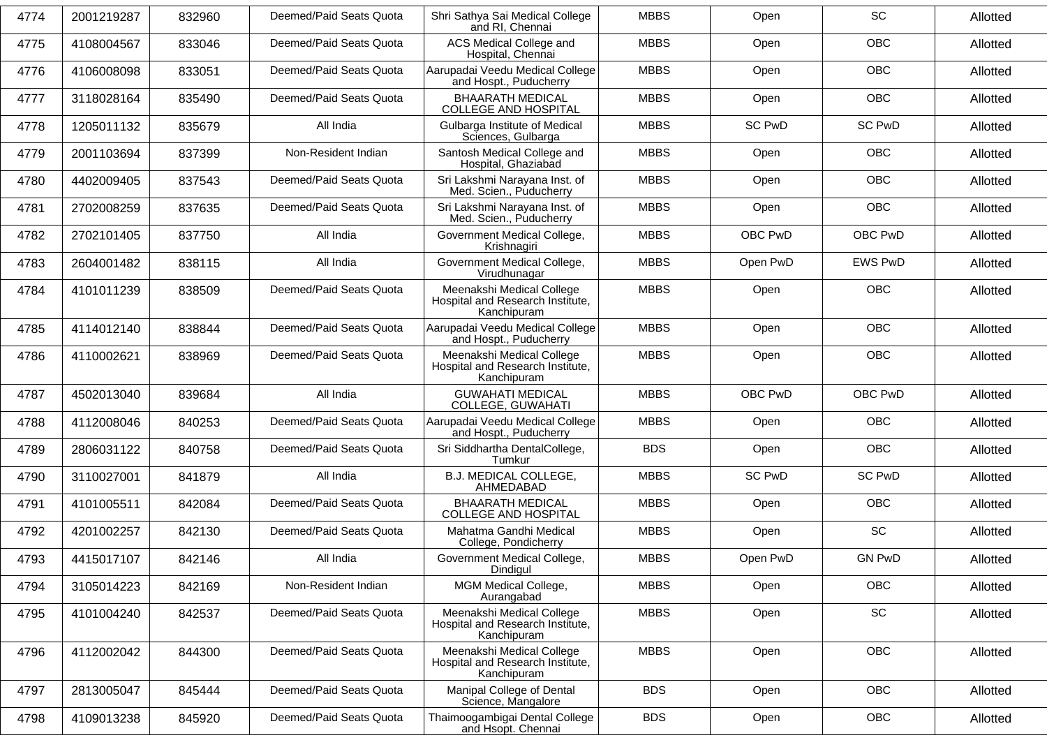| 4774 | 2001219287 | 832960 | Deemed/Paid Seats Quota | Shri Sathya Sai Medical College and RI, Chennai | MBBS | Open | SC | Allotted |
|---|---|---|---|---|---|---|---|---|
| 4775 | 4108004567 | 833046 | Deemed/Paid Seats Quota | ACS Medical College and Hospital, Chennai | MBBS | Open | OBC | Allotted |
| 4776 | 4106008098 | 833051 | Deemed/Paid Seats Quota | Aarupadai Veedu Medical College and Hospt., Puducherry | MBBS | Open | OBC | Allotted |
| 4777 | 3118028164 | 835490 | Deemed/Paid Seats Quota | BHAARATH MEDICAL COLLEGE AND HOSPITAL | MBBS | Open | OBC | Allotted |
| 4778 | 1205011132 | 835679 | All India | Gulbarga Institute of Medical Sciences, Gulbarga | MBBS | SC PwD | SC PwD | Allotted |
| 4779 | 2001103694 | 837399 | Non-Resident Indian | Santosh Medical College and Hospital, Ghaziabad | MBBS | Open | OBC | Allotted |
| 4780 | 4402009405 | 837543 | Deemed/Paid Seats Quota | Sri Lakshmi Narayana Inst. of Med. Scien., Puducherry | MBBS | Open | OBC | Allotted |
| 4781 | 2702008259 | 837635 | Deemed/Paid Seats Quota | Sri Lakshmi Narayana Inst. of Med. Scien., Puducherry | MBBS | Open | OBC | Allotted |
| 4782 | 2702101405 | 837750 | All India | Government Medical College, Krishnagiri | MBBS | OBC PwD | OBC PwD | Allotted |
| 4783 | 2604001482 | 838115 | All India | Government Medical College, Virudhunagar | MBBS | Open PwD | EWS PwD | Allotted |
| 4784 | 4101011239 | 838509 | Deemed/Paid Seats Quota | Meenakshi Medical College Hospital and Research Institute, Kanchipuram | MBBS | Open | OBC | Allotted |
| 4785 | 4114012140 | 838844 | Deemed/Paid Seats Quota | Aarupadai Veedu Medical College and Hospt., Puducherry | MBBS | Open | OBC | Allotted |
| 4786 | 4110002621 | 838969 | Deemed/Paid Seats Quota | Meenakshi Medical College Hospital and Research Institute, Kanchipuram | MBBS | Open | OBC | Allotted |
| 4787 | 4502013040 | 839684 | All India | GUWAHATI MEDICAL COLLEGE, GUWAHATI | MBBS | OBC PwD | OBC PwD | Allotted |
| 4788 | 4112008046 | 840253 | Deemed/Paid Seats Quota | Aarupadai Veedu Medical College and Hospt., Puducherry | MBBS | Open | OBC | Allotted |
| 4789 | 2806031122 | 840758 | Deemed/Paid Seats Quota | Sri Siddhartha DentalCollege, Tumkur | BDS | Open | OBC | Allotted |
| 4790 | 3110027001 | 841879 | All India | B.J. MEDICAL COLLEGE, AHMEDABAD | MBBS | SC PwD | SC PwD | Allotted |
| 4791 | 4101005511 | 842084 | Deemed/Paid Seats Quota | BHAARATH MEDICAL COLLEGE AND HOSPITAL | MBBS | Open | OBC | Allotted |
| 4792 | 4201002257 | 842130 | Deemed/Paid Seats Quota | Mahatma Gandhi Medical College, Pondicherry | MBBS | Open | SC | Allotted |
| 4793 | 4415017107 | 842146 | All India | Government Medical College, Dindigul | MBBS | Open PwD | GN PwD | Allotted |
| 4794 | 3105014223 | 842169 | Non-Resident Indian | MGM Medical College, Aurangabad | MBBS | Open | OBC | Allotted |
| 4795 | 4101004240 | 842537 | Deemed/Paid Seats Quota | Meenakshi Medical College Hospital and Research Institute, Kanchipuram | MBBS | Open | SC | Allotted |
| 4796 | 4112002042 | 844300 | Deemed/Paid Seats Quota | Meenakshi Medical College Hospital and Research Institute, Kanchipuram | MBBS | Open | OBC | Allotted |
| 4797 | 2813005047 | 845444 | Deemed/Paid Seats Quota | Manipal College of Dental Science, Mangalore | BDS | Open | OBC | Allotted |
| 4798 | 4109013238 | 845920 | Deemed/Paid Seats Quota | Thaimoogambigai Dental College and Hsopt. Chennai | BDS | Open | OBC | Allotted |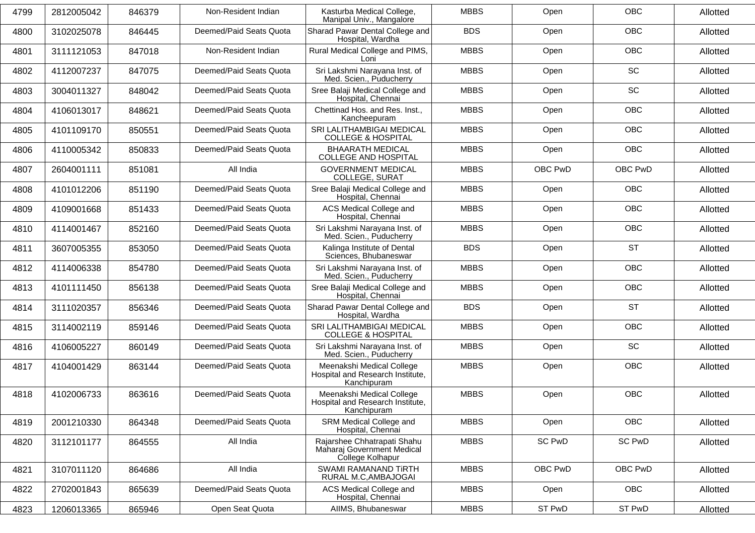| 4799 | 2812005042 | 846379 | Non-Resident Indian | Kasturba Medical College, Manipal Univ., Mangalore | MBBS | Open | OBC | Allotted |
|---|---|---|---|---|---|---|---|---|
| 4800 | 3102025078 | 846445 | Deemed/Paid Seats Quota | Sharad Pawar Dental College and Hospital, Wardha | BDS | Open | OBC | Allotted |
| 4801 | 3111121053 | 847018 | Non-Resident Indian | Rural Medical College and PIMS, Loni | MBBS | Open | OBC | Allotted |
| 4802 | 4112007237 | 847075 | Deemed/Paid Seats Quota | Sri Lakshmi Narayana Inst. of Med. Scien., Puducherry | MBBS | Open | SC | Allotted |
| 4803 | 3004011327 | 848042 | Deemed/Paid Seats Quota | Sree Balaji Medical College and Hospital, Chennai | MBBS | Open | SC | Allotted |
| 4804 | 4106013017 | 848621 | Deemed/Paid Seats Quota | Chettinad Hos. and Res. Inst., Kancheepuram | MBBS | Open | OBC | Allotted |
| 4805 | 4101109170 | 850551 | Deemed/Paid Seats Quota | SRI LALITHAMBIGAI MEDICAL COLLEGE & HOSPITAL | MBBS | Open | OBC | Allotted |
| 4806 | 4110005342 | 850833 | Deemed/Paid Seats Quota | BHAARATH MEDICAL COLLEGE AND HOSPITAL | MBBS | Open | OBC | Allotted |
| 4807 | 2604001111 | 851081 | All India | GOVERNMENT MEDICAL COLLEGE, SURAT | MBBS | OBC PwD | OBC PwD | Allotted |
| 4808 | 4101012206 | 851190 | Deemed/Paid Seats Quota | Sree Balaji Medical College and Hospital, Chennai | MBBS | Open | OBC | Allotted |
| 4809 | 4109001668 | 851433 | Deemed/Paid Seats Quota | ACS Medical College and Hospital, Chennai | MBBS | Open | OBC | Allotted |
| 4810 | 4114001467 | 852160 | Deemed/Paid Seats Quota | Sri Lakshmi Narayana Inst. of Med. Scien., Puducherry | MBBS | Open | OBC | Allotted |
| 4811 | 3607005355 | 853050 | Deemed/Paid Seats Quota | Kalinga Institute of Dental Sciences, Bhubaneswar | BDS | Open | ST | Allotted |
| 4812 | 4114006338 | 854780 | Deemed/Paid Seats Quota | Sri Lakshmi Narayana Inst. of Med. Scien., Puducherry | MBBS | Open | OBC | Allotted |
| 4813 | 4101111450 | 856138 | Deemed/Paid Seats Quota | Sree Balaji Medical College and Hospital, Chennai | MBBS | Open | OBC | Allotted |
| 4814 | 3111020357 | 856346 | Deemed/Paid Seats Quota | Sharad Pawar Dental College and Hospital, Wardha | BDS | Open | ST | Allotted |
| 4815 | 3114002119 | 859146 | Deemed/Paid Seats Quota | SRI LALITHAMBIGAI MEDICAL COLLEGE & HOSPITAL | MBBS | Open | OBC | Allotted |
| 4816 | 4106005227 | 860149 | Deemed/Paid Seats Quota | Sri Lakshmi Narayana Inst. of Med. Scien., Puducherry | MBBS | Open | SC | Allotted |
| 4817 | 4104001429 | 863144 | Deemed/Paid Seats Quota | Meenakshi Medical College Hospital and Research Institute, Kanchipuram | MBBS | Open | OBC | Allotted |
| 4818 | 4102006733 | 863616 | Deemed/Paid Seats Quota | Meenakshi Medical College Hospital and Research Institute, Kanchipuram | MBBS | Open | OBC | Allotted |
| 4819 | 2001210330 | 864348 | Deemed/Paid Seats Quota | SRM Medical College and Hospital, Chennai | MBBS | Open | OBC | Allotted |
| 4820 | 3112101177 | 864555 | All India | Rajarshee Chhatrapati Shahu Maharaj Government Medical College Kolhapur | MBBS | SC PwD | SC PwD | Allotted |
| 4821 | 3107011120 | 864686 | All India | SWAMI RAMANAND TIRTH RURAL M.C,AMBAJOGAI | MBBS | OBC PwD | OBC PwD | Allotted |
| 4822 | 2702001843 | 865639 | Deemed/Paid Seats Quota | ACS Medical College and Hospital, Chennai | MBBS | Open | OBC | Allotted |
| 4823 | 1206013365 | 865946 | Open Seat Quota | AIIMS, Bhubaneswar | MBBS | ST PwD | ST PwD | Allotted |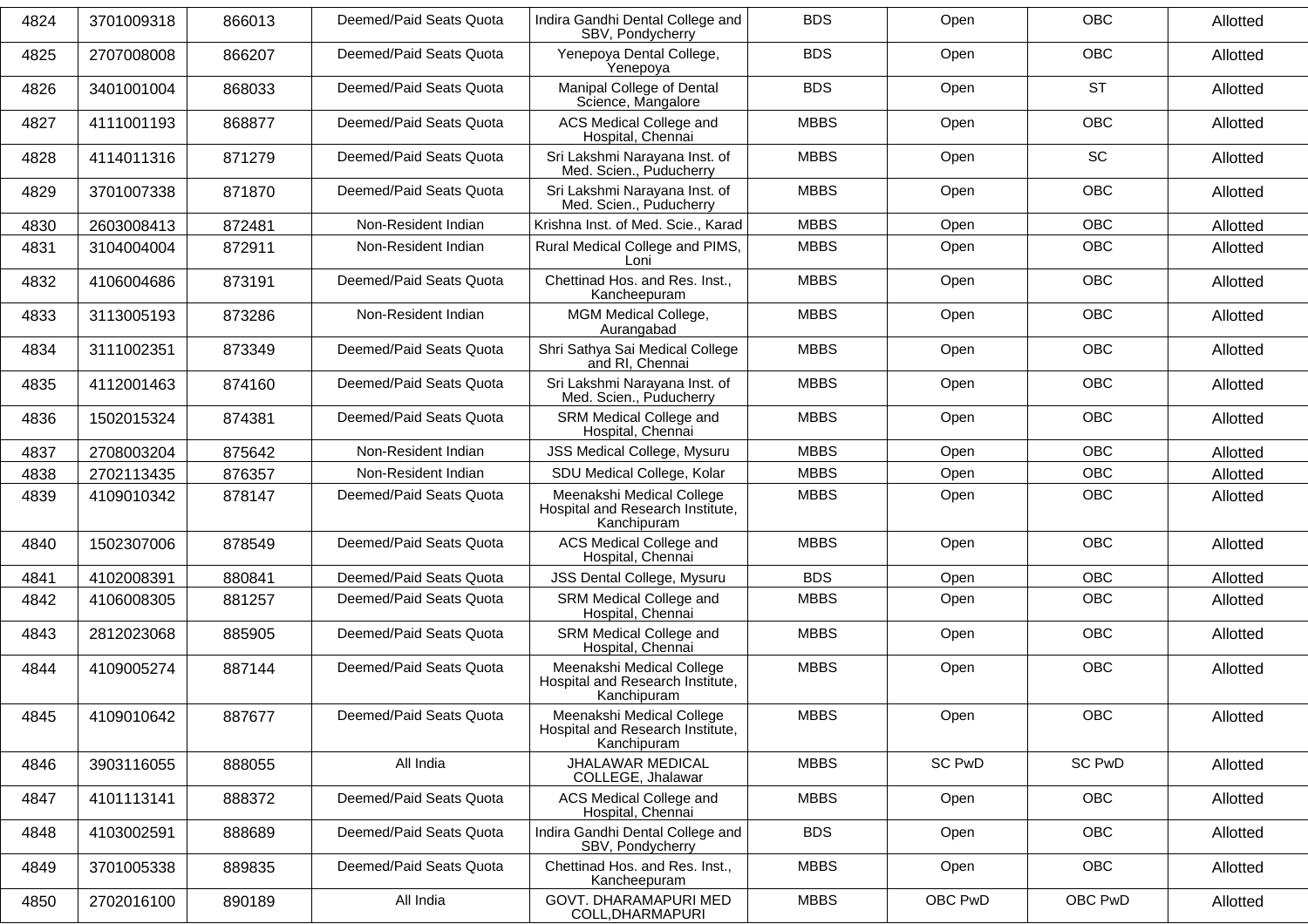| | | | | | | | | |
|---|---|---|---|---|---|---|---|---|
| 4824 | 3701009318 | 866013 | Deemed/Paid Seats Quota | Indira Gandhi Dental College and SBV, Pondycherry | BDS | Open | OBC | Allotted |
| 4825 | 2707008008 | 866207 | Deemed/Paid Seats Quota | Yenepoya Dental College, Yenepoya | BDS | Open | OBC | Allotted |
| 4826 | 3401001004 | 868033 | Deemed/Paid Seats Quota | Manipal College of Dental Science, Mangalore | BDS | Open | ST | Allotted |
| 4827 | 4111001193 | 868877 | Deemed/Paid Seats Quota | ACS Medical College and Hospital, Chennai | MBBS | Open | OBC | Allotted |
| 4828 | 4114011316 | 871279 | Deemed/Paid Seats Quota | Sri Lakshmi Narayana Inst. of Med. Scien., Puducherry | MBBS | Open | SC | Allotted |
| 4829 | 3701007338 | 871870 | Deemed/Paid Seats Quota | Sri Lakshmi Narayana Inst. of Med. Scien., Puducherry | MBBS | Open | OBC | Allotted |
| 4830 | 2603008413 | 872481 | Non-Resident Indian | Krishna Inst. of Med. Scie., Karad | MBBS | Open | OBC | Allotted |
| 4831 | 3104004004 | 872911 | Non-Resident Indian | Rural Medical College and PIMS, Loni | MBBS | Open | OBC | Allotted |
| 4832 | 4106004686 | 873191 | Deemed/Paid Seats Quota | Chettinad Hos. and Res. Inst., Kancheepuram | MBBS | Open | OBC | Allotted |
| 4833 | 3113005193 | 873286 | Non-Resident Indian | MGM Medical College, Aurangabad | MBBS | Open | OBC | Allotted |
| 4834 | 3111002351 | 873349 | Deemed/Paid Seats Quota | Shri Sathya Sai Medical College and RI, Chennai | MBBS | Open | OBC | Allotted |
| 4835 | 4112001463 | 874160 | Deemed/Paid Seats Quota | Sri Lakshmi Narayana Inst. of Med. Scien., Puducherry | MBBS | Open | OBC | Allotted |
| 4836 | 1502015324 | 874381 | Deemed/Paid Seats Quota | SRM Medical College and Hospital, Chennai | MBBS | Open | OBC | Allotted |
| 4837 | 2708003204 | 875642 | Non-Resident Indian | JSS Medical College, Mysuru | MBBS | Open | OBC | Allotted |
| 4838 | 2702113435 | 876357 | Non-Resident Indian | SDU Medical College, Kolar | MBBS | Open | OBC | Allotted |
| 4839 | 4109010342 | 878147 | Deemed/Paid Seats Quota | Meenakshi Medical College Hospital and Research Institute, Kanchipuram | MBBS | Open | OBC | Allotted |
| 4840 | 1502307006 | 878549 | Deemed/Paid Seats Quota | ACS Medical College and Hospital, Chennai | MBBS | Open | OBC | Allotted |
| 4841 | 4102008391 | 880841 | Deemed/Paid Seats Quota | JSS Dental College, Mysuru | BDS | Open | OBC | Allotted |
| 4842 | 4106008305 | 881257 | Deemed/Paid Seats Quota | SRM Medical College and Hospital, Chennai | MBBS | Open | OBC | Allotted |
| 4843 | 2812023068 | 885905 | Deemed/Paid Seats Quota | SRM Medical College and Hospital, Chennai | MBBS | Open | OBC | Allotted |
| 4844 | 4109005274 | 887144 | Deemed/Paid Seats Quota | Meenakshi Medical College Hospital and Research Institute, Kanchipuram | MBBS | Open | OBC | Allotted |
| 4845 | 4109010642 | 887677 | Deemed/Paid Seats Quota | Meenakshi Medical College Hospital and Research Institute, Kanchipuram | MBBS | Open | OBC | Allotted |
| 4846 | 3903116055 | 888055 | All India | JHALAWAR MEDICAL COLLEGE, Jhalawar | MBBS | SC PwD | SC PwD | Allotted |
| 4847 | 4101113141 | 888372 | Deemed/Paid Seats Quota | ACS Medical College and Hospital, Chennai | MBBS | Open | OBC | Allotted |
| 4848 | 4103002591 | 888689 | Deemed/Paid Seats Quota | Indira Gandhi Dental College and SBV, Pondycherry | BDS | Open | OBC | Allotted |
| 4849 | 3701005338 | 889835 | Deemed/Paid Seats Quota | Chettinad Hos. and Res. Inst., Kancheepuram | MBBS | Open | OBC | Allotted |
| 4850 | 2702016100 | 890189 | All India | GOVT. DHARAMAPURI MED COLL,DHARMAPURI | MBBS | OBC PwD | OBC PwD | Allotted |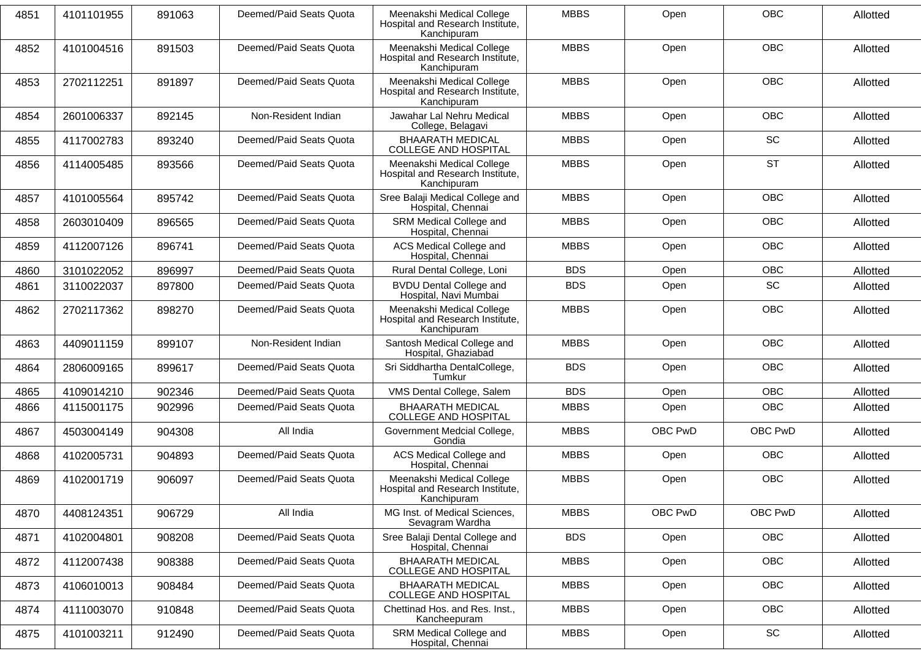| 4851 | 4101101955 | 891063 | Deemed/Paid Seats Quota | Meenakshi Medical College Hospital and Research Institute, Kanchipuram | MBBS | Open | OBC | Allotted |
|---|---|---|---|---|---|---|---|---|
| 4852 | 4101004516 | 891503 | Deemed/Paid Seats Quota | Meenakshi Medical College Hospital and Research Institute, Kanchipuram | MBBS | Open | OBC | Allotted |
| 4853 | 2702112251 | 891897 | Deemed/Paid Seats Quota | Meenakshi Medical College Hospital and Research Institute, Kanchipuram | MBBS | Open | OBC | Allotted |
| 4854 | 2601006337 | 892145 | Non-Resident Indian | Jawahar Lal Nehru Medical College, Belagavi | MBBS | Open | OBC | Allotted |
| 4855 | 4117002783 | 893240 | Deemed/Paid Seats Quota | BHAARATH MEDICAL COLLEGE AND HOSPITAL | MBBS | Open | SC | Allotted |
| 4856 | 4114005485 | 893566 | Deemed/Paid Seats Quota | Meenakshi Medical College Hospital and Research Institute, Kanchipuram | MBBS | Open | ST | Allotted |
| 4857 | 4101005564 | 895742 | Deemed/Paid Seats Quota | Sree Balaji Medical College and Hospital, Chennai | MBBS | Open | OBC | Allotted |
| 4858 | 2603010409 | 896565 | Deemed/Paid Seats Quota | SRM Medical College and Hospital, Chennai | MBBS | Open | OBC | Allotted |
| 4859 | 4112007126 | 896741 | Deemed/Paid Seats Quota | ACS Medical College and Hospital, Chennai | MBBS | Open | OBC | Allotted |
| 4860 | 3101022052 | 896997 | Deemed/Paid Seats Quota | Rural Dental College, Loni | BDS | Open | OBC | Allotted |
| 4861 | 3110022037 | 897800 | Deemed/Paid Seats Quota | BVDU Dental College and Hospital, Navi Mumbai | BDS | Open | SC | Allotted |
| 4862 | 2702117362 | 898270 | Deemed/Paid Seats Quota | Meenakshi Medical College Hospital and Research Institute, Kanchipuram | MBBS | Open | OBC | Allotted |
| 4863 | 4409011159 | 899107 | Non-Resident Indian | Santosh Medical College and Hospital, Ghaziabad | MBBS | Open | OBC | Allotted |
| 4864 | 2806009165 | 899617 | Deemed/Paid Seats Quota | Sri Siddhartha DentalCollege, Tumkur | BDS | Open | OBC | Allotted |
| 4865 | 4109014210 | 902346 | Deemed/Paid Seats Quota | VMS Dental College, Salem | BDS | Open | OBC | Allotted |
| 4866 | 4115001175 | 902996 | Deemed/Paid Seats Quota | BHAARATH MEDICAL COLLEGE AND HOSPITAL | MBBS | Open | OBC | Allotted |
| 4867 | 4503004149 | 904308 | All India | Government Medcial College, Gondia | MBBS | OBC PwD | OBC PwD | Allotted |
| 4868 | 4102005731 | 904893 | Deemed/Paid Seats Quota | ACS Medical College and Hospital, Chennai | MBBS | Open | OBC | Allotted |
| 4869 | 4102001719 | 906097 | Deemed/Paid Seats Quota | Meenakshi Medical College Hospital and Research Institute, Kanchipuram | MBBS | Open | OBC | Allotted |
| 4870 | 4408124351 | 906729 | All India | MG Inst. of Medical Sciences, Sevagram Wardha | MBBS | OBC PwD | OBC PwD | Allotted |
| 4871 | 4102004801 | 908208 | Deemed/Paid Seats Quota | Sree Balaji Dental College and Hospital, Chennai | BDS | Open | OBC | Allotted |
| 4872 | 4112007438 | 908388 | Deemed/Paid Seats Quota | BHAARATH MEDICAL COLLEGE AND HOSPITAL | MBBS | Open | OBC | Allotted |
| 4873 | 4106010013 | 908484 | Deemed/Paid Seats Quota | BHAARATH MEDICAL COLLEGE AND HOSPITAL | MBBS | Open | OBC | Allotted |
| 4874 | 4111003070 | 910848 | Deemed/Paid Seats Quota | Chettinad Hos. and Res. Inst., Kancheepuram | MBBS | Open | OBC | Allotted |
| 4875 | 4101003211 | 912490 | Deemed/Paid Seats Quota | SRM Medical College and Hospital, Chennai | MBBS | Open | SC | Allotted |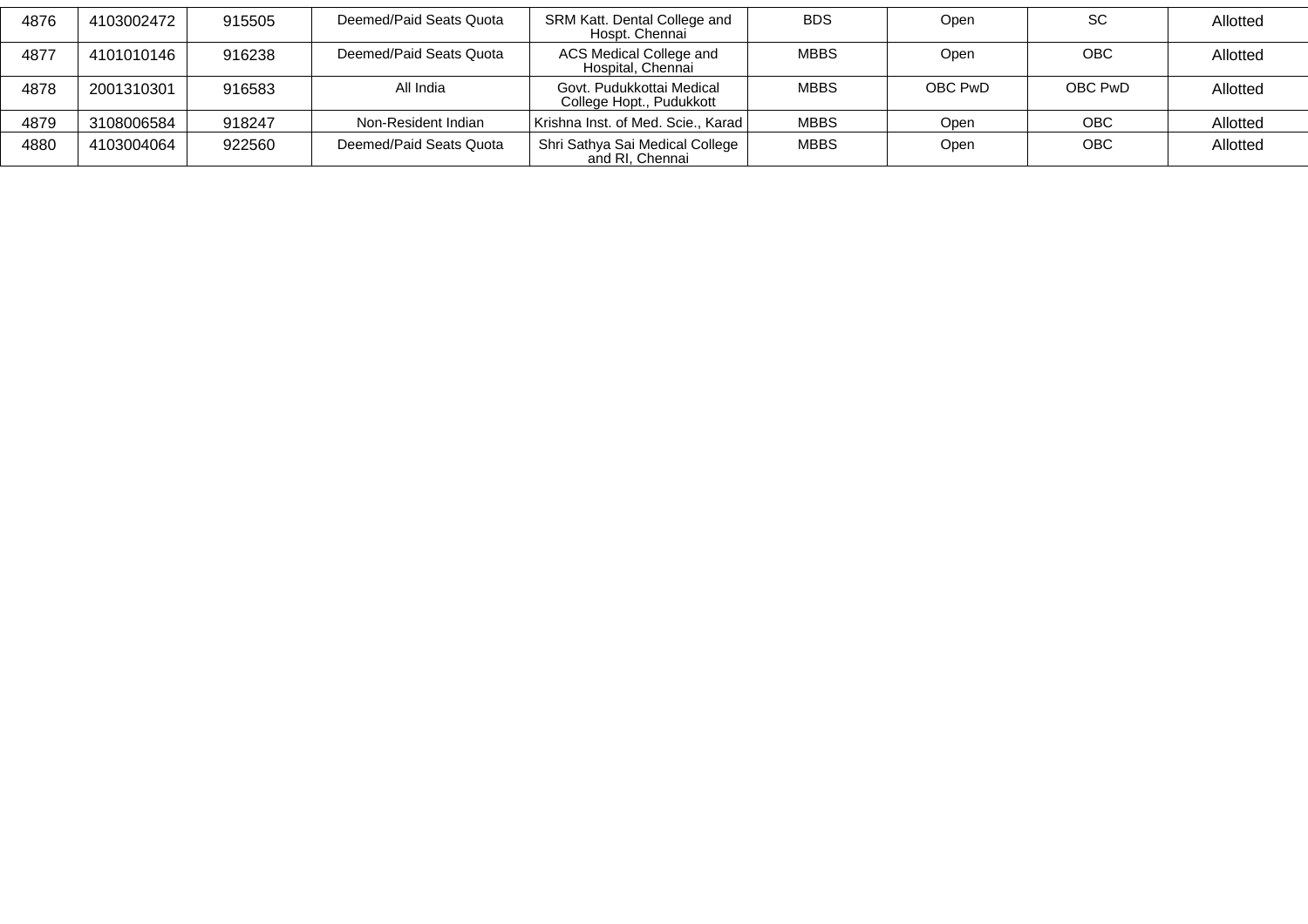| | | | | | | | | |
|---|---|---|---|---|---|---|---|---|
| 4876 | 4103002472 | 915505 | Deemed/Paid Seats Quota | SRM Katt. Dental College and Hospt. Chennai | BDS | Open | SC | Allotted |
| 4877 | 4101010146 | 916238 | Deemed/Paid Seats Quota | ACS Medical College and Hospital, Chennai | MBBS | Open | OBC | Allotted |
| 4878 | 2001310301 | 916583 | All India | Govt. Pudukkottai Medical College Hopt., Pudukkott | MBBS | OBC PwD | OBC PwD | Allotted |
| 4879 | 3108006584 | 918247 | Non-Resident Indian | Krishna Inst. of Med. Scie., Karad | MBBS | Open | OBC | Allotted |
| 4880 | 4103004064 | 922560 | Deemed/Paid Seats Quota | Shri Sathya Sai Medical College and RI, Chennai | MBBS | Open | OBC | Allotted |